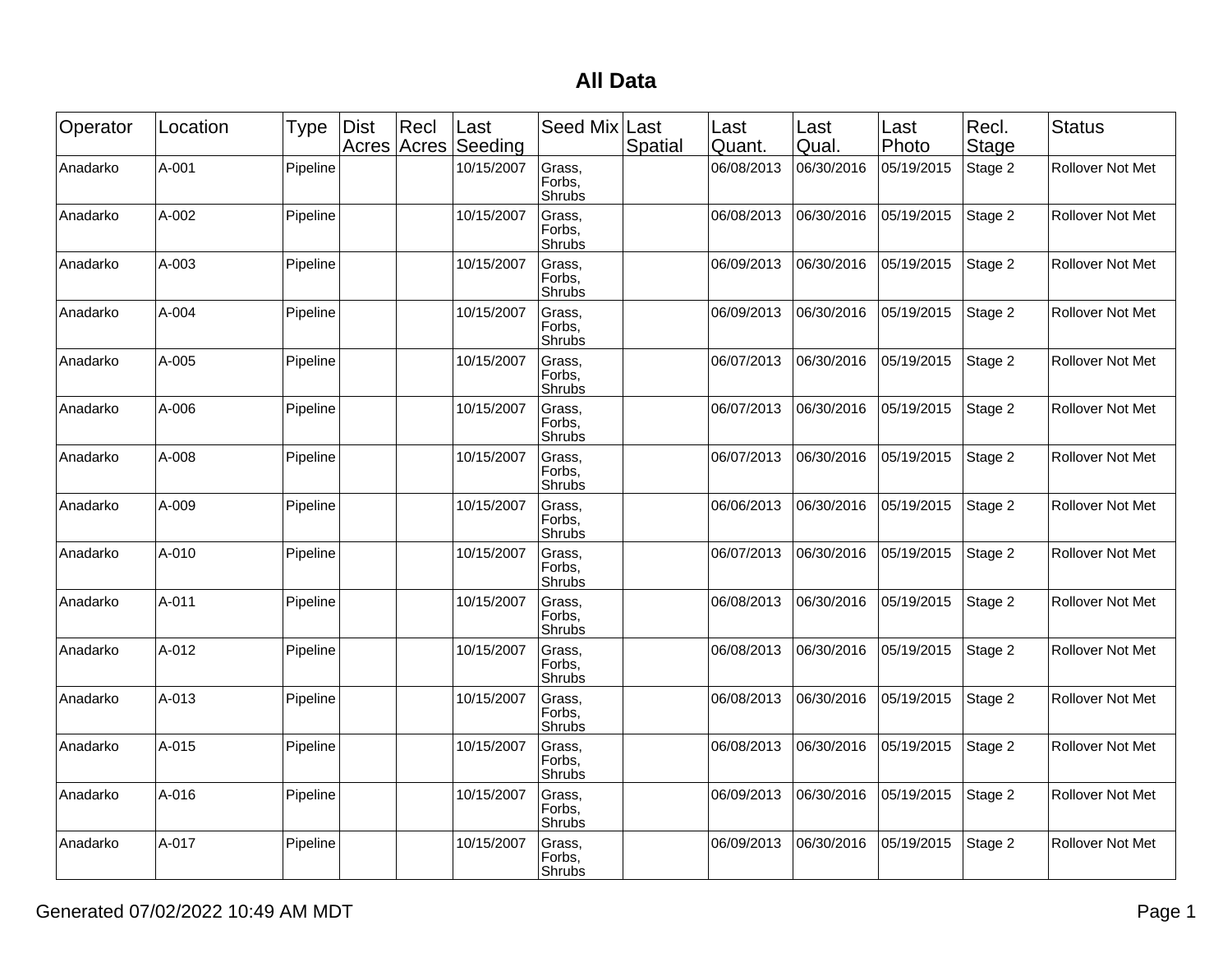# All Data

| Operator | Location | Type | Dist Acres | Recl Acres | Last Seeding | Seed Mix | Last Spatial | Last Quant. | Last Qual. | Last Photo | Recl. Stage | Status |
|---|---|---|---|---|---|---|---|---|---|---|---|---|
| Anadarko | A-001 | Pipeline | | | 10/15/2007 | Grass, Forbs, Shrubs | | 06/08/2013 | 06/30/2016 | 05/19/2015 | Stage 2 | Rollover Not Met |
| Anadarko | A-002 | Pipeline | | | 10/15/2007 | Grass, Forbs, Shrubs | | 06/08/2013 | 06/30/2016 | 05/19/2015 | Stage 2 | Rollover Not Met |
| Anadarko | A-003 | Pipeline | | | 10/15/2007 | Grass, Forbs, Shrubs | | 06/09/2013 | 06/30/2016 | 05/19/2015 | Stage 2 | Rollover Not Met |
| Anadarko | A-004 | Pipeline | | | 10/15/2007 | Grass, Forbs, Shrubs | | 06/09/2013 | 06/30/2016 | 05/19/2015 | Stage 2 | Rollover Not Met |
| Anadarko | A-005 | Pipeline | | | 10/15/2007 | Grass, Forbs, Shrubs | | 06/07/2013 | 06/30/2016 | 05/19/2015 | Stage 2 | Rollover Not Met |
| Anadarko | A-006 | Pipeline | | | 10/15/2007 | Grass, Forbs, Shrubs | | 06/07/2013 | 06/30/2016 | 05/19/2015 | Stage 2 | Rollover Not Met |
| Anadarko | A-008 | Pipeline | | | 10/15/2007 | Grass, Forbs, Shrubs | | 06/07/2013 | 06/30/2016 | 05/19/2015 | Stage 2 | Rollover Not Met |
| Anadarko | A-009 | Pipeline | | | 10/15/2007 | Grass, Forbs, Shrubs | | 06/06/2013 | 06/30/2016 | 05/19/2015 | Stage 2 | Rollover Not Met |
| Anadarko | A-010 | Pipeline | | | 10/15/2007 | Grass, Forbs, Shrubs | | 06/07/2013 | 06/30/2016 | 05/19/2015 | Stage 2 | Rollover Not Met |
| Anadarko | A-011 | Pipeline | | | 10/15/2007 | Grass, Forbs, Shrubs | | 06/08/2013 | 06/30/2016 | 05/19/2015 | Stage 2 | Rollover Not Met |
| Anadarko | A-012 | Pipeline | | | 10/15/2007 | Grass, Forbs, Shrubs | | 06/08/2013 | 06/30/2016 | 05/19/2015 | Stage 2 | Rollover Not Met |
| Anadarko | A-013 | Pipeline | | | 10/15/2007 | Grass, Forbs, Shrubs | | 06/08/2013 | 06/30/2016 | 05/19/2015 | Stage 2 | Rollover Not Met |
| Anadarko | A-015 | Pipeline | | | 10/15/2007 | Grass, Forbs, Shrubs | | 06/08/2013 | 06/30/2016 | 05/19/2015 | Stage 2 | Rollover Not Met |
| Anadarko | A-016 | Pipeline | | | 10/15/2007 | Grass, Forbs, Shrubs | | 06/09/2013 | 06/30/2016 | 05/19/2015 | Stage 2 | Rollover Not Met |
| Anadarko | A-017 | Pipeline | | | 10/15/2007 | Grass, Forbs, Shrubs | | 06/09/2013 | 06/30/2016 | 05/19/2015 | Stage 2 | Rollover Not Met |

Generated 07/02/2022 10:49 AM MDT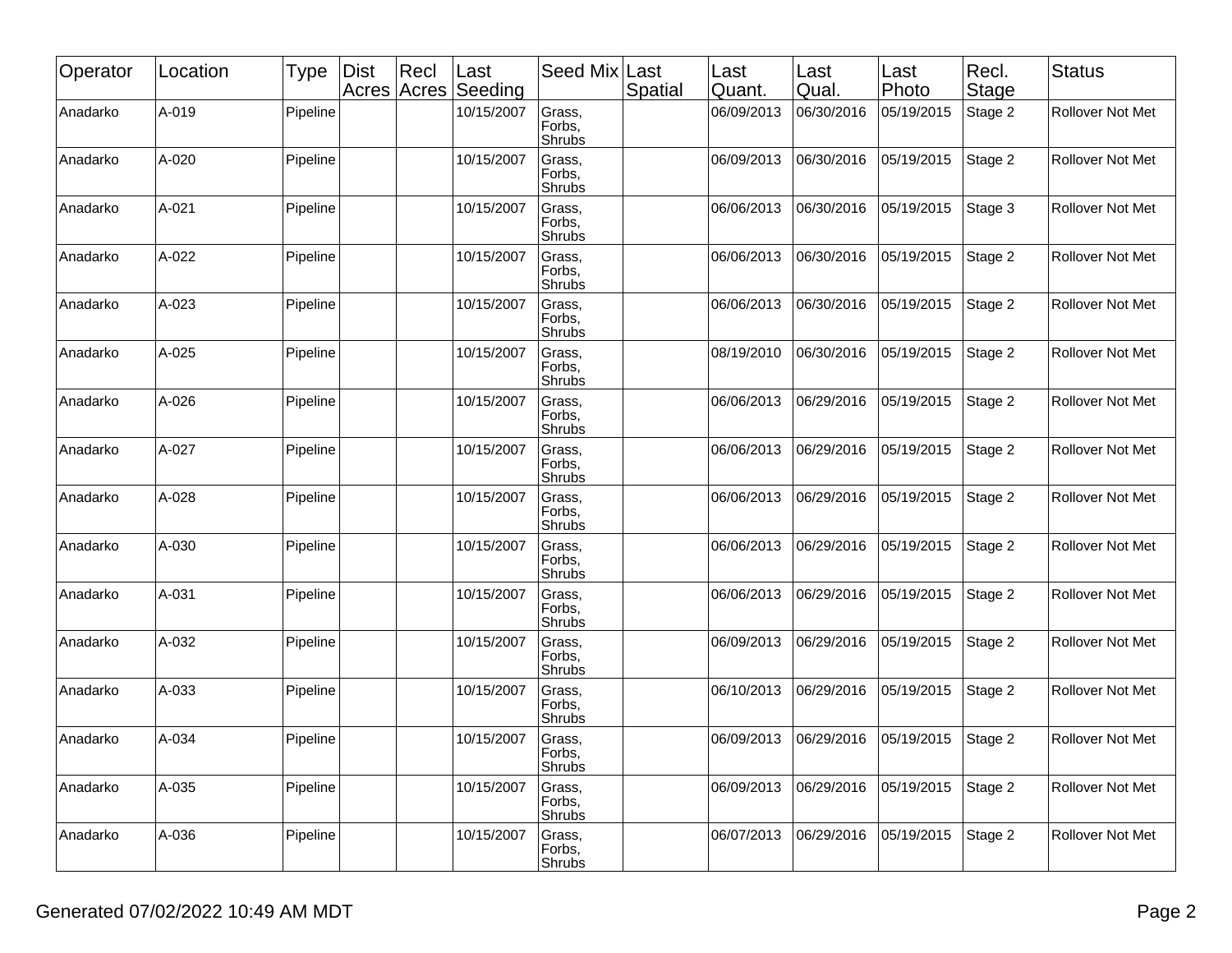| Operator | Location | Type | Dist Acres | Recl Acres | Last Seeding | Seed Mix | Last Spatial | Last Quant. | Last Qual. | Last Photo | Recl. Stage | Status |
|---|---|---|---|---|---|---|---|---|---|---|---|---|
| Anadarko | A-019 | Pipeline | | | 10/15/2007 | Grass, Forbs, Shrubs | | 06/09/2013 | 06/30/2016 | 05/19/2015 | Stage 2 | Rollover Not Met |
| Anadarko | A-020 | Pipeline | | | 10/15/2007 | Grass, Forbs, Shrubs | | 06/09/2013 | 06/30/2016 | 05/19/2015 | Stage 2 | Rollover Not Met |
| Anadarko | A-021 | Pipeline | | | 10/15/2007 | Grass, Forbs, Shrubs | | 06/06/2013 | 06/30/2016 | 05/19/2015 | Stage 3 | Rollover Not Met |
| Anadarko | A-022 | Pipeline | | | 10/15/2007 | Grass, Forbs, Shrubs | | 06/06/2013 | 06/30/2016 | 05/19/2015 | Stage 2 | Rollover Not Met |
| Anadarko | A-023 | Pipeline | | | 10/15/2007 | Grass, Forbs, Shrubs | | 06/06/2013 | 06/30/2016 | 05/19/2015 | Stage 2 | Rollover Not Met |
| Anadarko | A-025 | Pipeline | | | 10/15/2007 | Grass, Forbs, Shrubs | | 08/19/2010 | 06/30/2016 | 05/19/2015 | Stage 2 | Rollover Not Met |
| Anadarko | A-026 | Pipeline | | | 10/15/2007 | Grass, Forbs, Shrubs | | 06/06/2013 | 06/29/2016 | 05/19/2015 | Stage 2 | Rollover Not Met |
| Anadarko | A-027 | Pipeline | | | 10/15/2007 | Grass, Forbs, Shrubs | | 06/06/2013 | 06/29/2016 | 05/19/2015 | Stage 2 | Rollover Not Met |
| Anadarko | A-028 | Pipeline | | | 10/15/2007 | Grass, Forbs, Shrubs | | 06/06/2013 | 06/29/2016 | 05/19/2015 | Stage 2 | Rollover Not Met |
| Anadarko | A-030 | Pipeline | | | 10/15/2007 | Grass, Forbs, Shrubs | | 06/06/2013 | 06/29/2016 | 05/19/2015 | Stage 2 | Rollover Not Met |
| Anadarko | A-031 | Pipeline | | | 10/15/2007 | Grass, Forbs, Shrubs | | 06/06/2013 | 06/29/2016 | 05/19/2015 | Stage 2 | Rollover Not Met |
| Anadarko | A-032 | Pipeline | | | 10/15/2007 | Grass, Forbs, Shrubs | | 06/09/2013 | 06/29/2016 | 05/19/2015 | Stage 2 | Rollover Not Met |
| Anadarko | A-033 | Pipeline | | | 10/15/2007 | Grass, Forbs, Shrubs | | 06/10/2013 | 06/29/2016 | 05/19/2015 | Stage 2 | Rollover Not Met |
| Anadarko | A-034 | Pipeline | | | 10/15/2007 | Grass, Forbs, Shrubs | | 06/09/2013 | 06/29/2016 | 05/19/2015 | Stage 2 | Rollover Not Met |
| Anadarko | A-035 | Pipeline | | | 10/15/2007 | Grass, Forbs, Shrubs | | 06/09/2013 | 06/29/2016 | 05/19/2015 | Stage 2 | Rollover Not Met |
| Anadarko | A-036 | Pipeline | | | 10/15/2007 | Grass, Forbs, Shrubs | | 06/07/2013 | 06/29/2016 | 05/19/2015 | Stage 2 | Rollover Not Met |

Generated 07/02/2022 10:49 AM MDT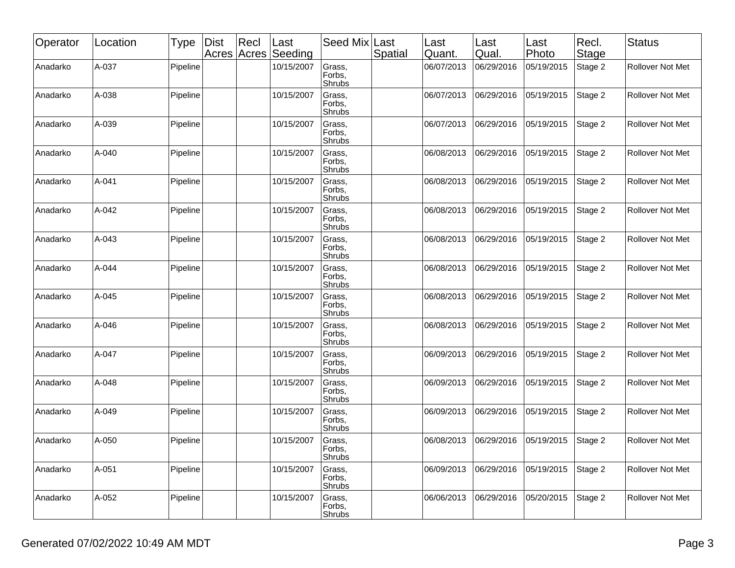| Operator | Location | Type | Dist Acres | Recl Acres | Last Seeding | Seed Mix | Last Spatial | Last Quant. | Last Qual. | Last Photo | Recl. Stage | Status |
|---|---|---|---|---|---|---|---|---|---|---|---|---|
| Anadarko | A-037 | Pipeline | | | 10/15/2007 | Grass, Forbs, Shrubs | | 06/07/2013 | 06/29/2016 | 05/19/2015 | Stage 2 | Rollover Not Met |
| Anadarko | A-038 | Pipeline | | | 10/15/2007 | Grass, Forbs, Shrubs | | 06/07/2013 | 06/29/2016 | 05/19/2015 | Stage 2 | Rollover Not Met |
| Anadarko | A-039 | Pipeline | | | 10/15/2007 | Grass, Forbs, Shrubs | | 06/07/2013 | 06/29/2016 | 05/19/2015 | Stage 2 | Rollover Not Met |
| Anadarko | A-040 | Pipeline | | | 10/15/2007 | Grass, Forbs, Shrubs | | 06/08/2013 | 06/29/2016 | 05/19/2015 | Stage 2 | Rollover Not Met |
| Anadarko | A-041 | Pipeline | | | 10/15/2007 | Grass, Forbs, Shrubs | | 06/08/2013 | 06/29/2016 | 05/19/2015 | Stage 2 | Rollover Not Met |
| Anadarko | A-042 | Pipeline | | | 10/15/2007 | Grass, Forbs, Shrubs | | 06/08/2013 | 06/29/2016 | 05/19/2015 | Stage 2 | Rollover Not Met |
| Anadarko | A-043 | Pipeline | | | 10/15/2007 | Grass, Forbs, Shrubs | | 06/08/2013 | 06/29/2016 | 05/19/2015 | Stage 2 | Rollover Not Met |
| Anadarko | A-044 | Pipeline | | | 10/15/2007 | Grass, Forbs, Shrubs | | 06/08/2013 | 06/29/2016 | 05/19/2015 | Stage 2 | Rollover Not Met |
| Anadarko | A-045 | Pipeline | | | 10/15/2007 | Grass, Forbs, Shrubs | | 06/08/2013 | 06/29/2016 | 05/19/2015 | Stage 2 | Rollover Not Met |
| Anadarko | A-046 | Pipeline | | | 10/15/2007 | Grass, Forbs, Shrubs | | 06/08/2013 | 06/29/2016 | 05/19/2015 | Stage 2 | Rollover Not Met |
| Anadarko | A-047 | Pipeline | | | 10/15/2007 | Grass, Forbs, Shrubs | | 06/09/2013 | 06/29/2016 | 05/19/2015 | Stage 2 | Rollover Not Met |
| Anadarko | A-048 | Pipeline | | | 10/15/2007 | Grass, Forbs, Shrubs | | 06/09/2013 | 06/29/2016 | 05/19/2015 | Stage 2 | Rollover Not Met |
| Anadarko | A-049 | Pipeline | | | 10/15/2007 | Grass, Forbs, Shrubs | | 06/09/2013 | 06/29/2016 | 05/19/2015 | Stage 2 | Rollover Not Met |
| Anadarko | A-050 | Pipeline | | | 10/15/2007 | Grass, Forbs, Shrubs | | 06/08/2013 | 06/29/2016 | 05/19/2015 | Stage 2 | Rollover Not Met |
| Anadarko | A-051 | Pipeline | | | 10/15/2007 | Grass, Forbs, Shrubs | | 06/09/2013 | 06/29/2016 | 05/19/2015 | Stage 2 | Rollover Not Met |
| Anadarko | A-052 | Pipeline | | | 10/15/2007 | Grass, Forbs, Shrubs | | 06/06/2013 | 06/29/2016 | 05/20/2015 | Stage 2 | Rollover Not Met |

Generated 07/02/2022 10:49 AM MDT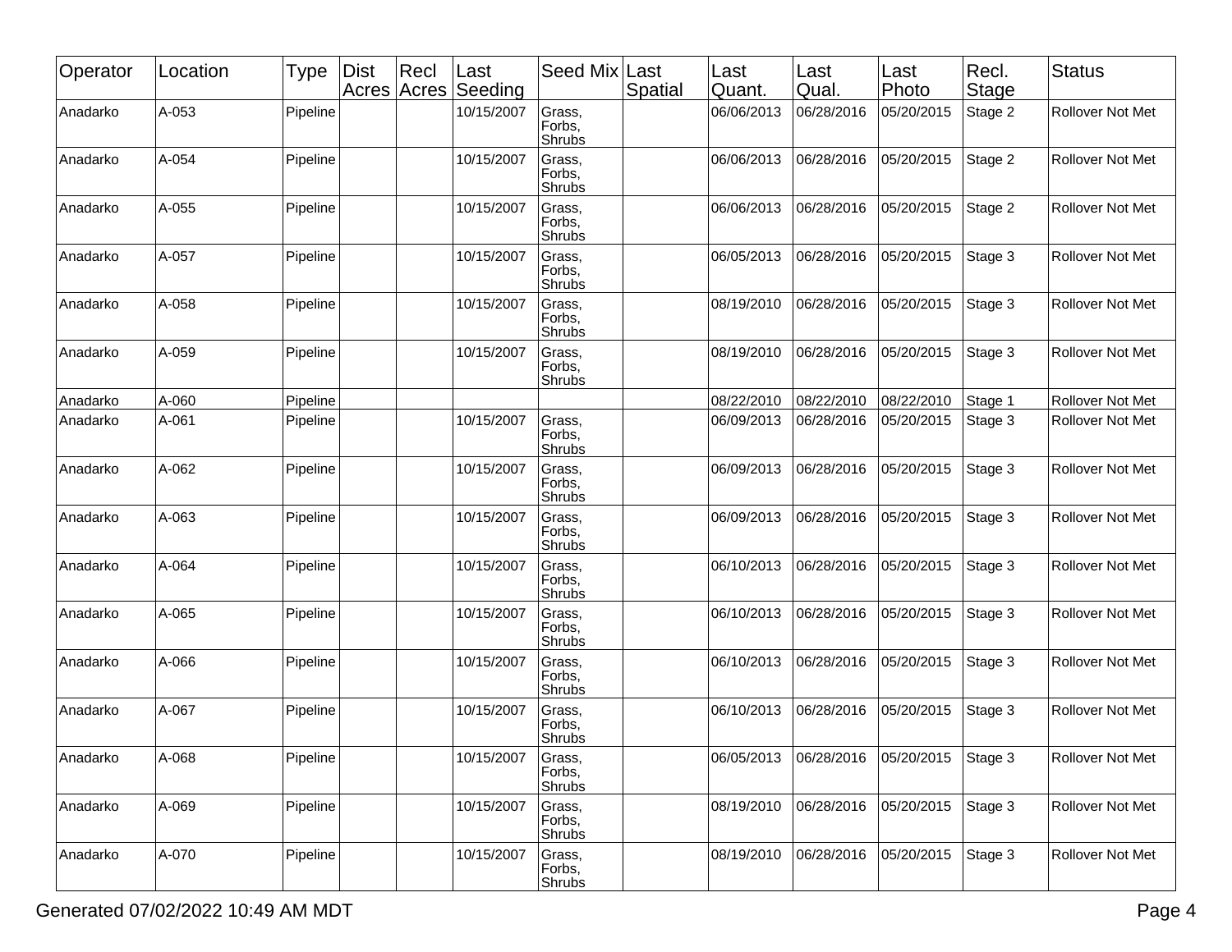| Operator | Location | Type | Dist Acres | Recl Acres | Last Seeding | Seed Mix | Last Spatial | Last Quant. | Last Qual. | Last Photo | Recl. Stage | Status |
|---|---|---|---|---|---|---|---|---|---|---|---|---|
| Anadarko | A-053 | Pipeline | | | 10/15/2007 | Grass, Forbs, Shrubs | | 06/06/2013 | 06/28/2016 | 05/20/2015 | Stage 2 | Rollover Not Met |
| Anadarko | A-054 | Pipeline | | | 10/15/2007 | Grass, Forbs, Shrubs | | 06/06/2013 | 06/28/2016 | 05/20/2015 | Stage 2 | Rollover Not Met |
| Anadarko | A-055 | Pipeline | | | 10/15/2007 | Grass, Forbs, Shrubs | | 06/06/2013 | 06/28/2016 | 05/20/2015 | Stage 2 | Rollover Not Met |
| Anadarko | A-057 | Pipeline | | | 10/15/2007 | Grass, Forbs, Shrubs | | 06/05/2013 | 06/28/2016 | 05/20/2015 | Stage 3 | Rollover Not Met |
| Anadarko | A-058 | Pipeline | | | 10/15/2007 | Grass, Forbs, Shrubs | | 08/19/2010 | 06/28/2016 | 05/20/2015 | Stage 3 | Rollover Not Met |
| Anadarko | A-059 | Pipeline | | | 10/15/2007 | Grass, Forbs, Shrubs | | 08/19/2010 | 06/28/2016 | 05/20/2015 | Stage 3 | Rollover Not Met |
| Anadarko | A-060 | Pipeline | | | | | | 08/22/2010 | 08/22/2010 | 08/22/2010 | Stage 1 | Rollover Not Met |
| Anadarko | A-061 | Pipeline | | | 10/15/2007 | Grass, Forbs, Shrubs | | 06/09/2013 | 06/28/2016 | 05/20/2015 | Stage 3 | Rollover Not Met |
| Anadarko | A-062 | Pipeline | | | 10/15/2007 | Grass, Forbs, Shrubs | | 06/09/2013 | 06/28/2016 | 05/20/2015 | Stage 3 | Rollover Not Met |
| Anadarko | A-063 | Pipeline | | | 10/15/2007 | Grass, Forbs, Shrubs | | 06/09/2013 | 06/28/2016 | 05/20/2015 | Stage 3 | Rollover Not Met |
| Anadarko | A-064 | Pipeline | | | 10/15/2007 | Grass, Forbs, Shrubs | | 06/10/2013 | 06/28/2016 | 05/20/2015 | Stage 3 | Rollover Not Met |
| Anadarko | A-065 | Pipeline | | | 10/15/2007 | Grass, Forbs, Shrubs | | 06/10/2013 | 06/28/2016 | 05/20/2015 | Stage 3 | Rollover Not Met |
| Anadarko | A-066 | Pipeline | | | 10/15/2007 | Grass, Forbs, Shrubs | | 06/10/2013 | 06/28/2016 | 05/20/2015 | Stage 3 | Rollover Not Met |
| Anadarko | A-067 | Pipeline | | | 10/15/2007 | Grass, Forbs, Shrubs | | 06/10/2013 | 06/28/2016 | 05/20/2015 | Stage 3 | Rollover Not Met |
| Anadarko | A-068 | Pipeline | | | 10/15/2007 | Grass, Forbs, Shrubs | | 06/05/2013 | 06/28/2016 | 05/20/2015 | Stage 3 | Rollover Not Met |
| Anadarko | A-069 | Pipeline | | | 10/15/2007 | Grass, Forbs, Shrubs | | 08/19/2010 | 06/28/2016 | 05/20/2015 | Stage 3 | Rollover Not Met |
| Anadarko | A-070 | Pipeline | | | 10/15/2007 | Grass, Forbs, Shrubs | | 08/19/2010 | 06/28/2016 | 05/20/2015 | Stage 3 | Rollover Not Met |

Generated 07/02/2022 10:49 AM MDT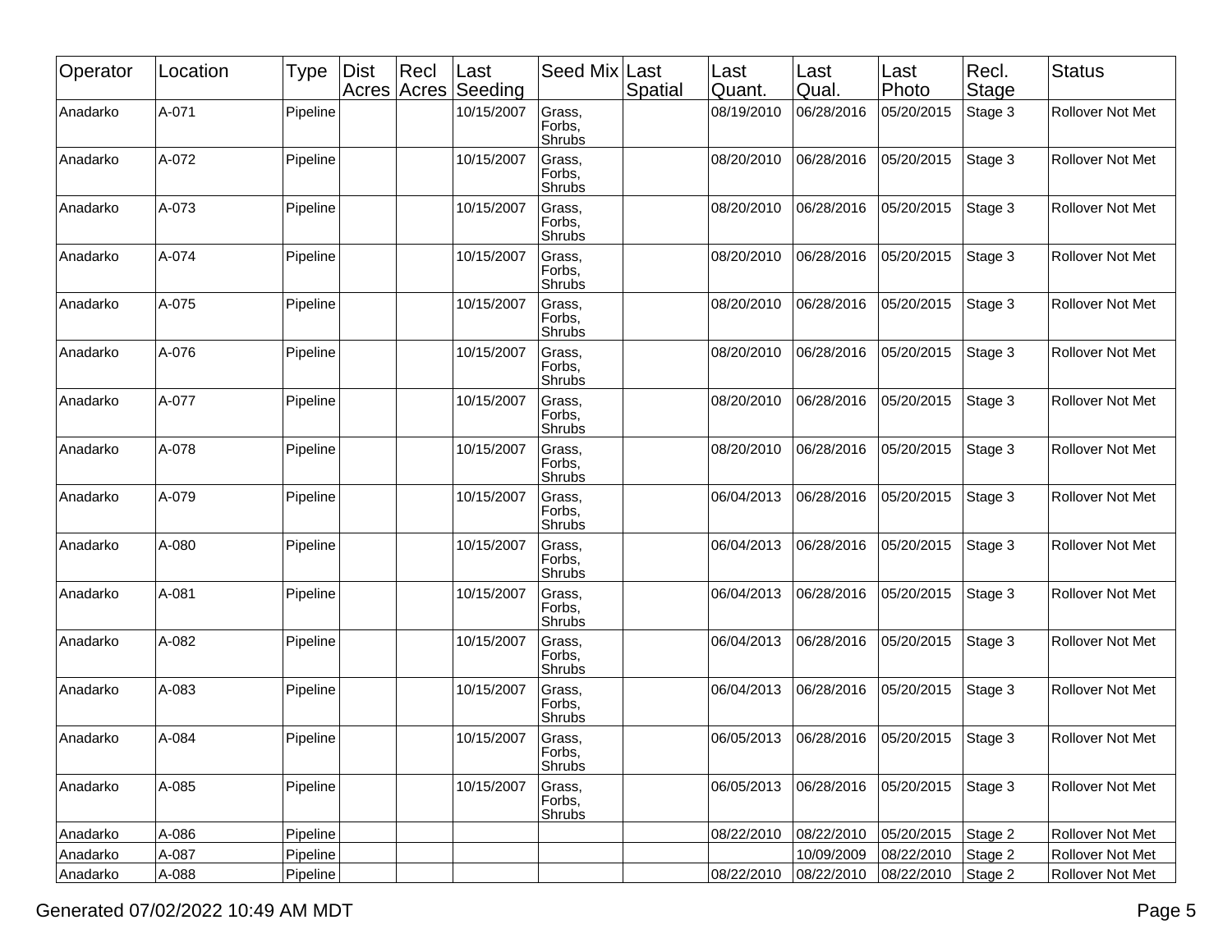| Operator | Location | Type | Dist Acres | Recl Acres | Last Seeding | Seed Mix | Last Spatial | Last Quant. | Last Qual. | Last Photo | Recl. Stage | Status |
|---|---|---|---|---|---|---|---|---|---|---|---|---|
| Anadarko | A-071 | Pipeline | | | 10/15/2007 | Grass, Forbs, Shrubs | | 08/19/2010 | 06/28/2016 | 05/20/2015 | Stage 3 | Rollover Not Met |
| Anadarko | A-072 | Pipeline | | | 10/15/2007 | Grass, Forbs, Shrubs | | 08/20/2010 | 06/28/2016 | 05/20/2015 | Stage 3 | Rollover Not Met |
| Anadarko | A-073 | Pipeline | | | 10/15/2007 | Grass, Forbs, Shrubs | | 08/20/2010 | 06/28/2016 | 05/20/2015 | Stage 3 | Rollover Not Met |
| Anadarko | A-074 | Pipeline | | | 10/15/2007 | Grass, Forbs, Shrubs | | 08/20/2010 | 06/28/2016 | 05/20/2015 | Stage 3 | Rollover Not Met |
| Anadarko | A-075 | Pipeline | | | 10/15/2007 | Grass, Forbs, Shrubs | | 08/20/2010 | 06/28/2016 | 05/20/2015 | Stage 3 | Rollover Not Met |
| Anadarko | A-076 | Pipeline | | | 10/15/2007 | Grass, Forbs, Shrubs | | 08/20/2010 | 06/28/2016 | 05/20/2015 | Stage 3 | Rollover Not Met |
| Anadarko | A-077 | Pipeline | | | 10/15/2007 | Grass, Forbs, Shrubs | | 08/20/2010 | 06/28/2016 | 05/20/2015 | Stage 3 | Rollover Not Met |
| Anadarko | A-078 | Pipeline | | | 10/15/2007 | Grass, Forbs, Shrubs | | 08/20/2010 | 06/28/2016 | 05/20/2015 | Stage 3 | Rollover Not Met |
| Anadarko | A-079 | Pipeline | | | 10/15/2007 | Grass, Forbs, Shrubs | | 06/04/2013 | 06/28/2016 | 05/20/2015 | Stage 3 | Rollover Not Met |
| Anadarko | A-080 | Pipeline | | | 10/15/2007 | Grass, Forbs, Shrubs | | 06/04/2013 | 06/28/2016 | 05/20/2015 | Stage 3 | Rollover Not Met |
| Anadarko | A-081 | Pipeline | | | 10/15/2007 | Grass, Forbs, Shrubs | | 06/04/2013 | 06/28/2016 | 05/20/2015 | Stage 3 | Rollover Not Met |
| Anadarko | A-082 | Pipeline | | | 10/15/2007 | Grass, Forbs, Shrubs | | 06/04/2013 | 06/28/2016 | 05/20/2015 | Stage 3 | Rollover Not Met |
| Anadarko | A-083 | Pipeline | | | 10/15/2007 | Grass, Forbs, Shrubs | | 06/04/2013 | 06/28/2016 | 05/20/2015 | Stage 3 | Rollover Not Met |
| Anadarko | A-084 | Pipeline | | | 10/15/2007 | Grass, Forbs, Shrubs | | 06/05/2013 | 06/28/2016 | 05/20/2015 | Stage 3 | Rollover Not Met |
| Anadarko | A-085 | Pipeline | | | 10/15/2007 | Grass, Forbs, Shrubs | | 06/05/2013 | 06/28/2016 | 05/20/2015 | Stage 3 | Rollover Not Met |
| Anadarko | A-086 | Pipeline | | | | | | 08/22/2010 | 08/22/2010 | 05/20/2015 | Stage 2 | Rollover Not Met |
| Anadarko | A-087 | Pipeline | | | | | | | 10/09/2009 | 08/22/2010 | Stage 2 | Rollover Not Met |
| Anadarko | A-088 | Pipeline | | | | | | 08/22/2010 | 08/22/2010 | 08/22/2010 | Stage 2 | Rollover Not Met |

Generated 07/02/2022 10:49 AM MDT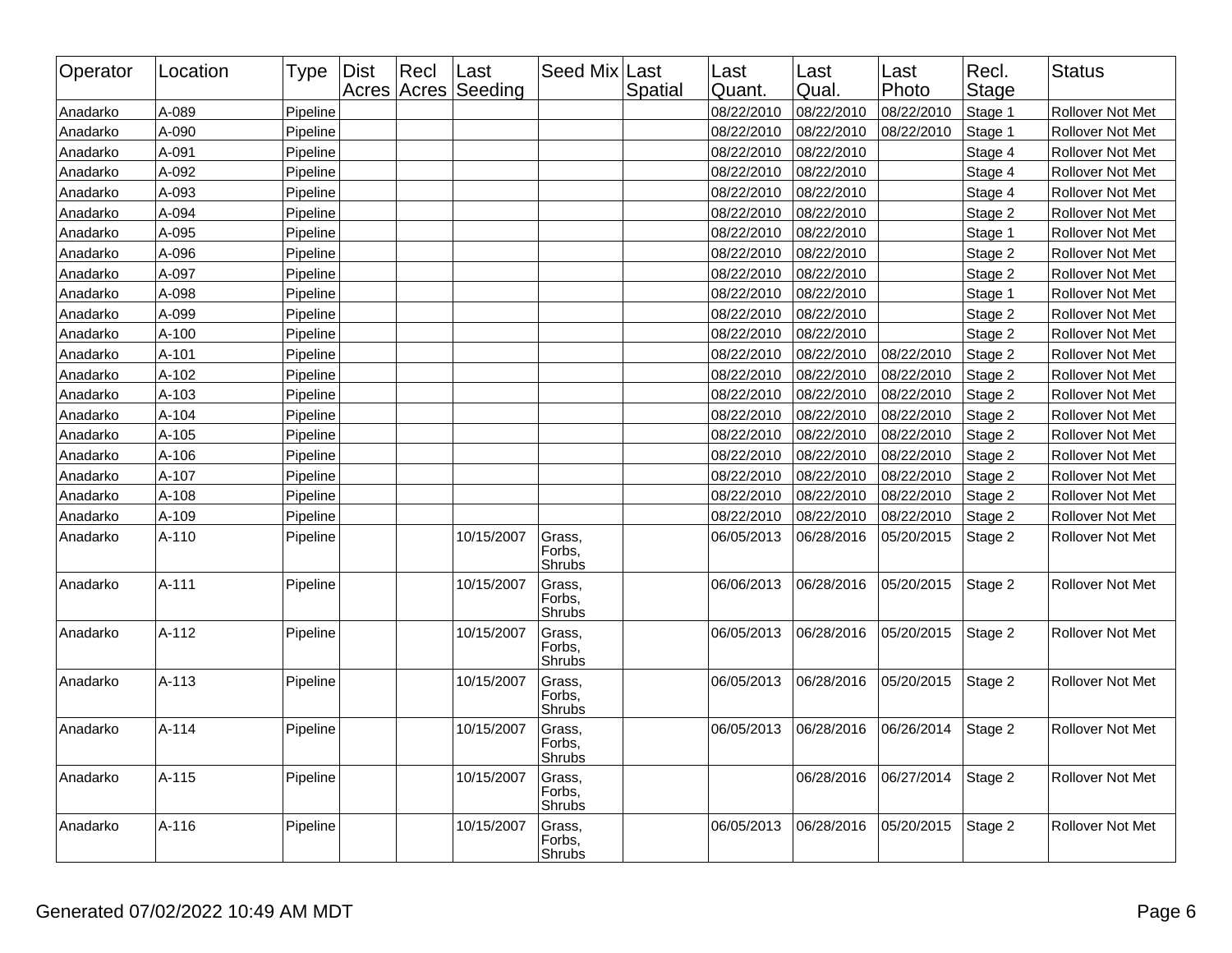| Operator | Location | Type | Dist Acres | Recl Acres | Last Seeding | Seed Mix | Last Spatial | Last Quant. | Last Qual. | Last Photo | Recl. Stage | Status |
|---|---|---|---|---|---|---|---|---|---|---|---|---|
| Anadarko | A-089 | Pipeline | | | | | | 08/22/2010 | 08/22/2010 | 08/22/2010 | Stage 1 | Rollover Not Met |
| Anadarko | A-090 | Pipeline | | | | | | 08/22/2010 | 08/22/2010 | 08/22/2010 | Stage 1 | Rollover Not Met |
| Anadarko | A-091 | Pipeline | | | | | | 08/22/2010 | 08/22/2010 | | Stage 4 | Rollover Not Met |
| Anadarko | A-092 | Pipeline | | | | | | 08/22/2010 | 08/22/2010 | | Stage 4 | Rollover Not Met |
| Anadarko | A-093 | Pipeline | | | | | | 08/22/2010 | 08/22/2010 | | Stage 4 | Rollover Not Met |
| Anadarko | A-094 | Pipeline | | | | | | 08/22/2010 | 08/22/2010 | | Stage 2 | Rollover Not Met |
| Anadarko | A-095 | Pipeline | | | | | | 08/22/2010 | 08/22/2010 | | Stage 1 | Rollover Not Met |
| Anadarko | A-096 | Pipeline | | | | | | 08/22/2010 | 08/22/2010 | | Stage 2 | Rollover Not Met |
| Anadarko | A-097 | Pipeline | | | | | | 08/22/2010 | 08/22/2010 | | Stage 2 | Rollover Not Met |
| Anadarko | A-098 | Pipeline | | | | | | 08/22/2010 | 08/22/2010 | | Stage 1 | Rollover Not Met |
| Anadarko | A-099 | Pipeline | | | | | | 08/22/2010 | 08/22/2010 | | Stage 2 | Rollover Not Met |
| Anadarko | A-100 | Pipeline | | | | | | 08/22/2010 | 08/22/2010 | | Stage 2 | Rollover Not Met |
| Anadarko | A-101 | Pipeline | | | | | | 08/22/2010 | 08/22/2010 | 08/22/2010 | Stage 2 | Rollover Not Met |
| Anadarko | A-102 | Pipeline | | | | | | 08/22/2010 | 08/22/2010 | 08/22/2010 | Stage 2 | Rollover Not Met |
| Anadarko | A-103 | Pipeline | | | | | | 08/22/2010 | 08/22/2010 | 08/22/2010 | Stage 2 | Rollover Not Met |
| Anadarko | A-104 | Pipeline | | | | | | 08/22/2010 | 08/22/2010 | 08/22/2010 | Stage 2 | Rollover Not Met |
| Anadarko | A-105 | Pipeline | | | | | | 08/22/2010 | 08/22/2010 | 08/22/2010 | Stage 2 | Rollover Not Met |
| Anadarko | A-106 | Pipeline | | | | | | 08/22/2010 | 08/22/2010 | 08/22/2010 | Stage 2 | Rollover Not Met |
| Anadarko | A-107 | Pipeline | | | | | | 08/22/2010 | 08/22/2010 | 08/22/2010 | Stage 2 | Rollover Not Met |
| Anadarko | A-108 | Pipeline | | | | | | 08/22/2010 | 08/22/2010 | 08/22/2010 | Stage 2 | Rollover Not Met |
| Anadarko | A-109 | Pipeline | | | | | | 08/22/2010 | 08/22/2010 | 08/22/2010 | Stage 2 | Rollover Not Met |
| Anadarko | A-110 | Pipeline | | | 10/15/2007 | Grass, Forbs, Shrubs | | 06/05/2013 | 06/28/2016 | 05/20/2015 | Stage 2 | Rollover Not Met |
| Anadarko | A-111 | Pipeline | | | 10/15/2007 | Grass, Forbs, Shrubs | | 06/06/2013 | 06/28/2016 | 05/20/2015 | Stage 2 | Rollover Not Met |
| Anadarko | A-112 | Pipeline | | | 10/15/2007 | Grass, Forbs, Shrubs | | 06/05/2013 | 06/28/2016 | 05/20/2015 | Stage 2 | Rollover Not Met |
| Anadarko | A-113 | Pipeline | | | 10/15/2007 | Grass, Forbs, Shrubs | | 06/05/2013 | 06/28/2016 | 05/20/2015 | Stage 2 | Rollover Not Met |
| Anadarko | A-114 | Pipeline | | | 10/15/2007 | Grass, Forbs, Shrubs | | 06/05/2013 | 06/28/2016 | 06/26/2014 | Stage 2 | Rollover Not Met |
| Anadarko | A-115 | Pipeline | | | 10/15/2007 | Grass, Forbs, Shrubs | | | 06/28/2016 | 06/27/2014 | Stage 2 | Rollover Not Met |
| Anadarko | A-116 | Pipeline | | | 10/15/2007 | Grass, Forbs, Shrubs | | 06/05/2013 | 06/28/2016 | 05/20/2015 | Stage 2 | Rollover Not Met |

Generated 07/02/2022 10:49 AM MDT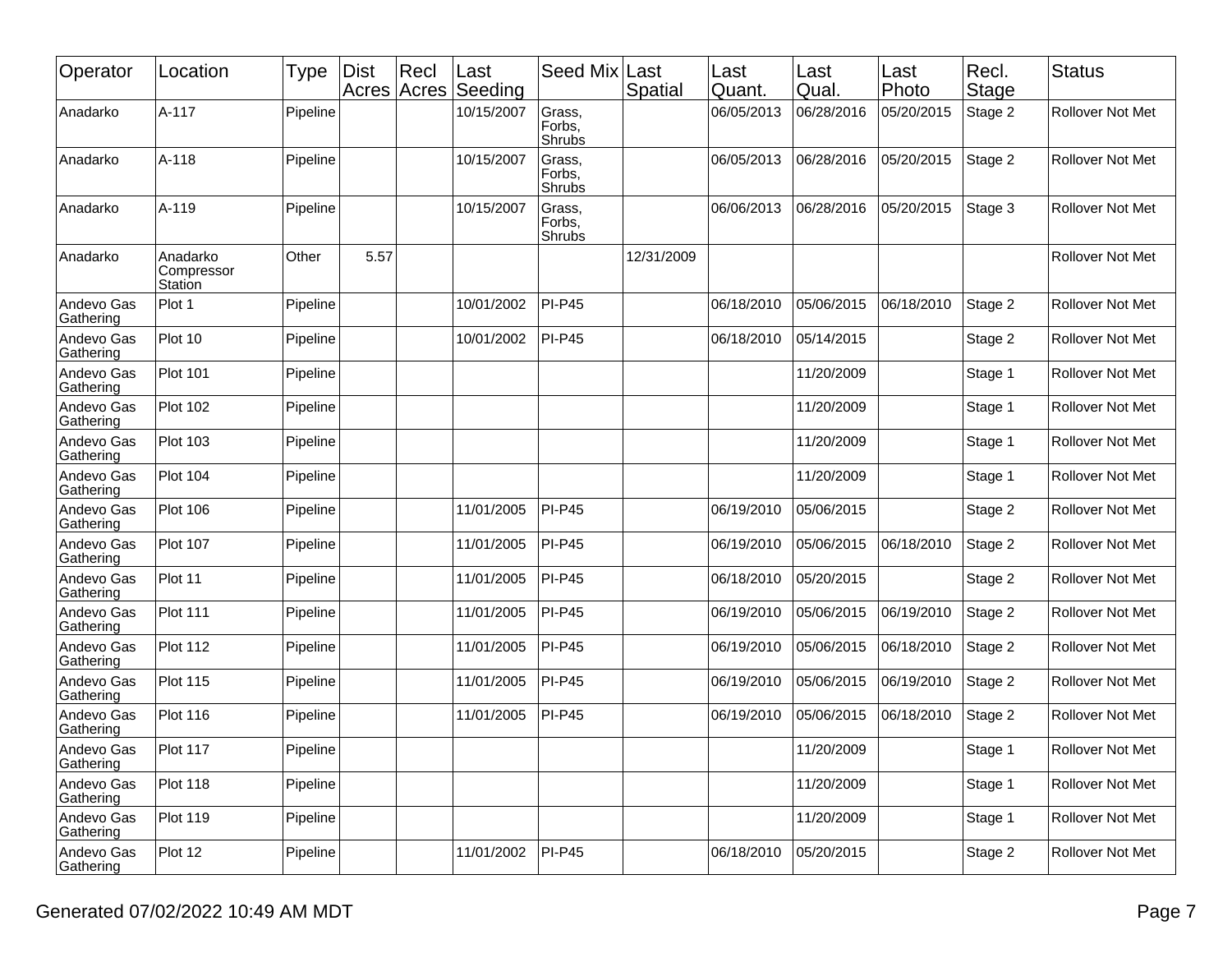| Operator | Location | Type | Dist Acres | Recl Acres | Last Seeding | Seed Mix | Last Spatial | Last Quant. | Last Qual. | Last Photo | Recl. Stage | Status |
|---|---|---|---|---|---|---|---|---|---|---|---|---|
| Anadarko | A-117 | Pipeline | | | 10/15/2007 | Grass, Forbs, Shrubs | | 06/05/2013 | 06/28/2016 | 05/20/2015 | Stage 2 | Rollover Not Met |
| Anadarko | A-118 | Pipeline | | | 10/15/2007 | Grass, Forbs, Shrubs | | 06/05/2013 | 06/28/2016 | 05/20/2015 | Stage 2 | Rollover Not Met |
| Anadarko | A-119 | Pipeline | | | 10/15/2007 | Grass, Forbs, Shrubs | | 06/06/2013 | 06/28/2016 | 05/20/2015 | Stage 3 | Rollover Not Met |
| Anadarko | Anadarko Compressor Station | Other | 5.57 | | | | 12/31/2009 | | | | | Rollover Not Met |
| Andevo Gas Gathering | Plot 1 | Pipeline | | | 10/01/2002 | PI-P45 | | 06/18/2010 | 05/06/2015 | 06/18/2010 | Stage 2 | Rollover Not Met |
| Andevo Gas Gathering | Plot 10 | Pipeline | | | 10/01/2002 | PI-P45 | | 06/18/2010 | 05/14/2015 | | Stage 2 | Rollover Not Met |
| Andevo Gas Gathering | Plot 101 | Pipeline | | | | | | | 11/20/2009 | | Stage 1 | Rollover Not Met |
| Andevo Gas Gathering | Plot 102 | Pipeline | | | | | | | 11/20/2009 | | Stage 1 | Rollover Not Met |
| Andevo Gas Gathering | Plot 103 | Pipeline | | | | | | | 11/20/2009 | | Stage 1 | Rollover Not Met |
| Andevo Gas Gathering | Plot 104 | Pipeline | | | | | | | 11/20/2009 | | Stage 1 | Rollover Not Met |
| Andevo Gas Gathering | Plot 106 | Pipeline | | | 11/01/2005 | PI-P45 | | 06/19/2010 | 05/06/2015 | | Stage 2 | Rollover Not Met |
| Andevo Gas Gathering | Plot 107 | Pipeline | | | 11/01/2005 | PI-P45 | | 06/19/2010 | 05/06/2015 | 06/18/2010 | Stage 2 | Rollover Not Met |
| Andevo Gas Gathering | Plot 11 | Pipeline | | | 11/01/2005 | PI-P45 | | 06/18/2010 | 05/20/2015 | | Stage 2 | Rollover Not Met |
| Andevo Gas Gathering | Plot 111 | Pipeline | | | 11/01/2005 | PI-P45 | | 06/19/2010 | 05/06/2015 | 06/19/2010 | Stage 2 | Rollover Not Met |
| Andevo Gas Gathering | Plot 112 | Pipeline | | | 11/01/2005 | PI-P45 | | 06/19/2010 | 05/06/2015 | 06/18/2010 | Stage 2 | Rollover Not Met |
| Andevo Gas Gathering | Plot 115 | Pipeline | | | 11/01/2005 | PI-P45 | | 06/19/2010 | 05/06/2015 | 06/19/2010 | Stage 2 | Rollover Not Met |
| Andevo Gas Gathering | Plot 116 | Pipeline | | | 11/01/2005 | PI-P45 | | 06/19/2010 | 05/06/2015 | 06/18/2010 | Stage 2 | Rollover Not Met |
| Andevo Gas Gathering | Plot 117 | Pipeline | | | | | | | 11/20/2009 | | Stage 1 | Rollover Not Met |
| Andevo Gas Gathering | Plot 118 | Pipeline | | | | | | | 11/20/2009 | | Stage 1 | Rollover Not Met |
| Andevo Gas Gathering | Plot 119 | Pipeline | | | | | | | 11/20/2009 | | Stage 1 | Rollover Not Met |
| Andevo Gas Gathering | Plot 12 | Pipeline | | | 11/01/2002 | PI-P45 | | 06/18/2010 | 05/20/2015 | | Stage 2 | Rollover Not Met |

Generated 07/02/2022 10:49 AM MDT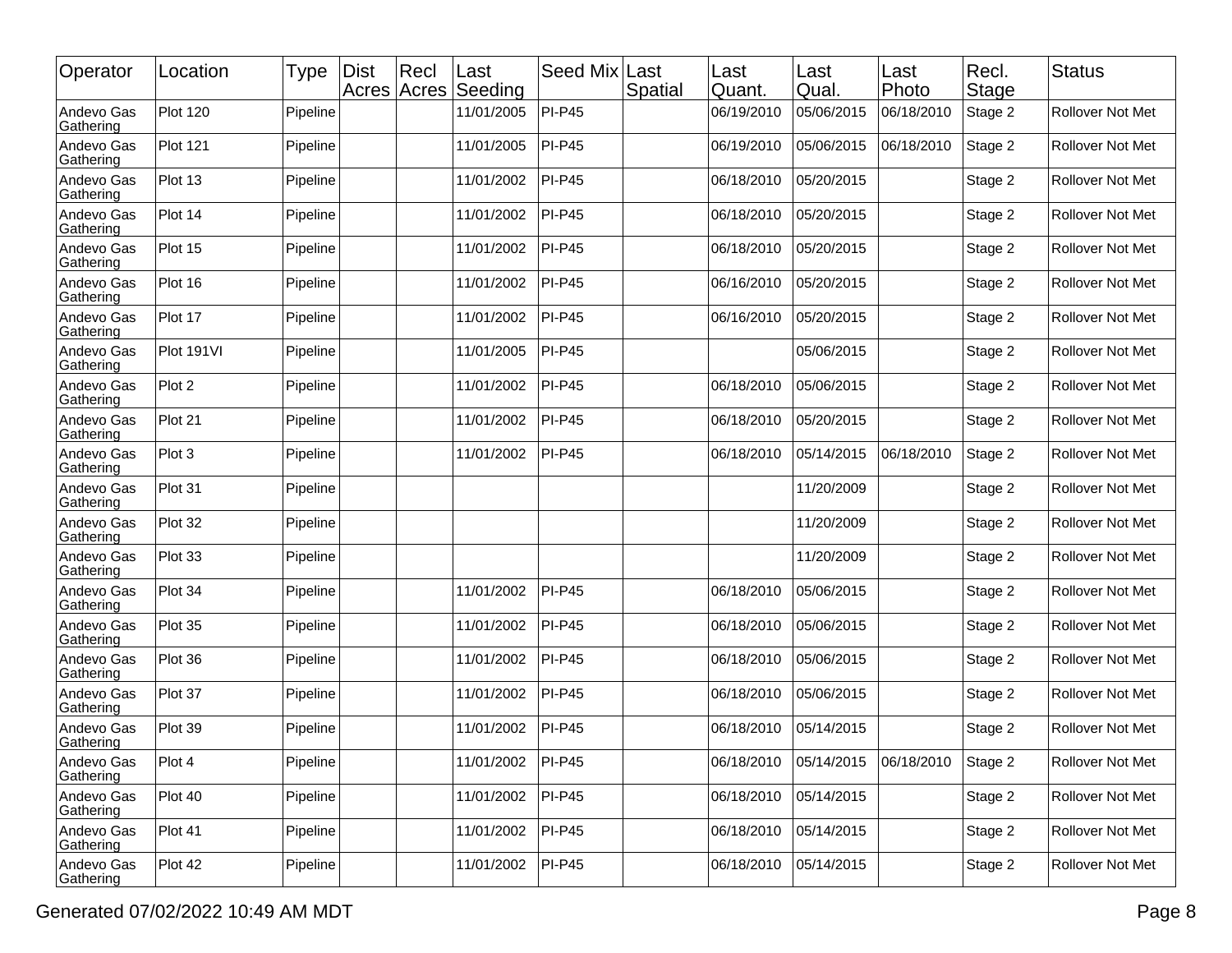| Operator | Location | Type | Dist Acres | Recl Acres | Last Seeding | Seed Mix | Last Spatial | Last Quant. | Last Qual. | Last Photo | Recl. Stage | Status |
|---|---|---|---|---|---|---|---|---|---|---|---|---|
| Andevo Gas Gathering | Plot 120 | Pipeline | | | 11/01/2005 | PI-P45 | | 06/19/2010 | 05/06/2015 | 06/18/2010 | Stage 2 | Rollover Not Met |
| Andevo Gas Gathering | Plot 121 | Pipeline | | | 11/01/2005 | PI-P45 | | 06/19/2010 | 05/06/2015 | 06/18/2010 | Stage 2 | Rollover Not Met |
| Andevo Gas Gathering | Plot 13 | Pipeline | | | 11/01/2002 | PI-P45 | | 06/18/2010 | 05/20/2015 | | Stage 2 | Rollover Not Met |
| Andevo Gas Gathering | Plot 14 | Pipeline | | | 11/01/2002 | PI-P45 | | 06/18/2010 | 05/20/2015 | | Stage 2 | Rollover Not Met |
| Andevo Gas Gathering | Plot 15 | Pipeline | | | 11/01/2002 | PI-P45 | | 06/18/2010 | 05/20/2015 | | Stage 2 | Rollover Not Met |
| Andevo Gas Gathering | Plot 16 | Pipeline | | | 11/01/2002 | PI-P45 | | 06/16/2010 | 05/20/2015 | | Stage 2 | Rollover Not Met |
| Andevo Gas Gathering | Plot 17 | Pipeline | | | 11/01/2002 | PI-P45 | | 06/16/2010 | 05/20/2015 | | Stage 2 | Rollover Not Met |
| Andevo Gas Gathering | Plot 191VI | Pipeline | | | 11/01/2005 | PI-P45 | | | 05/06/2015 | | Stage 2 | Rollover Not Met |
| Andevo Gas Gathering | Plot 2 | Pipeline | | | 11/01/2002 | PI-P45 | | 06/18/2010 | 05/06/2015 | | Stage 2 | Rollover Not Met |
| Andevo Gas Gathering | Plot 21 | Pipeline | | | 11/01/2002 | PI-P45 | | 06/18/2010 | 05/20/2015 | | Stage 2 | Rollover Not Met |
| Andevo Gas Gathering | Plot 3 | Pipeline | | | 11/01/2002 | PI-P45 | | 06/18/2010 | 05/14/2015 | 06/18/2010 | Stage 2 | Rollover Not Met |
| Andevo Gas Gathering | Plot 31 | Pipeline | | | | | | | 11/20/2009 | | Stage 2 | Rollover Not Met |
| Andevo Gas Gathering | Plot 32 | Pipeline | | | | | | | 11/20/2009 | | Stage 2 | Rollover Not Met |
| Andevo Gas Gathering | Plot 33 | Pipeline | | | | | | | 11/20/2009 | | Stage 2 | Rollover Not Met |
| Andevo Gas Gathering | Plot 34 | Pipeline | | | 11/01/2002 | PI-P45 | | 06/18/2010 | 05/06/2015 | | Stage 2 | Rollover Not Met |
| Andevo Gas Gathering | Plot 35 | Pipeline | | | 11/01/2002 | PI-P45 | | 06/18/2010 | 05/06/2015 | | Stage 2 | Rollover Not Met |
| Andevo Gas Gathering | Plot 36 | Pipeline | | | 11/01/2002 | PI-P45 | | 06/18/2010 | 05/06/2015 | | Stage 2 | Rollover Not Met |
| Andevo Gas Gathering | Plot 37 | Pipeline | | | 11/01/2002 | PI-P45 | | 06/18/2010 | 05/06/2015 | | Stage 2 | Rollover Not Met |
| Andevo Gas Gathering | Plot 39 | Pipeline | | | 11/01/2002 | PI-P45 | | 06/18/2010 | 05/14/2015 | | Stage 2 | Rollover Not Met |
| Andevo Gas Gathering | Plot 4 | Pipeline | | | 11/01/2002 | PI-P45 | | 06/18/2010 | 05/14/2015 | 06/18/2010 | Stage 2 | Rollover Not Met |
| Andevo Gas Gathering | Plot 40 | Pipeline | | | 11/01/2002 | PI-P45 | | 06/18/2010 | 05/14/2015 | | Stage 2 | Rollover Not Met |
| Andevo Gas Gathering | Plot 41 | Pipeline | | | 11/01/2002 | PI-P45 | | 06/18/2010 | 05/14/2015 | | Stage 2 | Rollover Not Met |
| Andevo Gas Gathering | Plot 42 | Pipeline | | | 11/01/2002 | PI-P45 | | 06/18/2010 | 05/14/2015 | | Stage 2 | Rollover Not Met |

Generated 07/02/2022 10:49 AM MDT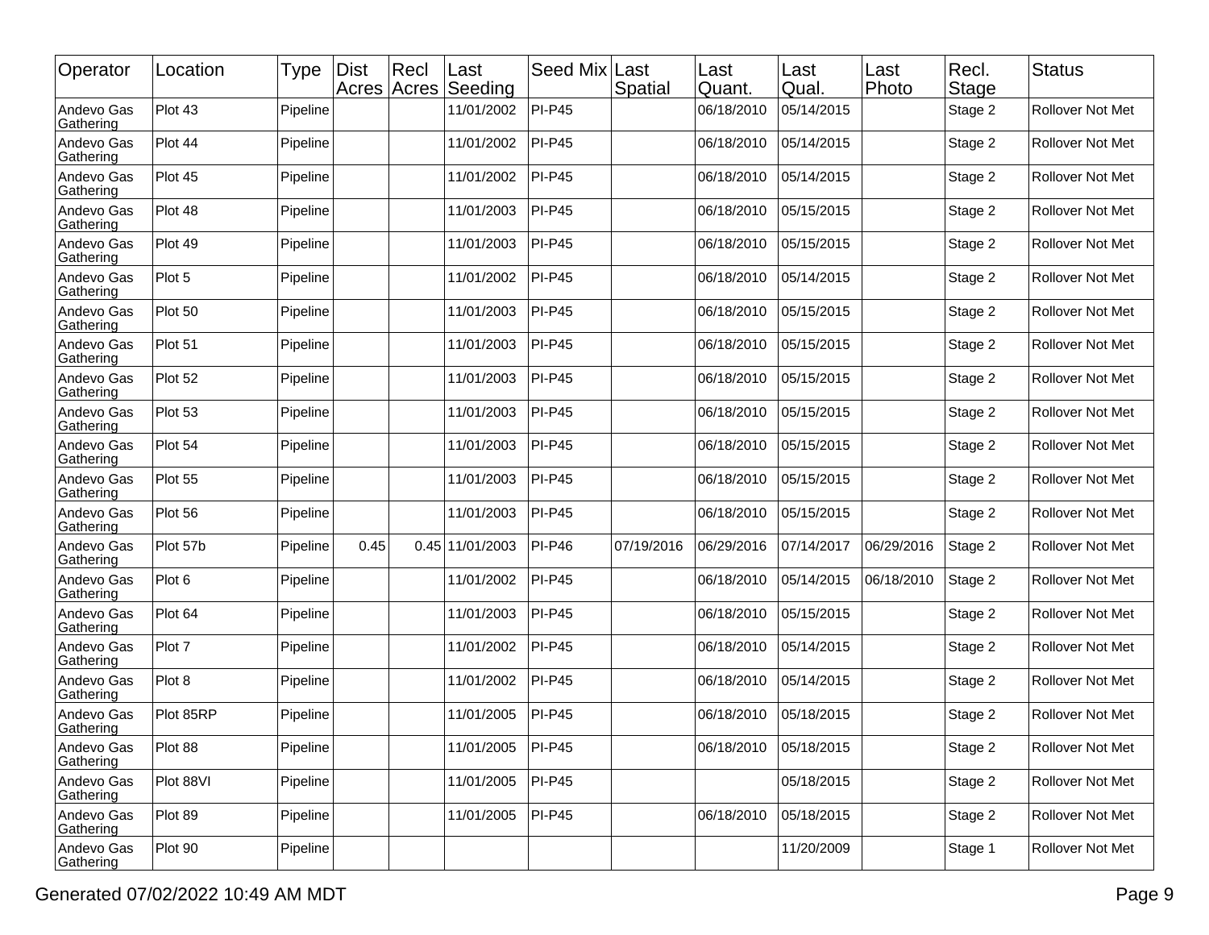| Operator | Location | Type | Dist Acres | Recl Acres | Last Seeding | Seed Mix | Last Spatial | Last Quant. | Last Qual. | Last Photo | Recl. Stage | Status |
|---|---|---|---|---|---|---|---|---|---|---|---|---|
| Andevo Gas Gathering | Plot 43 | Pipeline | | | 11/01/2002 | PI-P45 | | 06/18/2010 | 05/14/2015 | | Stage 2 | Rollover Not Met |
| Andevo Gas Gathering | Plot 44 | Pipeline | | | 11/01/2002 | PI-P45 | | 06/18/2010 | 05/14/2015 | | Stage 2 | Rollover Not Met |
| Andevo Gas Gathering | Plot 45 | Pipeline | | | 11/01/2002 | PI-P45 | | 06/18/2010 | 05/14/2015 | | Stage 2 | Rollover Not Met |
| Andevo Gas Gathering | Plot 48 | Pipeline | | | 11/01/2003 | PI-P45 | | 06/18/2010 | 05/15/2015 | | Stage 2 | Rollover Not Met |
| Andevo Gas Gathering | Plot 49 | Pipeline | | | 11/01/2003 | PI-P45 | | 06/18/2010 | 05/15/2015 | | Stage 2 | Rollover Not Met |
| Andevo Gas Gathering | Plot 5 | Pipeline | | | 11/01/2002 | PI-P45 | | 06/18/2010 | 05/14/2015 | | Stage 2 | Rollover Not Met |
| Andevo Gas Gathering | Plot 50 | Pipeline | | | 11/01/2003 | PI-P45 | | 06/18/2010 | 05/15/2015 | | Stage 2 | Rollover Not Met |
| Andevo Gas Gathering | Plot 51 | Pipeline | | | 11/01/2003 | PI-P45 | | 06/18/2010 | 05/15/2015 | | Stage 2 | Rollover Not Met |
| Andevo Gas Gathering | Plot 52 | Pipeline | | | 11/01/2003 | PI-P45 | | 06/18/2010 | 05/15/2015 | | Stage 2 | Rollover Not Met |
| Andevo Gas Gathering | Plot 53 | Pipeline | | | 11/01/2003 | PI-P45 | | 06/18/2010 | 05/15/2015 | | Stage 2 | Rollover Not Met |
| Andevo Gas Gathering | Plot 54 | Pipeline | | | 11/01/2003 | PI-P45 | | 06/18/2010 | 05/15/2015 | | Stage 2 | Rollover Not Met |
| Andevo Gas Gathering | Plot 55 | Pipeline | | | 11/01/2003 | PI-P45 | | 06/18/2010 | 05/15/2015 | | Stage 2 | Rollover Not Met |
| Andevo Gas Gathering | Plot 56 | Pipeline | | | 11/01/2003 | PI-P45 | | 06/18/2010 | 05/15/2015 | | Stage 2 | Rollover Not Met |
| Andevo Gas Gathering | Plot 57b | Pipeline | 0.45 | 0.45 | 11/01/2003 | PI-P46 | 07/19/2016 | 06/29/2016 | 07/14/2017 | 06/29/2016 | Stage 2 | Rollover Not Met |
| Andevo Gas Gathering | Plot 6 | Pipeline | | | 11/01/2002 | PI-P45 | | 06/18/2010 | 05/14/2015 | 06/18/2010 | Stage 2 | Rollover Not Met |
| Andevo Gas Gathering | Plot 64 | Pipeline | | | 11/01/2003 | PI-P45 | | 06/18/2010 | 05/15/2015 | | Stage 2 | Rollover Not Met |
| Andevo Gas Gathering | Plot 7 | Pipeline | | | 11/01/2002 | PI-P45 | | 06/18/2010 | 05/14/2015 | | Stage 2 | Rollover Not Met |
| Andevo Gas Gathering | Plot 8 | Pipeline | | | 11/01/2002 | PI-P45 | | 06/18/2010 | 05/14/2015 | | Stage 2 | Rollover Not Met |
| Andevo Gas Gathering | Plot 85RP | Pipeline | | | 11/01/2005 | PI-P45 | | 06/18/2010 | 05/18/2015 | | Stage 2 | Rollover Not Met |
| Andevo Gas Gathering | Plot 88 | Pipeline | | | 11/01/2005 | PI-P45 | | 06/18/2010 | 05/18/2015 | | Stage 2 | Rollover Not Met |
| Andevo Gas Gathering | Plot 88VI | Pipeline | | | 11/01/2005 | PI-P45 | | | 05/18/2015 | | Stage 2 | Rollover Not Met |
| Andevo Gas Gathering | Plot 89 | Pipeline | | | 11/01/2005 | PI-P45 | | 06/18/2010 | 05/18/2015 | | Stage 2 | Rollover Not Met |
| Andevo Gas Gathering | Plot 90 | Pipeline | | | | | | | 11/20/2009 | | Stage 1 | Rollover Not Met |

Generated 07/02/2022 10:49 AM MDT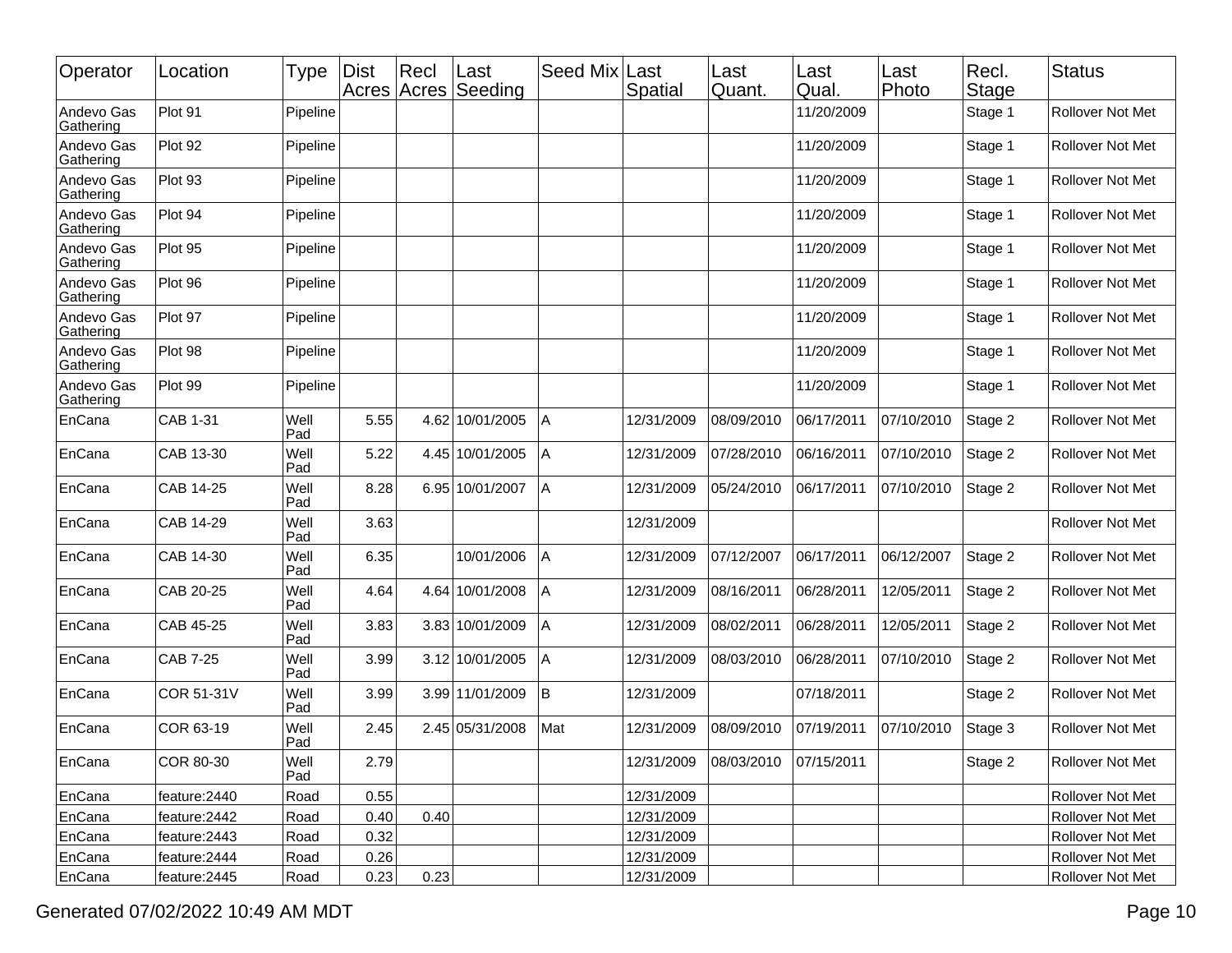| Operator | Location | Type | Dist Acres | Recl Acres | Last Seeding | Seed Mix | Last Spatial | Last Quant. | Last Qual. | Last Photo | Recl. Stage | Status |
|---|---|---|---|---|---|---|---|---|---|---|---|---|
| Andevo Gas Gathering | Plot 91 | Pipeline | | | | | | | 11/20/2009 | | Stage 1 | Rollover Not Met |
| Andevo Gas Gathering | Plot 92 | Pipeline | | | | | | | 11/20/2009 | | Stage 1 | Rollover Not Met |
| Andevo Gas Gathering | Plot 93 | Pipeline | | | | | | | 11/20/2009 | | Stage 1 | Rollover Not Met |
| Andevo Gas Gathering | Plot 94 | Pipeline | | | | | | | 11/20/2009 | | Stage 1 | Rollover Not Met |
| Andevo Gas Gathering | Plot 95 | Pipeline | | | | | | | 11/20/2009 | | Stage 1 | Rollover Not Met |
| Andevo Gas Gathering | Plot 96 | Pipeline | | | | | | | 11/20/2009 | | Stage 1 | Rollover Not Met |
| Andevo Gas Gathering | Plot 97 | Pipeline | | | | | | | 11/20/2009 | | Stage 1 | Rollover Not Met |
| Andevo Gas Gathering | Plot 98 | Pipeline | | | | | | | 11/20/2009 | | Stage 1 | Rollover Not Met |
| Andevo Gas Gathering | Plot 99 | Pipeline | | | | | | | 11/20/2009 | | Stage 1 | Rollover Not Met |
| EnCana | CAB 1-31 | Well Pad | 5.55 | 4.62 | 10/01/2005 | A | 12/31/2009 | 08/09/2010 | 06/17/2011 | 07/10/2010 | Stage 2 | Rollover Not Met |
| EnCana | CAB 13-30 | Well Pad | 5.22 | 4.45 | 10/01/2005 | A | 12/31/2009 | 07/28/2010 | 06/16/2011 | 07/10/2010 | Stage 2 | Rollover Not Met |
| EnCana | CAB 14-25 | Well Pad | 8.28 | 6.95 | 10/01/2007 | A | 12/31/2009 | 05/24/2010 | 06/17/2011 | 07/10/2010 | Stage 2 | Rollover Not Met |
| EnCana | CAB 14-29 | Well Pad | 3.63 | | | | 12/31/2009 | | | | | Rollover Not Met |
| EnCana | CAB 14-30 | Well Pad | 6.35 | | 10/01/2006 | A | 12/31/2009 | 07/12/2007 | 06/17/2011 | 06/12/2007 | Stage 2 | Rollover Not Met |
| EnCana | CAB 20-25 | Well Pad | 4.64 | 4.64 | 10/01/2008 | A | 12/31/2009 | 08/16/2011 | 06/28/2011 | 12/05/2011 | Stage 2 | Rollover Not Met |
| EnCana | CAB 45-25 | Well Pad | 3.83 | 3.83 | 10/01/2009 | A | 12/31/2009 | 08/02/2011 | 06/28/2011 | 12/05/2011 | Stage 2 | Rollover Not Met |
| EnCana | CAB 7-25 | Well Pad | 3.99 | 3.12 | 10/01/2005 | A | 12/31/2009 | 08/03/2010 | 06/28/2011 | 07/10/2010 | Stage 2 | Rollover Not Met |
| EnCana | COR 51-31V | Well Pad | 3.99 | 3.99 | 11/01/2009 | B | 12/31/2009 | | 07/18/2011 | | Stage 2 | Rollover Not Met |
| EnCana | COR 63-19 | Well Pad | 2.45 | 2.45 | 05/31/2008 | Mat | 12/31/2009 | 08/09/2010 | 07/19/2011 | 07/10/2010 | Stage 3 | Rollover Not Met |
| EnCana | COR 80-30 | Well Pad | 2.79 | | | | 12/31/2009 | 08/03/2010 | 07/15/2011 | | Stage 2 | Rollover Not Met |
| EnCana | feature:2440 | Road | 0.55 | | | | 12/31/2009 | | | | | Rollover Not Met |
| EnCana | feature:2442 | Road | 0.40 | 0.40 | | | 12/31/2009 | | | | | Rollover Not Met |
| EnCana | feature:2443 | Road | 0.32 | | | | 12/31/2009 | | | | | Rollover Not Met |
| EnCana | feature:2444 | Road | 0.26 | | | | 12/31/2009 | | | | | Rollover Not Met |
| EnCana | feature:2445 | Road | 0.23 | 0.23 | | | 12/31/2009 | | | | | Rollover Not Met |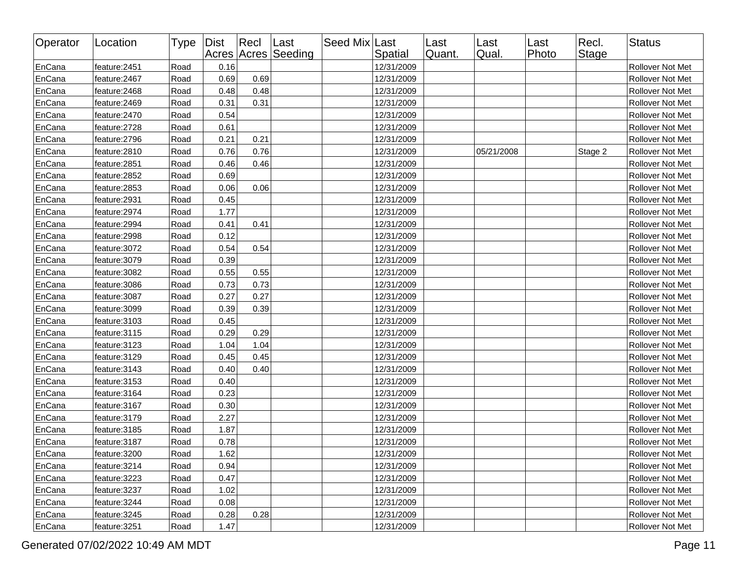| Operator | Location | Type | Dist Acres | Recl Acres | Last Seeding | Seed Mix | Last Spatial | Last Quant. | Last Qual. | Last Photo | Recl. Stage | Status |
|---|---|---|---|---|---|---|---|---|---|---|---|---|
| EnCana | feature:2451 | Road | 0.16 | | | | 12/31/2009 | | | | | Rollover Not Met |
| EnCana | feature:2467 | Road | 0.69 | 0.69 | | | 12/31/2009 | | | | | Rollover Not Met |
| EnCana | feature:2468 | Road | 0.48 | 0.48 | | | 12/31/2009 | | | | | Rollover Not Met |
| EnCana | feature:2469 | Road | 0.31 | 0.31 | | | 12/31/2009 | | | | | Rollover Not Met |
| EnCana | feature:2470 | Road | 0.54 | | | | 12/31/2009 | | | | | Rollover Not Met |
| EnCana | feature:2728 | Road | 0.61 | | | | 12/31/2009 | | | | | Rollover Not Met |
| EnCana | feature:2796 | Road | 0.21 | 0.21 | | | 12/31/2009 | | | | | Rollover Not Met |
| EnCana | feature:2810 | Road | 0.76 | 0.76 | | | 12/31/2009 | | 05/21/2008 | | Stage 2 | Rollover Not Met |
| EnCana | feature:2851 | Road | 0.46 | 0.46 | | | 12/31/2009 | | | | | Rollover Not Met |
| EnCana | feature:2852 | Road | 0.69 | | | | 12/31/2009 | | | | | Rollover Not Met |
| EnCana | feature:2853 | Road | 0.06 | 0.06 | | | 12/31/2009 | | | | | Rollover Not Met |
| EnCana | feature:2931 | Road | 0.45 | | | | 12/31/2009 | | | | | Rollover Not Met |
| EnCana | feature:2974 | Road | 1.77 | | | | 12/31/2009 | | | | | Rollover Not Met |
| EnCana | feature:2994 | Road | 0.41 | 0.41 | | | 12/31/2009 | | | | | Rollover Not Met |
| EnCana | feature:2998 | Road | 0.12 | | | | 12/31/2009 | | | | | Rollover Not Met |
| EnCana | feature:3072 | Road | 0.54 | 0.54 | | | 12/31/2009 | | | | | Rollover Not Met |
| EnCana | feature:3079 | Road | 0.39 | | | | 12/31/2009 | | | | | Rollover Not Met |
| EnCana | feature:3082 | Road | 0.55 | 0.55 | | | 12/31/2009 | | | | | Rollover Not Met |
| EnCana | feature:3086 | Road | 0.73 | 0.73 | | | 12/31/2009 | | | | | Rollover Not Met |
| EnCana | feature:3087 | Road | 0.27 | 0.27 | | | 12/31/2009 | | | | | Rollover Not Met |
| EnCana | feature:3099 | Road | 0.39 | 0.39 | | | 12/31/2009 | | | | | Rollover Not Met |
| EnCana | feature:3103 | Road | 0.45 | | | | 12/31/2009 | | | | | Rollover Not Met |
| EnCana | feature:3115 | Road | 0.29 | 0.29 | | | 12/31/2009 | | | | | Rollover Not Met |
| EnCana | feature:3123 | Road | 1.04 | 1.04 | | | 12/31/2009 | | | | | Rollover Not Met |
| EnCana | feature:3129 | Road | 0.45 | 0.45 | | | 12/31/2009 | | | | | Rollover Not Met |
| EnCana | feature:3143 | Road | 0.40 | 0.40 | | | 12/31/2009 | | | | | Rollover Not Met |
| EnCana | feature:3153 | Road | 0.40 | | | | 12/31/2009 | | | | | Rollover Not Met |
| EnCana | feature:3164 | Road | 0.23 | | | | 12/31/2009 | | | | | Rollover Not Met |
| EnCana | feature:3167 | Road | 0.30 | | | | 12/31/2009 | | | | | Rollover Not Met |
| EnCana | feature:3179 | Road | 2.27 | | | | 12/31/2009 | | | | | Rollover Not Met |
| EnCana | feature:3185 | Road | 1.87 | | | | 12/31/2009 | | | | | Rollover Not Met |
| EnCana | feature:3187 | Road | 0.78 | | | | 12/31/2009 | | | | | Rollover Not Met |
| EnCana | feature:3200 | Road | 1.62 | | | | 12/31/2009 | | | | | Rollover Not Met |
| EnCana | feature:3214 | Road | 0.94 | | | | 12/31/2009 | | | | | Rollover Not Met |
| EnCana | feature:3223 | Road | 0.47 | | | | 12/31/2009 | | | | | Rollover Not Met |
| EnCana | feature:3237 | Road | 1.02 | | | | 12/31/2009 | | | | | Rollover Not Met |
| EnCana | feature:3244 | Road | 0.08 | | | | 12/31/2009 | | | | | Rollover Not Met |
| EnCana | feature:3245 | Road | 0.28 | 0.28 | | | 12/31/2009 | | | | | Rollover Not Met |
| EnCana | feature:3251 | Road | 1.47 | | | | 12/31/2009 | | | | | Rollover Not Met |

Generated 07/02/2022 10:49 AM MDT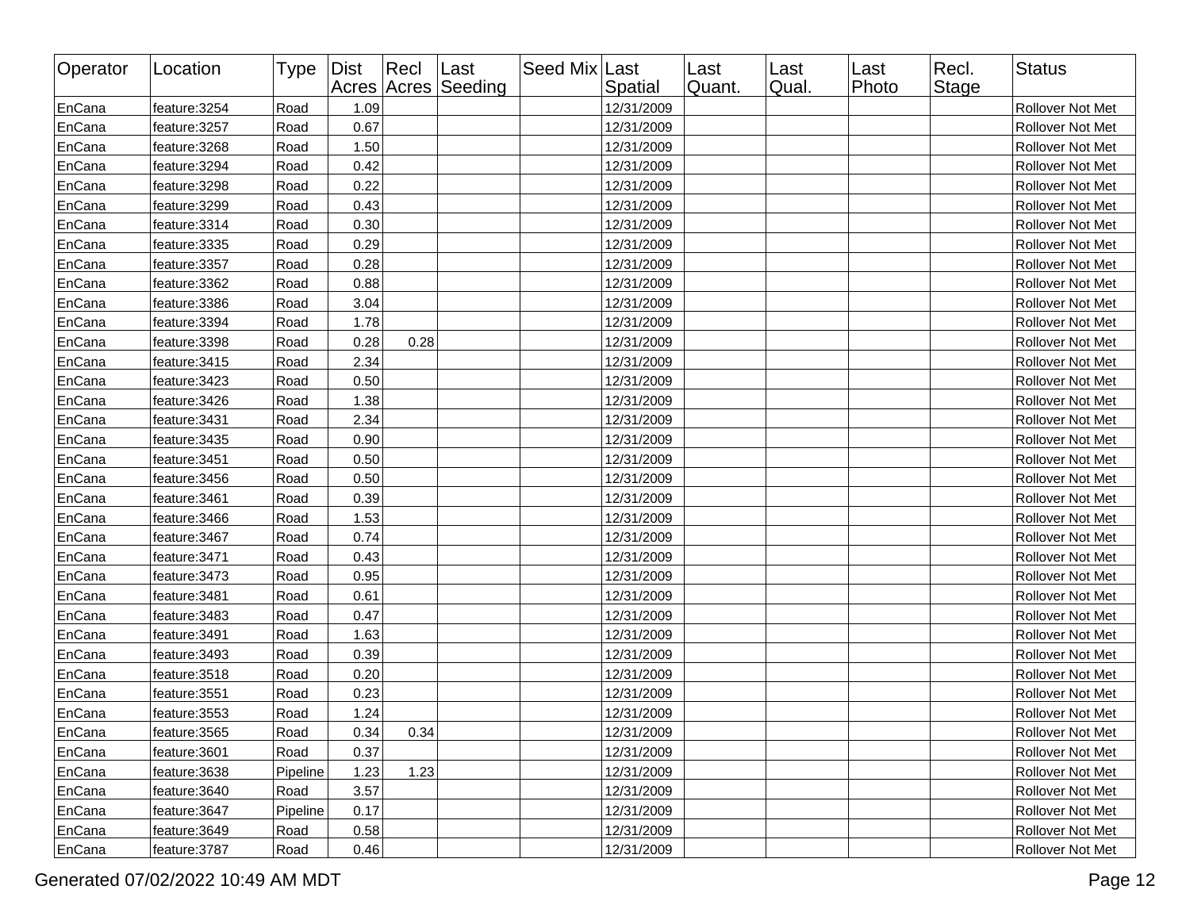| Operator | Location | Type | Dist Acres | Recl Acres | Last Seeding | Seed Mix | Last Spatial | Last Quant. | Last Qual. | Last Photo | Recl. Stage | Status |
|---|---|---|---|---|---|---|---|---|---|---|---|---|
| EnCana | feature:3254 | Road | 1.09 | | | | 12/31/2009 | | | | | Rollover Not Met |
| EnCana | feature:3257 | Road | 0.67 | | | | 12/31/2009 | | | | | Rollover Not Met |
| EnCana | feature:3268 | Road | 1.50 | | | | 12/31/2009 | | | | | Rollover Not Met |
| EnCana | feature:3294 | Road | 0.42 | | | | 12/31/2009 | | | | | Rollover Not Met |
| EnCana | feature:3298 | Road | 0.22 | | | | 12/31/2009 | | | | | Rollover Not Met |
| EnCana | feature:3299 | Road | 0.43 | | | | 12/31/2009 | | | | | Rollover Not Met |
| EnCana | feature:3314 | Road | 0.30 | | | | 12/31/2009 | | | | | Rollover Not Met |
| EnCana | feature:3335 | Road | 0.29 | | | | 12/31/2009 | | | | | Rollover Not Met |
| EnCana | feature:3357 | Road | 0.28 | | | | 12/31/2009 | | | | | Rollover Not Met |
| EnCana | feature:3362 | Road | 0.88 | | | | 12/31/2009 | | | | | Rollover Not Met |
| EnCana | feature:3386 | Road | 3.04 | | | | 12/31/2009 | | | | | Rollover Not Met |
| EnCana | feature:3394 | Road | 1.78 | | | | 12/31/2009 | | | | | Rollover Not Met |
| EnCana | feature:3398 | Road | 0.28 | 0.28 | | | 12/31/2009 | | | | | Rollover Not Met |
| EnCana | feature:3415 | Road | 2.34 | | | | 12/31/2009 | | | | | Rollover Not Met |
| EnCana | feature:3423 | Road | 0.50 | | | | 12/31/2009 | | | | | Rollover Not Met |
| EnCana | feature:3426 | Road | 1.38 | | | | 12/31/2009 | | | | | Rollover Not Met |
| EnCana | feature:3431 | Road | 2.34 | | | | 12/31/2009 | | | | | Rollover Not Met |
| EnCana | feature:3435 | Road | 0.90 | | | | 12/31/2009 | | | | | Rollover Not Met |
| EnCana | feature:3451 | Road | 0.50 | | | | 12/31/2009 | | | | | Rollover Not Met |
| EnCana | feature:3456 | Road | 0.50 | | | | 12/31/2009 | | | | | Rollover Not Met |
| EnCana | feature:3461 | Road | 0.39 | | | | 12/31/2009 | | | | | Rollover Not Met |
| EnCana | feature:3466 | Road | 1.53 | | | | 12/31/2009 | | | | | Rollover Not Met |
| EnCana | feature:3467 | Road | 0.74 | | | | 12/31/2009 | | | | | Rollover Not Met |
| EnCana | feature:3471 | Road | 0.43 | | | | 12/31/2009 | | | | | Rollover Not Met |
| EnCana | feature:3473 | Road | 0.95 | | | | 12/31/2009 | | | | | Rollover Not Met |
| EnCana | feature:3481 | Road | 0.61 | | | | 12/31/2009 | | | | | Rollover Not Met |
| EnCana | feature:3483 | Road | 0.47 | | | | 12/31/2009 | | | | | Rollover Not Met |
| EnCana | feature:3491 | Road | 1.63 | | | | 12/31/2009 | | | | | Rollover Not Met |
| EnCana | feature:3493 | Road | 0.39 | | | | 12/31/2009 | | | | | Rollover Not Met |
| EnCana | feature:3518 | Road | 0.20 | | | | 12/31/2009 | | | | | Rollover Not Met |
| EnCana | feature:3551 | Road | 0.23 | | | | 12/31/2009 | | | | | Rollover Not Met |
| EnCana | feature:3553 | Road | 1.24 | | | | 12/31/2009 | | | | | Rollover Not Met |
| EnCana | feature:3565 | Road | 0.34 | 0.34 | | | 12/31/2009 | | | | | Rollover Not Met |
| EnCana | feature:3601 | Road | 0.37 | | | | 12/31/2009 | | | | | Rollover Not Met |
| EnCana | feature:3638 | Pipeline | 1.23 | 1.23 | | | 12/31/2009 | | | | | Rollover Not Met |
| EnCana | feature:3640 | Road | 3.57 | | | | 12/31/2009 | | | | | Rollover Not Met |
| EnCana | feature:3647 | Pipeline | 0.17 | | | | 12/31/2009 | | | | | Rollover Not Met |
| EnCana | feature:3649 | Road | 0.58 | | | | 12/31/2009 | | | | | Rollover Not Met |
| EnCana | feature:3787 | Road | 0.46 | | | | 12/31/2009 | | | | | Rollover Not Met |

Generated 07/02/2022 10:49 AM MDT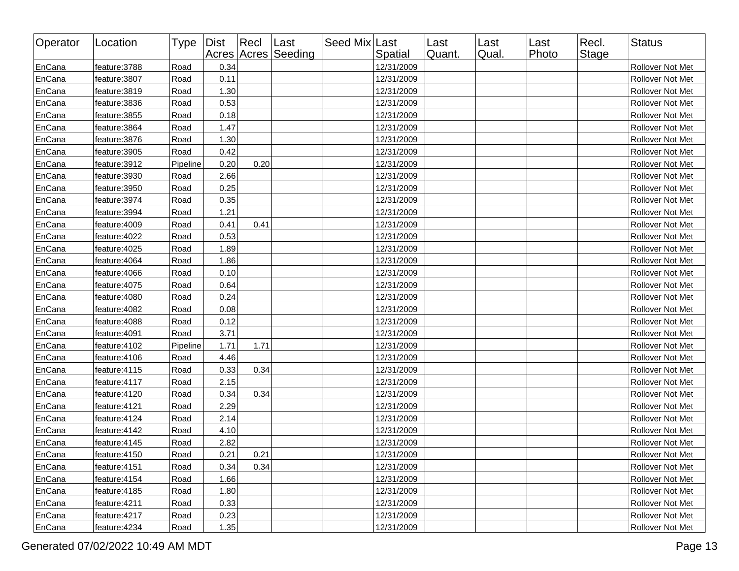| Operator | Location | Type | Dist Acres | Recl Acres | Last Seeding | Seed Mix | Last Spatial | Last Quant. | Last Qual. | Last Photo | Recl. Stage | Status |
|---|---|---|---|---|---|---|---|---|---|---|---|---|
| EnCana | feature:3788 | Road | 0.34 | | | | 12/31/2009 | | | | | Rollover Not Met |
| EnCana | feature:3807 | Road | 0.11 | | | | 12/31/2009 | | | | | Rollover Not Met |
| EnCana | feature:3819 | Road | 1.30 | | | | 12/31/2009 | | | | | Rollover Not Met |
| EnCana | feature:3836 | Road | 0.53 | | | | 12/31/2009 | | | | | Rollover Not Met |
| EnCana | feature:3855 | Road | 0.18 | | | | 12/31/2009 | | | | | Rollover Not Met |
| EnCana | feature:3864 | Road | 1.47 | | | | 12/31/2009 | | | | | Rollover Not Met |
| EnCana | feature:3876 | Road | 1.30 | | | | 12/31/2009 | | | | | Rollover Not Met |
| EnCana | feature:3905 | Road | 0.42 | | | | 12/31/2009 | | | | | Rollover Not Met |
| EnCana | feature:3912 | Pipeline | 0.20 | 0.20 | | | 12/31/2009 | | | | | Rollover Not Met |
| EnCana | feature:3930 | Road | 2.66 | | | | 12/31/2009 | | | | | Rollover Not Met |
| EnCana | feature:3950 | Road | 0.25 | | | | 12/31/2009 | | | | | Rollover Not Met |
| EnCana | feature:3974 | Road | 0.35 | | | | 12/31/2009 | | | | | Rollover Not Met |
| EnCana | feature:3994 | Road | 1.21 | | | | 12/31/2009 | | | | | Rollover Not Met |
| EnCana | feature:4009 | Road | 0.41 | 0.41 | | | 12/31/2009 | | | | | Rollover Not Met |
| EnCana | feature:4022 | Road | 0.53 | | | | 12/31/2009 | | | | | Rollover Not Met |
| EnCana | feature:4025 | Road | 1.89 | | | | 12/31/2009 | | | | | Rollover Not Met |
| EnCana | feature:4064 | Road | 1.86 | | | | 12/31/2009 | | | | | Rollover Not Met |
| EnCana | feature:4066 | Road | 0.10 | | | | 12/31/2009 | | | | | Rollover Not Met |
| EnCana | feature:4075 | Road | 0.64 | | | | 12/31/2009 | | | | | Rollover Not Met |
| EnCana | feature:4080 | Road | 0.24 | | | | 12/31/2009 | | | | | Rollover Not Met |
| EnCana | feature:4082 | Road | 0.08 | | | | 12/31/2009 | | | | | Rollover Not Met |
| EnCana | feature:4088 | Road | 0.12 | | | | 12/31/2009 | | | | | Rollover Not Met |
| EnCana | feature:4091 | Road | 3.71 | | | | 12/31/2009 | | | | | Rollover Not Met |
| EnCana | feature:4102 | Pipeline | 1.71 | 1.71 | | | 12/31/2009 | | | | | Rollover Not Met |
| EnCana | feature:4106 | Road | 4.46 | | | | 12/31/2009 | | | | | Rollover Not Met |
| EnCana | feature:4115 | Road | 0.33 | 0.34 | | | 12/31/2009 | | | | | Rollover Not Met |
| EnCana | feature:4117 | Road | 2.15 | | | | 12/31/2009 | | | | | Rollover Not Met |
| EnCana | feature:4120 | Road | 0.34 | 0.34 | | | 12/31/2009 | | | | | Rollover Not Met |
| EnCana | feature:4121 | Road | 2.29 | | | | 12/31/2009 | | | | | Rollover Not Met |
| EnCana | feature:4124 | Road | 2.14 | | | | 12/31/2009 | | | | | Rollover Not Met |
| EnCana | feature:4142 | Road | 4.10 | | | | 12/31/2009 | | | | | Rollover Not Met |
| EnCana | feature:4145 | Road | 2.82 | | | | 12/31/2009 | | | | | Rollover Not Met |
| EnCana | feature:4150 | Road | 0.21 | 0.21 | | | 12/31/2009 | | | | | Rollover Not Met |
| EnCana | feature:4151 | Road | 0.34 | 0.34 | | | 12/31/2009 | | | | | Rollover Not Met |
| EnCana | feature:4154 | Road | 1.66 | | | | 12/31/2009 | | | | | Rollover Not Met |
| EnCana | feature:4185 | Road | 1.80 | | | | 12/31/2009 | | | | | Rollover Not Met |
| EnCana | feature:4211 | Road | 0.33 | | | | 12/31/2009 | | | | | Rollover Not Met |
| EnCana | feature:4217 | Road | 0.23 | | | | 12/31/2009 | | | | | Rollover Not Met |
| EnCana | feature:4234 | Road | 1.35 | | | | 12/31/2009 | | | | | Rollover Not Met |

Generated 07/02/2022 10:49 AM MDT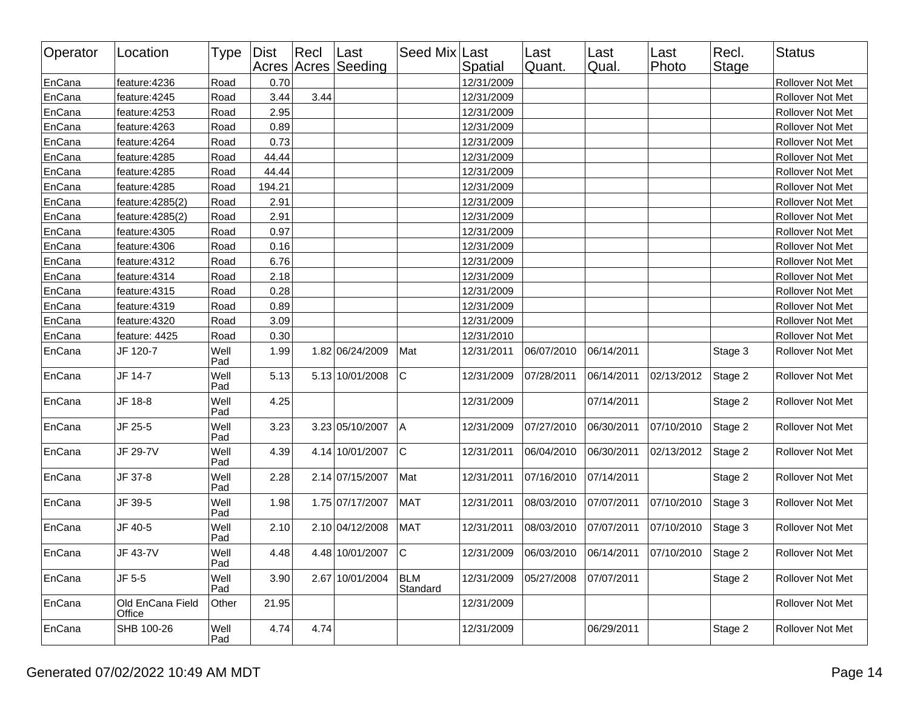| Operator | Location | Type | Dist Acres | Recl Acres | Last Seeding | Seed Mix | Last Spatial | Last Quant. | Last Qual. | Last Photo | Recl. Stage | Status |
|---|---|---|---|---|---|---|---|---|---|---|---|---|
| EnCana | feature:4236 | Road | 0.70 | | | | 12/31/2009 | | | | | Rollover Not Met |
| EnCana | feature:4245 | Road | 3.44 | 3.44 | | | 12/31/2009 | | | | | Rollover Not Met |
| EnCana | feature:4253 | Road | 2.95 | | | | 12/31/2009 | | | | | Rollover Not Met |
| EnCana | feature:4263 | Road | 0.89 | | | | 12/31/2009 | | | | | Rollover Not Met |
| EnCana | feature:4264 | Road | 0.73 | | | | 12/31/2009 | | | | | Rollover Not Met |
| EnCana | feature:4285 | Road | 44.44 | | | | 12/31/2009 | | | | | Rollover Not Met |
| EnCana | feature:4285 | Road | 44.44 | | | | 12/31/2009 | | | | | Rollover Not Met |
| EnCana | feature:4285 | Road | 194.21 | | | | 12/31/2009 | | | | | Rollover Not Met |
| EnCana | feature:4285(2) | Road | 2.91 | | | | 12/31/2009 | | | | | Rollover Not Met |
| EnCana | feature:4285(2) | Road | 2.91 | | | | 12/31/2009 | | | | | Rollover Not Met |
| EnCana | feature:4305 | Road | 0.97 | | | | 12/31/2009 | | | | | Rollover Not Met |
| EnCana | feature:4306 | Road | 0.16 | | | | 12/31/2009 | | | | | Rollover Not Met |
| EnCana | feature:4312 | Road | 6.76 | | | | 12/31/2009 | | | | | Rollover Not Met |
| EnCana | feature:4314 | Road | 2.18 | | | | 12/31/2009 | | | | | Rollover Not Met |
| EnCana | feature:4315 | Road | 0.28 | | | | 12/31/2009 | | | | | Rollover Not Met |
| EnCana | feature:4319 | Road | 0.89 | | | | 12/31/2009 | | | | | Rollover Not Met |
| EnCana | feature:4320 | Road | 3.09 | | | | 12/31/2009 | | | | | Rollover Not Met |
| EnCana | feature: 4425 | Road | 0.30 | | | | 12/31/2010 | | | | | Rollover Not Met |
| EnCana | JF 120-7 | Well Pad | 1.99 | 1.82 | 06/24/2009 | Mat | 12/31/2011 | 06/07/2010 | 06/14/2011 | | Stage 3 | Rollover Not Met |
| EnCana | JF 14-7 | Well Pad | 5.13 | 5.13 | 10/01/2008 | C | 12/31/2009 | 07/28/2011 | 06/14/2011 | 02/13/2012 | Stage 2 | Rollover Not Met |
| EnCana | JF 18-8 | Well Pad | 4.25 | | | | 12/31/2009 | | 07/14/2011 | | Stage 2 | Rollover Not Met |
| EnCana | JF 25-5 | Well Pad | 3.23 | 3.23 | 05/10/2007 | A | 12/31/2009 | 07/27/2010 | 06/30/2011 | 07/10/2010 | Stage 2 | Rollover Not Met |
| EnCana | JF 29-7V | Well Pad | 4.39 | 4.14 | 10/01/2007 | C | 12/31/2011 | 06/04/2010 | 06/30/2011 | 02/13/2012 | Stage 2 | Rollover Not Met |
| EnCana | JF 37-8 | Well Pad | 2.28 | 2.14 | 07/15/2007 | Mat | 12/31/2011 | 07/16/2010 | 07/14/2011 | | Stage 2 | Rollover Not Met |
| EnCana | JF 39-5 | Well Pad | 1.98 | 1.75 | 07/17/2007 | MAT | 12/31/2011 | 08/03/2010 | 07/07/2011 | 07/10/2010 | Stage 3 | Rollover Not Met |
| EnCana | JF 40-5 | Well Pad | 2.10 | 2.10 | 04/12/2008 | MAT | 12/31/2011 | 08/03/2010 | 07/07/2011 | 07/10/2010 | Stage 3 | Rollover Not Met |
| EnCana | JF 43-7V | Well Pad | 4.48 | 4.48 | 10/01/2007 | C | 12/31/2009 | 06/03/2010 | 06/14/2011 | 07/10/2010 | Stage 2 | Rollover Not Met |
| EnCana | JF 5-5 | Well Pad | 3.90 | 2.67 | 10/01/2004 | BLM Standard | 12/31/2009 | 05/27/2008 | 07/07/2011 | | Stage 2 | Rollover Not Met |
| EnCana | Old EnCana Field Office | Other | 21.95 | | | | 12/31/2009 | | | | | Rollover Not Met |
| EnCana | SHB 100-26 | Well Pad | 4.74 | 4.74 | | | 12/31/2009 | | 06/29/2011 | | Stage 2 | Rollover Not Met |

Generated 07/02/2022 10:49 AM MDT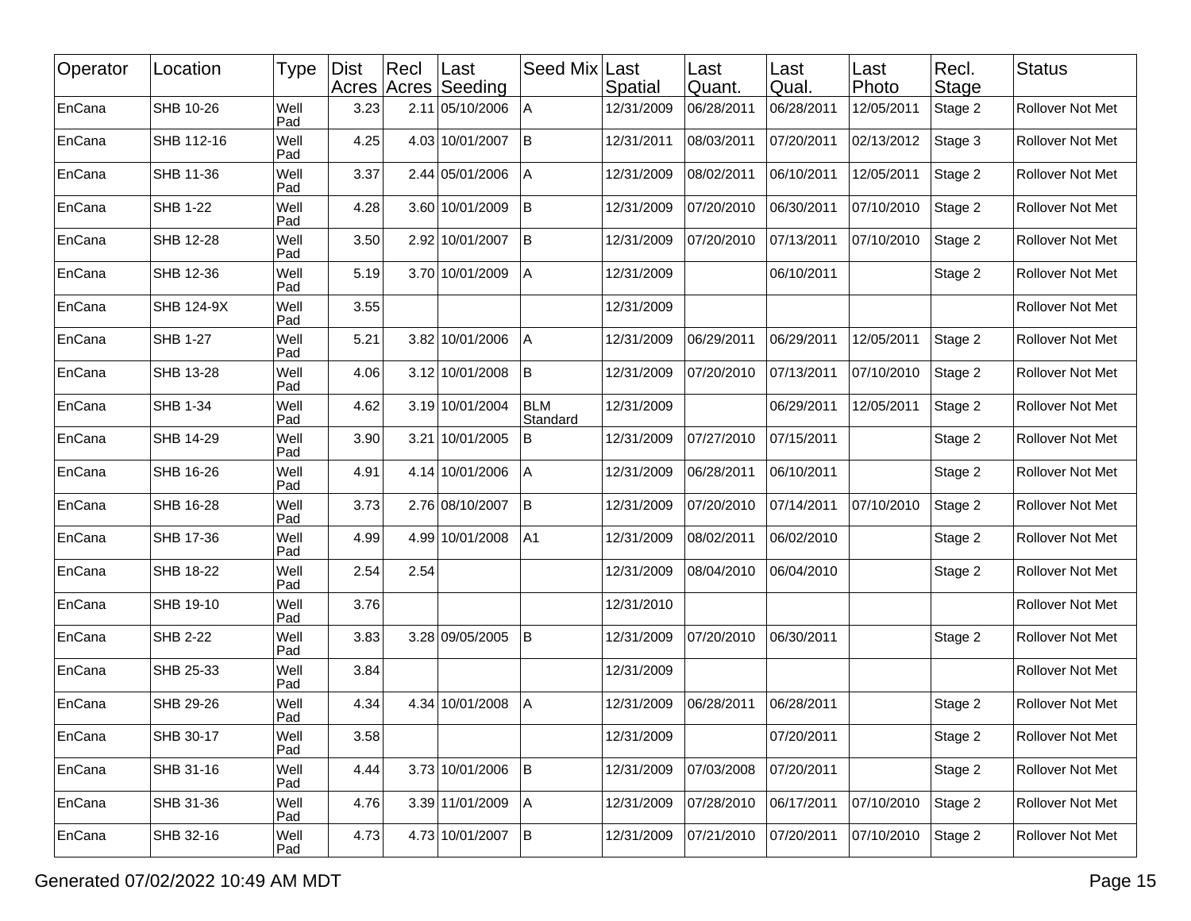| Operator | Location | Type | Dist Acres | Recl Acres | Last Seeding | Seed Mix | Last Spatial | Last Quant. | Last Qual. | Last Photo | Recl. Stage | Status |
|---|---|---|---|---|---|---|---|---|---|---|---|---|
| EnCana | SHB 10-26 | Well Pad | 3.23 | 2.11 | 05/10/2006 | A | 12/31/2009 | 06/28/2011 | 06/28/2011 | 12/05/2011 | Stage 2 | Rollover Not Met |
| EnCana | SHB 112-16 | Well Pad | 4.25 | 4.03 | 10/01/2007 | B | 12/31/2011 | 08/03/2011 | 07/20/2011 | 02/13/2012 | Stage 3 | Rollover Not Met |
| EnCana | SHB 11-36 | Well Pad | 3.37 | 2.44 | 05/01/2006 | A | 12/31/2009 | 08/02/2011 | 06/10/2011 | 12/05/2011 | Stage 2 | Rollover Not Met |
| EnCana | SHB 1-22 | Well Pad | 4.28 | 3.60 | 10/01/2009 | B | 12/31/2009 | 07/20/2010 | 06/30/2011 | 07/10/2010 | Stage 2 | Rollover Not Met |
| EnCana | SHB 12-28 | Well Pad | 3.50 | 2.92 | 10/01/2007 | B | 12/31/2009 | 07/20/2010 | 07/13/2011 | 07/10/2010 | Stage 2 | Rollover Not Met |
| EnCana | SHB 12-36 | Well Pad | 5.19 | 3.70 | 10/01/2009 | A | 12/31/2009 | | 06/10/2011 | | Stage 2 | Rollover Not Met |
| EnCana | SHB 124-9X | Well Pad | 3.55 | | | | 12/31/2009 | | | | | Rollover Not Met |
| EnCana | SHB 1-27 | Well Pad | 5.21 | 3.82 | 10/01/2006 | A | 12/31/2009 | 06/29/2011 | 06/29/2011 | 12/05/2011 | Stage 2 | Rollover Not Met |
| EnCana | SHB 13-28 | Well Pad | 4.06 | 3.12 | 10/01/2008 | B | 12/31/2009 | 07/20/2010 | 07/13/2011 | 07/10/2010 | Stage 2 | Rollover Not Met |
| EnCana | SHB 1-34 | Well Pad | 4.62 | 3.19 | 10/01/2004 | BLM Standard | 12/31/2009 | | 06/29/2011 | 12/05/2011 | Stage 2 | Rollover Not Met |
| EnCana | SHB 14-29 | Well Pad | 3.90 | 3.21 | 10/01/2005 | B | 12/31/2009 | 07/27/2010 | 07/15/2011 | | Stage 2 | Rollover Not Met |
| EnCana | SHB 16-26 | Well Pad | 4.91 | 4.14 | 10/01/2006 | A | 12/31/2009 | 06/28/2011 | 06/10/2011 | | Stage 2 | Rollover Not Met |
| EnCana | SHB 16-28 | Well Pad | 3.73 | 2.76 | 08/10/2007 | B | 12/31/2009 | 07/20/2010 | 07/14/2011 | 07/10/2010 | Stage 2 | Rollover Not Met |
| EnCana | SHB 17-36 | Well Pad | 4.99 | 4.99 | 10/01/2008 | A1 | 12/31/2009 | 08/02/2011 | 06/02/2010 | | Stage 2 | Rollover Not Met |
| EnCana | SHB 18-22 | Well Pad | 2.54 | 2.54 | | | 12/31/2009 | 08/04/2010 | 06/04/2010 | | Stage 2 | Rollover Not Met |
| EnCana | SHB 19-10 | Well Pad | 3.76 | | | | 12/31/2010 | | | | | Rollover Not Met |
| EnCana | SHB 2-22 | Well Pad | 3.83 | 3.28 | 09/05/2005 | B | 12/31/2009 | 07/20/2010 | 06/30/2011 | | Stage 2 | Rollover Not Met |
| EnCana | SHB 25-33 | Well Pad | 3.84 | | | | 12/31/2009 | | | | | Rollover Not Met |
| EnCana | SHB 29-26 | Well Pad | 4.34 | 4.34 | 10/01/2008 | A | 12/31/2009 | 06/28/2011 | 06/28/2011 | | Stage 2 | Rollover Not Met |
| EnCana | SHB 30-17 | Well Pad | 3.58 | | | | 12/31/2009 | | 07/20/2011 | | Stage 2 | Rollover Not Met |
| EnCana | SHB 31-16 | Well Pad | 4.44 | 3.73 | 10/01/2006 | B | 12/31/2009 | 07/03/2008 | 07/20/2011 | | Stage 2 | Rollover Not Met |
| EnCana | SHB 31-36 | Well Pad | 4.76 | 3.39 | 11/01/2009 | A | 12/31/2009 | 07/28/2010 | 06/17/2011 | 07/10/2010 | Stage 2 | Rollover Not Met |
| EnCana | SHB 32-16 | Well Pad | 4.73 | 4.73 | 10/01/2007 | B | 12/31/2009 | 07/21/2010 | 07/20/2011 | 07/10/2010 | Stage 2 | Rollover Not Met |

Generated 07/02/2022 10:49 AM MDT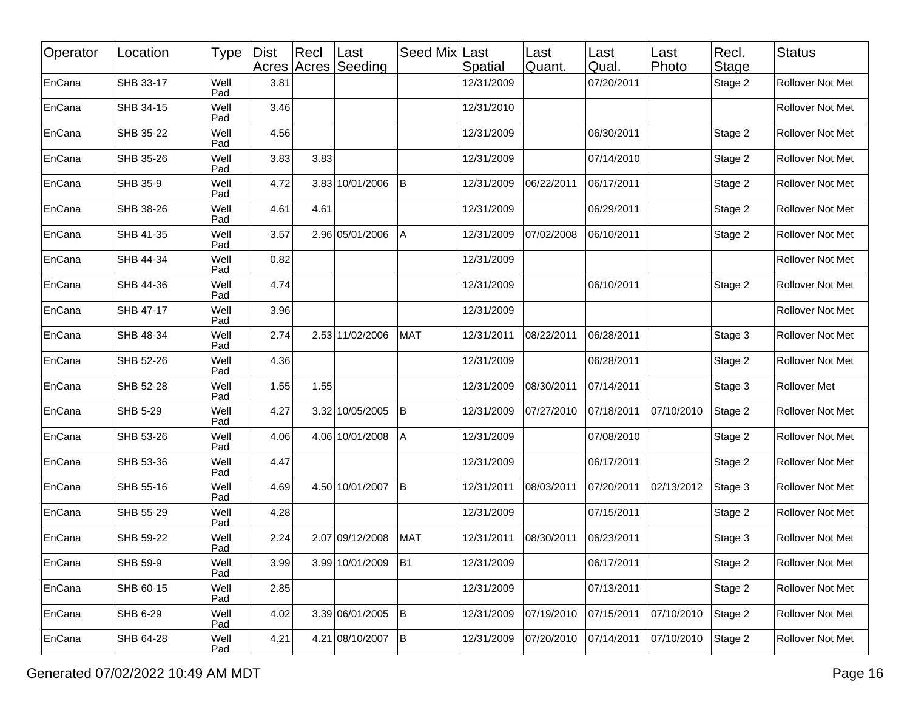| Operator | Location | Type | Dist Acres | Recl Acres | Last Seeding | Seed Mix | Last Spatial | Last Quant. | Last Qual. | Last Photo | Recl. Stage | Status |
|---|---|---|---|---|---|---|---|---|---|---|---|---|
| EnCana | SHB 33-17 | Well Pad | 3.81 | | | | 12/31/2009 | | 07/20/2011 | | Stage 2 | Rollover Not Met |
| EnCana | SHB 34-15 | Well Pad | 3.46 | | | | 12/31/2010 | | | | | Rollover Not Met |
| EnCana | SHB 35-22 | Well Pad | 4.56 | | | | 12/31/2009 | | 06/30/2011 | | Stage 2 | Rollover Not Met |
| EnCana | SHB 35-26 | Well Pad | 3.83 | 3.83 | | | 12/31/2009 | | 07/14/2010 | | Stage 2 | Rollover Not Met |
| EnCana | SHB 35-9 | Well Pad | 4.72 | 3.83 | 10/01/2006 | B | 12/31/2009 | 06/22/2011 | 06/17/2011 | | Stage 2 | Rollover Not Met |
| EnCana | SHB 38-26 | Well Pad | 4.61 | 4.61 | | | 12/31/2009 | | 06/29/2011 | | Stage 2 | Rollover Not Met |
| EnCana | SHB 41-35 | Well Pad | 3.57 | 2.96 | 05/01/2006 | A | 12/31/2009 | 07/02/2008 | 06/10/2011 | | Stage 2 | Rollover Not Met |
| EnCana | SHB 44-34 | Well Pad | 0.82 | | | | 12/31/2009 | | | | | Rollover Not Met |
| EnCana | SHB 44-36 | Well Pad | 4.74 | | | | 12/31/2009 | | 06/10/2011 | | Stage 2 | Rollover Not Met |
| EnCana | SHB 47-17 | Well Pad | 3.96 | | | | 12/31/2009 | | | | | Rollover Not Met |
| EnCana | SHB 48-34 | Well Pad | 2.74 | 2.53 | 11/02/2006 | MAT | 12/31/2011 | 08/22/2011 | 06/28/2011 | | Stage 3 | Rollover Not Met |
| EnCana | SHB 52-26 | Well Pad | 4.36 | | | | 12/31/2009 | | 06/28/2011 | | Stage 2 | Rollover Not Met |
| EnCana | SHB 52-28 | Well Pad | 1.55 | 1.55 | | | 12/31/2009 | 08/30/2011 | 07/14/2011 | | Stage 3 | Rollover Met |
| EnCana | SHB 5-29 | Well Pad | 4.27 | 3.32 | 10/05/2005 | B | 12/31/2009 | 07/27/2010 | 07/18/2011 | 07/10/2010 | Stage 2 | Rollover Not Met |
| EnCana | SHB 53-26 | Well Pad | 4.06 | 4.06 | 10/01/2008 | A | 12/31/2009 | | 07/08/2010 | | Stage 2 | Rollover Not Met |
| EnCana | SHB 53-36 | Well Pad | 4.47 | | | | 12/31/2009 | | 06/17/2011 | | Stage 2 | Rollover Not Met |
| EnCana | SHB 55-16 | Well Pad | 4.69 | 4.50 | 10/01/2007 | B | 12/31/2011 | 08/03/2011 | 07/20/2011 | 02/13/2012 | Stage 3 | Rollover Not Met |
| EnCana | SHB 55-29 | Well Pad | 4.28 | | | | 12/31/2009 | | 07/15/2011 | | Stage 2 | Rollover Not Met |
| EnCana | SHB 59-22 | Well Pad | 2.24 | 2.07 | 09/12/2008 | MAT | 12/31/2011 | 08/30/2011 | 06/23/2011 | | Stage 3 | Rollover Not Met |
| EnCana | SHB 59-9 | Well Pad | 3.99 | 3.99 | 10/01/2009 | B1 | 12/31/2009 | | 06/17/2011 | | Stage 2 | Rollover Not Met |
| EnCana | SHB 60-15 | Well Pad | 2.85 | | | | 12/31/2009 | | 07/13/2011 | | Stage 2 | Rollover Not Met |
| EnCana | SHB 6-29 | Well Pad | 4.02 | 3.39 | 06/01/2005 | B | 12/31/2009 | 07/19/2010 | 07/15/2011 | 07/10/2010 | Stage 2 | Rollover Not Met |
| EnCana | SHB 64-28 | Well Pad | 4.21 | 4.21 | 08/10/2007 | B | 12/31/2009 | 07/20/2010 | 07/14/2011 | 07/10/2010 | Stage 2 | Rollover Not Met |

Generated 07/02/2022 10:49 AM MDT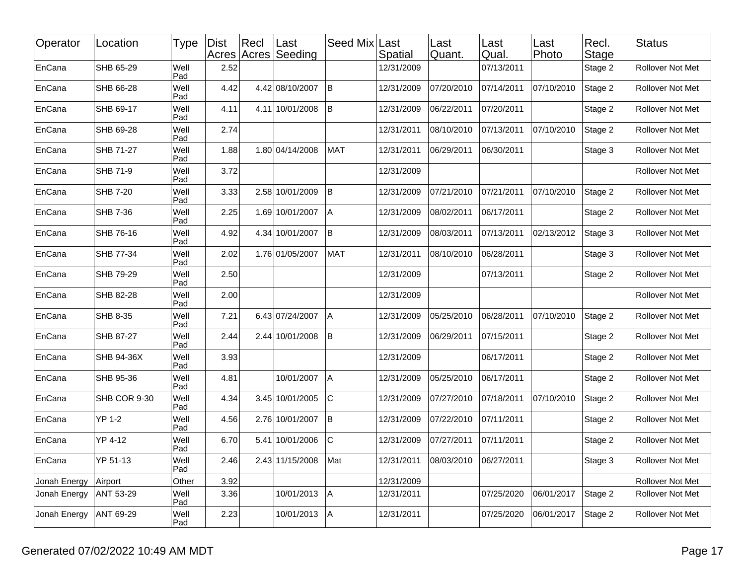| Operator | Location | Type | Dist Acres | Recl Acres | Last Seeding | Seed Mix | Last Spatial | Last Quant. | Last Qual. | Last Photo | Recl. Stage | Status |
|---|---|---|---|---|---|---|---|---|---|---|---|---|
| EnCana | SHB 65-29 | Well Pad | 2.52 | | | | 12/31/2009 | | 07/13/2011 | | Stage 2 | Rollover Not Met |
| EnCana | SHB 66-28 | Well Pad | 4.42 | 4.42 | 08/10/2007 | B | 12/31/2009 | 07/20/2010 | 07/14/2011 | 07/10/2010 | Stage 2 | Rollover Not Met |
| EnCana | SHB 69-17 | Well Pad | 4.11 | 4.11 | 10/01/2008 | B | 12/31/2009 | 06/22/2011 | 07/20/2011 | | Stage 2 | Rollover Not Met |
| EnCana | SHB 69-28 | Well Pad | 2.74 | | | | 12/31/2011 | 08/10/2010 | 07/13/2011 | 07/10/2010 | Stage 2 | Rollover Not Met |
| EnCana | SHB 71-27 | Well Pad | 1.88 | 1.80 | 04/14/2008 | MAT | 12/31/2011 | 06/29/2011 | 06/30/2011 | | Stage 3 | Rollover Not Met |
| EnCana | SHB 71-9 | Well Pad | 3.72 | | | | 12/31/2009 | | | | | Rollover Not Met |
| EnCana | SHB 7-20 | Well Pad | 3.33 | 2.58 | 10/01/2009 | B | 12/31/2009 | 07/21/2010 | 07/21/2011 | 07/10/2010 | Stage 2 | Rollover Not Met |
| EnCana | SHB 7-36 | Well Pad | 2.25 | 1.69 | 10/01/2007 | A | 12/31/2009 | 08/02/2011 | 06/17/2011 | | Stage 2 | Rollover Not Met |
| EnCana | SHB 76-16 | Well Pad | 4.92 | 4.34 | 10/01/2007 | B | 12/31/2009 | 08/03/2011 | 07/13/2011 | 02/13/2012 | Stage 3 | Rollover Not Met |
| EnCana | SHB 77-34 | Well Pad | 2.02 | 1.76 | 01/05/2007 | MAT | 12/31/2011 | 08/10/2010 | 06/28/2011 | | Stage 3 | Rollover Not Met |
| EnCana | SHB 79-29 | Well Pad | 2.50 | | | | 12/31/2009 | | 07/13/2011 | | Stage 2 | Rollover Not Met |
| EnCana | SHB 82-28 | Well Pad | 2.00 | | | | 12/31/2009 | | | | | Rollover Not Met |
| EnCana | SHB 8-35 | Well Pad | 7.21 | 6.43 | 07/24/2007 | A | 12/31/2009 | 05/25/2010 | 06/28/2011 | 07/10/2010 | Stage 2 | Rollover Not Met |
| EnCana | SHB 87-27 | Well Pad | 2.44 | 2.44 | 10/01/2008 | B | 12/31/2009 | 06/29/2011 | 07/15/2011 | | Stage 2 | Rollover Not Met |
| EnCana | SHB 94-36X | Well Pad | 3.93 | | | | 12/31/2009 | | 06/17/2011 | | Stage 2 | Rollover Not Met |
| EnCana | SHB 95-36 | Well Pad | 4.81 | | 10/01/2007 | A | 12/31/2009 | 05/25/2010 | 06/17/2011 | | Stage 2 | Rollover Not Met |
| EnCana | SHB COR 9-30 | Well Pad | 4.34 | 3.45 | 10/01/2005 | C | 12/31/2009 | 07/27/2010 | 07/18/2011 | 07/10/2010 | Stage 2 | Rollover Not Met |
| EnCana | YP 1-2 | Well Pad | 4.56 | 2.76 | 10/01/2007 | B | 12/31/2009 | 07/22/2010 | 07/11/2011 | | Stage 2 | Rollover Not Met |
| EnCana | YP 4-12 | Well Pad | 6.70 | 5.41 | 10/01/2006 | C | 12/31/2009 | 07/27/2011 | 07/11/2011 | | Stage 2 | Rollover Not Met |
| EnCana | YP 51-13 | Well Pad | 2.46 | 2.43 | 11/15/2008 | Mat | 12/31/2011 | 08/03/2010 | 06/27/2011 | | Stage 3 | Rollover Not Met |
| Jonah Energy | Airport | Other | 3.92 | | | | 12/31/2009 | | | | | Rollover Not Met |
| Jonah Energy | ANT 53-29 | Well Pad | 3.36 | | 10/01/2013 | A | 12/31/2011 | | 07/25/2020 | 06/01/2017 | Stage 2 | Rollover Not Met |
| Jonah Energy | ANT 69-29 | Well Pad | 2.23 | | 10/01/2013 | A | 12/31/2011 | | 07/25/2020 | 06/01/2017 | Stage 2 | Rollover Not Met |

Generated 07/02/2022 10:49 AM MDT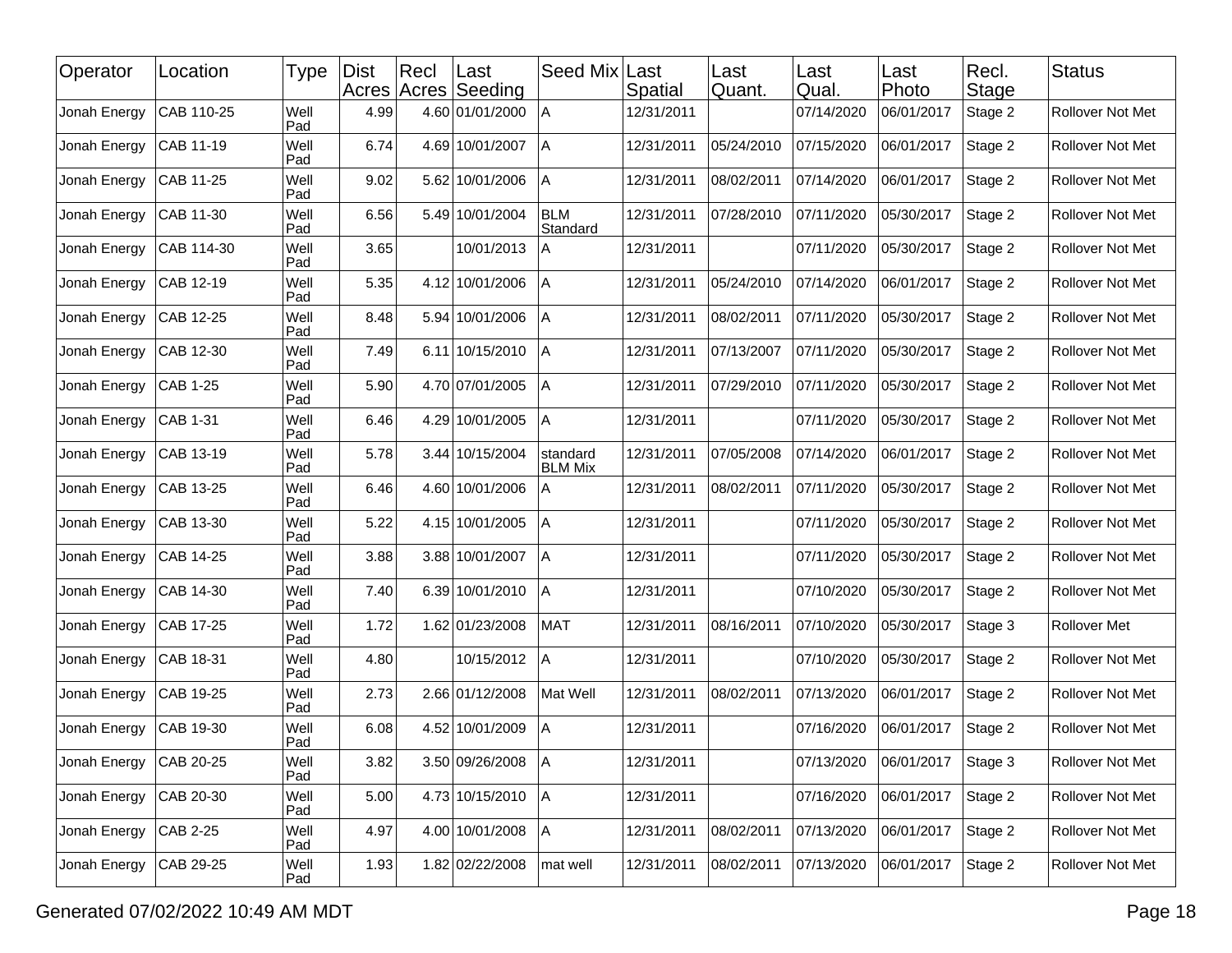| Operator | Location | Type | Dist Acres | Recl Acres | Last Seeding | Seed Mix | Last Spatial | Last Quant. | Last Qual. | Last Photo | Recl. Stage | Status |
|---|---|---|---|---|---|---|---|---|---|---|---|---|
| Jonah Energy | CAB 110-25 | Well Pad | 4.99 | 4.60 | 01/01/2000 | A | 12/31/2011 | | 07/14/2020 | 06/01/2017 | Stage 2 | Rollover Not Met |
| Jonah Energy | CAB 11-19 | Well Pad | 6.74 | 4.69 | 10/01/2007 | A | 12/31/2011 | 05/24/2010 | 07/15/2020 | 06/01/2017 | Stage 2 | Rollover Not Met |
| Jonah Energy | CAB 11-25 | Well Pad | 9.02 | 5.62 | 10/01/2006 | A | 12/31/2011 | 08/02/2011 | 07/14/2020 | 06/01/2017 | Stage 2 | Rollover Not Met |
| Jonah Energy | CAB 11-30 | Well Pad | 6.56 | 5.49 | 10/01/2004 | BLM Standard | 12/31/2011 | 07/28/2010 | 07/11/2020 | 05/30/2017 | Stage 2 | Rollover Not Met |
| Jonah Energy | CAB 114-30 | Well Pad | 3.65 | | 10/01/2013 | A | 12/31/2011 | | 07/11/2020 | 05/30/2017 | Stage 2 | Rollover Not Met |
| Jonah Energy | CAB 12-19 | Well Pad | 5.35 | 4.12 | 10/01/2006 | A | 12/31/2011 | 05/24/2010 | 07/14/2020 | 06/01/2017 | Stage 2 | Rollover Not Met |
| Jonah Energy | CAB 12-25 | Well Pad | 8.48 | 5.94 | 10/01/2006 | A | 12/31/2011 | 08/02/2011 | 07/11/2020 | 05/30/2017 | Stage 2 | Rollover Not Met |
| Jonah Energy | CAB 12-30 | Well Pad | 7.49 | 6.11 | 10/15/2010 | A | 12/31/2011 | 07/13/2007 | 07/11/2020 | 05/30/2017 | Stage 2 | Rollover Not Met |
| Jonah Energy | CAB 1-25 | Well Pad | 5.90 | 4.70 | 07/01/2005 | A | 12/31/2011 | 07/29/2010 | 07/11/2020 | 05/30/2017 | Stage 2 | Rollover Not Met |
| Jonah Energy | CAB 1-31 | Well Pad | 6.46 | 4.29 | 10/01/2005 | A | 12/31/2011 | | 07/11/2020 | 05/30/2017 | Stage 2 | Rollover Not Met |
| Jonah Energy | CAB 13-19 | Well Pad | 5.78 | 3.44 | 10/15/2004 | standard BLM Mix | 12/31/2011 | 07/05/2008 | 07/14/2020 | 06/01/2017 | Stage 2 | Rollover Not Met |
| Jonah Energy | CAB 13-25 | Well Pad | 6.46 | 4.60 | 10/01/2006 | A | 12/31/2011 | 08/02/2011 | 07/11/2020 | 05/30/2017 | Stage 2 | Rollover Not Met |
| Jonah Energy | CAB 13-30 | Well Pad | 5.22 | 4.15 | 10/01/2005 | A | 12/31/2011 | | 07/11/2020 | 05/30/2017 | Stage 2 | Rollover Not Met |
| Jonah Energy | CAB 14-25 | Well Pad | 3.88 | 3.88 | 10/01/2007 | A | 12/31/2011 | | 07/11/2020 | 05/30/2017 | Stage 2 | Rollover Not Met |
| Jonah Energy | CAB 14-30 | Well Pad | 7.40 | 6.39 | 10/01/2010 | A | 12/31/2011 | | 07/10/2020 | 05/30/2017 | Stage 2 | Rollover Not Met |
| Jonah Energy | CAB 17-25 | Well Pad | 1.72 | 1.62 | 01/23/2008 | MAT | 12/31/2011 | 08/16/2011 | 07/10/2020 | 05/30/2017 | Stage 3 | Rollover Met |
| Jonah Energy | CAB 18-31 | Well Pad | 4.80 | | 10/15/2012 | A | 12/31/2011 | | 07/10/2020 | 05/30/2017 | Stage 2 | Rollover Not Met |
| Jonah Energy | CAB 19-25 | Well Pad | 2.73 | 2.66 | 01/12/2008 | Mat Well | 12/31/2011 | 08/02/2011 | 07/13/2020 | 06/01/2017 | Stage 2 | Rollover Not Met |
| Jonah Energy | CAB 19-30 | Well Pad | 6.08 | 4.52 | 10/01/2009 | A | 12/31/2011 | | 07/16/2020 | 06/01/2017 | Stage 2 | Rollover Not Met |
| Jonah Energy | CAB 20-25 | Well Pad | 3.82 | 3.50 | 09/26/2008 | A | 12/31/2011 | | 07/13/2020 | 06/01/2017 | Stage 3 | Rollover Not Met |
| Jonah Energy | CAB 20-30 | Well Pad | 5.00 | 4.73 | 10/15/2010 | A | 12/31/2011 | | 07/16/2020 | 06/01/2017 | Stage 2 | Rollover Not Met |
| Jonah Energy | CAB 2-25 | Well Pad | 4.97 | 4.00 | 10/01/2008 | A | 12/31/2011 | 08/02/2011 | 07/13/2020 | 06/01/2017 | Stage 2 | Rollover Not Met |
| Jonah Energy | CAB 29-25 | Well Pad | 1.93 | 1.82 | 02/22/2008 | mat well | 12/31/2011 | 08/02/2011 | 07/13/2020 | 06/01/2017 | Stage 2 | Rollover Not Met |

Generated 07/02/2022 10:49 AM MDT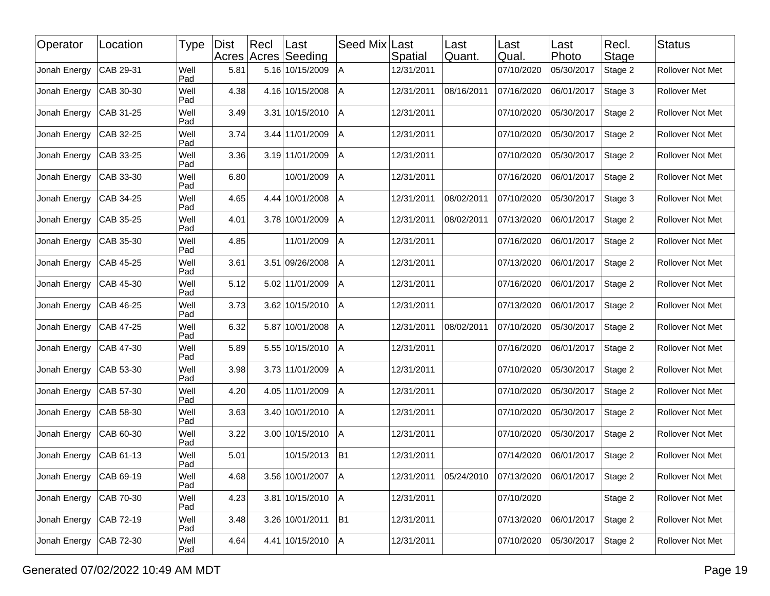| Operator | Location | Type | Dist Acres | Recl Acres | Last Seeding | Seed Mix | Last Spatial | Last Quant. | Last Qual. | Last Photo | Recl. Stage | Status |
|---|---|---|---|---|---|---|---|---|---|---|---|---|
| Jonah Energy | CAB 29-31 | Well Pad | 5.81 | 5.16 | 10/15/2009 | A | 12/31/2011 | | 07/10/2020 | 05/30/2017 | Stage 2 | Rollover Not Met |
| Jonah Energy | CAB 30-30 | Well Pad | 4.38 | 4.16 | 10/15/2008 | A | 12/31/2011 | 08/16/2011 | 07/16/2020 | 06/01/2017 | Stage 3 | Rollover Met |
| Jonah Energy | CAB 31-25 | Well Pad | 3.49 | 3.31 | 10/15/2010 | A | 12/31/2011 | | 07/10/2020 | 05/30/2017 | Stage 2 | Rollover Not Met |
| Jonah Energy | CAB 32-25 | Well Pad | 3.74 | 3.44 | 11/01/2009 | A | 12/31/2011 | | 07/10/2020 | 05/30/2017 | Stage 2 | Rollover Not Met |
| Jonah Energy | CAB 33-25 | Well Pad | 3.36 | 3.19 | 11/01/2009 | A | 12/31/2011 | | 07/10/2020 | 05/30/2017 | Stage 2 | Rollover Not Met |
| Jonah Energy | CAB 33-30 | Well Pad | 6.80 | | 10/01/2009 | A | 12/31/2011 | | 07/16/2020 | 06/01/2017 | Stage 2 | Rollover Not Met |
| Jonah Energy | CAB 34-25 | Well Pad | 4.65 | 4.44 | 10/01/2008 | A | 12/31/2011 | 08/02/2011 | 07/10/2020 | 05/30/2017 | Stage 3 | Rollover Not Met |
| Jonah Energy | CAB 35-25 | Well Pad | 4.01 | 3.78 | 10/01/2009 | A | 12/31/2011 | 08/02/2011 | 07/13/2020 | 06/01/2017 | Stage 2 | Rollover Not Met |
| Jonah Energy | CAB 35-30 | Well Pad | 4.85 | | 11/01/2009 | A | 12/31/2011 | | 07/16/2020 | 06/01/2017 | Stage 2 | Rollover Not Met |
| Jonah Energy | CAB 45-25 | Well Pad | 3.61 | 3.51 | 09/26/2008 | A | 12/31/2011 | | 07/13/2020 | 06/01/2017 | Stage 2 | Rollover Not Met |
| Jonah Energy | CAB 45-30 | Well Pad | 5.12 | 5.02 | 11/01/2009 | A | 12/31/2011 | | 07/16/2020 | 06/01/2017 | Stage 2 | Rollover Not Met |
| Jonah Energy | CAB 46-25 | Well Pad | 3.73 | 3.62 | 10/15/2010 | A | 12/31/2011 | | 07/13/2020 | 06/01/2017 | Stage 2 | Rollover Not Met |
| Jonah Energy | CAB 47-25 | Well Pad | 6.32 | 5.87 | 10/01/2008 | A | 12/31/2011 | 08/02/2011 | 07/10/2020 | 05/30/2017 | Stage 2 | Rollover Not Met |
| Jonah Energy | CAB 47-30 | Well Pad | 5.89 | 5.55 | 10/15/2010 | A | 12/31/2011 | | 07/16/2020 | 06/01/2017 | Stage 2 | Rollover Not Met |
| Jonah Energy | CAB 53-30 | Well Pad | 3.98 | 3.73 | 11/01/2009 | A | 12/31/2011 | | 07/10/2020 | 05/30/2017 | Stage 2 | Rollover Not Met |
| Jonah Energy | CAB 57-30 | Well Pad | 4.20 | 4.05 | 11/01/2009 | A | 12/31/2011 | | 07/10/2020 | 05/30/2017 | Stage 2 | Rollover Not Met |
| Jonah Energy | CAB 58-30 | Well Pad | 3.63 | 3.40 | 10/01/2010 | A | 12/31/2011 | | 07/10/2020 | 05/30/2017 | Stage 2 | Rollover Not Met |
| Jonah Energy | CAB 60-30 | Well Pad | 3.22 | 3.00 | 10/15/2010 | A | 12/31/2011 | | 07/10/2020 | 05/30/2017 | Stage 2 | Rollover Not Met |
| Jonah Energy | CAB 61-13 | Well Pad | 5.01 | | 10/15/2013 | B1 | 12/31/2011 | | 07/14/2020 | 06/01/2017 | Stage 2 | Rollover Not Met |
| Jonah Energy | CAB 69-19 | Well Pad | 4.68 | 3.56 | 10/01/2007 | A | 12/31/2011 | 05/24/2010 | 07/13/2020 | 06/01/2017 | Stage 2 | Rollover Not Met |
| Jonah Energy | CAB 70-30 | Well Pad | 4.23 | 3.81 | 10/15/2010 | A | 12/31/2011 | | 07/10/2020 | | Stage 2 | Rollover Not Met |
| Jonah Energy | CAB 72-19 | Well Pad | 3.48 | 3.26 | 10/01/2011 | B1 | 12/31/2011 | | 07/13/2020 | 06/01/2017 | Stage 2 | Rollover Not Met |
| Jonah Energy | CAB 72-30 | Well Pad | 4.64 | 4.41 | 10/15/2010 | A | 12/31/2011 | | 07/10/2020 | 05/30/2017 | Stage 2 | Rollover Not Met |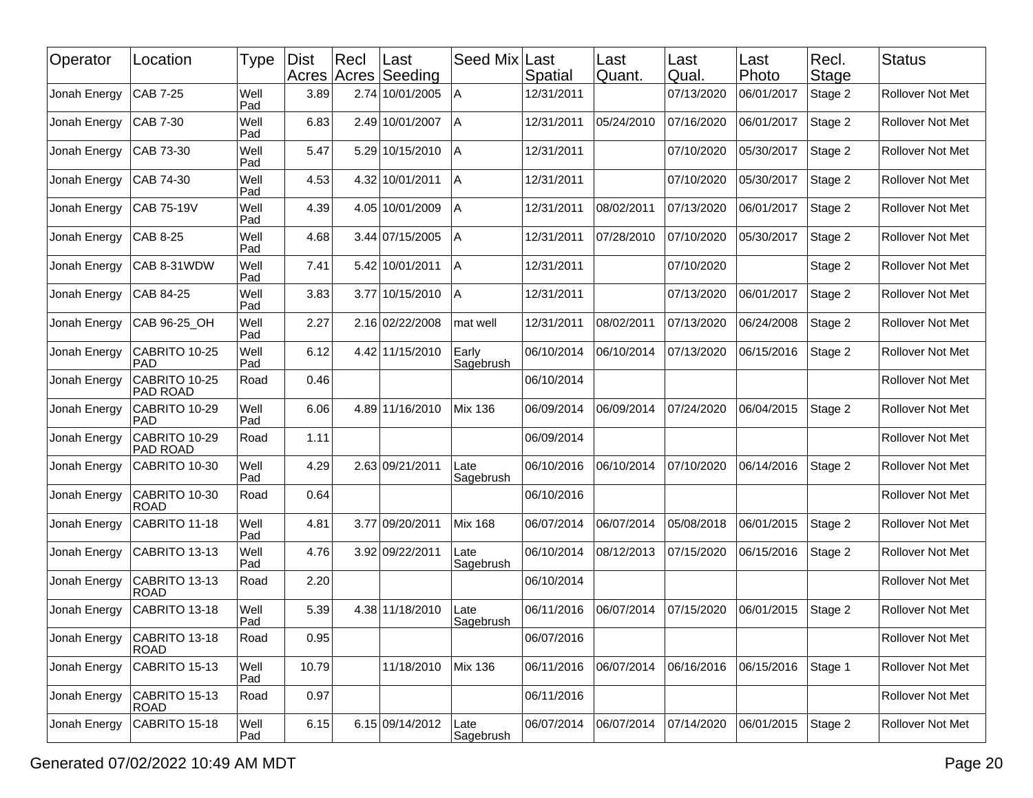| Operator | Location | Type | Dist Acres | Recl Acres | Last Seeding | Seed Mix | Last Spatial | Last Quant. | Last Qual. | Last Photo | Recl. Stage | Status |
|---|---|---|---|---|---|---|---|---|---|---|---|---|
| Jonah Energy | CAB 7-25 | Well Pad | 3.89 | 2.74 | 10/01/2005 | A | 12/31/2011 | | 07/13/2020 | 06/01/2017 | Stage 2 | Rollover Not Met |
| Jonah Energy | CAB 7-30 | Well Pad | 6.83 | 2.49 | 10/01/2007 | A | 12/31/2011 | 05/24/2010 | 07/16/2020 | 06/01/2017 | Stage 2 | Rollover Not Met |
| Jonah Energy | CAB 73-30 | Well Pad | 5.47 | 5.29 | 10/15/2010 | A | 12/31/2011 | | 07/10/2020 | 05/30/2017 | Stage 2 | Rollover Not Met |
| Jonah Energy | CAB 74-30 | Well Pad | 4.53 | 4.32 | 10/01/2011 | A | 12/31/2011 | | 07/10/2020 | 05/30/2017 | Stage 2 | Rollover Not Met |
| Jonah Energy | CAB 75-19V | Well Pad | 4.39 | 4.05 | 10/01/2009 | A | 12/31/2011 | 08/02/2011 | 07/13/2020 | 06/01/2017 | Stage 2 | Rollover Not Met |
| Jonah Energy | CAB 8-25 | Well Pad | 4.68 | 3.44 | 07/15/2005 | A | 12/31/2011 | 07/28/2010 | 07/10/2020 | 05/30/2017 | Stage 2 | Rollover Not Met |
| Jonah Energy | CAB 8-31WDW | Well Pad | 7.41 | 5.42 | 10/01/2011 | A | 12/31/2011 | | 07/10/2020 | | Stage 2 | Rollover Not Met |
| Jonah Energy | CAB 84-25 | Well Pad | 3.83 | 3.77 | 10/15/2010 | A | 12/31/2011 | | 07/13/2020 | 06/01/2017 | Stage 2 | Rollover Not Met |
| Jonah Energy | CAB 96-25_OH | Well Pad | 2.27 | 2.16 | 02/22/2008 | mat well | 12/31/2011 | 08/02/2011 | 07/13/2020 | 06/24/2008 | Stage 2 | Rollover Not Met |
| Jonah Energy | CABRITO 10-25 PAD | Well Pad | 6.12 | 4.42 | 11/15/2010 | Early Sagebrush | 06/10/2014 | 06/10/2014 | 07/13/2020 | 06/15/2016 | Stage 2 | Rollover Not Met |
| Jonah Energy | CABRITO 10-25 PAD ROAD | Road | 0.46 | | | | 06/10/2014 | | | | | Rollover Not Met |
| Jonah Energy | CABRITO 10-29 PAD | Well Pad | 6.06 | 4.89 | 11/16/2010 | Mix 136 | 06/09/2014 | 06/09/2014 | 07/24/2020 | 06/04/2015 | Stage 2 | Rollover Not Met |
| Jonah Energy | CABRITO 10-29 PAD ROAD | Road | 1.11 | | | | 06/09/2014 | | | | | Rollover Not Met |
| Jonah Energy | CABRITO 10-30 | Well Pad | 4.29 | 2.63 | 09/21/2011 | Late Sagebrush | 06/10/2016 | 06/10/2014 | 07/10/2020 | 06/14/2016 | Stage 2 | Rollover Not Met |
| Jonah Energy | CABRITO 10-30 ROAD | Road | 0.64 | | | | 06/10/2016 | | | | | Rollover Not Met |
| Jonah Energy | CABRITO 11-18 | Well Pad | 4.81 | 3.77 | 09/20/2011 | Mix 168 | 06/07/2014 | 06/07/2014 | 05/08/2018 | 06/01/2015 | Stage 2 | Rollover Not Met |
| Jonah Energy | CABRITO 13-13 | Well Pad | 4.76 | 3.92 | 09/22/2011 | Late Sagebrush | 06/10/2014 | 08/12/2013 | 07/15/2020 | 06/15/2016 | Stage 2 | Rollover Not Met |
| Jonah Energy | CABRITO 13-13 ROAD | Road | 2.20 | | | | 06/10/2014 | | | | | Rollover Not Met |
| Jonah Energy | CABRITO 13-18 | Well Pad | 5.39 | 4.38 | 11/18/2010 | Late Sagebrush | 06/11/2016 | 06/07/2014 | 07/15/2020 | 06/01/2015 | Stage 2 | Rollover Not Met |
| Jonah Energy | CABRITO 13-18 ROAD | Road | 0.95 | | | | 06/07/2016 | | | | | Rollover Not Met |
| Jonah Energy | CABRITO 15-13 | Well Pad | 10.79 | | 11/18/2010 | Mix 136 | 06/11/2016 | 06/07/2014 | 06/16/2016 | 06/15/2016 | Stage 1 | Rollover Not Met |
| Jonah Energy | CABRITO 15-13 ROAD | Road | 0.97 | | | | 06/11/2016 | | | | | Rollover Not Met |
| Jonah Energy | CABRITO 15-18 | Well Pad | 6.15 | 6.15 | 09/14/2012 | Late Sagebrush | 06/07/2014 | 06/07/2014 | 07/14/2020 | 06/01/2015 | Stage 2 | Rollover Not Met |

Generated 07/02/2022 10:49 AM MDT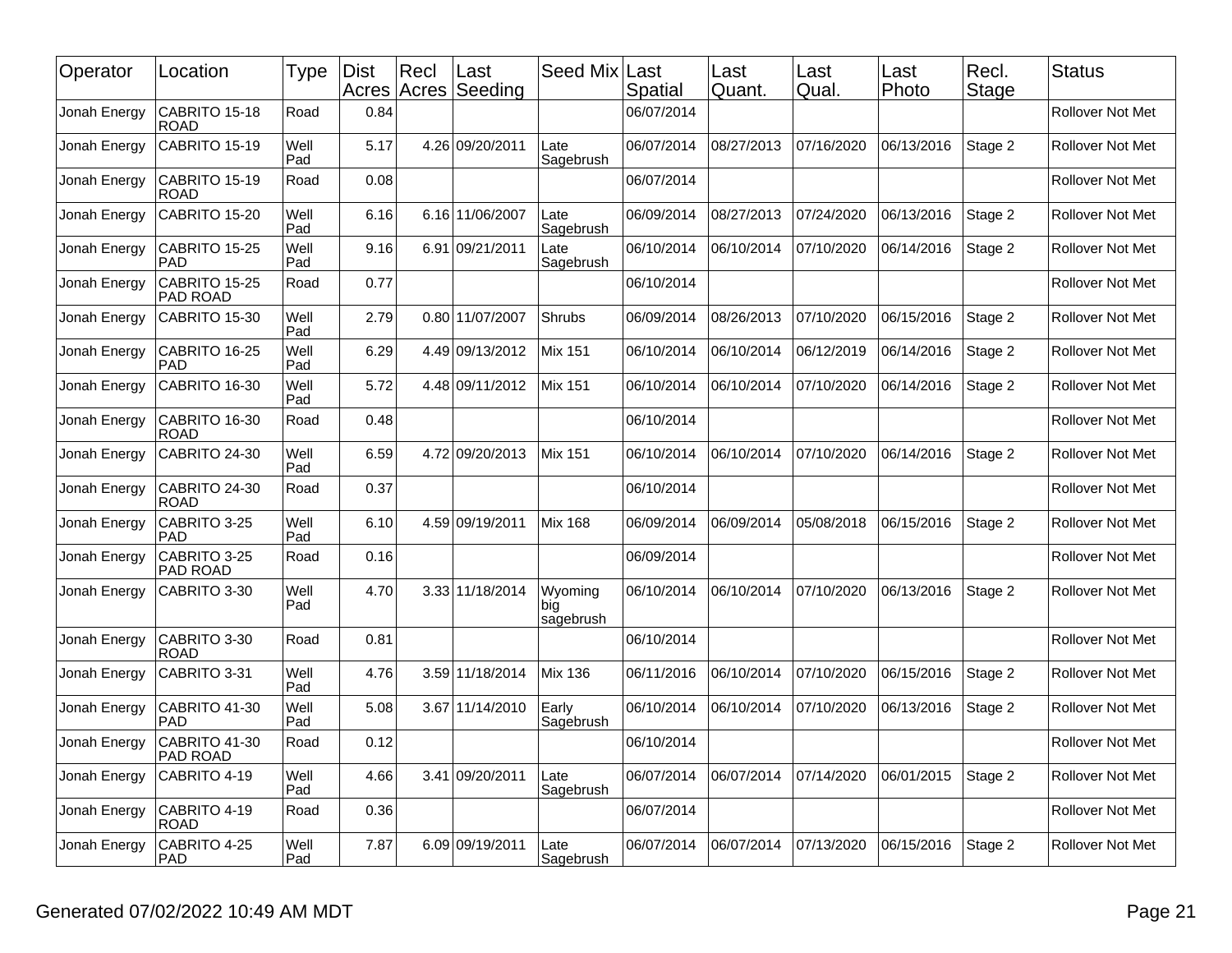| Operator | Location | Type | Dist Acres | Recl Acres | Last Seeding | Seed Mix | Last Spatial | Last Quant. | Last Qual. | Last Photo | Recl. Stage | Status |
|---|---|---|---|---|---|---|---|---|---|---|---|---|
| Jonah Energy | CABRITO 15-18 ROAD | Road | 0.84 | | | | 06/07/2014 | | | | | Rollover Not Met |
| Jonah Energy | CABRITO 15-19 | Well Pad | 5.17 | 4.26 | 09/20/2011 | Late Sagebrush | 06/07/2014 | 08/27/2013 | 07/16/2020 | 06/13/2016 | Stage 2 | Rollover Not Met |
| Jonah Energy | CABRITO 15-19 ROAD | Road | 0.08 | | | | 06/07/2014 | | | | | Rollover Not Met |
| Jonah Energy | CABRITO 15-20 | Well Pad | 6.16 | 6.16 | 11/06/2007 | Late Sagebrush | 06/09/2014 | 08/27/2013 | 07/24/2020 | 06/13/2016 | Stage 2 | Rollover Not Met |
| Jonah Energy | CABRITO 15-25 PAD | Well Pad | 9.16 | 6.91 | 09/21/2011 | Late Sagebrush | 06/10/2014 | 06/10/2014 | 07/10/2020 | 06/14/2016 | Stage 2 | Rollover Not Met |
| Jonah Energy | CABRITO 15-25 PAD ROAD | Road | 0.77 | | | | 06/10/2014 | | | | | Rollover Not Met |
| Jonah Energy | CABRITO 15-30 | Well Pad | 2.79 | 0.80 | 11/07/2007 | Shrubs | 06/09/2014 | 08/26/2013 | 07/10/2020 | 06/15/2016 | Stage 2 | Rollover Not Met |
| Jonah Energy | CABRITO 16-25 PAD | Well Pad | 6.29 | 4.49 | 09/13/2012 | Mix 151 | 06/10/2014 | 06/10/2014 | 06/12/2019 | 06/14/2016 | Stage 2 | Rollover Not Met |
| Jonah Energy | CABRITO 16-30 | Well Pad | 5.72 | 4.48 | 09/11/2012 | Mix 151 | 06/10/2014 | 06/10/2014 | 07/10/2020 | 06/14/2016 | Stage 2 | Rollover Not Met |
| Jonah Energy | CABRITO 16-30 ROAD | Road | 0.48 | | | | 06/10/2014 | | | | | Rollover Not Met |
| Jonah Energy | CABRITO 24-30 | Well Pad | 6.59 | 4.72 | 09/20/2013 | Mix 151 | 06/10/2014 | 06/10/2014 | 07/10/2020 | 06/14/2016 | Stage 2 | Rollover Not Met |
| Jonah Energy | CABRITO 24-30 ROAD | Road | 0.37 | | | | 06/10/2014 | | | | | Rollover Not Met |
| Jonah Energy | CABRITO 3-25 PAD | Well Pad | 6.10 | 4.59 | 09/19/2011 | Mix 168 | 06/09/2014 | 06/09/2014 | 05/08/2018 | 06/15/2016 | Stage 2 | Rollover Not Met |
| Jonah Energy | CABRITO 3-25 PAD ROAD | Road | 0.16 | | | | 06/09/2014 | | | | | Rollover Not Met |
| Jonah Energy | CABRITO 3-30 | Well Pad | 4.70 | 3.33 | 11/18/2014 | Wyoming big sagebrush | 06/10/2014 | 06/10/2014 | 07/10/2020 | 06/13/2016 | Stage 2 | Rollover Not Met |
| Jonah Energy | CABRITO 3-30 ROAD | Road | 0.81 | | | | 06/10/2014 | | | | | Rollover Not Met |
| Jonah Energy | CABRITO 3-31 | Well Pad | 4.76 | 3.59 | 11/18/2014 | Mix 136 | 06/11/2016 | 06/10/2014 | 07/10/2020 | 06/15/2016 | Stage 2 | Rollover Not Met |
| Jonah Energy | CABRITO 41-30 PAD | Well Pad | 5.08 | 3.67 | 11/14/2010 | Early Sagebrush | 06/10/2014 | 06/10/2014 | 07/10/2020 | 06/13/2016 | Stage 2 | Rollover Not Met |
| Jonah Energy | CABRITO 41-30 PAD ROAD | Road | 0.12 | | | | 06/10/2014 | | | | | Rollover Not Met |
| Jonah Energy | CABRITO 4-19 | Well Pad | 4.66 | 3.41 | 09/20/2011 | Late Sagebrush | 06/07/2014 | 06/07/2014 | 07/14/2020 | 06/01/2015 | Stage 2 | Rollover Not Met |
| Jonah Energy | CABRITO 4-19 ROAD | Road | 0.36 | | | | 06/07/2014 | | | | | Rollover Not Met |
| Jonah Energy | CABRITO 4-25 PAD | Well Pad | 7.87 | 6.09 | 09/19/2011 | Late Sagebrush | 06/07/2014 | 06/07/2014 | 07/13/2020 | 06/15/2016 | Stage 2 | Rollover Not Met |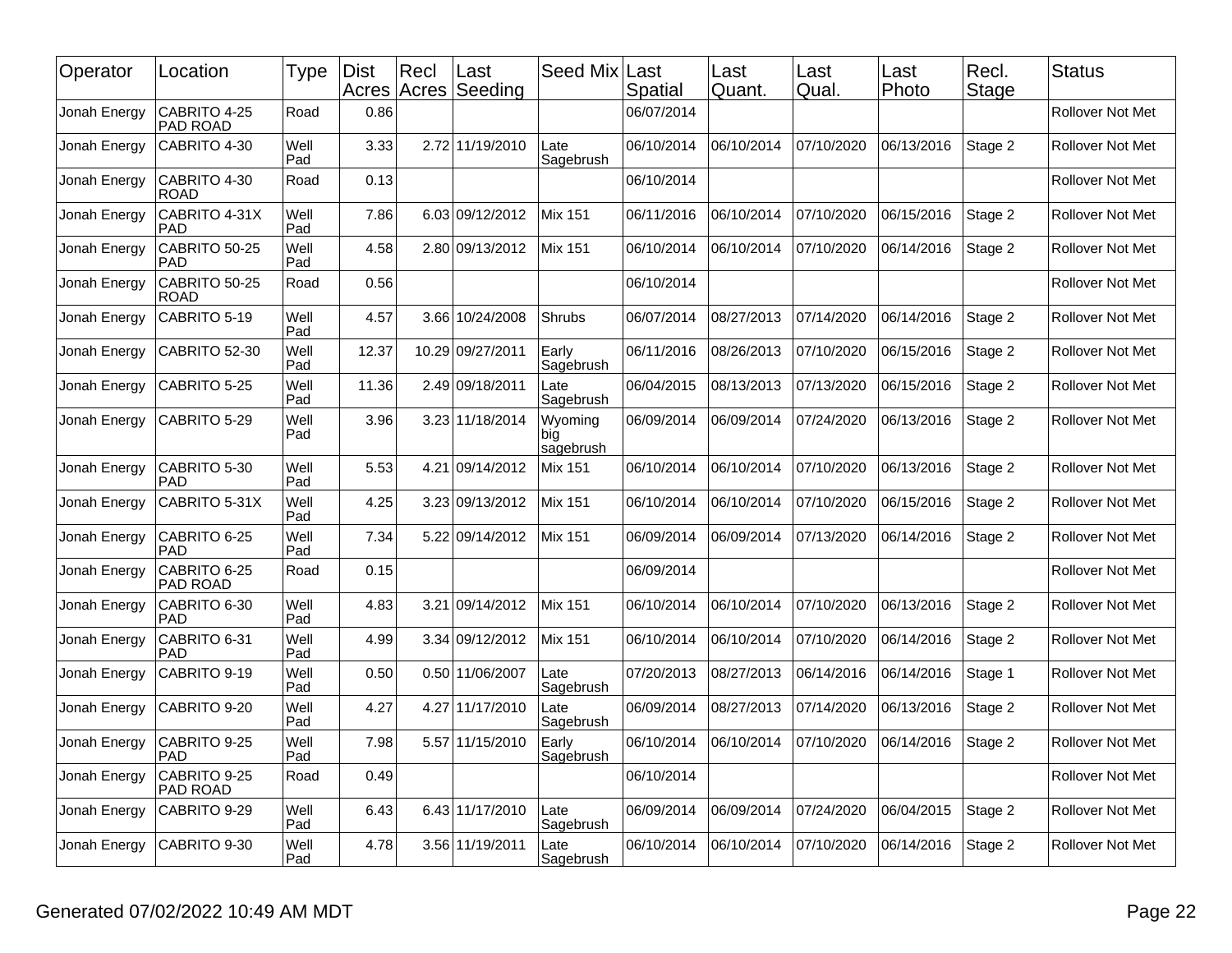| Operator | Location | Type | Dist Acres | Recl Acres | Last Seeding | Seed Mix | Last Spatial | Last Quant. | Last Qual. | Last Photo | Recl. Stage | Status |
|---|---|---|---|---|---|---|---|---|---|---|---|---|
| Jonah Energy | CABRITO 4-25 PAD ROAD | Road | 0.86 | | | | 06/07/2014 | | | | | Rollover Not Met |
| Jonah Energy | CABRITO 4-30 | Well Pad | 3.33 | 2.72 | 11/19/2010 | Late Sagebrush | 06/10/2014 | 06/10/2014 | 07/10/2020 | 06/13/2016 | Stage 2 | Rollover Not Met |
| Jonah Energy | CABRITO 4-30 ROAD | Road | 0.13 | | | | 06/10/2014 | | | | | Rollover Not Met |
| Jonah Energy | CABRITO 4-31X PAD | Well Pad | 7.86 | 6.03 | 09/12/2012 | Mix 151 | 06/11/2016 | 06/10/2014 | 07/10/2020 | 06/15/2016 | Stage 2 | Rollover Not Met |
| Jonah Energy | CABRITO 50-25 PAD | Well Pad | 4.58 | 2.80 | 09/13/2012 | Mix 151 | 06/10/2014 | 06/10/2014 | 07/10/2020 | 06/14/2016 | Stage 2 | Rollover Not Met |
| Jonah Energy | CABRITO 50-25 ROAD | Road | 0.56 | | | | 06/10/2014 | | | | | Rollover Not Met |
| Jonah Energy | CABRITO 5-19 | Well Pad | 4.57 | 3.66 | 10/24/2008 | Shrubs | 06/07/2014 | 08/27/2013 | 07/14/2020 | 06/14/2016 | Stage 2 | Rollover Not Met |
| Jonah Energy | CABRITO 52-30 | Well Pad | 12.37 | 10.29 | 09/27/2011 | Early Sagebrush | 06/11/2016 | 08/26/2013 | 07/10/2020 | 06/15/2016 | Stage 2 | Rollover Not Met |
| Jonah Energy | CABRITO 5-25 | Well Pad | 11.36 | 2.49 | 09/18/2011 | Late Sagebrush | 06/04/2015 | 08/13/2013 | 07/13/2020 | 06/15/2016 | Stage 2 | Rollover Not Met |
| Jonah Energy | CABRITO 5-29 | Well Pad | 3.96 | 3.23 | 11/18/2014 | Wyoming big sagebrush | 06/09/2014 | 06/09/2014 | 07/24/2020 | 06/13/2016 | Stage 2 | Rollover Not Met |
| Jonah Energy | CABRITO 5-30 PAD | Well Pad | 5.53 | 4.21 | 09/14/2012 | Mix 151 | 06/10/2014 | 06/10/2014 | 07/10/2020 | 06/13/2016 | Stage 2 | Rollover Not Met |
| Jonah Energy | CABRITO 5-31X | Well Pad | 4.25 | 3.23 | 09/13/2012 | Mix 151 | 06/10/2014 | 06/10/2014 | 07/10/2020 | 06/15/2016 | Stage 2 | Rollover Not Met |
| Jonah Energy | CABRITO 6-25 PAD | Well Pad | 7.34 | 5.22 | 09/14/2012 | Mix 151 | 06/09/2014 | 06/09/2014 | 07/13/2020 | 06/14/2016 | Stage 2 | Rollover Not Met |
| Jonah Energy | CABRITO 6-25 PAD ROAD | Road | 0.15 | | | | 06/09/2014 | | | | | Rollover Not Met |
| Jonah Energy | CABRITO 6-30 PAD | Well Pad | 4.83 | 3.21 | 09/14/2012 | Mix 151 | 06/10/2014 | 06/10/2014 | 07/10/2020 | 06/13/2016 | Stage 2 | Rollover Not Met |
| Jonah Energy | CABRITO 6-31 PAD | Well Pad | 4.99 | 3.34 | 09/12/2012 | Mix 151 | 06/10/2014 | 06/10/2014 | 07/10/2020 | 06/14/2016 | Stage 2 | Rollover Not Met |
| Jonah Energy | CABRITO 9-19 | Well Pad | 0.50 | 0.50 | 11/06/2007 | Late Sagebrush | 07/20/2013 | 08/27/2013 | 06/14/2016 | 06/14/2016 | Stage 1 | Rollover Not Met |
| Jonah Energy | CABRITO 9-20 | Well Pad | 4.27 | 4.27 | 11/17/2010 | Late Sagebrush | 06/09/2014 | 08/27/2013 | 07/14/2020 | 06/13/2016 | Stage 2 | Rollover Not Met |
| Jonah Energy | CABRITO 9-25 PAD | Well Pad | 7.98 | 5.57 | 11/15/2010 | Early Sagebrush | 06/10/2014 | 06/10/2014 | 07/10/2020 | 06/14/2016 | Stage 2 | Rollover Not Met |
| Jonah Energy | CABRITO 9-25 PAD ROAD | Road | 0.49 | | | | 06/10/2014 | | | | | Rollover Not Met |
| Jonah Energy | CABRITO 9-29 | Well Pad | 6.43 | 6.43 | 11/17/2010 | Late Sagebrush | 06/09/2014 | 06/09/2014 | 07/24/2020 | 06/04/2015 | Stage 2 | Rollover Not Met |
| Jonah Energy | CABRITO 9-30 | Well Pad | 4.78 | 3.56 | 11/19/2011 | Late Sagebrush | 06/10/2014 | 06/10/2014 | 07/10/2020 | 06/14/2016 | Stage 2 | Rollover Not Met |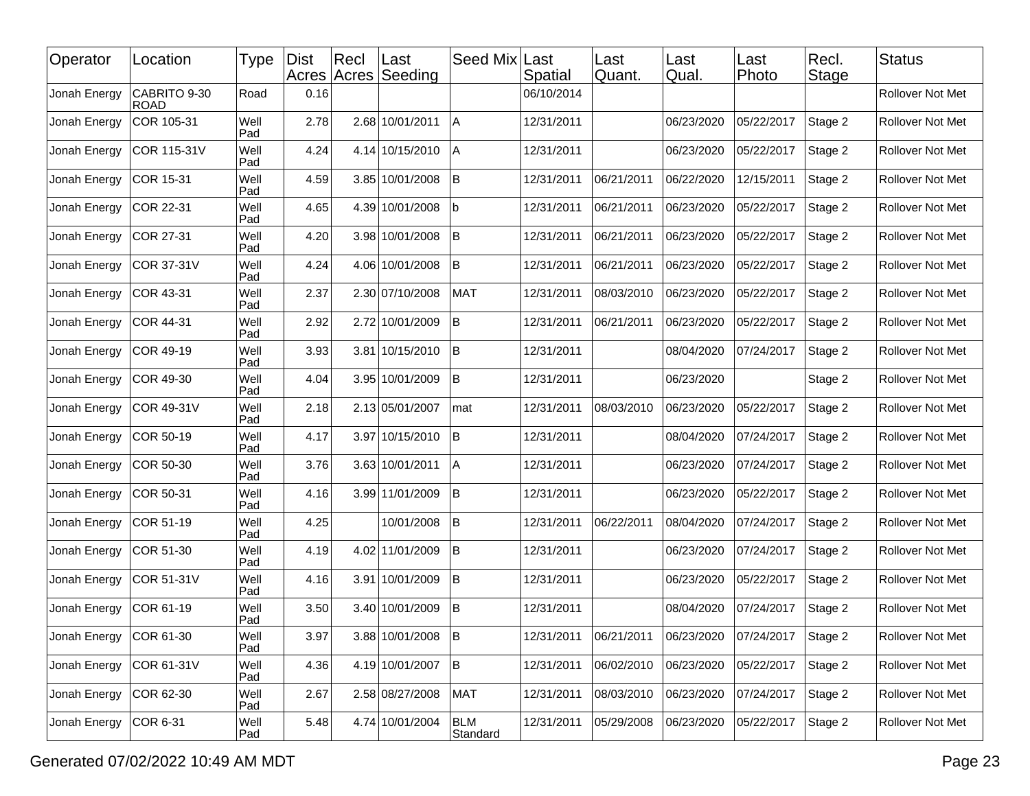| Operator | Location | Type | Dist Acres | Recl Acres | Last Seeding | Seed Mix | Last Spatial | Last Quant. | Last Qual. | Last Photo | Recl. Stage | Status |
|---|---|---|---|---|---|---|---|---|---|---|---|---|
| Jonah Energy | CABRITO 9-30 ROAD | Road | 0.16 | | | | 06/10/2014 | | | | | Rollover Not Met |
| Jonah Energy | COR 105-31 | Well Pad | 2.78 | 2.68 | 10/01/2011 | A | 12/31/2011 | | 06/23/2020 | 05/22/2017 | Stage 2 | Rollover Not Met |
| Jonah Energy | COR 115-31V | Well Pad | 4.24 | 4.14 | 10/15/2010 | A | 12/31/2011 | | 06/23/2020 | 05/22/2017 | Stage 2 | Rollover Not Met |
| Jonah Energy | COR 15-31 | Well Pad | 4.59 | 3.85 | 10/01/2008 | B | 12/31/2011 | 06/21/2011 | 06/22/2020 | 12/15/2011 | Stage 2 | Rollover Not Met |
| Jonah Energy | COR 22-31 | Well Pad | 4.65 | 4.39 | 10/01/2008 | b | 12/31/2011 | 06/21/2011 | 06/23/2020 | 05/22/2017 | Stage 2 | Rollover Not Met |
| Jonah Energy | COR 27-31 | Well Pad | 4.20 | 3.98 | 10/01/2008 | B | 12/31/2011 | 06/21/2011 | 06/23/2020 | 05/22/2017 | Stage 2 | Rollover Not Met |
| Jonah Energy | COR 37-31V | Well Pad | 4.24 | 4.06 | 10/01/2008 | B | 12/31/2011 | 06/21/2011 | 06/23/2020 | 05/22/2017 | Stage 2 | Rollover Not Met |
| Jonah Energy | COR 43-31 | Well Pad | 2.37 | 2.30 | 07/10/2008 | MAT | 12/31/2011 | 08/03/2010 | 06/23/2020 | 05/22/2017 | Stage 2 | Rollover Not Met |
| Jonah Energy | COR 44-31 | Well Pad | 2.92 | 2.72 | 10/01/2009 | B | 12/31/2011 | 06/21/2011 | 06/23/2020 | 05/22/2017 | Stage 2 | Rollover Not Met |
| Jonah Energy | COR 49-19 | Well Pad | 3.93 | 3.81 | 10/15/2010 | B | 12/31/2011 | | 08/04/2020 | 07/24/2017 | Stage 2 | Rollover Not Met |
| Jonah Energy | COR 49-30 | Well Pad | 4.04 | 3.95 | 10/01/2009 | B | 12/31/2011 | | 06/23/2020 | | Stage 2 | Rollover Not Met |
| Jonah Energy | COR 49-31V | Well Pad | 2.18 | 2.13 | 05/01/2007 | mat | 12/31/2011 | 08/03/2010 | 06/23/2020 | 05/22/2017 | Stage 2 | Rollover Not Met |
| Jonah Energy | COR 50-19 | Well Pad | 4.17 | 3.97 | 10/15/2010 | B | 12/31/2011 | | 08/04/2020 | 07/24/2017 | Stage 2 | Rollover Not Met |
| Jonah Energy | COR 50-30 | Well Pad | 3.76 | 3.63 | 10/01/2011 | A | 12/31/2011 | | 06/23/2020 | 07/24/2017 | Stage 2 | Rollover Not Met |
| Jonah Energy | COR 50-31 | Well Pad | 4.16 | 3.99 | 11/01/2009 | B | 12/31/2011 | | 06/23/2020 | 05/22/2017 | Stage 2 | Rollover Not Met |
| Jonah Energy | COR 51-19 | Well Pad | 4.25 | | 10/01/2008 | B | 12/31/2011 | 06/22/2011 | 08/04/2020 | 07/24/2017 | Stage 2 | Rollover Not Met |
| Jonah Energy | COR 51-30 | Well Pad | 4.19 | 4.02 | 11/01/2009 | B | 12/31/2011 | | 06/23/2020 | 07/24/2017 | Stage 2 | Rollover Not Met |
| Jonah Energy | COR 51-31V | Well Pad | 4.16 | 3.91 | 10/01/2009 | B | 12/31/2011 | | 06/23/2020 | 05/22/2017 | Stage 2 | Rollover Not Met |
| Jonah Energy | COR 61-19 | Well Pad | 3.50 | 3.40 | 10/01/2009 | B | 12/31/2011 | | 08/04/2020 | 07/24/2017 | Stage 2 | Rollover Not Met |
| Jonah Energy | COR 61-30 | Well Pad | 3.97 | 3.88 | 10/01/2008 | B | 12/31/2011 | 06/21/2011 | 06/23/2020 | 07/24/2017 | Stage 2 | Rollover Not Met |
| Jonah Energy | COR 61-31V | Well Pad | 4.36 | 4.19 | 10/01/2007 | B | 12/31/2011 | 06/02/2010 | 06/23/2020 | 05/22/2017 | Stage 2 | Rollover Not Met |
| Jonah Energy | COR 62-30 | Well Pad | 2.67 | 2.58 | 08/27/2008 | MAT | 12/31/2011 | 08/03/2010 | 06/23/2020 | 07/24/2017 | Stage 2 | Rollover Not Met |
| Jonah Energy | COR 6-31 | Well Pad | 5.48 | 4.74 | 10/01/2004 | BLM Standard | 12/31/2011 | 05/29/2008 | 06/23/2020 | 05/22/2017 | Stage 2 | Rollover Not Met |

Generated 07/02/2022 10:49 AM MDT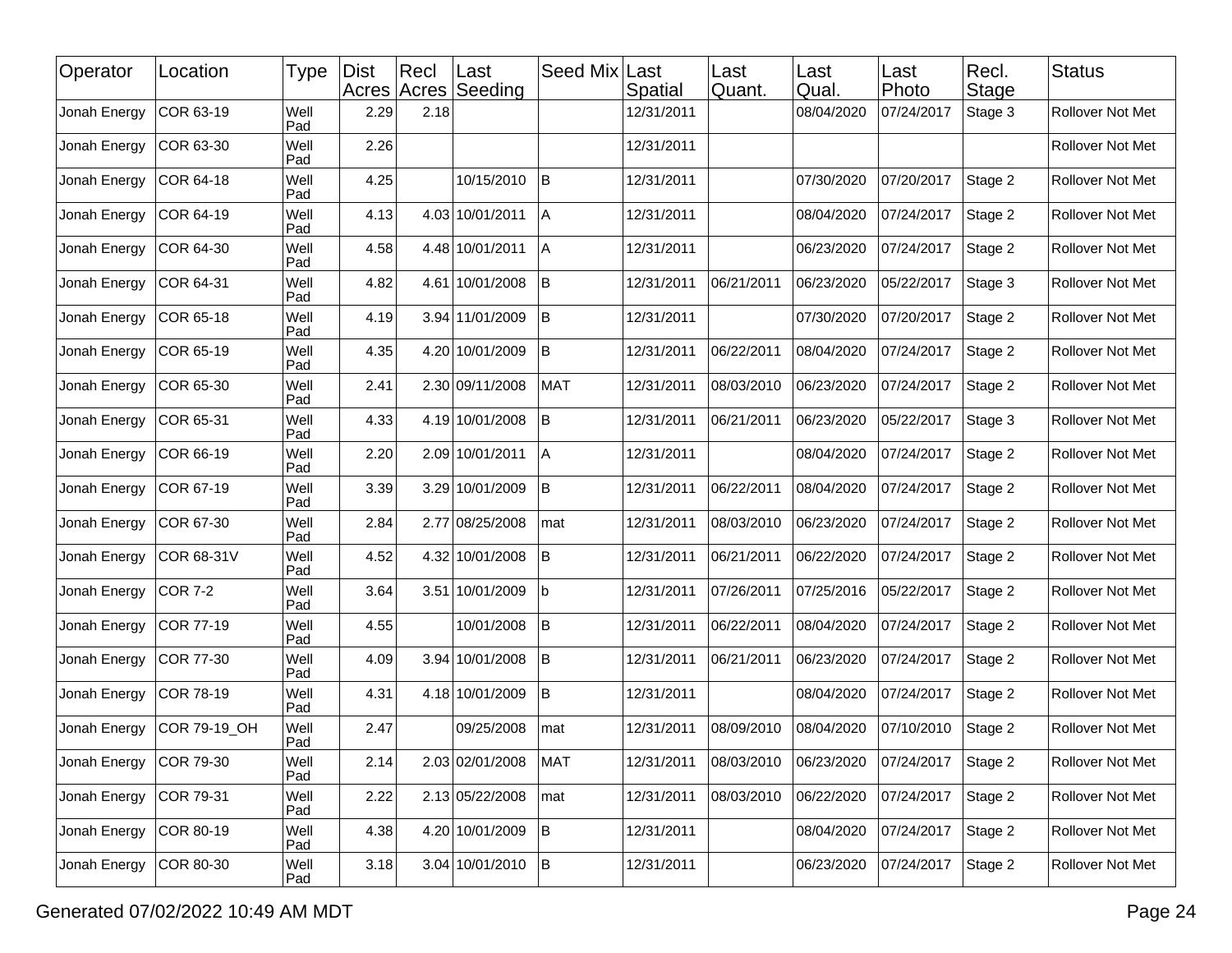| Operator | Location | Type | Dist Acres | Recl Acres | Last Seeding | Seed Mix | Last Spatial | Last Quant. | Last Qual. | Last Photo | Recl. Stage | Status |
|---|---|---|---|---|---|---|---|---|---|---|---|---|
| Jonah Energy | COR 63-19 | Well Pad | 2.29 | 2.18 | | | 12/31/2011 | | 08/04/2020 | 07/24/2017 | Stage 3 | Rollover Not Met |
| Jonah Energy | COR 63-30 | Well Pad | 2.26 | | | | 12/31/2011 | | | | | Rollover Not Met |
| Jonah Energy | COR 64-18 | Well Pad | 4.25 | | 10/15/2010 | B | 12/31/2011 | | 07/30/2020 | 07/20/2017 | Stage 2 | Rollover Not Met |
| Jonah Energy | COR 64-19 | Well Pad | 4.13 | 4.03 | 10/01/2011 | A | 12/31/2011 | | 08/04/2020 | 07/24/2017 | Stage 2 | Rollover Not Met |
| Jonah Energy | COR 64-30 | Well Pad | 4.58 | 4.48 | 10/01/2011 | A | 12/31/2011 | | 06/23/2020 | 07/24/2017 | Stage 2 | Rollover Not Met |
| Jonah Energy | COR 64-31 | Well Pad | 4.82 | 4.61 | 10/01/2008 | B | 12/31/2011 | 06/21/2011 | 06/23/2020 | 05/22/2017 | Stage 3 | Rollover Not Met |
| Jonah Energy | COR 65-18 | Well Pad | 4.19 | 3.94 | 11/01/2009 | B | 12/31/2011 | | 07/30/2020 | 07/20/2017 | Stage 2 | Rollover Not Met |
| Jonah Energy | COR 65-19 | Well Pad | 4.35 | 4.20 | 10/01/2009 | B | 12/31/2011 | 06/22/2011 | 08/04/2020 | 07/24/2017 | Stage 2 | Rollover Not Met |
| Jonah Energy | COR 65-30 | Well Pad | 2.41 | 2.30 | 09/11/2008 | MAT | 12/31/2011 | 08/03/2010 | 06/23/2020 | 07/24/2017 | Stage 2 | Rollover Not Met |
| Jonah Energy | COR 65-31 | Well Pad | 4.33 | 4.19 | 10/01/2008 | B | 12/31/2011 | 06/21/2011 | 06/23/2020 | 05/22/2017 | Stage 3 | Rollover Not Met |
| Jonah Energy | COR 66-19 | Well Pad | 2.20 | 2.09 | 10/01/2011 | A | 12/31/2011 | | 08/04/2020 | 07/24/2017 | Stage 2 | Rollover Not Met |
| Jonah Energy | COR 67-19 | Well Pad | 3.39 | 3.29 | 10/01/2009 | B | 12/31/2011 | 06/22/2011 | 08/04/2020 | 07/24/2017 | Stage 2 | Rollover Not Met |
| Jonah Energy | COR 67-30 | Well Pad | 2.84 | 2.77 | 08/25/2008 | mat | 12/31/2011 | 08/03/2010 | 06/23/2020 | 07/24/2017 | Stage 2 | Rollover Not Met |
| Jonah Energy | COR 68-31V | Well Pad | 4.52 | 4.32 | 10/01/2008 | B | 12/31/2011 | 06/21/2011 | 06/22/2020 | 07/24/2017 | Stage 2 | Rollover Not Met |
| Jonah Energy | COR 7-2 | Well Pad | 3.64 | 3.51 | 10/01/2009 | b | 12/31/2011 | 07/26/2011 | 07/25/2016 | 05/22/2017 | Stage 2 | Rollover Not Met |
| Jonah Energy | COR 77-19 | Well Pad | 4.55 | | 10/01/2008 | B | 12/31/2011 | 06/22/2011 | 08/04/2020 | 07/24/2017 | Stage 2 | Rollover Not Met |
| Jonah Energy | COR 77-30 | Well Pad | 4.09 | 3.94 | 10/01/2008 | B | 12/31/2011 | 06/21/2011 | 06/23/2020 | 07/24/2017 | Stage 2 | Rollover Not Met |
| Jonah Energy | COR 78-19 | Well Pad | 4.31 | 4.18 | 10/01/2009 | B | 12/31/2011 | | 08/04/2020 | 07/24/2017 | Stage 2 | Rollover Not Met |
| Jonah Energy | COR 79-19_OH | Well Pad | 2.47 | | 09/25/2008 | mat | 12/31/2011 | 08/09/2010 | 08/04/2020 | 07/10/2010 | Stage 2 | Rollover Not Met |
| Jonah Energy | COR 79-30 | Well Pad | 2.14 | 2.03 | 02/01/2008 | MAT | 12/31/2011 | 08/03/2010 | 06/23/2020 | 07/24/2017 | Stage 2 | Rollover Not Met |
| Jonah Energy | COR 79-31 | Well Pad | 2.22 | 2.13 | 05/22/2008 | mat | 12/31/2011 | 08/03/2010 | 06/22/2020 | 07/24/2017 | Stage 2 | Rollover Not Met |
| Jonah Energy | COR 80-19 | Well Pad | 4.38 | 4.20 | 10/01/2009 | B | 12/31/2011 | | 08/04/2020 | 07/24/2017 | Stage 2 | Rollover Not Met |
| Jonah Energy | COR 80-30 | Well Pad | 3.18 | 3.04 | 10/01/2010 | B | 12/31/2011 | | 06/23/2020 | 07/24/2017 | Stage 2 | Rollover Not Met |

Generated 07/02/2022 10:49 AM MDT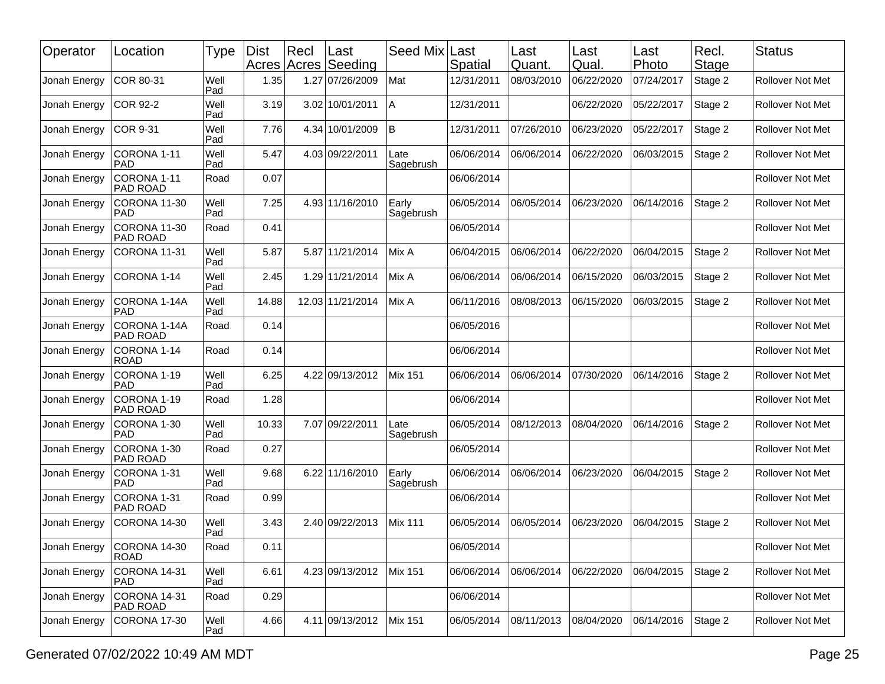| Operator | Location | Type | Dist Acres | Recl Acres | Last Seeding | Seed Mix | Last Spatial | Last Quant. | Last Qual. | Last Photo | Recl. Stage | Status |
|---|---|---|---|---|---|---|---|---|---|---|---|---|
| Jonah Energy | COR 80-31 | Well Pad | 1.35 | 1.27 | 07/26/2009 | Mat | 12/31/2011 | 08/03/2010 | 06/22/2020 | 07/24/2017 | Stage 2 | Rollover Not Met |
| Jonah Energy | COR 92-2 | Well Pad | 3.19 | 3.02 | 10/01/2011 | A | 12/31/2011 | | 06/22/2020 | 05/22/2017 | Stage 2 | Rollover Not Met |
| Jonah Energy | COR 9-31 | Well Pad | 7.76 | 4.34 | 10/01/2009 | B | 12/31/2011 | 07/26/2010 | 06/23/2020 | 05/22/2017 | Stage 2 | Rollover Not Met |
| Jonah Energy | CORONA 1-11 PAD | Well Pad | 5.47 | 4.03 | 09/22/2011 | Late Sagebrush | 06/06/2014 | 06/06/2014 | 06/22/2020 | 06/03/2015 | Stage 2 | Rollover Not Met |
| Jonah Energy | CORONA 1-11 PAD ROAD | Road | 0.07 | | | | 06/06/2014 | | | | | Rollover Not Met |
| Jonah Energy | CORONA 11-30 PAD | Well Pad | 7.25 | 4.93 | 11/16/2010 | Early Sagebrush | 06/05/2014 | 06/05/2014 | 06/23/2020 | 06/14/2016 | Stage 2 | Rollover Not Met |
| Jonah Energy | CORONA 11-30 PAD ROAD | Road | 0.41 | | | | 06/05/2014 | | | | | Rollover Not Met |
| Jonah Energy | CORONA 11-31 | Well Pad | 5.87 | 5.87 | 11/21/2014 | Mix A | 06/04/2015 | 06/06/2014 | 06/22/2020 | 06/04/2015 | Stage 2 | Rollover Not Met |
| Jonah Energy | CORONA 1-14 | Well Pad | 2.45 | 1.29 | 11/21/2014 | Mix A | 06/06/2014 | 06/06/2014 | 06/15/2020 | 06/03/2015 | Stage 2 | Rollover Not Met |
| Jonah Energy | CORONA 1-14A PAD | Well Pad | 14.88 | 12.03 | 11/21/2014 | Mix A | 06/11/2016 | 08/08/2013 | 06/15/2020 | 06/03/2015 | Stage 2 | Rollover Not Met |
| Jonah Energy | CORONA 1-14A PAD ROAD | Road | 0.14 | | | | 06/05/2016 | | | | | Rollover Not Met |
| Jonah Energy | CORONA 1-14 ROAD | Road | 0.14 | | | | 06/06/2014 | | | | | Rollover Not Met |
| Jonah Energy | CORONA 1-19 PAD | Well Pad | 6.25 | 4.22 | 09/13/2012 | Mix 151 | 06/06/2014 | 06/06/2014 | 07/30/2020 | 06/14/2016 | Stage 2 | Rollover Not Met |
| Jonah Energy | CORONA 1-19 PAD ROAD | Road | 1.28 | | | | 06/06/2014 | | | | | Rollover Not Met |
| Jonah Energy | CORONA 1-30 PAD | Well Pad | 10.33 | 7.07 | 09/22/2011 | Late Sagebrush | 06/05/2014 | 08/12/2013 | 08/04/2020 | 06/14/2016 | Stage 2 | Rollover Not Met |
| Jonah Energy | CORONA 1-30 PAD ROAD | Road | 0.27 | | | | 06/05/2014 | | | | | Rollover Not Met |
| Jonah Energy | CORONA 1-31 PAD | Well Pad | 9.68 | 6.22 | 11/16/2010 | Early Sagebrush | 06/06/2014 | 06/06/2014 | 06/23/2020 | 06/04/2015 | Stage 2 | Rollover Not Met |
| Jonah Energy | CORONA 1-31 PAD ROAD | Road | 0.99 | | | | 06/06/2014 | | | | | Rollover Not Met |
| Jonah Energy | CORONA 14-30 | Well Pad | 3.43 | 2.40 | 09/22/2013 | Mix 111 | 06/05/2014 | 06/05/2014 | 06/23/2020 | 06/04/2015 | Stage 2 | Rollover Not Met |
| Jonah Energy | CORONA 14-30 ROAD | Road | 0.11 | | | | 06/05/2014 | | | | | Rollover Not Met |
| Jonah Energy | CORONA 14-31 PAD | Well Pad | 6.61 | 4.23 | 09/13/2012 | Mix 151 | 06/06/2014 | 06/06/2014 | 06/22/2020 | 06/04/2015 | Stage 2 | Rollover Not Met |
| Jonah Energy | CORONA 14-31 PAD ROAD | Road | 0.29 | | | | 06/06/2014 | | | | | Rollover Not Met |
| Jonah Energy | CORONA 17-30 | Well Pad | 4.66 | 4.11 | 09/13/2012 | Mix 151 | 06/05/2014 | 08/11/2013 | 08/04/2020 | 06/14/2016 | Stage 2 | Rollover Not Met |

Generated 07/02/2022 10:49 AM MDT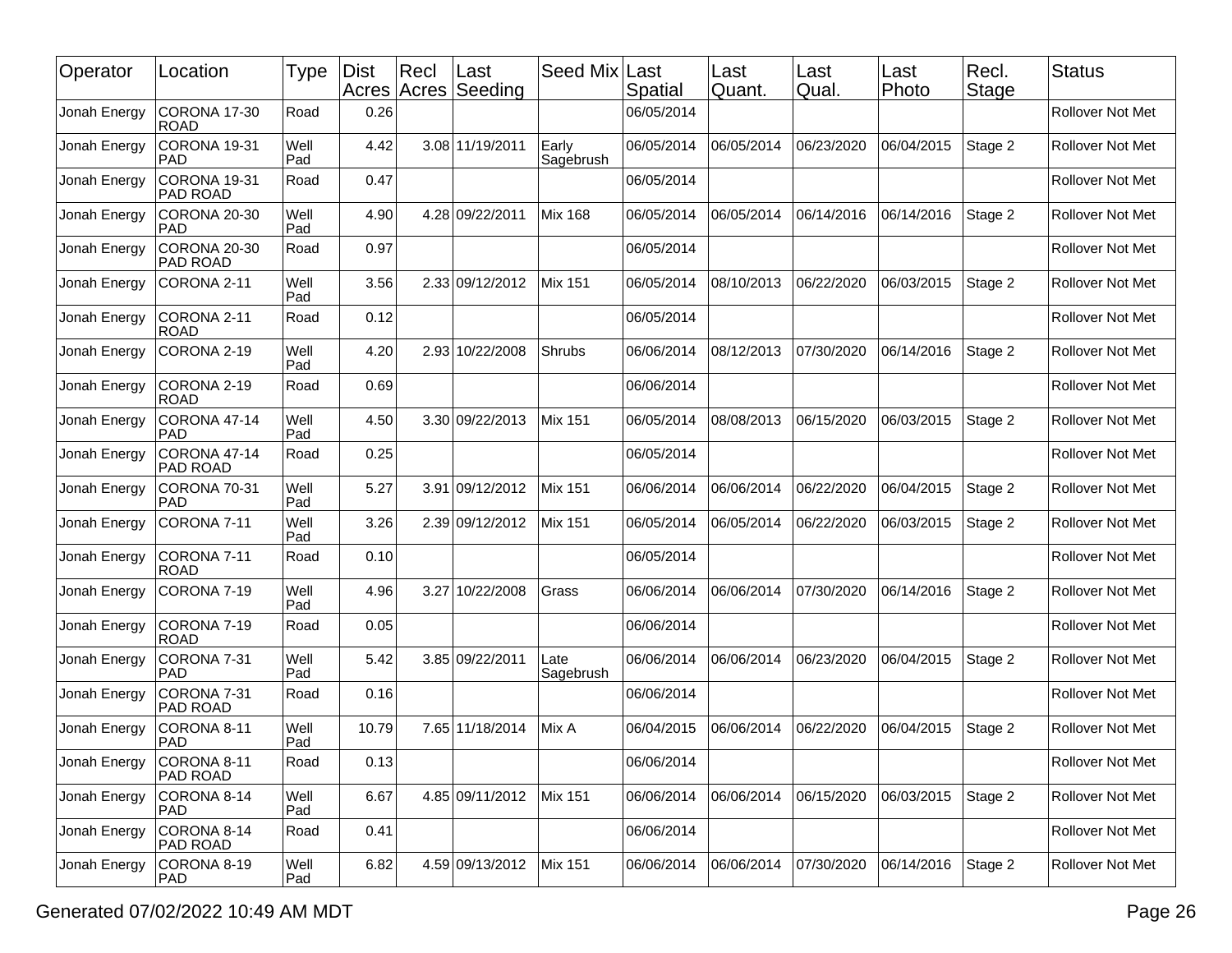| Operator | Location | Type | Dist Acres | Recl Acres | Last Seeding | Seed Mix | Last Spatial | Last Quant. | Last Qual. | Last Photo | Recl. Stage | Status |
|---|---|---|---|---|---|---|---|---|---|---|---|---|
| Jonah Energy | CORONA 17-30 ROAD | Road | 0.26 | | | | 06/05/2014 | | | | | Rollover Not Met |
| Jonah Energy | CORONA 19-31 PAD | Well Pad | 4.42 | 3.08 | 11/19/2011 | Early Sagebrush | 06/05/2014 | 06/05/2014 | 06/23/2020 | 06/04/2015 | Stage 2 | Rollover Not Met |
| Jonah Energy | CORONA 19-31 PAD ROAD | Road | 0.47 | | | | 06/05/2014 | | | | | Rollover Not Met |
| Jonah Energy | CORONA 20-30 PAD | Well Pad | 4.90 | 4.28 | 09/22/2011 | Mix 168 | 06/05/2014 | 06/05/2014 | 06/14/2016 | 06/14/2016 | Stage 2 | Rollover Not Met |
| Jonah Energy | CORONA 20-30 PAD ROAD | Road | 0.97 | | | | 06/05/2014 | | | | | Rollover Not Met |
| Jonah Energy | CORONA 2-11 | Well Pad | 3.56 | 2.33 | 09/12/2012 | Mix 151 | 06/05/2014 | 08/10/2013 | 06/22/2020 | 06/03/2015 | Stage 2 | Rollover Not Met |
| Jonah Energy | CORONA 2-11 ROAD | Road | 0.12 | | | | 06/05/2014 | | | | | Rollover Not Met |
| Jonah Energy | CORONA 2-19 | Well Pad | 4.20 | 2.93 | 10/22/2008 | Shrubs | 06/06/2014 | 08/12/2013 | 07/30/2020 | 06/14/2016 | Stage 2 | Rollover Not Met |
| Jonah Energy | CORONA 2-19 ROAD | Road | 0.69 | | | | 06/06/2014 | | | | | Rollover Not Met |
| Jonah Energy | CORONA 47-14 PAD | Well Pad | 4.50 | 3.30 | 09/22/2013 | Mix 151 | 06/05/2014 | 08/08/2013 | 06/15/2020 | 06/03/2015 | Stage 2 | Rollover Not Met |
| Jonah Energy | CORONA 47-14 PAD ROAD | Road | 0.25 | | | | 06/05/2014 | | | | | Rollover Not Met |
| Jonah Energy | CORONA 70-31 PAD | Well Pad | 5.27 | 3.91 | 09/12/2012 | Mix 151 | 06/06/2014 | 06/06/2014 | 06/22/2020 | 06/04/2015 | Stage 2 | Rollover Not Met |
| Jonah Energy | CORONA 7-11 | Well Pad | 3.26 | 2.39 | 09/12/2012 | Mix 151 | 06/05/2014 | 06/05/2014 | 06/22/2020 | 06/03/2015 | Stage 2 | Rollover Not Met |
| Jonah Energy | CORONA 7-11 ROAD | Road | 0.10 | | | | 06/05/2014 | | | | | Rollover Not Met |
| Jonah Energy | CORONA 7-19 | Well Pad | 4.96 | 3.27 | 10/22/2008 | Grass | 06/06/2014 | 06/06/2014 | 07/30/2020 | 06/14/2016 | Stage 2 | Rollover Not Met |
| Jonah Energy | CORONA 7-19 ROAD | Road | 0.05 | | | | 06/06/2014 | | | | | Rollover Not Met |
| Jonah Energy | CORONA 7-31 PAD | Well Pad | 5.42 | 3.85 | 09/22/2011 | Late Sagebrush | 06/06/2014 | 06/06/2014 | 06/23/2020 | 06/04/2015 | Stage 2 | Rollover Not Met |
| Jonah Energy | CORONA 7-31 PAD ROAD | Road | 0.16 | | | | 06/06/2014 | | | | | Rollover Not Met |
| Jonah Energy | CORONA 8-11 PAD | Well Pad | 10.79 | 7.65 | 11/18/2014 | Mix A | 06/04/2015 | 06/06/2014 | 06/22/2020 | 06/04/2015 | Stage 2 | Rollover Not Met |
| Jonah Energy | CORONA 8-11 PAD ROAD | Road | 0.13 | | | | 06/06/2014 | | | | | Rollover Not Met |
| Jonah Energy | CORONA 8-14 PAD | Well Pad | 6.67 | 4.85 | 09/11/2012 | Mix 151 | 06/06/2014 | 06/06/2014 | 06/15/2020 | 06/03/2015 | Stage 2 | Rollover Not Met |
| Jonah Energy | CORONA 8-14 PAD ROAD | Road | 0.41 | | | | 06/06/2014 | | | | | Rollover Not Met |
| Jonah Energy | CORONA 8-19 PAD | Well Pad | 6.82 | 4.59 | 09/13/2012 | Mix 151 | 06/06/2014 | 06/06/2014 | 07/30/2020 | 06/14/2016 | Stage 2 | Rollover Not Met |

Generated 07/02/2022 10:49 AM MDT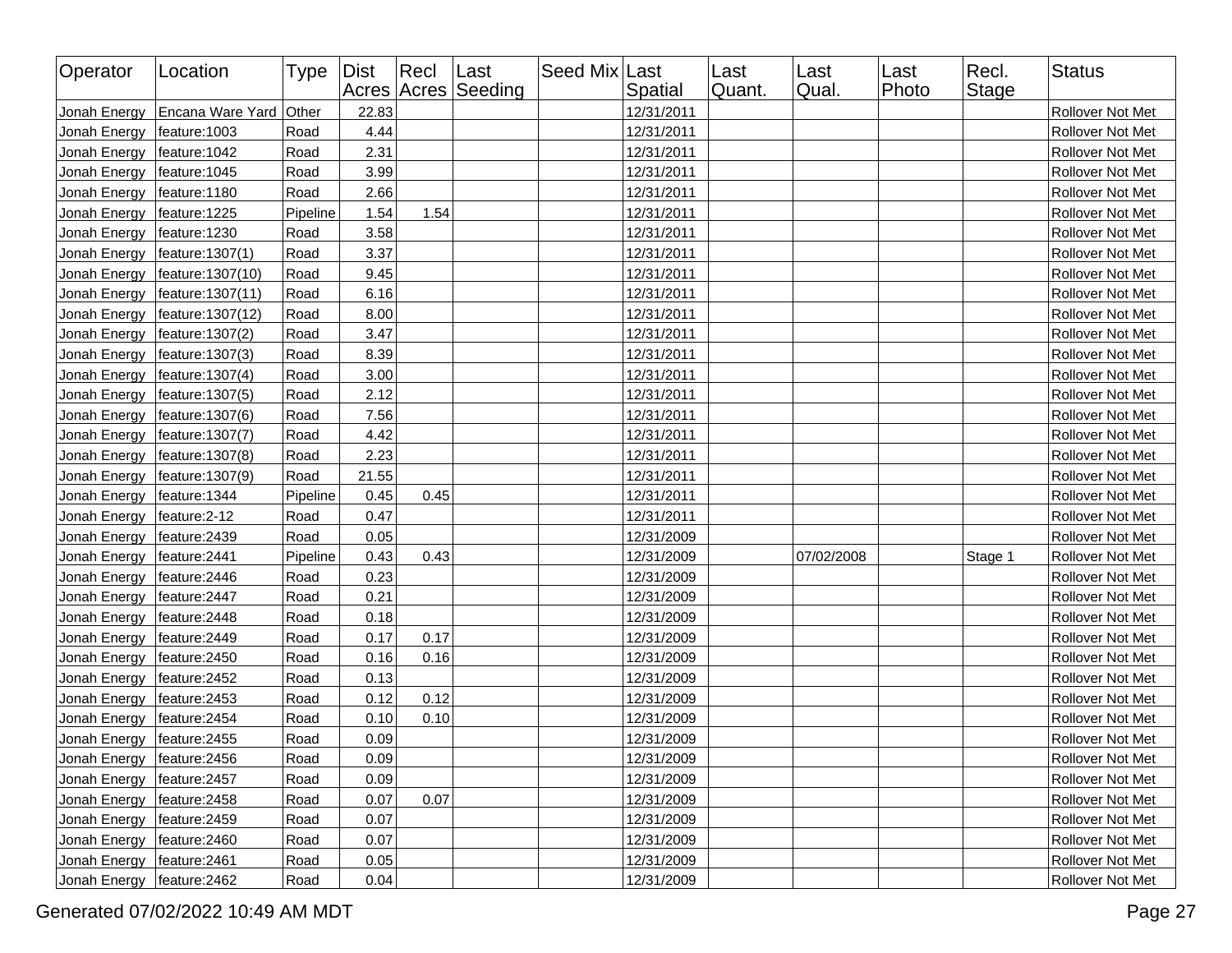| Operator | Location | Type | Dist Acres | Recl Acres | Last Seeding | Seed Mix | Last Spatial | Last Quant. | Last Qual. | Last Photo | Recl. Stage | Status |
|---|---|---|---|---|---|---|---|---|---|---|---|---|
| Jonah Energy | Encana Ware Yard | Other | 22.83 | | | | 12/31/2011 | | | | | Rollover Not Met |
| Jonah Energy | feature:1003 | Road | 4.44 | | | | 12/31/2011 | | | | | Rollover Not Met |
| Jonah Energy | feature:1042 | Road | 2.31 | | | | 12/31/2011 | | | | | Rollover Not Met |
| Jonah Energy | feature:1045 | Road | 3.99 | | | | 12/31/2011 | | | | | Rollover Not Met |
| Jonah Energy | feature:1180 | Road | 2.66 | | | | 12/31/2011 | | | | | Rollover Not Met |
| Jonah Energy | feature:1225 | Pipeline | 1.54 | 1.54 | | | 12/31/2011 | | | | | Rollover Not Met |
| Jonah Energy | feature:1230 | Road | 3.58 | | | | 12/31/2011 | | | | | Rollover Not Met |
| Jonah Energy | feature:1307(1) | Road | 3.37 | | | | 12/31/2011 | | | | | Rollover Not Met |
| Jonah Energy | feature:1307(10) | Road | 9.45 | | | | 12/31/2011 | | | | | Rollover Not Met |
| Jonah Energy | feature:1307(11) | Road | 6.16 | | | | 12/31/2011 | | | | | Rollover Not Met |
| Jonah Energy | feature:1307(12) | Road | 8.00 | | | | 12/31/2011 | | | | | Rollover Not Met |
| Jonah Energy | feature:1307(2) | Road | 3.47 | | | | 12/31/2011 | | | | | Rollover Not Met |
| Jonah Energy | feature:1307(3) | Road | 8.39 | | | | 12/31/2011 | | | | | Rollover Not Met |
| Jonah Energy | feature:1307(4) | Road | 3.00 | | | | 12/31/2011 | | | | | Rollover Not Met |
| Jonah Energy | feature:1307(5) | Road | 2.12 | | | | 12/31/2011 | | | | | Rollover Not Met |
| Jonah Energy | feature:1307(6) | Road | 7.56 | | | | 12/31/2011 | | | | | Rollover Not Met |
| Jonah Energy | feature:1307(7) | Road | 4.42 | | | | 12/31/2011 | | | | | Rollover Not Met |
| Jonah Energy | feature:1307(8) | Road | 2.23 | | | | 12/31/2011 | | | | | Rollover Not Met |
| Jonah Energy | feature:1307(9) | Road | 21.55 | | | | 12/31/2011 | | | | | Rollover Not Met |
| Jonah Energy | feature:1344 | Pipeline | 0.45 | 0.45 | | | 12/31/2011 | | | | | Rollover Not Met |
| Jonah Energy | feature:2-12 | Road | 0.47 | | | | 12/31/2011 | | | | | Rollover Not Met |
| Jonah Energy | feature:2439 | Road | 0.05 | | | | 12/31/2009 | | | | | Rollover Not Met |
| Jonah Energy | feature:2441 | Pipeline | 0.43 | 0.43 | | | 12/31/2009 | | 07/02/2008 | | Stage 1 | Rollover Not Met |
| Jonah Energy | feature:2446 | Road | 0.23 | | | | 12/31/2009 | | | | | Rollover Not Met |
| Jonah Energy | feature:2447 | Road | 0.21 | | | | 12/31/2009 | | | | | Rollover Not Met |
| Jonah Energy | feature:2448 | Road | 0.18 | | | | 12/31/2009 | | | | | Rollover Not Met |
| Jonah Energy | feature:2449 | Road | 0.17 | 0.17 | | | 12/31/2009 | | | | | Rollover Not Met |
| Jonah Energy | feature:2450 | Road | 0.16 | 0.16 | | | 12/31/2009 | | | | | Rollover Not Met |
| Jonah Energy | feature:2452 | Road | 0.13 | | | | 12/31/2009 | | | | | Rollover Not Met |
| Jonah Energy | feature:2453 | Road | 0.12 | 0.12 | | | 12/31/2009 | | | | | Rollover Not Met |
| Jonah Energy | feature:2454 | Road | 0.10 | 0.10 | | | 12/31/2009 | | | | | Rollover Not Met |
| Jonah Energy | feature:2455 | Road | 0.09 | | | | 12/31/2009 | | | | | Rollover Not Met |
| Jonah Energy | feature:2456 | Road | 0.09 | | | | 12/31/2009 | | | | | Rollover Not Met |
| Jonah Energy | feature:2457 | Road | 0.09 | | | | 12/31/2009 | | | | | Rollover Not Met |
| Jonah Energy | feature:2458 | Road | 0.07 | 0.07 | | | 12/31/2009 | | | | | Rollover Not Met |
| Jonah Energy | feature:2459 | Road | 0.07 | | | | 12/31/2009 | | | | | Rollover Not Met |
| Jonah Energy | feature:2460 | Road | 0.07 | | | | 12/31/2009 | | | | | Rollover Not Met |
| Jonah Energy | feature:2461 | Road | 0.05 | | | | 12/31/2009 | | | | | Rollover Not Met |
| Jonah Energy | feature:2462 | Road | 0.04 | | | | 12/31/2009 | | | | | Rollover Not Met |

Generated 07/02/2022 10:49 AM MDT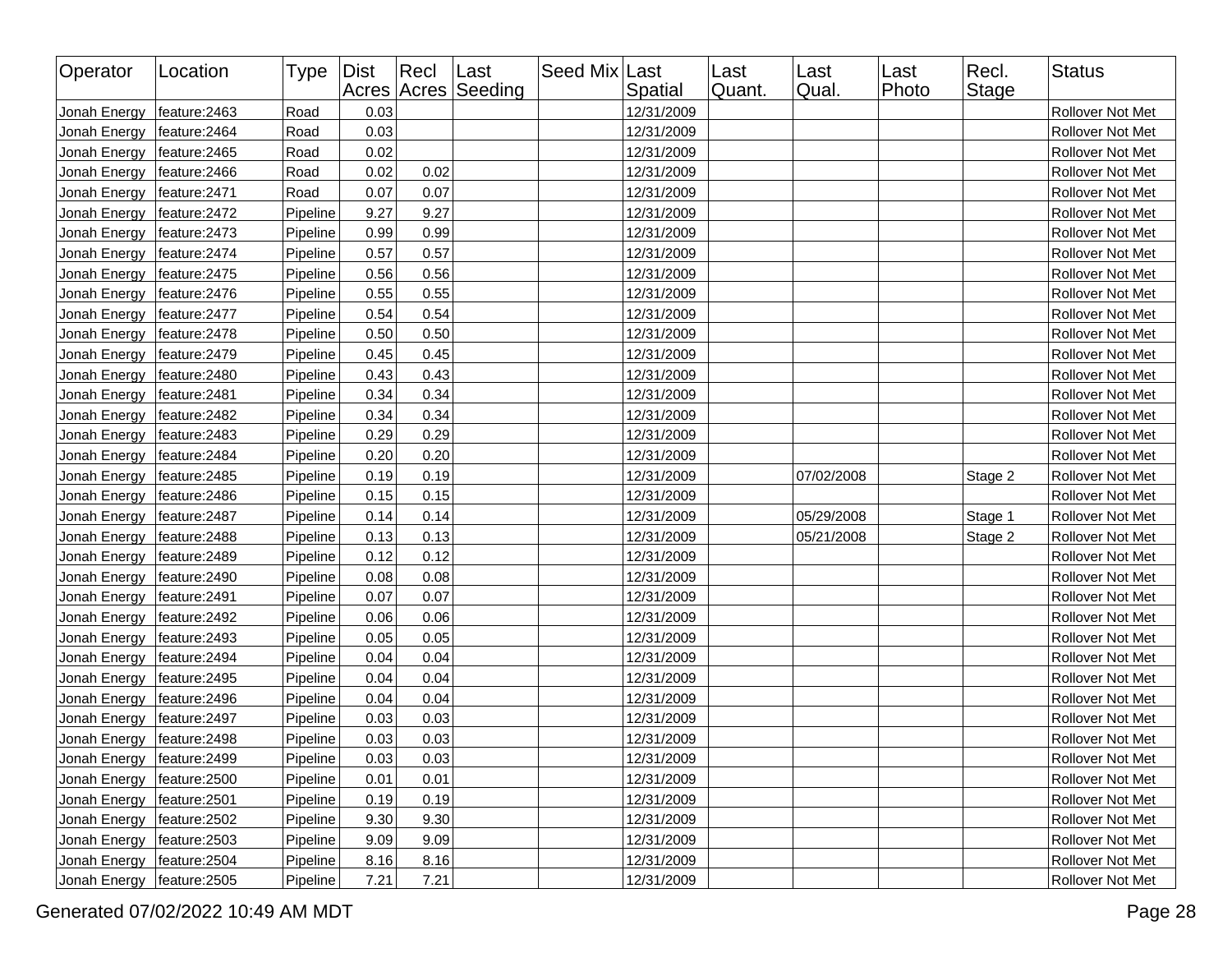| Operator | Location | Type | Dist Acres | Recl Acres | Last Seeding | Seed Mix | Last Spatial | Last Quant. | Last Qual. | Last Photo | Recl. Stage | Status |
|---|---|---|---|---|---|---|---|---|---|---|---|---|
| Jonah Energy | feature:2463 | Road | 0.03 | | | | 12/31/2009 | | | | | Rollover Not Met |
| Jonah Energy | feature:2464 | Road | 0.03 | | | | 12/31/2009 | | | | | Rollover Not Met |
| Jonah Energy | feature:2465 | Road | 0.02 | | | | 12/31/2009 | | | | | Rollover Not Met |
| Jonah Energy | feature:2466 | Road | 0.02 | 0.02 | | | 12/31/2009 | | | | | Rollover Not Met |
| Jonah Energy | feature:2471 | Road | 0.07 | 0.07 | | | 12/31/2009 | | | | | Rollover Not Met |
| Jonah Energy | feature:2472 | Pipeline | 9.27 | 9.27 | | | 12/31/2009 | | | | | Rollover Not Met |
| Jonah Energy | feature:2473 | Pipeline | 0.99 | 0.99 | | | 12/31/2009 | | | | | Rollover Not Met |
| Jonah Energy | feature:2474 | Pipeline | 0.57 | 0.57 | | | 12/31/2009 | | | | | Rollover Not Met |
| Jonah Energy | feature:2475 | Pipeline | 0.56 | 0.56 | | | 12/31/2009 | | | | | Rollover Not Met |
| Jonah Energy | feature:2476 | Pipeline | 0.55 | 0.55 | | | 12/31/2009 | | | | | Rollover Not Met |
| Jonah Energy | feature:2477 | Pipeline | 0.54 | 0.54 | | | 12/31/2009 | | | | | Rollover Not Met |
| Jonah Energy | feature:2478 | Pipeline | 0.50 | 0.50 | | | 12/31/2009 | | | | | Rollover Not Met |
| Jonah Energy | feature:2479 | Pipeline | 0.45 | 0.45 | | | 12/31/2009 | | | | | Rollover Not Met |
| Jonah Energy | feature:2480 | Pipeline | 0.43 | 0.43 | | | 12/31/2009 | | | | | Rollover Not Met |
| Jonah Energy | feature:2481 | Pipeline | 0.34 | 0.34 | | | 12/31/2009 | | | | | Rollover Not Met |
| Jonah Energy | feature:2482 | Pipeline | 0.34 | 0.34 | | | 12/31/2009 | | | | | Rollover Not Met |
| Jonah Energy | feature:2483 | Pipeline | 0.29 | 0.29 | | | 12/31/2009 | | | | | Rollover Not Met |
| Jonah Energy | feature:2484 | Pipeline | 0.20 | 0.20 | | | 12/31/2009 | | | | | Rollover Not Met |
| Jonah Energy | feature:2485 | Pipeline | 0.19 | 0.19 | | | 12/31/2009 | | 07/02/2008 | | Stage 2 | Rollover Not Met |
| Jonah Energy | feature:2486 | Pipeline | 0.15 | 0.15 | | | 12/31/2009 | | | | | Rollover Not Met |
| Jonah Energy | feature:2487 | Pipeline | 0.14 | 0.14 | | | 12/31/2009 | | 05/29/2008 | | Stage 1 | Rollover Not Met |
| Jonah Energy | feature:2488 | Pipeline | 0.13 | 0.13 | | | 12/31/2009 | | 05/21/2008 | | Stage 2 | Rollover Not Met |
| Jonah Energy | feature:2489 | Pipeline | 0.12 | 0.12 | | | 12/31/2009 | | | | | Rollover Not Met |
| Jonah Energy | feature:2490 | Pipeline | 0.08 | 0.08 | | | 12/31/2009 | | | | | Rollover Not Met |
| Jonah Energy | feature:2491 | Pipeline | 0.07 | 0.07 | | | 12/31/2009 | | | | | Rollover Not Met |
| Jonah Energy | feature:2492 | Pipeline | 0.06 | 0.06 | | | 12/31/2009 | | | | | Rollover Not Met |
| Jonah Energy | feature:2493 | Pipeline | 0.05 | 0.05 | | | 12/31/2009 | | | | | Rollover Not Met |
| Jonah Energy | feature:2494 | Pipeline | 0.04 | 0.04 | | | 12/31/2009 | | | | | Rollover Not Met |
| Jonah Energy | feature:2495 | Pipeline | 0.04 | 0.04 | | | 12/31/2009 | | | | | Rollover Not Met |
| Jonah Energy | feature:2496 | Pipeline | 0.04 | 0.04 | | | 12/31/2009 | | | | | Rollover Not Met |
| Jonah Energy | feature:2497 | Pipeline | 0.03 | 0.03 | | | 12/31/2009 | | | | | Rollover Not Met |
| Jonah Energy | feature:2498 | Pipeline | 0.03 | 0.03 | | | 12/31/2009 | | | | | Rollover Not Met |
| Jonah Energy | feature:2499 | Pipeline | 0.03 | 0.03 | | | 12/31/2009 | | | | | Rollover Not Met |
| Jonah Energy | feature:2500 | Pipeline | 0.01 | 0.01 | | | 12/31/2009 | | | | | Rollover Not Met |
| Jonah Energy | feature:2501 | Pipeline | 0.19 | 0.19 | | | 12/31/2009 | | | | | Rollover Not Met |
| Jonah Energy | feature:2502 | Pipeline | 9.30 | 9.30 | | | 12/31/2009 | | | | | Rollover Not Met |
| Jonah Energy | feature:2503 | Pipeline | 9.09 | 9.09 | | | 12/31/2009 | | | | | Rollover Not Met |
| Jonah Energy | feature:2504 | Pipeline | 8.16 | 8.16 | | | 12/31/2009 | | | | | Rollover Not Met |
| Jonah Energy | feature:2505 | Pipeline | 7.21 | 7.21 | | | 12/31/2009 | | | | | Rollover Not Met |

Generated 07/02/2022 10:49 AM MDT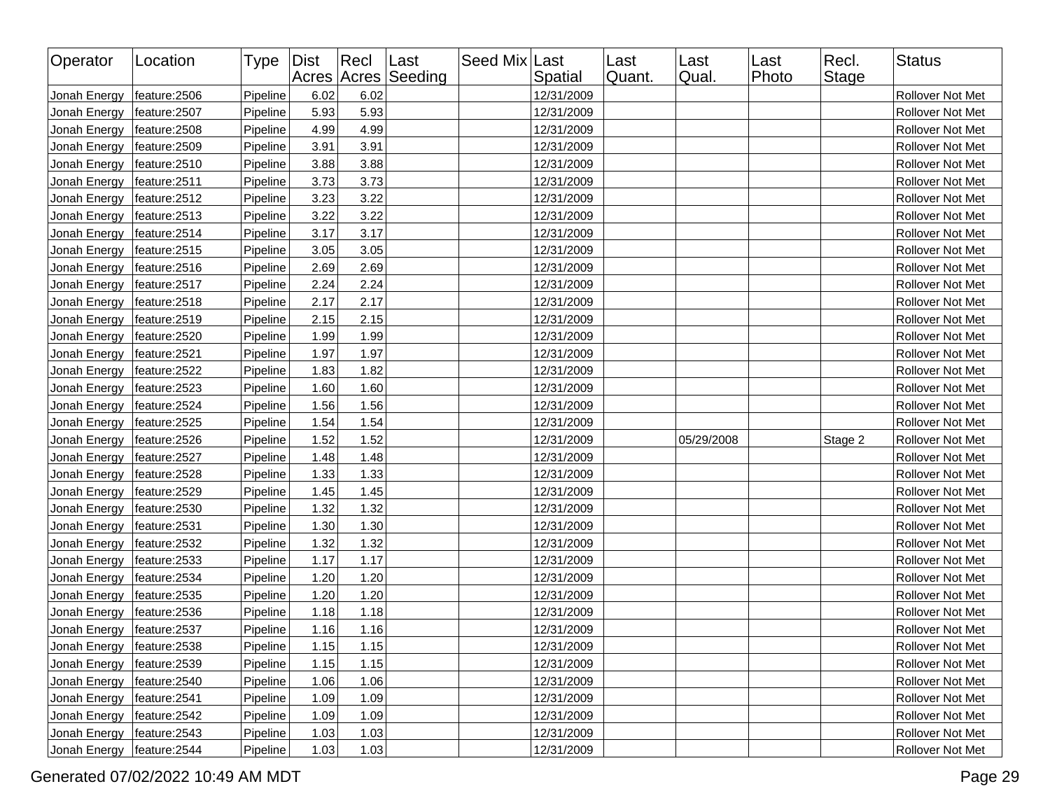| Operator | Location | Type | Dist Acres | Recl Acres | Last Seeding | Seed Mix | Last Spatial | Last Quant. | Last Qual. | Last Photo | Recl. Stage | Status |
|---|---|---|---|---|---|---|---|---|---|---|---|---|
| Jonah Energy | feature:2506 | Pipeline | 6.02 | 6.02 | | | 12/31/2009 | | | | | Rollover Not Met |
| Jonah Energy | feature:2507 | Pipeline | 5.93 | 5.93 | | | 12/31/2009 | | | | | Rollover Not Met |
| Jonah Energy | feature:2508 | Pipeline | 4.99 | 4.99 | | | 12/31/2009 | | | | | Rollover Not Met |
| Jonah Energy | feature:2509 | Pipeline | 3.91 | 3.91 | | | 12/31/2009 | | | | | Rollover Not Met |
| Jonah Energy | feature:2510 | Pipeline | 3.88 | 3.88 | | | 12/31/2009 | | | | | Rollover Not Met |
| Jonah Energy | feature:2511 | Pipeline | 3.73 | 3.73 | | | 12/31/2009 | | | | | Rollover Not Met |
| Jonah Energy | feature:2512 | Pipeline | 3.23 | 3.22 | | | 12/31/2009 | | | | | Rollover Not Met |
| Jonah Energy | feature:2513 | Pipeline | 3.22 | 3.22 | | | 12/31/2009 | | | | | Rollover Not Met |
| Jonah Energy | feature:2514 | Pipeline | 3.17 | 3.17 | | | 12/31/2009 | | | | | Rollover Not Met |
| Jonah Energy | feature:2515 | Pipeline | 3.05 | 3.05 | | | 12/31/2009 | | | | | Rollover Not Met |
| Jonah Energy | feature:2516 | Pipeline | 2.69 | 2.69 | | | 12/31/2009 | | | | | Rollover Not Met |
| Jonah Energy | feature:2517 | Pipeline | 2.24 | 2.24 | | | 12/31/2009 | | | | | Rollover Not Met |
| Jonah Energy | feature:2518 | Pipeline | 2.17 | 2.17 | | | 12/31/2009 | | | | | Rollover Not Met |
| Jonah Energy | feature:2519 | Pipeline | 2.15 | 2.15 | | | 12/31/2009 | | | | | Rollover Not Met |
| Jonah Energy | feature:2520 | Pipeline | 1.99 | 1.99 | | | 12/31/2009 | | | | | Rollover Not Met |
| Jonah Energy | feature:2521 | Pipeline | 1.97 | 1.97 | | | 12/31/2009 | | | | | Rollover Not Met |
| Jonah Energy | feature:2522 | Pipeline | 1.83 | 1.82 | | | 12/31/2009 | | | | | Rollover Not Met |
| Jonah Energy | feature:2523 | Pipeline | 1.60 | 1.60 | | | 12/31/2009 | | | | | Rollover Not Met |
| Jonah Energy | feature:2524 | Pipeline | 1.56 | 1.56 | | | 12/31/2009 | | | | | Rollover Not Met |
| Jonah Energy | feature:2525 | Pipeline | 1.54 | 1.54 | | | 12/31/2009 | | | | | Rollover Not Met |
| Jonah Energy | feature:2526 | Pipeline | 1.52 | 1.52 | | | 12/31/2009 | | 05/29/2008 | | Stage 2 | Rollover Not Met |
| Jonah Energy | feature:2527 | Pipeline | 1.48 | 1.48 | | | 12/31/2009 | | | | | Rollover Not Met |
| Jonah Energy | feature:2528 | Pipeline | 1.33 | 1.33 | | | 12/31/2009 | | | | | Rollover Not Met |
| Jonah Energy | feature:2529 | Pipeline | 1.45 | 1.45 | | | 12/31/2009 | | | | | Rollover Not Met |
| Jonah Energy | feature:2530 | Pipeline | 1.32 | 1.32 | | | 12/31/2009 | | | | | Rollover Not Met |
| Jonah Energy | feature:2531 | Pipeline | 1.30 | 1.30 | | | 12/31/2009 | | | | | Rollover Not Met |
| Jonah Energy | feature:2532 | Pipeline | 1.32 | 1.32 | | | 12/31/2009 | | | | | Rollover Not Met |
| Jonah Energy | feature:2533 | Pipeline | 1.17 | 1.17 | | | 12/31/2009 | | | | | Rollover Not Met |
| Jonah Energy | feature:2534 | Pipeline | 1.20 | 1.20 | | | 12/31/2009 | | | | | Rollover Not Met |
| Jonah Energy | feature:2535 | Pipeline | 1.20 | 1.20 | | | 12/31/2009 | | | | | Rollover Not Met |
| Jonah Energy | feature:2536 | Pipeline | 1.18 | 1.18 | | | 12/31/2009 | | | | | Rollover Not Met |
| Jonah Energy | feature:2537 | Pipeline | 1.16 | 1.16 | | | 12/31/2009 | | | | | Rollover Not Met |
| Jonah Energy | feature:2538 | Pipeline | 1.15 | 1.15 | | | 12/31/2009 | | | | | Rollover Not Met |
| Jonah Energy | feature:2539 | Pipeline | 1.15 | 1.15 | | | 12/31/2009 | | | | | Rollover Not Met |
| Jonah Energy | feature:2540 | Pipeline | 1.06 | 1.06 | | | 12/31/2009 | | | | | Rollover Not Met |
| Jonah Energy | feature:2541 | Pipeline | 1.09 | 1.09 | | | 12/31/2009 | | | | | Rollover Not Met |
| Jonah Energy | feature:2542 | Pipeline | 1.09 | 1.09 | | | 12/31/2009 | | | | | Rollover Not Met |
| Jonah Energy | feature:2543 | Pipeline | 1.03 | 1.03 | | | 12/31/2009 | | | | | Rollover Not Met |
| Jonah Energy | feature:2544 | Pipeline | 1.03 | 1.03 | | | 12/31/2009 | | | | | Rollover Not Met |

Generated 07/02/2022 10:49 AM MDT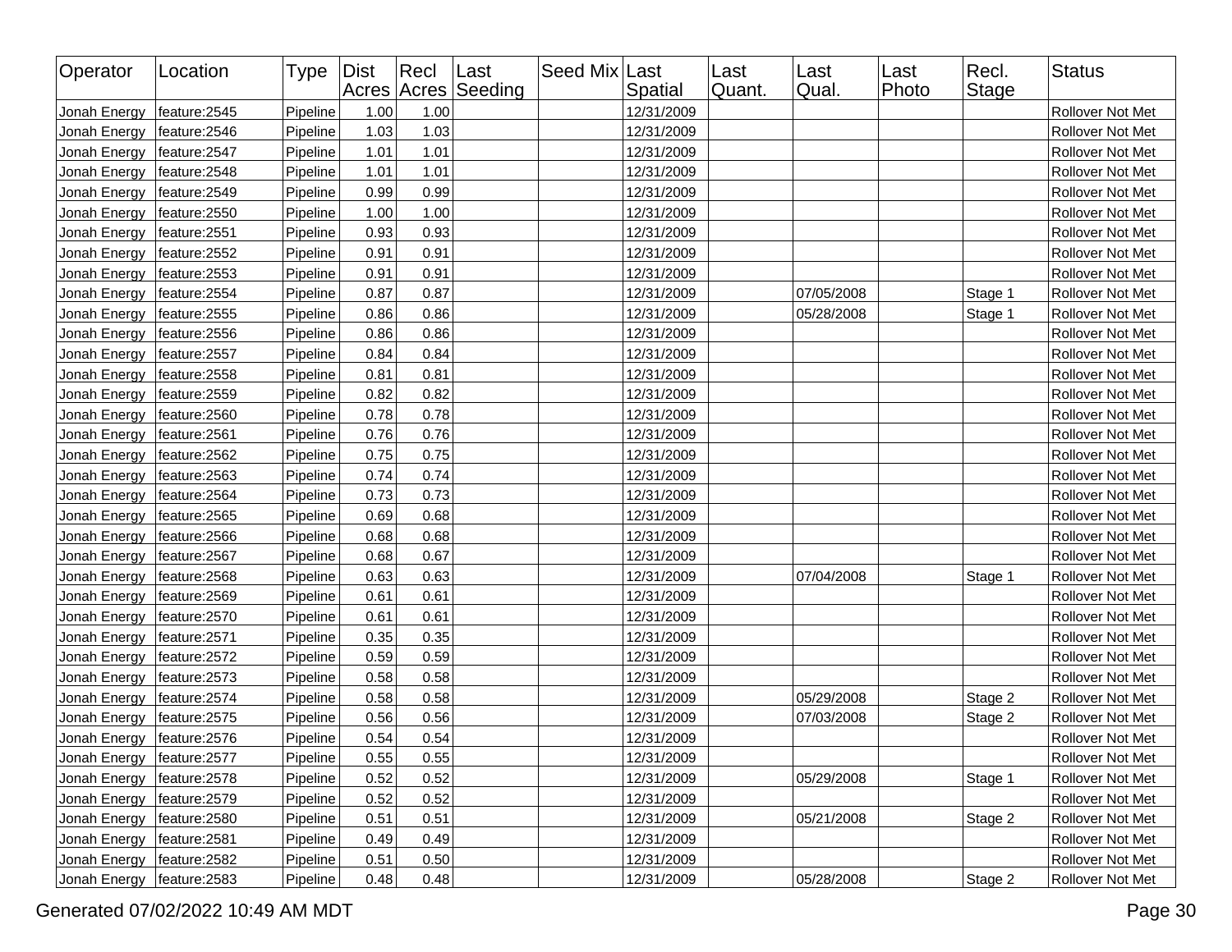| Operator | Location | Type | Dist Acres | Recl Acres | Last Seeding | Seed Mix | Last Spatial | Last Quant. | Last Qual. | Last Photo | Recl. Stage | Status |
|---|---|---|---|---|---|---|---|---|---|---|---|---|
| Jonah Energy | feature:2545 | Pipeline | 1.00 | 1.00 | | | 12/31/2009 | | | | | Rollover Not Met |
| Jonah Energy | feature:2546 | Pipeline | 1.03 | 1.03 | | | 12/31/2009 | | | | | Rollover Not Met |
| Jonah Energy | feature:2547 | Pipeline | 1.01 | 1.01 | | | 12/31/2009 | | | | | Rollover Not Met |
| Jonah Energy | feature:2548 | Pipeline | 1.01 | 1.01 | | | 12/31/2009 | | | | | Rollover Not Met |
| Jonah Energy | feature:2549 | Pipeline | 0.99 | 0.99 | | | 12/31/2009 | | | | | Rollover Not Met |
| Jonah Energy | feature:2550 | Pipeline | 1.00 | 1.00 | | | 12/31/2009 | | | | | Rollover Not Met |
| Jonah Energy | feature:2551 | Pipeline | 0.93 | 0.93 | | | 12/31/2009 | | | | | Rollover Not Met |
| Jonah Energy | feature:2552 | Pipeline | 0.91 | 0.91 | | | 12/31/2009 | | | | | Rollover Not Met |
| Jonah Energy | feature:2553 | Pipeline | 0.91 | 0.91 | | | 12/31/2009 | | | | | Rollover Not Met |
| Jonah Energy | feature:2554 | Pipeline | 0.87 | 0.87 | | | 12/31/2009 | | 07/05/2008 | | Stage 1 | Rollover Not Met |
| Jonah Energy | feature:2555 | Pipeline | 0.86 | 0.86 | | | 12/31/2009 | | 05/28/2008 | | Stage 1 | Rollover Not Met |
| Jonah Energy | feature:2556 | Pipeline | 0.86 | 0.86 | | | 12/31/2009 | | | | | Rollover Not Met |
| Jonah Energy | feature:2557 | Pipeline | 0.84 | 0.84 | | | 12/31/2009 | | | | | Rollover Not Met |
| Jonah Energy | feature:2558 | Pipeline | 0.81 | 0.81 | | | 12/31/2009 | | | | | Rollover Not Met |
| Jonah Energy | feature:2559 | Pipeline | 0.82 | 0.82 | | | 12/31/2009 | | | | | Rollover Not Met |
| Jonah Energy | feature:2560 | Pipeline | 0.78 | 0.78 | | | 12/31/2009 | | | | | Rollover Not Met |
| Jonah Energy | feature:2561 | Pipeline | 0.76 | 0.76 | | | 12/31/2009 | | | | | Rollover Not Met |
| Jonah Energy | feature:2562 | Pipeline | 0.75 | 0.75 | | | 12/31/2009 | | | | | Rollover Not Met |
| Jonah Energy | feature:2563 | Pipeline | 0.74 | 0.74 | | | 12/31/2009 | | | | | Rollover Not Met |
| Jonah Energy | feature:2564 | Pipeline | 0.73 | 0.73 | | | 12/31/2009 | | | | | Rollover Not Met |
| Jonah Energy | feature:2565 | Pipeline | 0.69 | 0.68 | | | 12/31/2009 | | | | | Rollover Not Met |
| Jonah Energy | feature:2566 | Pipeline | 0.68 | 0.68 | | | 12/31/2009 | | | | | Rollover Not Met |
| Jonah Energy | feature:2567 | Pipeline | 0.68 | 0.67 | | | 12/31/2009 | | | | | Rollover Not Met |
| Jonah Energy | feature:2568 | Pipeline | 0.63 | 0.63 | | | 12/31/2009 | | 07/04/2008 | | Stage 1 | Rollover Not Met |
| Jonah Energy | feature:2569 | Pipeline | 0.61 | 0.61 | | | 12/31/2009 | | | | | Rollover Not Met |
| Jonah Energy | feature:2570 | Pipeline | 0.61 | 0.61 | | | 12/31/2009 | | | | | Rollover Not Met |
| Jonah Energy | feature:2571 | Pipeline | 0.35 | 0.35 | | | 12/31/2009 | | | | | Rollover Not Met |
| Jonah Energy | feature:2572 | Pipeline | 0.59 | 0.59 | | | 12/31/2009 | | | | | Rollover Not Met |
| Jonah Energy | feature:2573 | Pipeline | 0.58 | 0.58 | | | 12/31/2009 | | | | | Rollover Not Met |
| Jonah Energy | feature:2574 | Pipeline | 0.58 | 0.58 | | | 12/31/2009 | | 05/29/2008 | | Stage 2 | Rollover Not Met |
| Jonah Energy | feature:2575 | Pipeline | 0.56 | 0.56 | | | 12/31/2009 | | 07/03/2008 | | Stage 2 | Rollover Not Met |
| Jonah Energy | feature:2576 | Pipeline | 0.54 | 0.54 | | | 12/31/2009 | | | | | Rollover Not Met |
| Jonah Energy | feature:2577 | Pipeline | 0.55 | 0.55 | | | 12/31/2009 | | | | | Rollover Not Met |
| Jonah Energy | feature:2578 | Pipeline | 0.52 | 0.52 | | | 12/31/2009 | | 05/29/2008 | | Stage 1 | Rollover Not Met |
| Jonah Energy | feature:2579 | Pipeline | 0.52 | 0.52 | | | 12/31/2009 | | | | | Rollover Not Met |
| Jonah Energy | feature:2580 | Pipeline | 0.51 | 0.51 | | | 12/31/2009 | | 05/21/2008 | | Stage 2 | Rollover Not Met |
| Jonah Energy | feature:2581 | Pipeline | 0.49 | 0.49 | | | 12/31/2009 | | | | | Rollover Not Met |
| Jonah Energy | feature:2582 | Pipeline | 0.51 | 0.50 | | | 12/31/2009 | | | | | Rollover Not Met |
| Jonah Energy | feature:2583 | Pipeline | 0.48 | 0.48 | | | 12/31/2009 | | 05/28/2008 | | Stage 2 | Rollover Not Met |

Generated 07/02/2022 10:49 AM MDT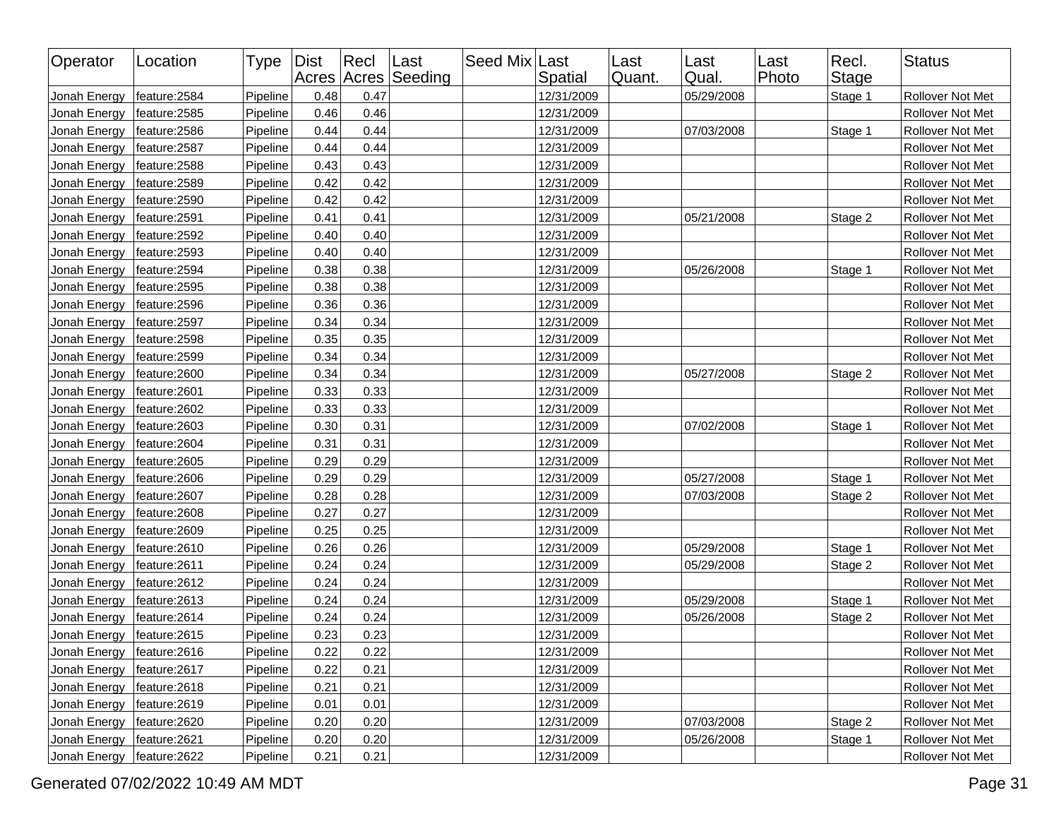| Operator | Location | Type | Dist Acres | Recl Acres | Last Seeding | Seed Mix | Last Spatial | Last Quant. | Last Qual. | Last Photo | Recl. Stage | Status |
|---|---|---|---|---|---|---|---|---|---|---|---|---|
| Jonah Energy | feature:2584 | Pipeline | 0.48 | 0.47 | | | 12/31/2009 | | 05/29/2008 | | Stage 1 | Rollover Not Met |
| Jonah Energy | feature:2585 | Pipeline | 0.46 | 0.46 | | | 12/31/2009 | | | | | Rollover Not Met |
| Jonah Energy | feature:2586 | Pipeline | 0.44 | 0.44 | | | 12/31/2009 | | 07/03/2008 | | Stage 1 | Rollover Not Met |
| Jonah Energy | feature:2587 | Pipeline | 0.44 | 0.44 | | | 12/31/2009 | | | | | Rollover Not Met |
| Jonah Energy | feature:2588 | Pipeline | 0.43 | 0.43 | | | 12/31/2009 | | | | | Rollover Not Met |
| Jonah Energy | feature:2589 | Pipeline | 0.42 | 0.42 | | | 12/31/2009 | | | | | Rollover Not Met |
| Jonah Energy | feature:2590 | Pipeline | 0.42 | 0.42 | | | 12/31/2009 | | | | | Rollover Not Met |
| Jonah Energy | feature:2591 | Pipeline | 0.41 | 0.41 | | | 12/31/2009 | | 05/21/2008 | | Stage 2 | Rollover Not Met |
| Jonah Energy | feature:2592 | Pipeline | 0.40 | 0.40 | | | 12/31/2009 | | | | | Rollover Not Met |
| Jonah Energy | feature:2593 | Pipeline | 0.40 | 0.40 | | | 12/31/2009 | | | | | Rollover Not Met |
| Jonah Energy | feature:2594 | Pipeline | 0.38 | 0.38 | | | 12/31/2009 | | 05/26/2008 | | Stage 1 | Rollover Not Met |
| Jonah Energy | feature:2595 | Pipeline | 0.38 | 0.38 | | | 12/31/2009 | | | | | Rollover Not Met |
| Jonah Energy | feature:2596 | Pipeline | 0.36 | 0.36 | | | 12/31/2009 | | | | | Rollover Not Met |
| Jonah Energy | feature:2597 | Pipeline | 0.34 | 0.34 | | | 12/31/2009 | | | | | Rollover Not Met |
| Jonah Energy | feature:2598 | Pipeline | 0.35 | 0.35 | | | 12/31/2009 | | | | | Rollover Not Met |
| Jonah Energy | feature:2599 | Pipeline | 0.34 | 0.34 | | | 12/31/2009 | | | | | Rollover Not Met |
| Jonah Energy | feature:2600 | Pipeline | 0.34 | 0.34 | | | 12/31/2009 | | 05/27/2008 | | Stage 2 | Rollover Not Met |
| Jonah Energy | feature:2601 | Pipeline | 0.33 | 0.33 | | | 12/31/2009 | | | | | Rollover Not Met |
| Jonah Energy | feature:2602 | Pipeline | 0.33 | 0.33 | | | 12/31/2009 | | | | | Rollover Not Met |
| Jonah Energy | feature:2603 | Pipeline | 0.30 | 0.31 | | | 12/31/2009 | | 07/02/2008 | | Stage 1 | Rollover Not Met |
| Jonah Energy | feature:2604 | Pipeline | 0.31 | 0.31 | | | 12/31/2009 | | | | | Rollover Not Met |
| Jonah Energy | feature:2605 | Pipeline | 0.29 | 0.29 | | | 12/31/2009 | | | | | Rollover Not Met |
| Jonah Energy | feature:2606 | Pipeline | 0.29 | 0.29 | | | 12/31/2009 | | 05/27/2008 | | Stage 1 | Rollover Not Met |
| Jonah Energy | feature:2607 | Pipeline | 0.28 | 0.28 | | | 12/31/2009 | | 07/03/2008 | | Stage 2 | Rollover Not Met |
| Jonah Energy | feature:2608 | Pipeline | 0.27 | 0.27 | | | 12/31/2009 | | | | | Rollover Not Met |
| Jonah Energy | feature:2609 | Pipeline | 0.25 | 0.25 | | | 12/31/2009 | | | | | Rollover Not Met |
| Jonah Energy | feature:2610 | Pipeline | 0.26 | 0.26 | | | 12/31/2009 | | 05/29/2008 | | Stage 1 | Rollover Not Met |
| Jonah Energy | feature:2611 | Pipeline | 0.24 | 0.24 | | | 12/31/2009 | | 05/29/2008 | | Stage 2 | Rollover Not Met |
| Jonah Energy | feature:2612 | Pipeline | 0.24 | 0.24 | | | 12/31/2009 | | | | | Rollover Not Met |
| Jonah Energy | feature:2613 | Pipeline | 0.24 | 0.24 | | | 12/31/2009 | | 05/29/2008 | | Stage 1 | Rollover Not Met |
| Jonah Energy | feature:2614 | Pipeline | 0.24 | 0.24 | | | 12/31/2009 | | 05/26/2008 | | Stage 2 | Rollover Not Met |
| Jonah Energy | feature:2615 | Pipeline | 0.23 | 0.23 | | | 12/31/2009 | | | | | Rollover Not Met |
| Jonah Energy | feature:2616 | Pipeline | 0.22 | 0.22 | | | 12/31/2009 | | | | | Rollover Not Met |
| Jonah Energy | feature:2617 | Pipeline | 0.22 | 0.21 | | | 12/31/2009 | | | | | Rollover Not Met |
| Jonah Energy | feature:2618 | Pipeline | 0.21 | 0.21 | | | 12/31/2009 | | | | | Rollover Not Met |
| Jonah Energy | feature:2619 | Pipeline | 0.01 | 0.01 | | | 12/31/2009 | | | | | Rollover Not Met |
| Jonah Energy | feature:2620 | Pipeline | 0.20 | 0.20 | | | 12/31/2009 | | 07/03/2008 | | Stage 2 | Rollover Not Met |
| Jonah Energy | feature:2621 | Pipeline | 0.20 | 0.20 | | | 12/31/2009 | | 05/26/2008 | | Stage 1 | Rollover Not Met |
| Jonah Energy | feature:2622 | Pipeline | 0.21 | 0.21 | | | 12/31/2009 | | | | | Rollover Not Met |

Generated 07/02/2022 10:49 AM MDT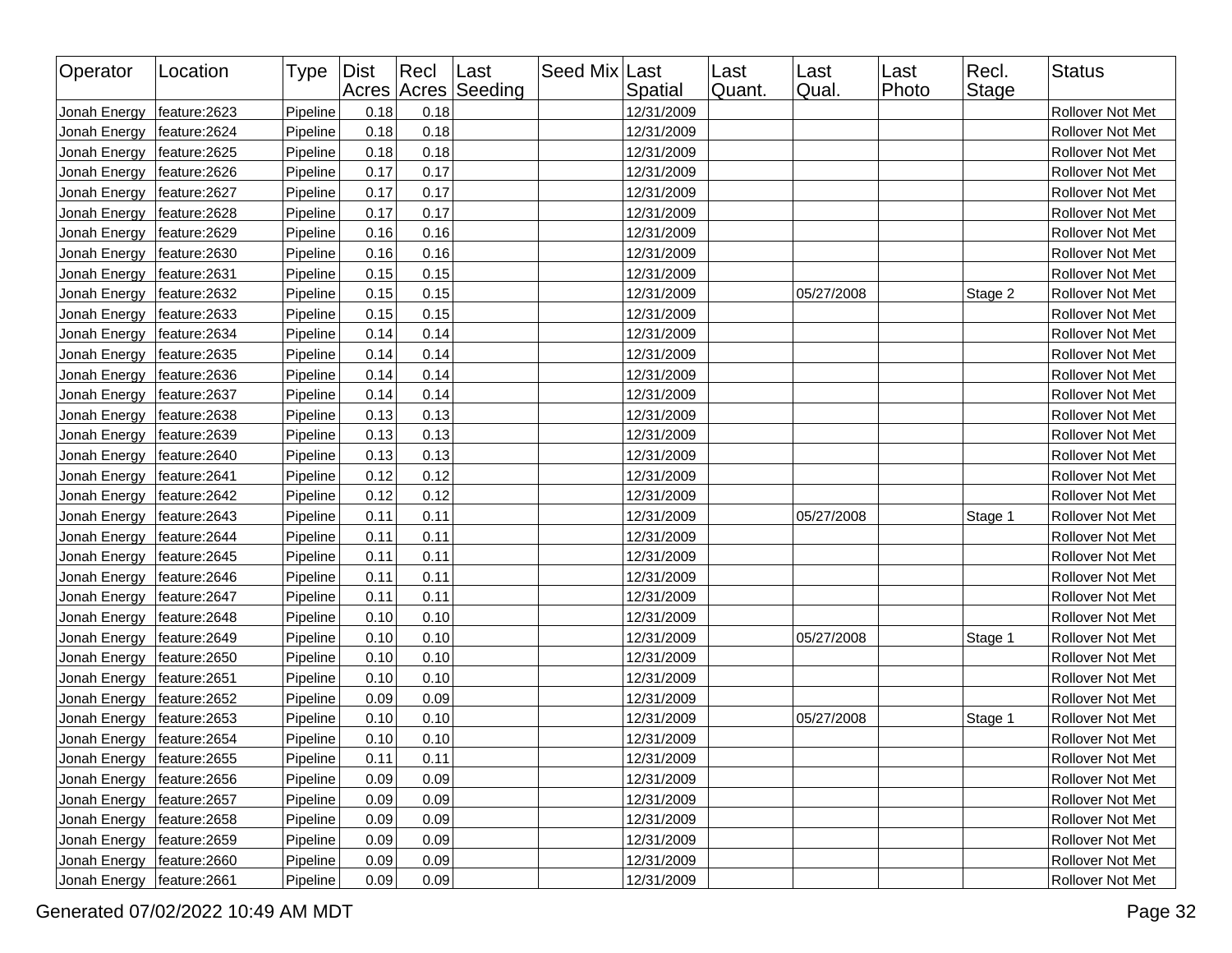| Operator | Location | Type | Dist Acres | Recl Acres | Last Seeding | Seed Mix | Last Spatial | Last Quant. | Last Qual. | Last Photo | Recl. Stage | Status |
|---|---|---|---|---|---|---|---|---|---|---|---|---|
| Jonah Energy | feature:2623 | Pipeline | 0.18 | 0.18 | | | 12/31/2009 | | | | | Rollover Not Met |
| Jonah Energy | feature:2624 | Pipeline | 0.18 | 0.18 | | | 12/31/2009 | | | | | Rollover Not Met |
| Jonah Energy | feature:2625 | Pipeline | 0.18 | 0.18 | | | 12/31/2009 | | | | | Rollover Not Met |
| Jonah Energy | feature:2626 | Pipeline | 0.17 | 0.17 | | | 12/31/2009 | | | | | Rollover Not Met |
| Jonah Energy | feature:2627 | Pipeline | 0.17 | 0.17 | | | 12/31/2009 | | | | | Rollover Not Met |
| Jonah Energy | feature:2628 | Pipeline | 0.17 | 0.17 | | | 12/31/2009 | | | | | Rollover Not Met |
| Jonah Energy | feature:2629 | Pipeline | 0.16 | 0.16 | | | 12/31/2009 | | | | | Rollover Not Met |
| Jonah Energy | feature:2630 | Pipeline | 0.16 | 0.16 | | | 12/31/2009 | | | | | Rollover Not Met |
| Jonah Energy | feature:2631 | Pipeline | 0.15 | 0.15 | | | 12/31/2009 | | | | | Rollover Not Met |
| Jonah Energy | feature:2632 | Pipeline | 0.15 | 0.15 | | | 12/31/2009 | | 05/27/2008 | | Stage 2 | Rollover Not Met |
| Jonah Energy | feature:2633 | Pipeline | 0.15 | 0.15 | | | 12/31/2009 | | | | | Rollover Not Met |
| Jonah Energy | feature:2634 | Pipeline | 0.14 | 0.14 | | | 12/31/2009 | | | | | Rollover Not Met |
| Jonah Energy | feature:2635 | Pipeline | 0.14 | 0.14 | | | 12/31/2009 | | | | | Rollover Not Met |
| Jonah Energy | feature:2636 | Pipeline | 0.14 | 0.14 | | | 12/31/2009 | | | | | Rollover Not Met |
| Jonah Energy | feature:2637 | Pipeline | 0.14 | 0.14 | | | 12/31/2009 | | | | | Rollover Not Met |
| Jonah Energy | feature:2638 | Pipeline | 0.13 | 0.13 | | | 12/31/2009 | | | | | Rollover Not Met |
| Jonah Energy | feature:2639 | Pipeline | 0.13 | 0.13 | | | 12/31/2009 | | | | | Rollover Not Met |
| Jonah Energy | feature:2640 | Pipeline | 0.13 | 0.13 | | | 12/31/2009 | | | | | Rollover Not Met |
| Jonah Energy | feature:2641 | Pipeline | 0.12 | 0.12 | | | 12/31/2009 | | | | | Rollover Not Met |
| Jonah Energy | feature:2642 | Pipeline | 0.12 | 0.12 | | | 12/31/2009 | | | | | Rollover Not Met |
| Jonah Energy | feature:2643 | Pipeline | 0.11 | 0.11 | | | 12/31/2009 | | 05/27/2008 | | Stage 1 | Rollover Not Met |
| Jonah Energy | feature:2644 | Pipeline | 0.11 | 0.11 | | | 12/31/2009 | | | | | Rollover Not Met |
| Jonah Energy | feature:2645 | Pipeline | 0.11 | 0.11 | | | 12/31/2009 | | | | | Rollover Not Met |
| Jonah Energy | feature:2646 | Pipeline | 0.11 | 0.11 | | | 12/31/2009 | | | | | Rollover Not Met |
| Jonah Energy | feature:2647 | Pipeline | 0.11 | 0.11 | | | 12/31/2009 | | | | | Rollover Not Met |
| Jonah Energy | feature:2648 | Pipeline | 0.10 | 0.10 | | | 12/31/2009 | | | | | Rollover Not Met |
| Jonah Energy | feature:2649 | Pipeline | 0.10 | 0.10 | | | 12/31/2009 | | 05/27/2008 | | Stage 1 | Rollover Not Met |
| Jonah Energy | feature:2650 | Pipeline | 0.10 | 0.10 | | | 12/31/2009 | | | | | Rollover Not Met |
| Jonah Energy | feature:2651 | Pipeline | 0.10 | 0.10 | | | 12/31/2009 | | | | | Rollover Not Met |
| Jonah Energy | feature:2652 | Pipeline | 0.09 | 0.09 | | | 12/31/2009 | | | | | Rollover Not Met |
| Jonah Energy | feature:2653 | Pipeline | 0.10 | 0.10 | | | 12/31/2009 | | 05/27/2008 | | Stage 1 | Rollover Not Met |
| Jonah Energy | feature:2654 | Pipeline | 0.10 | 0.10 | | | 12/31/2009 | | | | | Rollover Not Met |
| Jonah Energy | feature:2655 | Pipeline | 0.11 | 0.11 | | | 12/31/2009 | | | | | Rollover Not Met |
| Jonah Energy | feature:2656 | Pipeline | 0.09 | 0.09 | | | 12/31/2009 | | | | | Rollover Not Met |
| Jonah Energy | feature:2657 | Pipeline | 0.09 | 0.09 | | | 12/31/2009 | | | | | Rollover Not Met |
| Jonah Energy | feature:2658 | Pipeline | 0.09 | 0.09 | | | 12/31/2009 | | | | | Rollover Not Met |
| Jonah Energy | feature:2659 | Pipeline | 0.09 | 0.09 | | | 12/31/2009 | | | | | Rollover Not Met |
| Jonah Energy | feature:2660 | Pipeline | 0.09 | 0.09 | | | 12/31/2009 | | | | | Rollover Not Met |
| Jonah Energy | feature:2661 | Pipeline | 0.09 | 0.09 | | | 12/31/2009 | | | | | Rollover Not Met |

Generated 07/02/2022 10:49 AM MDT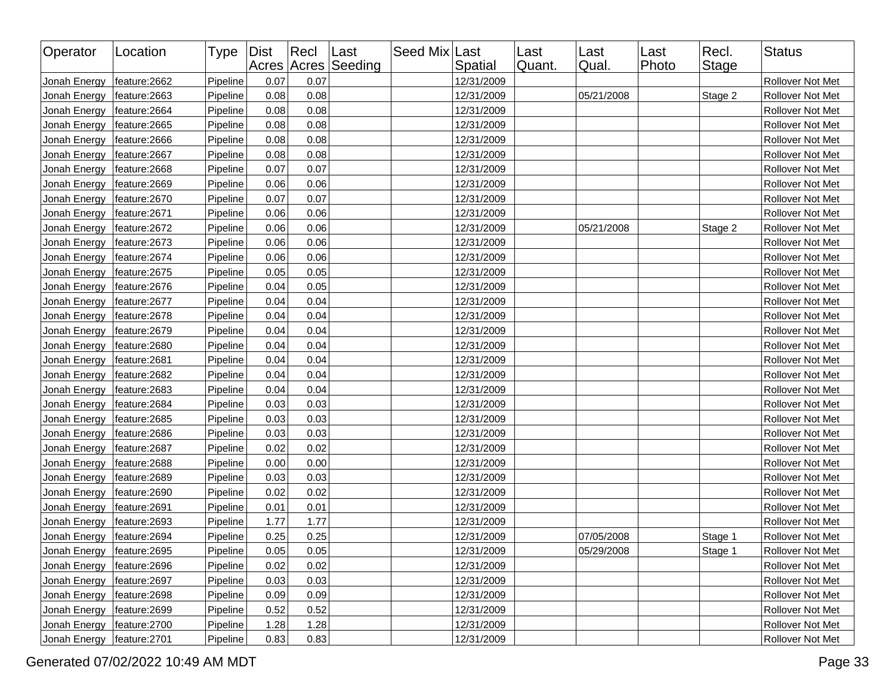| Operator | Location | Type | Dist Acres | Recl Acres | Last Seeding | Seed Mix | Last Spatial | Last Quant. | Last Qual. | Last Photo | Recl. Stage | Status |
|---|---|---|---|---|---|---|---|---|---|---|---|---|
| Jonah Energy | feature:2662 | Pipeline | 0.07 | 0.07 | | | 12/31/2009 | | | | | Rollover Not Met |
| Jonah Energy | feature:2663 | Pipeline | 0.08 | 0.08 | | | 12/31/2009 | | 05/21/2008 | | Stage 2 | Rollover Not Met |
| Jonah Energy | feature:2664 | Pipeline | 0.08 | 0.08 | | | 12/31/2009 | | | | | Rollover Not Met |
| Jonah Energy | feature:2665 | Pipeline | 0.08 | 0.08 | | | 12/31/2009 | | | | | Rollover Not Met |
| Jonah Energy | feature:2666 | Pipeline | 0.08 | 0.08 | | | 12/31/2009 | | | | | Rollover Not Met |
| Jonah Energy | feature:2667 | Pipeline | 0.08 | 0.08 | | | 12/31/2009 | | | | | Rollover Not Met |
| Jonah Energy | feature:2668 | Pipeline | 0.07 | 0.07 | | | 12/31/2009 | | | | | Rollover Not Met |
| Jonah Energy | feature:2669 | Pipeline | 0.06 | 0.06 | | | 12/31/2009 | | | | | Rollover Not Met |
| Jonah Energy | feature:2670 | Pipeline | 0.07 | 0.07 | | | 12/31/2009 | | | | | Rollover Not Met |
| Jonah Energy | feature:2671 | Pipeline | 0.06 | 0.06 | | | 12/31/2009 | | | | | Rollover Not Met |
| Jonah Energy | feature:2672 | Pipeline | 0.06 | 0.06 | | | 12/31/2009 | | 05/21/2008 | | Stage 2 | Rollover Not Met |
| Jonah Energy | feature:2673 | Pipeline | 0.06 | 0.06 | | | 12/31/2009 | | | | | Rollover Not Met |
| Jonah Energy | feature:2674 | Pipeline | 0.06 | 0.06 | | | 12/31/2009 | | | | | Rollover Not Met |
| Jonah Energy | feature:2675 | Pipeline | 0.05 | 0.05 | | | 12/31/2009 | | | | | Rollover Not Met |
| Jonah Energy | feature:2676 | Pipeline | 0.04 | 0.05 | | | 12/31/2009 | | | | | Rollover Not Met |
| Jonah Energy | feature:2677 | Pipeline | 0.04 | 0.04 | | | 12/31/2009 | | | | | Rollover Not Met |
| Jonah Energy | feature:2678 | Pipeline | 0.04 | 0.04 | | | 12/31/2009 | | | | | Rollover Not Met |
| Jonah Energy | feature:2679 | Pipeline | 0.04 | 0.04 | | | 12/31/2009 | | | | | Rollover Not Met |
| Jonah Energy | feature:2680 | Pipeline | 0.04 | 0.04 | | | 12/31/2009 | | | | | Rollover Not Met |
| Jonah Energy | feature:2681 | Pipeline | 0.04 | 0.04 | | | 12/31/2009 | | | | | Rollover Not Met |
| Jonah Energy | feature:2682 | Pipeline | 0.04 | 0.04 | | | 12/31/2009 | | | | | Rollover Not Met |
| Jonah Energy | feature:2683 | Pipeline | 0.04 | 0.04 | | | 12/31/2009 | | | | | Rollover Not Met |
| Jonah Energy | feature:2684 | Pipeline | 0.03 | 0.03 | | | 12/31/2009 | | | | | Rollover Not Met |
| Jonah Energy | feature:2685 | Pipeline | 0.03 | 0.03 | | | 12/31/2009 | | | | | Rollover Not Met |
| Jonah Energy | feature:2686 | Pipeline | 0.03 | 0.03 | | | 12/31/2009 | | | | | Rollover Not Met |
| Jonah Energy | feature:2687 | Pipeline | 0.02 | 0.02 | | | 12/31/2009 | | | | | Rollover Not Met |
| Jonah Energy | feature:2688 | Pipeline | 0.00 | 0.00 | | | 12/31/2009 | | | | | Rollover Not Met |
| Jonah Energy | feature:2689 | Pipeline | 0.03 | 0.03 | | | 12/31/2009 | | | | | Rollover Not Met |
| Jonah Energy | feature:2690 | Pipeline | 0.02 | 0.02 | | | 12/31/2009 | | | | | Rollover Not Met |
| Jonah Energy | feature:2691 | Pipeline | 0.01 | 0.01 | | | 12/31/2009 | | | | | Rollover Not Met |
| Jonah Energy | feature:2693 | Pipeline | 1.77 | 1.77 | | | 12/31/2009 | | | | | Rollover Not Met |
| Jonah Energy | feature:2694 | Pipeline | 0.25 | 0.25 | | | 12/31/2009 | | 07/05/2008 | | Stage 1 | Rollover Not Met |
| Jonah Energy | feature:2695 | Pipeline | 0.05 | 0.05 | | | 12/31/2009 | | 05/29/2008 | | Stage 1 | Rollover Not Met |
| Jonah Energy | feature:2696 | Pipeline | 0.02 | 0.02 | | | 12/31/2009 | | | | | Rollover Not Met |
| Jonah Energy | feature:2697 | Pipeline | 0.03 | 0.03 | | | 12/31/2009 | | | | | Rollover Not Met |
| Jonah Energy | feature:2698 | Pipeline | 0.09 | 0.09 | | | 12/31/2009 | | | | | Rollover Not Met |
| Jonah Energy | feature:2699 | Pipeline | 0.52 | 0.52 | | | 12/31/2009 | | | | | Rollover Not Met |
| Jonah Energy | feature:2700 | Pipeline | 1.28 | 1.28 | | | 12/31/2009 | | | | | Rollover Not Met |
| Jonah Energy | feature:2701 | Pipeline | 0.83 | 0.83 | | | 12/31/2009 | | | | | Rollover Not Met |

Generated 07/02/2022 10:49 AM MDT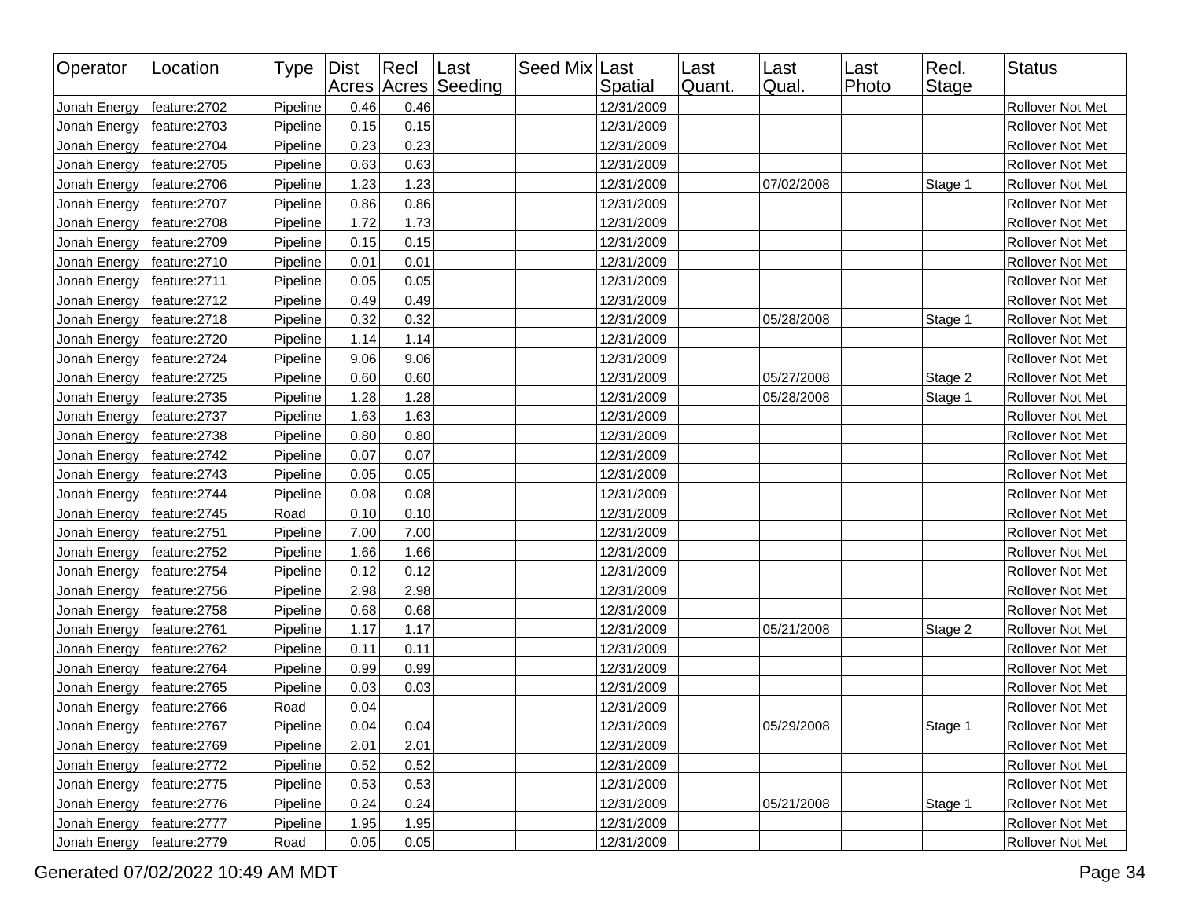| Operator | Location | Type | Dist Acres | Recl Acres | Last Seeding | Seed Mix | Last Spatial | Last Quant. | Last Qual. | Last Photo | Recl. Stage | Status |
|---|---|---|---|---|---|---|---|---|---|---|---|---|
| Jonah Energy | feature:2702 | Pipeline | 0.46 | 0.46 | | | 12/31/2009 | | | | | Rollover Not Met |
| Jonah Energy | feature:2703 | Pipeline | 0.15 | 0.15 | | | 12/31/2009 | | | | | Rollover Not Met |
| Jonah Energy | feature:2704 | Pipeline | 0.23 | 0.23 | | | 12/31/2009 | | | | | Rollover Not Met |
| Jonah Energy | feature:2705 | Pipeline | 0.63 | 0.63 | | | 12/31/2009 | | | | | Rollover Not Met |
| Jonah Energy | feature:2706 | Pipeline | 1.23 | 1.23 | | | 12/31/2009 | | 07/02/2008 | | Stage 1 | Rollover Not Met |
| Jonah Energy | feature:2707 | Pipeline | 0.86 | 0.86 | | | 12/31/2009 | | | | | Rollover Not Met |
| Jonah Energy | feature:2708 | Pipeline | 1.72 | 1.73 | | | 12/31/2009 | | | | | Rollover Not Met |
| Jonah Energy | feature:2709 | Pipeline | 0.15 | 0.15 | | | 12/31/2009 | | | | | Rollover Not Met |
| Jonah Energy | feature:2710 | Pipeline | 0.01 | 0.01 | | | 12/31/2009 | | | | | Rollover Not Met |
| Jonah Energy | feature:2711 | Pipeline | 0.05 | 0.05 | | | 12/31/2009 | | | | | Rollover Not Met |
| Jonah Energy | feature:2712 | Pipeline | 0.49 | 0.49 | | | 12/31/2009 | | | | | Rollover Not Met |
| Jonah Energy | feature:2718 | Pipeline | 0.32 | 0.32 | | | 12/31/2009 | | 05/28/2008 | | Stage 1 | Rollover Not Met |
| Jonah Energy | feature:2720 | Pipeline | 1.14 | 1.14 | | | 12/31/2009 | | | | | Rollover Not Met |
| Jonah Energy | feature:2724 | Pipeline | 9.06 | 9.06 | | | 12/31/2009 | | | | | Rollover Not Met |
| Jonah Energy | feature:2725 | Pipeline | 0.60 | 0.60 | | | 12/31/2009 | | 05/27/2008 | | Stage 2 | Rollover Not Met |
| Jonah Energy | feature:2735 | Pipeline | 1.28 | 1.28 | | | 12/31/2009 | | 05/28/2008 | | Stage 1 | Rollover Not Met |
| Jonah Energy | feature:2737 | Pipeline | 1.63 | 1.63 | | | 12/31/2009 | | | | | Rollover Not Met |
| Jonah Energy | feature:2738 | Pipeline | 0.80 | 0.80 | | | 12/31/2009 | | | | | Rollover Not Met |
| Jonah Energy | feature:2742 | Pipeline | 0.07 | 0.07 | | | 12/31/2009 | | | | | Rollover Not Met |
| Jonah Energy | feature:2743 | Pipeline | 0.05 | 0.05 | | | 12/31/2009 | | | | | Rollover Not Met |
| Jonah Energy | feature:2744 | Pipeline | 0.08 | 0.08 | | | 12/31/2009 | | | | | Rollover Not Met |
| Jonah Energy | feature:2745 | Road | 0.10 | 0.10 | | | 12/31/2009 | | | | | Rollover Not Met |
| Jonah Energy | feature:2751 | Pipeline | 7.00 | 7.00 | | | 12/31/2009 | | | | | Rollover Not Met |
| Jonah Energy | feature:2752 | Pipeline | 1.66 | 1.66 | | | 12/31/2009 | | | | | Rollover Not Met |
| Jonah Energy | feature:2754 | Pipeline | 0.12 | 0.12 | | | 12/31/2009 | | | | | Rollover Not Met |
| Jonah Energy | feature:2756 | Pipeline | 2.98 | 2.98 | | | 12/31/2009 | | | | | Rollover Not Met |
| Jonah Energy | feature:2758 | Pipeline | 0.68 | 0.68 | | | 12/31/2009 | | | | | Rollover Not Met |
| Jonah Energy | feature:2761 | Pipeline | 1.17 | 1.17 | | | 12/31/2009 | | 05/21/2008 | | Stage 2 | Rollover Not Met |
| Jonah Energy | feature:2762 | Pipeline | 0.11 | 0.11 | | | 12/31/2009 | | | | | Rollover Not Met |
| Jonah Energy | feature:2764 | Pipeline | 0.99 | 0.99 | | | 12/31/2009 | | | | | Rollover Not Met |
| Jonah Energy | feature:2765 | Pipeline | 0.03 | 0.03 | | | 12/31/2009 | | | | | Rollover Not Met |
| Jonah Energy | feature:2766 | Road | 0.04 | | | | 12/31/2009 | | | | | Rollover Not Met |
| Jonah Energy | feature:2767 | Pipeline | 0.04 | 0.04 | | | 12/31/2009 | | 05/29/2008 | | Stage 1 | Rollover Not Met |
| Jonah Energy | feature:2769 | Pipeline | 2.01 | 2.01 | | | 12/31/2009 | | | | | Rollover Not Met |
| Jonah Energy | feature:2772 | Pipeline | 0.52 | 0.52 | | | 12/31/2009 | | | | | Rollover Not Met |
| Jonah Energy | feature:2775 | Pipeline | 0.53 | 0.53 | | | 12/31/2009 | | | | | Rollover Not Met |
| Jonah Energy | feature:2776 | Pipeline | 0.24 | 0.24 | | | 12/31/2009 | | 05/21/2008 | | Stage 1 | Rollover Not Met |
| Jonah Energy | feature:2777 | Pipeline | 1.95 | 1.95 | | | 12/31/2009 | | | | | Rollover Not Met |
| Jonah Energy | feature:2779 | Road | 0.05 | 0.05 | | | 12/31/2009 | | | | | Rollover Not Met |

Generated 07/02/2022 10:49 AM MDT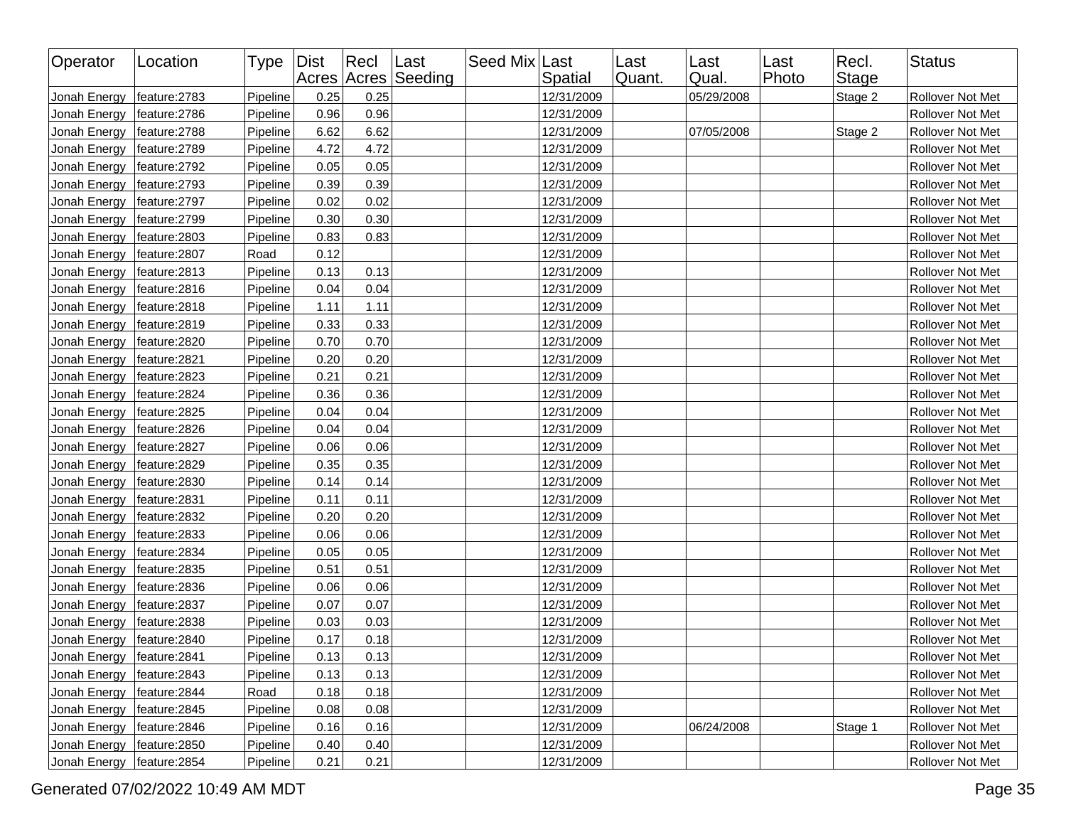| Operator | Location | Type | Dist Acres | Recl Acres | Last Seeding | Seed Mix | Last Spatial | Last Quant. | Last Qual. | Last Photo | Recl. Stage | Status |
|---|---|---|---|---|---|---|---|---|---|---|---|---|
| Jonah Energy | feature:2783 | Pipeline | 0.25 | 0.25 | | | 12/31/2009 | | 05/29/2008 | | Stage 2 | Rollover Not Met |
| Jonah Energy | feature:2786 | Pipeline | 0.96 | 0.96 | | | 12/31/2009 | | | | | Rollover Not Met |
| Jonah Energy | feature:2788 | Pipeline | 6.62 | 6.62 | | | 12/31/2009 | | 07/05/2008 | | Stage 2 | Rollover Not Met |
| Jonah Energy | feature:2789 | Pipeline | 4.72 | 4.72 | | | 12/31/2009 | | | | | Rollover Not Met |
| Jonah Energy | feature:2792 | Pipeline | 0.05 | 0.05 | | | 12/31/2009 | | | | | Rollover Not Met |
| Jonah Energy | feature:2793 | Pipeline | 0.39 | 0.39 | | | 12/31/2009 | | | | | Rollover Not Met |
| Jonah Energy | feature:2797 | Pipeline | 0.02 | 0.02 | | | 12/31/2009 | | | | | Rollover Not Met |
| Jonah Energy | feature:2799 | Pipeline | 0.30 | 0.30 | | | 12/31/2009 | | | | | Rollover Not Met |
| Jonah Energy | feature:2803 | Pipeline | 0.83 | 0.83 | | | 12/31/2009 | | | | | Rollover Not Met |
| Jonah Energy | feature:2807 | Road | 0.12 | | | | 12/31/2009 | | | | | Rollover Not Met |
| Jonah Energy | feature:2813 | Pipeline | 0.13 | 0.13 | | | 12/31/2009 | | | | | Rollover Not Met |
| Jonah Energy | feature:2816 | Pipeline | 0.04 | 0.04 | | | 12/31/2009 | | | | | Rollover Not Met |
| Jonah Energy | feature:2818 | Pipeline | 1.11 | 1.11 | | | 12/31/2009 | | | | | Rollover Not Met |
| Jonah Energy | feature:2819 | Pipeline | 0.33 | 0.33 | | | 12/31/2009 | | | | | Rollover Not Met |
| Jonah Energy | feature:2820 | Pipeline | 0.70 | 0.70 | | | 12/31/2009 | | | | | Rollover Not Met |
| Jonah Energy | feature:2821 | Pipeline | 0.20 | 0.20 | | | 12/31/2009 | | | | | Rollover Not Met |
| Jonah Energy | feature:2823 | Pipeline | 0.21 | 0.21 | | | 12/31/2009 | | | | | Rollover Not Met |
| Jonah Energy | feature:2824 | Pipeline | 0.36 | 0.36 | | | 12/31/2009 | | | | | Rollover Not Met |
| Jonah Energy | feature:2825 | Pipeline | 0.04 | 0.04 | | | 12/31/2009 | | | | | Rollover Not Met |
| Jonah Energy | feature:2826 | Pipeline | 0.04 | 0.04 | | | 12/31/2009 | | | | | Rollover Not Met |
| Jonah Energy | feature:2827 | Pipeline | 0.06 | 0.06 | | | 12/31/2009 | | | | | Rollover Not Met |
| Jonah Energy | feature:2829 | Pipeline | 0.35 | 0.35 | | | 12/31/2009 | | | | | Rollover Not Met |
| Jonah Energy | feature:2830 | Pipeline | 0.14 | 0.14 | | | 12/31/2009 | | | | | Rollover Not Met |
| Jonah Energy | feature:2831 | Pipeline | 0.11 | 0.11 | | | 12/31/2009 | | | | | Rollover Not Met |
| Jonah Energy | feature:2832 | Pipeline | 0.20 | 0.20 | | | 12/31/2009 | | | | | Rollover Not Met |
| Jonah Energy | feature:2833 | Pipeline | 0.06 | 0.06 | | | 12/31/2009 | | | | | Rollover Not Met |
| Jonah Energy | feature:2834 | Pipeline | 0.05 | 0.05 | | | 12/31/2009 | | | | | Rollover Not Met |
| Jonah Energy | feature:2835 | Pipeline | 0.51 | 0.51 | | | 12/31/2009 | | | | | Rollover Not Met |
| Jonah Energy | feature:2836 | Pipeline | 0.06 | 0.06 | | | 12/31/2009 | | | | | Rollover Not Met |
| Jonah Energy | feature:2837 | Pipeline | 0.07 | 0.07 | | | 12/31/2009 | | | | | Rollover Not Met |
| Jonah Energy | feature:2838 | Pipeline | 0.03 | 0.03 | | | 12/31/2009 | | | | | Rollover Not Met |
| Jonah Energy | feature:2840 | Pipeline | 0.17 | 0.18 | | | 12/31/2009 | | | | | Rollover Not Met |
| Jonah Energy | feature:2841 | Pipeline | 0.13 | 0.13 | | | 12/31/2009 | | | | | Rollover Not Met |
| Jonah Energy | feature:2843 | Pipeline | 0.13 | 0.13 | | | 12/31/2009 | | | | | Rollover Not Met |
| Jonah Energy | feature:2844 | Road | 0.18 | 0.18 | | | 12/31/2009 | | | | | Rollover Not Met |
| Jonah Energy | feature:2845 | Pipeline | 0.08 | 0.08 | | | 12/31/2009 | | | | | Rollover Not Met |
| Jonah Energy | feature:2846 | Pipeline | 0.16 | 0.16 | | | 12/31/2009 | | 06/24/2008 | | Stage 1 | Rollover Not Met |
| Jonah Energy | feature:2850 | Pipeline | 0.40 | 0.40 | | | 12/31/2009 | | | | | Rollover Not Met |
| Jonah Energy | feature:2854 | Pipeline | 0.21 | 0.21 | | | 12/31/2009 | | | | | Rollover Not Met |

Generated 07/02/2022 10:49 AM MDT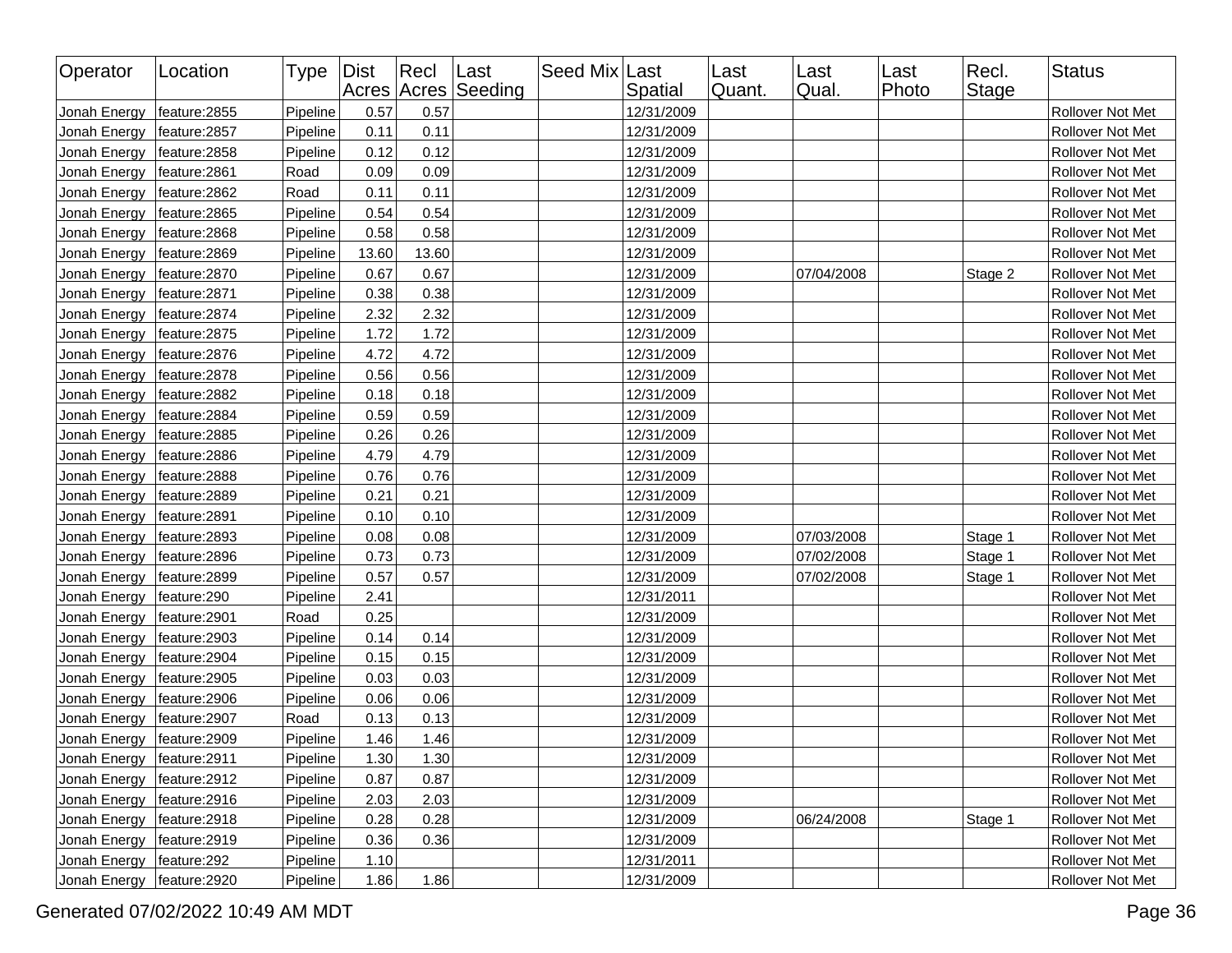| Operator | Location | Type | Dist Acres | Recl Acres | Last Seeding | Seed Mix | Last Spatial | Last Quant. | Last Qual. | Last Photo | Recl. Stage | Status |
|---|---|---|---|---|---|---|---|---|---|---|---|---|
| Jonah Energy | feature:2855 | Pipeline | 0.57 | 0.57 | | | 12/31/2009 | | | | | Rollover Not Met |
| Jonah Energy | feature:2857 | Pipeline | 0.11 | 0.11 | | | 12/31/2009 | | | | | Rollover Not Met |
| Jonah Energy | feature:2858 | Pipeline | 0.12 | 0.12 | | | 12/31/2009 | | | | | Rollover Not Met |
| Jonah Energy | feature:2861 | Road | 0.09 | 0.09 | | | 12/31/2009 | | | | | Rollover Not Met |
| Jonah Energy | feature:2862 | Road | 0.11 | 0.11 | | | 12/31/2009 | | | | | Rollover Not Met |
| Jonah Energy | feature:2865 | Pipeline | 0.54 | 0.54 | | | 12/31/2009 | | | | | Rollover Not Met |
| Jonah Energy | feature:2868 | Pipeline | 0.58 | 0.58 | | | 12/31/2009 | | | | | Rollover Not Met |
| Jonah Energy | feature:2869 | Pipeline | 13.60 | 13.60 | | | 12/31/2009 | | | | | Rollover Not Met |
| Jonah Energy | feature:2870 | Pipeline | 0.67 | 0.67 | | | 12/31/2009 | | 07/04/2008 | | Stage 2 | Rollover Not Met |
| Jonah Energy | feature:2871 | Pipeline | 0.38 | 0.38 | | | 12/31/2009 | | | | | Rollover Not Met |
| Jonah Energy | feature:2874 | Pipeline | 2.32 | 2.32 | | | 12/31/2009 | | | | | Rollover Not Met |
| Jonah Energy | feature:2875 | Pipeline | 1.72 | 1.72 | | | 12/31/2009 | | | | | Rollover Not Met |
| Jonah Energy | feature:2876 | Pipeline | 4.72 | 4.72 | | | 12/31/2009 | | | | | Rollover Not Met |
| Jonah Energy | feature:2878 | Pipeline | 0.56 | 0.56 | | | 12/31/2009 | | | | | Rollover Not Met |
| Jonah Energy | feature:2882 | Pipeline | 0.18 | 0.18 | | | 12/31/2009 | | | | | Rollover Not Met |
| Jonah Energy | feature:2884 | Pipeline | 0.59 | 0.59 | | | 12/31/2009 | | | | | Rollover Not Met |
| Jonah Energy | feature:2885 | Pipeline | 0.26 | 0.26 | | | 12/31/2009 | | | | | Rollover Not Met |
| Jonah Energy | feature:2886 | Pipeline | 4.79 | 4.79 | | | 12/31/2009 | | | | | Rollover Not Met |
| Jonah Energy | feature:2888 | Pipeline | 0.76 | 0.76 | | | 12/31/2009 | | | | | Rollover Not Met |
| Jonah Energy | feature:2889 | Pipeline | 0.21 | 0.21 | | | 12/31/2009 | | | | | Rollover Not Met |
| Jonah Energy | feature:2891 | Pipeline | 0.10 | 0.10 | | | 12/31/2009 | | | | | Rollover Not Met |
| Jonah Energy | feature:2893 | Pipeline | 0.08 | 0.08 | | | 12/31/2009 | | 07/03/2008 | | Stage 1 | Rollover Not Met |
| Jonah Energy | feature:2896 | Pipeline | 0.73 | 0.73 | | | 12/31/2009 | | 07/02/2008 | | Stage 1 | Rollover Not Met |
| Jonah Energy | feature:2899 | Pipeline | 0.57 | 0.57 | | | 12/31/2009 | | 07/02/2008 | | Stage 1 | Rollover Not Met |
| Jonah Energy | feature:290 | Pipeline | 2.41 | | | | 12/31/2011 | | | | | Rollover Not Met |
| Jonah Energy | feature:2901 | Road | 0.25 | | | | 12/31/2009 | | | | | Rollover Not Met |
| Jonah Energy | feature:2903 | Pipeline | 0.14 | 0.14 | | | 12/31/2009 | | | | | Rollover Not Met |
| Jonah Energy | feature:2904 | Pipeline | 0.15 | 0.15 | | | 12/31/2009 | | | | | Rollover Not Met |
| Jonah Energy | feature:2905 | Pipeline | 0.03 | 0.03 | | | 12/31/2009 | | | | | Rollover Not Met |
| Jonah Energy | feature:2906 | Pipeline | 0.06 | 0.06 | | | 12/31/2009 | | | | | Rollover Not Met |
| Jonah Energy | feature:2907 | Road | 0.13 | 0.13 | | | 12/31/2009 | | | | | Rollover Not Met |
| Jonah Energy | feature:2909 | Pipeline | 1.46 | 1.46 | | | 12/31/2009 | | | | | Rollover Not Met |
| Jonah Energy | feature:2911 | Pipeline | 1.30 | 1.30 | | | 12/31/2009 | | | | | Rollover Not Met |
| Jonah Energy | feature:2912 | Pipeline | 0.87 | 0.87 | | | 12/31/2009 | | | | | Rollover Not Met |
| Jonah Energy | feature:2916 | Pipeline | 2.03 | 2.03 | | | 12/31/2009 | | | | | Rollover Not Met |
| Jonah Energy | feature:2918 | Pipeline | 0.28 | 0.28 | | | 12/31/2009 | | 06/24/2008 | | Stage 1 | Rollover Not Met |
| Jonah Energy | feature:2919 | Pipeline | 0.36 | 0.36 | | | 12/31/2009 | | | | | Rollover Not Met |
| Jonah Energy | feature:292 | Pipeline | 1.10 | | | | 12/31/2011 | | | | | Rollover Not Met |
| Jonah Energy | feature:2920 | Pipeline | 1.86 | 1.86 | | | 12/31/2009 | | | | | Rollover Not Met |

Generated 07/02/2022 10:49 AM MDT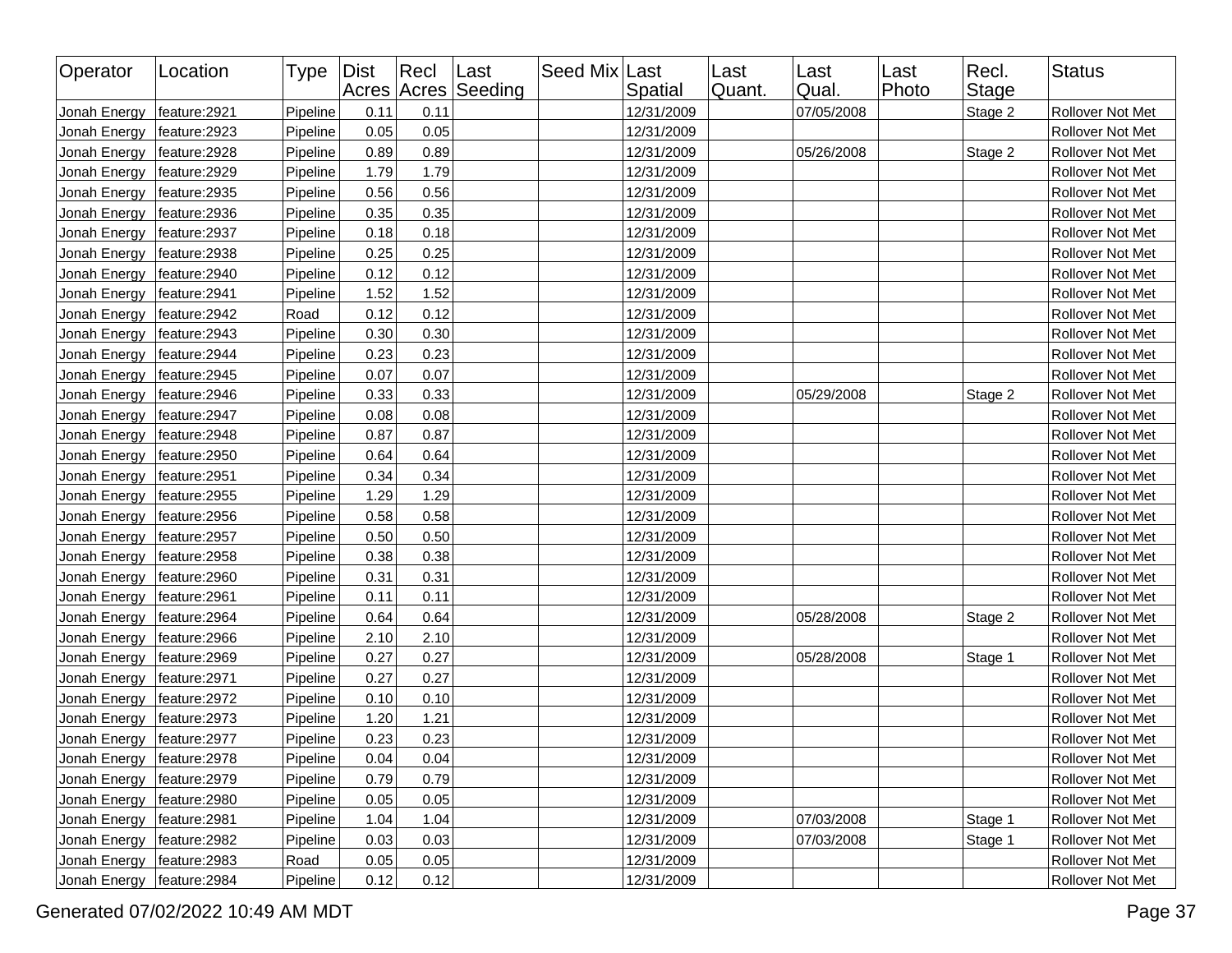| Operator | Location | Type | Dist Acres | Recl Acres | Last Seeding | Seed Mix | Last Spatial | Last Quant. | Last Qual. | Last Photo | Recl. Stage | Status |
|---|---|---|---|---|---|---|---|---|---|---|---|---|
| Jonah Energy | feature:2921 | Pipeline | 0.11 | 0.11 | | | 12/31/2009 | | 07/05/2008 | | Stage 2 | Rollover Not Met |
| Jonah Energy | feature:2923 | Pipeline | 0.05 | 0.05 | | | 12/31/2009 | | | | | Rollover Not Met |
| Jonah Energy | feature:2928 | Pipeline | 0.89 | 0.89 | | | 12/31/2009 | | 05/26/2008 | | Stage 2 | Rollover Not Met |
| Jonah Energy | feature:2929 | Pipeline | 1.79 | 1.79 | | | 12/31/2009 | | | | | Rollover Not Met |
| Jonah Energy | feature:2935 | Pipeline | 0.56 | 0.56 | | | 12/31/2009 | | | | | Rollover Not Met |
| Jonah Energy | feature:2936 | Pipeline | 0.35 | 0.35 | | | 12/31/2009 | | | | | Rollover Not Met |
| Jonah Energy | feature:2937 | Pipeline | 0.18 | 0.18 | | | 12/31/2009 | | | | | Rollover Not Met |
| Jonah Energy | feature:2938 | Pipeline | 0.25 | 0.25 | | | 12/31/2009 | | | | | Rollover Not Met |
| Jonah Energy | feature:2940 | Pipeline | 0.12 | 0.12 | | | 12/31/2009 | | | | | Rollover Not Met |
| Jonah Energy | feature:2941 | Pipeline | 1.52 | 1.52 | | | 12/31/2009 | | | | | Rollover Not Met |
| Jonah Energy | feature:2942 | Road | 0.12 | 0.12 | | | 12/31/2009 | | | | | Rollover Not Met |
| Jonah Energy | feature:2943 | Pipeline | 0.30 | 0.30 | | | 12/31/2009 | | | | | Rollover Not Met |
| Jonah Energy | feature:2944 | Pipeline | 0.23 | 0.23 | | | 12/31/2009 | | | | | Rollover Not Met |
| Jonah Energy | feature:2945 | Pipeline | 0.07 | 0.07 | | | 12/31/2009 | | | | | Rollover Not Met |
| Jonah Energy | feature:2946 | Pipeline | 0.33 | 0.33 | | | 12/31/2009 | | 05/29/2008 | | Stage 2 | Rollover Not Met |
| Jonah Energy | feature:2947 | Pipeline | 0.08 | 0.08 | | | 12/31/2009 | | | | | Rollover Not Met |
| Jonah Energy | feature:2948 | Pipeline | 0.87 | 0.87 | | | 12/31/2009 | | | | | Rollover Not Met |
| Jonah Energy | feature:2950 | Pipeline | 0.64 | 0.64 | | | 12/31/2009 | | | | | Rollover Not Met |
| Jonah Energy | feature:2951 | Pipeline | 0.34 | 0.34 | | | 12/31/2009 | | | | | Rollover Not Met |
| Jonah Energy | feature:2955 | Pipeline | 1.29 | 1.29 | | | 12/31/2009 | | | | | Rollover Not Met |
| Jonah Energy | feature:2956 | Pipeline | 0.58 | 0.58 | | | 12/31/2009 | | | | | Rollover Not Met |
| Jonah Energy | feature:2957 | Pipeline | 0.50 | 0.50 | | | 12/31/2009 | | | | | Rollover Not Met |
| Jonah Energy | feature:2958 | Pipeline | 0.38 | 0.38 | | | 12/31/2009 | | | | | Rollover Not Met |
| Jonah Energy | feature:2960 | Pipeline | 0.31 | 0.31 | | | 12/31/2009 | | | | | Rollover Not Met |
| Jonah Energy | feature:2961 | Pipeline | 0.11 | 0.11 | | | 12/31/2009 | | | | | Rollover Not Met |
| Jonah Energy | feature:2964 | Pipeline | 0.64 | 0.64 | | | 12/31/2009 | | 05/28/2008 | | Stage 2 | Rollover Not Met |
| Jonah Energy | feature:2966 | Pipeline | 2.10 | 2.10 | | | 12/31/2009 | | | | | Rollover Not Met |
| Jonah Energy | feature:2969 | Pipeline | 0.27 | 0.27 | | | 12/31/2009 | | 05/28/2008 | | Stage 1 | Rollover Not Met |
| Jonah Energy | feature:2971 | Pipeline | 0.27 | 0.27 | | | 12/31/2009 | | | | | Rollover Not Met |
| Jonah Energy | feature:2972 | Pipeline | 0.10 | 0.10 | | | 12/31/2009 | | | | | Rollover Not Met |
| Jonah Energy | feature:2973 | Pipeline | 1.20 | 1.21 | | | 12/31/2009 | | | | | Rollover Not Met |
| Jonah Energy | feature:2977 | Pipeline | 0.23 | 0.23 | | | 12/31/2009 | | | | | Rollover Not Met |
| Jonah Energy | feature:2978 | Pipeline | 0.04 | 0.04 | | | 12/31/2009 | | | | | Rollover Not Met |
| Jonah Energy | feature:2979 | Pipeline | 0.79 | 0.79 | | | 12/31/2009 | | | | | Rollover Not Met |
| Jonah Energy | feature:2980 | Pipeline | 0.05 | 0.05 | | | 12/31/2009 | | | | | Rollover Not Met |
| Jonah Energy | feature:2981 | Pipeline | 1.04 | 1.04 | | | 12/31/2009 | | 07/03/2008 | | Stage 1 | Rollover Not Met |
| Jonah Energy | feature:2982 | Pipeline | 0.03 | 0.03 | | | 12/31/2009 | | 07/03/2008 | | Stage 1 | Rollover Not Met |
| Jonah Energy | feature:2983 | Road | 0.05 | 0.05 | | | 12/31/2009 | | | | | Rollover Not Met |
| Jonah Energy | feature:2984 | Pipeline | 0.12 | 0.12 | | | 12/31/2009 | | | | | Rollover Not Met |

Generated 07/02/2022 10:49 AM MDT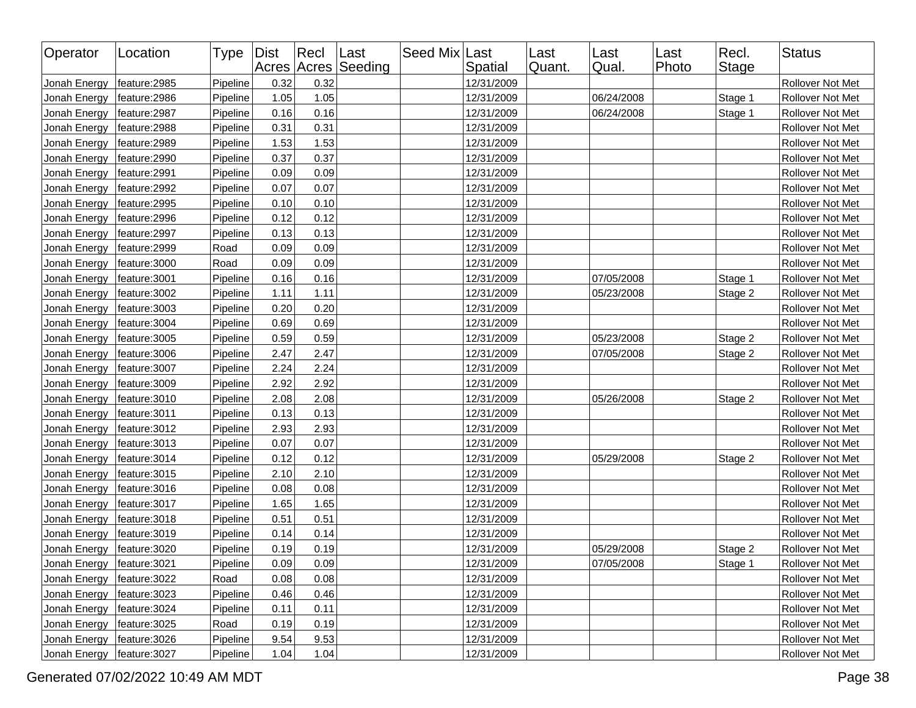| Operator | Location | Type | Dist Acres | Recl Acres | Last Seeding | Seed Mix | Last Spatial | Last Quant. | Last Qual. | Last Photo | Recl. Stage | Status |
|---|---|---|---|---|---|---|---|---|---|---|---|---|
| Jonah Energy | feature:2985 | Pipeline | 0.32 | 0.32 | | | 12/31/2009 | | | | | Rollover Not Met |
| Jonah Energy | feature:2986 | Pipeline | 1.05 | 1.05 | | | 12/31/2009 | | 06/24/2008 | | Stage 1 | Rollover Not Met |
| Jonah Energy | feature:2987 | Pipeline | 0.16 | 0.16 | | | 12/31/2009 | | 06/24/2008 | | Stage 1 | Rollover Not Met |
| Jonah Energy | feature:2988 | Pipeline | 0.31 | 0.31 | | | 12/31/2009 | | | | | Rollover Not Met |
| Jonah Energy | feature:2989 | Pipeline | 1.53 | 1.53 | | | 12/31/2009 | | | | | Rollover Not Met |
| Jonah Energy | feature:2990 | Pipeline | 0.37 | 0.37 | | | 12/31/2009 | | | | | Rollover Not Met |
| Jonah Energy | feature:2991 | Pipeline | 0.09 | 0.09 | | | 12/31/2009 | | | | | Rollover Not Met |
| Jonah Energy | feature:2992 | Pipeline | 0.07 | 0.07 | | | 12/31/2009 | | | | | Rollover Not Met |
| Jonah Energy | feature:2995 | Pipeline | 0.10 | 0.10 | | | 12/31/2009 | | | | | Rollover Not Met |
| Jonah Energy | feature:2996 | Pipeline | 0.12 | 0.12 | | | 12/31/2009 | | | | | Rollover Not Met |
| Jonah Energy | feature:2997 | Pipeline | 0.13 | 0.13 | | | 12/31/2009 | | | | | Rollover Not Met |
| Jonah Energy | feature:2999 | Road | 0.09 | 0.09 | | | 12/31/2009 | | | | | Rollover Not Met |
| Jonah Energy | feature:3000 | Road | 0.09 | 0.09 | | | 12/31/2009 | | | | | Rollover Not Met |
| Jonah Energy | feature:3001 | Pipeline | 0.16 | 0.16 | | | 12/31/2009 | | 07/05/2008 | | Stage 1 | Rollover Not Met |
| Jonah Energy | feature:3002 | Pipeline | 1.11 | 1.11 | | | 12/31/2009 | | 05/23/2008 | | Stage 2 | Rollover Not Met |
| Jonah Energy | feature:3003 | Pipeline | 0.20 | 0.20 | | | 12/31/2009 | | | | | Rollover Not Met |
| Jonah Energy | feature:3004 | Pipeline | 0.69 | 0.69 | | | 12/31/2009 | | | | | Rollover Not Met |
| Jonah Energy | feature:3005 | Pipeline | 0.59 | 0.59 | | | 12/31/2009 | | 05/23/2008 | | Stage 2 | Rollover Not Met |
| Jonah Energy | feature:3006 | Pipeline | 2.47 | 2.47 | | | 12/31/2009 | | 07/05/2008 | | Stage 2 | Rollover Not Met |
| Jonah Energy | feature:3007 | Pipeline | 2.24 | 2.24 | | | 12/31/2009 | | | | | Rollover Not Met |
| Jonah Energy | feature:3009 | Pipeline | 2.92 | 2.92 | | | 12/31/2009 | | | | | Rollover Not Met |
| Jonah Energy | feature:3010 | Pipeline | 2.08 | 2.08 | | | 12/31/2009 | | 05/26/2008 | | Stage 2 | Rollover Not Met |
| Jonah Energy | feature:3011 | Pipeline | 0.13 | 0.13 | | | 12/31/2009 | | | | | Rollover Not Met |
| Jonah Energy | feature:3012 | Pipeline | 2.93 | 2.93 | | | 12/31/2009 | | | | | Rollover Not Met |
| Jonah Energy | feature:3013 | Pipeline | 0.07 | 0.07 | | | 12/31/2009 | | | | | Rollover Not Met |
| Jonah Energy | feature:3014 | Pipeline | 0.12 | 0.12 | | | 12/31/2009 | | 05/29/2008 | | Stage 2 | Rollover Not Met |
| Jonah Energy | feature:3015 | Pipeline | 2.10 | 2.10 | | | 12/31/2009 | | | | | Rollover Not Met |
| Jonah Energy | feature:3016 | Pipeline | 0.08 | 0.08 | | | 12/31/2009 | | | | | Rollover Not Met |
| Jonah Energy | feature:3017 | Pipeline | 1.65 | 1.65 | | | 12/31/2009 | | | | | Rollover Not Met |
| Jonah Energy | feature:3018 | Pipeline | 0.51 | 0.51 | | | 12/31/2009 | | | | | Rollover Not Met |
| Jonah Energy | feature:3019 | Pipeline | 0.14 | 0.14 | | | 12/31/2009 | | | | | Rollover Not Met |
| Jonah Energy | feature:3020 | Pipeline | 0.19 | 0.19 | | | 12/31/2009 | | 05/29/2008 | | Stage 2 | Rollover Not Met |
| Jonah Energy | feature:3021 | Pipeline | 0.09 | 0.09 | | | 12/31/2009 | | 07/05/2008 | | Stage 1 | Rollover Not Met |
| Jonah Energy | feature:3022 | Road | 0.08 | 0.08 | | | 12/31/2009 | | | | | Rollover Not Met |
| Jonah Energy | feature:3023 | Pipeline | 0.46 | 0.46 | | | 12/31/2009 | | | | | Rollover Not Met |
| Jonah Energy | feature:3024 | Pipeline | 0.11 | 0.11 | | | 12/31/2009 | | | | | Rollover Not Met |
| Jonah Energy | feature:3025 | Road | 0.19 | 0.19 | | | 12/31/2009 | | | | | Rollover Not Met |
| Jonah Energy | feature:3026 | Pipeline | 9.54 | 9.53 | | | 12/31/2009 | | | | | Rollover Not Met |
| Jonah Energy | feature:3027 | Pipeline | 1.04 | 1.04 | | | 12/31/2009 | | | | | Rollover Not Met |

Generated 07/02/2022 10:49 AM MDT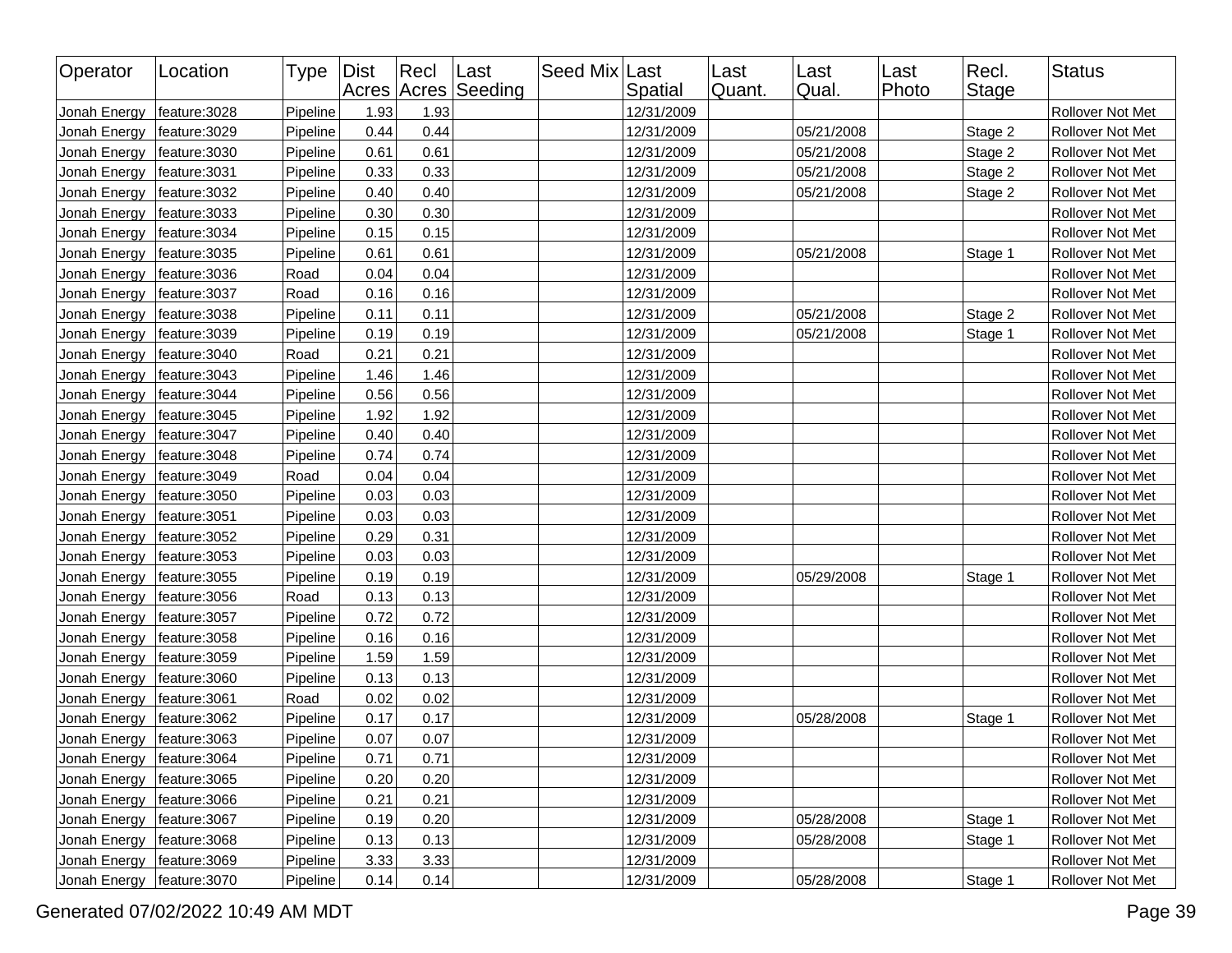| Operator | Location | Type | Dist Acres | Recl Acres | Last Seeding | Seed Mix | Last Spatial | Last Quant. | Last Qual. | Last Photo | Recl. Stage | Status |
|---|---|---|---|---|---|---|---|---|---|---|---|---|
| Jonah Energy | feature:3028 | Pipeline | 1.93 | 1.93 | | | 12/31/2009 | | | | | Rollover Not Met |
| Jonah Energy | feature:3029 | Pipeline | 0.44 | 0.44 | | | 12/31/2009 | | 05/21/2008 | | Stage 2 | Rollover Not Met |
| Jonah Energy | feature:3030 | Pipeline | 0.61 | 0.61 | | | 12/31/2009 | | 05/21/2008 | | Stage 2 | Rollover Not Met |
| Jonah Energy | feature:3031 | Pipeline | 0.33 | 0.33 | | | 12/31/2009 | | 05/21/2008 | | Stage 2 | Rollover Not Met |
| Jonah Energy | feature:3032 | Pipeline | 0.40 | 0.40 | | | 12/31/2009 | | 05/21/2008 | | Stage 2 | Rollover Not Met |
| Jonah Energy | feature:3033 | Pipeline | 0.30 | 0.30 | | | 12/31/2009 | | | | | Rollover Not Met |
| Jonah Energy | feature:3034 | Pipeline | 0.15 | 0.15 | | | 12/31/2009 | | | | | Rollover Not Met |
| Jonah Energy | feature:3035 | Pipeline | 0.61 | 0.61 | | | 12/31/2009 | | 05/21/2008 | | Stage 1 | Rollover Not Met |
| Jonah Energy | feature:3036 | Road | 0.04 | 0.04 | | | 12/31/2009 | | | | | Rollover Not Met |
| Jonah Energy | feature:3037 | Road | 0.16 | 0.16 | | | 12/31/2009 | | | | | Rollover Not Met |
| Jonah Energy | feature:3038 | Pipeline | 0.11 | 0.11 | | | 12/31/2009 | | 05/21/2008 | | Stage 2 | Rollover Not Met |
| Jonah Energy | feature:3039 | Pipeline | 0.19 | 0.19 | | | 12/31/2009 | | 05/21/2008 | | Stage 1 | Rollover Not Met |
| Jonah Energy | feature:3040 | Road | 0.21 | 0.21 | | | 12/31/2009 | | | | | Rollover Not Met |
| Jonah Energy | feature:3043 | Pipeline | 1.46 | 1.46 | | | 12/31/2009 | | | | | Rollover Not Met |
| Jonah Energy | feature:3044 | Pipeline | 0.56 | 0.56 | | | 12/31/2009 | | | | | Rollover Not Met |
| Jonah Energy | feature:3045 | Pipeline | 1.92 | 1.92 | | | 12/31/2009 | | | | | Rollover Not Met |
| Jonah Energy | feature:3047 | Pipeline | 0.40 | 0.40 | | | 12/31/2009 | | | | | Rollover Not Met |
| Jonah Energy | feature:3048 | Pipeline | 0.74 | 0.74 | | | 12/31/2009 | | | | | Rollover Not Met |
| Jonah Energy | feature:3049 | Road | 0.04 | 0.04 | | | 12/31/2009 | | | | | Rollover Not Met |
| Jonah Energy | feature:3050 | Pipeline | 0.03 | 0.03 | | | 12/31/2009 | | | | | Rollover Not Met |
| Jonah Energy | feature:3051 | Pipeline | 0.03 | 0.03 | | | 12/31/2009 | | | | | Rollover Not Met |
| Jonah Energy | feature:3052 | Pipeline | 0.29 | 0.31 | | | 12/31/2009 | | | | | Rollover Not Met |
| Jonah Energy | feature:3053 | Pipeline | 0.03 | 0.03 | | | 12/31/2009 | | | | | Rollover Not Met |
| Jonah Energy | feature:3055 | Pipeline | 0.19 | 0.19 | | | 12/31/2009 | | 05/29/2008 | | Stage 1 | Rollover Not Met |
| Jonah Energy | feature:3056 | Road | 0.13 | 0.13 | | | 12/31/2009 | | | | | Rollover Not Met |
| Jonah Energy | feature:3057 | Pipeline | 0.72 | 0.72 | | | 12/31/2009 | | | | | Rollover Not Met |
| Jonah Energy | feature:3058 | Pipeline | 0.16 | 0.16 | | | 12/31/2009 | | | | | Rollover Not Met |
| Jonah Energy | feature:3059 | Pipeline | 1.59 | 1.59 | | | 12/31/2009 | | | | | Rollover Not Met |
| Jonah Energy | feature:3060 | Pipeline | 0.13 | 0.13 | | | 12/31/2009 | | | | | Rollover Not Met |
| Jonah Energy | feature:3061 | Road | 0.02 | 0.02 | | | 12/31/2009 | | | | | Rollover Not Met |
| Jonah Energy | feature:3062 | Pipeline | 0.17 | 0.17 | | | 12/31/2009 | | 05/28/2008 | | Stage 1 | Rollover Not Met |
| Jonah Energy | feature:3063 | Pipeline | 0.07 | 0.07 | | | 12/31/2009 | | | | | Rollover Not Met |
| Jonah Energy | feature:3064 | Pipeline | 0.71 | 0.71 | | | 12/31/2009 | | | | | Rollover Not Met |
| Jonah Energy | feature:3065 | Pipeline | 0.20 | 0.20 | | | 12/31/2009 | | | | | Rollover Not Met |
| Jonah Energy | feature:3066 | Pipeline | 0.21 | 0.21 | | | 12/31/2009 | | | | | Rollover Not Met |
| Jonah Energy | feature:3067 | Pipeline | 0.19 | 0.20 | | | 12/31/2009 | | 05/28/2008 | | Stage 1 | Rollover Not Met |
| Jonah Energy | feature:3068 | Pipeline | 0.13 | 0.13 | | | 12/31/2009 | | 05/28/2008 | | Stage 1 | Rollover Not Met |
| Jonah Energy | feature:3069 | Pipeline | 3.33 | 3.33 | | | 12/31/2009 | | | | | Rollover Not Met |
| Jonah Energy | feature:3070 | Pipeline | 0.14 | 0.14 | | | 12/31/2009 | | 05/28/2008 | | Stage 1 | Rollover Not Met |

Generated 07/02/2022 10:49 AM MDT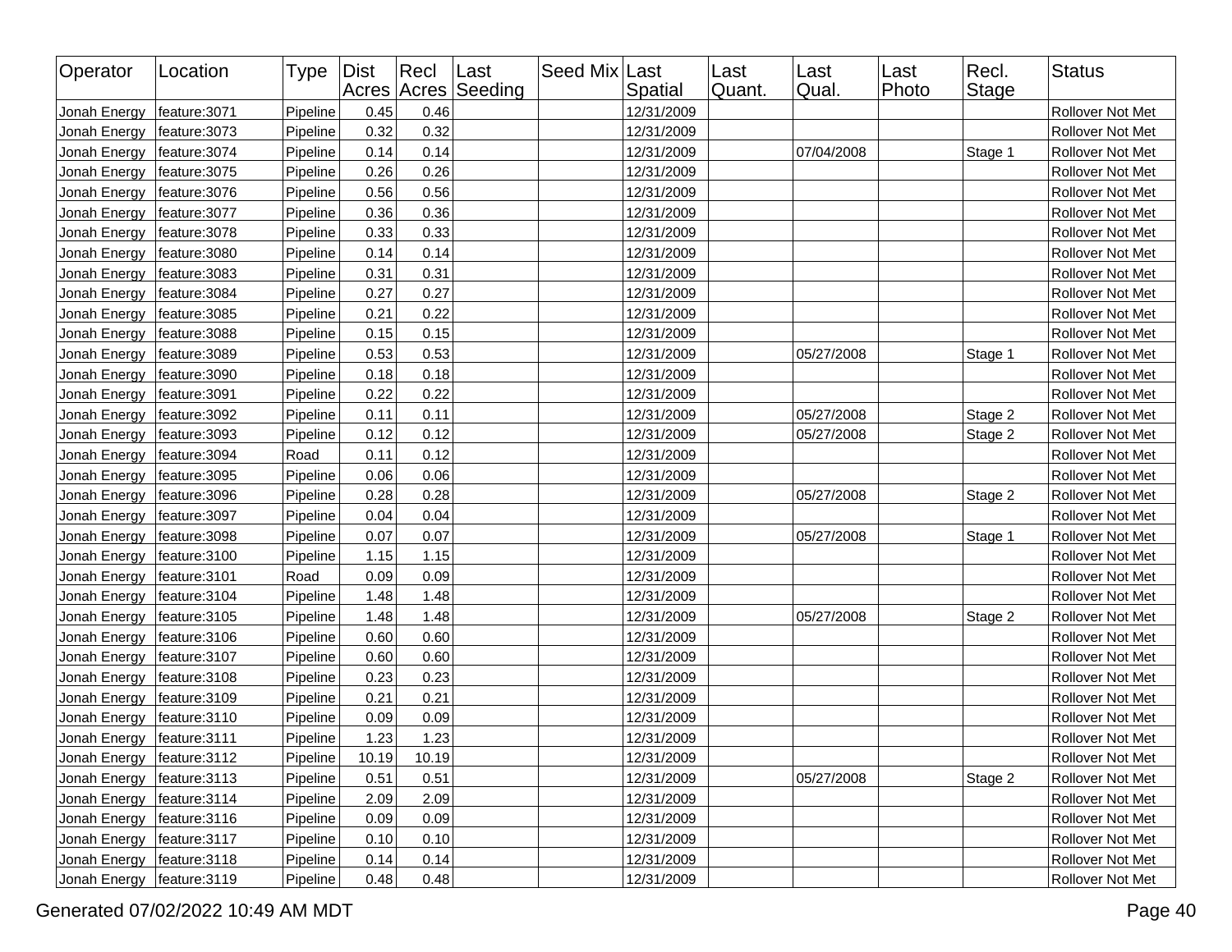| Operator | Location | Type | Dist Acres | Recl Acres | Last Seeding | Seed Mix | Last Spatial | Last Quant. | Last Qual. | Last Photo | Recl. Stage | Status |
|---|---|---|---|---|---|---|---|---|---|---|---|---|
| Jonah Energy | feature:3071 | Pipeline | 0.45 | 0.46 | | | 12/31/2009 | | | | | Rollover Not Met |
| Jonah Energy | feature:3073 | Pipeline | 0.32 | 0.32 | | | 12/31/2009 | | | | | Rollover Not Met |
| Jonah Energy | feature:3074 | Pipeline | 0.14 | 0.14 | | | 12/31/2009 | | 07/04/2008 | | Stage 1 | Rollover Not Met |
| Jonah Energy | feature:3075 | Pipeline | 0.26 | 0.26 | | | 12/31/2009 | | | | | Rollover Not Met |
| Jonah Energy | feature:3076 | Pipeline | 0.56 | 0.56 | | | 12/31/2009 | | | | | Rollover Not Met |
| Jonah Energy | feature:3077 | Pipeline | 0.36 | 0.36 | | | 12/31/2009 | | | | | Rollover Not Met |
| Jonah Energy | feature:3078 | Pipeline | 0.33 | 0.33 | | | 12/31/2009 | | | | | Rollover Not Met |
| Jonah Energy | feature:3080 | Pipeline | 0.14 | 0.14 | | | 12/31/2009 | | | | | Rollover Not Met |
| Jonah Energy | feature:3083 | Pipeline | 0.31 | 0.31 | | | 12/31/2009 | | | | | Rollover Not Met |
| Jonah Energy | feature:3084 | Pipeline | 0.27 | 0.27 | | | 12/31/2009 | | | | | Rollover Not Met |
| Jonah Energy | feature:3085 | Pipeline | 0.21 | 0.22 | | | 12/31/2009 | | | | | Rollover Not Met |
| Jonah Energy | feature:3088 | Pipeline | 0.15 | 0.15 | | | 12/31/2009 | | | | | Rollover Not Met |
| Jonah Energy | feature:3089 | Pipeline | 0.53 | 0.53 | | | 12/31/2009 | | 05/27/2008 | | Stage 1 | Rollover Not Met |
| Jonah Energy | feature:3090 | Pipeline | 0.18 | 0.18 | | | 12/31/2009 | | | | | Rollover Not Met |
| Jonah Energy | feature:3091 | Pipeline | 0.22 | 0.22 | | | 12/31/2009 | | | | | Rollover Not Met |
| Jonah Energy | feature:3092 | Pipeline | 0.11 | 0.11 | | | 12/31/2009 | | 05/27/2008 | | Stage 2 | Rollover Not Met |
| Jonah Energy | feature:3093 | Pipeline | 0.12 | 0.12 | | | 12/31/2009 | | 05/27/2008 | | Stage 2 | Rollover Not Met |
| Jonah Energy | feature:3094 | Road | 0.11 | 0.12 | | | 12/31/2009 | | | | | Rollover Not Met |
| Jonah Energy | feature:3095 | Pipeline | 0.06 | 0.06 | | | 12/31/2009 | | | | | Rollover Not Met |
| Jonah Energy | feature:3096 | Pipeline | 0.28 | 0.28 | | | 12/31/2009 | | 05/27/2008 | | Stage 2 | Rollover Not Met |
| Jonah Energy | feature:3097 | Pipeline | 0.04 | 0.04 | | | 12/31/2009 | | | | | Rollover Not Met |
| Jonah Energy | feature:3098 | Pipeline | 0.07 | 0.07 | | | 12/31/2009 | | 05/27/2008 | | Stage 1 | Rollover Not Met |
| Jonah Energy | feature:3100 | Pipeline | 1.15 | 1.15 | | | 12/31/2009 | | | | | Rollover Not Met |
| Jonah Energy | feature:3101 | Road | 0.09 | 0.09 | | | 12/31/2009 | | | | | Rollover Not Met |
| Jonah Energy | feature:3104 | Pipeline | 1.48 | 1.48 | | | 12/31/2009 | | | | | Rollover Not Met |
| Jonah Energy | feature:3105 | Pipeline | 1.48 | 1.48 | | | 12/31/2009 | | 05/27/2008 | | Stage 2 | Rollover Not Met |
| Jonah Energy | feature:3106 | Pipeline | 0.60 | 0.60 | | | 12/31/2009 | | | | | Rollover Not Met |
| Jonah Energy | feature:3107 | Pipeline | 0.60 | 0.60 | | | 12/31/2009 | | | | | Rollover Not Met |
| Jonah Energy | feature:3108 | Pipeline | 0.23 | 0.23 | | | 12/31/2009 | | | | | Rollover Not Met |
| Jonah Energy | feature:3109 | Pipeline | 0.21 | 0.21 | | | 12/31/2009 | | | | | Rollover Not Met |
| Jonah Energy | feature:3110 | Pipeline | 0.09 | 0.09 | | | 12/31/2009 | | | | | Rollover Not Met |
| Jonah Energy | feature:3111 | Pipeline | 1.23 | 1.23 | | | 12/31/2009 | | | | | Rollover Not Met |
| Jonah Energy | feature:3112 | Pipeline | 10.19 | 10.19 | | | 12/31/2009 | | | | | Rollover Not Met |
| Jonah Energy | feature:3113 | Pipeline | 0.51 | 0.51 | | | 12/31/2009 | | 05/27/2008 | | Stage 2 | Rollover Not Met |
| Jonah Energy | feature:3114 | Pipeline | 2.09 | 2.09 | | | 12/31/2009 | | | | | Rollover Not Met |
| Jonah Energy | feature:3116 | Pipeline | 0.09 | 0.09 | | | 12/31/2009 | | | | | Rollover Not Met |
| Jonah Energy | feature:3117 | Pipeline | 0.10 | 0.10 | | | 12/31/2009 | | | | | Rollover Not Met |
| Jonah Energy | feature:3118 | Pipeline | 0.14 | 0.14 | | | 12/31/2009 | | | | | Rollover Not Met |
| Jonah Energy | feature:3119 | Pipeline | 0.48 | 0.48 | | | 12/31/2009 | | | | | Rollover Not Met |

Generated 07/02/2022 10:49 AM MDT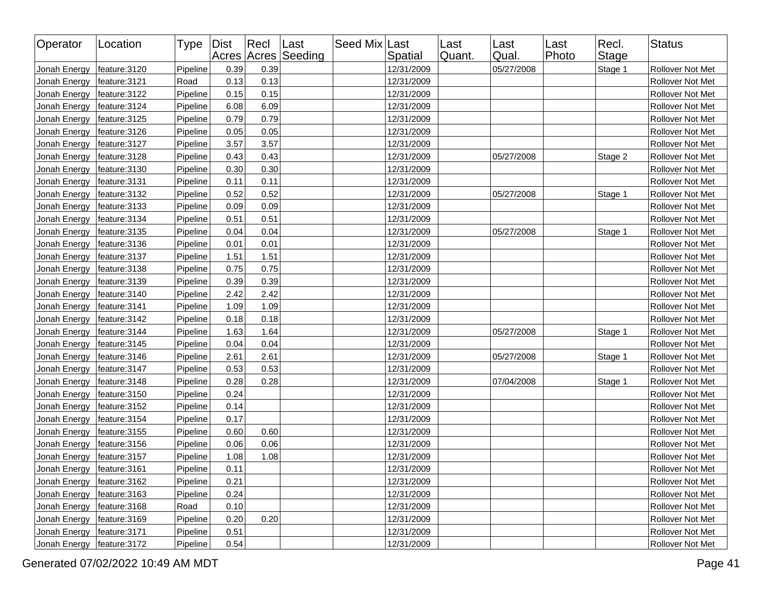| Operator | Location | Type | Dist Acres | Recl Acres | Last Seeding | Seed Mix | Last Spatial | Last Quant. | Last Qual. | Last Photo | Recl. Stage | Status |
|---|---|---|---|---|---|---|---|---|---|---|---|---|
| Jonah Energy | feature:3120 | Pipeline | 0.39 | 0.39 | | | 12/31/2009 | | 05/27/2008 | | Stage 1 | Rollover Not Met |
| Jonah Energy | feature:3121 | Road | 0.13 | 0.13 | | | 12/31/2009 | | | | | Rollover Not Met |
| Jonah Energy | feature:3122 | Pipeline | 0.15 | 0.15 | | | 12/31/2009 | | | | | Rollover Not Met |
| Jonah Energy | feature:3124 | Pipeline | 6.08 | 6.09 | | | 12/31/2009 | | | | | Rollover Not Met |
| Jonah Energy | feature:3125 | Pipeline | 0.79 | 0.79 | | | 12/31/2009 | | | | | Rollover Not Met |
| Jonah Energy | feature:3126 | Pipeline | 0.05 | 0.05 | | | 12/31/2009 | | | | | Rollover Not Met |
| Jonah Energy | feature:3127 | Pipeline | 3.57 | 3.57 | | | 12/31/2009 | | | | | Rollover Not Met |
| Jonah Energy | feature:3128 | Pipeline | 0.43 | 0.43 | | | 12/31/2009 | | 05/27/2008 | | Stage 2 | Rollover Not Met |
| Jonah Energy | feature:3130 | Pipeline | 0.30 | 0.30 | | | 12/31/2009 | | | | | Rollover Not Met |
| Jonah Energy | feature:3131 | Pipeline | 0.11 | 0.11 | | | 12/31/2009 | | | | | Rollover Not Met |
| Jonah Energy | feature:3132 | Pipeline | 0.52 | 0.52 | | | 12/31/2009 | | 05/27/2008 | | Stage 1 | Rollover Not Met |
| Jonah Energy | feature:3133 | Pipeline | 0.09 | 0.09 | | | 12/31/2009 | | | | | Rollover Not Met |
| Jonah Energy | feature:3134 | Pipeline | 0.51 | 0.51 | | | 12/31/2009 | | | | | Rollover Not Met |
| Jonah Energy | feature:3135 | Pipeline | 0.04 | 0.04 | | | 12/31/2009 | | 05/27/2008 | | Stage 1 | Rollover Not Met |
| Jonah Energy | feature:3136 | Pipeline | 0.01 | 0.01 | | | 12/31/2009 | | | | | Rollover Not Met |
| Jonah Energy | feature:3137 | Pipeline | 1.51 | 1.51 | | | 12/31/2009 | | | | | Rollover Not Met |
| Jonah Energy | feature:3138 | Pipeline | 0.75 | 0.75 | | | 12/31/2009 | | | | | Rollover Not Met |
| Jonah Energy | feature:3139 | Pipeline | 0.39 | 0.39 | | | 12/31/2009 | | | | | Rollover Not Met |
| Jonah Energy | feature:3140 | Pipeline | 2.42 | 2.42 | | | 12/31/2009 | | | | | Rollover Not Met |
| Jonah Energy | feature:3141 | Pipeline | 1.09 | 1.09 | | | 12/31/2009 | | | | | Rollover Not Met |
| Jonah Energy | feature:3142 | Pipeline | 0.18 | 0.18 | | | 12/31/2009 | | | | | Rollover Not Met |
| Jonah Energy | feature:3144 | Pipeline | 1.63 | 1.64 | | | 12/31/2009 | | 05/27/2008 | | Stage 1 | Rollover Not Met |
| Jonah Energy | feature:3145 | Pipeline | 0.04 | 0.04 | | | 12/31/2009 | | | | | Rollover Not Met |
| Jonah Energy | feature:3146 | Pipeline | 2.61 | 2.61 | | | 12/31/2009 | | 05/27/2008 | | Stage 1 | Rollover Not Met |
| Jonah Energy | feature:3147 | Pipeline | 0.53 | 0.53 | | | 12/31/2009 | | | | | Rollover Not Met |
| Jonah Energy | feature:3148 | Pipeline | 0.28 | 0.28 | | | 12/31/2009 | | 07/04/2008 | | Stage 1 | Rollover Not Met |
| Jonah Energy | feature:3150 | Pipeline | 0.24 | | | | 12/31/2009 | | | | | Rollover Not Met |
| Jonah Energy | feature:3152 | Pipeline | 0.14 | | | | 12/31/2009 | | | | | Rollover Not Met |
| Jonah Energy | feature:3154 | Pipeline | 0.17 | | | | 12/31/2009 | | | | | Rollover Not Met |
| Jonah Energy | feature:3155 | Pipeline | 0.60 | 0.60 | | | 12/31/2009 | | | | | Rollover Not Met |
| Jonah Energy | feature:3156 | Pipeline | 0.06 | 0.06 | | | 12/31/2009 | | | | | Rollover Not Met |
| Jonah Energy | feature:3157 | Pipeline | 1.08 | 1.08 | | | 12/31/2009 | | | | | Rollover Not Met |
| Jonah Energy | feature:3161 | Pipeline | 0.11 | | | | 12/31/2009 | | | | | Rollover Not Met |
| Jonah Energy | feature:3162 | Pipeline | 0.21 | | | | 12/31/2009 | | | | | Rollover Not Met |
| Jonah Energy | feature:3163 | Pipeline | 0.24 | | | | 12/31/2009 | | | | | Rollover Not Met |
| Jonah Energy | feature:3168 | Road | 0.10 | | | | 12/31/2009 | | | | | Rollover Not Met |
| Jonah Energy | feature:3169 | Pipeline | 0.20 | 0.20 | | | 12/31/2009 | | | | | Rollover Not Met |
| Jonah Energy | feature:3171 | Pipeline | 0.51 | | | | 12/31/2009 | | | | | Rollover Not Met |
| Jonah Energy | feature:3172 | Pipeline | 0.54 | | | | 12/31/2009 | | | | | Rollover Not Met |

Generated 07/02/2022 10:49 AM MDT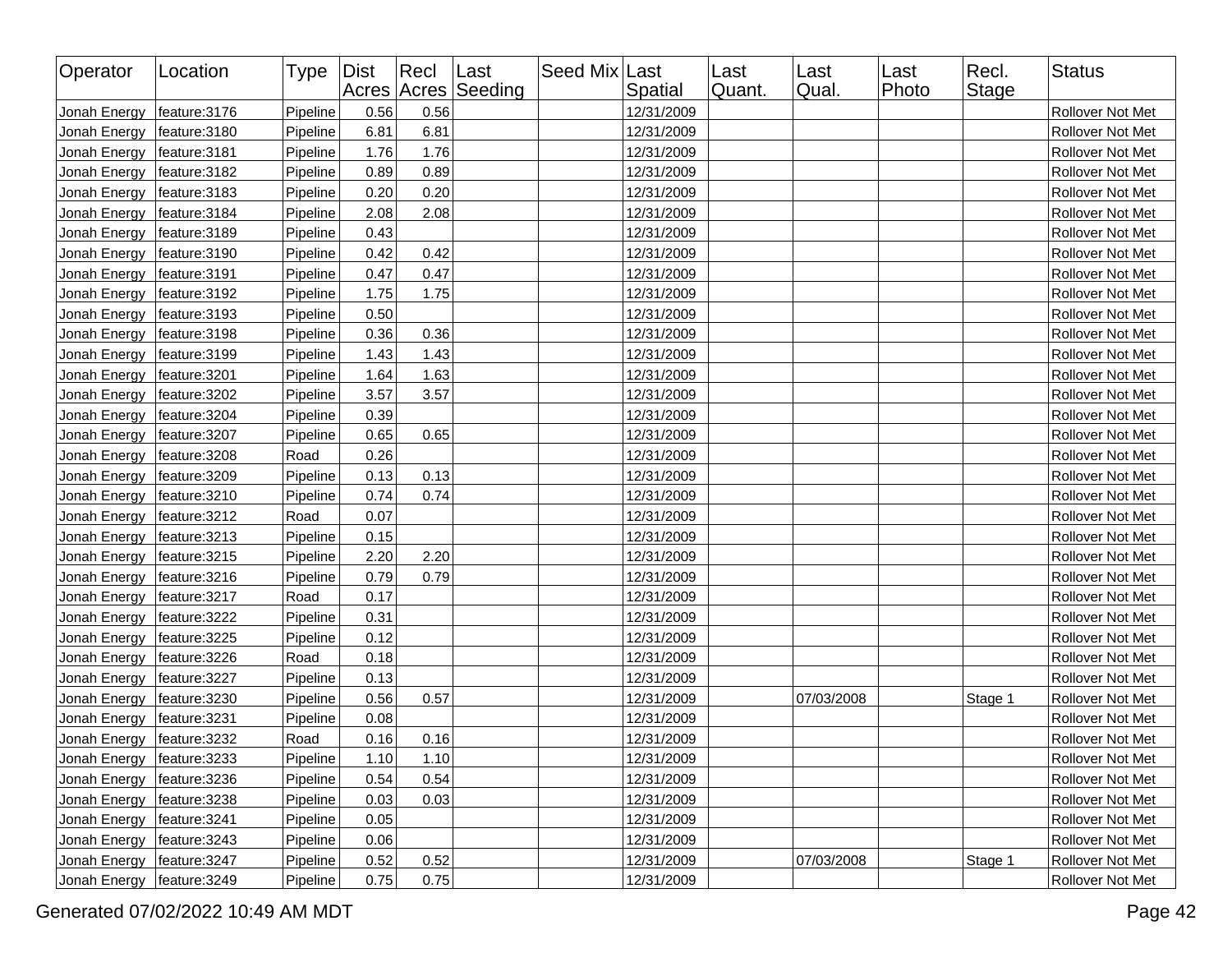| Operator | Location | Type | Dist Acres | Recl Acres | Last Seeding | Seed Mix | Last Spatial | Last Quant. | Last Qual. | Last Photo | Recl. Stage | Status |
|---|---|---|---|---|---|---|---|---|---|---|---|---|
| Jonah Energy | feature:3176 | Pipeline | 0.56 | 0.56 | | | 12/31/2009 | | | | | Rollover Not Met |
| Jonah Energy | feature:3180 | Pipeline | 6.81 | 6.81 | | | 12/31/2009 | | | | | Rollover Not Met |
| Jonah Energy | feature:3181 | Pipeline | 1.76 | 1.76 | | | 12/31/2009 | | | | | Rollover Not Met |
| Jonah Energy | feature:3182 | Pipeline | 0.89 | 0.89 | | | 12/31/2009 | | | | | Rollover Not Met |
| Jonah Energy | feature:3183 | Pipeline | 0.20 | 0.20 | | | 12/31/2009 | | | | | Rollover Not Met |
| Jonah Energy | feature:3184 | Pipeline | 2.08 | 2.08 | | | 12/31/2009 | | | | | Rollover Not Met |
| Jonah Energy | feature:3189 | Pipeline | 0.43 | | | | 12/31/2009 | | | | | Rollover Not Met |
| Jonah Energy | feature:3190 | Pipeline | 0.42 | 0.42 | | | 12/31/2009 | | | | | Rollover Not Met |
| Jonah Energy | feature:3191 | Pipeline | 0.47 | 0.47 | | | 12/31/2009 | | | | | Rollover Not Met |
| Jonah Energy | feature:3192 | Pipeline | 1.75 | 1.75 | | | 12/31/2009 | | | | | Rollover Not Met |
| Jonah Energy | feature:3193 | Pipeline | 0.50 | | | | 12/31/2009 | | | | | Rollover Not Met |
| Jonah Energy | feature:3198 | Pipeline | 0.36 | 0.36 | | | 12/31/2009 | | | | | Rollover Not Met |
| Jonah Energy | feature:3199 | Pipeline | 1.43 | 1.43 | | | 12/31/2009 | | | | | Rollover Not Met |
| Jonah Energy | feature:3201 | Pipeline | 1.64 | 1.63 | | | 12/31/2009 | | | | | Rollover Not Met |
| Jonah Energy | feature:3202 | Pipeline | 3.57 | 3.57 | | | 12/31/2009 | | | | | Rollover Not Met |
| Jonah Energy | feature:3204 | Pipeline | 0.39 | | | | 12/31/2009 | | | | | Rollover Not Met |
| Jonah Energy | feature:3207 | Pipeline | 0.65 | 0.65 | | | 12/31/2009 | | | | | Rollover Not Met |
| Jonah Energy | feature:3208 | Road | 0.26 | | | | 12/31/2009 | | | | | Rollover Not Met |
| Jonah Energy | feature:3209 | Pipeline | 0.13 | 0.13 | | | 12/31/2009 | | | | | Rollover Not Met |
| Jonah Energy | feature:3210 | Pipeline | 0.74 | 0.74 | | | 12/31/2009 | | | | | Rollover Not Met |
| Jonah Energy | feature:3212 | Road | 0.07 | | | | 12/31/2009 | | | | | Rollover Not Met |
| Jonah Energy | feature:3213 | Pipeline | 0.15 | | | | 12/31/2009 | | | | | Rollover Not Met |
| Jonah Energy | feature:3215 | Pipeline | 2.20 | 2.20 | | | 12/31/2009 | | | | | Rollover Not Met |
| Jonah Energy | feature:3216 | Pipeline | 0.79 | 0.79 | | | 12/31/2009 | | | | | Rollover Not Met |
| Jonah Energy | feature:3217 | Road | 0.17 | | | | 12/31/2009 | | | | | Rollover Not Met |
| Jonah Energy | feature:3222 | Pipeline | 0.31 | | | | 12/31/2009 | | | | | Rollover Not Met |
| Jonah Energy | feature:3225 | Pipeline | 0.12 | | | | 12/31/2009 | | | | | Rollover Not Met |
| Jonah Energy | feature:3226 | Road | 0.18 | | | | 12/31/2009 | | | | | Rollover Not Met |
| Jonah Energy | feature:3227 | Pipeline | 0.13 | | | | 12/31/2009 | | | | | Rollover Not Met |
| Jonah Energy | feature:3230 | Pipeline | 0.56 | 0.57 | | | 12/31/2009 | | 07/03/2008 | | Stage 1 | Rollover Not Met |
| Jonah Energy | feature:3231 | Pipeline | 0.08 | | | | 12/31/2009 | | | | | Rollover Not Met |
| Jonah Energy | feature:3232 | Road | 0.16 | 0.16 | | | 12/31/2009 | | | | | Rollover Not Met |
| Jonah Energy | feature:3233 | Pipeline | 1.10 | 1.10 | | | 12/31/2009 | | | | | Rollover Not Met |
| Jonah Energy | feature:3236 | Pipeline | 0.54 | 0.54 | | | 12/31/2009 | | | | | Rollover Not Met |
| Jonah Energy | feature:3238 | Pipeline | 0.03 | 0.03 | | | 12/31/2009 | | | | | Rollover Not Met |
| Jonah Energy | feature:3241 | Pipeline | 0.05 | | | | 12/31/2009 | | | | | Rollover Not Met |
| Jonah Energy | feature:3243 | Pipeline | 0.06 | | | | 12/31/2009 | | | | | Rollover Not Met |
| Jonah Energy | feature:3247 | Pipeline | 0.52 | 0.52 | | | 12/31/2009 | | 07/03/2008 | | Stage 1 | Rollover Not Met |
| Jonah Energy | feature:3249 | Pipeline | 0.75 | 0.75 | | | 12/31/2009 | | | | | Rollover Not Met |

Generated 07/02/2022 10:49 AM MDT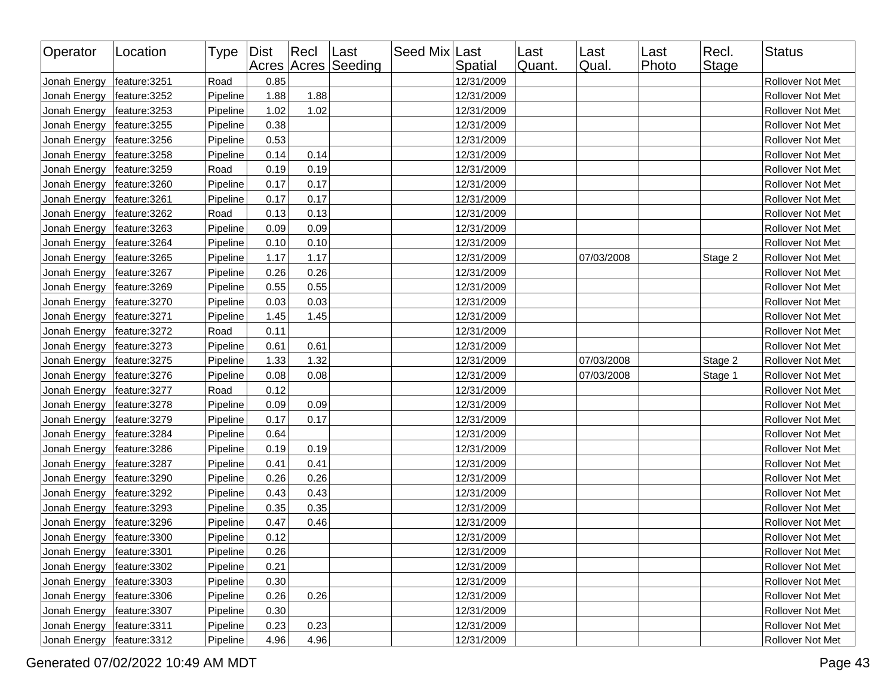| Operator | Location | Type | Dist Acres | Recl Acres | Last Seeding | Seed Mix | Last Spatial | Last Quant. | Last Qual. | Last Photo | Recl. Stage | Status |
|---|---|---|---|---|---|---|---|---|---|---|---|---|
| Jonah Energy | feature:3251 | Road | 0.85 | | | | 12/31/2009 | | | | | Rollover Not Met |
| Jonah Energy | feature:3252 | Pipeline | 1.88 | 1.88 | | | 12/31/2009 | | | | | Rollover Not Met |
| Jonah Energy | feature:3253 | Pipeline | 1.02 | 1.02 | | | 12/31/2009 | | | | | Rollover Not Met |
| Jonah Energy | feature:3255 | Pipeline | 0.38 | | | | 12/31/2009 | | | | | Rollover Not Met |
| Jonah Energy | feature:3256 | Pipeline | 0.53 | | | | 12/31/2009 | | | | | Rollover Not Met |
| Jonah Energy | feature:3258 | Pipeline | 0.14 | 0.14 | | | 12/31/2009 | | | | | Rollover Not Met |
| Jonah Energy | feature:3259 | Road | 0.19 | 0.19 | | | 12/31/2009 | | | | | Rollover Not Met |
| Jonah Energy | feature:3260 | Pipeline | 0.17 | 0.17 | | | 12/31/2009 | | | | | Rollover Not Met |
| Jonah Energy | feature:3261 | Pipeline | 0.17 | 0.17 | | | 12/31/2009 | | | | | Rollover Not Met |
| Jonah Energy | feature:3262 | Road | 0.13 | 0.13 | | | 12/31/2009 | | | | | Rollover Not Met |
| Jonah Energy | feature:3263 | Pipeline | 0.09 | 0.09 | | | 12/31/2009 | | | | | Rollover Not Met |
| Jonah Energy | feature:3264 | Pipeline | 0.10 | 0.10 | | | 12/31/2009 | | | | | Rollover Not Met |
| Jonah Energy | feature:3265 | Pipeline | 1.17 | 1.17 | | | 12/31/2009 | | 07/03/2008 | | Stage 2 | Rollover Not Met |
| Jonah Energy | feature:3267 | Pipeline | 0.26 | 0.26 | | | 12/31/2009 | | | | | Rollover Not Met |
| Jonah Energy | feature:3269 | Pipeline | 0.55 | 0.55 | | | 12/31/2009 | | | | | Rollover Not Met |
| Jonah Energy | feature:3270 | Pipeline | 0.03 | 0.03 | | | 12/31/2009 | | | | | Rollover Not Met |
| Jonah Energy | feature:3271 | Pipeline | 1.45 | 1.45 | | | 12/31/2009 | | | | | Rollover Not Met |
| Jonah Energy | feature:3272 | Road | 0.11 | | | | 12/31/2009 | | | | | Rollover Not Met |
| Jonah Energy | feature:3273 | Pipeline | 0.61 | 0.61 | | | 12/31/2009 | | | | | Rollover Not Met |
| Jonah Energy | feature:3275 | Pipeline | 1.33 | 1.32 | | | 12/31/2009 | | 07/03/2008 | | Stage 2 | Rollover Not Met |
| Jonah Energy | feature:3276 | Pipeline | 0.08 | 0.08 | | | 12/31/2009 | | 07/03/2008 | | Stage 1 | Rollover Not Met |
| Jonah Energy | feature:3277 | Road | 0.12 | | | | 12/31/2009 | | | | | Rollover Not Met |
| Jonah Energy | feature:3278 | Pipeline | 0.09 | 0.09 | | | 12/31/2009 | | | | | Rollover Not Met |
| Jonah Energy | feature:3279 | Pipeline | 0.17 | 0.17 | | | 12/31/2009 | | | | | Rollover Not Met |
| Jonah Energy | feature:3284 | Pipeline | 0.64 | | | | 12/31/2009 | | | | | Rollover Not Met |
| Jonah Energy | feature:3286 | Pipeline | 0.19 | 0.19 | | | 12/31/2009 | | | | | Rollover Not Met |
| Jonah Energy | feature:3287 | Pipeline | 0.41 | 0.41 | | | 12/31/2009 | | | | | Rollover Not Met |
| Jonah Energy | feature:3290 | Pipeline | 0.26 | 0.26 | | | 12/31/2009 | | | | | Rollover Not Met |
| Jonah Energy | feature:3292 | Pipeline | 0.43 | 0.43 | | | 12/31/2009 | | | | | Rollover Not Met |
| Jonah Energy | feature:3293 | Pipeline | 0.35 | 0.35 | | | 12/31/2009 | | | | | Rollover Not Met |
| Jonah Energy | feature:3296 | Pipeline | 0.47 | 0.46 | | | 12/31/2009 | | | | | Rollover Not Met |
| Jonah Energy | feature:3300 | Pipeline | 0.12 | | | | 12/31/2009 | | | | | Rollover Not Met |
| Jonah Energy | feature:3301 | Pipeline | 0.26 | | | | 12/31/2009 | | | | | Rollover Not Met |
| Jonah Energy | feature:3302 | Pipeline | 0.21 | | | | 12/31/2009 | | | | | Rollover Not Met |
| Jonah Energy | feature:3303 | Pipeline | 0.30 | | | | 12/31/2009 | | | | | Rollover Not Met |
| Jonah Energy | feature:3306 | Pipeline | 0.26 | 0.26 | | | 12/31/2009 | | | | | Rollover Not Met |
| Jonah Energy | feature:3307 | Pipeline | 0.30 | | | | 12/31/2009 | | | | | Rollover Not Met |
| Jonah Energy | feature:3311 | Pipeline | 0.23 | 0.23 | | | 12/31/2009 | | | | | Rollover Not Met |
| Jonah Energy | feature:3312 | Pipeline | 4.96 | 4.96 | | | 12/31/2009 | | | | | Rollover Not Met |

Generated 07/02/2022 10:49 AM MDT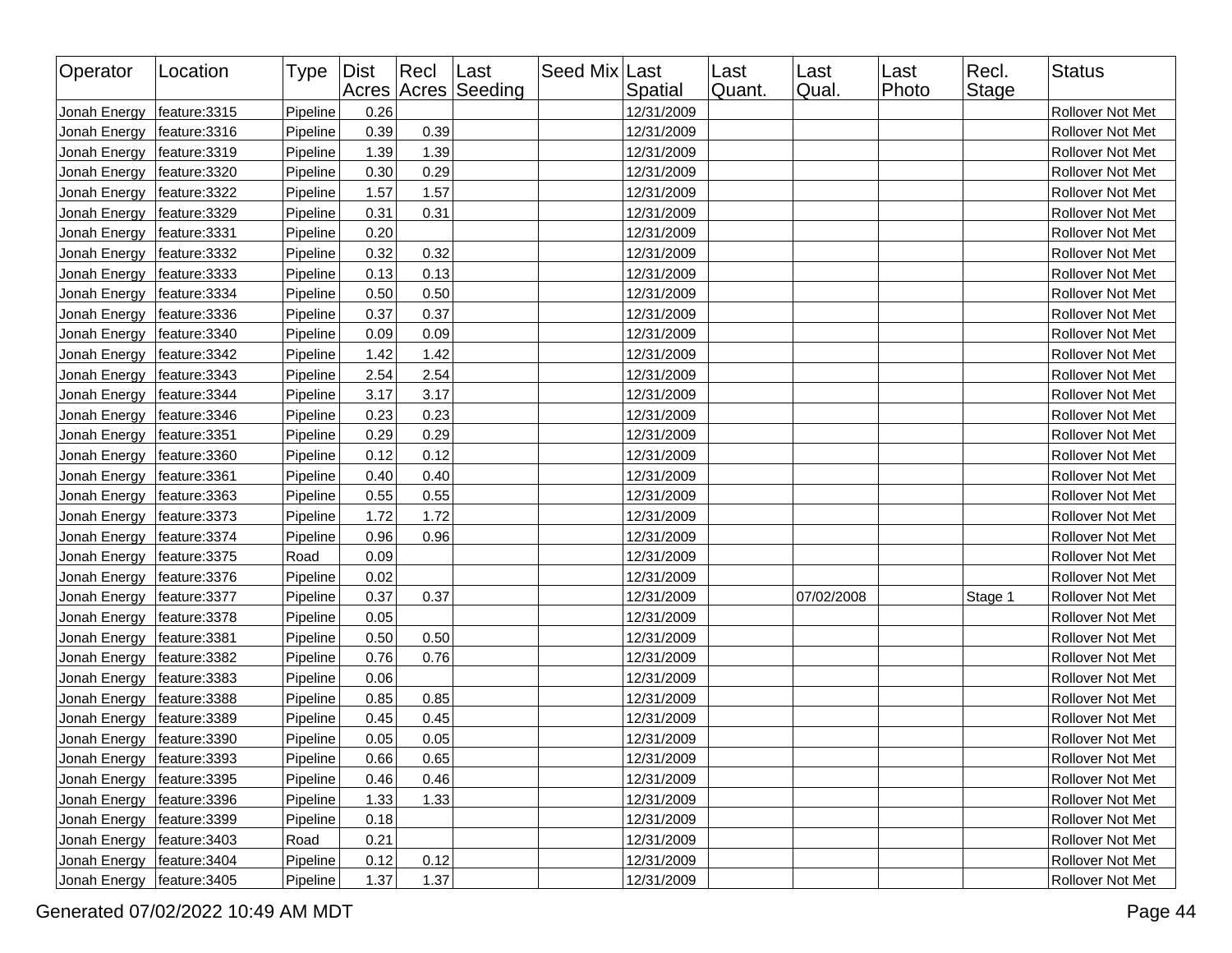| Operator | Location | Type | Dist Acres | Recl Acres | Last Seeding | Seed Mix | Last Spatial | Last Quant. | Last Qual. | Last Photo | Recl. Stage | Status |
|---|---|---|---|---|---|---|---|---|---|---|---|---|
| Jonah Energy | feature:3315 | Pipeline | 0.26 | | | | 12/31/2009 | | | | | Rollover Not Met |
| Jonah Energy | feature:3316 | Pipeline | 0.39 | 0.39 | | | 12/31/2009 | | | | | Rollover Not Met |
| Jonah Energy | feature:3319 | Pipeline | 1.39 | 1.39 | | | 12/31/2009 | | | | | Rollover Not Met |
| Jonah Energy | feature:3320 | Pipeline | 0.30 | 0.29 | | | 12/31/2009 | | | | | Rollover Not Met |
| Jonah Energy | feature:3322 | Pipeline | 1.57 | 1.57 | | | 12/31/2009 | | | | | Rollover Not Met |
| Jonah Energy | feature:3329 | Pipeline | 0.31 | 0.31 | | | 12/31/2009 | | | | | Rollover Not Met |
| Jonah Energy | feature:3331 | Pipeline | 0.20 | | | | 12/31/2009 | | | | | Rollover Not Met |
| Jonah Energy | feature:3332 | Pipeline | 0.32 | 0.32 | | | 12/31/2009 | | | | | Rollover Not Met |
| Jonah Energy | feature:3333 | Pipeline | 0.13 | 0.13 | | | 12/31/2009 | | | | | Rollover Not Met |
| Jonah Energy | feature:3334 | Pipeline | 0.50 | 0.50 | | | 12/31/2009 | | | | | Rollover Not Met |
| Jonah Energy | feature:3336 | Pipeline | 0.37 | 0.37 | | | 12/31/2009 | | | | | Rollover Not Met |
| Jonah Energy | feature:3340 | Pipeline | 0.09 | 0.09 | | | 12/31/2009 | | | | | Rollover Not Met |
| Jonah Energy | feature:3342 | Pipeline | 1.42 | 1.42 | | | 12/31/2009 | | | | | Rollover Not Met |
| Jonah Energy | feature:3343 | Pipeline | 2.54 | 2.54 | | | 12/31/2009 | | | | | Rollover Not Met |
| Jonah Energy | feature:3344 | Pipeline | 3.17 | 3.17 | | | 12/31/2009 | | | | | Rollover Not Met |
| Jonah Energy | feature:3346 | Pipeline | 0.23 | 0.23 | | | 12/31/2009 | | | | | Rollover Not Met |
| Jonah Energy | feature:3351 | Pipeline | 0.29 | 0.29 | | | 12/31/2009 | | | | | Rollover Not Met |
| Jonah Energy | feature:3360 | Pipeline | 0.12 | 0.12 | | | 12/31/2009 | | | | | Rollover Not Met |
| Jonah Energy | feature:3361 | Pipeline | 0.40 | 0.40 | | | 12/31/2009 | | | | | Rollover Not Met |
| Jonah Energy | feature:3363 | Pipeline | 0.55 | 0.55 | | | 12/31/2009 | | | | | Rollover Not Met |
| Jonah Energy | feature:3373 | Pipeline | 1.72 | 1.72 | | | 12/31/2009 | | | | | Rollover Not Met |
| Jonah Energy | feature:3374 | Pipeline | 0.96 | 0.96 | | | 12/31/2009 | | | | | Rollover Not Met |
| Jonah Energy | feature:3375 | Road | 0.09 | | | | 12/31/2009 | | | | | Rollover Not Met |
| Jonah Energy | feature:3376 | Pipeline | 0.02 | | | | 12/31/2009 | | | | | Rollover Not Met |
| Jonah Energy | feature:3377 | Pipeline | 0.37 | 0.37 | | | 12/31/2009 | | 07/02/2008 | | Stage 1 | Rollover Not Met |
| Jonah Energy | feature:3378 | Pipeline | 0.05 | | | | 12/31/2009 | | | | | Rollover Not Met |
| Jonah Energy | feature:3381 | Pipeline | 0.50 | 0.50 | | | 12/31/2009 | | | | | Rollover Not Met |
| Jonah Energy | feature:3382 | Pipeline | 0.76 | 0.76 | | | 12/31/2009 | | | | | Rollover Not Met |
| Jonah Energy | feature:3383 | Pipeline | 0.06 | | | | 12/31/2009 | | | | | Rollover Not Met |
| Jonah Energy | feature:3388 | Pipeline | 0.85 | 0.85 | | | 12/31/2009 | | | | | Rollover Not Met |
| Jonah Energy | feature:3389 | Pipeline | 0.45 | 0.45 | | | 12/31/2009 | | | | | Rollover Not Met |
| Jonah Energy | feature:3390 | Pipeline | 0.05 | 0.05 | | | 12/31/2009 | | | | | Rollover Not Met |
| Jonah Energy | feature:3393 | Pipeline | 0.66 | 0.65 | | | 12/31/2009 | | | | | Rollover Not Met |
| Jonah Energy | feature:3395 | Pipeline | 0.46 | 0.46 | | | 12/31/2009 | | | | | Rollover Not Met |
| Jonah Energy | feature:3396 | Pipeline | 1.33 | 1.33 | | | 12/31/2009 | | | | | Rollover Not Met |
| Jonah Energy | feature:3399 | Pipeline | 0.18 | | | | 12/31/2009 | | | | | Rollover Not Met |
| Jonah Energy | feature:3403 | Road | 0.21 | | | | 12/31/2009 | | | | | Rollover Not Met |
| Jonah Energy | feature:3404 | Pipeline | 0.12 | 0.12 | | | 12/31/2009 | | | | | Rollover Not Met |
| Jonah Energy | feature:3405 | Pipeline | 1.37 | 1.37 | | | 12/31/2009 | | | | | Rollover Not Met |

Generated 07/02/2022 10:49 AM MDT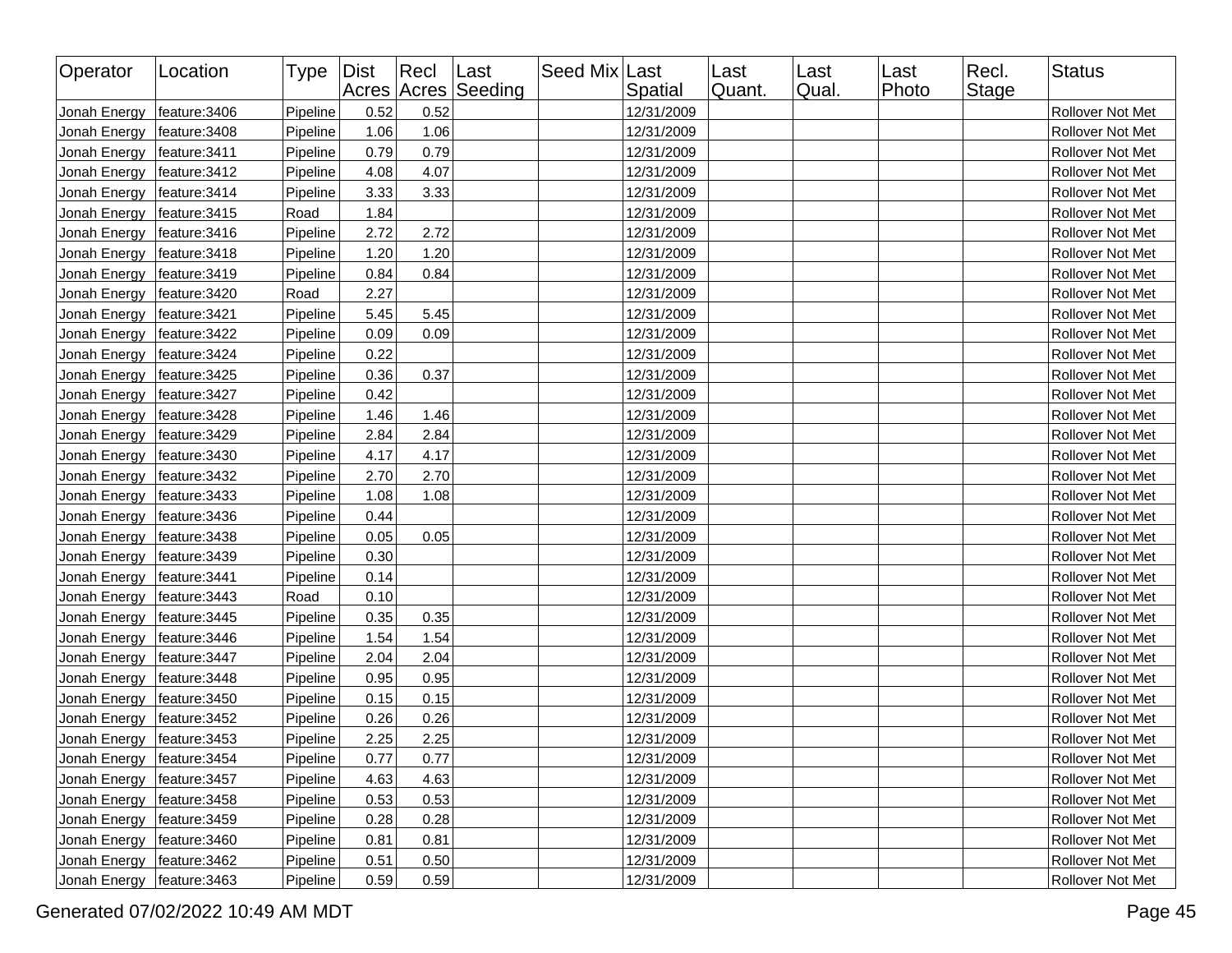| Operator | Location | Type | Dist Acres | Recl Acres | Last Seeding | Seed Mix | Last Spatial | Last Quant. | Last Qual. | Last Photo | Recl. Stage | Status |
|---|---|---|---|---|---|---|---|---|---|---|---|---|
| Jonah Energy | feature:3406 | Pipeline | 0.52 | 0.52 | | | 12/31/2009 | | | | | Rollover Not Met |
| Jonah Energy | feature:3408 | Pipeline | 1.06 | 1.06 | | | 12/31/2009 | | | | | Rollover Not Met |
| Jonah Energy | feature:3411 | Pipeline | 0.79 | 0.79 | | | 12/31/2009 | | | | | Rollover Not Met |
| Jonah Energy | feature:3412 | Pipeline | 4.08 | 4.07 | | | 12/31/2009 | | | | | Rollover Not Met |
| Jonah Energy | feature:3414 | Pipeline | 3.33 | 3.33 | | | 12/31/2009 | | | | | Rollover Not Met |
| Jonah Energy | feature:3415 | Road | 1.84 | | | | 12/31/2009 | | | | | Rollover Not Met |
| Jonah Energy | feature:3416 | Pipeline | 2.72 | 2.72 | | | 12/31/2009 | | | | | Rollover Not Met |
| Jonah Energy | feature:3418 | Pipeline | 1.20 | 1.20 | | | 12/31/2009 | | | | | Rollover Not Met |
| Jonah Energy | feature:3419 | Pipeline | 0.84 | 0.84 | | | 12/31/2009 | | | | | Rollover Not Met |
| Jonah Energy | feature:3420 | Road | 2.27 | | | | 12/31/2009 | | | | | Rollover Not Met |
| Jonah Energy | feature:3421 | Pipeline | 5.45 | 5.45 | | | 12/31/2009 | | | | | Rollover Not Met |
| Jonah Energy | feature:3422 | Pipeline | 0.09 | 0.09 | | | 12/31/2009 | | | | | Rollover Not Met |
| Jonah Energy | feature:3424 | Pipeline | 0.22 | | | | 12/31/2009 | | | | | Rollover Not Met |
| Jonah Energy | feature:3425 | Pipeline | 0.36 | 0.37 | | | 12/31/2009 | | | | | Rollover Not Met |
| Jonah Energy | feature:3427 | Pipeline | 0.42 | | | | 12/31/2009 | | | | | Rollover Not Met |
| Jonah Energy | feature:3428 | Pipeline | 1.46 | 1.46 | | | 12/31/2009 | | | | | Rollover Not Met |
| Jonah Energy | feature:3429 | Pipeline | 2.84 | 2.84 | | | 12/31/2009 | | | | | Rollover Not Met |
| Jonah Energy | feature:3430 | Pipeline | 4.17 | 4.17 | | | 12/31/2009 | | | | | Rollover Not Met |
| Jonah Energy | feature:3432 | Pipeline | 2.70 | 2.70 | | | 12/31/2009 | | | | | Rollover Not Met |
| Jonah Energy | feature:3433 | Pipeline | 1.08 | 1.08 | | | 12/31/2009 | | | | | Rollover Not Met |
| Jonah Energy | feature:3436 | Pipeline | 0.44 | | | | 12/31/2009 | | | | | Rollover Not Met |
| Jonah Energy | feature:3438 | Pipeline | 0.05 | 0.05 | | | 12/31/2009 | | | | | Rollover Not Met |
| Jonah Energy | feature:3439 | Pipeline | 0.30 | | | | 12/31/2009 | | | | | Rollover Not Met |
| Jonah Energy | feature:3441 | Pipeline | 0.14 | | | | 12/31/2009 | | | | | Rollover Not Met |
| Jonah Energy | feature:3443 | Road | 0.10 | | | | 12/31/2009 | | | | | Rollover Not Met |
| Jonah Energy | feature:3445 | Pipeline | 0.35 | 0.35 | | | 12/31/2009 | | | | | Rollover Not Met |
| Jonah Energy | feature:3446 | Pipeline | 1.54 | 1.54 | | | 12/31/2009 | | | | | Rollover Not Met |
| Jonah Energy | feature:3447 | Pipeline | 2.04 | 2.04 | | | 12/31/2009 | | | | | Rollover Not Met |
| Jonah Energy | feature:3448 | Pipeline | 0.95 | 0.95 | | | 12/31/2009 | | | | | Rollover Not Met |
| Jonah Energy | feature:3450 | Pipeline | 0.15 | 0.15 | | | 12/31/2009 | | | | | Rollover Not Met |
| Jonah Energy | feature:3452 | Pipeline | 0.26 | 0.26 | | | 12/31/2009 | | | | | Rollover Not Met |
| Jonah Energy | feature:3453 | Pipeline | 2.25 | 2.25 | | | 12/31/2009 | | | | | Rollover Not Met |
| Jonah Energy | feature:3454 | Pipeline | 0.77 | 0.77 | | | 12/31/2009 | | | | | Rollover Not Met |
| Jonah Energy | feature:3457 | Pipeline | 4.63 | 4.63 | | | 12/31/2009 | | | | | Rollover Not Met |
| Jonah Energy | feature:3458 | Pipeline | 0.53 | 0.53 | | | 12/31/2009 | | | | | Rollover Not Met |
| Jonah Energy | feature:3459 | Pipeline | 0.28 | 0.28 | | | 12/31/2009 | | | | | Rollover Not Met |
| Jonah Energy | feature:3460 | Pipeline | 0.81 | 0.81 | | | 12/31/2009 | | | | | Rollover Not Met |
| Jonah Energy | feature:3462 | Pipeline | 0.51 | 0.50 | | | 12/31/2009 | | | | | Rollover Not Met |
| Jonah Energy | feature:3463 | Pipeline | 0.59 | 0.59 | | | 12/31/2009 | | | | | Rollover Not Met |

Generated 07/02/2022 10:49 AM MDT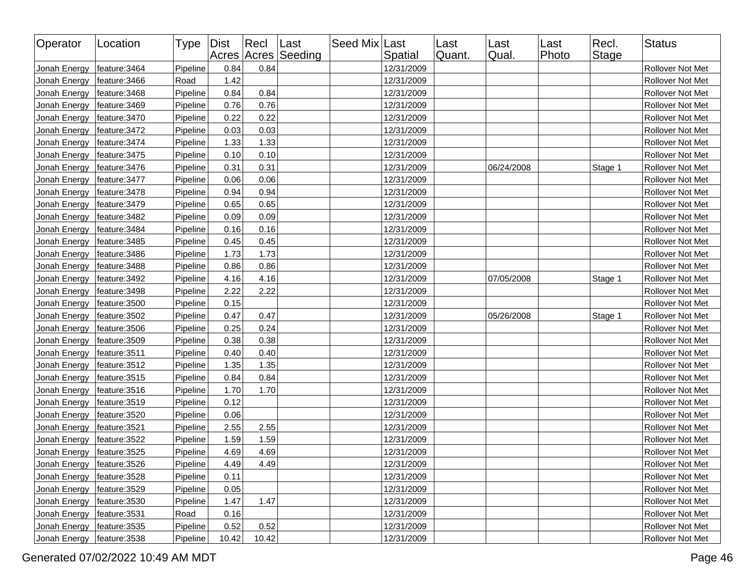| Operator | Location | Type | Dist Acres | Recl Acres | Last Seeding | Seed Mix | Last Spatial | Last Quant. | Last Qual. | Last Photo | Recl. Stage | Status |
|---|---|---|---|---|---|---|---|---|---|---|---|---|
| Jonah Energy | feature:3464 | Pipeline | 0.84 | 0.84 | | | 12/31/2009 | | | | | Rollover Not Met |
| Jonah Energy | feature:3466 | Road | 1.42 | | | | 12/31/2009 | | | | | Rollover Not Met |
| Jonah Energy | feature:3468 | Pipeline | 0.84 | 0.84 | | | 12/31/2009 | | | | | Rollover Not Met |
| Jonah Energy | feature:3469 | Pipeline | 0.76 | 0.76 | | | 12/31/2009 | | | | | Rollover Not Met |
| Jonah Energy | feature:3470 | Pipeline | 0.22 | 0.22 | | | 12/31/2009 | | | | | Rollover Not Met |
| Jonah Energy | feature:3472 | Pipeline | 0.03 | 0.03 | | | 12/31/2009 | | | | | Rollover Not Met |
| Jonah Energy | feature:3474 | Pipeline | 1.33 | 1.33 | | | 12/31/2009 | | | | | Rollover Not Met |
| Jonah Energy | feature:3475 | Pipeline | 0.10 | 0.10 | | | 12/31/2009 | | | | | Rollover Not Met |
| Jonah Energy | feature:3476 | Pipeline | 0.31 | 0.31 | | | 12/31/2009 | | 06/24/2008 | | Stage 1 | Rollover Not Met |
| Jonah Energy | feature:3477 | Pipeline | 0.06 | 0.06 | | | 12/31/2009 | | | | | Rollover Not Met |
| Jonah Energy | feature:3478 | Pipeline | 0.94 | 0.94 | | | 12/31/2009 | | | | | Rollover Not Met |
| Jonah Energy | feature:3479 | Pipeline | 0.65 | 0.65 | | | 12/31/2009 | | | | | Rollover Not Met |
| Jonah Energy | feature:3482 | Pipeline | 0.09 | 0.09 | | | 12/31/2009 | | | | | Rollover Not Met |
| Jonah Energy | feature:3484 | Pipeline | 0.16 | 0.16 | | | 12/31/2009 | | | | | Rollover Not Met |
| Jonah Energy | feature:3485 | Pipeline | 0.45 | 0.45 | | | 12/31/2009 | | | | | Rollover Not Met |
| Jonah Energy | feature:3486 | Pipeline | 1.73 | 1.73 | | | 12/31/2009 | | | | | Rollover Not Met |
| Jonah Energy | feature:3488 | Pipeline | 0.86 | 0.86 | | | 12/31/2009 | | | | | Rollover Not Met |
| Jonah Energy | feature:3492 | Pipeline | 4.16 | 4.16 | | | 12/31/2009 | | 07/05/2008 | | Stage 1 | Rollover Not Met |
| Jonah Energy | feature:3498 | Pipeline | 2.22 | 2.22 | | | 12/31/2009 | | | | | Rollover Not Met |
| Jonah Energy | feature:3500 | Pipeline | 0.15 | | | | 12/31/2009 | | | | | Rollover Not Met |
| Jonah Energy | feature:3502 | Pipeline | 0.47 | 0.47 | | | 12/31/2009 | | 05/26/2008 | | Stage 1 | Rollover Not Met |
| Jonah Energy | feature:3506 | Pipeline | 0.25 | 0.24 | | | 12/31/2009 | | | | | Rollover Not Met |
| Jonah Energy | feature:3509 | Pipeline | 0.38 | 0.38 | | | 12/31/2009 | | | | | Rollover Not Met |
| Jonah Energy | feature:3511 | Pipeline | 0.40 | 0.40 | | | 12/31/2009 | | | | | Rollover Not Met |
| Jonah Energy | feature:3512 | Pipeline | 1.35 | 1.35 | | | 12/31/2009 | | | | | Rollover Not Met |
| Jonah Energy | feature:3515 | Pipeline | 0.84 | 0.84 | | | 12/31/2009 | | | | | Rollover Not Met |
| Jonah Energy | feature:3516 | Pipeline | 1.70 | 1.70 | | | 12/31/2009 | | | | | Rollover Not Met |
| Jonah Energy | feature:3519 | Pipeline | 0.12 | | | | 12/31/2009 | | | | | Rollover Not Met |
| Jonah Energy | feature:3520 | Pipeline | 0.06 | | | | 12/31/2009 | | | | | Rollover Not Met |
| Jonah Energy | feature:3521 | Pipeline | 2.55 | 2.55 | | | 12/31/2009 | | | | | Rollover Not Met |
| Jonah Energy | feature:3522 | Pipeline | 1.59 | 1.59 | | | 12/31/2009 | | | | | Rollover Not Met |
| Jonah Energy | feature:3525 | Pipeline | 4.69 | 4.69 | | | 12/31/2009 | | | | | Rollover Not Met |
| Jonah Energy | feature:3526 | Pipeline | 4.49 | 4.49 | | | 12/31/2009 | | | | | Rollover Not Met |
| Jonah Energy | feature:3528 | Pipeline | 0.11 | | | | 12/31/2009 | | | | | Rollover Not Met |
| Jonah Energy | feature:3529 | Pipeline | 0.05 | | | | 12/31/2009 | | | | | Rollover Not Met |
| Jonah Energy | feature:3530 | Pipeline | 1.47 | 1.47 | | | 12/31/2009 | | | | | Rollover Not Met |
| Jonah Energy | feature:3531 | Road | 0.16 | | | | 12/31/2009 | | | | | Rollover Not Met |
| Jonah Energy | feature:3535 | Pipeline | 0.52 | 0.52 | | | 12/31/2009 | | | | | Rollover Not Met |
| Jonah Energy | feature:3538 | Pipeline | 10.42 | 10.42 | | | 12/31/2009 | | | | | Rollover Not Met |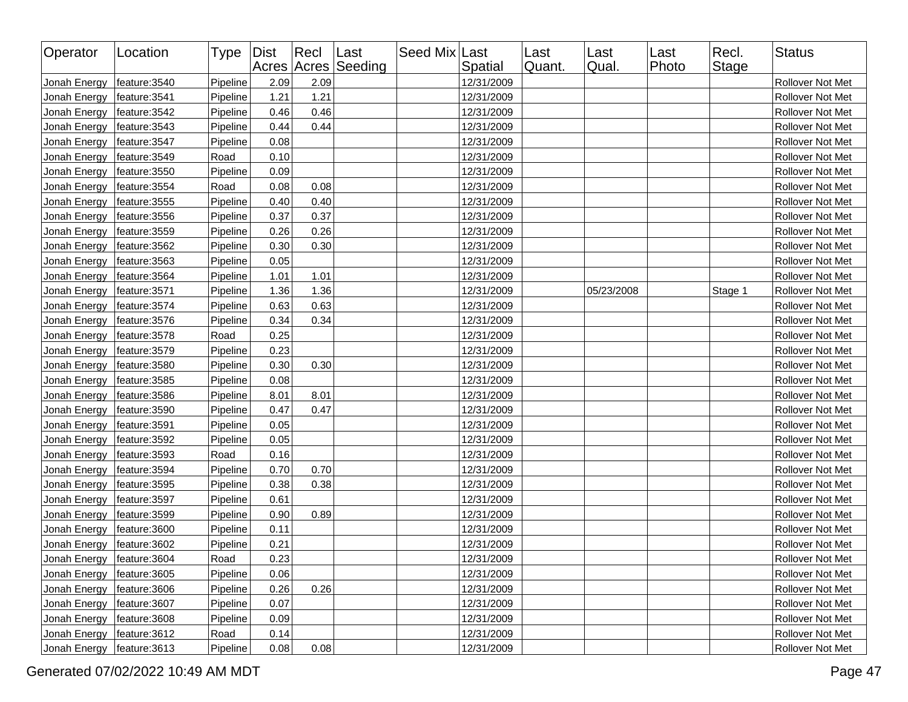| Operator | Location | Type | Dist Acres | Recl Acres | Last Seeding | Seed Mix | Last Spatial | Last Quant. | Last Qual. | Last Photo | Recl. Stage | Status |
|---|---|---|---|---|---|---|---|---|---|---|---|---|
| Jonah Energy | feature:3540 | Pipeline | 2.09 | 2.09 | | | 12/31/2009 | | | | | Rollover Not Met |
| Jonah Energy | feature:3541 | Pipeline | 1.21 | 1.21 | | | 12/31/2009 | | | | | Rollover Not Met |
| Jonah Energy | feature:3542 | Pipeline | 0.46 | 0.46 | | | 12/31/2009 | | | | | Rollover Not Met |
| Jonah Energy | feature:3543 | Pipeline | 0.44 | 0.44 | | | 12/31/2009 | | | | | Rollover Not Met |
| Jonah Energy | feature:3547 | Pipeline | 0.08 | | | | 12/31/2009 | | | | | Rollover Not Met |
| Jonah Energy | feature:3549 | Road | 0.10 | | | | 12/31/2009 | | | | | Rollover Not Met |
| Jonah Energy | feature:3550 | Pipeline | 0.09 | | | | 12/31/2009 | | | | | Rollover Not Met |
| Jonah Energy | feature:3554 | Road | 0.08 | 0.08 | | | 12/31/2009 | | | | | Rollover Not Met |
| Jonah Energy | feature:3555 | Pipeline | 0.40 | 0.40 | | | 12/31/2009 | | | | | Rollover Not Met |
| Jonah Energy | feature:3556 | Pipeline | 0.37 | 0.37 | | | 12/31/2009 | | | | | Rollover Not Met |
| Jonah Energy | feature:3559 | Pipeline | 0.26 | 0.26 | | | 12/31/2009 | | | | | Rollover Not Met |
| Jonah Energy | feature:3562 | Pipeline | 0.30 | 0.30 | | | 12/31/2009 | | | | | Rollover Not Met |
| Jonah Energy | feature:3563 | Pipeline | 0.05 | | | | 12/31/2009 | | | | | Rollover Not Met |
| Jonah Energy | feature:3564 | Pipeline | 1.01 | 1.01 | | | 12/31/2009 | | | | | Rollover Not Met |
| Jonah Energy | feature:3571 | Pipeline | 1.36 | 1.36 | | | 12/31/2009 | | 05/23/2008 | | Stage 1 | Rollover Not Met |
| Jonah Energy | feature:3574 | Pipeline | 0.63 | 0.63 | | | 12/31/2009 | | | | | Rollover Not Met |
| Jonah Energy | feature:3576 | Pipeline | 0.34 | 0.34 | | | 12/31/2009 | | | | | Rollover Not Met |
| Jonah Energy | feature:3578 | Road | 0.25 | | | | 12/31/2009 | | | | | Rollover Not Met |
| Jonah Energy | feature:3579 | Pipeline | 0.23 | | | | 12/31/2009 | | | | | Rollover Not Met |
| Jonah Energy | feature:3580 | Pipeline | 0.30 | 0.30 | | | 12/31/2009 | | | | | Rollover Not Met |
| Jonah Energy | feature:3585 | Pipeline | 0.08 | | | | 12/31/2009 | | | | | Rollover Not Met |
| Jonah Energy | feature:3586 | Pipeline | 8.01 | 8.01 | | | 12/31/2009 | | | | | Rollover Not Met |
| Jonah Energy | feature:3590 | Pipeline | 0.47 | 0.47 | | | 12/31/2009 | | | | | Rollover Not Met |
| Jonah Energy | feature:3591 | Pipeline | 0.05 | | | | 12/31/2009 | | | | | Rollover Not Met |
| Jonah Energy | feature:3592 | Pipeline | 0.05 | | | | 12/31/2009 | | | | | Rollover Not Met |
| Jonah Energy | feature:3593 | Road | 0.16 | | | | 12/31/2009 | | | | | Rollover Not Met |
| Jonah Energy | feature:3594 | Pipeline | 0.70 | 0.70 | | | 12/31/2009 | | | | | Rollover Not Met |
| Jonah Energy | feature:3595 | Pipeline | 0.38 | 0.38 | | | 12/31/2009 | | | | | Rollover Not Met |
| Jonah Energy | feature:3597 | Pipeline | 0.61 | | | | 12/31/2009 | | | | | Rollover Not Met |
| Jonah Energy | feature:3599 | Pipeline | 0.90 | 0.89 | | | 12/31/2009 | | | | | Rollover Not Met |
| Jonah Energy | feature:3600 | Pipeline | 0.11 | | | | 12/31/2009 | | | | | Rollover Not Met |
| Jonah Energy | feature:3602 | Pipeline | 0.21 | | | | 12/31/2009 | | | | | Rollover Not Met |
| Jonah Energy | feature:3604 | Road | 0.23 | | | | 12/31/2009 | | | | | Rollover Not Met |
| Jonah Energy | feature:3605 | Pipeline | 0.06 | | | | 12/31/2009 | | | | | Rollover Not Met |
| Jonah Energy | feature:3606 | Pipeline | 0.26 | 0.26 | | | 12/31/2009 | | | | | Rollover Not Met |
| Jonah Energy | feature:3607 | Pipeline | 0.07 | | | | 12/31/2009 | | | | | Rollover Not Met |
| Jonah Energy | feature:3608 | Pipeline | 0.09 | | | | 12/31/2009 | | | | | Rollover Not Met |
| Jonah Energy | feature:3612 | Road | 0.14 | | | | 12/31/2009 | | | | | Rollover Not Met |
| Jonah Energy | feature:3613 | Pipeline | 0.08 | 0.08 | | | 12/31/2009 | | | | | Rollover Not Met |

Generated 07/02/2022 10:49 AM MDT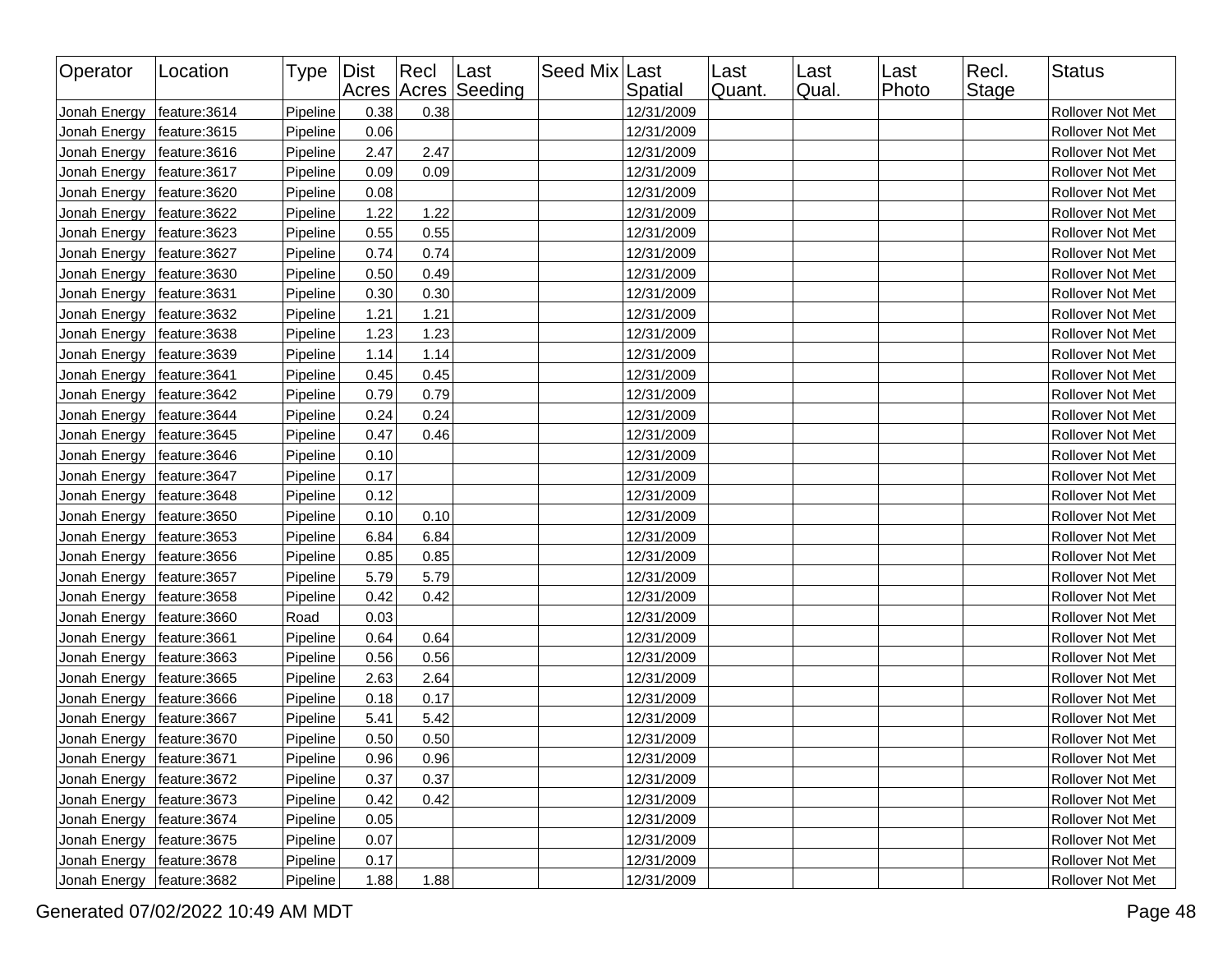| Operator | Location | Type | Dist Acres | Recl Acres | Last Seeding | Seed Mix | Last Spatial | Last Quant. | Last Qual. | Last Photo | Recl. Stage | Status |
|---|---|---|---|---|---|---|---|---|---|---|---|---|
| Jonah Energy | feature:3614 | Pipeline | 0.38 | 0.38 | | | 12/31/2009 | | | | | Rollover Not Met |
| Jonah Energy | feature:3615 | Pipeline | 0.06 | | | | 12/31/2009 | | | | | Rollover Not Met |
| Jonah Energy | feature:3616 | Pipeline | 2.47 | 2.47 | | | 12/31/2009 | | | | | Rollover Not Met |
| Jonah Energy | feature:3617 | Pipeline | 0.09 | 0.09 | | | 12/31/2009 | | | | | Rollover Not Met |
| Jonah Energy | feature:3620 | Pipeline | 0.08 | | | | 12/31/2009 | | | | | Rollover Not Met |
| Jonah Energy | feature:3622 | Pipeline | 1.22 | 1.22 | | | 12/31/2009 | | | | | Rollover Not Met |
| Jonah Energy | feature:3623 | Pipeline | 0.55 | 0.55 | | | 12/31/2009 | | | | | Rollover Not Met |
| Jonah Energy | feature:3627 | Pipeline | 0.74 | 0.74 | | | 12/31/2009 | | | | | Rollover Not Met |
| Jonah Energy | feature:3630 | Pipeline | 0.50 | 0.49 | | | 12/31/2009 | | | | | Rollover Not Met |
| Jonah Energy | feature:3631 | Pipeline | 0.30 | 0.30 | | | 12/31/2009 | | | | | Rollover Not Met |
| Jonah Energy | feature:3632 | Pipeline | 1.21 | 1.21 | | | 12/31/2009 | | | | | Rollover Not Met |
| Jonah Energy | feature:3638 | Pipeline | 1.23 | 1.23 | | | 12/31/2009 | | | | | Rollover Not Met |
| Jonah Energy | feature:3639 | Pipeline | 1.14 | 1.14 | | | 12/31/2009 | | | | | Rollover Not Met |
| Jonah Energy | feature:3641 | Pipeline | 0.45 | 0.45 | | | 12/31/2009 | | | | | Rollover Not Met |
| Jonah Energy | feature:3642 | Pipeline | 0.79 | 0.79 | | | 12/31/2009 | | | | | Rollover Not Met |
| Jonah Energy | feature:3644 | Pipeline | 0.24 | 0.24 | | | 12/31/2009 | | | | | Rollover Not Met |
| Jonah Energy | feature:3645 | Pipeline | 0.47 | 0.46 | | | 12/31/2009 | | | | | Rollover Not Met |
| Jonah Energy | feature:3646 | Pipeline | 0.10 | | | | 12/31/2009 | | | | | Rollover Not Met |
| Jonah Energy | feature:3647 | Pipeline | 0.17 | | | | 12/31/2009 | | | | | Rollover Not Met |
| Jonah Energy | feature:3648 | Pipeline | 0.12 | | | | 12/31/2009 | | | | | Rollover Not Met |
| Jonah Energy | feature:3650 | Pipeline | 0.10 | 0.10 | | | 12/31/2009 | | | | | Rollover Not Met |
| Jonah Energy | feature:3653 | Pipeline | 6.84 | 6.84 | | | 12/31/2009 | | | | | Rollover Not Met |
| Jonah Energy | feature:3656 | Pipeline | 0.85 | 0.85 | | | 12/31/2009 | | | | | Rollover Not Met |
| Jonah Energy | feature:3657 | Pipeline | 5.79 | 5.79 | | | 12/31/2009 | | | | | Rollover Not Met |
| Jonah Energy | feature:3658 | Pipeline | 0.42 | 0.42 | | | 12/31/2009 | | | | | Rollover Not Met |
| Jonah Energy | feature:3660 | Road | 0.03 | | | | 12/31/2009 | | | | | Rollover Not Met |
| Jonah Energy | feature:3661 | Pipeline | 0.64 | 0.64 | | | 12/31/2009 | | | | | Rollover Not Met |
| Jonah Energy | feature:3663 | Pipeline | 0.56 | 0.56 | | | 12/31/2009 | | | | | Rollover Not Met |
| Jonah Energy | feature:3665 | Pipeline | 2.63 | 2.64 | | | 12/31/2009 | | | | | Rollover Not Met |
| Jonah Energy | feature:3666 | Pipeline | 0.18 | 0.17 | | | 12/31/2009 | | | | | Rollover Not Met |
| Jonah Energy | feature:3667 | Pipeline | 5.41 | 5.42 | | | 12/31/2009 | | | | | Rollover Not Met |
| Jonah Energy | feature:3670 | Pipeline | 0.50 | 0.50 | | | 12/31/2009 | | | | | Rollover Not Met |
| Jonah Energy | feature:3671 | Pipeline | 0.96 | 0.96 | | | 12/31/2009 | | | | | Rollover Not Met |
| Jonah Energy | feature:3672 | Pipeline | 0.37 | 0.37 | | | 12/31/2009 | | | | | Rollover Not Met |
| Jonah Energy | feature:3673 | Pipeline | 0.42 | 0.42 | | | 12/31/2009 | | | | | Rollover Not Met |
| Jonah Energy | feature:3674 | Pipeline | 0.05 | | | | 12/31/2009 | | | | | Rollover Not Met |
| Jonah Energy | feature:3675 | Pipeline | 0.07 | | | | 12/31/2009 | | | | | Rollover Not Met |
| Jonah Energy | feature:3678 | Pipeline | 0.17 | | | | 12/31/2009 | | | | | Rollover Not Met |
| Jonah Energy | feature:3682 | Pipeline | 1.88 | 1.88 | | | 12/31/2009 | | | | | Rollover Not Met |

Generated 07/02/2022 10:49 AM MDT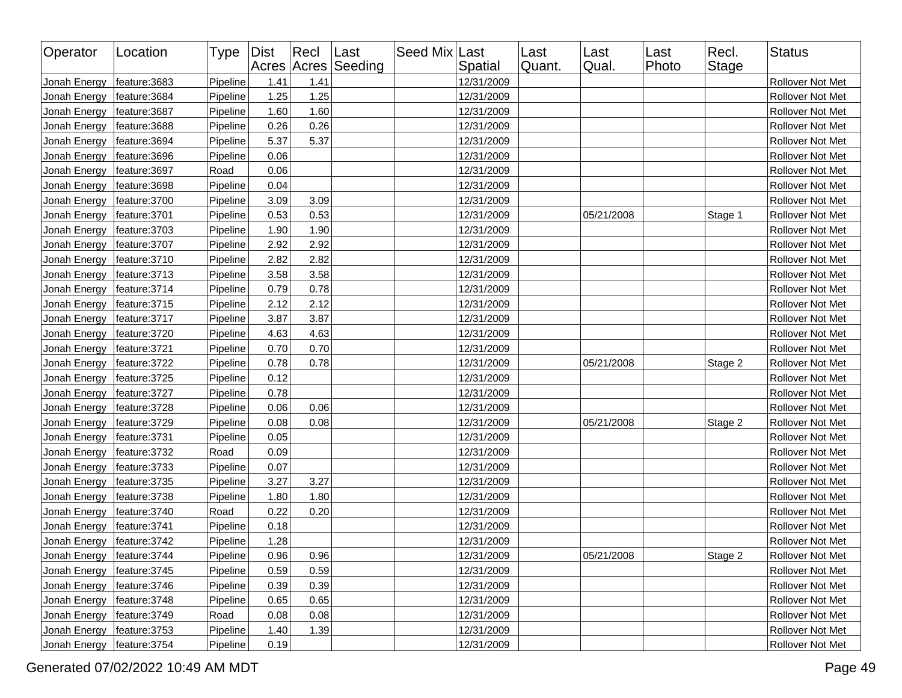| Operator | Location | Type | Dist Acres | Recl Acres | Last Seeding | Seed Mix | Last Spatial | Last Quant. | Last Qual. | Last Photo | Recl. Stage | Status |
|---|---|---|---|---|---|---|---|---|---|---|---|---|
| Jonah Energy | feature:3683 | Pipeline | 1.41 | 1.41 | | | 12/31/2009 | | | | | Rollover Not Met |
| Jonah Energy | feature:3684 | Pipeline | 1.25 | 1.25 | | | 12/31/2009 | | | | | Rollover Not Met |
| Jonah Energy | feature:3687 | Pipeline | 1.60 | 1.60 | | | 12/31/2009 | | | | | Rollover Not Met |
| Jonah Energy | feature:3688 | Pipeline | 0.26 | 0.26 | | | 12/31/2009 | | | | | Rollover Not Met |
| Jonah Energy | feature:3694 | Pipeline | 5.37 | 5.37 | | | 12/31/2009 | | | | | Rollover Not Met |
| Jonah Energy | feature:3696 | Pipeline | 0.06 | | | | 12/31/2009 | | | | | Rollover Not Met |
| Jonah Energy | feature:3697 | Road | 0.06 | | | | 12/31/2009 | | | | | Rollover Not Met |
| Jonah Energy | feature:3698 | Pipeline | 0.04 | | | | 12/31/2009 | | | | | Rollover Not Met |
| Jonah Energy | feature:3700 | Pipeline | 3.09 | 3.09 | | | 12/31/2009 | | | | | Rollover Not Met |
| Jonah Energy | feature:3701 | Pipeline | 0.53 | 0.53 | | | 12/31/2009 | | 05/21/2008 | | Stage 1 | Rollover Not Met |
| Jonah Energy | feature:3703 | Pipeline | 1.90 | 1.90 | | | 12/31/2009 | | | | | Rollover Not Met |
| Jonah Energy | feature:3707 | Pipeline | 2.92 | 2.92 | | | 12/31/2009 | | | | | Rollover Not Met |
| Jonah Energy | feature:3710 | Pipeline | 2.82 | 2.82 | | | 12/31/2009 | | | | | Rollover Not Met |
| Jonah Energy | feature:3713 | Pipeline | 3.58 | 3.58 | | | 12/31/2009 | | | | | Rollover Not Met |
| Jonah Energy | feature:3714 | Pipeline | 0.79 | 0.78 | | | 12/31/2009 | | | | | Rollover Not Met |
| Jonah Energy | feature:3715 | Pipeline | 2.12 | 2.12 | | | 12/31/2009 | | | | | Rollover Not Met |
| Jonah Energy | feature:3717 | Pipeline | 3.87 | 3.87 | | | 12/31/2009 | | | | | Rollover Not Met |
| Jonah Energy | feature:3720 | Pipeline | 4.63 | 4.63 | | | 12/31/2009 | | | | | Rollover Not Met |
| Jonah Energy | feature:3721 | Pipeline | 0.70 | 0.70 | | | 12/31/2009 | | | | | Rollover Not Met |
| Jonah Energy | feature:3722 | Pipeline | 0.78 | 0.78 | | | 12/31/2009 | | 05/21/2008 | | Stage 2 | Rollover Not Met |
| Jonah Energy | feature:3725 | Pipeline | 0.12 | | | | 12/31/2009 | | | | | Rollover Not Met |
| Jonah Energy | feature:3727 | Pipeline | 0.78 | | | | 12/31/2009 | | | | | Rollover Not Met |
| Jonah Energy | feature:3728 | Pipeline | 0.06 | 0.06 | | | 12/31/2009 | | | | | Rollover Not Met |
| Jonah Energy | feature:3729 | Pipeline | 0.08 | 0.08 | | | 12/31/2009 | | 05/21/2008 | | Stage 2 | Rollover Not Met |
| Jonah Energy | feature:3731 | Pipeline | 0.05 | | | | 12/31/2009 | | | | | Rollover Not Met |
| Jonah Energy | feature:3732 | Road | 0.09 | | | | 12/31/2009 | | | | | Rollover Not Met |
| Jonah Energy | feature:3733 | Pipeline | 0.07 | | | | 12/31/2009 | | | | | Rollover Not Met |
| Jonah Energy | feature:3735 | Pipeline | 3.27 | 3.27 | | | 12/31/2009 | | | | | Rollover Not Met |
| Jonah Energy | feature:3738 | Pipeline | 1.80 | 1.80 | | | 12/31/2009 | | | | | Rollover Not Met |
| Jonah Energy | feature:3740 | Road | 0.22 | 0.20 | | | 12/31/2009 | | | | | Rollover Not Met |
| Jonah Energy | feature:3741 | Pipeline | 0.18 | | | | 12/31/2009 | | | | | Rollover Not Met |
| Jonah Energy | feature:3742 | Pipeline | 1.28 | | | | 12/31/2009 | | | | | Rollover Not Met |
| Jonah Energy | feature:3744 | Pipeline | 0.96 | 0.96 | | | 12/31/2009 | | 05/21/2008 | | Stage 2 | Rollover Not Met |
| Jonah Energy | feature:3745 | Pipeline | 0.59 | 0.59 | | | 12/31/2009 | | | | | Rollover Not Met |
| Jonah Energy | feature:3746 | Pipeline | 0.39 | 0.39 | | | 12/31/2009 | | | | | Rollover Not Met |
| Jonah Energy | feature:3748 | Pipeline | 0.65 | 0.65 | | | 12/31/2009 | | | | | Rollover Not Met |
| Jonah Energy | feature:3749 | Road | 0.08 | 0.08 | | | 12/31/2009 | | | | | Rollover Not Met |
| Jonah Energy | feature:3753 | Pipeline | 1.40 | 1.39 | | | 12/31/2009 | | | | | Rollover Not Met |
| Jonah Energy | feature:3754 | Pipeline | 0.19 | | | | 12/31/2009 | | | | | Rollover Not Met |

Generated 07/02/2022 10:49 AM MDT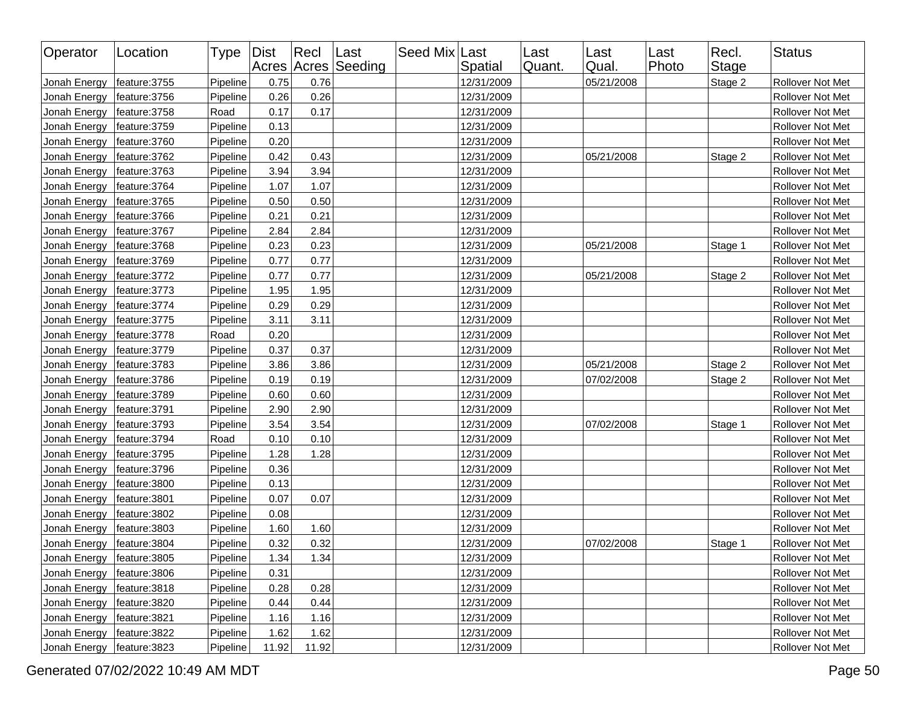| Operator | Location | Type | Dist Acres | Recl Acres | Last Seeding | Seed Mix | Last Spatial | Last Quant. | Last Qual. | Last Photo | Recl. Stage | Status |
|---|---|---|---|---|---|---|---|---|---|---|---|---|
| Jonah Energy | feature:3755 | Pipeline | 0.75 | 0.76 | | | 12/31/2009 | | 05/21/2008 | | Stage 2 | Rollover Not Met |
| Jonah Energy | feature:3756 | Pipeline | 0.26 | 0.26 | | | 12/31/2009 | | | | | Rollover Not Met |
| Jonah Energy | feature:3758 | Road | 0.17 | 0.17 | | | 12/31/2009 | | | | | Rollover Not Met |
| Jonah Energy | feature:3759 | Pipeline | 0.13 | | | | 12/31/2009 | | | | | Rollover Not Met |
| Jonah Energy | feature:3760 | Pipeline | 0.20 | | | | 12/31/2009 | | | | | Rollover Not Met |
| Jonah Energy | feature:3762 | Pipeline | 0.42 | 0.43 | | | 12/31/2009 | | 05/21/2008 | | Stage 2 | Rollover Not Met |
| Jonah Energy | feature:3763 | Pipeline | 3.94 | 3.94 | | | 12/31/2009 | | | | | Rollover Not Met |
| Jonah Energy | feature:3764 | Pipeline | 1.07 | 1.07 | | | 12/31/2009 | | | | | Rollover Not Met |
| Jonah Energy | feature:3765 | Pipeline | 0.50 | 0.50 | | | 12/31/2009 | | | | | Rollover Not Met |
| Jonah Energy | feature:3766 | Pipeline | 0.21 | 0.21 | | | 12/31/2009 | | | | | Rollover Not Met |
| Jonah Energy | feature:3767 | Pipeline | 2.84 | 2.84 | | | 12/31/2009 | | | | | Rollover Not Met |
| Jonah Energy | feature:3768 | Pipeline | 0.23 | 0.23 | | | 12/31/2009 | | 05/21/2008 | | Stage 1 | Rollover Not Met |
| Jonah Energy | feature:3769 | Pipeline | 0.77 | 0.77 | | | 12/31/2009 | | | | | Rollover Not Met |
| Jonah Energy | feature:3772 | Pipeline | 0.77 | 0.77 | | | 12/31/2009 | | 05/21/2008 | | Stage 2 | Rollover Not Met |
| Jonah Energy | feature:3773 | Pipeline | 1.95 | 1.95 | | | 12/31/2009 | | | | | Rollover Not Met |
| Jonah Energy | feature:3774 | Pipeline | 0.29 | 0.29 | | | 12/31/2009 | | | | | Rollover Not Met |
| Jonah Energy | feature:3775 | Pipeline | 3.11 | 3.11 | | | 12/31/2009 | | | | | Rollover Not Met |
| Jonah Energy | feature:3778 | Road | 0.20 | | | | 12/31/2009 | | | | | Rollover Not Met |
| Jonah Energy | feature:3779 | Pipeline | 0.37 | 0.37 | | | 12/31/2009 | | | | | Rollover Not Met |
| Jonah Energy | feature:3783 | Pipeline | 3.86 | 3.86 | | | 12/31/2009 | | 05/21/2008 | | Stage 2 | Rollover Not Met |
| Jonah Energy | feature:3786 | Pipeline | 0.19 | 0.19 | | | 12/31/2009 | | 07/02/2008 | | Stage 2 | Rollover Not Met |
| Jonah Energy | feature:3789 | Pipeline | 0.60 | 0.60 | | | 12/31/2009 | | | | | Rollover Not Met |
| Jonah Energy | feature:3791 | Pipeline | 2.90 | 2.90 | | | 12/31/2009 | | | | | Rollover Not Met |
| Jonah Energy | feature:3793 | Pipeline | 3.54 | 3.54 | | | 12/31/2009 | | 07/02/2008 | | Stage 1 | Rollover Not Met |
| Jonah Energy | feature:3794 | Road | 0.10 | 0.10 | | | 12/31/2009 | | | | | Rollover Not Met |
| Jonah Energy | feature:3795 | Pipeline | 1.28 | 1.28 | | | 12/31/2009 | | | | | Rollover Not Met |
| Jonah Energy | feature:3796 | Pipeline | 0.36 | | | | 12/31/2009 | | | | | Rollover Not Met |
| Jonah Energy | feature:3800 | Pipeline | 0.13 | | | | 12/31/2009 | | | | | Rollover Not Met |
| Jonah Energy | feature:3801 | Pipeline | 0.07 | 0.07 | | | 12/31/2009 | | | | | Rollover Not Met |
| Jonah Energy | feature:3802 | Pipeline | 0.08 | | | | 12/31/2009 | | | | | Rollover Not Met |
| Jonah Energy | feature:3803 | Pipeline | 1.60 | 1.60 | | | 12/31/2009 | | | | | Rollover Not Met |
| Jonah Energy | feature:3804 | Pipeline | 0.32 | 0.32 | | | 12/31/2009 | | 07/02/2008 | | Stage 1 | Rollover Not Met |
| Jonah Energy | feature:3805 | Pipeline | 1.34 | 1.34 | | | 12/31/2009 | | | | | Rollover Not Met |
| Jonah Energy | feature:3806 | Pipeline | 0.31 | | | | 12/31/2009 | | | | | Rollover Not Met |
| Jonah Energy | feature:3818 | Pipeline | 0.28 | 0.28 | | | 12/31/2009 | | | | | Rollover Not Met |
| Jonah Energy | feature:3820 | Pipeline | 0.44 | 0.44 | | | 12/31/2009 | | | | | Rollover Not Met |
| Jonah Energy | feature:3821 | Pipeline | 1.16 | 1.16 | | | 12/31/2009 | | | | | Rollover Not Met |
| Jonah Energy | feature:3822 | Pipeline | 1.62 | 1.62 | | | 12/31/2009 | | | | | Rollover Not Met |
| Jonah Energy | feature:3823 | Pipeline | 11.92 | 11.92 | | | 12/31/2009 | | | | | Rollover Not Met |

Generated 07/02/2022 10:49 AM MDT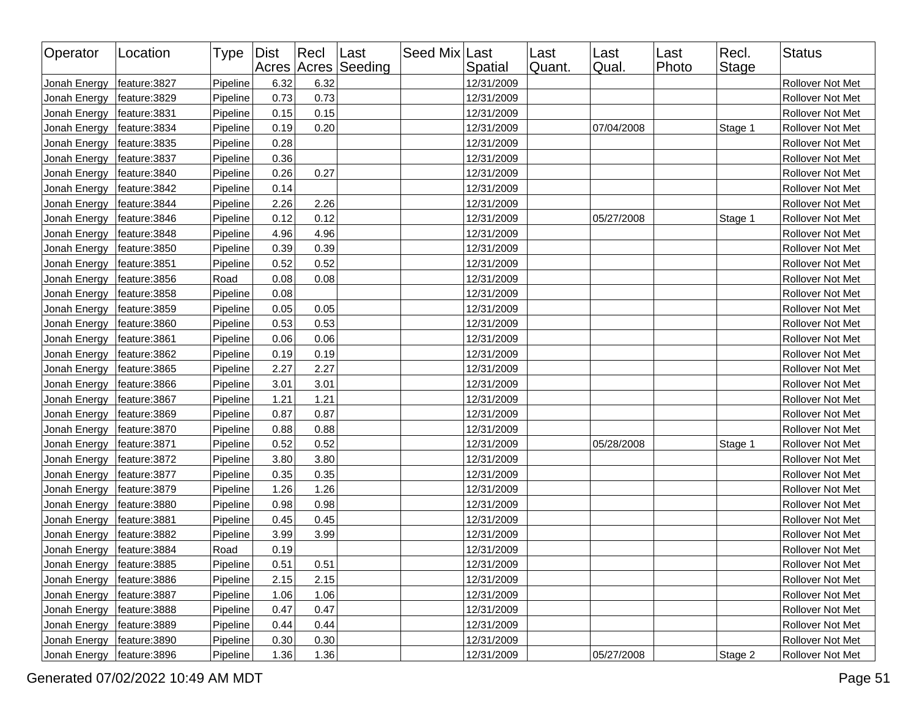| Operator | Location | Type | Dist Acres | Recl Acres | Last Seeding | Seed Mix | Last Spatial | Last Quant. | Last Qual. | Last Photo | Recl. Stage | Status |
|---|---|---|---|---|---|---|---|---|---|---|---|---|
| Jonah Energy | feature:3827 | Pipeline | 6.32 | 6.32 | | | 12/31/2009 | | | | | Rollover Not Met |
| Jonah Energy | feature:3829 | Pipeline | 0.73 | 0.73 | | | 12/31/2009 | | | | | Rollover Not Met |
| Jonah Energy | feature:3831 | Pipeline | 0.15 | 0.15 | | | 12/31/2009 | | | | | Rollover Not Met |
| Jonah Energy | feature:3834 | Pipeline | 0.19 | 0.20 | | | 12/31/2009 | | 07/04/2008 | | Stage 1 | Rollover Not Met |
| Jonah Energy | feature:3835 | Pipeline | 0.28 | | | | 12/31/2009 | | | | | Rollover Not Met |
| Jonah Energy | feature:3837 | Pipeline | 0.36 | | | | 12/31/2009 | | | | | Rollover Not Met |
| Jonah Energy | feature:3840 | Pipeline | 0.26 | 0.27 | | | 12/31/2009 | | | | | Rollover Not Met |
| Jonah Energy | feature:3842 | Pipeline | 0.14 | | | | 12/31/2009 | | | | | Rollover Not Met |
| Jonah Energy | feature:3844 | Pipeline | 2.26 | 2.26 | | | 12/31/2009 | | | | | Rollover Not Met |
| Jonah Energy | feature:3846 | Pipeline | 0.12 | 0.12 | | | 12/31/2009 | | 05/27/2008 | | Stage 1 | Rollover Not Met |
| Jonah Energy | feature:3848 | Pipeline | 4.96 | 4.96 | | | 12/31/2009 | | | | | Rollover Not Met |
| Jonah Energy | feature:3850 | Pipeline | 0.39 | 0.39 | | | 12/31/2009 | | | | | Rollover Not Met |
| Jonah Energy | feature:3851 | Pipeline | 0.52 | 0.52 | | | 12/31/2009 | | | | | Rollover Not Met |
| Jonah Energy | feature:3856 | Road | 0.08 | 0.08 | | | 12/31/2009 | | | | | Rollover Not Met |
| Jonah Energy | feature:3858 | Pipeline | 0.08 | | | | 12/31/2009 | | | | | Rollover Not Met |
| Jonah Energy | feature:3859 | Pipeline | 0.05 | 0.05 | | | 12/31/2009 | | | | | Rollover Not Met |
| Jonah Energy | feature:3860 | Pipeline | 0.53 | 0.53 | | | 12/31/2009 | | | | | Rollover Not Met |
| Jonah Energy | feature:3861 | Pipeline | 0.06 | 0.06 | | | 12/31/2009 | | | | | Rollover Not Met |
| Jonah Energy | feature:3862 | Pipeline | 0.19 | 0.19 | | | 12/31/2009 | | | | | Rollover Not Met |
| Jonah Energy | feature:3865 | Pipeline | 2.27 | 2.27 | | | 12/31/2009 | | | | | Rollover Not Met |
| Jonah Energy | feature:3866 | Pipeline | 3.01 | 3.01 | | | 12/31/2009 | | | | | Rollover Not Met |
| Jonah Energy | feature:3867 | Pipeline | 1.21 | 1.21 | | | 12/31/2009 | | | | | Rollover Not Met |
| Jonah Energy | feature:3869 | Pipeline | 0.87 | 0.87 | | | 12/31/2009 | | | | | Rollover Not Met |
| Jonah Energy | feature:3870 | Pipeline | 0.88 | 0.88 | | | 12/31/2009 | | | | | Rollover Not Met |
| Jonah Energy | feature:3871 | Pipeline | 0.52 | 0.52 | | | 12/31/2009 | | 05/28/2008 | | Stage 1 | Rollover Not Met |
| Jonah Energy | feature:3872 | Pipeline | 3.80 | 3.80 | | | 12/31/2009 | | | | | Rollover Not Met |
| Jonah Energy | feature:3877 | Pipeline | 0.35 | 0.35 | | | 12/31/2009 | | | | | Rollover Not Met |
| Jonah Energy | feature:3879 | Pipeline | 1.26 | 1.26 | | | 12/31/2009 | | | | | Rollover Not Met |
| Jonah Energy | feature:3880 | Pipeline | 0.98 | 0.98 | | | 12/31/2009 | | | | | Rollover Not Met |
| Jonah Energy | feature:3881 | Pipeline | 0.45 | 0.45 | | | 12/31/2009 | | | | | Rollover Not Met |
| Jonah Energy | feature:3882 | Pipeline | 3.99 | 3.99 | | | 12/31/2009 | | | | | Rollover Not Met |
| Jonah Energy | feature:3884 | Road | 0.19 | | | | 12/31/2009 | | | | | Rollover Not Met |
| Jonah Energy | feature:3885 | Pipeline | 0.51 | 0.51 | | | 12/31/2009 | | | | | Rollover Not Met |
| Jonah Energy | feature:3886 | Pipeline | 2.15 | 2.15 | | | 12/31/2009 | | | | | Rollover Not Met |
| Jonah Energy | feature:3887 | Pipeline | 1.06 | 1.06 | | | 12/31/2009 | | | | | Rollover Not Met |
| Jonah Energy | feature:3888 | Pipeline | 0.47 | 0.47 | | | 12/31/2009 | | | | | Rollover Not Met |
| Jonah Energy | feature:3889 | Pipeline | 0.44 | 0.44 | | | 12/31/2009 | | | | | Rollover Not Met |
| Jonah Energy | feature:3890 | Pipeline | 0.30 | 0.30 | | | 12/31/2009 | | | | | Rollover Not Met |
| Jonah Energy | feature:3896 | Pipeline | 1.36 | 1.36 | | | 12/31/2009 | | 05/27/2008 | | Stage 2 | Rollover Not Met |

Generated 07/02/2022 10:49 AM MDT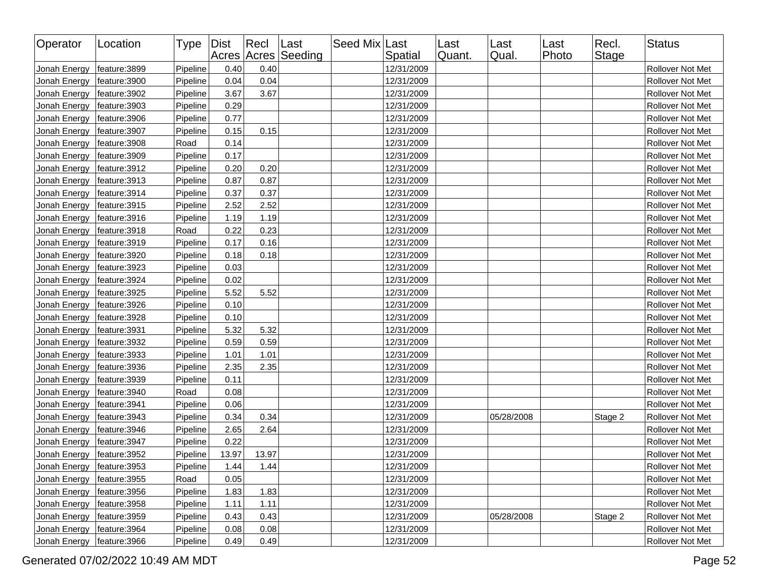| Operator | Location | Type | Dist Acres | Recl Acres | Last Seeding | Seed Mix | Last Spatial | Last Quant. | Last Qual. | Last Photo | Recl. Stage | Status |
|---|---|---|---|---|---|---|---|---|---|---|---|---|
| Jonah Energy | feature:3899 | Pipeline | 0.40 | 0.40 | | | 12/31/2009 | | | | | Rollover Not Met |
| Jonah Energy | feature:3900 | Pipeline | 0.04 | 0.04 | | | 12/31/2009 | | | | | Rollover Not Met |
| Jonah Energy | feature:3902 | Pipeline | 3.67 | 3.67 | | | 12/31/2009 | | | | | Rollover Not Met |
| Jonah Energy | feature:3903 | Pipeline | 0.29 | | | | 12/31/2009 | | | | | Rollover Not Met |
| Jonah Energy | feature:3906 | Pipeline | 0.77 | | | | 12/31/2009 | | | | | Rollover Not Met |
| Jonah Energy | feature:3907 | Pipeline | 0.15 | 0.15 | | | 12/31/2009 | | | | | Rollover Not Met |
| Jonah Energy | feature:3908 | Road | 0.14 | | | | 12/31/2009 | | | | | Rollover Not Met |
| Jonah Energy | feature:3909 | Pipeline | 0.17 | | | | 12/31/2009 | | | | | Rollover Not Met |
| Jonah Energy | feature:3912 | Pipeline | 0.20 | 0.20 | | | 12/31/2009 | | | | | Rollover Not Met |
| Jonah Energy | feature:3913 | Pipeline | 0.87 | 0.87 | | | 12/31/2009 | | | | | Rollover Not Met |
| Jonah Energy | feature:3914 | Pipeline | 0.37 | 0.37 | | | 12/31/2009 | | | | | Rollover Not Met |
| Jonah Energy | feature:3915 | Pipeline | 2.52 | 2.52 | | | 12/31/2009 | | | | | Rollover Not Met |
| Jonah Energy | feature:3916 | Pipeline | 1.19 | 1.19 | | | 12/31/2009 | | | | | Rollover Not Met |
| Jonah Energy | feature:3918 | Road | 0.22 | 0.23 | | | 12/31/2009 | | | | | Rollover Not Met |
| Jonah Energy | feature:3919 | Pipeline | 0.17 | 0.16 | | | 12/31/2009 | | | | | Rollover Not Met |
| Jonah Energy | feature:3920 | Pipeline | 0.18 | 0.18 | | | 12/31/2009 | | | | | Rollover Not Met |
| Jonah Energy | feature:3923 | Pipeline | 0.03 | | | | 12/31/2009 | | | | | Rollover Not Met |
| Jonah Energy | feature:3924 | Pipeline | 0.02 | | | | 12/31/2009 | | | | | Rollover Not Met |
| Jonah Energy | feature:3925 | Pipeline | 5.52 | 5.52 | | | 12/31/2009 | | | | | Rollover Not Met |
| Jonah Energy | feature:3926 | Pipeline | 0.10 | | | | 12/31/2009 | | | | | Rollover Not Met |
| Jonah Energy | feature:3928 | Pipeline | 0.10 | | | | 12/31/2009 | | | | | Rollover Not Met |
| Jonah Energy | feature:3931 | Pipeline | 5.32 | 5.32 | | | 12/31/2009 | | | | | Rollover Not Met |
| Jonah Energy | feature:3932 | Pipeline | 0.59 | 0.59 | | | 12/31/2009 | | | | | Rollover Not Met |
| Jonah Energy | feature:3933 | Pipeline | 1.01 | 1.01 | | | 12/31/2009 | | | | | Rollover Not Met |
| Jonah Energy | feature:3936 | Pipeline | 2.35 | 2.35 | | | 12/31/2009 | | | | | Rollover Not Met |
| Jonah Energy | feature:3939 | Pipeline | 0.11 | | | | 12/31/2009 | | | | | Rollover Not Met |
| Jonah Energy | feature:3940 | Road | 0.08 | | | | 12/31/2009 | | | | | Rollover Not Met |
| Jonah Energy | feature:3941 | Pipeline | 0.06 | | | | 12/31/2009 | | | | | Rollover Not Met |
| Jonah Energy | feature:3943 | Pipeline | 0.34 | 0.34 | | | 12/31/2009 | | 05/28/2008 | | Stage 2 | Rollover Not Met |
| Jonah Energy | feature:3946 | Pipeline | 2.65 | 2.64 | | | 12/31/2009 | | | | | Rollover Not Met |
| Jonah Energy | feature:3947 | Pipeline | 0.22 | | | | 12/31/2009 | | | | | Rollover Not Met |
| Jonah Energy | feature:3952 | Pipeline | 13.97 | 13.97 | | | 12/31/2009 | | | | | Rollover Not Met |
| Jonah Energy | feature:3953 | Pipeline | 1.44 | 1.44 | | | 12/31/2009 | | | | | Rollover Not Met |
| Jonah Energy | feature:3955 | Road | 0.05 | | | | 12/31/2009 | | | | | Rollover Not Met |
| Jonah Energy | feature:3956 | Pipeline | 1.83 | 1.83 | | | 12/31/2009 | | | | | Rollover Not Met |
| Jonah Energy | feature:3958 | Pipeline | 1.11 | 1.11 | | | 12/31/2009 | | | | | Rollover Not Met |
| Jonah Energy | feature:3959 | Pipeline | 0.43 | 0.43 | | | 12/31/2009 | | 05/28/2008 | | Stage 2 | Rollover Not Met |
| Jonah Energy | feature:3964 | Pipeline | 0.08 | 0.08 | | | 12/31/2009 | | | | | Rollover Not Met |
| Jonah Energy | feature:3966 | Pipeline | 0.49 | 0.49 | | | 12/31/2009 | | | | | Rollover Not Met |

Generated 07/02/2022 10:49 AM MDT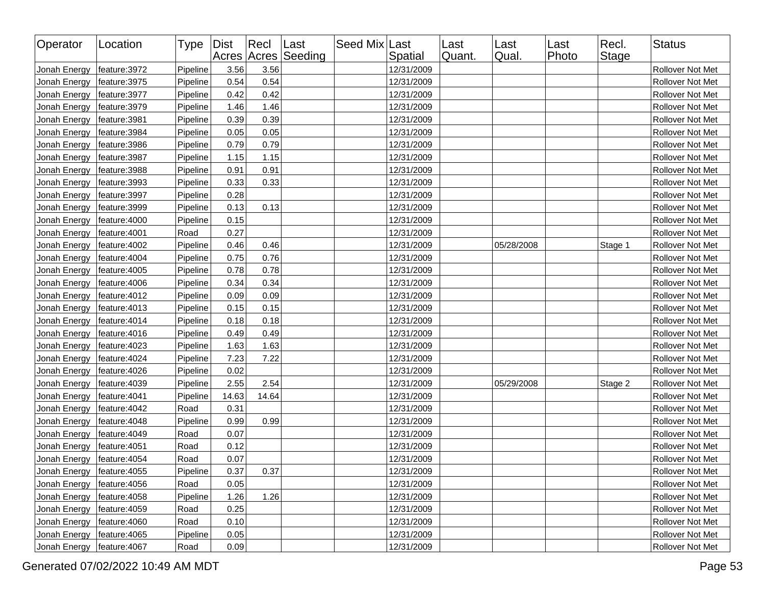| Operator | Location | Type | Dist Acres | Recl Acres | Last Seeding | Seed Mix | Last Spatial | Last Quant. | Last Qual. | Last Photo | Recl. Stage | Status |
|---|---|---|---|---|---|---|---|---|---|---|---|---|
| Jonah Energy | feature:3972 | Pipeline | 3.56 | 3.56 | | | 12/31/2009 | | | | | Rollover Not Met |
| Jonah Energy | feature:3975 | Pipeline | 0.54 | 0.54 | | | 12/31/2009 | | | | | Rollover Not Met |
| Jonah Energy | feature:3977 | Pipeline | 0.42 | 0.42 | | | 12/31/2009 | | | | | Rollover Not Met |
| Jonah Energy | feature:3979 | Pipeline | 1.46 | 1.46 | | | 12/31/2009 | | | | | Rollover Not Met |
| Jonah Energy | feature:3981 | Pipeline | 0.39 | 0.39 | | | 12/31/2009 | | | | | Rollover Not Met |
| Jonah Energy | feature:3984 | Pipeline | 0.05 | 0.05 | | | 12/31/2009 | | | | | Rollover Not Met |
| Jonah Energy | feature:3986 | Pipeline | 0.79 | 0.79 | | | 12/31/2009 | | | | | Rollover Not Met |
| Jonah Energy | feature:3987 | Pipeline | 1.15 | 1.15 | | | 12/31/2009 | | | | | Rollover Not Met |
| Jonah Energy | feature:3988 | Pipeline | 0.91 | 0.91 | | | 12/31/2009 | | | | | Rollover Not Met |
| Jonah Energy | feature:3993 | Pipeline | 0.33 | 0.33 | | | 12/31/2009 | | | | | Rollover Not Met |
| Jonah Energy | feature:3997 | Pipeline | 0.28 | | | | 12/31/2009 | | | | | Rollover Not Met |
| Jonah Energy | feature:3999 | Pipeline | 0.13 | 0.13 | | | 12/31/2009 | | | | | Rollover Not Met |
| Jonah Energy | feature:4000 | Pipeline | 0.15 | | | | 12/31/2009 | | | | | Rollover Not Met |
| Jonah Energy | feature:4001 | Road | 0.27 | | | | 12/31/2009 | | | | | Rollover Not Met |
| Jonah Energy | feature:4002 | Pipeline | 0.46 | 0.46 | | | 12/31/2009 | | 05/28/2008 | | Stage 1 | Rollover Not Met |
| Jonah Energy | feature:4004 | Pipeline | 0.75 | 0.76 | | | 12/31/2009 | | | | | Rollover Not Met |
| Jonah Energy | feature:4005 | Pipeline | 0.78 | 0.78 | | | 12/31/2009 | | | | | Rollover Not Met |
| Jonah Energy | feature:4006 | Pipeline | 0.34 | 0.34 | | | 12/31/2009 | | | | | Rollover Not Met |
| Jonah Energy | feature:4012 | Pipeline | 0.09 | 0.09 | | | 12/31/2009 | | | | | Rollover Not Met |
| Jonah Energy | feature:4013 | Pipeline | 0.15 | 0.15 | | | 12/31/2009 | | | | | Rollover Not Met |
| Jonah Energy | feature:4014 | Pipeline | 0.18 | 0.18 | | | 12/31/2009 | | | | | Rollover Not Met |
| Jonah Energy | feature:4016 | Pipeline | 0.49 | 0.49 | | | 12/31/2009 | | | | | Rollover Not Met |
| Jonah Energy | feature:4023 | Pipeline | 1.63 | 1.63 | | | 12/31/2009 | | | | | Rollover Not Met |
| Jonah Energy | feature:4024 | Pipeline | 7.23 | 7.22 | | | 12/31/2009 | | | | | Rollover Not Met |
| Jonah Energy | feature:4026 | Pipeline | 0.02 | | | | 12/31/2009 | | | | | Rollover Not Met |
| Jonah Energy | feature:4039 | Pipeline | 2.55 | 2.54 | | | 12/31/2009 | | 05/29/2008 | | Stage 2 | Rollover Not Met |
| Jonah Energy | feature:4041 | Pipeline | 14.63 | 14.64 | | | 12/31/2009 | | | | | Rollover Not Met |
| Jonah Energy | feature:4042 | Road | 0.31 | | | | 12/31/2009 | | | | | Rollover Not Met |
| Jonah Energy | feature:4048 | Pipeline | 0.99 | 0.99 | | | 12/31/2009 | | | | | Rollover Not Met |
| Jonah Energy | feature:4049 | Road | 0.07 | | | | 12/31/2009 | | | | | Rollover Not Met |
| Jonah Energy | feature:4051 | Road | 0.12 | | | | 12/31/2009 | | | | | Rollover Not Met |
| Jonah Energy | feature:4054 | Road | 0.07 | | | | 12/31/2009 | | | | | Rollover Not Met |
| Jonah Energy | feature:4055 | Pipeline | 0.37 | 0.37 | | | 12/31/2009 | | | | | Rollover Not Met |
| Jonah Energy | feature:4056 | Road | 0.05 | | | | 12/31/2009 | | | | | Rollover Not Met |
| Jonah Energy | feature:4058 | Pipeline | 1.26 | 1.26 | | | 12/31/2009 | | | | | Rollover Not Met |
| Jonah Energy | feature:4059 | Road | 0.25 | | | | 12/31/2009 | | | | | Rollover Not Met |
| Jonah Energy | feature:4060 | Road | 0.10 | | | | 12/31/2009 | | | | | Rollover Not Met |
| Jonah Energy | feature:4065 | Pipeline | 0.05 | | | | 12/31/2009 | | | | | Rollover Not Met |
| Jonah Energy | feature:4067 | Road | 0.09 | | | | 12/31/2009 | | | | | Rollover Not Met |

Generated 07/02/2022 10:49 AM MDT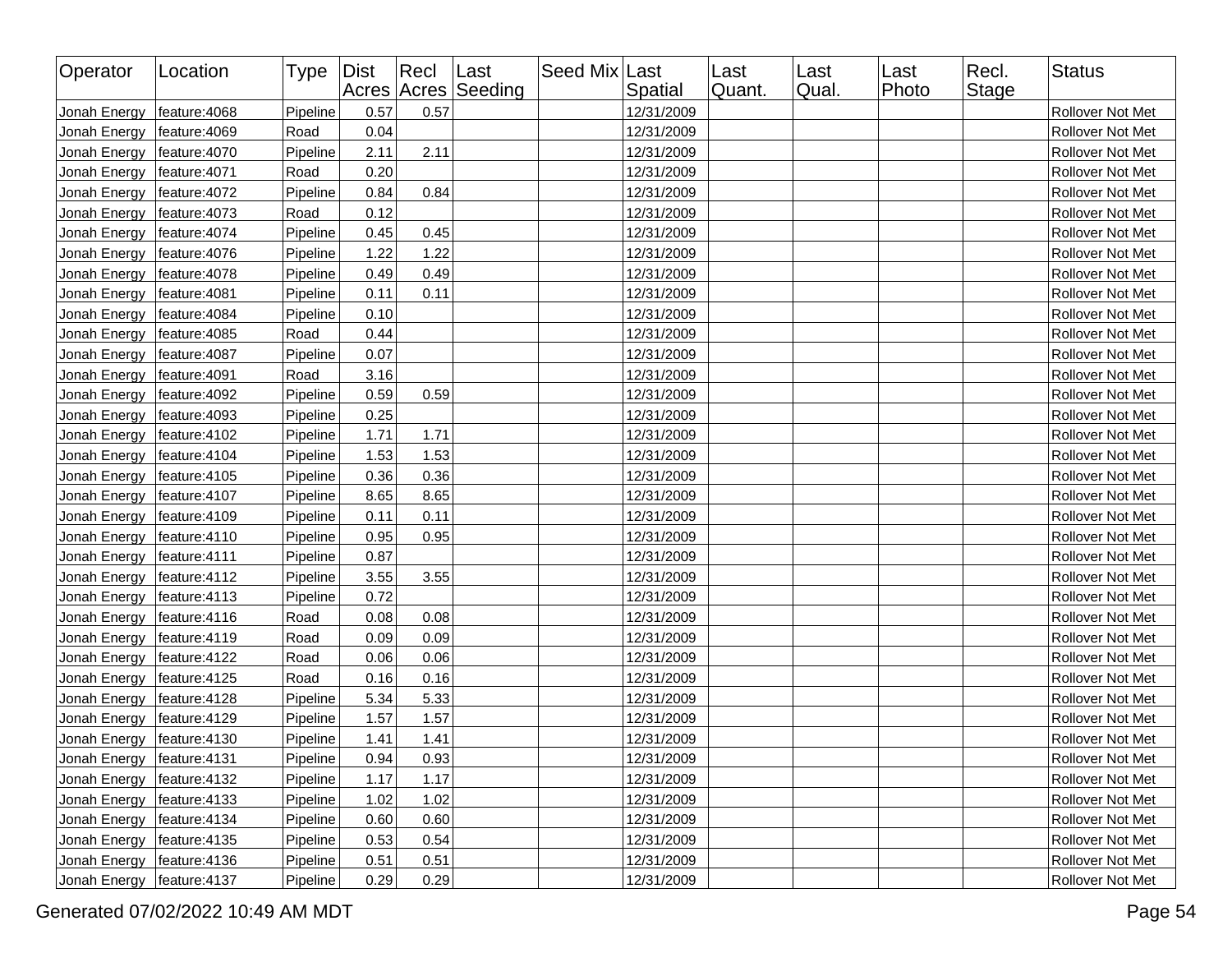| Operator | Location | Type | Dist Acres | Recl Acres | Last Seeding | Seed Mix | Last Spatial | Last Quant. | Last Qual. | Last Photo | Recl. Stage | Status |
|---|---|---|---|---|---|---|---|---|---|---|---|---|
| Jonah Energy | feature:4068 | Pipeline | 0.57 | 0.57 | | | 12/31/2009 | | | | | Rollover Not Met |
| Jonah Energy | feature:4069 | Road | 0.04 | | | | 12/31/2009 | | | | | Rollover Not Met |
| Jonah Energy | feature:4070 | Pipeline | 2.11 | 2.11 | | | 12/31/2009 | | | | | Rollover Not Met |
| Jonah Energy | feature:4071 | Road | 0.20 | | | | 12/31/2009 | | | | | Rollover Not Met |
| Jonah Energy | feature:4072 | Pipeline | 0.84 | 0.84 | | | 12/31/2009 | | | | | Rollover Not Met |
| Jonah Energy | feature:4073 | Road | 0.12 | | | | 12/31/2009 | | | | | Rollover Not Met |
| Jonah Energy | feature:4074 | Pipeline | 0.45 | 0.45 | | | 12/31/2009 | | | | | Rollover Not Met |
| Jonah Energy | feature:4076 | Pipeline | 1.22 | 1.22 | | | 12/31/2009 | | | | | Rollover Not Met |
| Jonah Energy | feature:4078 | Pipeline | 0.49 | 0.49 | | | 12/31/2009 | | | | | Rollover Not Met |
| Jonah Energy | feature:4081 | Pipeline | 0.11 | 0.11 | | | 12/31/2009 | | | | | Rollover Not Met |
| Jonah Energy | feature:4084 | Pipeline | 0.10 | | | | 12/31/2009 | | | | | Rollover Not Met |
| Jonah Energy | feature:4085 | Road | 0.44 | | | | 12/31/2009 | | | | | Rollover Not Met |
| Jonah Energy | feature:4087 | Pipeline | 0.07 | | | | 12/31/2009 | | | | | Rollover Not Met |
| Jonah Energy | feature:4091 | Road | 3.16 | | | | 12/31/2009 | | | | | Rollover Not Met |
| Jonah Energy | feature:4092 | Pipeline | 0.59 | 0.59 | | | 12/31/2009 | | | | | Rollover Not Met |
| Jonah Energy | feature:4093 | Pipeline | 0.25 | | | | 12/31/2009 | | | | | Rollover Not Met |
| Jonah Energy | feature:4102 | Pipeline | 1.71 | 1.71 | | | 12/31/2009 | | | | | Rollover Not Met |
| Jonah Energy | feature:4104 | Pipeline | 1.53 | 1.53 | | | 12/31/2009 | | | | | Rollover Not Met |
| Jonah Energy | feature:4105 | Pipeline | 0.36 | 0.36 | | | 12/31/2009 | | | | | Rollover Not Met |
| Jonah Energy | feature:4107 | Pipeline | 8.65 | 8.65 | | | 12/31/2009 | | | | | Rollover Not Met |
| Jonah Energy | feature:4109 | Pipeline | 0.11 | 0.11 | | | 12/31/2009 | | | | | Rollover Not Met |
| Jonah Energy | feature:4110 | Pipeline | 0.95 | 0.95 | | | 12/31/2009 | | | | | Rollover Not Met |
| Jonah Energy | feature:4111 | Pipeline | 0.87 | | | | 12/31/2009 | | | | | Rollover Not Met |
| Jonah Energy | feature:4112 | Pipeline | 3.55 | 3.55 | | | 12/31/2009 | | | | | Rollover Not Met |
| Jonah Energy | feature:4113 | Pipeline | 0.72 | | | | 12/31/2009 | | | | | Rollover Not Met |
| Jonah Energy | feature:4116 | Road | 0.08 | 0.08 | | | 12/31/2009 | | | | | Rollover Not Met |
| Jonah Energy | feature:4119 | Road | 0.09 | 0.09 | | | 12/31/2009 | | | | | Rollover Not Met |
| Jonah Energy | feature:4122 | Road | 0.06 | 0.06 | | | 12/31/2009 | | | | | Rollover Not Met |
| Jonah Energy | feature:4125 | Road | 0.16 | 0.16 | | | 12/31/2009 | | | | | Rollover Not Met |
| Jonah Energy | feature:4128 | Pipeline | 5.34 | 5.33 | | | 12/31/2009 | | | | | Rollover Not Met |
| Jonah Energy | feature:4129 | Pipeline | 1.57 | 1.57 | | | 12/31/2009 | | | | | Rollover Not Met |
| Jonah Energy | feature:4130 | Pipeline | 1.41 | 1.41 | | | 12/31/2009 | | | | | Rollover Not Met |
| Jonah Energy | feature:4131 | Pipeline | 0.94 | 0.93 | | | 12/31/2009 | | | | | Rollover Not Met |
| Jonah Energy | feature:4132 | Pipeline | 1.17 | 1.17 | | | 12/31/2009 | | | | | Rollover Not Met |
| Jonah Energy | feature:4133 | Pipeline | 1.02 | 1.02 | | | 12/31/2009 | | | | | Rollover Not Met |
| Jonah Energy | feature:4134 | Pipeline | 0.60 | 0.60 | | | 12/31/2009 | | | | | Rollover Not Met |
| Jonah Energy | feature:4135 | Pipeline | 0.53 | 0.54 | | | 12/31/2009 | | | | | Rollover Not Met |
| Jonah Energy | feature:4136 | Pipeline | 0.51 | 0.51 | | | 12/31/2009 | | | | | Rollover Not Met |
| Jonah Energy | feature:4137 | Pipeline | 0.29 | 0.29 | | | 12/31/2009 | | | | | Rollover Not Met |

Generated 07/02/2022 10:49 AM MDT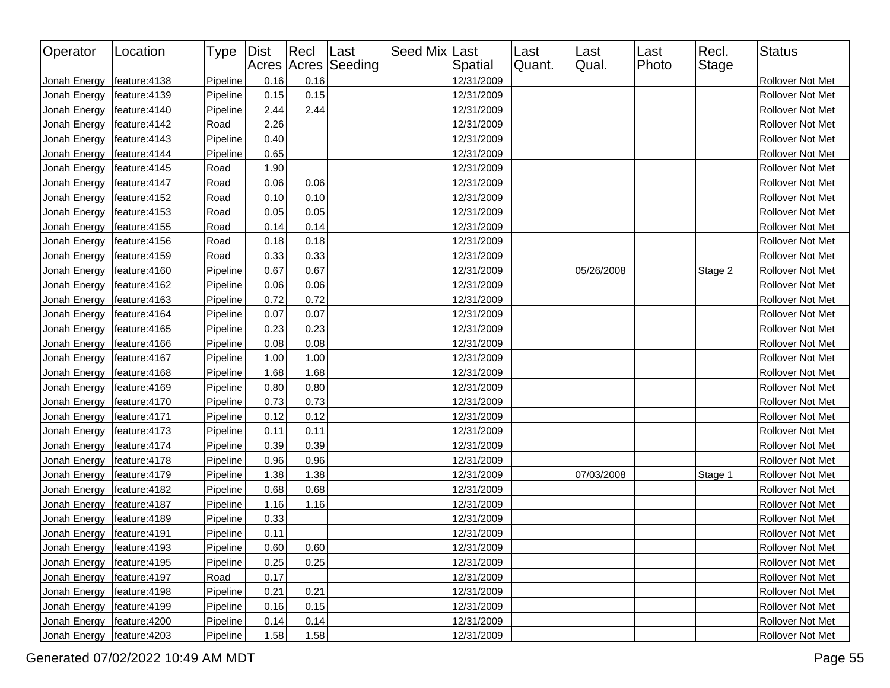| Operator | Location | Type | Dist Acres | Recl Acres | Last Seeding | Seed Mix | Last Spatial | Last Quant. | Last Qual. | Last Photo | Recl. Stage | Status |
|---|---|---|---|---|---|---|---|---|---|---|---|---|
| Jonah Energy | feature:4138 | Pipeline | 0.16 | 0.16 | | | 12/31/2009 | | | | | Rollover Not Met |
| Jonah Energy | feature:4139 | Pipeline | 0.15 | 0.15 | | | 12/31/2009 | | | | | Rollover Not Met |
| Jonah Energy | feature:4140 | Pipeline | 2.44 | 2.44 | | | 12/31/2009 | | | | | Rollover Not Met |
| Jonah Energy | feature:4142 | Road | 2.26 | | | | 12/31/2009 | | | | | Rollover Not Met |
| Jonah Energy | feature:4143 | Pipeline | 0.40 | | | | 12/31/2009 | | | | | Rollover Not Met |
| Jonah Energy | feature:4144 | Pipeline | 0.65 | | | | 12/31/2009 | | | | | Rollover Not Met |
| Jonah Energy | feature:4145 | Road | 1.90 | | | | 12/31/2009 | | | | | Rollover Not Met |
| Jonah Energy | feature:4147 | Road | 0.06 | 0.06 | | | 12/31/2009 | | | | | Rollover Not Met |
| Jonah Energy | feature:4152 | Road | 0.10 | 0.10 | | | 12/31/2009 | | | | | Rollover Not Met |
| Jonah Energy | feature:4153 | Road | 0.05 | 0.05 | | | 12/31/2009 | | | | | Rollover Not Met |
| Jonah Energy | feature:4155 | Road | 0.14 | 0.14 | | | 12/31/2009 | | | | | Rollover Not Met |
| Jonah Energy | feature:4156 | Road | 0.18 | 0.18 | | | 12/31/2009 | | | | | Rollover Not Met |
| Jonah Energy | feature:4159 | Road | 0.33 | 0.33 | | | 12/31/2009 | | | | | Rollover Not Met |
| Jonah Energy | feature:4160 | Pipeline | 0.67 | 0.67 | | | 12/31/2009 | | 05/26/2008 | | Stage 2 | Rollover Not Met |
| Jonah Energy | feature:4162 | Pipeline | 0.06 | 0.06 | | | 12/31/2009 | | | | | Rollover Not Met |
| Jonah Energy | feature:4163 | Pipeline | 0.72 | 0.72 | | | 12/31/2009 | | | | | Rollover Not Met |
| Jonah Energy | feature:4164 | Pipeline | 0.07 | 0.07 | | | 12/31/2009 | | | | | Rollover Not Met |
| Jonah Energy | feature:4165 | Pipeline | 0.23 | 0.23 | | | 12/31/2009 | | | | | Rollover Not Met |
| Jonah Energy | feature:4166 | Pipeline | 0.08 | 0.08 | | | 12/31/2009 | | | | | Rollover Not Met |
| Jonah Energy | feature:4167 | Pipeline | 1.00 | 1.00 | | | 12/31/2009 | | | | | Rollover Not Met |
| Jonah Energy | feature:4168 | Pipeline | 1.68 | 1.68 | | | 12/31/2009 | | | | | Rollover Not Met |
| Jonah Energy | feature:4169 | Pipeline | 0.80 | 0.80 | | | 12/31/2009 | | | | | Rollover Not Met |
| Jonah Energy | feature:4170 | Pipeline | 0.73 | 0.73 | | | 12/31/2009 | | | | | Rollover Not Met |
| Jonah Energy | feature:4171 | Pipeline | 0.12 | 0.12 | | | 12/31/2009 | | | | | Rollover Not Met |
| Jonah Energy | feature:4173 | Pipeline | 0.11 | 0.11 | | | 12/31/2009 | | | | | Rollover Not Met |
| Jonah Energy | feature:4174 | Pipeline | 0.39 | 0.39 | | | 12/31/2009 | | | | | Rollover Not Met |
| Jonah Energy | feature:4178 | Pipeline | 0.96 | 0.96 | | | 12/31/2009 | | | | | Rollover Not Met |
| Jonah Energy | feature:4179 | Pipeline | 1.38 | 1.38 | | | 12/31/2009 | | 07/03/2008 | | Stage 1 | Rollover Not Met |
| Jonah Energy | feature:4182 | Pipeline | 0.68 | 0.68 | | | 12/31/2009 | | | | | Rollover Not Met |
| Jonah Energy | feature:4187 | Pipeline | 1.16 | 1.16 | | | 12/31/2009 | | | | | Rollover Not Met |
| Jonah Energy | feature:4189 | Pipeline | 0.33 | | | | 12/31/2009 | | | | | Rollover Not Met |
| Jonah Energy | feature:4191 | Pipeline | 0.11 | | | | 12/31/2009 | | | | | Rollover Not Met |
| Jonah Energy | feature:4193 | Pipeline | 0.60 | 0.60 | | | 12/31/2009 | | | | | Rollover Not Met |
| Jonah Energy | feature:4195 | Pipeline | 0.25 | 0.25 | | | 12/31/2009 | | | | | Rollover Not Met |
| Jonah Energy | feature:4197 | Road | 0.17 | | | | 12/31/2009 | | | | | Rollover Not Met |
| Jonah Energy | feature:4198 | Pipeline | 0.21 | 0.21 | | | 12/31/2009 | | | | | Rollover Not Met |
| Jonah Energy | feature:4199 | Pipeline | 0.16 | 0.15 | | | 12/31/2009 | | | | | Rollover Not Met |
| Jonah Energy | feature:4200 | Pipeline | 0.14 | 0.14 | | | 12/31/2009 | | | | | Rollover Not Met |
| Jonah Energy | feature:4203 | Pipeline | 1.58 | 1.58 | | | 12/31/2009 | | | | | Rollover Not Met |

Generated 07/02/2022 10:49 AM MDT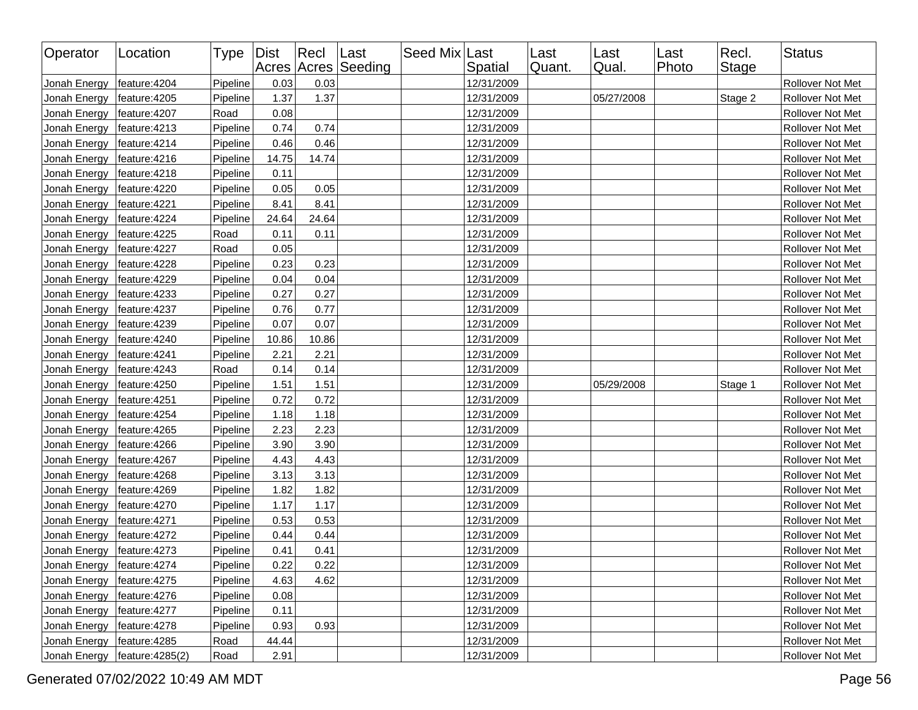| Operator | Location | Type | Dist Acres | Recl Acres | Last Seeding | Seed Mix | Last Spatial | Last Quant. | Last Qual. | Last Photo | Recl. Stage | Status |
|---|---|---|---|---|---|---|---|---|---|---|---|---|
| Jonah Energy | feature:4204 | Pipeline | 0.03 | 0.03 | | | 12/31/2009 | | | | | Rollover Not Met |
| Jonah Energy | feature:4205 | Pipeline | 1.37 | 1.37 | | | 12/31/2009 | | 05/27/2008 | | Stage 2 | Rollover Not Met |
| Jonah Energy | feature:4207 | Road | 0.08 | | | | 12/31/2009 | | | | | Rollover Not Met |
| Jonah Energy | feature:4213 | Pipeline | 0.74 | 0.74 | | | 12/31/2009 | | | | | Rollover Not Met |
| Jonah Energy | feature:4214 | Pipeline | 0.46 | 0.46 | | | 12/31/2009 | | | | | Rollover Not Met |
| Jonah Energy | feature:4216 | Pipeline | 14.75 | 14.74 | | | 12/31/2009 | | | | | Rollover Not Met |
| Jonah Energy | feature:4218 | Pipeline | 0.11 | | | | 12/31/2009 | | | | | Rollover Not Met |
| Jonah Energy | feature:4220 | Pipeline | 0.05 | 0.05 | | | 12/31/2009 | | | | | Rollover Not Met |
| Jonah Energy | feature:4221 | Pipeline | 8.41 | 8.41 | | | 12/31/2009 | | | | | Rollover Not Met |
| Jonah Energy | feature:4224 | Pipeline | 24.64 | 24.64 | | | 12/31/2009 | | | | | Rollover Not Met |
| Jonah Energy | feature:4225 | Road | 0.11 | 0.11 | | | 12/31/2009 | | | | | Rollover Not Met |
| Jonah Energy | feature:4227 | Road | 0.05 | | | | 12/31/2009 | | | | | Rollover Not Met |
| Jonah Energy | feature:4228 | Pipeline | 0.23 | 0.23 | | | 12/31/2009 | | | | | Rollover Not Met |
| Jonah Energy | feature:4229 | Pipeline | 0.04 | 0.04 | | | 12/31/2009 | | | | | Rollover Not Met |
| Jonah Energy | feature:4233 | Pipeline | 0.27 | 0.27 | | | 12/31/2009 | | | | | Rollover Not Met |
| Jonah Energy | feature:4237 | Pipeline | 0.76 | 0.77 | | | 12/31/2009 | | | | | Rollover Not Met |
| Jonah Energy | feature:4239 | Pipeline | 0.07 | 0.07 | | | 12/31/2009 | | | | | Rollover Not Met |
| Jonah Energy | feature:4240 | Pipeline | 10.86 | 10.86 | | | 12/31/2009 | | | | | Rollover Not Met |
| Jonah Energy | feature:4241 | Pipeline | 2.21 | 2.21 | | | 12/31/2009 | | | | | Rollover Not Met |
| Jonah Energy | feature:4243 | Road | 0.14 | 0.14 | | | 12/31/2009 | | | | | Rollover Not Met |
| Jonah Energy | feature:4250 | Pipeline | 1.51 | 1.51 | | | 12/31/2009 | | 05/29/2008 | | Stage 1 | Rollover Not Met |
| Jonah Energy | feature:4251 | Pipeline | 0.72 | 0.72 | | | 12/31/2009 | | | | | Rollover Not Met |
| Jonah Energy | feature:4254 | Pipeline | 1.18 | 1.18 | | | 12/31/2009 | | | | | Rollover Not Met |
| Jonah Energy | feature:4265 | Pipeline | 2.23 | 2.23 | | | 12/31/2009 | | | | | Rollover Not Met |
| Jonah Energy | feature:4266 | Pipeline | 3.90 | 3.90 | | | 12/31/2009 | | | | | Rollover Not Met |
| Jonah Energy | feature:4267 | Pipeline | 4.43 | 4.43 | | | 12/31/2009 | | | | | Rollover Not Met |
| Jonah Energy | feature:4268 | Pipeline | 3.13 | 3.13 | | | 12/31/2009 | | | | | Rollover Not Met |
| Jonah Energy | feature:4269 | Pipeline | 1.82 | 1.82 | | | 12/31/2009 | | | | | Rollover Not Met |
| Jonah Energy | feature:4270 | Pipeline | 1.17 | 1.17 | | | 12/31/2009 | | | | | Rollover Not Met |
| Jonah Energy | feature:4271 | Pipeline | 0.53 | 0.53 | | | 12/31/2009 | | | | | Rollover Not Met |
| Jonah Energy | feature:4272 | Pipeline | 0.44 | 0.44 | | | 12/31/2009 | | | | | Rollover Not Met |
| Jonah Energy | feature:4273 | Pipeline | 0.41 | 0.41 | | | 12/31/2009 | | | | | Rollover Not Met |
| Jonah Energy | feature:4274 | Pipeline | 0.22 | 0.22 | | | 12/31/2009 | | | | | Rollover Not Met |
| Jonah Energy | feature:4275 | Pipeline | 4.63 | 4.62 | | | 12/31/2009 | | | | | Rollover Not Met |
| Jonah Energy | feature:4276 | Pipeline | 0.08 | | | | 12/31/2009 | | | | | Rollover Not Met |
| Jonah Energy | feature:4277 | Pipeline | 0.11 | | | | 12/31/2009 | | | | | Rollover Not Met |
| Jonah Energy | feature:4278 | Pipeline | 0.93 | 0.93 | | | 12/31/2009 | | | | | Rollover Not Met |
| Jonah Energy | feature:4285 | Road | 44.44 | | | | 12/31/2009 | | | | | Rollover Not Met |
| Jonah Energy | feature:4285(2) | Road | 2.91 | | | | 12/31/2009 | | | | | Rollover Not Met |

Generated 07/02/2022 10:49 AM MDT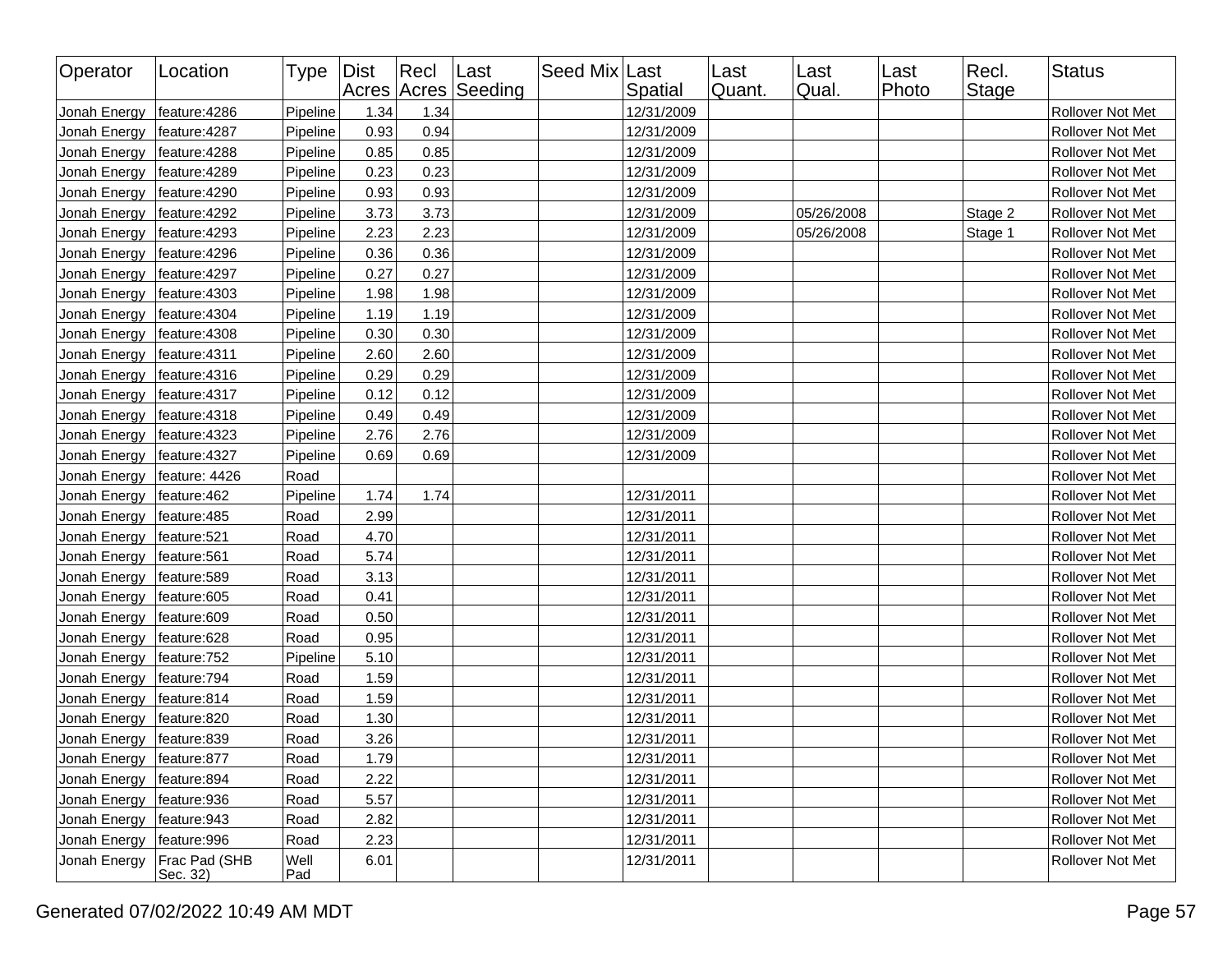| Operator | Location | Type | Dist Acres | Recl Acres | Last Seeding | Seed Mix | Last Spatial | Last Quant. | Last Qual. | Last Photo | Recl. Stage | Status |
|---|---|---|---|---|---|---|---|---|---|---|---|---|
| Jonah Energy | feature:4286 | Pipeline | 1.34 | 1.34 | | | 12/31/2009 | | | | | Rollover Not Met |
| Jonah Energy | feature:4287 | Pipeline | 0.93 | 0.94 | | | 12/31/2009 | | | | | Rollover Not Met |
| Jonah Energy | feature:4288 | Pipeline | 0.85 | 0.85 | | | 12/31/2009 | | | | | Rollover Not Met |
| Jonah Energy | feature:4289 | Pipeline | 0.23 | 0.23 | | | 12/31/2009 | | | | | Rollover Not Met |
| Jonah Energy | feature:4290 | Pipeline | 0.93 | 0.93 | | | 12/31/2009 | | | | | Rollover Not Met |
| Jonah Energy | feature:4292 | Pipeline | 3.73 | 3.73 | | | 12/31/2009 | | 05/26/2008 | | Stage 2 | Rollover Not Met |
| Jonah Energy | feature:4293 | Pipeline | 2.23 | 2.23 | | | 12/31/2009 | | 05/26/2008 | | Stage 1 | Rollover Not Met |
| Jonah Energy | feature:4296 | Pipeline | 0.36 | 0.36 | | | 12/31/2009 | | | | | Rollover Not Met |
| Jonah Energy | feature:4297 | Pipeline | 0.27 | 0.27 | | | 12/31/2009 | | | | | Rollover Not Met |
| Jonah Energy | feature:4303 | Pipeline | 1.98 | 1.98 | | | 12/31/2009 | | | | | Rollover Not Met |
| Jonah Energy | feature:4304 | Pipeline | 1.19 | 1.19 | | | 12/31/2009 | | | | | Rollover Not Met |
| Jonah Energy | feature:4308 | Pipeline | 0.30 | 0.30 | | | 12/31/2009 | | | | | Rollover Not Met |
| Jonah Energy | feature:4311 | Pipeline | 2.60 | 2.60 | | | 12/31/2009 | | | | | Rollover Not Met |
| Jonah Energy | feature:4316 | Pipeline | 0.29 | 0.29 | | | 12/31/2009 | | | | | Rollover Not Met |
| Jonah Energy | feature:4317 | Pipeline | 0.12 | 0.12 | | | 12/31/2009 | | | | | Rollover Not Met |
| Jonah Energy | feature:4318 | Pipeline | 0.49 | 0.49 | | | 12/31/2009 | | | | | Rollover Not Met |
| Jonah Energy | feature:4323 | Pipeline | 2.76 | 2.76 | | | 12/31/2009 | | | | | Rollover Not Met |
| Jonah Energy | feature:4327 | Pipeline | 0.69 | 0.69 | | | 12/31/2009 | | | | | Rollover Not Met |
| Jonah Energy | feature: 4426 | Road | | | | | | | | | | Rollover Not Met |
| Jonah Energy | feature:462 | Pipeline | 1.74 | 1.74 | | | 12/31/2011 | | | | | Rollover Not Met |
| Jonah Energy | feature:485 | Road | 2.99 | | | | 12/31/2011 | | | | | Rollover Not Met |
| Jonah Energy | feature:521 | Road | 4.70 | | | | 12/31/2011 | | | | | Rollover Not Met |
| Jonah Energy | feature:561 | Road | 5.74 | | | | 12/31/2011 | | | | | Rollover Not Met |
| Jonah Energy | feature:589 | Road | 3.13 | | | | 12/31/2011 | | | | | Rollover Not Met |
| Jonah Energy | feature:605 | Road | 0.41 | | | | 12/31/2011 | | | | | Rollover Not Met |
| Jonah Energy | feature:609 | Road | 0.50 | | | | 12/31/2011 | | | | | Rollover Not Met |
| Jonah Energy | feature:628 | Road | 0.95 | | | | 12/31/2011 | | | | | Rollover Not Met |
| Jonah Energy | feature:752 | Pipeline | 5.10 | | | | 12/31/2011 | | | | | Rollover Not Met |
| Jonah Energy | feature:794 | Road | 1.59 | | | | 12/31/2011 | | | | | Rollover Not Met |
| Jonah Energy | feature:814 | Road | 1.59 | | | | 12/31/2011 | | | | | Rollover Not Met |
| Jonah Energy | feature:820 | Road | 1.30 | | | | 12/31/2011 | | | | | Rollover Not Met |
| Jonah Energy | feature:839 | Road | 3.26 | | | | 12/31/2011 | | | | | Rollover Not Met |
| Jonah Energy | feature:877 | Road | 1.79 | | | | 12/31/2011 | | | | | Rollover Not Met |
| Jonah Energy | feature:894 | Road | 2.22 | | | | 12/31/2011 | | | | | Rollover Not Met |
| Jonah Energy | feature:936 | Road | 5.57 | | | | 12/31/2011 | | | | | Rollover Not Met |
| Jonah Energy | feature:943 | Road | 2.82 | | | | 12/31/2011 | | | | | Rollover Not Met |
| Jonah Energy | feature:996 | Road | 2.23 | | | | 12/31/2011 | | | | | Rollover Not Met |
| Jonah Energy | Frac Pad (SHB Sec. 32) | Well Pad | 6.01 | | | | 12/31/2011 | | | | | Rollover Not Met |

Generated 07/02/2022 10:49 AM MDT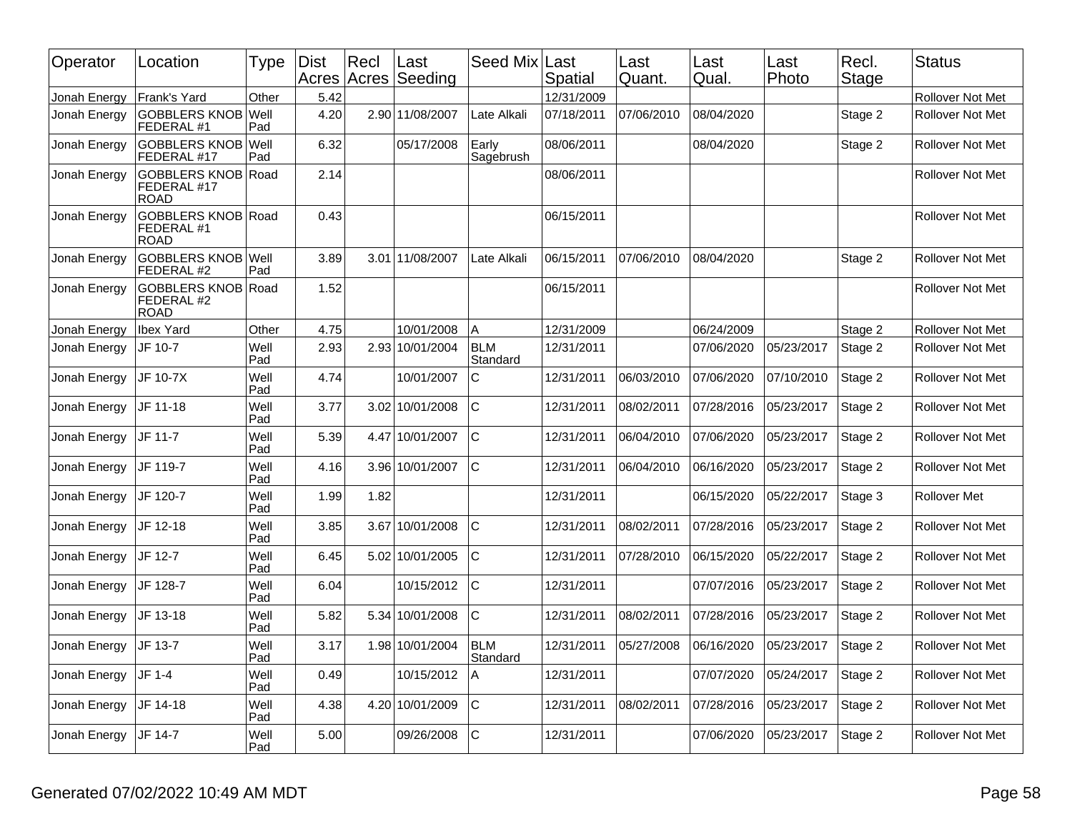| Operator | Location | Type | Dist Acres | Recl Acres | Last Seeding | Seed Mix | Last Spatial | Last Quant. | Last Qual. | Last Photo | Recl. Stage | Status |
|---|---|---|---|---|---|---|---|---|---|---|---|---|
| Jonah Energy | Frank's Yard | Other | 5.42 | | | | 12/31/2009 | | | | | Rollover Not Met |
| Jonah Energy | GOBBLERS KNOB FEDERAL #1 | Well Pad | 4.20 | 2.90 | 11/08/2007 | Late Alkali | 07/18/2011 | 07/06/2010 | 08/04/2020 | | Stage 2 | Rollover Not Met |
| Jonah Energy | GOBBLERS KNOB FEDERAL #17 | Well Pad | 6.32 | | 05/17/2008 | Early Sagebrush | 08/06/2011 | | 08/04/2020 | | Stage 2 | Rollover Not Met |
| Jonah Energy | GOBBLERS KNOB FEDERAL #17 ROAD | Road | 2.14 | | | | 08/06/2011 | | | | | Rollover Not Met |
| Jonah Energy | GOBBLERS KNOB FEDERAL #1 ROAD | Road | 0.43 | | | | 06/15/2011 | | | | | Rollover Not Met |
| Jonah Energy | GOBBLERS KNOB FEDERAL #2 | Well Pad | 3.89 | 3.01 | 11/08/2007 | Late Alkali | 06/15/2011 | 07/06/2010 | 08/04/2020 | | Stage 2 | Rollover Not Met |
| Jonah Energy | GOBBLERS KNOB FEDERAL #2 ROAD | Road | 1.52 | | | | 06/15/2011 | | | | | Rollover Not Met |
| Jonah Energy | Ibex Yard | Other | 4.75 | | 10/01/2008 | A | 12/31/2009 | | 06/24/2009 | | Stage 2 | Rollover Not Met |
| Jonah Energy | JF 10-7 | Well Pad | 2.93 | 2.93 | 10/01/2004 | BLM Standard | 12/31/2011 | | 07/06/2020 | 05/23/2017 | Stage 2 | Rollover Not Met |
| Jonah Energy | JF 10-7X | Well Pad | 4.74 | | 10/01/2007 | C | 12/31/2011 | 06/03/2010 | 07/06/2020 | 07/10/2010 | Stage 2 | Rollover Not Met |
| Jonah Energy | JF 11-18 | Well Pad | 3.77 | 3.02 | 10/01/2008 | C | 12/31/2011 | 08/02/2011 | 07/28/2016 | 05/23/2017 | Stage 2 | Rollover Not Met |
| Jonah Energy | JF 11-7 | Well Pad | 5.39 | 4.47 | 10/01/2007 | C | 12/31/2011 | 06/04/2010 | 07/06/2020 | 05/23/2017 | Stage 2 | Rollover Not Met |
| Jonah Energy | JF 119-7 | Well Pad | 4.16 | 3.96 | 10/01/2007 | C | 12/31/2011 | 06/04/2010 | 06/16/2020 | 05/23/2017 | Stage 2 | Rollover Not Met |
| Jonah Energy | JF 120-7 | Well Pad | 1.99 | 1.82 | | | 12/31/2011 | | 06/15/2020 | 05/22/2017 | Stage 3 | Rollover Met |
| Jonah Energy | JF 12-18 | Well Pad | 3.85 | 3.67 | 10/01/2008 | C | 12/31/2011 | 08/02/2011 | 07/28/2016 | 05/23/2017 | Stage 2 | Rollover Not Met |
| Jonah Energy | JF 12-7 | Well Pad | 6.45 | 5.02 | 10/01/2005 | C | 12/31/2011 | 07/28/2010 | 06/15/2020 | 05/22/2017 | Stage 2 | Rollover Not Met |
| Jonah Energy | JF 128-7 | Well Pad | 6.04 | | 10/15/2012 | C | 12/31/2011 | | 07/07/2016 | 05/23/2017 | Stage 2 | Rollover Not Met |
| Jonah Energy | JF 13-18 | Well Pad | 5.82 | 5.34 | 10/01/2008 | C | 12/31/2011 | 08/02/2011 | 07/28/2016 | 05/23/2017 | Stage 2 | Rollover Not Met |
| Jonah Energy | JF 13-7 | Well Pad | 3.17 | 1.98 | 10/01/2004 | BLM Standard | 12/31/2011 | 05/27/2008 | 06/16/2020 | 05/23/2017 | Stage 2 | Rollover Not Met |
| Jonah Energy | JF 1-4 | Well Pad | 0.49 | | 10/15/2012 | A | 12/31/2011 | | 07/07/2020 | 05/24/2017 | Stage 2 | Rollover Not Met |
| Jonah Energy | JF 14-18 | Well Pad | 4.38 | 4.20 | 10/01/2009 | C | 12/31/2011 | 08/02/2011 | 07/28/2016 | 05/23/2017 | Stage 2 | Rollover Not Met |
| Jonah Energy | JF 14-7 | Well Pad | 5.00 | | 09/26/2008 | C | 12/31/2011 | | 07/06/2020 | 05/23/2017 | Stage 2 | Rollover Not Met |

Generated 07/02/2022 10:49 AM MDT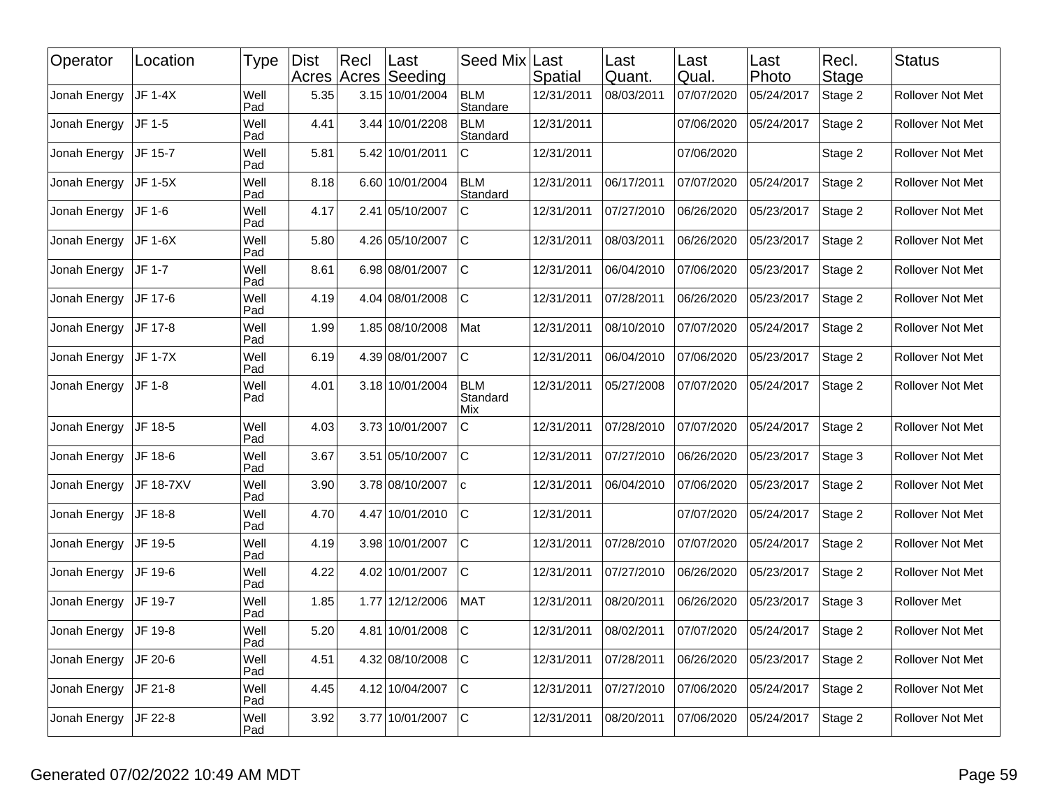| Operator | Location | Type | Dist Acres | Recl Acres | Last Seeding | Seed Mix | Last Spatial | Last Quant. | Last Qual. | Last Photo | Recl. Stage | Status |
|---|---|---|---|---|---|---|---|---|---|---|---|---|
| Jonah Energy | JF 1-4X | Well Pad | 5.35 | 3.15 | 10/01/2004 | BLM Standare | 12/31/2011 | 08/03/2011 | 07/07/2020 | 05/24/2017 | Stage 2 | Rollover Not Met |
| Jonah Energy | JF 1-5 | Well Pad | 4.41 | 3.44 | 10/01/2208 | BLM Standard | 12/31/2011 | | 07/06/2020 | 05/24/2017 | Stage 2 | Rollover Not Met |
| Jonah Energy | JF 15-7 | Well Pad | 5.81 | 5.42 | 10/01/2011 | C | 12/31/2011 | | 07/06/2020 | | Stage 2 | Rollover Not Met |
| Jonah Energy | JF 1-5X | Well Pad | 8.18 | 6.60 | 10/01/2004 | BLM Standard | 12/31/2011 | 06/17/2011 | 07/07/2020 | 05/24/2017 | Stage 2 | Rollover Not Met |
| Jonah Energy | JF 1-6 | Well Pad | 4.17 | 2.41 | 05/10/2007 | C | 12/31/2011 | 07/27/2010 | 06/26/2020 | 05/23/2017 | Stage 2 | Rollover Not Met |
| Jonah Energy | JF 1-6X | Well Pad | 5.80 | 4.26 | 05/10/2007 | C | 12/31/2011 | 08/03/2011 | 06/26/2020 | 05/23/2017 | Stage 2 | Rollover Not Met |
| Jonah Energy | JF 1-7 | Well Pad | 8.61 | 6.98 | 08/01/2007 | C | 12/31/2011 | 06/04/2010 | 07/06/2020 | 05/23/2017 | Stage 2 | Rollover Not Met |
| Jonah Energy | JF 17-6 | Well Pad | 4.19 | 4.04 | 08/01/2008 | C | 12/31/2011 | 07/28/2011 | 06/26/2020 | 05/23/2017 | Stage 2 | Rollover Not Met |
| Jonah Energy | JF 17-8 | Well Pad | 1.99 | 1.85 | 08/10/2008 | Mat | 12/31/2011 | 08/10/2010 | 07/07/2020 | 05/24/2017 | Stage 2 | Rollover Not Met |
| Jonah Energy | JF 1-7X | Well Pad | 6.19 | 4.39 | 08/01/2007 | C | 12/31/2011 | 06/04/2010 | 07/06/2020 | 05/23/2017 | Stage 2 | Rollover Not Met |
| Jonah Energy | JF 1-8 | Well Pad | 4.01 | 3.18 | 10/01/2004 | BLM Standard Mix | 12/31/2011 | 05/27/2008 | 07/07/2020 | 05/24/2017 | Stage 2 | Rollover Not Met |
| Jonah Energy | JF 18-5 | Well Pad | 4.03 | 3.73 | 10/01/2007 | C | 12/31/2011 | 07/28/2010 | 07/07/2020 | 05/24/2017 | Stage 2 | Rollover Not Met |
| Jonah Energy | JF 18-6 | Well Pad | 3.67 | 3.51 | 05/10/2007 | C | 12/31/2011 | 07/27/2010 | 06/26/2020 | 05/23/2017 | Stage 3 | Rollover Not Met |
| Jonah Energy | JF 18-7XV | Well Pad | 3.90 | 3.78 | 08/10/2007 | c | 12/31/2011 | 06/04/2010 | 07/06/2020 | 05/23/2017 | Stage 2 | Rollover Not Met |
| Jonah Energy | JF 18-8 | Well Pad | 4.70 | 4.47 | 10/01/2010 | C | 12/31/2011 | | 07/07/2020 | 05/24/2017 | Stage 2 | Rollover Not Met |
| Jonah Energy | JF 19-5 | Well Pad | 4.19 | 3.98 | 10/01/2007 | C | 12/31/2011 | 07/28/2010 | 07/07/2020 | 05/24/2017 | Stage 2 | Rollover Not Met |
| Jonah Energy | JF 19-6 | Well Pad | 4.22 | 4.02 | 10/01/2007 | C | 12/31/2011 | 07/27/2010 | 06/26/2020 | 05/23/2017 | Stage 2 | Rollover Not Met |
| Jonah Energy | JF 19-7 | Well Pad | 1.85 | 1.77 | 12/12/2006 | MAT | 12/31/2011 | 08/20/2011 | 06/26/2020 | 05/23/2017 | Stage 3 | Rollover Met |
| Jonah Energy | JF 19-8 | Well Pad | 5.20 | 4.81 | 10/01/2008 | C | 12/31/2011 | 08/02/2011 | 07/07/2020 | 05/24/2017 | Stage 2 | Rollover Not Met |
| Jonah Energy | JF 20-6 | Well Pad | 4.51 | 4.32 | 08/10/2008 | C | 12/31/2011 | 07/28/2011 | 06/26/2020 | 05/23/2017 | Stage 2 | Rollover Not Met |
| Jonah Energy | JF 21-8 | Well Pad | 4.45 | 4.12 | 10/04/2007 | C | 12/31/2011 | 07/27/2010 | 07/06/2020 | 05/24/2017 | Stage 2 | Rollover Not Met |
| Jonah Energy | JF 22-8 | Well Pad | 3.92 | 3.77 | 10/01/2007 | C | 12/31/2011 | 08/20/2011 | 07/06/2020 | 05/24/2017 | Stage 2 | Rollover Not Met |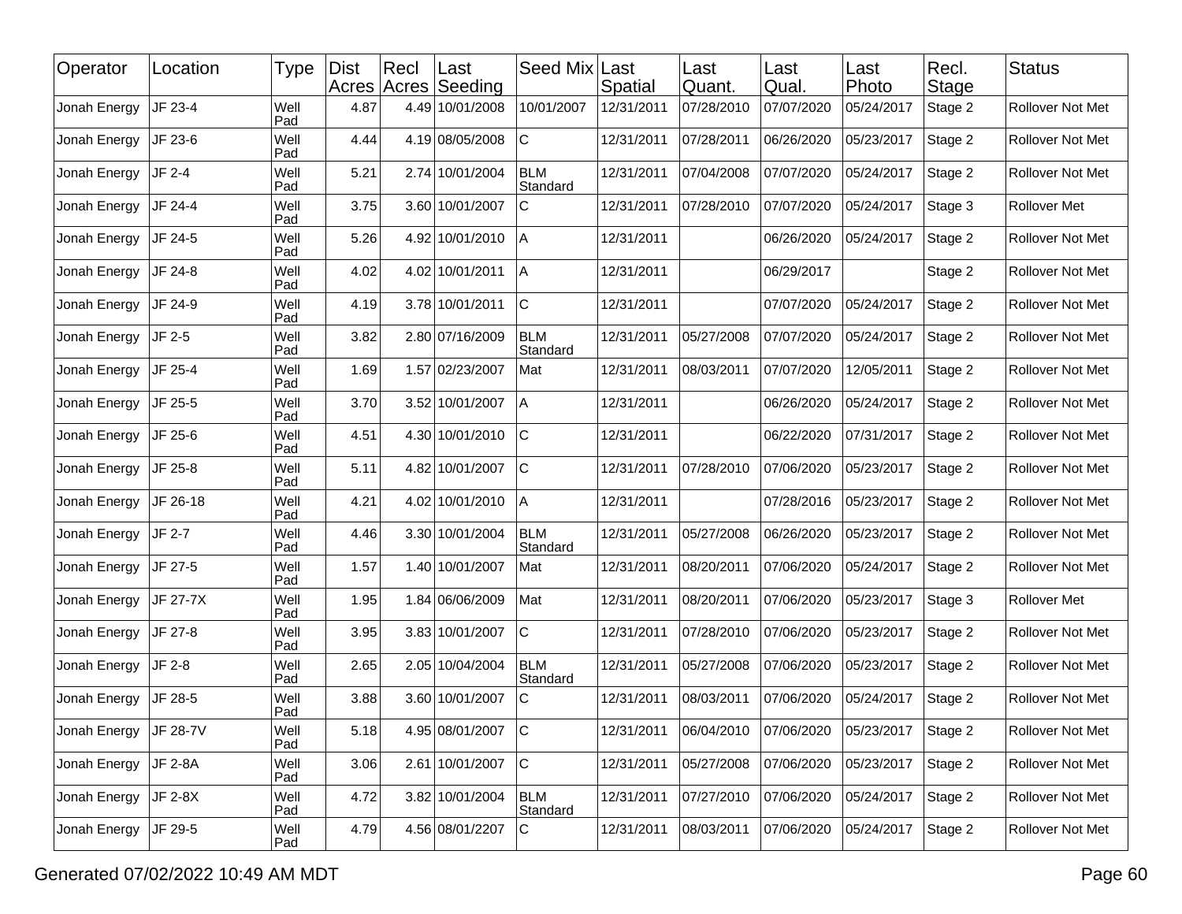| Operator | Location | Type | Dist Acres | Recl Acres | Last Seeding | Seed Mix | Last Spatial | Last Quant. | Last Qual. | Last Photo | Recl. Stage | Status |
|---|---|---|---|---|---|---|---|---|---|---|---|---|
| Jonah Energy | JF 23-4 | Well Pad | 4.87 | 4.49 | 10/01/2008 | 10/01/2007 | 12/31/2011 | 07/28/2010 | 07/07/2020 | 05/24/2017 | Stage 2 | Rollover Not Met |
| Jonah Energy | JF 23-6 | Well Pad | 4.44 | 4.19 | 08/05/2008 | C | 12/31/2011 | 07/28/2011 | 06/26/2020 | 05/23/2017 | Stage 2 | Rollover Not Met |
| Jonah Energy | JF 2-4 | Well Pad | 5.21 | 2.74 | 10/01/2004 | BLM Standard | 12/31/2011 | 07/04/2008 | 07/07/2020 | 05/24/2017 | Stage 2 | Rollover Not Met |
| Jonah Energy | JF 24-4 | Well Pad | 3.75 | 3.60 | 10/01/2007 | C | 12/31/2011 | 07/28/2010 | 07/07/2020 | 05/24/2017 | Stage 3 | Rollover Met |
| Jonah Energy | JF 24-5 | Well Pad | 5.26 | 4.92 | 10/01/2010 | A | 12/31/2011 | | 06/26/2020 | 05/24/2017 | Stage 2 | Rollover Not Met |
| Jonah Energy | JF 24-8 | Well Pad | 4.02 | 4.02 | 10/01/2011 | A | 12/31/2011 | | 06/29/2017 | | Stage 2 | Rollover Not Met |
| Jonah Energy | JF 24-9 | Well Pad | 4.19 | 3.78 | 10/01/2011 | C | 12/31/2011 | | 07/07/2020 | 05/24/2017 | Stage 2 | Rollover Not Met |
| Jonah Energy | JF 2-5 | Well Pad | 3.82 | 2.80 | 07/16/2009 | BLM Standard | 12/31/2011 | 05/27/2008 | 07/07/2020 | 05/24/2017 | Stage 2 | Rollover Not Met |
| Jonah Energy | JF 25-4 | Well Pad | 1.69 | 1.57 | 02/23/2007 | Mat | 12/31/2011 | 08/03/2011 | 07/07/2020 | 12/05/2011 | Stage 2 | Rollover Not Met |
| Jonah Energy | JF 25-5 | Well Pad | 3.70 | 3.52 | 10/01/2007 | A | 12/31/2011 | | 06/26/2020 | 05/24/2017 | Stage 2 | Rollover Not Met |
| Jonah Energy | JF 25-6 | Well Pad | 4.51 | 4.30 | 10/01/2010 | C | 12/31/2011 | | 06/22/2020 | 07/31/2017 | Stage 2 | Rollover Not Met |
| Jonah Energy | JF 25-8 | Well Pad | 5.11 | 4.82 | 10/01/2007 | C | 12/31/2011 | 07/28/2010 | 07/06/2020 | 05/23/2017 | Stage 2 | Rollover Not Met |
| Jonah Energy | JF 26-18 | Well Pad | 4.21 | 4.02 | 10/01/2010 | A | 12/31/2011 | | 07/28/2016 | 05/23/2017 | Stage 2 | Rollover Not Met |
| Jonah Energy | JF 2-7 | Well Pad | 4.46 | 3.30 | 10/01/2004 | BLM Standard | 12/31/2011 | 05/27/2008 | 06/26/2020 | 05/23/2017 | Stage 2 | Rollover Not Met |
| Jonah Energy | JF 27-5 | Well Pad | 1.57 | 1.40 | 10/01/2007 | Mat | 12/31/2011 | 08/20/2011 | 07/06/2020 | 05/24/2017 | Stage 2 | Rollover Not Met |
| Jonah Energy | JF 27-7X | Well Pad | 1.95 | 1.84 | 06/06/2009 | Mat | 12/31/2011 | 08/20/2011 | 07/06/2020 | 05/23/2017 | Stage 3 | Rollover Met |
| Jonah Energy | JF 27-8 | Well Pad | 3.95 | 3.83 | 10/01/2007 | C | 12/31/2011 | 07/28/2010 | 07/06/2020 | 05/23/2017 | Stage 2 | Rollover Not Met |
| Jonah Energy | JF 2-8 | Well Pad | 2.65 | 2.05 | 10/04/2004 | BLM Standard | 12/31/2011 | 05/27/2008 | 07/06/2020 | 05/23/2017 | Stage 2 | Rollover Not Met |
| Jonah Energy | JF 28-5 | Well Pad | 3.88 | 3.60 | 10/01/2007 | C | 12/31/2011 | 08/03/2011 | 07/06/2020 | 05/24/2017 | Stage 2 | Rollover Not Met |
| Jonah Energy | JF 28-7V | Well Pad | 5.18 | 4.95 | 08/01/2007 | C | 12/31/2011 | 06/04/2010 | 07/06/2020 | 05/23/2017 | Stage 2 | Rollover Not Met |
| Jonah Energy | JF 2-8A | Well Pad | 3.06 | 2.61 | 10/01/2007 | C | 12/31/2011 | 05/27/2008 | 07/06/2020 | 05/23/2017 | Stage 2 | Rollover Not Met |
| Jonah Energy | JF 2-8X | Well Pad | 4.72 | 3.82 | 10/01/2004 | BLM Standard | 12/31/2011 | 07/27/2010 | 07/06/2020 | 05/24/2017 | Stage 2 | Rollover Not Met |
| Jonah Energy | JF 29-5 | Well Pad | 4.79 | 4.56 | 08/01/2207 | C | 12/31/2011 | 08/03/2011 | 07/06/2020 | 05/24/2017 | Stage 2 | Rollover Not Met |

Generated 07/02/2022 10:49 AM MDT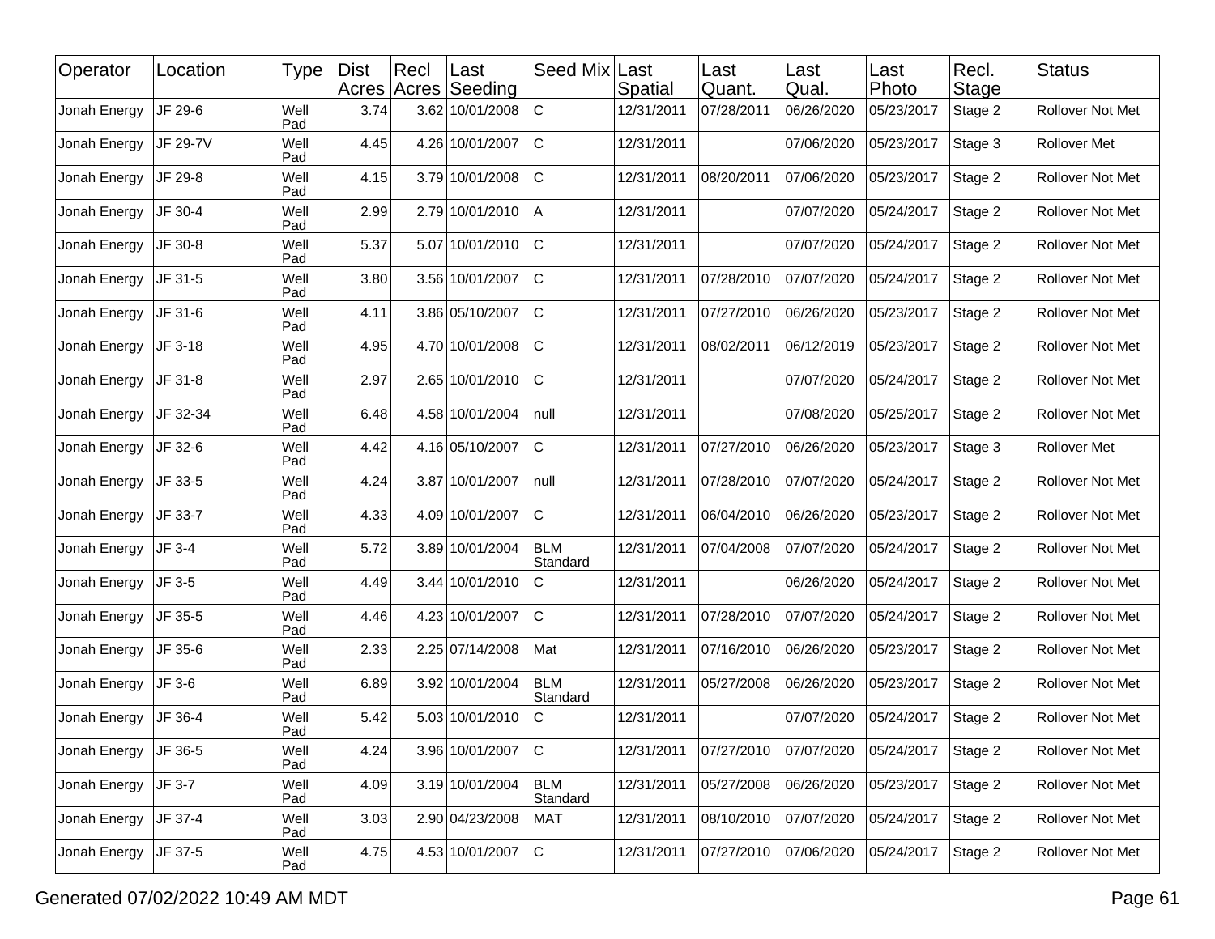| Operator | Location | Type | Dist Acres | Recl Acres | Last Seeding | Seed Mix | Last Spatial | Last Quant. | Last Qual. | Last Photo | Recl. Stage | Status |
|---|---|---|---|---|---|---|---|---|---|---|---|---|
| Jonah Energy | JF 29-6 | Well Pad | 3.74 | 3.62 | 10/01/2008 | C | 12/31/2011 | 07/28/2011 | 06/26/2020 | 05/23/2017 | Stage 2 | Rollover Not Met |
| Jonah Energy | JF 29-7V | Well Pad | 4.45 | 4.26 | 10/01/2007 | C | 12/31/2011 | | 07/06/2020 | 05/23/2017 | Stage 3 | Rollover Met |
| Jonah Energy | JF 29-8 | Well Pad | 4.15 | 3.79 | 10/01/2008 | C | 12/31/2011 | 08/20/2011 | 07/06/2020 | 05/23/2017 | Stage 2 | Rollover Not Met |
| Jonah Energy | JF 30-4 | Well Pad | 2.99 | 2.79 | 10/01/2010 | A | 12/31/2011 | | 07/07/2020 | 05/24/2017 | Stage 2 | Rollover Not Met |
| Jonah Energy | JF 30-8 | Well Pad | 5.37 | 5.07 | 10/01/2010 | C | 12/31/2011 | | 07/07/2020 | 05/24/2017 | Stage 2 | Rollover Not Met |
| Jonah Energy | JF 31-5 | Well Pad | 3.80 | 3.56 | 10/01/2007 | C | 12/31/2011 | 07/28/2010 | 07/07/2020 | 05/24/2017 | Stage 2 | Rollover Not Met |
| Jonah Energy | JF 31-6 | Well Pad | 4.11 | 3.86 | 05/10/2007 | C | 12/31/2011 | 07/27/2010 | 06/26/2020 | 05/23/2017 | Stage 2 | Rollover Not Met |
| Jonah Energy | JF 3-18 | Well Pad | 4.95 | 4.70 | 10/01/2008 | C | 12/31/2011 | 08/02/2011 | 06/12/2019 | 05/23/2017 | Stage 2 | Rollover Not Met |
| Jonah Energy | JF 31-8 | Well Pad | 2.97 | 2.65 | 10/01/2010 | C | 12/31/2011 | | 07/07/2020 | 05/24/2017 | Stage 2 | Rollover Not Met |
| Jonah Energy | JF 32-34 | Well Pad | 6.48 | 4.58 | 10/01/2004 | null | 12/31/2011 | | 07/08/2020 | 05/25/2017 | Stage 2 | Rollover Not Met |
| Jonah Energy | JF 32-6 | Well Pad | 4.42 | 4.16 | 05/10/2007 | C | 12/31/2011 | 07/27/2010 | 06/26/2020 | 05/23/2017 | Stage 3 | Rollover Met |
| Jonah Energy | JF 33-5 | Well Pad | 4.24 | 3.87 | 10/01/2007 | null | 12/31/2011 | 07/28/2010 | 07/07/2020 | 05/24/2017 | Stage 2 | Rollover Not Met |
| Jonah Energy | JF 33-7 | Well Pad | 4.33 | 4.09 | 10/01/2007 | C | 12/31/2011 | 06/04/2010 | 06/26/2020 | 05/23/2017 | Stage 2 | Rollover Not Met |
| Jonah Energy | JF 3-4 | Well Pad | 5.72 | 3.89 | 10/01/2004 | BLM Standard | 12/31/2011 | 07/04/2008 | 07/07/2020 | 05/24/2017 | Stage 2 | Rollover Not Met |
| Jonah Energy | JF 3-5 | Well Pad | 4.49 | 3.44 | 10/01/2010 | C | 12/31/2011 | | 06/26/2020 | 05/24/2017 | Stage 2 | Rollover Not Met |
| Jonah Energy | JF 35-5 | Well Pad | 4.46 | 4.23 | 10/01/2007 | C | 12/31/2011 | 07/28/2010 | 07/07/2020 | 05/24/2017 | Stage 2 | Rollover Not Met |
| Jonah Energy | JF 35-6 | Well Pad | 2.33 | 2.25 | 07/14/2008 | Mat | 12/31/2011 | 07/16/2010 | 06/26/2020 | 05/23/2017 | Stage 2 | Rollover Not Met |
| Jonah Energy | JF 3-6 | Well Pad | 6.89 | 3.92 | 10/01/2004 | BLM Standard | 12/31/2011 | 05/27/2008 | 06/26/2020 | 05/23/2017 | Stage 2 | Rollover Not Met |
| Jonah Energy | JF 36-4 | Well Pad | 5.42 | 5.03 | 10/01/2010 | C | 12/31/2011 | | 07/07/2020 | 05/24/2017 | Stage 2 | Rollover Not Met |
| Jonah Energy | JF 36-5 | Well Pad | 4.24 | 3.96 | 10/01/2007 | C | 12/31/2011 | 07/27/2010 | 07/07/2020 | 05/24/2017 | Stage 2 | Rollover Not Met |
| Jonah Energy | JF 3-7 | Well Pad | 4.09 | 3.19 | 10/01/2004 | BLM Standard | 12/31/2011 | 05/27/2008 | 06/26/2020 | 05/23/2017 | Stage 2 | Rollover Not Met |
| Jonah Energy | JF 37-4 | Well Pad | 3.03 | 2.90 | 04/23/2008 | MAT | 12/31/2011 | 08/10/2010 | 07/07/2020 | 05/24/2017 | Stage 2 | Rollover Not Met |
| Jonah Energy | JF 37-5 | Well Pad | 4.75 | 4.53 | 10/01/2007 | C | 12/31/2011 | 07/27/2010 | 07/06/2020 | 05/24/2017 | Stage 2 | Rollover Not Met |

Generated 07/02/2022 10:49 AM MDT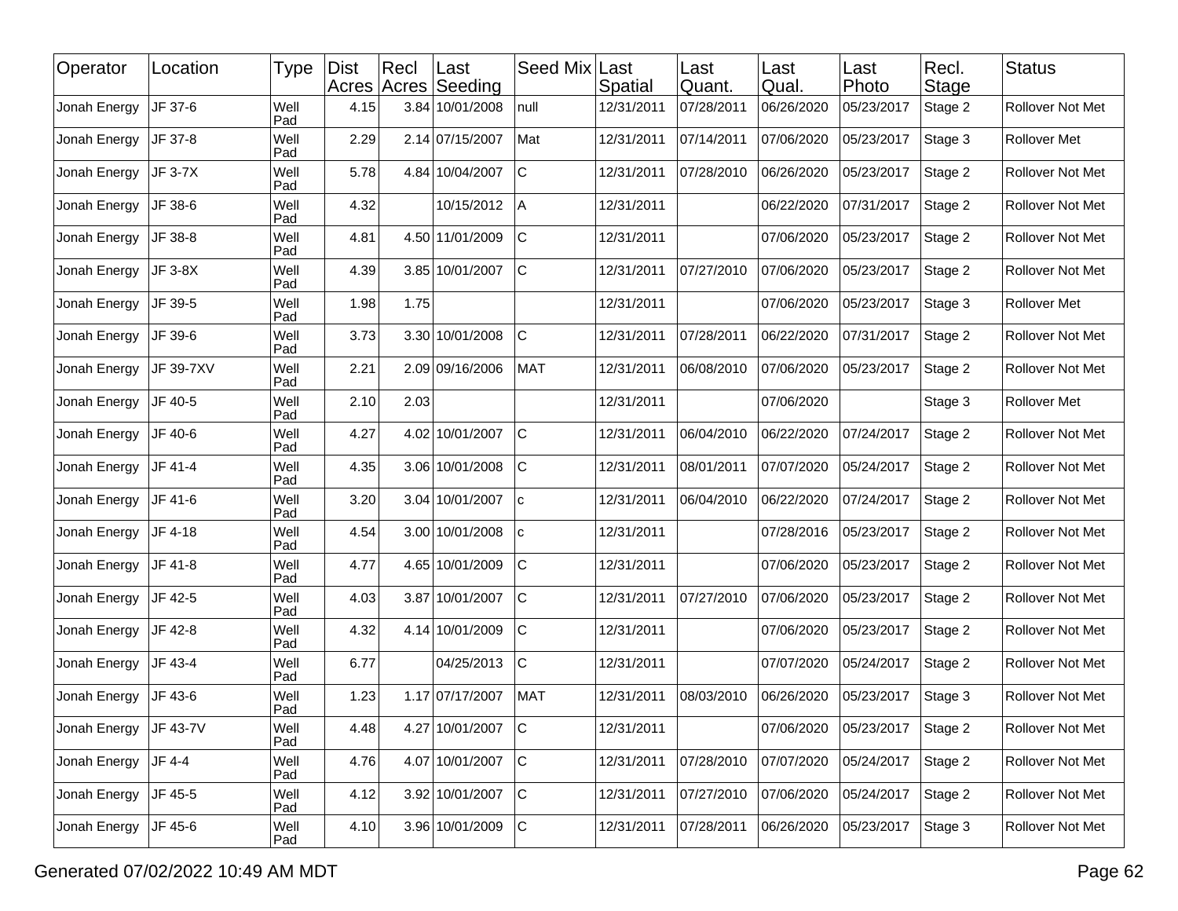| Operator | Location | Type | Dist Acres | Recl Acres | Last Seeding | Seed Mix | Last Spatial | Last Quant. | Last Qual. | Last Photo | Recl. Stage | Status |
|---|---|---|---|---|---|---|---|---|---|---|---|---|
| Jonah Energy | JF 37-6 | Well Pad | 4.15 | 3.84 | 10/01/2008 | null | 12/31/2011 | 07/28/2011 | 06/26/2020 | 05/23/2017 | Stage 2 | Rollover Not Met |
| Jonah Energy | JF 37-8 | Well Pad | 2.29 | 2.14 | 07/15/2007 | Mat | 12/31/2011 | 07/14/2011 | 07/06/2020 | 05/23/2017 | Stage 3 | Rollover Met |
| Jonah Energy | JF 3-7X | Well Pad | 5.78 | 4.84 | 10/04/2007 | C | 12/31/2011 | 07/28/2010 | 06/26/2020 | 05/23/2017 | Stage 2 | Rollover Not Met |
| Jonah Energy | JF 38-6 | Well Pad | 4.32 | | 10/15/2012 | A | 12/31/2011 | | 06/22/2020 | 07/31/2017 | Stage 2 | Rollover Not Met |
| Jonah Energy | JF 38-8 | Well Pad | 4.81 | 4.50 | 11/01/2009 | C | 12/31/2011 | | 07/06/2020 | 05/23/2017 | Stage 2 | Rollover Not Met |
| Jonah Energy | JF 3-8X | Well Pad | 4.39 | 3.85 | 10/01/2007 | C | 12/31/2011 | 07/27/2010 | 07/06/2020 | 05/23/2017 | Stage 2 | Rollover Not Met |
| Jonah Energy | JF 39-5 | Well Pad | 1.98 | 1.75 | | | 12/31/2011 | | 07/06/2020 | 05/23/2017 | Stage 3 | Rollover Met |
| Jonah Energy | JF 39-6 | Well Pad | 3.73 | 3.30 | 10/01/2008 | C | 12/31/2011 | 07/28/2011 | 06/22/2020 | 07/31/2017 | Stage 2 | Rollover Not Met |
| Jonah Energy | JF 39-7XV | Well Pad | 2.21 | 2.09 | 09/16/2006 | MAT | 12/31/2011 | 06/08/2010 | 07/06/2020 | 05/23/2017 | Stage 2 | Rollover Not Met |
| Jonah Energy | JF 40-5 | Well Pad | 2.10 | 2.03 | | | 12/31/2011 | | 07/06/2020 | | Stage 3 | Rollover Met |
| Jonah Energy | JF 40-6 | Well Pad | 4.27 | 4.02 | 10/01/2007 | C | 12/31/2011 | 06/04/2010 | 06/22/2020 | 07/24/2017 | Stage 2 | Rollover Not Met |
| Jonah Energy | JF 41-4 | Well Pad | 4.35 | 3.06 | 10/01/2008 | C | 12/31/2011 | 08/01/2011 | 07/07/2020 | 05/24/2017 | Stage 2 | Rollover Not Met |
| Jonah Energy | JF 41-6 | Well Pad | 3.20 | 3.04 | 10/01/2007 | c | 12/31/2011 | 06/04/2010 | 06/22/2020 | 07/24/2017 | Stage 2 | Rollover Not Met |
| Jonah Energy | JF 4-18 | Well Pad | 4.54 | 3.00 | 10/01/2008 | c | 12/31/2011 | | 07/28/2016 | 05/23/2017 | Stage 2 | Rollover Not Met |
| Jonah Energy | JF 41-8 | Well Pad | 4.77 | 4.65 | 10/01/2009 | C | 12/31/2011 | | 07/06/2020 | 05/23/2017 | Stage 2 | Rollover Not Met |
| Jonah Energy | JF 42-5 | Well Pad | 4.03 | 3.87 | 10/01/2007 | C | 12/31/2011 | 07/27/2010 | 07/06/2020 | 05/23/2017 | Stage 2 | Rollover Not Met |
| Jonah Energy | JF 42-8 | Well Pad | 4.32 | 4.14 | 10/01/2009 | C | 12/31/2011 | | 07/06/2020 | 05/23/2017 | Stage 2 | Rollover Not Met |
| Jonah Energy | JF 43-4 | Well Pad | 6.77 | | 04/25/2013 | C | 12/31/2011 | | 07/07/2020 | 05/24/2017 | Stage 2 | Rollover Not Met |
| Jonah Energy | JF 43-6 | Well Pad | 1.23 | 1.17 | 07/17/2007 | MAT | 12/31/2011 | 08/03/2010 | 06/26/2020 | 05/23/2017 | Stage 3 | Rollover Not Met |
| Jonah Energy | JF 43-7V | Well Pad | 4.48 | 4.27 | 10/01/2007 | C | 12/31/2011 | | 07/06/2020 | 05/23/2017 | Stage 2 | Rollover Not Met |
| Jonah Energy | JF 4-4 | Well Pad | 4.76 | 4.07 | 10/01/2007 | C | 12/31/2011 | 07/28/2010 | 07/07/2020 | 05/24/2017 | Stage 2 | Rollover Not Met |
| Jonah Energy | JF 45-5 | Well Pad | 4.12 | 3.92 | 10/01/2007 | C | 12/31/2011 | 07/27/2010 | 07/06/2020 | 05/24/2017 | Stage 2 | Rollover Not Met |
| Jonah Energy | JF 45-6 | Well Pad | 4.10 | 3.96 | 10/01/2009 | C | 12/31/2011 | 07/28/2011 | 06/26/2020 | 05/23/2017 | Stage 3 | Rollover Not Met |

Generated 07/02/2022 10:49 AM MDT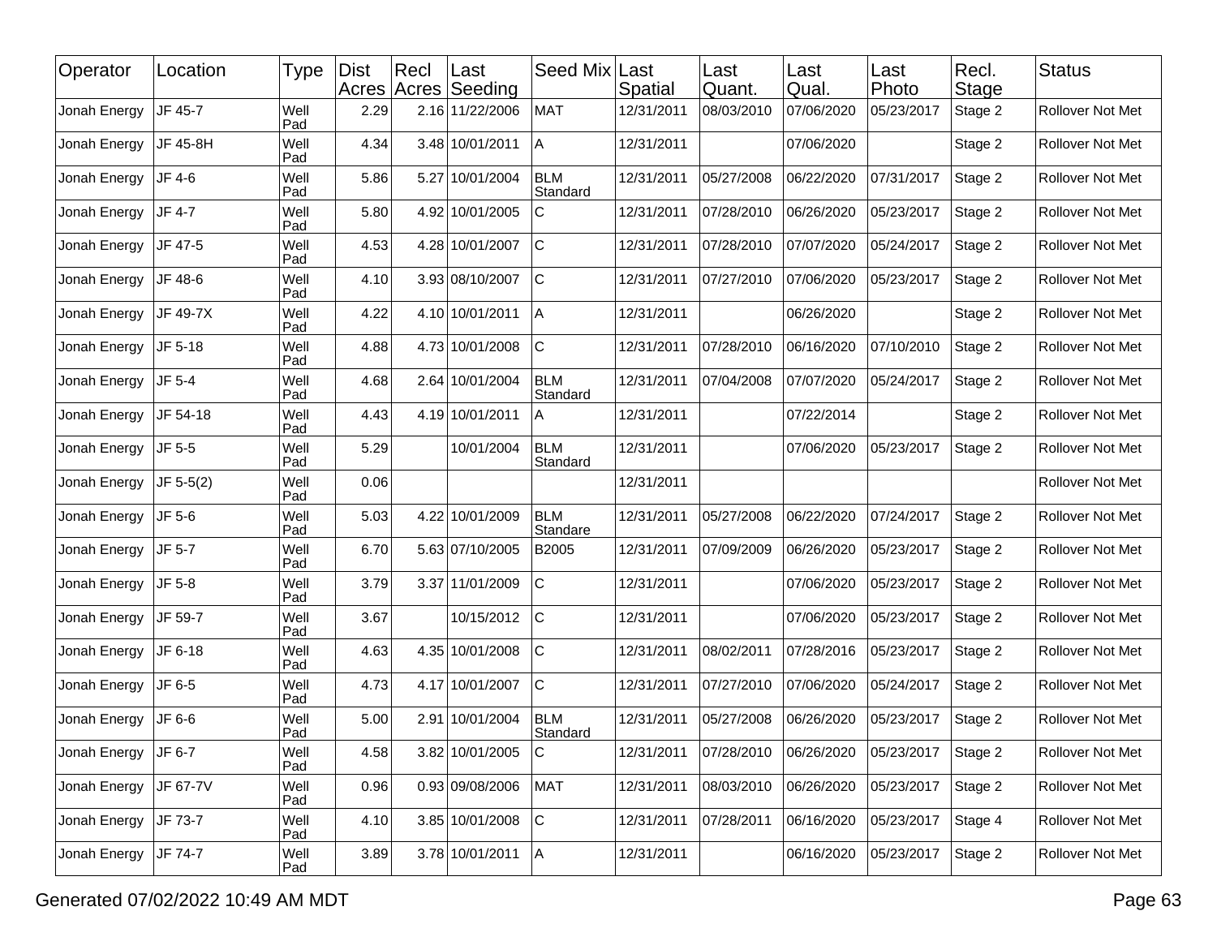| Operator | Location | Type | Dist Acres | Recl Acres | Last Seeding | Seed Mix | Last Spatial | Last Quant. | Last Qual. | Last Photo | Recl. Stage | Status |
|---|---|---|---|---|---|---|---|---|---|---|---|---|
| Jonah Energy | JF 45-7 | Well Pad | 2.29 | 2.16 | 11/22/2006 | MAT | 12/31/2011 | 08/03/2010 | 07/06/2020 | 05/23/2017 | Stage 2 | Rollover Not Met |
| Jonah Energy | JF 45-8H | Well Pad | 4.34 | 3.48 | 10/01/2011 | A | 12/31/2011 |  | 07/06/2020 |  | Stage 2 | Rollover Not Met |
| Jonah Energy | JF 4-6 | Well Pad | 5.86 | 5.27 | 10/01/2004 | BLM Standard | 12/31/2011 | 05/27/2008 | 06/22/2020 | 07/31/2017 | Stage 2 | Rollover Not Met |
| Jonah Energy | JF 4-7 | Well Pad | 5.80 | 4.92 | 10/01/2005 | C | 12/31/2011 | 07/28/2010 | 06/26/2020 | 05/23/2017 | Stage 2 | Rollover Not Met |
| Jonah Energy | JF 47-5 | Well Pad | 4.53 | 4.28 | 10/01/2007 | C | 12/31/2011 | 07/28/2010 | 07/07/2020 | 05/24/2017 | Stage 2 | Rollover Not Met |
| Jonah Energy | JF 48-6 | Well Pad | 4.10 | 3.93 | 08/10/2007 | C | 12/31/2011 | 07/27/2010 | 07/06/2020 | 05/23/2017 | Stage 2 | Rollover Not Met |
| Jonah Energy | JF 49-7X | Well Pad | 4.22 | 4.10 | 10/01/2011 | A | 12/31/2011 |  | 06/26/2020 |  | Stage 2 | Rollover Not Met |
| Jonah Energy | JF 5-18 | Well Pad | 4.88 | 4.73 | 10/01/2008 | C | 12/31/2011 | 07/28/2010 | 06/16/2020 | 07/10/2010 | Stage 2 | Rollover Not Met |
| Jonah Energy | JF 5-4 | Well Pad | 4.68 | 2.64 | 10/01/2004 | BLM Standard | 12/31/2011 | 07/04/2008 | 07/07/2020 | 05/24/2017 | Stage 2 | Rollover Not Met |
| Jonah Energy | JF 54-18 | Well Pad | 4.43 | 4.19 | 10/01/2011 | A | 12/31/2011 |  | 07/22/2014 |  | Stage 2 | Rollover Not Met |
| Jonah Energy | JF 5-5 | Well Pad | 5.29 |  | 10/01/2004 | BLM Standard | 12/31/2011 |  | 07/06/2020 | 05/23/2017 | Stage 2 | Rollover Not Met |
| Jonah Energy | JF 5-5(2) | Well Pad | 0.06 |  |  |  | 12/31/2011 |  |  |  |  | Rollover Not Met |
| Jonah Energy | JF 5-6 | Well Pad | 5.03 | 4.22 | 10/01/2009 | BLM Standare | 12/31/2011 | 05/27/2008 | 06/22/2020 | 07/24/2017 | Stage 2 | Rollover Not Met |
| Jonah Energy | JF 5-7 | Well Pad | 6.70 | 5.63 | 07/10/2005 | B2005 | 12/31/2011 | 07/09/2009 | 06/26/2020 | 05/23/2017 | Stage 2 | Rollover Not Met |
| Jonah Energy | JF 5-8 | Well Pad | 3.79 | 3.37 | 11/01/2009 | C | 12/31/2011 |  | 07/06/2020 | 05/23/2017 | Stage 2 | Rollover Not Met |
| Jonah Energy | JF 59-7 | Well Pad | 3.67 |  | 10/15/2012 | C | 12/31/2011 |  | 07/06/2020 | 05/23/2017 | Stage 2 | Rollover Not Met |
| Jonah Energy | JF 6-18 | Well Pad | 4.63 | 4.35 | 10/01/2008 | C | 12/31/2011 | 08/02/2011 | 07/28/2016 | 05/23/2017 | Stage 2 | Rollover Not Met |
| Jonah Energy | JF 6-5 | Well Pad | 4.73 | 4.17 | 10/01/2007 | C | 12/31/2011 | 07/27/2010 | 07/06/2020 | 05/24/2017 | Stage 2 | Rollover Not Met |
| Jonah Energy | JF 6-6 | Well Pad | 5.00 | 2.91 | 10/01/2004 | BLM Standard | 12/31/2011 | 05/27/2008 | 06/26/2020 | 05/23/2017 | Stage 2 | Rollover Not Met |
| Jonah Energy | JF 6-7 | Well Pad | 4.58 | 3.82 | 10/01/2005 | C | 12/31/2011 | 07/28/2010 | 06/26/2020 | 05/23/2017 | Stage 2 | Rollover Not Met |
| Jonah Energy | JF 67-7V | Well Pad | 0.96 | 0.93 | 09/08/2006 | MAT | 12/31/2011 | 08/03/2010 | 06/26/2020 | 05/23/2017 | Stage 2 | Rollover Not Met |
| Jonah Energy | JF 73-7 | Well Pad | 4.10 | 3.85 | 10/01/2008 | C | 12/31/2011 | 07/28/2011 | 06/16/2020 | 05/23/2017 | Stage 4 | Rollover Not Met |
| Jonah Energy | JF 74-7 | Well Pad | 3.89 | 3.78 | 10/01/2011 | A | 12/31/2011 |  | 06/16/2020 | 05/23/2017 | Stage 2 | Rollover Not Met |

Generated 07/02/2022 10:49 AM MDT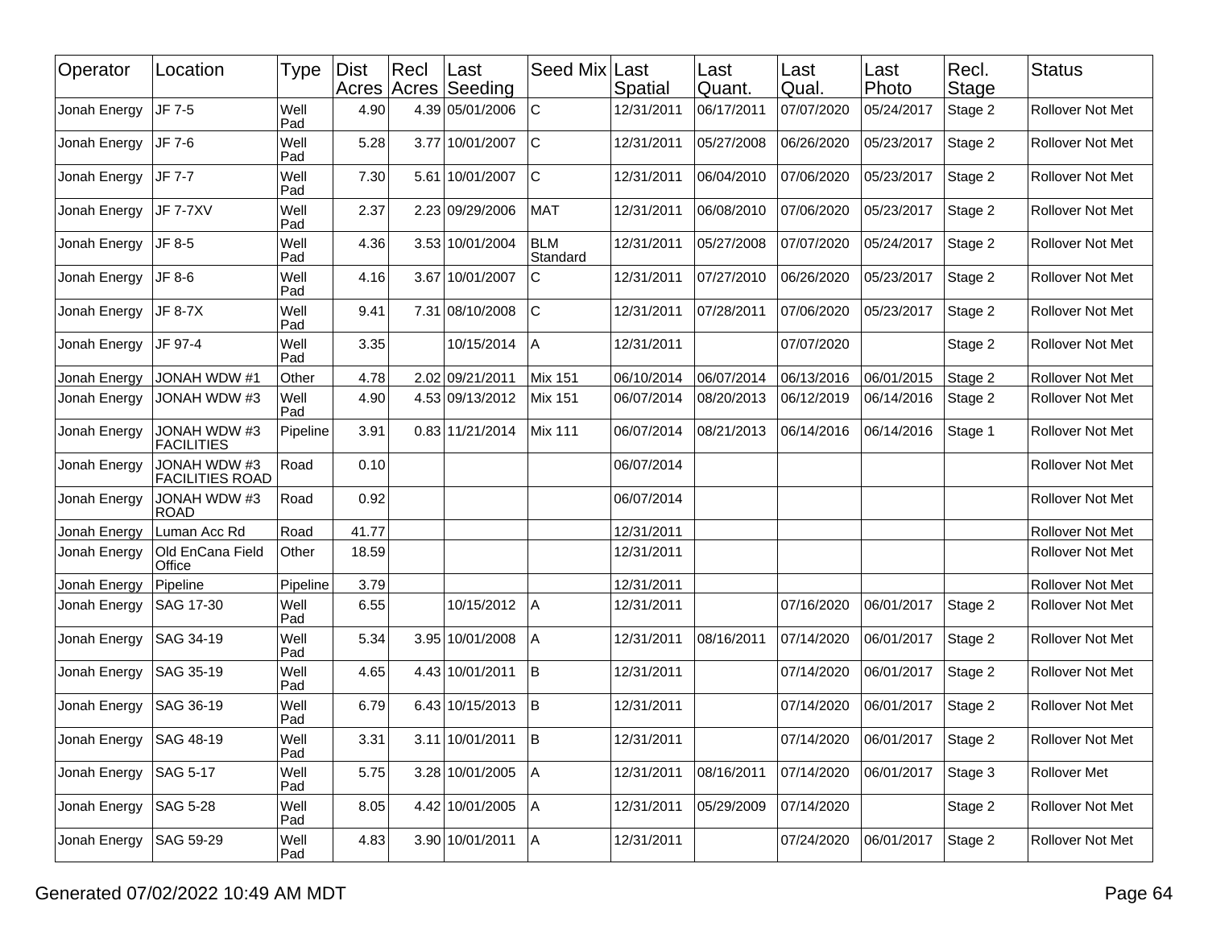| Operator | Location | Type | Dist Acres | Recl Acres | Last Seeding | Seed Mix | Last Spatial | Last Quant. | Last Qual. | Last Photo | Recl. Stage | Status |
|---|---|---|---|---|---|---|---|---|---|---|---|---|
| Jonah Energy | JF 7-5 | Well Pad | 4.90 | 4.39 | 05/01/2006 | C | 12/31/2011 | 06/17/2011 | 07/07/2020 | 05/24/2017 | Stage 2 | Rollover Not Met |
| Jonah Energy | JF 7-6 | Well Pad | 5.28 | 3.77 | 10/01/2007 | C | 12/31/2011 | 05/27/2008 | 06/26/2020 | 05/23/2017 | Stage 2 | Rollover Not Met |
| Jonah Energy | JF 7-7 | Well Pad | 7.30 | 5.61 | 10/01/2007 | C | 12/31/2011 | 06/04/2010 | 07/06/2020 | 05/23/2017 | Stage 2 | Rollover Not Met |
| Jonah Energy | JF 7-7XV | Well Pad | 2.37 | 2.23 | 09/29/2006 | MAT | 12/31/2011 | 06/08/2010 | 07/06/2020 | 05/23/2017 | Stage 2 | Rollover Not Met |
| Jonah Energy | JF 8-5 | Well Pad | 4.36 | 3.53 | 10/01/2004 | BLM Standard | 12/31/2011 | 05/27/2008 | 07/07/2020 | 05/24/2017 | Stage 2 | Rollover Not Met |
| Jonah Energy | JF 8-6 | Well Pad | 4.16 | 3.67 | 10/01/2007 | C | 12/31/2011 | 07/27/2010 | 06/26/2020 | 05/23/2017 | Stage 2 | Rollover Not Met |
| Jonah Energy | JF 8-7X | Well Pad | 9.41 | 7.31 | 08/10/2008 | C | 12/31/2011 | 07/28/2011 | 07/06/2020 | 05/23/2017 | Stage 2 | Rollover Not Met |
| Jonah Energy | JF 97-4 | Well Pad | 3.35 | | 10/15/2014 | A | 12/31/2011 | | 07/07/2020 | | Stage 2 | Rollover Not Met |
| Jonah Energy | JONAH WDW #1 | Other | 4.78 | 2.02 | 09/21/2011 | Mix 151 | 06/10/2014 | 06/07/2014 | 06/13/2016 | 06/01/2015 | Stage 2 | Rollover Not Met |
| Jonah Energy | JONAH WDW #3 | Well Pad | 4.90 | 4.53 | 09/13/2012 | Mix 151 | 06/07/2014 | 08/20/2013 | 06/12/2019 | 06/14/2016 | Stage 2 | Rollover Not Met |
| Jonah Energy | JONAH WDW #3 FACILITIES | Pipeline | 3.91 | 0.83 | 11/21/2014 | Mix 111 | 06/07/2014 | 08/21/2013 | 06/14/2016 | 06/14/2016 | Stage 1 | Rollover Not Met |
| Jonah Energy | JONAH WDW #3 FACILITIES ROAD | Road | 0.10 | | | | 06/07/2014 | | | | | Rollover Not Met |
| Jonah Energy | JONAH WDW #3 ROAD | Road | 0.92 | | | | 06/07/2014 | | | | | Rollover Not Met |
| Jonah Energy | Luman Acc Rd | Road | 41.77 | | | | 12/31/2011 | | | | | Rollover Not Met |
| Jonah Energy | Old EnCana Field Office | Other | 18.59 | | | | 12/31/2011 | | | | | Rollover Not Met |
| Jonah Energy | Pipeline | Pipeline | 3.79 | | | | 12/31/2011 | | | | | Rollover Not Met |
| Jonah Energy | SAG 17-30 | Well Pad | 6.55 | | 10/15/2012 | A | 12/31/2011 | | 07/16/2020 | 06/01/2017 | Stage 2 | Rollover Not Met |
| Jonah Energy | SAG 34-19 | Well Pad | 5.34 | 3.95 | 10/01/2008 | A | 12/31/2011 | 08/16/2011 | 07/14/2020 | 06/01/2017 | Stage 2 | Rollover Not Met |
| Jonah Energy | SAG 35-19 | Well Pad | 4.65 | 4.43 | 10/01/2011 | B | 12/31/2011 | | 07/14/2020 | 06/01/2017 | Stage 2 | Rollover Not Met |
| Jonah Energy | SAG 36-19 | Well Pad | 6.79 | 6.43 | 10/15/2013 | B | 12/31/2011 | | 07/14/2020 | 06/01/2017 | Stage 2 | Rollover Not Met |
| Jonah Energy | SAG 48-19 | Well Pad | 3.31 | 3.11 | 10/01/2011 | B | 12/31/2011 | | 07/14/2020 | 06/01/2017 | Stage 2 | Rollover Not Met |
| Jonah Energy | SAG 5-17 | Well Pad | 5.75 | 3.28 | 10/01/2005 | A | 12/31/2011 | 08/16/2011 | 07/14/2020 | 06/01/2017 | Stage 3 | Rollover Met |
| Jonah Energy | SAG 5-28 | Well Pad | 8.05 | 4.42 | 10/01/2005 | A | 12/31/2011 | 05/29/2009 | 07/14/2020 | | Stage 2 | Rollover Not Met |
| Jonah Energy | SAG 59-29 | Well Pad | 4.83 | 3.90 | 10/01/2011 | A | 12/31/2011 | | 07/24/2020 | 06/01/2017 | Stage 2 | Rollover Not Met |

Generated 07/02/2022 10:49 AM MDT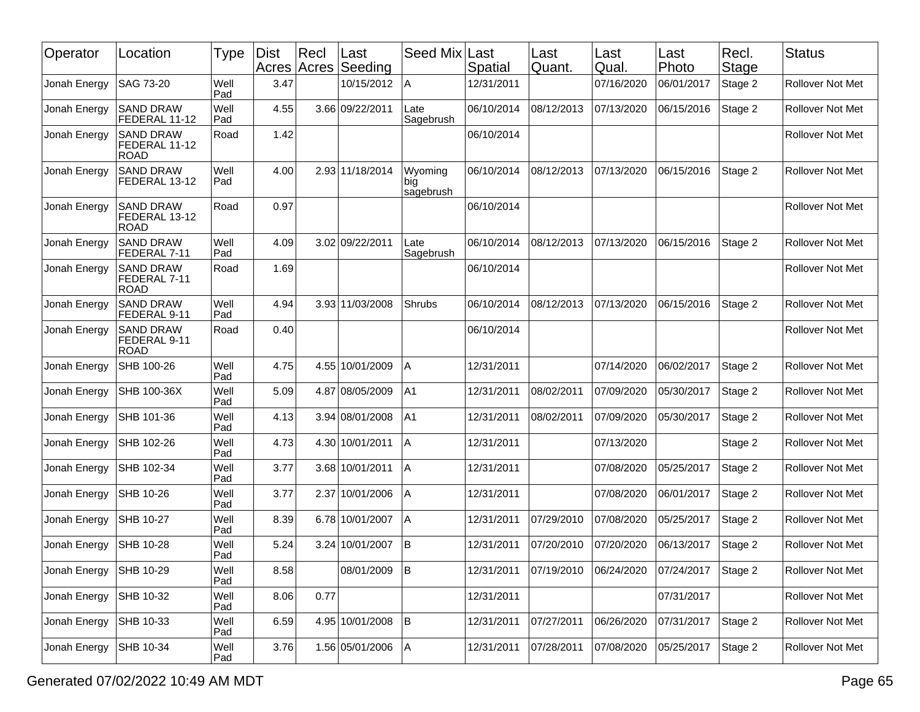| Operator | Location | Type | Dist Acres | Recl Acres | Last Seeding | Seed Mix | Last Spatial | Last Quant. | Last Qual. | Last Photo | Recl. Stage | Status |
|---|---|---|---|---|---|---|---|---|---|---|---|---|
| Jonah Energy | SAG 73-20 | Well Pad | 3.47 | | 10/15/2012 | A | 12/31/2011 | | 07/16/2020 | 06/01/2017 | Stage 2 | Rollover Not Met |
| Jonah Energy | SAND DRAW FEDERAL 11-12 | Well Pad | 4.55 | 3.66 | 09/22/2011 | Late Sagebrush | 06/10/2014 | 08/12/2013 | 07/13/2020 | 06/15/2016 | Stage 2 | Rollover Not Met |
| Jonah Energy | SAND DRAW FEDERAL 11-12 ROAD | Road | 1.42 | | | | 06/10/2014 | | | | | Rollover Not Met |
| Jonah Energy | SAND DRAW FEDERAL 13-12 | Well Pad | 4.00 | 2.93 | 11/18/2014 | Wyoming big sagebrush | 06/10/2014 | 08/12/2013 | 07/13/2020 | 06/15/2016 | Stage 2 | Rollover Not Met |
| Jonah Energy | SAND DRAW FEDERAL 13-12 ROAD | Road | 0.97 | | | | 06/10/2014 | | | | | Rollover Not Met |
| Jonah Energy | SAND DRAW FEDERAL 7-11 | Well Pad | 4.09 | 3.02 | 09/22/2011 | Late Sagebrush | 06/10/2014 | 08/12/2013 | 07/13/2020 | 06/15/2016 | Stage 2 | Rollover Not Met |
| Jonah Energy | SAND DRAW FEDERAL 7-11 ROAD | Road | 1.69 | | | | 06/10/2014 | | | | | Rollover Not Met |
| Jonah Energy | SAND DRAW FEDERAL 9-11 | Well Pad | 4.94 | 3.93 | 11/03/2008 | Shrubs | 06/10/2014 | 08/12/2013 | 07/13/2020 | 06/15/2016 | Stage 2 | Rollover Not Met |
| Jonah Energy | SAND DRAW FEDERAL 9-11 ROAD | Road | 0.40 | | | | 06/10/2014 | | | | | Rollover Not Met |
| Jonah Energy | SHB 100-26 | Well Pad | 4.75 | 4.55 | 10/01/2009 | A | 12/31/2011 | | 07/14/2020 | 06/02/2017 | Stage 2 | Rollover Not Met |
| Jonah Energy | SHB 100-36X | Well Pad | 5.09 | 4.87 | 08/05/2009 | A1 | 12/31/2011 | 08/02/2011 | 07/09/2020 | 05/30/2017 | Stage 2 | Rollover Not Met |
| Jonah Energy | SHB 101-36 | Well Pad | 4.13 | 3.94 | 08/01/2008 | A1 | 12/31/2011 | 08/02/2011 | 07/09/2020 | 05/30/2017 | Stage 2 | Rollover Not Met |
| Jonah Energy | SHB 102-26 | Well Pad | 4.73 | 4.30 | 10/01/2011 | A | 12/31/2011 | | 07/13/2020 | | Stage 2 | Rollover Not Met |
| Jonah Energy | SHB 102-34 | Well Pad | 3.77 | 3.68 | 10/01/2011 | A | 12/31/2011 | | 07/08/2020 | 05/25/2017 | Stage 2 | Rollover Not Met |
| Jonah Energy | SHB 10-26 | Well Pad | 3.77 | 2.37 | 10/01/2006 | A | 12/31/2011 | | 07/08/2020 | 06/01/2017 | Stage 2 | Rollover Not Met |
| Jonah Energy | SHB 10-27 | Well Pad | 8.39 | 6.78 | 10/01/2007 | A | 12/31/2011 | 07/29/2010 | 07/08/2020 | 05/25/2017 | Stage 2 | Rollover Not Met |
| Jonah Energy | SHB 10-28 | Well Pad | 5.24 | 3.24 | 10/01/2007 | B | 12/31/2011 | 07/20/2010 | 07/20/2020 | 06/13/2017 | Stage 2 | Rollover Not Met |
| Jonah Energy | SHB 10-29 | Well Pad | 8.58 | | 08/01/2009 | B | 12/31/2011 | 07/19/2010 | 06/24/2020 | 07/24/2017 | Stage 2 | Rollover Not Met |
| Jonah Energy | SHB 10-32 | Well Pad | 8.06 | 0.77 | | | 12/31/2011 | | | 07/31/2017 | | Rollover Not Met |
| Jonah Energy | SHB 10-33 | Well Pad | 6.59 | 4.95 | 10/01/2008 | B | 12/31/2011 | 07/27/2011 | 06/26/2020 | 07/31/2017 | Stage 2 | Rollover Not Met |
| Jonah Energy | SHB 10-34 | Well Pad | 3.76 | 1.56 | 05/01/2006 | A | 12/31/2011 | 07/28/2011 | 07/08/2020 | 05/25/2017 | Stage 2 | Rollover Not Met |

Generated 07/02/2022 10:49 AM MDT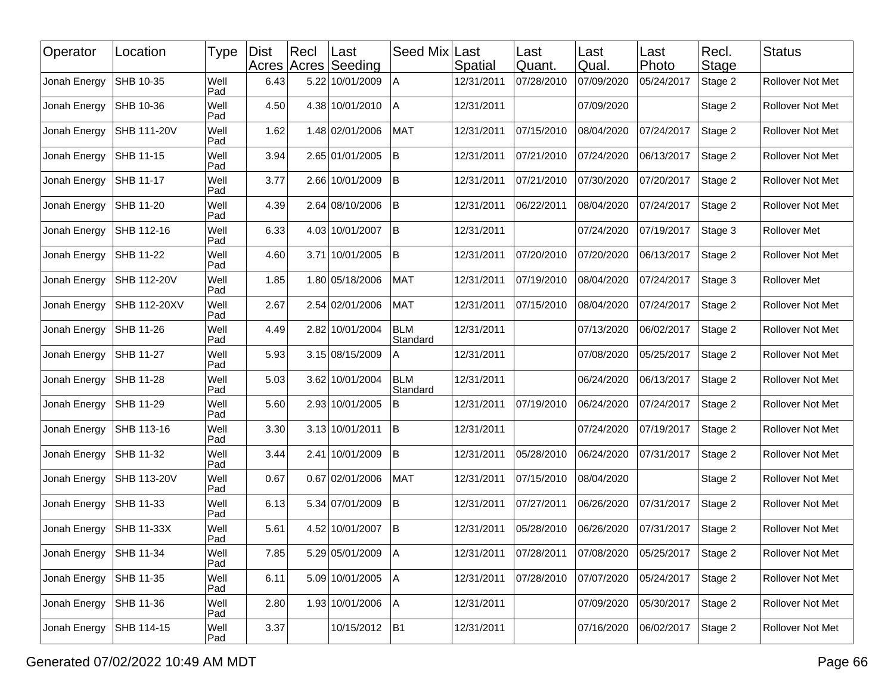| Operator | Location | Type | Dist Acres | Recl Acres | Last Seeding | Seed Mix | Last Spatial | Last Quant. | Last Qual. | Last Photo | Recl. Stage | Status |
|---|---|---|---|---|---|---|---|---|---|---|---|---|
| Jonah Energy | SHB 10-35 | Well Pad | 6.43 | 5.22 | 10/01/2009 | A | 12/31/2011 | 07/28/2010 | 07/09/2020 | 05/24/2017 | Stage 2 | Rollover Not Met |
| Jonah Energy | SHB 10-36 | Well Pad | 4.50 | 4.38 | 10/01/2010 | A | 12/31/2011 | | 07/09/2020 | | Stage 2 | Rollover Not Met |
| Jonah Energy | SHB 111-20V | Well Pad | 1.62 | 1.48 | 02/01/2006 | MAT | 12/31/2011 | 07/15/2010 | 08/04/2020 | 07/24/2017 | Stage 2 | Rollover Not Met |
| Jonah Energy | SHB 11-15 | Well Pad | 3.94 | 2.65 | 01/01/2005 | B | 12/31/2011 | 07/21/2010 | 07/24/2020 | 06/13/2017 | Stage 2 | Rollover Not Met |
| Jonah Energy | SHB 11-17 | Well Pad | 3.77 | 2.66 | 10/01/2009 | B | 12/31/2011 | 07/21/2010 | 07/30/2020 | 07/20/2017 | Stage 2 | Rollover Not Met |
| Jonah Energy | SHB 11-20 | Well Pad | 4.39 | 2.64 | 08/10/2006 | B | 12/31/2011 | 06/22/2011 | 08/04/2020 | 07/24/2017 | Stage 2 | Rollover Not Met |
| Jonah Energy | SHB 112-16 | Well Pad | 6.33 | 4.03 | 10/01/2007 | B | 12/31/2011 | | 07/24/2020 | 07/19/2017 | Stage 3 | Rollover Met |
| Jonah Energy | SHB 11-22 | Well Pad | 4.60 | 3.71 | 10/01/2005 | B | 12/31/2011 | 07/20/2010 | 07/20/2020 | 06/13/2017 | Stage 2 | Rollover Not Met |
| Jonah Energy | SHB 112-20V | Well Pad | 1.85 | 1.80 | 05/18/2006 | MAT | 12/31/2011 | 07/19/2010 | 08/04/2020 | 07/24/2017 | Stage 3 | Rollover Met |
| Jonah Energy | SHB 112-20XV | Well Pad | 2.67 | 2.54 | 02/01/2006 | MAT | 12/31/2011 | 07/15/2010 | 08/04/2020 | 07/24/2017 | Stage 2 | Rollover Not Met |
| Jonah Energy | SHB 11-26 | Well Pad | 4.49 | 2.82 | 10/01/2004 | BLM Standard | 12/31/2011 | | 07/13/2020 | 06/02/2017 | Stage 2 | Rollover Not Met |
| Jonah Energy | SHB 11-27 | Well Pad | 5.93 | 3.15 | 08/15/2009 | A | 12/31/2011 | | 07/08/2020 | 05/25/2017 | Stage 2 | Rollover Not Met |
| Jonah Energy | SHB 11-28 | Well Pad | 5.03 | 3.62 | 10/01/2004 | BLM Standard | 12/31/2011 | | 06/24/2020 | 06/13/2017 | Stage 2 | Rollover Not Met |
| Jonah Energy | SHB 11-29 | Well Pad | 5.60 | 2.93 | 10/01/2005 | B | 12/31/2011 | 07/19/2010 | 06/24/2020 | 07/24/2017 | Stage 2 | Rollover Not Met |
| Jonah Energy | SHB 113-16 | Well Pad | 3.30 | 3.13 | 10/01/2011 | B | 12/31/2011 | | 07/24/2020 | 07/19/2017 | Stage 2 | Rollover Not Met |
| Jonah Energy | SHB 11-32 | Well Pad | 3.44 | 2.41 | 10/01/2009 | B | 12/31/2011 | 05/28/2010 | 06/24/2020 | 07/31/2017 | Stage 2 | Rollover Not Met |
| Jonah Energy | SHB 113-20V | Well Pad | 0.67 | 0.67 | 02/01/2006 | MAT | 12/31/2011 | 07/15/2010 | 08/04/2020 | | Stage 2 | Rollover Not Met |
| Jonah Energy | SHB 11-33 | Well Pad | 6.13 | 5.34 | 07/01/2009 | B | 12/31/2011 | 07/27/2011 | 06/26/2020 | 07/31/2017 | Stage 2 | Rollover Not Met |
| Jonah Energy | SHB 11-33X | Well Pad | 5.61 | 4.52 | 10/01/2007 | B | 12/31/2011 | 05/28/2010 | 06/26/2020 | 07/31/2017 | Stage 2 | Rollover Not Met |
| Jonah Energy | SHB 11-34 | Well Pad | 7.85 | 5.29 | 05/01/2009 | A | 12/31/2011 | 07/28/2011 | 07/08/2020 | 05/25/2017 | Stage 2 | Rollover Not Met |
| Jonah Energy | SHB 11-35 | Well Pad | 6.11 | 5.09 | 10/01/2005 | A | 12/31/2011 | 07/28/2010 | 07/07/2020 | 05/24/2017 | Stage 2 | Rollover Not Met |
| Jonah Energy | SHB 11-36 | Well Pad | 2.80 | 1.93 | 10/01/2006 | A | 12/31/2011 | | 07/09/2020 | 05/30/2017 | Stage 2 | Rollover Not Met |
| Jonah Energy | SHB 114-15 | Well Pad | 3.37 | | 10/15/2012 | B1 | 12/31/2011 | | 07/16/2020 | 06/02/2017 | Stage 2 | Rollover Not Met |

Generated 07/02/2022 10:49 AM MDT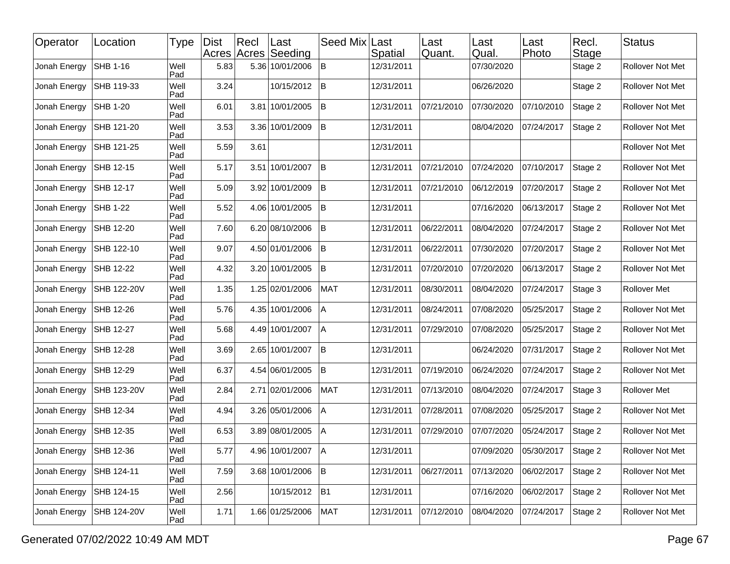| Operator | Location | Type | Dist Acres | Recl Acres | Last Seeding | Seed Mix | Last Spatial | Last Quant. | Last Qual. | Last Photo | Recl. Stage | Status |
|---|---|---|---|---|---|---|---|---|---|---|---|---|
| Jonah Energy | SHB 1-16 | Well Pad | 5.83 | 5.36 | 10/01/2006 | B | 12/31/2011 | | 07/30/2020 | | Stage 2 | Rollover Not Met |
| Jonah Energy | SHB 119-33 | Well Pad | 3.24 | | 10/15/2012 | B | 12/31/2011 | | 06/26/2020 | | Stage 2 | Rollover Not Met |
| Jonah Energy | SHB 1-20 | Well Pad | 6.01 | 3.81 | 10/01/2005 | B | 12/31/2011 | 07/21/2010 | 07/30/2020 | 07/10/2010 | Stage 2 | Rollover Not Met |
| Jonah Energy | SHB 121-20 | Well Pad | 3.53 | 3.36 | 10/01/2009 | B | 12/31/2011 | | 08/04/2020 | 07/24/2017 | Stage 2 | Rollover Not Met |
| Jonah Energy | SHB 121-25 | Well Pad | 5.59 | 3.61 | | | 12/31/2011 | | | | | Rollover Not Met |
| Jonah Energy | SHB 12-15 | Well Pad | 5.17 | 3.51 | 10/01/2007 | B | 12/31/2011 | 07/21/2010 | 07/24/2020 | 07/10/2017 | Stage 2 | Rollover Not Met |
| Jonah Energy | SHB 12-17 | Well Pad | 5.09 | 3.92 | 10/01/2009 | B | 12/31/2011 | 07/21/2010 | 06/12/2019 | 07/20/2017 | Stage 2 | Rollover Not Met |
| Jonah Energy | SHB 1-22 | Well Pad | 5.52 | 4.06 | 10/01/2005 | B | 12/31/2011 | | 07/16/2020 | 06/13/2017 | Stage 2 | Rollover Not Met |
| Jonah Energy | SHB 12-20 | Well Pad | 7.60 | 6.20 | 08/10/2006 | B | 12/31/2011 | 06/22/2011 | 08/04/2020 | 07/24/2017 | Stage 2 | Rollover Not Met |
| Jonah Energy | SHB 122-10 | Well Pad | 9.07 | 4.50 | 01/01/2006 | B | 12/31/2011 | 06/22/2011 | 07/30/2020 | 07/20/2017 | Stage 2 | Rollover Not Met |
| Jonah Energy | SHB 12-22 | Well Pad | 4.32 | 3.20 | 10/01/2005 | B | 12/31/2011 | 07/20/2010 | 07/20/2020 | 06/13/2017 | Stage 2 | Rollover Not Met |
| Jonah Energy | SHB 122-20V | Well Pad | 1.35 | 1.25 | 02/01/2006 | MAT | 12/31/2011 | 08/30/2011 | 08/04/2020 | 07/24/2017 | Stage 3 | Rollover Met |
| Jonah Energy | SHB 12-26 | Well Pad | 5.76 | 4.35 | 10/01/2006 | A | 12/31/2011 | 08/24/2011 | 07/08/2020 | 05/25/2017 | Stage 2 | Rollover Not Met |
| Jonah Energy | SHB 12-27 | Well Pad | 5.68 | 4.49 | 10/01/2007 | A | 12/31/2011 | 07/29/2010 | 07/08/2020 | 05/25/2017 | Stage 2 | Rollover Not Met |
| Jonah Energy | SHB 12-28 | Well Pad | 3.69 | 2.65 | 10/01/2007 | B | 12/31/2011 | | 06/24/2020 | 07/31/2017 | Stage 2 | Rollover Not Met |
| Jonah Energy | SHB 12-29 | Well Pad | 6.37 | 4.54 | 06/01/2005 | B | 12/31/2011 | 07/19/2010 | 06/24/2020 | 07/24/2017 | Stage 2 | Rollover Not Met |
| Jonah Energy | SHB 123-20V | Well Pad | 2.84 | 2.71 | 02/01/2006 | MAT | 12/31/2011 | 07/13/2010 | 08/04/2020 | 07/24/2017 | Stage 3 | Rollover Met |
| Jonah Energy | SHB 12-34 | Well Pad | 4.94 | 3.26 | 05/01/2006 | A | 12/31/2011 | 07/28/2011 | 07/08/2020 | 05/25/2017 | Stage 2 | Rollover Not Met |
| Jonah Energy | SHB 12-35 | Well Pad | 6.53 | 3.89 | 08/01/2005 | A | 12/31/2011 | 07/29/2010 | 07/07/2020 | 05/24/2017 | Stage 2 | Rollover Not Met |
| Jonah Energy | SHB 12-36 | Well Pad | 5.77 | 4.96 | 10/01/2007 | A | 12/31/2011 | | 07/09/2020 | 05/30/2017 | Stage 2 | Rollover Not Met |
| Jonah Energy | SHB 124-11 | Well Pad | 7.59 | 3.68 | 10/01/2006 | B | 12/31/2011 | 06/27/2011 | 07/13/2020 | 06/02/2017 | Stage 2 | Rollover Not Met |
| Jonah Energy | SHB 124-15 | Well Pad | 2.56 | | 10/15/2012 | B1 | 12/31/2011 | | 07/16/2020 | 06/02/2017 | Stage 2 | Rollover Not Met |
| Jonah Energy | SHB 124-20V | Well Pad | 1.71 | 1.66 | 01/25/2006 | MAT | 12/31/2011 | 07/12/2010 | 08/04/2020 | 07/24/2017 | Stage 2 | Rollover Not Met |

Generated 07/02/2022 10:49 AM MDT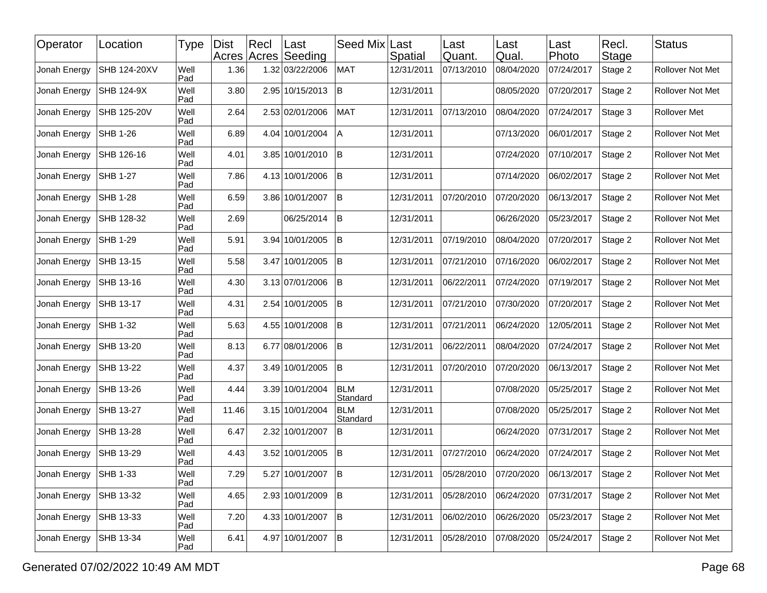| Operator | Location | Type | Dist Acres | Recl Acres | Last Seeding | Seed Mix | Last Spatial | Last Quant. | Last Qual. | Last Photo | Recl. Stage | Status |
|---|---|---|---|---|---|---|---|---|---|---|---|---|
| Jonah Energy | SHB 124-20XV | Well Pad | 1.36 | 1.32 | 03/22/2006 | MAT | 12/31/2011 | 07/13/2010 | 08/04/2020 | 07/24/2017 | Stage 2 | Rollover Not Met |
| Jonah Energy | SHB 124-9X | Well Pad | 3.80 | 2.95 | 10/15/2013 | B | 12/31/2011 | | 08/05/2020 | 07/20/2017 | Stage 2 | Rollover Not Met |
| Jonah Energy | SHB 125-20V | Well Pad | 2.64 | 2.53 | 02/01/2006 | MAT | 12/31/2011 | 07/13/2010 | 08/04/2020 | 07/24/2017 | Stage 3 | Rollover Met |
| Jonah Energy | SHB 1-26 | Well Pad | 6.89 | 4.04 | 10/01/2004 | A | 12/31/2011 | | 07/13/2020 | 06/01/2017 | Stage 2 | Rollover Not Met |
| Jonah Energy | SHB 126-16 | Well Pad | 4.01 | 3.85 | 10/01/2010 | B | 12/31/2011 | | 07/24/2020 | 07/10/2017 | Stage 2 | Rollover Not Met |
| Jonah Energy | SHB 1-27 | Well Pad | 7.86 | 4.13 | 10/01/2006 | B | 12/31/2011 | | 07/14/2020 | 06/02/2017 | Stage 2 | Rollover Not Met |
| Jonah Energy | SHB 1-28 | Well Pad | 6.59 | 3.86 | 10/01/2007 | B | 12/31/2011 | 07/20/2010 | 07/20/2020 | 06/13/2017 | Stage 2 | Rollover Not Met |
| Jonah Energy | SHB 128-32 | Well Pad | 2.69 | | 06/25/2014 | B | 12/31/2011 | | 06/26/2020 | 05/23/2017 | Stage 2 | Rollover Not Met |
| Jonah Energy | SHB 1-29 | Well Pad | 5.91 | 3.94 | 10/01/2005 | B | 12/31/2011 | 07/19/2010 | 08/04/2020 | 07/20/2017 | Stage 2 | Rollover Not Met |
| Jonah Energy | SHB 13-15 | Well Pad | 5.58 | 3.47 | 10/01/2005 | B | 12/31/2011 | 07/21/2010 | 07/16/2020 | 06/02/2017 | Stage 2 | Rollover Not Met |
| Jonah Energy | SHB 13-16 | Well Pad | 4.30 | 3.13 | 07/01/2006 | B | 12/31/2011 | 06/22/2011 | 07/24/2020 | 07/19/2017 | Stage 2 | Rollover Not Met |
| Jonah Energy | SHB 13-17 | Well Pad | 4.31 | 2.54 | 10/01/2005 | B | 12/31/2011 | 07/21/2010 | 07/30/2020 | 07/20/2017 | Stage 2 | Rollover Not Met |
| Jonah Energy | SHB 1-32 | Well Pad | 5.63 | 4.55 | 10/01/2008 | B | 12/31/2011 | 07/21/2011 | 06/24/2020 | 12/05/2011 | Stage 2 | Rollover Not Met |
| Jonah Energy | SHB 13-20 | Well Pad | 8.13 | 6.77 | 08/01/2006 | B | 12/31/2011 | 06/22/2011 | 08/04/2020 | 07/24/2017 | Stage 2 | Rollover Not Met |
| Jonah Energy | SHB 13-22 | Well Pad | 4.37 | 3.49 | 10/01/2005 | B | 12/31/2011 | 07/20/2010 | 07/20/2020 | 06/13/2017 | Stage 2 | Rollover Not Met |
| Jonah Energy | SHB 13-26 | Well Pad | 4.44 | 3.39 | 10/01/2004 | BLM Standard | 12/31/2011 | | 07/08/2020 | 05/25/2017 | Stage 2 | Rollover Not Met |
| Jonah Energy | SHB 13-27 | Well Pad | 11.46 | 3.15 | 10/01/2004 | BLM Standard | 12/31/2011 | | 07/08/2020 | 05/25/2017 | Stage 2 | Rollover Not Met |
| Jonah Energy | SHB 13-28 | Well Pad | 6.47 | 2.32 | 10/01/2007 | B | 12/31/2011 | | 06/24/2020 | 07/31/2017 | Stage 2 | Rollover Not Met |
| Jonah Energy | SHB 13-29 | Well Pad | 4.43 | 3.52 | 10/01/2005 | B | 12/31/2011 | 07/27/2010 | 06/24/2020 | 07/24/2017 | Stage 2 | Rollover Not Met |
| Jonah Energy | SHB 1-33 | Well Pad | 7.29 | 5.27 | 10/01/2007 | B | 12/31/2011 | 05/28/2010 | 07/20/2020 | 06/13/2017 | Stage 2 | Rollover Not Met |
| Jonah Energy | SHB 13-32 | Well Pad | 4.65 | 2.93 | 10/01/2009 | B | 12/31/2011 | 05/28/2010 | 06/24/2020 | 07/31/2017 | Stage 2 | Rollover Not Met |
| Jonah Energy | SHB 13-33 | Well Pad | 7.20 | 4.33 | 10/01/2007 | B | 12/31/2011 | 06/02/2010 | 06/26/2020 | 05/23/2017 | Stage 2 | Rollover Not Met |
| Jonah Energy | SHB 13-34 | Well Pad | 6.41 | 4.97 | 10/01/2007 | B | 12/31/2011 | 05/28/2010 | 07/08/2020 | 05/24/2017 | Stage 2 | Rollover Not Met |

Generated 07/02/2022 10:49 AM MDT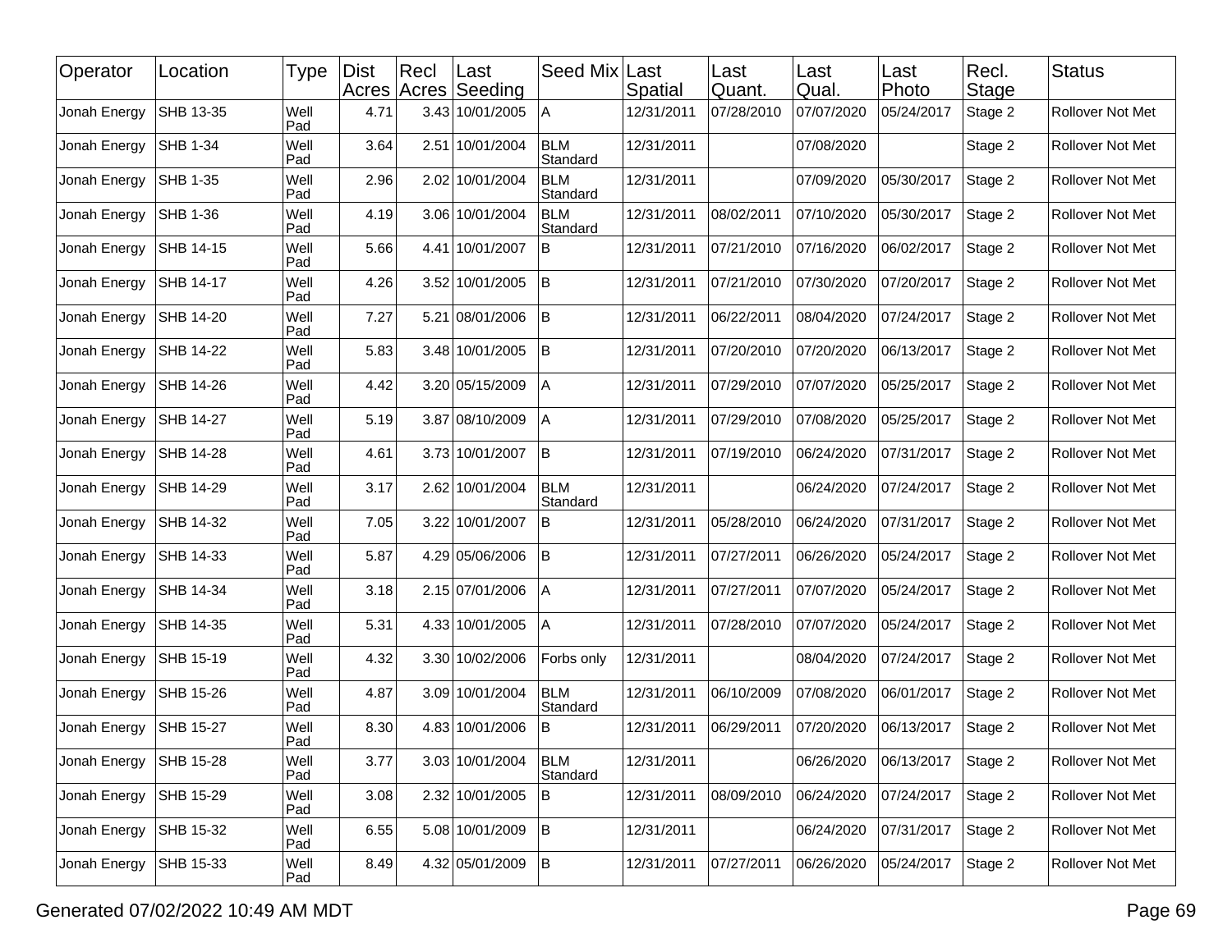| Operator | Location | Type | Dist Acres | Recl Acres | Last Seeding | Seed Mix | Last Spatial | Last Quant. | Last Qual. | Last Photo | Recl. Stage | Status |
|---|---|---|---|---|---|---|---|---|---|---|---|---|
| Jonah Energy | SHB 13-35 | Well Pad | 4.71 | 3.43 | 10/01/2005 | A | 12/31/2011 | 07/28/2010 | 07/07/2020 | 05/24/2017 | Stage 2 | Rollover Not Met |
| Jonah Energy | SHB 1-34 | Well Pad | 3.64 | 2.51 | 10/01/2004 | BLM Standard | 12/31/2011 | | 07/08/2020 | | Stage 2 | Rollover Not Met |
| Jonah Energy | SHB 1-35 | Well Pad | 2.96 | 2.02 | 10/01/2004 | BLM Standard | 12/31/2011 | | 07/09/2020 | 05/30/2017 | Stage 2 | Rollover Not Met |
| Jonah Energy | SHB 1-36 | Well Pad | 4.19 | 3.06 | 10/01/2004 | BLM Standard | 12/31/2011 | 08/02/2011 | 07/10/2020 | 05/30/2017 | Stage 2 | Rollover Not Met |
| Jonah Energy | SHB 14-15 | Well Pad | 5.66 | 4.41 | 10/01/2007 | B | 12/31/2011 | 07/21/2010 | 07/16/2020 | 06/02/2017 | Stage 2 | Rollover Not Met |
| Jonah Energy | SHB 14-17 | Well Pad | 4.26 | 3.52 | 10/01/2005 | B | 12/31/2011 | 07/21/2010 | 07/30/2020 | 07/20/2017 | Stage 2 | Rollover Not Met |
| Jonah Energy | SHB 14-20 | Well Pad | 7.27 | 5.21 | 08/01/2006 | B | 12/31/2011 | 06/22/2011 | 08/04/2020 | 07/24/2017 | Stage 2 | Rollover Not Met |
| Jonah Energy | SHB 14-22 | Well Pad | 5.83 | 3.48 | 10/01/2005 | B | 12/31/2011 | 07/20/2010 | 07/20/2020 | 06/13/2017 | Stage 2 | Rollover Not Met |
| Jonah Energy | SHB 14-26 | Well Pad | 4.42 | 3.20 | 05/15/2009 | A | 12/31/2011 | 07/29/2010 | 07/07/2020 | 05/25/2017 | Stage 2 | Rollover Not Met |
| Jonah Energy | SHB 14-27 | Well Pad | 5.19 | 3.87 | 08/10/2009 | A | 12/31/2011 | 07/29/2010 | 07/08/2020 | 05/25/2017 | Stage 2 | Rollover Not Met |
| Jonah Energy | SHB 14-28 | Well Pad | 4.61 | 3.73 | 10/01/2007 | B | 12/31/2011 | 07/19/2010 | 06/24/2020 | 07/31/2017 | Stage 2 | Rollover Not Met |
| Jonah Energy | SHB 14-29 | Well Pad | 3.17 | 2.62 | 10/01/2004 | BLM Standard | 12/31/2011 | | 06/24/2020 | 07/24/2017 | Stage 2 | Rollover Not Met |
| Jonah Energy | SHB 14-32 | Well Pad | 7.05 | 3.22 | 10/01/2007 | B | 12/31/2011 | 05/28/2010 | 06/24/2020 | 07/31/2017 | Stage 2 | Rollover Not Met |
| Jonah Energy | SHB 14-33 | Well Pad | 5.87 | 4.29 | 05/06/2006 | B | 12/31/2011 | 07/27/2011 | 06/26/2020 | 05/24/2017 | Stage 2 | Rollover Not Met |
| Jonah Energy | SHB 14-34 | Well Pad | 3.18 | 2.15 | 07/01/2006 | A | 12/31/2011 | 07/27/2011 | 07/07/2020 | 05/24/2017 | Stage 2 | Rollover Not Met |
| Jonah Energy | SHB 14-35 | Well Pad | 5.31 | 4.33 | 10/01/2005 | A | 12/31/2011 | 07/28/2010 | 07/07/2020 | 05/24/2017 | Stage 2 | Rollover Not Met |
| Jonah Energy | SHB 15-19 | Well Pad | 4.32 | 3.30 | 10/02/2006 | Forbs only | 12/31/2011 | | 08/04/2020 | 07/24/2017 | Stage 2 | Rollover Not Met |
| Jonah Energy | SHB 15-26 | Well Pad | 4.87 | 3.09 | 10/01/2004 | BLM Standard | 12/31/2011 | 06/10/2009 | 07/08/2020 | 06/01/2017 | Stage 2 | Rollover Not Met |
| Jonah Energy | SHB 15-27 | Well Pad | 8.30 | 4.83 | 10/01/2006 | B | 12/31/2011 | 06/29/2011 | 07/20/2020 | 06/13/2017 | Stage 2 | Rollover Not Met |
| Jonah Energy | SHB 15-28 | Well Pad | 3.77 | 3.03 | 10/01/2004 | BLM Standard | 12/31/2011 | | 06/26/2020 | 06/13/2017 | Stage 2 | Rollover Not Met |
| Jonah Energy | SHB 15-29 | Well Pad | 3.08 | 2.32 | 10/01/2005 | B | 12/31/2011 | 08/09/2010 | 06/24/2020 | 07/24/2017 | Stage 2 | Rollover Not Met |
| Jonah Energy | SHB 15-32 | Well Pad | 6.55 | 5.08 | 10/01/2009 | B | 12/31/2011 | | 06/24/2020 | 07/31/2017 | Stage 2 | Rollover Not Met |
| Jonah Energy | SHB 15-33 | Well Pad | 8.49 | 4.32 | 05/01/2009 | B | 12/31/2011 | 07/27/2011 | 06/26/2020 | 05/24/2017 | Stage 2 | Rollover Not Met |

Generated 07/02/2022 10:49 AM MDT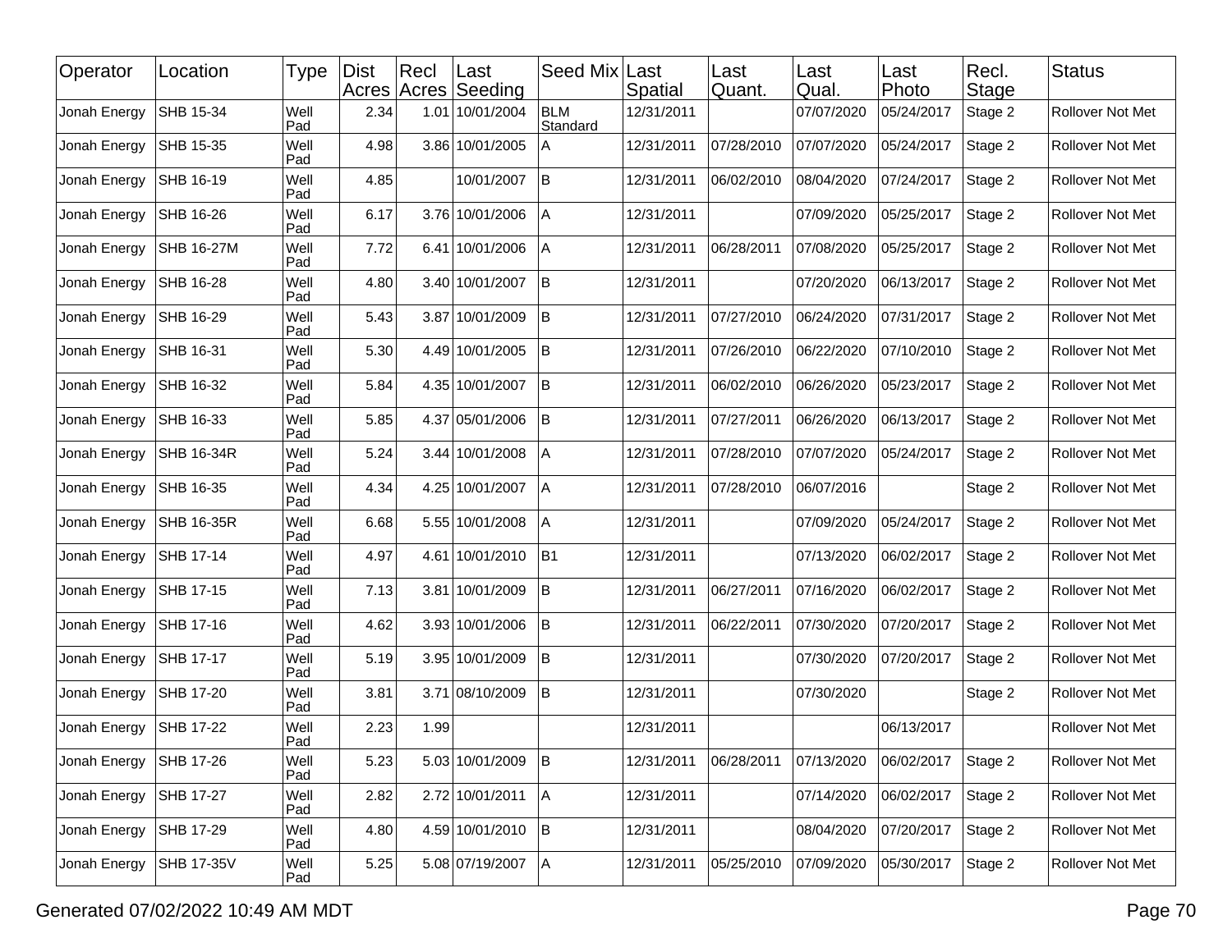| Operator | Location | Type | Dist Acres | Recl Acres | Last Seeding | Seed Mix | Last Spatial | Last Quant. | Last Qual. | Last Photo | Recl. Stage | Status |
|---|---|---|---|---|---|---|---|---|---|---|---|---|
| Jonah Energy | SHB 15-34 | Well Pad | 2.34 | 1.01 | 10/01/2004 | BLM Standard | 12/31/2011 | | 07/07/2020 | 05/24/2017 | Stage 2 | Rollover Not Met |
| Jonah Energy | SHB 15-35 | Well Pad | 4.98 | 3.86 | 10/01/2005 | A | 12/31/2011 | 07/28/2010 | 07/07/2020 | 05/24/2017 | Stage 2 | Rollover Not Met |
| Jonah Energy | SHB 16-19 | Well Pad | 4.85 | | 10/01/2007 | B | 12/31/2011 | 06/02/2010 | 08/04/2020 | 07/24/2017 | Stage 2 | Rollover Not Met |
| Jonah Energy | SHB 16-26 | Well Pad | 6.17 | 3.76 | 10/01/2006 | A | 12/31/2011 | | 07/09/2020 | 05/25/2017 | Stage 2 | Rollover Not Met |
| Jonah Energy | SHB 16-27M | Well Pad | 7.72 | 6.41 | 10/01/2006 | A | 12/31/2011 | 06/28/2011 | 07/08/2020 | 05/25/2017 | Stage 2 | Rollover Not Met |
| Jonah Energy | SHB 16-28 | Well Pad | 4.80 | 3.40 | 10/01/2007 | B | 12/31/2011 | | 07/20/2020 | 06/13/2017 | Stage 2 | Rollover Not Met |
| Jonah Energy | SHB 16-29 | Well Pad | 5.43 | 3.87 | 10/01/2009 | B | 12/31/2011 | 07/27/2010 | 06/24/2020 | 07/31/2017 | Stage 2 | Rollover Not Met |
| Jonah Energy | SHB 16-31 | Well Pad | 5.30 | 4.49 | 10/01/2005 | B | 12/31/2011 | 07/26/2010 | 06/22/2020 | 07/10/2010 | Stage 2 | Rollover Not Met |
| Jonah Energy | SHB 16-32 | Well Pad | 5.84 | 4.35 | 10/01/2007 | B | 12/31/2011 | 06/02/2010 | 06/26/2020 | 05/23/2017 | Stage 2 | Rollover Not Met |
| Jonah Energy | SHB 16-33 | Well Pad | 5.85 | 4.37 | 05/01/2006 | B | 12/31/2011 | 07/27/2011 | 06/26/2020 | 06/13/2017 | Stage 2 | Rollover Not Met |
| Jonah Energy | SHB 16-34R | Well Pad | 5.24 | 3.44 | 10/01/2008 | A | 12/31/2011 | 07/28/2010 | 07/07/2020 | 05/24/2017 | Stage 2 | Rollover Not Met |
| Jonah Energy | SHB 16-35 | Well Pad | 4.34 | 4.25 | 10/01/2007 | A | 12/31/2011 | 07/28/2010 | 06/07/2016 | | Stage 2 | Rollover Not Met |
| Jonah Energy | SHB 16-35R | Well Pad | 6.68 | 5.55 | 10/01/2008 | A | 12/31/2011 | | 07/09/2020 | 05/24/2017 | Stage 2 | Rollover Not Met |
| Jonah Energy | SHB 17-14 | Well Pad | 4.97 | 4.61 | 10/01/2010 | B1 | 12/31/2011 | | 07/13/2020 | 06/02/2017 | Stage 2 | Rollover Not Met |
| Jonah Energy | SHB 17-15 | Well Pad | 7.13 | 3.81 | 10/01/2009 | B | 12/31/2011 | 06/27/2011 | 07/16/2020 | 06/02/2017 | Stage 2 | Rollover Not Met |
| Jonah Energy | SHB 17-16 | Well Pad | 4.62 | 3.93 | 10/01/2006 | B | 12/31/2011 | 06/22/2011 | 07/30/2020 | 07/20/2017 | Stage 2 | Rollover Not Met |
| Jonah Energy | SHB 17-17 | Well Pad | 5.19 | 3.95 | 10/01/2009 | B | 12/31/2011 | | 07/30/2020 | 07/20/2017 | Stage 2 | Rollover Not Met |
| Jonah Energy | SHB 17-20 | Well Pad | 3.81 | 3.71 | 08/10/2009 | B | 12/31/2011 | | 07/30/2020 | | Stage 2 | Rollover Not Met |
| Jonah Energy | SHB 17-22 | Well Pad | 2.23 | 1.99 | | | 12/31/2011 | | | 06/13/2017 | | Rollover Not Met |
| Jonah Energy | SHB 17-26 | Well Pad | 5.23 | 5.03 | 10/01/2009 | B | 12/31/2011 | 06/28/2011 | 07/13/2020 | 06/02/2017 | Stage 2 | Rollover Not Met |
| Jonah Energy | SHB 17-27 | Well Pad | 2.82 | 2.72 | 10/01/2011 | A | 12/31/2011 | | 07/14/2020 | 06/02/2017 | Stage 2 | Rollover Not Met |
| Jonah Energy | SHB 17-29 | Well Pad | 4.80 | 4.59 | 10/01/2010 | B | 12/31/2011 | | 08/04/2020 | 07/20/2017 | Stage 2 | Rollover Not Met |
| Jonah Energy | SHB 17-35V | Well Pad | 5.25 | 5.08 | 07/19/2007 | A | 12/31/2011 | 05/25/2010 | 07/09/2020 | 05/30/2017 | Stage 2 | Rollover Not Met |

Generated 07/02/2022 10:49 AM MDT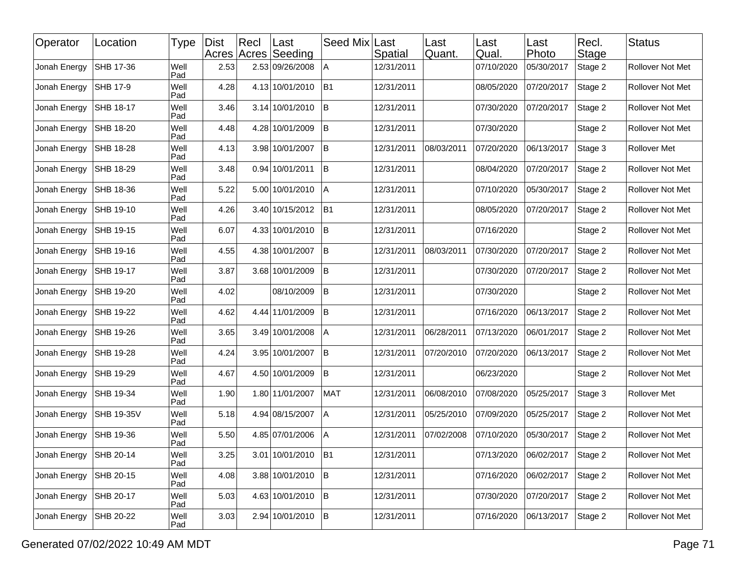| Operator | Location | Type | Dist Acres | Recl Acres | Last Seeding | Seed Mix | Last Spatial | Last Quant. | Last Qual. | Last Photo | Recl. Stage | Status |
|---|---|---|---|---|---|---|---|---|---|---|---|---|
| Jonah Energy | SHB 17-36 | Well Pad | 2.53 | 2.53 | 09/26/2008 | A | 12/31/2011 | | 07/10/2020 | 05/30/2017 | Stage 2 | Rollover Not Met |
| Jonah Energy | SHB 17-9 | Well Pad | 4.28 | 4.13 | 10/01/2010 | B1 | 12/31/2011 | | 08/05/2020 | 07/20/2017 | Stage 2 | Rollover Not Met |
| Jonah Energy | SHB 18-17 | Well Pad | 3.46 | 3.14 | 10/01/2010 | B | 12/31/2011 | | 07/30/2020 | 07/20/2017 | Stage 2 | Rollover Not Met |
| Jonah Energy | SHB 18-20 | Well Pad | 4.48 | 4.28 | 10/01/2009 | B | 12/31/2011 | | 07/30/2020 | | Stage 2 | Rollover Not Met |
| Jonah Energy | SHB 18-28 | Well Pad | 4.13 | 3.98 | 10/01/2007 | B | 12/31/2011 | 08/03/2011 | 07/20/2020 | 06/13/2017 | Stage 3 | Rollover Met |
| Jonah Energy | SHB 18-29 | Well Pad | 3.48 | 0.94 | 10/01/2011 | B | 12/31/2011 | | 08/04/2020 | 07/20/2017 | Stage 2 | Rollover Not Met |
| Jonah Energy | SHB 18-36 | Well Pad | 5.22 | 5.00 | 10/01/2010 | A | 12/31/2011 | | 07/10/2020 | 05/30/2017 | Stage 2 | Rollover Not Met |
| Jonah Energy | SHB 19-10 | Well Pad | 4.26 | 3.40 | 10/15/2012 | B1 | 12/31/2011 | | 08/05/2020 | 07/20/2017 | Stage 2 | Rollover Not Met |
| Jonah Energy | SHB 19-15 | Well Pad | 6.07 | 4.33 | 10/01/2010 | B | 12/31/2011 | | 07/16/2020 | | Stage 2 | Rollover Not Met |
| Jonah Energy | SHB 19-16 | Well Pad | 4.55 | 4.38 | 10/01/2007 | B | 12/31/2011 | 08/03/2011 | 07/30/2020 | 07/20/2017 | Stage 2 | Rollover Not Met |
| Jonah Energy | SHB 19-17 | Well Pad | 3.87 | 3.68 | 10/01/2009 | B | 12/31/2011 | | 07/30/2020 | 07/20/2017 | Stage 2 | Rollover Not Met |
| Jonah Energy | SHB 19-20 | Well Pad | 4.02 | | 08/10/2009 | B | 12/31/2011 | | 07/30/2020 | | Stage 2 | Rollover Not Met |
| Jonah Energy | SHB 19-22 | Well Pad | 4.62 | 4.44 | 11/01/2009 | B | 12/31/2011 | | 07/16/2020 | 06/13/2017 | Stage 2 | Rollover Not Met |
| Jonah Energy | SHB 19-26 | Well Pad | 3.65 | 3.49 | 10/01/2008 | A | 12/31/2011 | 06/28/2011 | 07/13/2020 | 06/01/2017 | Stage 2 | Rollover Not Met |
| Jonah Energy | SHB 19-28 | Well Pad | 4.24 | 3.95 | 10/01/2007 | B | 12/31/2011 | 07/20/2010 | 07/20/2020 | 06/13/2017 | Stage 2 | Rollover Not Met |
| Jonah Energy | SHB 19-29 | Well Pad | 4.67 | 4.50 | 10/01/2009 | B | 12/31/2011 | | 06/23/2020 | | Stage 2 | Rollover Not Met |
| Jonah Energy | SHB 19-34 | Well Pad | 1.90 | 1.80 | 11/01/2007 | MAT | 12/31/2011 | 06/08/2010 | 07/08/2020 | 05/25/2017 | Stage 3 | Rollover Met |
| Jonah Energy | SHB 19-35V | Well Pad | 5.18 | 4.94 | 08/15/2007 | A | 12/31/2011 | 05/25/2010 | 07/09/2020 | 05/25/2017 | Stage 2 | Rollover Not Met |
| Jonah Energy | SHB 19-36 | Well Pad | 5.50 | 4.85 | 07/01/2006 | A | 12/31/2011 | 07/02/2008 | 07/10/2020 | 05/30/2017 | Stage 2 | Rollover Not Met |
| Jonah Energy | SHB 20-14 | Well Pad | 3.25 | 3.01 | 10/01/2010 | B1 | 12/31/2011 | | 07/13/2020 | 06/02/2017 | Stage 2 | Rollover Not Met |
| Jonah Energy | SHB 20-15 | Well Pad | 4.08 | 3.88 | 10/01/2010 | B | 12/31/2011 | | 07/16/2020 | 06/02/2017 | Stage 2 | Rollover Not Met |
| Jonah Energy | SHB 20-17 | Well Pad | 5.03 | 4.63 | 10/01/2010 | B | 12/31/2011 | | 07/30/2020 | 07/20/2017 | Stage 2 | Rollover Not Met |
| Jonah Energy | SHB 20-22 | Well Pad | 3.03 | 2.94 | 10/01/2010 | B | 12/31/2011 | | 07/16/2020 | 06/13/2017 | Stage 2 | Rollover Not Met |

Generated 07/02/2022 10:49 AM MDT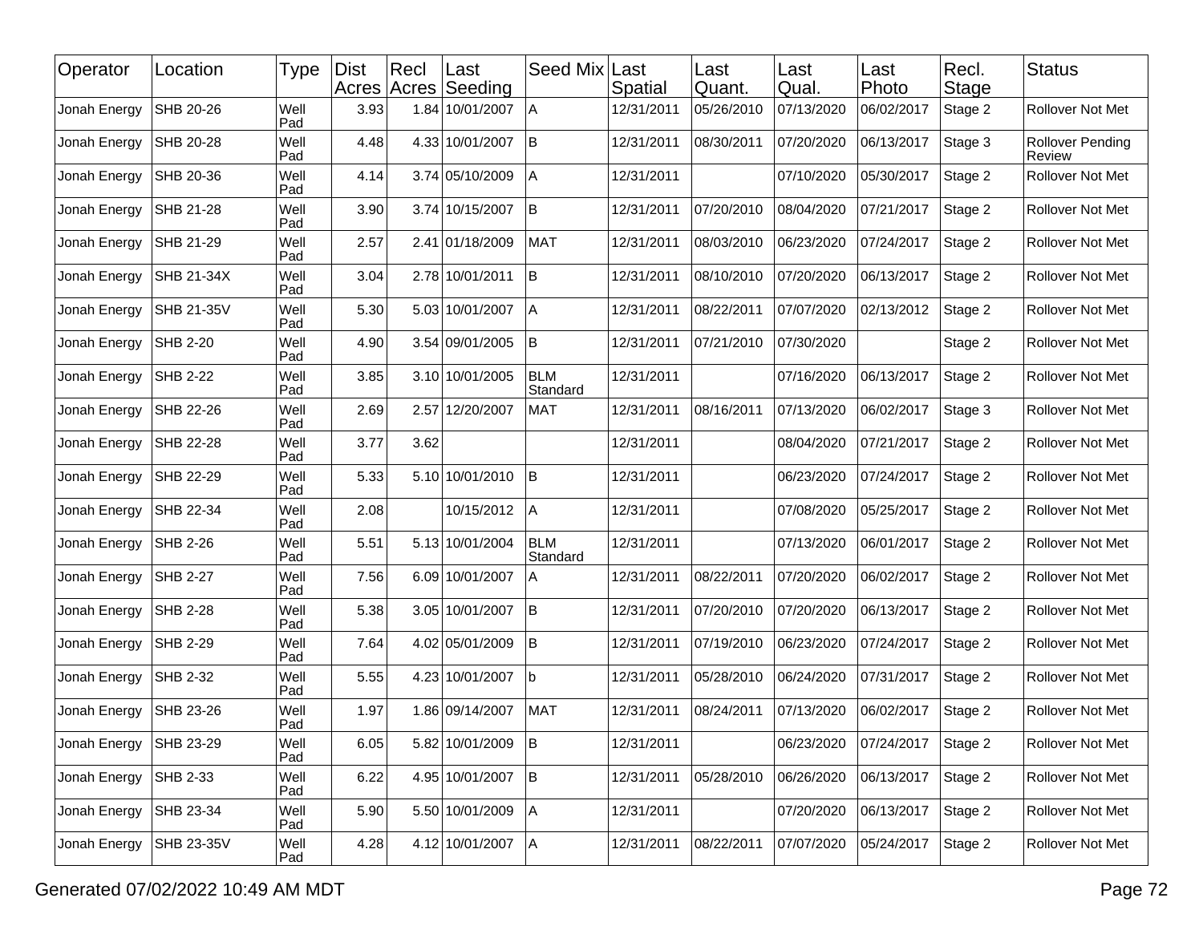| Operator | Location | Type | Dist Acres | Recl Acres | Last Seeding | Seed Mix | Last Spatial | Last Quant. | Last Qual. | Last Photo | Recl. Stage | Status |
|---|---|---|---|---|---|---|---|---|---|---|---|---|
| Jonah Energy | SHB 20-26 | Well Pad | 3.93 | 1.84 | 10/01/2007 | A | 12/31/2011 | 05/26/2010 | 07/13/2020 | 06/02/2017 | Stage 2 | Rollover Not Met |
| Jonah Energy | SHB 20-28 | Well Pad | 4.48 | 4.33 | 10/01/2007 | B | 12/31/2011 | 08/30/2011 | 07/20/2020 | 06/13/2017 | Stage 3 | Rollover Pending Review |
| Jonah Energy | SHB 20-36 | Well Pad | 4.14 | 3.74 | 05/10/2009 | A | 12/31/2011 | | 07/10/2020 | 05/30/2017 | Stage 2 | Rollover Not Met |
| Jonah Energy | SHB 21-28 | Well Pad | 3.90 | 3.74 | 10/15/2007 | B | 12/31/2011 | 07/20/2010 | 08/04/2020 | 07/21/2017 | Stage 2 | Rollover Not Met |
| Jonah Energy | SHB 21-29 | Well Pad | 2.57 | 2.41 | 01/18/2009 | MAT | 12/31/2011 | 08/03/2010 | 06/23/2020 | 07/24/2017 | Stage 2 | Rollover Not Met |
| Jonah Energy | SHB 21-34X | Well Pad | 3.04 | 2.78 | 10/01/2011 | B | 12/31/2011 | 08/10/2010 | 07/20/2020 | 06/13/2017 | Stage 2 | Rollover Not Met |
| Jonah Energy | SHB 21-35V | Well Pad | 5.30 | 5.03 | 10/01/2007 | A | 12/31/2011 | 08/22/2011 | 07/07/2020 | 02/13/2012 | Stage 2 | Rollover Not Met |
| Jonah Energy | SHB 2-20 | Well Pad | 4.90 | 3.54 | 09/01/2005 | B | 12/31/2011 | 07/21/2010 | 07/30/2020 | | Stage 2 | Rollover Not Met |
| Jonah Energy | SHB 2-22 | Well Pad | 3.85 | 3.10 | 10/01/2005 | BLM Standard | 12/31/2011 | | 07/16/2020 | 06/13/2017 | Stage 2 | Rollover Not Met |
| Jonah Energy | SHB 22-26 | Well Pad | 2.69 | 2.57 | 12/20/2007 | MAT | 12/31/2011 | 08/16/2011 | 07/13/2020 | 06/02/2017 | Stage 3 | Rollover Not Met |
| Jonah Energy | SHB 22-28 | Well Pad | 3.77 | 3.62 | | | 12/31/2011 | | 08/04/2020 | 07/21/2017 | Stage 2 | Rollover Not Met |
| Jonah Energy | SHB 22-29 | Well Pad | 5.33 | 5.10 | 10/01/2010 | B | 12/31/2011 | | 06/23/2020 | 07/24/2017 | Stage 2 | Rollover Not Met |
| Jonah Energy | SHB 22-34 | Well Pad | 2.08 | | 10/15/2012 | A | 12/31/2011 | | 07/08/2020 | 05/25/2017 | Stage 2 | Rollover Not Met |
| Jonah Energy | SHB 2-26 | Well Pad | 5.51 | 5.13 | 10/01/2004 | BLM Standard | 12/31/2011 | | 07/13/2020 | 06/01/2017 | Stage 2 | Rollover Not Met |
| Jonah Energy | SHB 2-27 | Well Pad | 7.56 | 6.09 | 10/01/2007 | A | 12/31/2011 | 08/22/2011 | 07/20/2020 | 06/02/2017 | Stage 2 | Rollover Not Met |
| Jonah Energy | SHB 2-28 | Well Pad | 5.38 | 3.05 | 10/01/2007 | B | 12/31/2011 | 07/20/2010 | 07/20/2020 | 06/13/2017 | Stage 2 | Rollover Not Met |
| Jonah Energy | SHB 2-29 | Well Pad | 7.64 | 4.02 | 05/01/2009 | B | 12/31/2011 | 07/19/2010 | 06/23/2020 | 07/24/2017 | Stage 2 | Rollover Not Met |
| Jonah Energy | SHB 2-32 | Well Pad | 5.55 | 4.23 | 10/01/2007 | b | 12/31/2011 | 05/28/2010 | 06/24/2020 | 07/31/2017 | Stage 2 | Rollover Not Met |
| Jonah Energy | SHB 23-26 | Well Pad | 1.97 | 1.86 | 09/14/2007 | MAT | 12/31/2011 | 08/24/2011 | 07/13/2020 | 06/02/2017 | Stage 2 | Rollover Not Met |
| Jonah Energy | SHB 23-29 | Well Pad | 6.05 | 5.82 | 10/01/2009 | B | 12/31/2011 | | 06/23/2020 | 07/24/2017 | Stage 2 | Rollover Not Met |
| Jonah Energy | SHB 2-33 | Well Pad | 6.22 | 4.95 | 10/01/2007 | B | 12/31/2011 | 05/28/2010 | 06/26/2020 | 06/13/2017 | Stage 2 | Rollover Not Met |
| Jonah Energy | SHB 23-34 | Well Pad | 5.90 | 5.50 | 10/01/2009 | A | 12/31/2011 | | 07/20/2020 | 06/13/2017 | Stage 2 | Rollover Not Met |
| Jonah Energy | SHB 23-35V | Well Pad | 4.28 | 4.12 | 10/01/2007 | A | 12/31/2011 | 08/22/2011 | 07/07/2020 | 05/24/2017 | Stage 2 | Rollover Not Met |

Generated 07/02/2022 10:49 AM MDT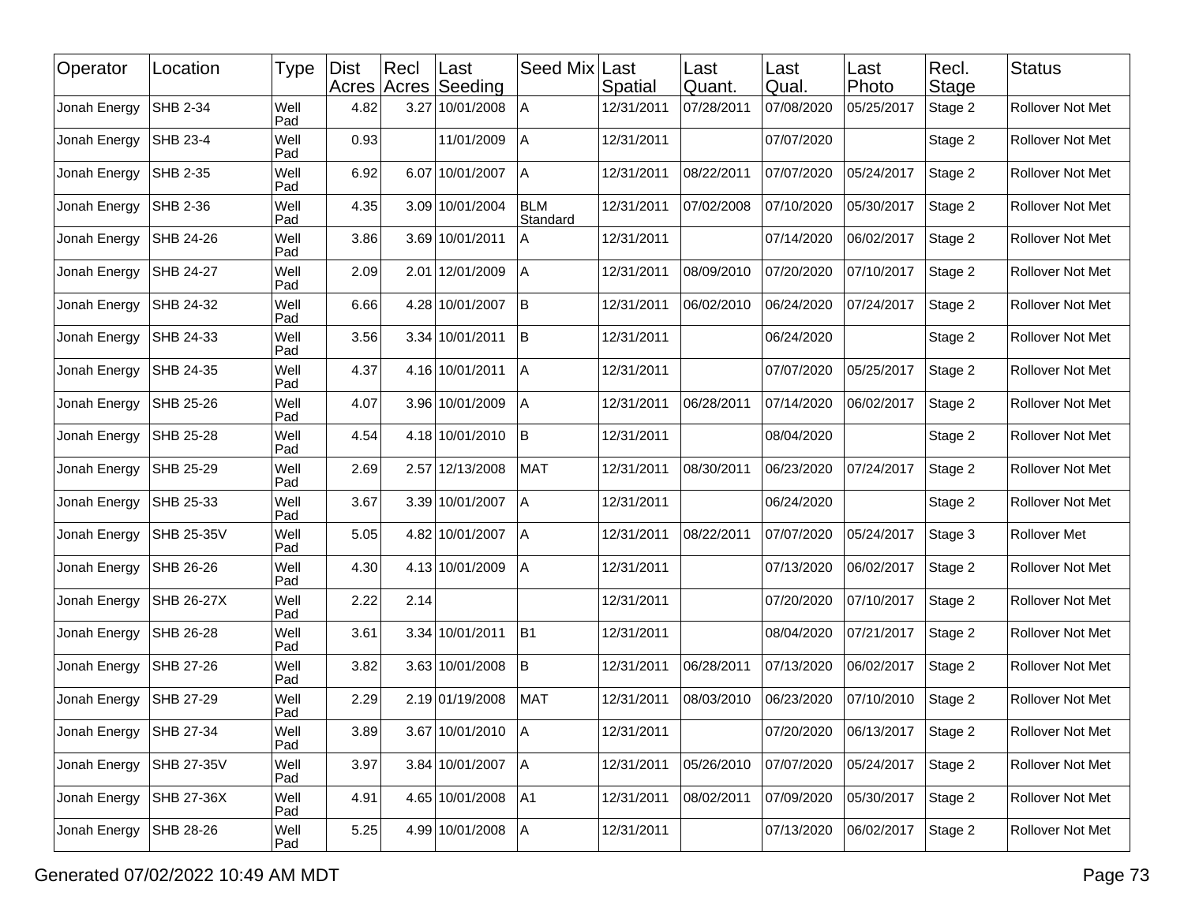| Operator | Location | Type | Dist Acres | Recl Acres | Last Seeding | Seed Mix | Last Spatial | Last Quant. | Last Qual. | Last Photo | Recl. Stage | Status |
|---|---|---|---|---|---|---|---|---|---|---|---|---|
| Jonah Energy | SHB 2-34 | Well Pad | 4.82 | 3.27 | 10/01/2008 | A | 12/31/2011 | 07/28/2011 | 07/08/2020 | 05/25/2017 | Stage 2 | Rollover Not Met |
| Jonah Energy | SHB 23-4 | Well Pad | 0.93 | | 11/01/2009 | A | 12/31/2011 | | 07/07/2020 | | Stage 2 | Rollover Not Met |
| Jonah Energy | SHB 2-35 | Well Pad | 6.92 | 6.07 | 10/01/2007 | A | 12/31/2011 | 08/22/2011 | 07/07/2020 | 05/24/2017 | Stage 2 | Rollover Not Met |
| Jonah Energy | SHB 2-36 | Well Pad | 4.35 | 3.09 | 10/01/2004 | BLM Standard | 12/31/2011 | 07/02/2008 | 07/10/2020 | 05/30/2017 | Stage 2 | Rollover Not Met |
| Jonah Energy | SHB 24-26 | Well Pad | 3.86 | 3.69 | 10/01/2011 | A | 12/31/2011 | | 07/14/2020 | 06/02/2017 | Stage 2 | Rollover Not Met |
| Jonah Energy | SHB 24-27 | Well Pad | 2.09 | 2.01 | 12/01/2009 | A | 12/31/2011 | 08/09/2010 | 07/20/2020 | 07/10/2017 | Stage 2 | Rollover Not Met |
| Jonah Energy | SHB 24-32 | Well Pad | 6.66 | 4.28 | 10/01/2007 | B | 12/31/2011 | 06/02/2010 | 06/24/2020 | 07/24/2017 | Stage 2 | Rollover Not Met |
| Jonah Energy | SHB 24-33 | Well Pad | 3.56 | 3.34 | 10/01/2011 | B | 12/31/2011 | | 06/24/2020 | | Stage 2 | Rollover Not Met |
| Jonah Energy | SHB 24-35 | Well Pad | 4.37 | 4.16 | 10/01/2011 | A | 12/31/2011 | | 07/07/2020 | 05/25/2017 | Stage 2 | Rollover Not Met |
| Jonah Energy | SHB 25-26 | Well Pad | 4.07 | 3.96 | 10/01/2009 | A | 12/31/2011 | 06/28/2011 | 07/14/2020 | 06/02/2017 | Stage 2 | Rollover Not Met |
| Jonah Energy | SHB 25-28 | Well Pad | 4.54 | 4.18 | 10/01/2010 | B | 12/31/2011 | | 08/04/2020 | | Stage 2 | Rollover Not Met |
| Jonah Energy | SHB 25-29 | Well Pad | 2.69 | 2.57 | 12/13/2008 | MAT | 12/31/2011 | 08/30/2011 | 06/23/2020 | 07/24/2017 | Stage 2 | Rollover Not Met |
| Jonah Energy | SHB 25-33 | Well Pad | 3.67 | 3.39 | 10/01/2007 | A | 12/31/2011 | | 06/24/2020 | | Stage 2 | Rollover Not Met |
| Jonah Energy | SHB 25-35V | Well Pad | 5.05 | 4.82 | 10/01/2007 | A | 12/31/2011 | 08/22/2011 | 07/07/2020 | 05/24/2017 | Stage 3 | Rollover Met |
| Jonah Energy | SHB 26-26 | Well Pad | 4.30 | 4.13 | 10/01/2009 | A | 12/31/2011 | | 07/13/2020 | 06/02/2017 | Stage 2 | Rollover Not Met |
| Jonah Energy | SHB 26-27X | Well Pad | 2.22 | 2.14 | | | 12/31/2011 | | 07/20/2020 | 07/10/2017 | Stage 2 | Rollover Not Met |
| Jonah Energy | SHB 26-28 | Well Pad | 3.61 | 3.34 | 10/01/2011 | B1 | 12/31/2011 | | 08/04/2020 | 07/21/2017 | Stage 2 | Rollover Not Met |
| Jonah Energy | SHB 27-26 | Well Pad | 3.82 | 3.63 | 10/01/2008 | B | 12/31/2011 | 06/28/2011 | 07/13/2020 | 06/02/2017 | Stage 2 | Rollover Not Met |
| Jonah Energy | SHB 27-29 | Well Pad | 2.29 | 2.19 | 01/19/2008 | MAT | 12/31/2011 | 08/03/2010 | 06/23/2020 | 07/10/2010 | Stage 2 | Rollover Not Met |
| Jonah Energy | SHB 27-34 | Well Pad | 3.89 | 3.67 | 10/01/2010 | A | 12/31/2011 | | 07/20/2020 | 06/13/2017 | Stage 2 | Rollover Not Met |
| Jonah Energy | SHB 27-35V | Well Pad | 3.97 | 3.84 | 10/01/2007 | A | 12/31/2011 | 05/26/2010 | 07/07/2020 | 05/24/2017 | Stage 2 | Rollover Not Met |
| Jonah Energy | SHB 27-36X | Well Pad | 4.91 | 4.65 | 10/01/2008 | A1 | 12/31/2011 | 08/02/2011 | 07/09/2020 | 05/30/2017 | Stage 2 | Rollover Not Met |
| Jonah Energy | SHB 28-26 | Well Pad | 5.25 | 4.99 | 10/01/2008 | A | 12/31/2011 | | 07/13/2020 | 06/02/2017 | Stage 2 | Rollover Not Met |

Generated 07/02/2022 10:49 AM MDT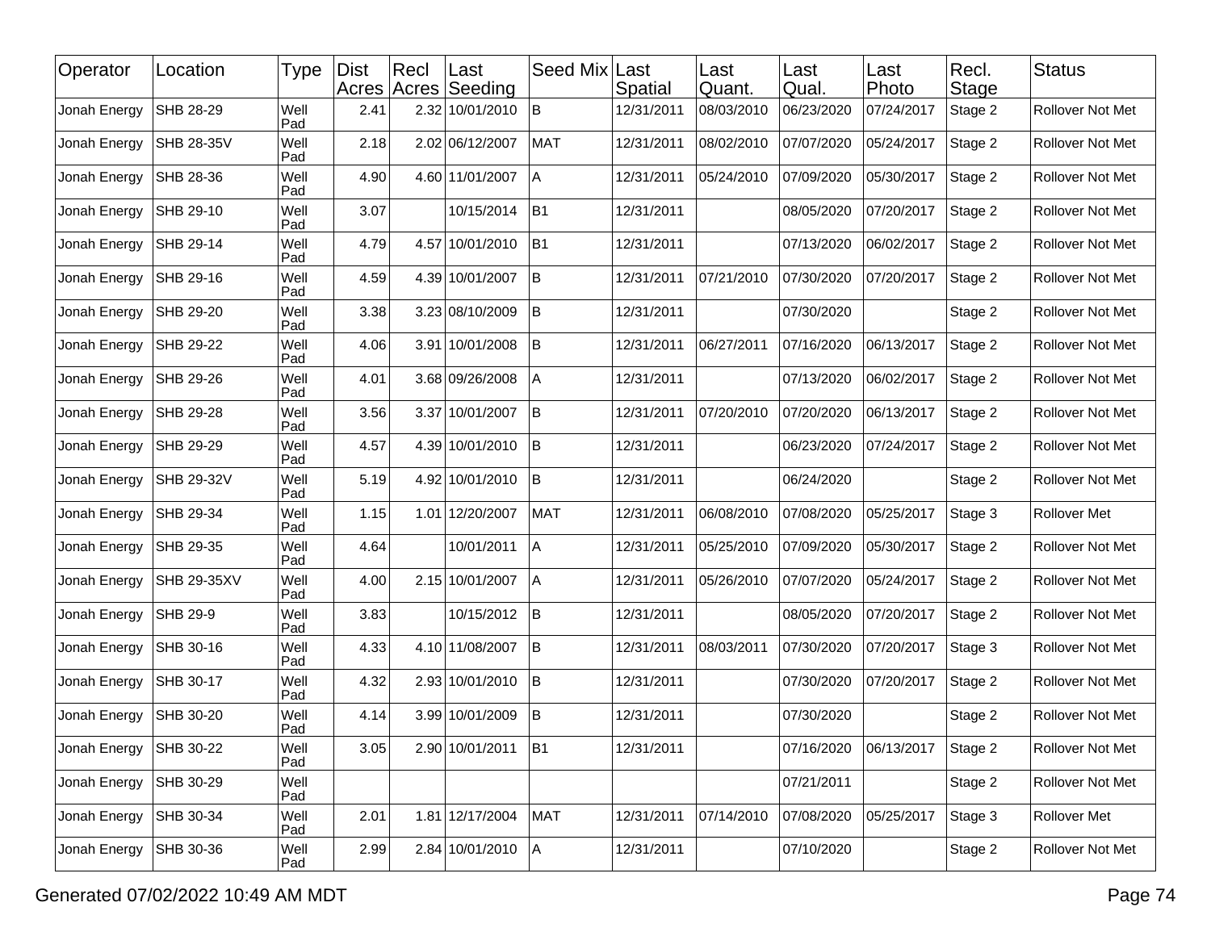| Operator | Location | Type | Dist Acres | Recl Acres | Last Seeding | Seed Mix | Last Spatial | Last Quant. | Last Qual. | Last Photo | Recl. Stage | Status |
|---|---|---|---|---|---|---|---|---|---|---|---|---|
| Jonah Energy | SHB 28-29 | Well Pad | 2.41 | 2.32 | 10/01/2010 | B | 12/31/2011 | 08/03/2010 | 06/23/2020 | 07/24/2017 | Stage 2 | Rollover Not Met |
| Jonah Energy | SHB 28-35V | Well Pad | 2.18 | 2.02 | 06/12/2007 | MAT | 12/31/2011 | 08/02/2010 | 07/07/2020 | 05/24/2017 | Stage 2 | Rollover Not Met |
| Jonah Energy | SHB 28-36 | Well Pad | 4.90 | 4.60 | 11/01/2007 | A | 12/31/2011 | 05/24/2010 | 07/09/2020 | 05/30/2017 | Stage 2 | Rollover Not Met |
| Jonah Energy | SHB 29-10 | Well Pad | 3.07 | | 10/15/2014 | B1 | 12/31/2011 | | 08/05/2020 | 07/20/2017 | Stage 2 | Rollover Not Met |
| Jonah Energy | SHB 29-14 | Well Pad | 4.79 | 4.57 | 10/01/2010 | B1 | 12/31/2011 | | 07/13/2020 | 06/02/2017 | Stage 2 | Rollover Not Met |
| Jonah Energy | SHB 29-16 | Well Pad | 4.59 | 4.39 | 10/01/2007 | B | 12/31/2011 | 07/21/2010 | 07/30/2020 | 07/20/2017 | Stage 2 | Rollover Not Met |
| Jonah Energy | SHB 29-20 | Well Pad | 3.38 | 3.23 | 08/10/2009 | B | 12/31/2011 | | 07/30/2020 | | Stage 2 | Rollover Not Met |
| Jonah Energy | SHB 29-22 | Well Pad | 4.06 | 3.91 | 10/01/2008 | B | 12/31/2011 | 06/27/2011 | 07/16/2020 | 06/13/2017 | Stage 2 | Rollover Not Met |
| Jonah Energy | SHB 29-26 | Well Pad | 4.01 | 3.68 | 09/26/2008 | A | 12/31/2011 | | 07/13/2020 | 06/02/2017 | Stage 2 | Rollover Not Met |
| Jonah Energy | SHB 29-28 | Well Pad | 3.56 | 3.37 | 10/01/2007 | B | 12/31/2011 | 07/20/2010 | 07/20/2020 | 06/13/2017 | Stage 2 | Rollover Not Met |
| Jonah Energy | SHB 29-29 | Well Pad | 4.57 | 4.39 | 10/01/2010 | B | 12/31/2011 | | 06/23/2020 | 07/24/2017 | Stage 2 | Rollover Not Met |
| Jonah Energy | SHB 29-32V | Well Pad | 5.19 | 4.92 | 10/01/2010 | B | 12/31/2011 | | 06/24/2020 | | Stage 2 | Rollover Not Met |
| Jonah Energy | SHB 29-34 | Well Pad | 1.15 | 1.01 | 12/20/2007 | MAT | 12/31/2011 | 06/08/2010 | 07/08/2020 | 05/25/2017 | Stage 3 | Rollover Met |
| Jonah Energy | SHB 29-35 | Well Pad | 4.64 | | 10/01/2011 | A | 12/31/2011 | 05/25/2010 | 07/09/2020 | 05/30/2017 | Stage 2 | Rollover Not Met |
| Jonah Energy | SHB 29-35XV | Well Pad | 4.00 | 2.15 | 10/01/2007 | A | 12/31/2011 | 05/26/2010 | 07/07/2020 | 05/24/2017 | Stage 2 | Rollover Not Met |
| Jonah Energy | SHB 29-9 | Well Pad | 3.83 | | 10/15/2012 | B | 12/31/2011 | | 08/05/2020 | 07/20/2017 | Stage 2 | Rollover Not Met |
| Jonah Energy | SHB 30-16 | Well Pad | 4.33 | 4.10 | 11/08/2007 | B | 12/31/2011 | 08/03/2011 | 07/30/2020 | 07/20/2017 | Stage 3 | Rollover Not Met |
| Jonah Energy | SHB 30-17 | Well Pad | 4.32 | 2.93 | 10/01/2010 | B | 12/31/2011 | | 07/30/2020 | 07/20/2017 | Stage 2 | Rollover Not Met |
| Jonah Energy | SHB 30-20 | Well Pad | 4.14 | 3.99 | 10/01/2009 | B | 12/31/2011 | | 07/30/2020 | | Stage 2 | Rollover Not Met |
| Jonah Energy | SHB 30-22 | Well Pad | 3.05 | 2.90 | 10/01/2011 | B1 | 12/31/2011 | | 07/16/2020 | 06/13/2017 | Stage 2 | Rollover Not Met |
| Jonah Energy | SHB 30-29 | Well Pad | | | | | | | 07/21/2011 | | Stage 2 | Rollover Not Met |
| Jonah Energy | SHB 30-34 | Well Pad | 2.01 | 1.81 | 12/17/2004 | MAT | 12/31/2011 | 07/14/2010 | 07/08/2020 | 05/25/2017 | Stage 3 | Rollover Met |
| Jonah Energy | SHB 30-36 | Well Pad | 2.99 | 2.84 | 10/01/2010 | A | 12/31/2011 | | 07/10/2020 | | Stage 2 | Rollover Not Met |

Generated 07/02/2022 10:49 AM MDT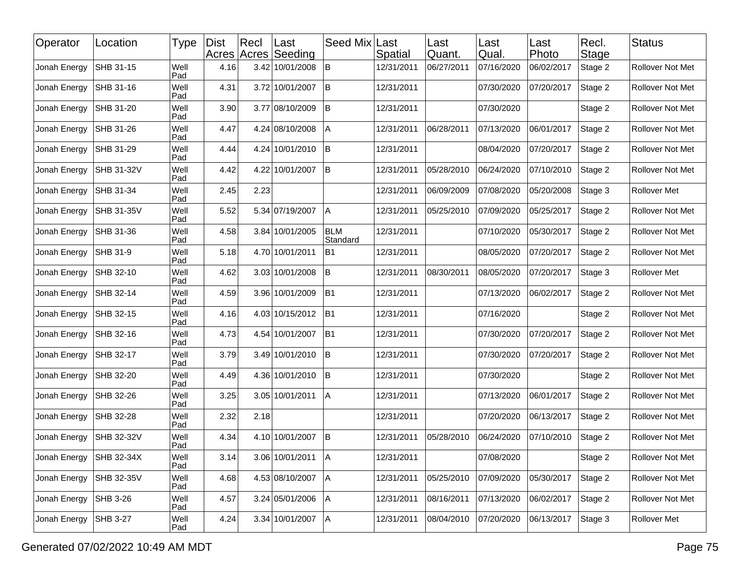| Operator | Location | Type | Dist Acres | Recl Acres | Last Seeding | Seed Mix | Last Spatial | Last Quant. | Last Qual. | Last Photo | Recl. Stage | Status |
|---|---|---|---|---|---|---|---|---|---|---|---|---|
| Jonah Energy | SHB 31-15 | Well Pad | 4.16 | 3.42 | 10/01/2008 | B | 12/31/2011 | 06/27/2011 | 07/16/2020 | 06/02/2017 | Stage 2 | Rollover Not Met |
| Jonah Energy | SHB 31-16 | Well Pad | 4.31 | 3.72 | 10/01/2007 | B | 12/31/2011 | | 07/30/2020 | 07/20/2017 | Stage 2 | Rollover Not Met |
| Jonah Energy | SHB 31-20 | Well Pad | 3.90 | 3.77 | 08/10/2009 | B | 12/31/2011 | | 07/30/2020 | | Stage 2 | Rollover Not Met |
| Jonah Energy | SHB 31-26 | Well Pad | 4.47 | 4.24 | 08/10/2008 | A | 12/31/2011 | 06/28/2011 | 07/13/2020 | 06/01/2017 | Stage 2 | Rollover Not Met |
| Jonah Energy | SHB 31-29 | Well Pad | 4.44 | 4.24 | 10/01/2010 | B | 12/31/2011 | | 08/04/2020 | 07/20/2017 | Stage 2 | Rollover Not Met |
| Jonah Energy | SHB 31-32V | Well Pad | 4.42 | 4.22 | 10/01/2007 | B | 12/31/2011 | 05/28/2010 | 06/24/2020 | 07/10/2010 | Stage 2 | Rollover Not Met |
| Jonah Energy | SHB 31-34 | Well Pad | 2.45 | 2.23 | | | 12/31/2011 | 06/09/2009 | 07/08/2020 | 05/20/2008 | Stage 3 | Rollover Met |
| Jonah Energy | SHB 31-35V | Well Pad | 5.52 | 5.34 | 07/19/2007 | A | 12/31/2011 | 05/25/2010 | 07/09/2020 | 05/25/2017 | Stage 2 | Rollover Not Met |
| Jonah Energy | SHB 31-36 | Well Pad | 4.58 | 3.84 | 10/01/2005 | BLM Standard | 12/31/2011 | | 07/10/2020 | 05/30/2017 | Stage 2 | Rollover Not Met |
| Jonah Energy | SHB 31-9 | Well Pad | 5.18 | 4.70 | 10/01/2011 | B1 | 12/31/2011 | | 08/05/2020 | 07/20/2017 | Stage 2 | Rollover Not Met |
| Jonah Energy | SHB 32-10 | Well Pad | 4.62 | 3.03 | 10/01/2008 | B | 12/31/2011 | 08/30/2011 | 08/05/2020 | 07/20/2017 | Stage 3 | Rollover Met |
| Jonah Energy | SHB 32-14 | Well Pad | 4.59 | 3.96 | 10/01/2009 | B1 | 12/31/2011 | | 07/13/2020 | 06/02/2017 | Stage 2 | Rollover Not Met |
| Jonah Energy | SHB 32-15 | Well Pad | 4.16 | 4.03 | 10/15/2012 | B1 | 12/31/2011 | | 07/16/2020 | | Stage 2 | Rollover Not Met |
| Jonah Energy | SHB 32-16 | Well Pad | 4.73 | 4.54 | 10/01/2007 | B1 | 12/31/2011 | | 07/30/2020 | 07/20/2017 | Stage 2 | Rollover Not Met |
| Jonah Energy | SHB 32-17 | Well Pad | 3.79 | 3.49 | 10/01/2010 | B | 12/31/2011 | | 07/30/2020 | 07/20/2017 | Stage 2 | Rollover Not Met |
| Jonah Energy | SHB 32-20 | Well Pad | 4.49 | 4.36 | 10/01/2010 | B | 12/31/2011 | | 07/30/2020 | | Stage 2 | Rollover Not Met |
| Jonah Energy | SHB 32-26 | Well Pad | 3.25 | 3.05 | 10/01/2011 | A | 12/31/2011 | | 07/13/2020 | 06/01/2017 | Stage 2 | Rollover Not Met |
| Jonah Energy | SHB 32-28 | Well Pad | 2.32 | 2.18 | | | 12/31/2011 | | 07/20/2020 | 06/13/2017 | Stage 2 | Rollover Not Met |
| Jonah Energy | SHB 32-32V | Well Pad | 4.34 | 4.10 | 10/01/2007 | B | 12/31/2011 | 05/28/2010 | 06/24/2020 | 07/10/2010 | Stage 2 | Rollover Not Met |
| Jonah Energy | SHB 32-34X | Well Pad | 3.14 | 3.06 | 10/01/2011 | A | 12/31/2011 | | 07/08/2020 | | Stage 2 | Rollover Not Met |
| Jonah Energy | SHB 32-35V | Well Pad | 4.68 | 4.53 | 08/10/2007 | A | 12/31/2011 | 05/25/2010 | 07/09/2020 | 05/30/2017 | Stage 2 | Rollover Not Met |
| Jonah Energy | SHB 3-26 | Well Pad | 4.57 | 3.24 | 05/01/2006 | A | 12/31/2011 | 08/16/2011 | 07/13/2020 | 06/02/2017 | Stage 2 | Rollover Not Met |
| Jonah Energy | SHB 3-27 | Well Pad | 4.24 | 3.34 | 10/01/2007 | A | 12/31/2011 | 08/04/2010 | 07/20/2020 | 06/13/2017 | Stage 3 | Rollover Met |

Generated 07/02/2022 10:49 AM MDT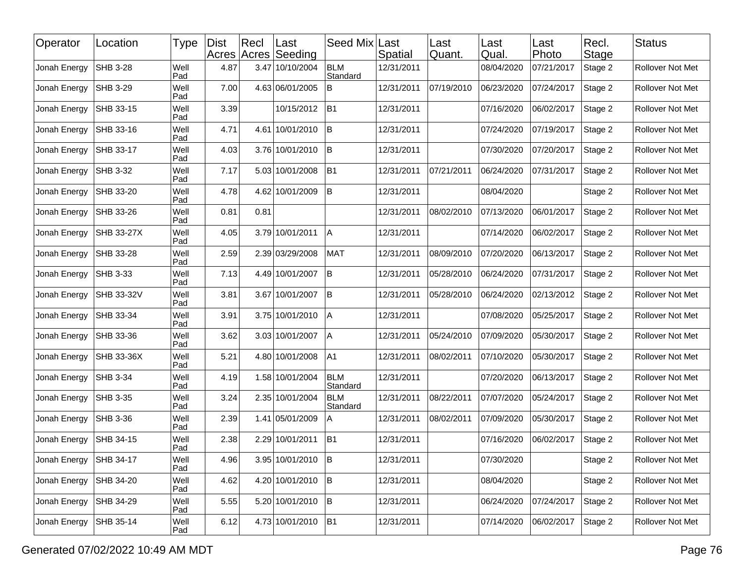| Operator | Location | Type | Dist Acres | Recl Acres | Last Seeding | Seed Mix | Last Spatial | Last Quant. | Last Qual. | Last Photo | Recl. Stage | Status |
|---|---|---|---|---|---|---|---|---|---|---|---|---|
| Jonah Energy | SHB 3-28 | Well Pad | 4.87 | 3.47 | 10/10/2004 | BLM Standard | 12/31/2011 | | 08/04/2020 | 07/21/2017 | Stage 2 | Rollover Not Met |
| Jonah Energy | SHB 3-29 | Well Pad | 7.00 | 4.63 | 06/01/2005 | B | 12/31/2011 | 07/19/2010 | 06/23/2020 | 07/24/2017 | Stage 2 | Rollover Not Met |
| Jonah Energy | SHB 33-15 | Well Pad | 3.39 | | 10/15/2012 | B1 | 12/31/2011 | | 07/16/2020 | 06/02/2017 | Stage 2 | Rollover Not Met |
| Jonah Energy | SHB 33-16 | Well Pad | 4.71 | 4.61 | 10/01/2010 | B | 12/31/2011 | | 07/24/2020 | 07/19/2017 | Stage 2 | Rollover Not Met |
| Jonah Energy | SHB 33-17 | Well Pad | 4.03 | 3.76 | 10/01/2010 | B | 12/31/2011 | | 07/30/2020 | 07/20/2017 | Stage 2 | Rollover Not Met |
| Jonah Energy | SHB 3-32 | Well Pad | 7.17 | 5.03 | 10/01/2008 | B1 | 12/31/2011 | 07/21/2011 | 06/24/2020 | 07/31/2017 | Stage 2 | Rollover Not Met |
| Jonah Energy | SHB 33-20 | Well Pad | 4.78 | 4.62 | 10/01/2009 | B | 12/31/2011 | | 08/04/2020 | | Stage 2 | Rollover Not Met |
| Jonah Energy | SHB 33-26 | Well Pad | 0.81 | 0.81 | | | 12/31/2011 | 08/02/2010 | 07/13/2020 | 06/01/2017 | Stage 2 | Rollover Not Met |
| Jonah Energy | SHB 33-27X | Well Pad | 4.05 | 3.79 | 10/01/2011 | A | 12/31/2011 | | 07/14/2020 | 06/02/2017 | Stage 2 | Rollover Not Met |
| Jonah Energy | SHB 33-28 | Well Pad | 2.59 | 2.39 | 03/29/2008 | MAT | 12/31/2011 | 08/09/2010 | 07/20/2020 | 06/13/2017 | Stage 2 | Rollover Not Met |
| Jonah Energy | SHB 3-33 | Well Pad | 7.13 | 4.49 | 10/01/2007 | B | 12/31/2011 | 05/28/2010 | 06/24/2020 | 07/31/2017 | Stage 2 | Rollover Not Met |
| Jonah Energy | SHB 33-32V | Well Pad | 3.81 | 3.67 | 10/01/2007 | B | 12/31/2011 | 05/28/2010 | 06/24/2020 | 02/13/2012 | Stage 2 | Rollover Not Met |
| Jonah Energy | SHB 33-34 | Well Pad | 3.91 | 3.75 | 10/01/2010 | A | 12/31/2011 | | 07/08/2020 | 05/25/2017 | Stage 2 | Rollover Not Met |
| Jonah Energy | SHB 33-36 | Well Pad | 3.62 | 3.03 | 10/01/2007 | A | 12/31/2011 | 05/24/2010 | 07/09/2020 | 05/30/2017 | Stage 2 | Rollover Not Met |
| Jonah Energy | SHB 33-36X | Well Pad | 5.21 | 4.80 | 10/01/2008 | A1 | 12/31/2011 | 08/02/2011 | 07/10/2020 | 05/30/2017 | Stage 2 | Rollover Not Met |
| Jonah Energy | SHB 3-34 | Well Pad | 4.19 | 1.58 | 10/01/2004 | BLM Standard | 12/31/2011 | | 07/20/2020 | 06/13/2017 | Stage 2 | Rollover Not Met |
| Jonah Energy | SHB 3-35 | Well Pad | 3.24 | 2.35 | 10/01/2004 | BLM Standard | 12/31/2011 | 08/22/2011 | 07/07/2020 | 05/24/2017 | Stage 2 | Rollover Not Met |
| Jonah Energy | SHB 3-36 | Well Pad | 2.39 | 1.41 | 05/01/2009 | A | 12/31/2011 | 08/02/2011 | 07/09/2020 | 05/30/2017 | Stage 2 | Rollover Not Met |
| Jonah Energy | SHB 34-15 | Well Pad | 2.38 | 2.29 | 10/01/2011 | B1 | 12/31/2011 | | 07/16/2020 | 06/02/2017 | Stage 2 | Rollover Not Met |
| Jonah Energy | SHB 34-17 | Well Pad | 4.96 | 3.95 | 10/01/2010 | B | 12/31/2011 | | 07/30/2020 | | Stage 2 | Rollover Not Met |
| Jonah Energy | SHB 34-20 | Well Pad | 4.62 | 4.20 | 10/01/2010 | B | 12/31/2011 | | 08/04/2020 | | Stage 2 | Rollover Not Met |
| Jonah Energy | SHB 34-29 | Well Pad | 5.55 | 5.20 | 10/01/2010 | B | 12/31/2011 | | 06/24/2020 | 07/24/2017 | Stage 2 | Rollover Not Met |
| Jonah Energy | SHB 35-14 | Well Pad | 6.12 | 4.73 | 10/01/2010 | B1 | 12/31/2011 | | 07/14/2020 | 06/02/2017 | Stage 2 | Rollover Not Met |

Generated 07/02/2022 10:49 AM MDT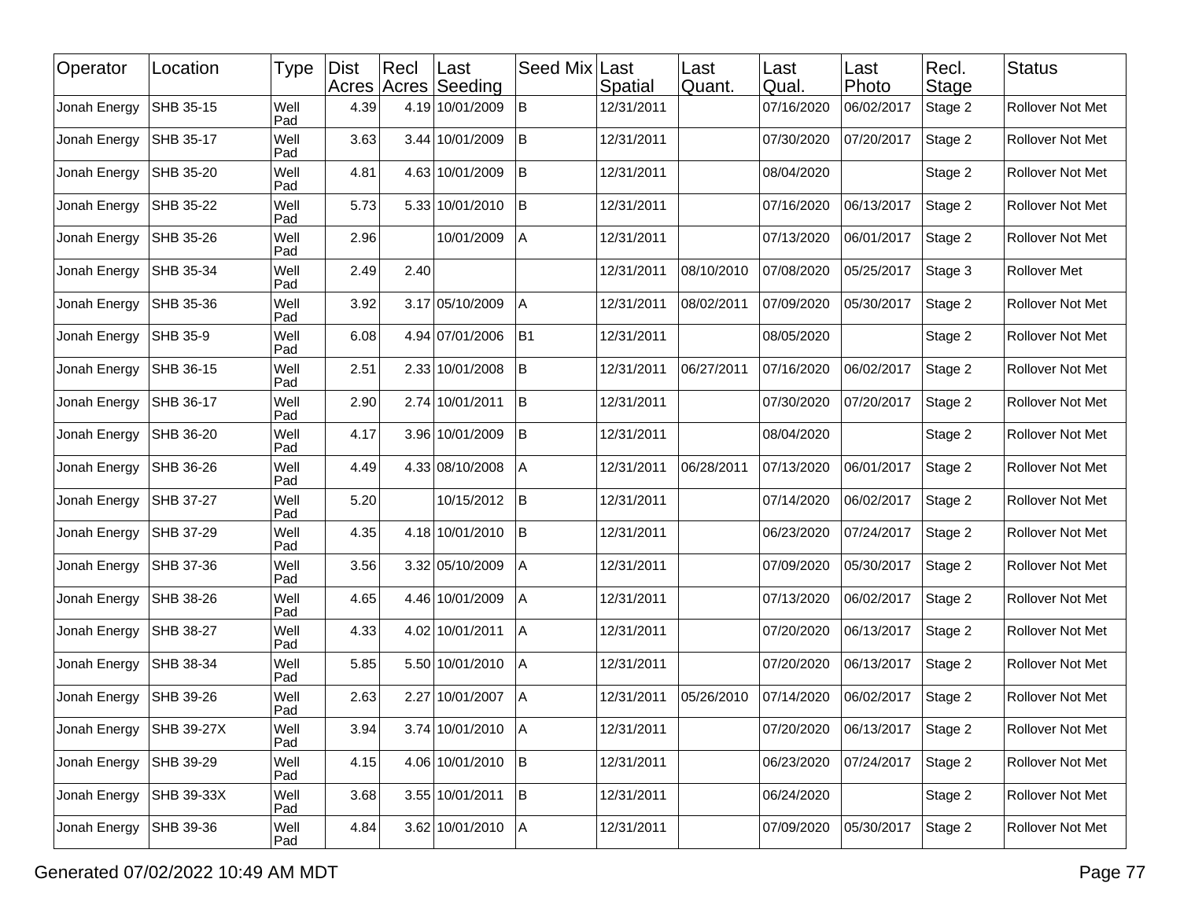| Operator | Location | Type | Dist Acres | Recl Acres | Last Seeding | Seed Mix | Last Spatial | Last Quant. | Last Qual. | Last Photo | Recl. Stage | Status |
|---|---|---|---|---|---|---|---|---|---|---|---|---|
| Jonah Energy | SHB 35-15 | Well Pad | 4.39 | 4.19 | 10/01/2009 | B | 12/31/2011 | | 07/16/2020 | 06/02/2017 | Stage 2 | Rollover Not Met |
| Jonah Energy | SHB 35-17 | Well Pad | 3.63 | 3.44 | 10/01/2009 | B | 12/31/2011 | | 07/30/2020 | 07/20/2017 | Stage 2 | Rollover Not Met |
| Jonah Energy | SHB 35-20 | Well Pad | 4.81 | 4.63 | 10/01/2009 | B | 12/31/2011 | | 08/04/2020 | | Stage 2 | Rollover Not Met |
| Jonah Energy | SHB 35-22 | Well Pad | 5.73 | 5.33 | 10/01/2010 | B | 12/31/2011 | | 07/16/2020 | 06/13/2017 | Stage 2 | Rollover Not Met |
| Jonah Energy | SHB 35-26 | Well Pad | 2.96 | | 10/01/2009 | A | 12/31/2011 | | 07/13/2020 | 06/01/2017 | Stage 2 | Rollover Not Met |
| Jonah Energy | SHB 35-34 | Well Pad | 2.49 | 2.40 | | | 12/31/2011 | 08/10/2010 | 07/08/2020 | 05/25/2017 | Stage 3 | Rollover Met |
| Jonah Energy | SHB 35-36 | Well Pad | 3.92 | 3.17 | 05/10/2009 | A | 12/31/2011 | 08/02/2011 | 07/09/2020 | 05/30/2017 | Stage 2 | Rollover Not Met |
| Jonah Energy | SHB 35-9 | Well Pad | 6.08 | 4.94 | 07/01/2006 | B1 | 12/31/2011 | | 08/05/2020 | | Stage 2 | Rollover Not Met |
| Jonah Energy | SHB 36-15 | Well Pad | 2.51 | 2.33 | 10/01/2008 | B | 12/31/2011 | 06/27/2011 | 07/16/2020 | 06/02/2017 | Stage 2 | Rollover Not Met |
| Jonah Energy | SHB 36-17 | Well Pad | 2.90 | 2.74 | 10/01/2011 | B | 12/31/2011 | | 07/30/2020 | 07/20/2017 | Stage 2 | Rollover Not Met |
| Jonah Energy | SHB 36-20 | Well Pad | 4.17 | 3.96 | 10/01/2009 | B | 12/31/2011 | | 08/04/2020 | | Stage 2 | Rollover Not Met |
| Jonah Energy | SHB 36-26 | Well Pad | 4.49 | 4.33 | 08/10/2008 | A | 12/31/2011 | 06/28/2011 | 07/13/2020 | 06/01/2017 | Stage 2 | Rollover Not Met |
| Jonah Energy | SHB 37-27 | Well Pad | 5.20 | | 10/15/2012 | B | 12/31/2011 | | 07/14/2020 | 06/02/2017 | Stage 2 | Rollover Not Met |
| Jonah Energy | SHB 37-29 | Well Pad | 4.35 | 4.18 | 10/01/2010 | B | 12/31/2011 | | 06/23/2020 | 07/24/2017 | Stage 2 | Rollover Not Met |
| Jonah Energy | SHB 37-36 | Well Pad | 3.56 | 3.32 | 05/10/2009 | A | 12/31/2011 | | 07/09/2020 | 05/30/2017 | Stage 2 | Rollover Not Met |
| Jonah Energy | SHB 38-26 | Well Pad | 4.65 | 4.46 | 10/01/2009 | A | 12/31/2011 | | 07/13/2020 | 06/02/2017 | Stage 2 | Rollover Not Met |
| Jonah Energy | SHB 38-27 | Well Pad | 4.33 | 4.02 | 10/01/2011 | A | 12/31/2011 | | 07/20/2020 | 06/13/2017 | Stage 2 | Rollover Not Met |
| Jonah Energy | SHB 38-34 | Well Pad | 5.85 | 5.50 | 10/01/2010 | A | 12/31/2011 | | 07/20/2020 | 06/13/2017 | Stage 2 | Rollover Not Met |
| Jonah Energy | SHB 39-26 | Well Pad | 2.63 | 2.27 | 10/01/2007 | A | 12/31/2011 | 05/26/2010 | 07/14/2020 | 06/02/2017 | Stage 2 | Rollover Not Met |
| Jonah Energy | SHB 39-27X | Well Pad | 3.94 | 3.74 | 10/01/2010 | A | 12/31/2011 | | 07/20/2020 | 06/13/2017 | Stage 2 | Rollover Not Met |
| Jonah Energy | SHB 39-29 | Well Pad | 4.15 | 4.06 | 10/01/2010 | B | 12/31/2011 | | 06/23/2020 | 07/24/2017 | Stage 2 | Rollover Not Met |
| Jonah Energy | SHB 39-33X | Well Pad | 3.68 | 3.55 | 10/01/2011 | B | 12/31/2011 | | 06/24/2020 | | Stage 2 | Rollover Not Met |
| Jonah Energy | SHB 39-36 | Well Pad | 4.84 | 3.62 | 10/01/2010 | A | 12/31/2011 | | 07/09/2020 | 05/30/2017 | Stage 2 | Rollover Not Met |

Generated 07/02/2022 10:49 AM MDT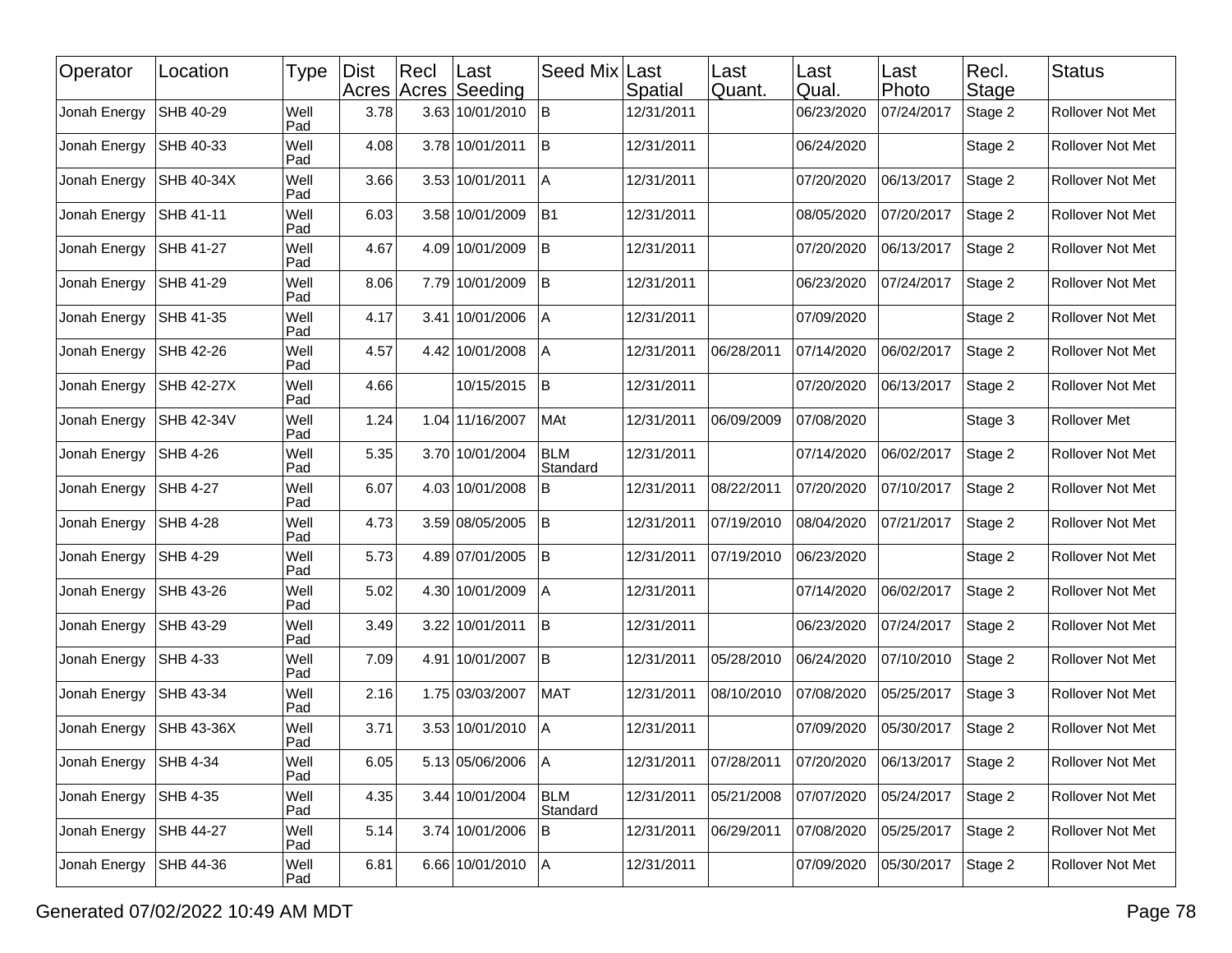| Operator | Location | Type | Dist Acres | Recl Acres | Last Seeding | Seed Mix | Last Spatial | Last Quant. | Last Qual. | Last Photo | Recl. Stage | Status |
|---|---|---|---|---|---|---|---|---|---|---|---|---|
| Jonah Energy | SHB 40-29 | Well Pad | 3.78 | 3.63 | 10/01/2010 | B | 12/31/2011 | | 06/23/2020 | 07/24/2017 | Stage 2 | Rollover Not Met |
| Jonah Energy | SHB 40-33 | Well Pad | 4.08 | 3.78 | 10/01/2011 | B | 12/31/2011 | | 06/24/2020 | | Stage 2 | Rollover Not Met |
| Jonah Energy | SHB 40-34X | Well Pad | 3.66 | 3.53 | 10/01/2011 | A | 12/31/2011 | | 07/20/2020 | 06/13/2017 | Stage 2 | Rollover Not Met |
| Jonah Energy | SHB 41-11 | Well Pad | 6.03 | 3.58 | 10/01/2009 | B1 | 12/31/2011 | | 08/05/2020 | 07/20/2017 | Stage 2 | Rollover Not Met |
| Jonah Energy | SHB 41-27 | Well Pad | 4.67 | 4.09 | 10/01/2009 | B | 12/31/2011 | | 07/20/2020 | 06/13/2017 | Stage 2 | Rollover Not Met |
| Jonah Energy | SHB 41-29 | Well Pad | 8.06 | 7.79 | 10/01/2009 | B | 12/31/2011 | | 06/23/2020 | 07/24/2017 | Stage 2 | Rollover Not Met |
| Jonah Energy | SHB 41-35 | Well Pad | 4.17 | 3.41 | 10/01/2006 | A | 12/31/2011 | | 07/09/2020 | | Stage 2 | Rollover Not Met |
| Jonah Energy | SHB 42-26 | Well Pad | 4.57 | 4.42 | 10/01/2008 | A | 12/31/2011 | 06/28/2011 | 07/14/2020 | 06/02/2017 | Stage 2 | Rollover Not Met |
| Jonah Energy | SHB 42-27X | Well Pad | 4.66 | | 10/15/2015 | B | 12/31/2011 | | 07/20/2020 | 06/13/2017 | Stage 2 | Rollover Not Met |
| Jonah Energy | SHB 42-34V | Well Pad | 1.24 | 1.04 | 11/16/2007 | MAt | 12/31/2011 | 06/09/2009 | 07/08/2020 | | Stage 3 | Rollover Met |
| Jonah Energy | SHB 4-26 | Well Pad | 5.35 | 3.70 | 10/01/2004 | BLM Standard | 12/31/2011 | | 07/14/2020 | 06/02/2017 | Stage 2 | Rollover Not Met |
| Jonah Energy | SHB 4-27 | Well Pad | 6.07 | 4.03 | 10/01/2008 | B | 12/31/2011 | 08/22/2011 | 07/20/2020 | 07/10/2017 | Stage 2 | Rollover Not Met |
| Jonah Energy | SHB 4-28 | Well Pad | 4.73 | 3.59 | 08/05/2005 | B | 12/31/2011 | 07/19/2010 | 08/04/2020 | 07/21/2017 | Stage 2 | Rollover Not Met |
| Jonah Energy | SHB 4-29 | Well Pad | 5.73 | 4.89 | 07/01/2005 | B | 12/31/2011 | 07/19/2010 | 06/23/2020 | | Stage 2 | Rollover Not Met |
| Jonah Energy | SHB 43-26 | Well Pad | 5.02 | 4.30 | 10/01/2009 | A | 12/31/2011 | | 07/14/2020 | 06/02/2017 | Stage 2 | Rollover Not Met |
| Jonah Energy | SHB 43-29 | Well Pad | 3.49 | 3.22 | 10/01/2011 | B | 12/31/2011 | | 06/23/2020 | 07/24/2017 | Stage 2 | Rollover Not Met |
| Jonah Energy | SHB 4-33 | Well Pad | 7.09 | 4.91 | 10/01/2007 | B | 12/31/2011 | 05/28/2010 | 06/24/2020 | 07/10/2010 | Stage 2 | Rollover Not Met |
| Jonah Energy | SHB 43-34 | Well Pad | 2.16 | 1.75 | 03/03/2007 | MAT | 12/31/2011 | 08/10/2010 | 07/08/2020 | 05/25/2017 | Stage 3 | Rollover Not Met |
| Jonah Energy | SHB 43-36X | Well Pad | 3.71 | 3.53 | 10/01/2010 | A | 12/31/2011 | | 07/09/2020 | 05/30/2017 | Stage 2 | Rollover Not Met |
| Jonah Energy | SHB 4-34 | Well Pad | 6.05 | 5.13 | 05/06/2006 | A | 12/31/2011 | 07/28/2011 | 07/20/2020 | 06/13/2017 | Stage 2 | Rollover Not Met |
| Jonah Energy | SHB 4-35 | Well Pad | 4.35 | 3.44 | 10/01/2004 | BLM Standard | 12/31/2011 | 05/21/2008 | 07/07/2020 | 05/24/2017 | Stage 2 | Rollover Not Met |
| Jonah Energy | SHB 44-27 | Well Pad | 5.14 | 3.74 | 10/01/2006 | B | 12/31/2011 | 06/29/2011 | 07/08/2020 | 05/25/2017 | Stage 2 | Rollover Not Met |
| Jonah Energy | SHB 44-36 | Well Pad | 6.81 | 6.66 | 10/01/2010 | A | 12/31/2011 | | 07/09/2020 | 05/30/2017 | Stage 2 | Rollover Not Met |

Generated 07/02/2022 10:49 AM MDT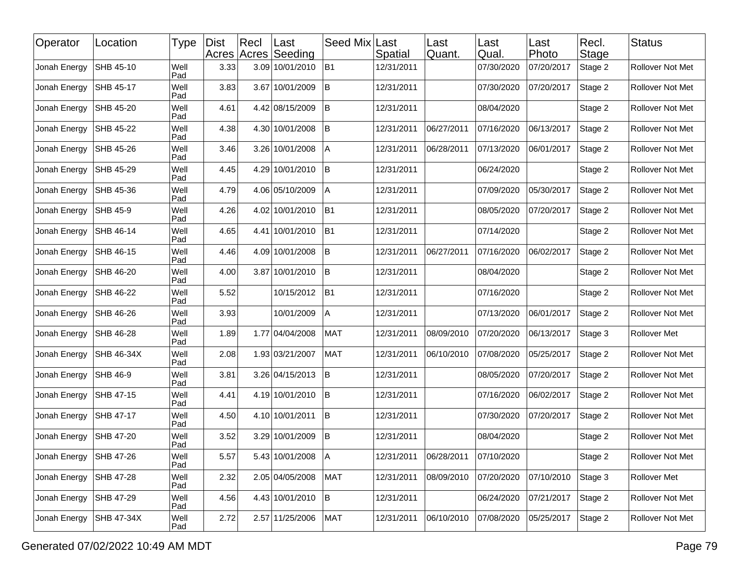| Operator | Location | Type | Dist Acres | Recl Acres | Last Seeding | Seed Mix | Last Spatial | Last Quant. | Last Qual. | Last Photo | Recl. Stage | Status |
|---|---|---|---|---|---|---|---|---|---|---|---|---|
| Jonah Energy | SHB 45-10 | Well Pad | 3.33 | 3.09 | 10/01/2010 | B1 | 12/31/2011 | | 07/30/2020 | 07/20/2017 | Stage 2 | Rollover Not Met |
| Jonah Energy | SHB 45-17 | Well Pad | 3.83 | 3.67 | 10/01/2009 | B | 12/31/2011 | | 07/30/2020 | 07/20/2017 | Stage 2 | Rollover Not Met |
| Jonah Energy | SHB 45-20 | Well Pad | 4.61 | 4.42 | 08/15/2009 | B | 12/31/2011 | | 08/04/2020 | | Stage 2 | Rollover Not Met |
| Jonah Energy | SHB 45-22 | Well Pad | 4.38 | 4.30 | 10/01/2008 | B | 12/31/2011 | 06/27/2011 | 07/16/2020 | 06/13/2017 | Stage 2 | Rollover Not Met |
| Jonah Energy | SHB 45-26 | Well Pad | 3.46 | 3.26 | 10/01/2008 | A | 12/31/2011 | 06/28/2011 | 07/13/2020 | 06/01/2017 | Stage 2 | Rollover Not Met |
| Jonah Energy | SHB 45-29 | Well Pad | 4.45 | 4.29 | 10/01/2010 | B | 12/31/2011 | | 06/24/2020 | | Stage 2 | Rollover Not Met |
| Jonah Energy | SHB 45-36 | Well Pad | 4.79 | 4.06 | 05/10/2009 | A | 12/31/2011 | | 07/09/2020 | 05/30/2017 | Stage 2 | Rollover Not Met |
| Jonah Energy | SHB 45-9 | Well Pad | 4.26 | 4.02 | 10/01/2010 | B1 | 12/31/2011 | | 08/05/2020 | 07/20/2017 | Stage 2 | Rollover Not Met |
| Jonah Energy | SHB 46-14 | Well Pad | 4.65 | 4.41 | 10/01/2010 | B1 | 12/31/2011 | | 07/14/2020 | | Stage 2 | Rollover Not Met |
| Jonah Energy | SHB 46-15 | Well Pad | 4.46 | 4.09 | 10/01/2008 | B | 12/31/2011 | 06/27/2011 | 07/16/2020 | 06/02/2017 | Stage 2 | Rollover Not Met |
| Jonah Energy | SHB 46-20 | Well Pad | 4.00 | 3.87 | 10/01/2010 | B | 12/31/2011 | | 08/04/2020 | | Stage 2 | Rollover Not Met |
| Jonah Energy | SHB 46-22 | Well Pad | 5.52 | | 10/15/2012 | B1 | 12/31/2011 | | 07/16/2020 | | Stage 2 | Rollover Not Met |
| Jonah Energy | SHB 46-26 | Well Pad | 3.93 | | 10/01/2009 | A | 12/31/2011 | | 07/13/2020 | 06/01/2017 | Stage 2 | Rollover Not Met |
| Jonah Energy | SHB 46-28 | Well Pad | 1.89 | 1.77 | 04/04/2008 | MAT | 12/31/2011 | 08/09/2010 | 07/20/2020 | 06/13/2017 | Stage 3 | Rollover Met |
| Jonah Energy | SHB 46-34X | Well Pad | 2.08 | 1.93 | 03/21/2007 | MAT | 12/31/2011 | 06/10/2010 | 07/08/2020 | 05/25/2017 | Stage 2 | Rollover Not Met |
| Jonah Energy | SHB 46-9 | Well Pad | 3.81 | 3.26 | 04/15/2013 | B | 12/31/2011 | | 08/05/2020 | 07/20/2017 | Stage 2 | Rollover Not Met |
| Jonah Energy | SHB 47-15 | Well Pad | 4.41 | 4.19 | 10/01/2010 | B | 12/31/2011 | | 07/16/2020 | 06/02/2017 | Stage 2 | Rollover Not Met |
| Jonah Energy | SHB 47-17 | Well Pad | 4.50 | 4.10 | 10/01/2011 | B | 12/31/2011 | | 07/30/2020 | 07/20/2017 | Stage 2 | Rollover Not Met |
| Jonah Energy | SHB 47-20 | Well Pad | 3.52 | 3.29 | 10/01/2009 | B | 12/31/2011 | | 08/04/2020 | | Stage 2 | Rollover Not Met |
| Jonah Energy | SHB 47-26 | Well Pad | 5.57 | 5.43 | 10/01/2008 | A | 12/31/2011 | 06/28/2011 | 07/10/2020 | | Stage 2 | Rollover Not Met |
| Jonah Energy | SHB 47-28 | Well Pad | 2.32 | 2.05 | 04/05/2008 | MAT | 12/31/2011 | 08/09/2010 | 07/20/2020 | 07/10/2010 | Stage 3 | Rollover Met |
| Jonah Energy | SHB 47-29 | Well Pad | 4.56 | 4.43 | 10/01/2010 | B | 12/31/2011 | | 06/24/2020 | 07/21/2017 | Stage 2 | Rollover Not Met |
| Jonah Energy | SHB 47-34X | Well Pad | 2.72 | 2.57 | 11/25/2006 | MAT | 12/31/2011 | 06/10/2010 | 07/08/2020 | 05/25/2017 | Stage 2 | Rollover Not Met |

Generated 07/02/2022 10:49 AM MDT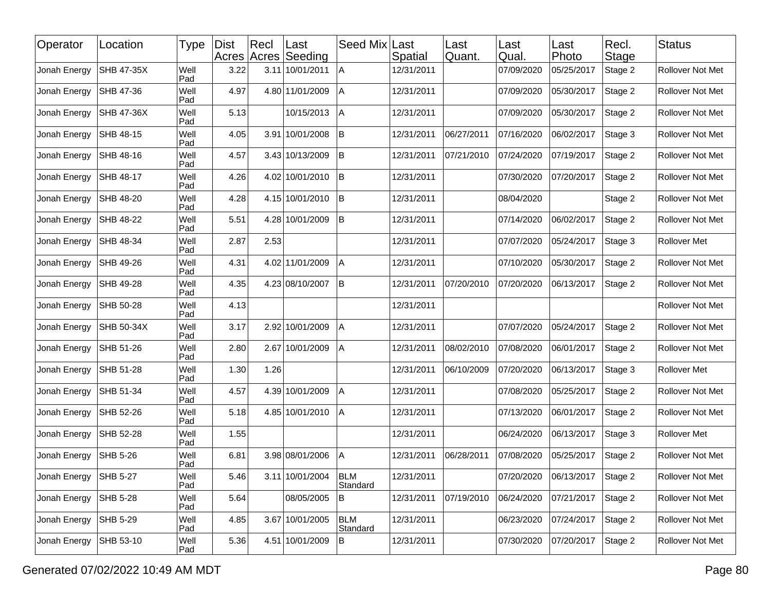| Operator | Location | Type | Dist Acres | Recl Acres | Last Seeding | Seed Mix | Last Spatial | Last Quant. | Last Qual. | Last Photo | Recl. Stage | Status |
|---|---|---|---|---|---|---|---|---|---|---|---|---|
| Jonah Energy | SHB 47-35X | Well Pad | 3.22 | 3.11 | 10/01/2011 | A | 12/31/2011 | | 07/09/2020 | 05/25/2017 | Stage 2 | Rollover Not Met |
| Jonah Energy | SHB 47-36 | Well Pad | 4.97 | 4.80 | 11/01/2009 | A | 12/31/2011 | | 07/09/2020 | 05/30/2017 | Stage 2 | Rollover Not Met |
| Jonah Energy | SHB 47-36X | Well Pad | 5.13 | | 10/15/2013 | A | 12/31/2011 | | 07/09/2020 | 05/30/2017 | Stage 2 | Rollover Not Met |
| Jonah Energy | SHB 48-15 | Well Pad | 4.05 | 3.91 | 10/01/2008 | B | 12/31/2011 | 06/27/2011 | 07/16/2020 | 06/02/2017 | Stage 3 | Rollover Not Met |
| Jonah Energy | SHB 48-16 | Well Pad | 4.57 | 3.43 | 10/13/2009 | B | 12/31/2011 | 07/21/2010 | 07/24/2020 | 07/19/2017 | Stage 2 | Rollover Not Met |
| Jonah Energy | SHB 48-17 | Well Pad | 4.26 | 4.02 | 10/01/2010 | B | 12/31/2011 | | 07/30/2020 | 07/20/2017 | Stage 2 | Rollover Not Met |
| Jonah Energy | SHB 48-20 | Well Pad | 4.28 | 4.15 | 10/01/2010 | B | 12/31/2011 | | 08/04/2020 | | Stage 2 | Rollover Not Met |
| Jonah Energy | SHB 48-22 | Well Pad | 5.51 | 4.28 | 10/01/2009 | B | 12/31/2011 | | 07/14/2020 | 06/02/2017 | Stage 2 | Rollover Not Met |
| Jonah Energy | SHB 48-34 | Well Pad | 2.87 | 2.53 | | | 12/31/2011 | | 07/07/2020 | 05/24/2017 | Stage 3 | Rollover Met |
| Jonah Energy | SHB 49-26 | Well Pad | 4.31 | 4.02 | 11/01/2009 | A | 12/31/2011 | | 07/10/2020 | 05/30/2017 | Stage 2 | Rollover Not Met |
| Jonah Energy | SHB 49-28 | Well Pad | 4.35 | 4.23 | 08/10/2007 | B | 12/31/2011 | 07/20/2010 | 07/20/2020 | 06/13/2017 | Stage 2 | Rollover Not Met |
| Jonah Energy | SHB 50-28 | Well Pad | 4.13 | | | | 12/31/2011 | | | | | Rollover Not Met |
| Jonah Energy | SHB 50-34X | Well Pad | 3.17 | 2.92 | 10/01/2009 | A | 12/31/2011 | | 07/07/2020 | 05/24/2017 | Stage 2 | Rollover Not Met |
| Jonah Energy | SHB 51-26 | Well Pad | 2.80 | 2.67 | 10/01/2009 | A | 12/31/2011 | 08/02/2010 | 07/08/2020 | 06/01/2017 | Stage 2 | Rollover Not Met |
| Jonah Energy | SHB 51-28 | Well Pad | 1.30 | 1.26 | | | 12/31/2011 | 06/10/2009 | 07/20/2020 | 06/13/2017 | Stage 3 | Rollover Met |
| Jonah Energy | SHB 51-34 | Well Pad | 4.57 | 4.39 | 10/01/2009 | A | 12/31/2011 | | 07/08/2020 | 05/25/2017 | Stage 2 | Rollover Not Met |
| Jonah Energy | SHB 52-26 | Well Pad | 5.18 | 4.85 | 10/01/2010 | A | 12/31/2011 | | 07/13/2020 | 06/01/2017 | Stage 2 | Rollover Not Met |
| Jonah Energy | SHB 52-28 | Well Pad | 1.55 | | | | 12/31/2011 | | 06/24/2020 | 06/13/2017 | Stage 3 | Rollover Met |
| Jonah Energy | SHB 5-26 | Well Pad | 6.81 | 3.98 | 08/01/2006 | A | 12/31/2011 | 06/28/2011 | 07/08/2020 | 05/25/2017 | Stage 2 | Rollover Not Met |
| Jonah Energy | SHB 5-27 | Well Pad | 5.46 | 3.11 | 10/01/2004 | BLM Standard | 12/31/2011 | | 07/20/2020 | 06/13/2017 | Stage 2 | Rollover Not Met |
| Jonah Energy | SHB 5-28 | Well Pad | 5.64 | | 08/05/2005 | B | 12/31/2011 | 07/19/2010 | 06/24/2020 | 07/21/2017 | Stage 2 | Rollover Not Met |
| Jonah Energy | SHB 5-29 | Well Pad | 4.85 | 3.67 | 10/01/2005 | BLM Standard | 12/31/2011 | | 06/23/2020 | 07/24/2017 | Stage 2 | Rollover Not Met |
| Jonah Energy | SHB 53-10 | Well Pad | 5.36 | 4.51 | 10/01/2009 | B | 12/31/2011 | | 07/30/2020 | 07/20/2017 | Stage 2 | Rollover Not Met |

Generated 07/02/2022 10:49 AM MDT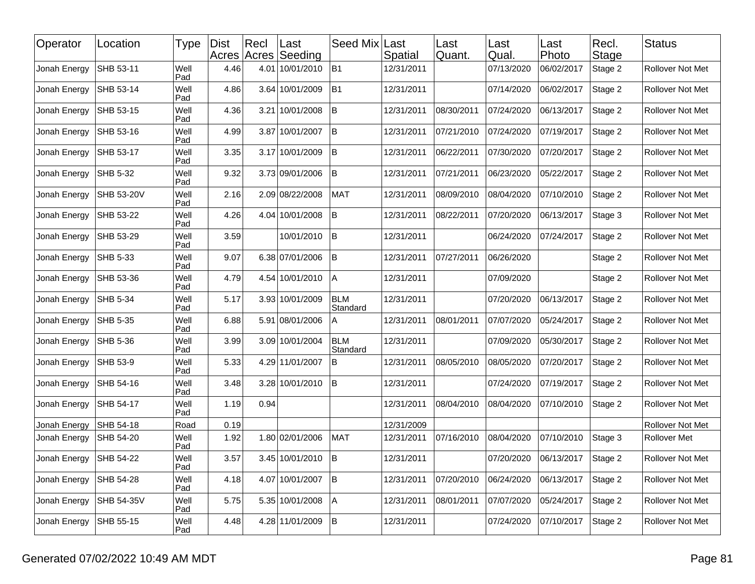| Operator | Location | Type | Dist Acres | Recl Acres | Last Seeding | Seed Mix | Last Spatial | Last Quant. | Last Qual. | Last Photo | Recl. Stage | Status |
|---|---|---|---|---|---|---|---|---|---|---|---|---|
| Jonah Energy | SHB 53-11 | Well Pad | 4.46 | 4.01 | 10/01/2010 | B1 | 12/31/2011 | | 07/13/2020 | 06/02/2017 | Stage 2 | Rollover Not Met |
| Jonah Energy | SHB 53-14 | Well Pad | 4.86 | 3.64 | 10/01/2009 | B1 | 12/31/2011 | | 07/14/2020 | 06/02/2017 | Stage 2 | Rollover Not Met |
| Jonah Energy | SHB 53-15 | Well Pad | 4.36 | 3.21 | 10/01/2008 | B | 12/31/2011 | 08/30/2011 | 07/24/2020 | 06/13/2017 | Stage 2 | Rollover Not Met |
| Jonah Energy | SHB 53-16 | Well Pad | 4.99 | 3.87 | 10/01/2007 | B | 12/31/2011 | 07/21/2010 | 07/24/2020 | 07/19/2017 | Stage 2 | Rollover Not Met |
| Jonah Energy | SHB 53-17 | Well Pad | 3.35 | 3.17 | 10/01/2009 | B | 12/31/2011 | 06/22/2011 | 07/30/2020 | 07/20/2017 | Stage 2 | Rollover Not Met |
| Jonah Energy | SHB 5-32 | Well Pad | 9.32 | 3.73 | 09/01/2006 | B | 12/31/2011 | 07/21/2011 | 06/23/2020 | 05/22/2017 | Stage 2 | Rollover Not Met |
| Jonah Energy | SHB 53-20V | Well Pad | 2.16 | 2.09 | 08/22/2008 | MAT | 12/31/2011 | 08/09/2010 | 08/04/2020 | 07/10/2010 | Stage 2 | Rollover Not Met |
| Jonah Energy | SHB 53-22 | Well Pad | 4.26 | 4.04 | 10/01/2008 | B | 12/31/2011 | 08/22/2011 | 07/20/2020 | 06/13/2017 | Stage 3 | Rollover Not Met |
| Jonah Energy | SHB 53-29 | Well Pad | 3.59 | | 10/01/2010 | B | 12/31/2011 | | 06/24/2020 | 07/24/2017 | Stage 2 | Rollover Not Met |
| Jonah Energy | SHB 5-33 | Well Pad | 9.07 | 6.38 | 07/01/2006 | B | 12/31/2011 | 07/27/2011 | 06/26/2020 | | Stage 2 | Rollover Not Met |
| Jonah Energy | SHB 53-36 | Well Pad | 4.79 | 4.54 | 10/01/2010 | A | 12/31/2011 | | 07/09/2020 | | Stage 2 | Rollover Not Met |
| Jonah Energy | SHB 5-34 | Well Pad | 5.17 | 3.93 | 10/01/2009 | BLM Standard | 12/31/2011 | | 07/20/2020 | 06/13/2017 | Stage 2 | Rollover Not Met |
| Jonah Energy | SHB 5-35 | Well Pad | 6.88 | 5.91 | 08/01/2006 | A | 12/31/2011 | 08/01/2011 | 07/07/2020 | 05/24/2017 | Stage 2 | Rollover Not Met |
| Jonah Energy | SHB 5-36 | Well Pad | 3.99 | 3.09 | 10/01/2004 | BLM Standard | 12/31/2011 | | 07/09/2020 | 05/30/2017 | Stage 2 | Rollover Not Met |
| Jonah Energy | SHB 53-9 | Well Pad | 5.33 | 4.29 | 11/01/2007 | B | 12/31/2011 | 08/05/2010 | 08/05/2020 | 07/20/2017 | Stage 2 | Rollover Not Met |
| Jonah Energy | SHB 54-16 | Well Pad | 3.48 | 3.28 | 10/01/2010 | B | 12/31/2011 | | 07/24/2020 | 07/19/2017 | Stage 2 | Rollover Not Met |
| Jonah Energy | SHB 54-17 | Well Pad | 1.19 | 0.94 | | | 12/31/2011 | 08/04/2010 | 08/04/2020 | 07/10/2010 | Stage 2 | Rollover Not Met |
| Jonah Energy | SHB 54-18 | Road | 0.19 | | | | 12/31/2009 | | | | | Rollover Not Met |
| Jonah Energy | SHB 54-20 | Well Pad | 1.92 | 1.80 | 02/01/2006 | MAT | 12/31/2011 | 07/16/2010 | 08/04/2020 | 07/10/2010 | Stage 3 | Rollover Met |
| Jonah Energy | SHB 54-22 | Well Pad | 3.57 | 3.45 | 10/01/2010 | B | 12/31/2011 | | 07/20/2020 | 06/13/2017 | Stage 2 | Rollover Not Met |
| Jonah Energy | SHB 54-28 | Well Pad | 4.18 | 4.07 | 10/01/2007 | B | 12/31/2011 | 07/20/2010 | 06/24/2020 | 06/13/2017 | Stage 2 | Rollover Not Met |
| Jonah Energy | SHB 54-35V | Well Pad | 5.75 | 5.35 | 10/01/2008 | A | 12/31/2011 | 08/01/2011 | 07/07/2020 | 05/24/2017 | Stage 2 | Rollover Not Met |
| Jonah Energy | SHB 55-15 | Well Pad | 4.48 | 4.28 | 11/01/2009 | B | 12/31/2011 | | 07/24/2020 | 07/10/2017 | Stage 2 | Rollover Not Met |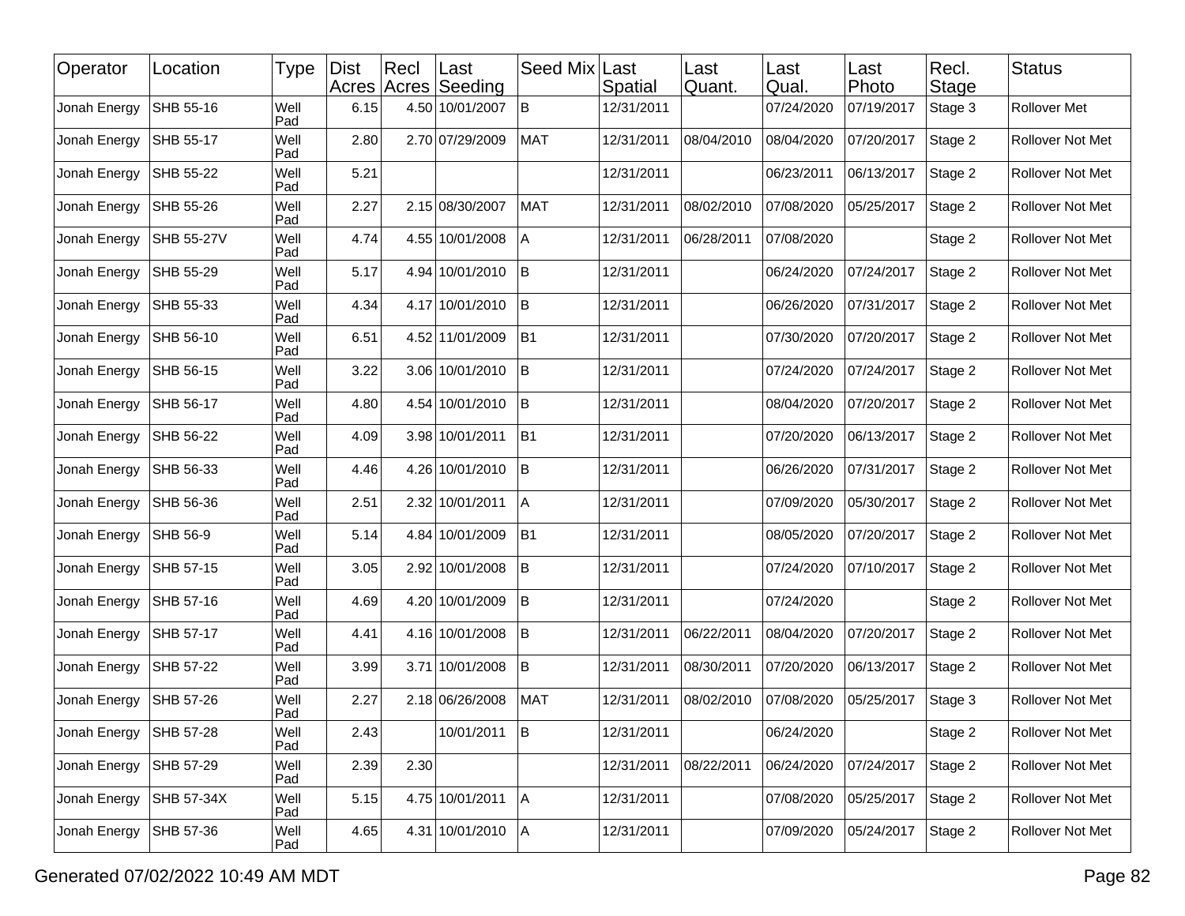| Operator | Location | Type | Dist Acres | Recl Acres | Last Seeding | Seed Mix | Last Spatial | Last Quant. | Last Qual. | Last Photo | Recl. Stage | Status |
|---|---|---|---|---|---|---|---|---|---|---|---|---|
| Jonah Energy | SHB 55-16 | Well Pad | 6.15 | 4.50 | 10/01/2007 | B | 12/31/2011 | | 07/24/2020 | 07/19/2017 | Stage 3 | Rollover Met |
| Jonah Energy | SHB 55-17 | Well Pad | 2.80 | 2.70 | 07/29/2009 | MAT | 12/31/2011 | 08/04/2010 | 08/04/2020 | 07/20/2017 | Stage 2 | Rollover Not Met |
| Jonah Energy | SHB 55-22 | Well Pad | 5.21 | | | | 12/31/2011 | | 06/23/2011 | 06/13/2017 | Stage 2 | Rollover Not Met |
| Jonah Energy | SHB 55-26 | Well Pad | 2.27 | 2.15 | 08/30/2007 | MAT | 12/31/2011 | 08/02/2010 | 07/08/2020 | 05/25/2017 | Stage 2 | Rollover Not Met |
| Jonah Energy | SHB 55-27V | Well Pad | 4.74 | 4.55 | 10/01/2008 | A | 12/31/2011 | 06/28/2011 | 07/08/2020 | | Stage 2 | Rollover Not Met |
| Jonah Energy | SHB 55-29 | Well Pad | 5.17 | 4.94 | 10/01/2010 | B | 12/31/2011 | | 06/24/2020 | 07/24/2017 | Stage 2 | Rollover Not Met |
| Jonah Energy | SHB 55-33 | Well Pad | 4.34 | 4.17 | 10/01/2010 | B | 12/31/2011 | | 06/26/2020 | 07/31/2017 | Stage 2 | Rollover Not Met |
| Jonah Energy | SHB 56-10 | Well Pad | 6.51 | 4.52 | 11/01/2009 | B1 | 12/31/2011 | | 07/30/2020 | 07/20/2017 | Stage 2 | Rollover Not Met |
| Jonah Energy | SHB 56-15 | Well Pad | 3.22 | 3.06 | 10/01/2010 | B | 12/31/2011 | | 07/24/2020 | 07/24/2017 | Stage 2 | Rollover Not Met |
| Jonah Energy | SHB 56-17 | Well Pad | 4.80 | 4.54 | 10/01/2010 | B | 12/31/2011 | | 08/04/2020 | 07/20/2017 | Stage 2 | Rollover Not Met |
| Jonah Energy | SHB 56-22 | Well Pad | 4.09 | 3.98 | 10/01/2011 | B1 | 12/31/2011 | | 07/20/2020 | 06/13/2017 | Stage 2 | Rollover Not Met |
| Jonah Energy | SHB 56-33 | Well Pad | 4.46 | 4.26 | 10/01/2010 | B | 12/31/2011 | | 06/26/2020 | 07/31/2017 | Stage 2 | Rollover Not Met |
| Jonah Energy | SHB 56-36 | Well Pad | 2.51 | 2.32 | 10/01/2011 | A | 12/31/2011 | | 07/09/2020 | 05/30/2017 | Stage 2 | Rollover Not Met |
| Jonah Energy | SHB 56-9 | Well Pad | 5.14 | 4.84 | 10/01/2009 | B1 | 12/31/2011 | | 08/05/2020 | 07/20/2017 | Stage 2 | Rollover Not Met |
| Jonah Energy | SHB 57-15 | Well Pad | 3.05 | 2.92 | 10/01/2008 | B | 12/31/2011 | | 07/24/2020 | 07/10/2017 | Stage 2 | Rollover Not Met |
| Jonah Energy | SHB 57-16 | Well Pad | 4.69 | 4.20 | 10/01/2009 | B | 12/31/2011 | | 07/24/2020 | | Stage 2 | Rollover Not Met |
| Jonah Energy | SHB 57-17 | Well Pad | 4.41 | 4.16 | 10/01/2008 | B | 12/31/2011 | 06/22/2011 | 08/04/2020 | 07/20/2017 | Stage 2 | Rollover Not Met |
| Jonah Energy | SHB 57-22 | Well Pad | 3.99 | 3.71 | 10/01/2008 | B | 12/31/2011 | 08/30/2011 | 07/20/2020 | 06/13/2017 | Stage 2 | Rollover Not Met |
| Jonah Energy | SHB 57-26 | Well Pad | 2.27 | 2.18 | 06/26/2008 | MAT | 12/31/2011 | 08/02/2010 | 07/08/2020 | 05/25/2017 | Stage 3 | Rollover Not Met |
| Jonah Energy | SHB 57-28 | Well Pad | 2.43 | | 10/01/2011 | B | 12/31/2011 | | 06/24/2020 | | Stage 2 | Rollover Not Met |
| Jonah Energy | SHB 57-29 | Well Pad | 2.39 | 2.30 | | | 12/31/2011 | 08/22/2011 | 06/24/2020 | 07/24/2017 | Stage 2 | Rollover Not Met |
| Jonah Energy | SHB 57-34X | Well Pad | 5.15 | 4.75 | 10/01/2011 | A | 12/31/2011 | | 07/08/2020 | 05/25/2017 | Stage 2 | Rollover Not Met |
| Jonah Energy | SHB 57-36 | Well Pad | 4.65 | 4.31 | 10/01/2010 | A | 12/31/2011 | | 07/09/2020 | 05/24/2017 | Stage 2 | Rollover Not Met |

Generated 07/02/2022 10:49 AM MDT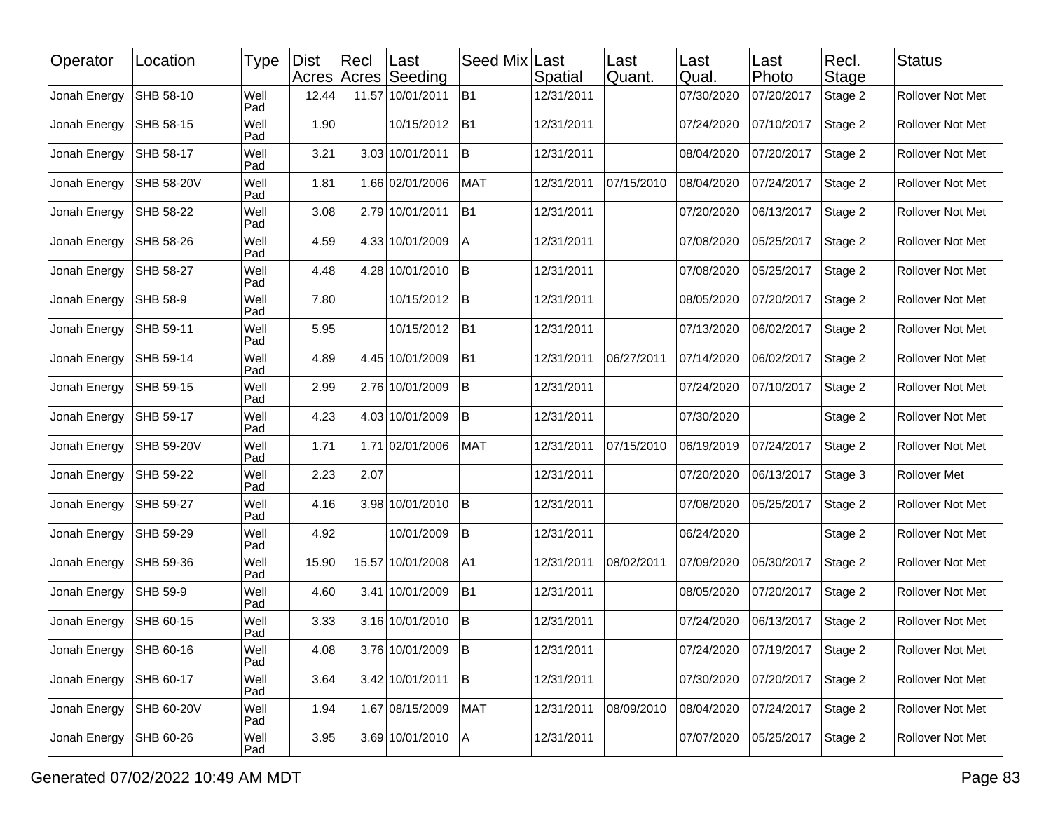| Operator | Location | Type | Dist Acres | Recl Acres | Last Seeding | Seed Mix | Last Spatial | Last Quant. | Last Qual. | Last Photo | Recl. Stage | Status |
|---|---|---|---|---|---|---|---|---|---|---|---|---|
| Jonah Energy | SHB 58-10 | Well Pad | 12.44 | 11.57 | 10/01/2011 | B1 | 12/31/2011 | | 07/30/2020 | 07/20/2017 | Stage 2 | Rollover Not Met |
| Jonah Energy | SHB 58-15 | Well Pad | 1.90 | | 10/15/2012 | B1 | 12/31/2011 | | 07/24/2020 | 07/10/2017 | Stage 2 | Rollover Not Met |
| Jonah Energy | SHB 58-17 | Well Pad | 3.21 | 3.03 | 10/01/2011 | B | 12/31/2011 | | 08/04/2020 | 07/20/2017 | Stage 2 | Rollover Not Met |
| Jonah Energy | SHB 58-20V | Well Pad | 1.81 | 1.66 | 02/01/2006 | MAT | 12/31/2011 | 07/15/2010 | 08/04/2020 | 07/24/2017 | Stage 2 | Rollover Not Met |
| Jonah Energy | SHB 58-22 | Well Pad | 3.08 | 2.79 | 10/01/2011 | B1 | 12/31/2011 | | 07/20/2020 | 06/13/2017 | Stage 2 | Rollover Not Met |
| Jonah Energy | SHB 58-26 | Well Pad | 4.59 | 4.33 | 10/01/2009 | A | 12/31/2011 | | 07/08/2020 | 05/25/2017 | Stage 2 | Rollover Not Met |
| Jonah Energy | SHB 58-27 | Well Pad | 4.48 | 4.28 | 10/01/2010 | B | 12/31/2011 | | 07/08/2020 | 05/25/2017 | Stage 2 | Rollover Not Met |
| Jonah Energy | SHB 58-9 | Well Pad | 7.80 | | 10/15/2012 | B | 12/31/2011 | | 08/05/2020 | 07/20/2017 | Stage 2 | Rollover Not Met |
| Jonah Energy | SHB 59-11 | Well Pad | 5.95 | | 10/15/2012 | B1 | 12/31/2011 | | 07/13/2020 | 06/02/2017 | Stage 2 | Rollover Not Met |
| Jonah Energy | SHB 59-14 | Well Pad | 4.89 | 4.45 | 10/01/2009 | B1 | 12/31/2011 | 06/27/2011 | 07/14/2020 | 06/02/2017 | Stage 2 | Rollover Not Met |
| Jonah Energy | SHB 59-15 | Well Pad | 2.99 | 2.76 | 10/01/2009 | B | 12/31/2011 | | 07/24/2020 | 07/10/2017 | Stage 2 | Rollover Not Met |
| Jonah Energy | SHB 59-17 | Well Pad | 4.23 | 4.03 | 10/01/2009 | B | 12/31/2011 | | 07/30/2020 | | Stage 2 | Rollover Not Met |
| Jonah Energy | SHB 59-20V | Well Pad | 1.71 | 1.71 | 02/01/2006 | MAT | 12/31/2011 | 07/15/2010 | 06/19/2019 | 07/24/2017 | Stage 2 | Rollover Not Met |
| Jonah Energy | SHB 59-22 | Well Pad | 2.23 | 2.07 | | | 12/31/2011 | | 07/20/2020 | 06/13/2017 | Stage 3 | Rollover Met |
| Jonah Energy | SHB 59-27 | Well Pad | 4.16 | 3.98 | 10/01/2010 | B | 12/31/2011 | | 07/08/2020 | 05/25/2017 | Stage 2 | Rollover Not Met |
| Jonah Energy | SHB 59-29 | Well Pad | 4.92 | | 10/01/2009 | B | 12/31/2011 | | 06/24/2020 | | Stage 2 | Rollover Not Met |
| Jonah Energy | SHB 59-36 | Well Pad | 15.90 | 15.57 | 10/01/2008 | A1 | 12/31/2011 | 08/02/2011 | 07/09/2020 | 05/30/2017 | Stage 2 | Rollover Not Met |
| Jonah Energy | SHB 59-9 | Well Pad | 4.60 | 3.41 | 10/01/2009 | B1 | 12/31/2011 | | 08/05/2020 | 07/20/2017 | Stage 2 | Rollover Not Met |
| Jonah Energy | SHB 60-15 | Well Pad | 3.33 | 3.16 | 10/01/2010 | B | 12/31/2011 | | 07/24/2020 | 06/13/2017 | Stage 2 | Rollover Not Met |
| Jonah Energy | SHB 60-16 | Well Pad | 4.08 | 3.76 | 10/01/2009 | B | 12/31/2011 | | 07/24/2020 | 07/19/2017 | Stage 2 | Rollover Not Met |
| Jonah Energy | SHB 60-17 | Well Pad | 3.64 | 3.42 | 10/01/2011 | B | 12/31/2011 | | 07/30/2020 | 07/20/2017 | Stage 2 | Rollover Not Met |
| Jonah Energy | SHB 60-20V | Well Pad | 1.94 | 1.67 | 08/15/2009 | MAT | 12/31/2011 | 08/09/2010 | 08/04/2020 | 07/24/2017 | Stage 2 | Rollover Not Met |
| Jonah Energy | SHB 60-26 | Well Pad | 3.95 | 3.69 | 10/01/2010 | A | 12/31/2011 | | 07/07/2020 | 05/25/2017 | Stage 2 | Rollover Not Met |

Generated 07/02/2022 10:49 AM MDT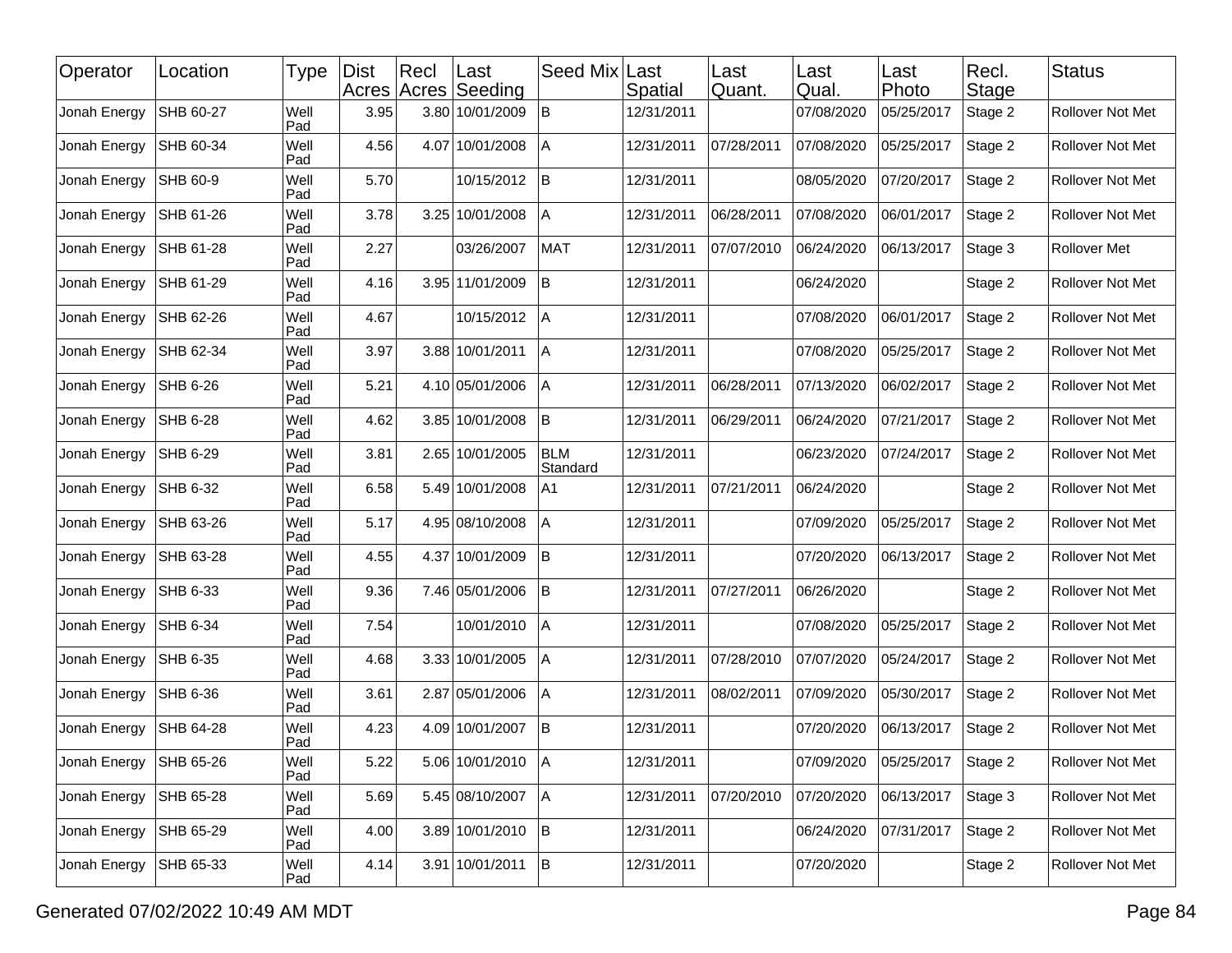| Operator | Location | Type | Dist Acres | Recl Acres | Last Seeding | Seed Mix | Last Spatial | Last Quant. | Last Qual. | Last Photo | Recl. Stage | Status |
|---|---|---|---|---|---|---|---|---|---|---|---|---|
| Jonah Energy | SHB 60-27 | Well Pad | 3.95 | 3.80 | 10/01/2009 | B | 12/31/2011 | | 07/08/2020 | 05/25/2017 | Stage 2 | Rollover Not Met |
| Jonah Energy | SHB 60-34 | Well Pad | 4.56 | 4.07 | 10/01/2008 | A | 12/31/2011 | 07/28/2011 | 07/08/2020 | 05/25/2017 | Stage 2 | Rollover Not Met |
| Jonah Energy | SHB 60-9 | Well Pad | 5.70 | | 10/15/2012 | B | 12/31/2011 | | 08/05/2020 | 07/20/2017 | Stage 2 | Rollover Not Met |
| Jonah Energy | SHB 61-26 | Well Pad | 3.78 | 3.25 | 10/01/2008 | A | 12/31/2011 | 06/28/2011 | 07/08/2020 | 06/01/2017 | Stage 2 | Rollover Not Met |
| Jonah Energy | SHB 61-28 | Well Pad | 2.27 | | 03/26/2007 | MAT | 12/31/2011 | 07/07/2010 | 06/24/2020 | 06/13/2017 | Stage 3 | Rollover Met |
| Jonah Energy | SHB 61-29 | Well Pad | 4.16 | 3.95 | 11/01/2009 | B | 12/31/2011 | | 06/24/2020 | | Stage 2 | Rollover Not Met |
| Jonah Energy | SHB 62-26 | Well Pad | 4.67 | | 10/15/2012 | A | 12/31/2011 | | 07/08/2020 | 06/01/2017 | Stage 2 | Rollover Not Met |
| Jonah Energy | SHB 62-34 | Well Pad | 3.97 | 3.88 | 10/01/2011 | A | 12/31/2011 | | 07/08/2020 | 05/25/2017 | Stage 2 | Rollover Not Met |
| Jonah Energy | SHB 6-26 | Well Pad | 5.21 | 4.10 | 05/01/2006 | A | 12/31/2011 | 06/28/2011 | 07/13/2020 | 06/02/2017 | Stage 2 | Rollover Not Met |
| Jonah Energy | SHB 6-28 | Well Pad | 4.62 | 3.85 | 10/01/2008 | B | 12/31/2011 | 06/29/2011 | 06/24/2020 | 07/21/2017 | Stage 2 | Rollover Not Met |
| Jonah Energy | SHB 6-29 | Well Pad | 3.81 | 2.65 | 10/01/2005 | BLM Standard | 12/31/2011 | | 06/23/2020 | 07/24/2017 | Stage 2 | Rollover Not Met |
| Jonah Energy | SHB 6-32 | Well Pad | 6.58 | 5.49 | 10/01/2008 | A1 | 12/31/2011 | 07/21/2011 | 06/24/2020 | | Stage 2 | Rollover Not Met |
| Jonah Energy | SHB 63-26 | Well Pad | 5.17 | 4.95 | 08/10/2008 | A | 12/31/2011 | | 07/09/2020 | 05/25/2017 | Stage 2 | Rollover Not Met |
| Jonah Energy | SHB 63-28 | Well Pad | 4.55 | 4.37 | 10/01/2009 | B | 12/31/2011 | | 07/20/2020 | 06/13/2017 | Stage 2 | Rollover Not Met |
| Jonah Energy | SHB 6-33 | Well Pad | 9.36 | 7.46 | 05/01/2006 | B | 12/31/2011 | 07/27/2011 | 06/26/2020 | | Stage 2 | Rollover Not Met |
| Jonah Energy | SHB 6-34 | Well Pad | 7.54 | | 10/01/2010 | A | 12/31/2011 | | 07/08/2020 | 05/25/2017 | Stage 2 | Rollover Not Met |
| Jonah Energy | SHB 6-35 | Well Pad | 4.68 | 3.33 | 10/01/2005 | A | 12/31/2011 | 07/28/2010 | 07/07/2020 | 05/24/2017 | Stage 2 | Rollover Not Met |
| Jonah Energy | SHB 6-36 | Well Pad | 3.61 | 2.87 | 05/01/2006 | A | 12/31/2011 | 08/02/2011 | 07/09/2020 | 05/30/2017 | Stage 2 | Rollover Not Met |
| Jonah Energy | SHB 64-28 | Well Pad | 4.23 | 4.09 | 10/01/2007 | B | 12/31/2011 | | 07/20/2020 | 06/13/2017 | Stage 2 | Rollover Not Met |
| Jonah Energy | SHB 65-26 | Well Pad | 5.22 | 5.06 | 10/01/2010 | A | 12/31/2011 | | 07/09/2020 | 05/25/2017 | Stage 2 | Rollover Not Met |
| Jonah Energy | SHB 65-28 | Well Pad | 5.69 | 5.45 | 08/10/2007 | A | 12/31/2011 | 07/20/2010 | 07/20/2020 | 06/13/2017 | Stage 3 | Rollover Not Met |
| Jonah Energy | SHB 65-29 | Well Pad | 4.00 | 3.89 | 10/01/2010 | B | 12/31/2011 | | 06/24/2020 | 07/31/2017 | Stage 2 | Rollover Not Met |
| Jonah Energy | SHB 65-33 | Well Pad | 4.14 | 3.91 | 10/01/2011 | B | 12/31/2011 | | 07/20/2020 | | Stage 2 | Rollover Not Met |

Generated 07/02/2022 10:49 AM MDT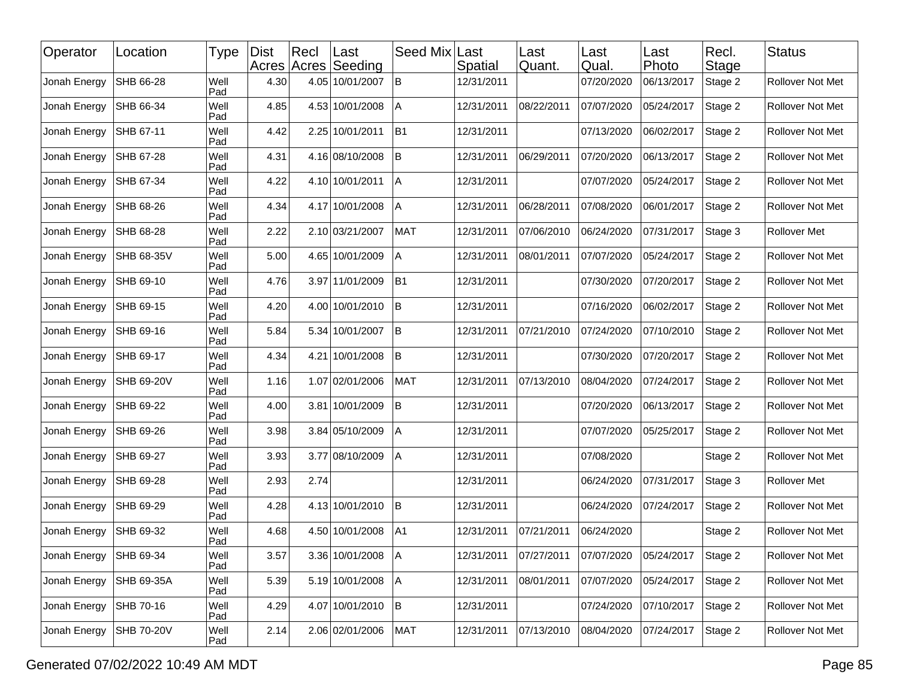| Operator | Location | Type | Dist Acres | Recl Acres | Last Seeding | Seed Mix | Last Spatial | Last Quant. | Last Qual. | Last Photo | Recl. Stage | Status |
|---|---|---|---|---|---|---|---|---|---|---|---|---|
| Jonah Energy | SHB 66-28 | Well Pad | 4.30 | 4.05 | 10/01/2007 | B | 12/31/2011 | | 07/20/2020 | 06/13/2017 | Stage 2 | Rollover Not Met |
| Jonah Energy | SHB 66-34 | Well Pad | 4.85 | 4.53 | 10/01/2008 | A | 12/31/2011 | 08/22/2011 | 07/07/2020 | 05/24/2017 | Stage 2 | Rollover Not Met |
| Jonah Energy | SHB 67-11 | Well Pad | 4.42 | 2.25 | 10/01/2011 | B1 | 12/31/2011 | | 07/13/2020 | 06/02/2017 | Stage 2 | Rollover Not Met |
| Jonah Energy | SHB 67-28 | Well Pad | 4.31 | 4.16 | 08/10/2008 | B | 12/31/2011 | 06/29/2011 | 07/20/2020 | 06/13/2017 | Stage 2 | Rollover Not Met |
| Jonah Energy | SHB 67-34 | Well Pad | 4.22 | 4.10 | 10/01/2011 | A | 12/31/2011 | | 07/07/2020 | 05/24/2017 | Stage 2 | Rollover Not Met |
| Jonah Energy | SHB 68-26 | Well Pad | 4.34 | 4.17 | 10/01/2008 | A | 12/31/2011 | 06/28/2011 | 07/08/2020 | 06/01/2017 | Stage 2 | Rollover Not Met |
| Jonah Energy | SHB 68-28 | Well Pad | 2.22 | 2.10 | 03/21/2007 | MAT | 12/31/2011 | 07/06/2010 | 06/24/2020 | 07/31/2017 | Stage 3 | Rollover Met |
| Jonah Energy | SHB 68-35V | Well Pad | 5.00 | 4.65 | 10/01/2009 | A | 12/31/2011 | 08/01/2011 | 07/07/2020 | 05/24/2017 | Stage 2 | Rollover Not Met |
| Jonah Energy | SHB 69-10 | Well Pad | 4.76 | 3.97 | 11/01/2009 | B1 | 12/31/2011 | | 07/30/2020 | 07/20/2017 | Stage 2 | Rollover Not Met |
| Jonah Energy | SHB 69-15 | Well Pad | 4.20 | 4.00 | 10/01/2010 | B | 12/31/2011 | | 07/16/2020 | 06/02/2017 | Stage 2 | Rollover Not Met |
| Jonah Energy | SHB 69-16 | Well Pad | 5.84 | 5.34 | 10/01/2007 | B | 12/31/2011 | 07/21/2010 | 07/24/2020 | 07/10/2010 | Stage 2 | Rollover Not Met |
| Jonah Energy | SHB 69-17 | Well Pad | 4.34 | 4.21 | 10/01/2008 | B | 12/31/2011 | | 07/30/2020 | 07/20/2017 | Stage 2 | Rollover Not Met |
| Jonah Energy | SHB 69-20V | Well Pad | 1.16 | 1.07 | 02/01/2006 | MAT | 12/31/2011 | 07/13/2010 | 08/04/2020 | 07/24/2017 | Stage 2 | Rollover Not Met |
| Jonah Energy | SHB 69-22 | Well Pad | 4.00 | 3.81 | 10/01/2009 | B | 12/31/2011 | | 07/20/2020 | 06/13/2017 | Stage 2 | Rollover Not Met |
| Jonah Energy | SHB 69-26 | Well Pad | 3.98 | 3.84 | 05/10/2009 | A | 12/31/2011 | | 07/07/2020 | 05/25/2017 | Stage 2 | Rollover Not Met |
| Jonah Energy | SHB 69-27 | Well Pad | 3.93 | 3.77 | 08/10/2009 | A | 12/31/2011 | | 07/08/2020 | | Stage 2 | Rollover Not Met |
| Jonah Energy | SHB 69-28 | Well Pad | 2.93 | 2.74 | | | 12/31/2011 | | 06/24/2020 | 07/31/2017 | Stage 3 | Rollover Met |
| Jonah Energy | SHB 69-29 | Well Pad | 4.28 | 4.13 | 10/01/2010 | B | 12/31/2011 | | 06/24/2020 | 07/24/2017 | Stage 2 | Rollover Not Met |
| Jonah Energy | SHB 69-32 | Well Pad | 4.68 | 4.50 | 10/01/2008 | A1 | 12/31/2011 | 07/21/2011 | 06/24/2020 | | Stage 2 | Rollover Not Met |
| Jonah Energy | SHB 69-34 | Well Pad | 3.57 | 3.36 | 10/01/2008 | A | 12/31/2011 | 07/27/2011 | 07/07/2020 | 05/24/2017 | Stage 2 | Rollover Not Met |
| Jonah Energy | SHB 69-35A | Well Pad | 5.39 | 5.19 | 10/01/2008 | A | 12/31/2011 | 08/01/2011 | 07/07/2020 | 05/24/2017 | Stage 2 | Rollover Not Met |
| Jonah Energy | SHB 70-16 | Well Pad | 4.29 | 4.07 | 10/01/2010 | B | 12/31/2011 | | 07/24/2020 | 07/10/2017 | Stage 2 | Rollover Not Met |
| Jonah Energy | SHB 70-20V | Well Pad | 2.14 | 2.06 | 02/01/2006 | MAT | 12/31/2011 | 07/13/2010 | 08/04/2020 | 07/24/2017 | Stage 2 | Rollover Not Met |

Generated 07/02/2022 10:49 AM MDT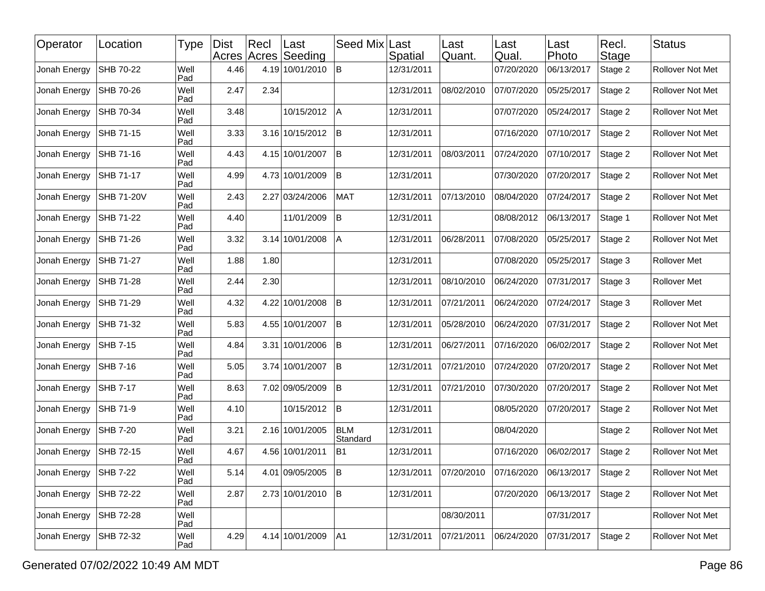| Operator | Location | Type | Dist Acres | Recl Acres | Last Seeding | Seed Mix | Last Spatial | Last Quant. | Last Qual. | Last Photo | Recl. Stage | Status |
|---|---|---|---|---|---|---|---|---|---|---|---|---|
| Jonah Energy | SHB 70-22 | Well Pad | 4.46 | 4.19 | 10/01/2010 | B | 12/31/2011 | | 07/20/2020 | 06/13/2017 | Stage 2 | Rollover Not Met |
| Jonah Energy | SHB 70-26 | Well Pad | 2.47 | 2.34 | | | 12/31/2011 | 08/02/2010 | 07/07/2020 | 05/25/2017 | Stage 2 | Rollover Not Met |
| Jonah Energy | SHB 70-34 | Well Pad | 3.48 | | 10/15/2012 | A | 12/31/2011 | | 07/07/2020 | 05/24/2017 | Stage 2 | Rollover Not Met |
| Jonah Energy | SHB 71-15 | Well Pad | 3.33 | 3.16 | 10/15/2012 | B | 12/31/2011 | | 07/16/2020 | 07/10/2017 | Stage 2 | Rollover Not Met |
| Jonah Energy | SHB 71-16 | Well Pad | 4.43 | 4.15 | 10/01/2007 | B | 12/31/2011 | 08/03/2011 | 07/24/2020 | 07/10/2017 | Stage 2 | Rollover Not Met |
| Jonah Energy | SHB 71-17 | Well Pad | 4.99 | 4.73 | 10/01/2009 | B | 12/31/2011 | | 07/30/2020 | 07/20/2017 | Stage 2 | Rollover Not Met |
| Jonah Energy | SHB 71-20V | Well Pad | 2.43 | 2.27 | 03/24/2006 | MAT | 12/31/2011 | 07/13/2010 | 08/04/2020 | 07/24/2017 | Stage 2 | Rollover Not Met |
| Jonah Energy | SHB 71-22 | Well Pad | 4.40 | | 11/01/2009 | B | 12/31/2011 | | 08/08/2012 | 06/13/2017 | Stage 1 | Rollover Not Met |
| Jonah Energy | SHB 71-26 | Well Pad | 3.32 | 3.14 | 10/01/2008 | A | 12/31/2011 | 06/28/2011 | 07/08/2020 | 05/25/2017 | Stage 2 | Rollover Not Met |
| Jonah Energy | SHB 71-27 | Well Pad | 1.88 | 1.80 | | | 12/31/2011 | | 07/08/2020 | 05/25/2017 | Stage 3 | Rollover Met |
| Jonah Energy | SHB 71-28 | Well Pad | 2.44 | 2.30 | | | 12/31/2011 | 08/10/2010 | 06/24/2020 | 07/31/2017 | Stage 3 | Rollover Met |
| Jonah Energy | SHB 71-29 | Well Pad | 4.32 | 4.22 | 10/01/2008 | B | 12/31/2011 | 07/21/2011 | 06/24/2020 | 07/24/2017 | Stage 3 | Rollover Met |
| Jonah Energy | SHB 71-32 | Well Pad | 5.83 | 4.55 | 10/01/2007 | B | 12/31/2011 | 05/28/2010 | 06/24/2020 | 07/31/2017 | Stage 2 | Rollover Not Met |
| Jonah Energy | SHB 7-15 | Well Pad | 4.84 | 3.31 | 10/01/2006 | B | 12/31/2011 | 06/27/2011 | 07/16/2020 | 06/02/2017 | Stage 2 | Rollover Not Met |
| Jonah Energy | SHB 7-16 | Well Pad | 5.05 | 3.74 | 10/01/2007 | B | 12/31/2011 | 07/21/2010 | 07/24/2020 | 07/20/2017 | Stage 2 | Rollover Not Met |
| Jonah Energy | SHB 7-17 | Well Pad | 8.63 | 7.02 | 09/05/2009 | B | 12/31/2011 | 07/21/2010 | 07/30/2020 | 07/20/2017 | Stage 2 | Rollover Not Met |
| Jonah Energy | SHB 71-9 | Well Pad | 4.10 | | 10/15/2012 | B | 12/31/2011 | | 08/05/2020 | 07/20/2017 | Stage 2 | Rollover Not Met |
| Jonah Energy | SHB 7-20 | Well Pad | 3.21 | 2.16 | 10/01/2005 | BLM Standard | 12/31/2011 | | 08/04/2020 | | Stage 2 | Rollover Not Met |
| Jonah Energy | SHB 72-15 | Well Pad | 4.67 | 4.56 | 10/01/2011 | B1 | 12/31/2011 | | 07/16/2020 | 06/02/2017 | Stage 2 | Rollover Not Met |
| Jonah Energy | SHB 7-22 | Well Pad | 5.14 | 4.01 | 09/05/2005 | B | 12/31/2011 | 07/20/2010 | 07/16/2020 | 06/13/2017 | Stage 2 | Rollover Not Met |
| Jonah Energy | SHB 72-22 | Well Pad | 2.87 | 2.73 | 10/01/2010 | B | 12/31/2011 | | 07/20/2020 | 06/13/2017 | Stage 2 | Rollover Not Met |
| Jonah Energy | SHB 72-28 | Well Pad | | | | | | 08/30/2011 | | 07/31/2017 | | Rollover Not Met |
| Jonah Energy | SHB 72-32 | Well Pad | 4.29 | 4.14 | 10/01/2009 | A1 | 12/31/2011 | 07/21/2011 | 06/24/2020 | 07/31/2017 | Stage 2 | Rollover Not Met |

Generated 07/02/2022 10:49 AM MDT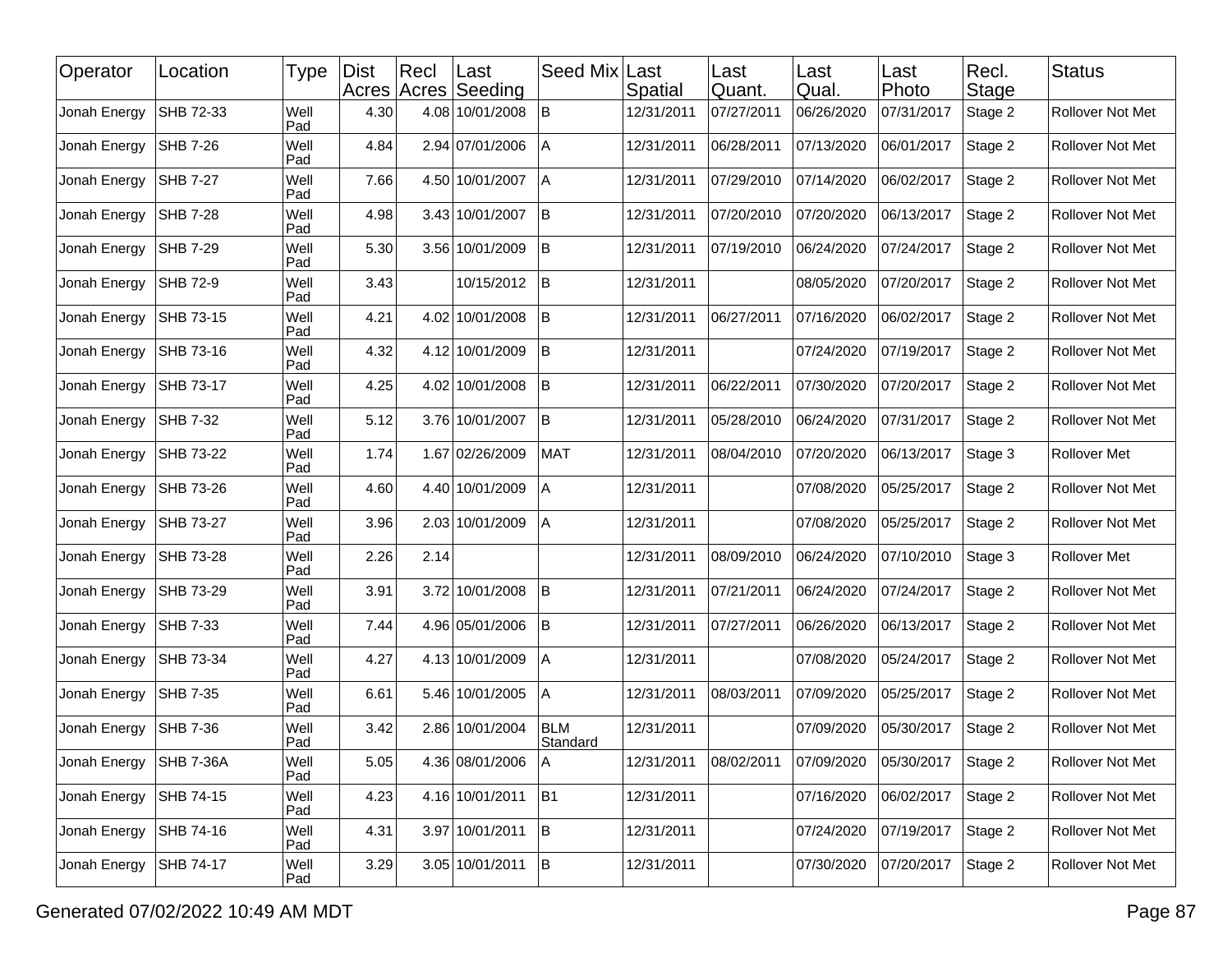| Operator | Location | Type | Dist Acres | Recl Acres | Last Seeding | Seed Mix | Last Spatial | Last Quant. | Last Qual. | Last Photo | Recl. Stage | Status |
|---|---|---|---|---|---|---|---|---|---|---|---|---|
| Jonah Energy | SHB 72-33 | Well Pad | 4.30 | 4.08 | 10/01/2008 | B | 12/31/2011 | 07/27/2011 | 06/26/2020 | 07/31/2017 | Stage 2 | Rollover Not Met |
| Jonah Energy | SHB 7-26 | Well Pad | 4.84 | 2.94 | 07/01/2006 | A | 12/31/2011 | 06/28/2011 | 07/13/2020 | 06/01/2017 | Stage 2 | Rollover Not Met |
| Jonah Energy | SHB 7-27 | Well Pad | 7.66 | 4.50 | 10/01/2007 | A | 12/31/2011 | 07/29/2010 | 07/14/2020 | 06/02/2017 | Stage 2 | Rollover Not Met |
| Jonah Energy | SHB 7-28 | Well Pad | 4.98 | 3.43 | 10/01/2007 | B | 12/31/2011 | 07/20/2010 | 07/20/2020 | 06/13/2017 | Stage 2 | Rollover Not Met |
| Jonah Energy | SHB 7-29 | Well Pad | 5.30 | 3.56 | 10/01/2009 | B | 12/31/2011 | 07/19/2010 | 06/24/2020 | 07/24/2017 | Stage 2 | Rollover Not Met |
| Jonah Energy | SHB 72-9 | Well Pad | 3.43 | | 10/15/2012 | B | 12/31/2011 | | 08/05/2020 | 07/20/2017 | Stage 2 | Rollover Not Met |
| Jonah Energy | SHB 73-15 | Well Pad | 4.21 | 4.02 | 10/01/2008 | B | 12/31/2011 | 06/27/2011 | 07/16/2020 | 06/02/2017 | Stage 2 | Rollover Not Met |
| Jonah Energy | SHB 73-16 | Well Pad | 4.32 | 4.12 | 10/01/2009 | B | 12/31/2011 | | 07/24/2020 | 07/19/2017 | Stage 2 | Rollover Not Met |
| Jonah Energy | SHB 73-17 | Well Pad | 4.25 | 4.02 | 10/01/2008 | B | 12/31/2011 | 06/22/2011 | 07/30/2020 | 07/20/2017 | Stage 2 | Rollover Not Met |
| Jonah Energy | SHB 7-32 | Well Pad | 5.12 | 3.76 | 10/01/2007 | B | 12/31/2011 | 05/28/2010 | 06/24/2020 | 07/31/2017 | Stage 2 | Rollover Not Met |
| Jonah Energy | SHB 73-22 | Well Pad | 1.74 | 1.67 | 02/26/2009 | MAT | 12/31/2011 | 08/04/2010 | 07/20/2020 | 06/13/2017 | Stage 3 | Rollover Met |
| Jonah Energy | SHB 73-26 | Well Pad | 4.60 | 4.40 | 10/01/2009 | A | 12/31/2011 | | 07/08/2020 | 05/25/2017 | Stage 2 | Rollover Not Met |
| Jonah Energy | SHB 73-27 | Well Pad | 3.96 | 2.03 | 10/01/2009 | A | 12/31/2011 | | 07/08/2020 | 05/25/2017 | Stage 2 | Rollover Not Met |
| Jonah Energy | SHB 73-28 | Well Pad | 2.26 | 2.14 | | | 12/31/2011 | 08/09/2010 | 06/24/2020 | 07/10/2010 | Stage 3 | Rollover Met |
| Jonah Energy | SHB 73-29 | Well Pad | 3.91 | 3.72 | 10/01/2008 | B | 12/31/2011 | 07/21/2011 | 06/24/2020 | 07/24/2017 | Stage 2 | Rollover Not Met |
| Jonah Energy | SHB 7-33 | Well Pad | 7.44 | 4.96 | 05/01/2006 | B | 12/31/2011 | 07/27/2011 | 06/26/2020 | 06/13/2017 | Stage 2 | Rollover Not Met |
| Jonah Energy | SHB 73-34 | Well Pad | 4.27 | 4.13 | 10/01/2009 | A | 12/31/2011 | | 07/08/2020 | 05/24/2017 | Stage 2 | Rollover Not Met |
| Jonah Energy | SHB 7-35 | Well Pad | 6.61 | 5.46 | 10/01/2005 | A | 12/31/2011 | 08/03/2011 | 07/09/2020 | 05/25/2017 | Stage 2 | Rollover Not Met |
| Jonah Energy | SHB 7-36 | Well Pad | 3.42 | 2.86 | 10/01/2004 | BLM Standard | 12/31/2011 | | 07/09/2020 | 05/30/2017 | Stage 2 | Rollover Not Met |
| Jonah Energy | SHB 7-36A | Well Pad | 5.05 | 4.36 | 08/01/2006 | A | 12/31/2011 | 08/02/2011 | 07/09/2020 | 05/30/2017 | Stage 2 | Rollover Not Met |
| Jonah Energy | SHB 74-15 | Well Pad | 4.23 | 4.16 | 10/01/2011 | B1 | 12/31/2011 | | 07/16/2020 | 06/02/2017 | Stage 2 | Rollover Not Met |
| Jonah Energy | SHB 74-16 | Well Pad | 4.31 | 3.97 | 10/01/2011 | B | 12/31/2011 | | 07/24/2020 | 07/19/2017 | Stage 2 | Rollover Not Met |
| Jonah Energy | SHB 74-17 | Well Pad | 3.29 | 3.05 | 10/01/2011 | B | 12/31/2011 | | 07/30/2020 | 07/20/2017 | Stage 2 | Rollover Not Met |

Generated 07/02/2022 10:49 AM MDT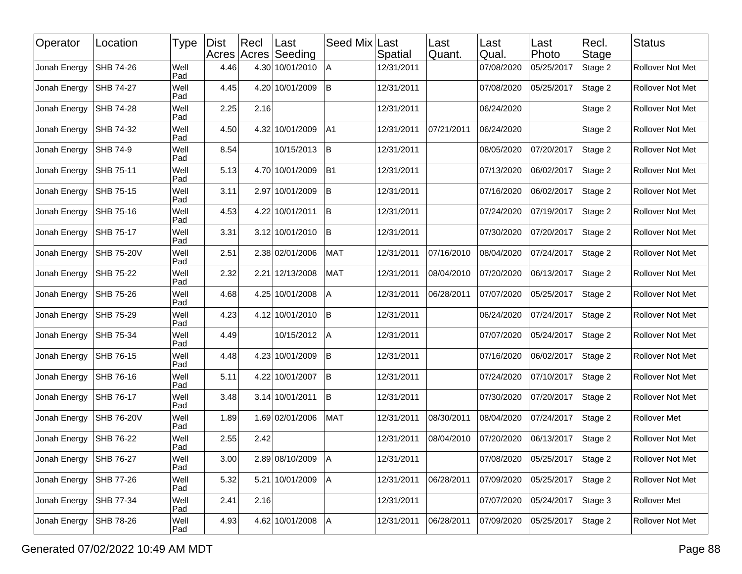| Operator | Location | Type | Dist Acres | Recl Acres | Last Seeding | Seed Mix | Last Spatial | Last Quant. | Last Qual. | Last Photo | Recl. Stage | Status |
|---|---|---|---|---|---|---|---|---|---|---|---|---|
| Jonah Energy | SHB 74-26 | Well Pad | 4.46 | 4.30 | 10/01/2010 | A | 12/31/2011 | | 07/08/2020 | 05/25/2017 | Stage 2 | Rollover Not Met |
| Jonah Energy | SHB 74-27 | Well Pad | 4.45 | 4.20 | 10/01/2009 | B | 12/31/2011 | | 07/08/2020 | 05/25/2017 | Stage 2 | Rollover Not Met |
| Jonah Energy | SHB 74-28 | Well Pad | 2.25 | 2.16 | | | 12/31/2011 | | 06/24/2020 | | Stage 2 | Rollover Not Met |
| Jonah Energy | SHB 74-32 | Well Pad | 4.50 | 4.32 | 10/01/2009 | A1 | 12/31/2011 | 07/21/2011 | 06/24/2020 | | Stage 2 | Rollover Not Met |
| Jonah Energy | SHB 74-9 | Well Pad | 8.54 | | 10/15/2013 | B | 12/31/2011 | | 08/05/2020 | 07/20/2017 | Stage 2 | Rollover Not Met |
| Jonah Energy | SHB 75-11 | Well Pad | 5.13 | 4.70 | 10/01/2009 | B1 | 12/31/2011 | | 07/13/2020 | 06/02/2017 | Stage 2 | Rollover Not Met |
| Jonah Energy | SHB 75-15 | Well Pad | 3.11 | 2.97 | 10/01/2009 | B | 12/31/2011 | | 07/16/2020 | 06/02/2017 | Stage 2 | Rollover Not Met |
| Jonah Energy | SHB 75-16 | Well Pad | 4.53 | 4.22 | 10/01/2011 | B | 12/31/2011 | | 07/24/2020 | 07/19/2017 | Stage 2 | Rollover Not Met |
| Jonah Energy | SHB 75-17 | Well Pad | 3.31 | 3.12 | 10/01/2010 | B | 12/31/2011 | | 07/30/2020 | 07/20/2017 | Stage 2 | Rollover Not Met |
| Jonah Energy | SHB 75-20V | Well Pad | 2.51 | 2.38 | 02/01/2006 | MAT | 12/31/2011 | 07/16/2010 | 08/04/2020 | 07/24/2017 | Stage 2 | Rollover Not Met |
| Jonah Energy | SHB 75-22 | Well Pad | 2.32 | 2.21 | 12/13/2008 | MAT | 12/31/2011 | 08/04/2010 | 07/20/2020 | 06/13/2017 | Stage 2 | Rollover Not Met |
| Jonah Energy | SHB 75-26 | Well Pad | 4.68 | 4.25 | 10/01/2008 | A | 12/31/2011 | 06/28/2011 | 07/07/2020 | 05/25/2017 | Stage 2 | Rollover Not Met |
| Jonah Energy | SHB 75-29 | Well Pad | 4.23 | 4.12 | 10/01/2010 | B | 12/31/2011 | | 06/24/2020 | 07/24/2017 | Stage 2 | Rollover Not Met |
| Jonah Energy | SHB 75-34 | Well Pad | 4.49 | | 10/15/2012 | A | 12/31/2011 | | 07/07/2020 | 05/24/2017 | Stage 2 | Rollover Not Met |
| Jonah Energy | SHB 76-15 | Well Pad | 4.48 | 4.23 | 10/01/2009 | B | 12/31/2011 | | 07/16/2020 | 06/02/2017 | Stage 2 | Rollover Not Met |
| Jonah Energy | SHB 76-16 | Well Pad | 5.11 | 4.22 | 10/01/2007 | B | 12/31/2011 | | 07/24/2020 | 07/10/2017 | Stage 2 | Rollover Not Met |
| Jonah Energy | SHB 76-17 | Well Pad | 3.48 | 3.14 | 10/01/2011 | B | 12/31/2011 | | 07/30/2020 | 07/20/2017 | Stage 2 | Rollover Not Met |
| Jonah Energy | SHB 76-20V | Well Pad | 1.89 | 1.69 | 02/01/2006 | MAT | 12/31/2011 | 08/30/2011 | 08/04/2020 | 07/24/2017 | Stage 2 | Rollover Met |
| Jonah Energy | SHB 76-22 | Well Pad | 2.55 | 2.42 | | | 12/31/2011 | 08/04/2010 | 07/20/2020 | 06/13/2017 | Stage 2 | Rollover Not Met |
| Jonah Energy | SHB 76-27 | Well Pad | 3.00 | 2.89 | 08/10/2009 | A | 12/31/2011 | | 07/08/2020 | 05/25/2017 | Stage 2 | Rollover Not Met |
| Jonah Energy | SHB 77-26 | Well Pad | 5.32 | 5.21 | 10/01/2009 | A | 12/31/2011 | 06/28/2011 | 07/09/2020 | 05/25/2017 | Stage 2 | Rollover Not Met |
| Jonah Energy | SHB 77-34 | Well Pad | 2.41 | 2.16 | | | 12/31/2011 | | 07/07/2020 | 05/24/2017 | Stage 3 | Rollover Met |
| Jonah Energy | SHB 78-26 | Well Pad | 4.93 | 4.62 | 10/01/2008 | A | 12/31/2011 | 06/28/2011 | 07/09/2020 | 05/25/2017 | Stage 2 | Rollover Not Met |

Generated 07/02/2022 10:49 AM MDT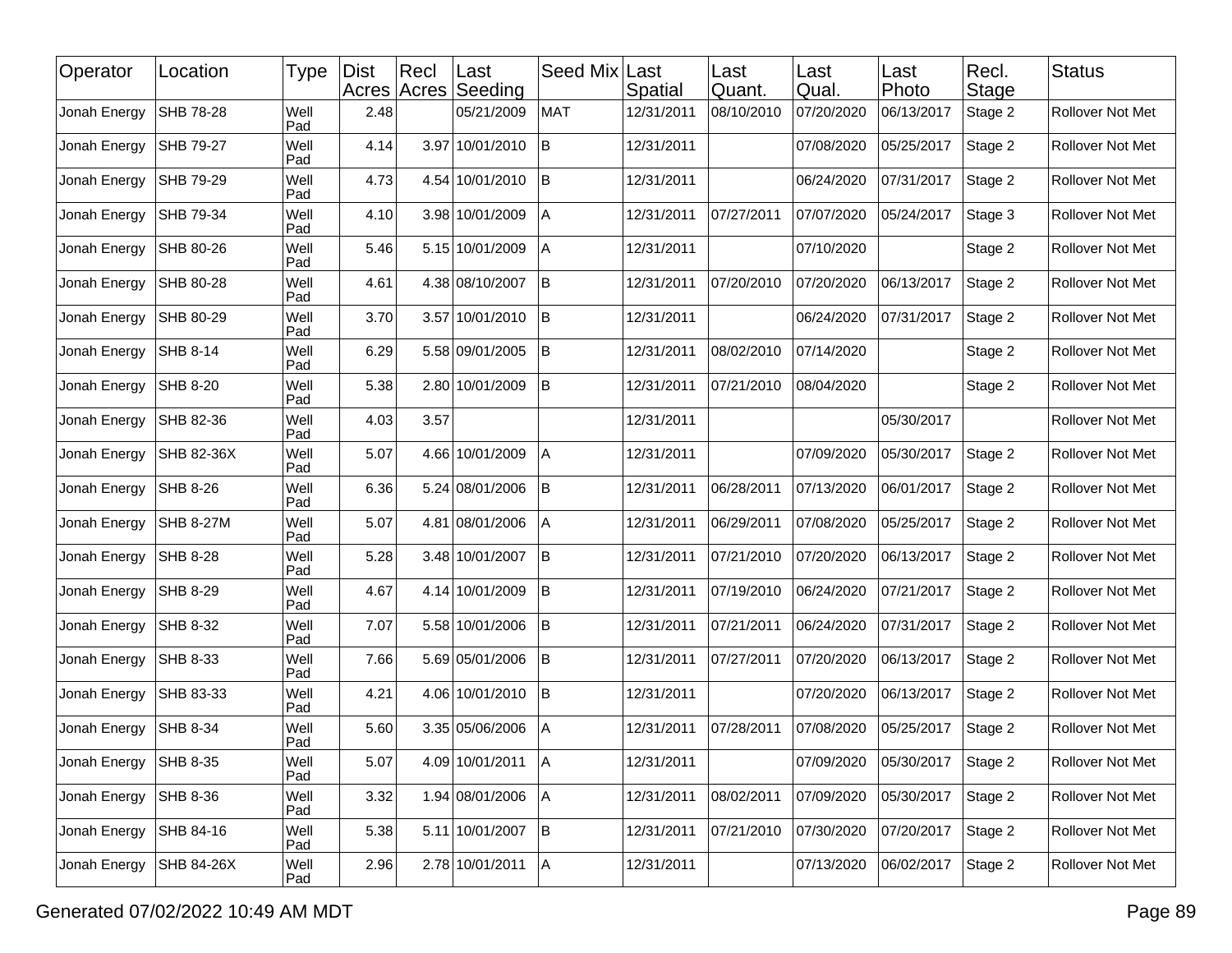| Operator | Location | Type | Dist Acres | Recl Acres | Last Seeding | Seed Mix | Last Spatial | Last Quant. | Last Qual. | Last Photo | Recl. Stage | Status |
|---|---|---|---|---|---|---|---|---|---|---|---|---|
| Jonah Energy | SHB 78-28 | Well Pad | 2.48 | | 05/21/2009 | MAT | 12/31/2011 | 08/10/2010 | 07/20/2020 | 06/13/2017 | Stage 2 | Rollover Not Met |
| Jonah Energy | SHB 79-27 | Well Pad | 4.14 | 3.97 | 10/01/2010 | B | 12/31/2011 | | 07/08/2020 | 05/25/2017 | Stage 2 | Rollover Not Met |
| Jonah Energy | SHB 79-29 | Well Pad | 4.73 | 4.54 | 10/01/2010 | B | 12/31/2011 | | 06/24/2020 | 07/31/2017 | Stage 2 | Rollover Not Met |
| Jonah Energy | SHB 79-34 | Well Pad | 4.10 | 3.98 | 10/01/2009 | A | 12/31/2011 | 07/27/2011 | 07/07/2020 | 05/24/2017 | Stage 3 | Rollover Not Met |
| Jonah Energy | SHB 80-26 | Well Pad | 5.46 | 5.15 | 10/01/2009 | A | 12/31/2011 | | 07/10/2020 | | Stage 2 | Rollover Not Met |
| Jonah Energy | SHB 80-28 | Well Pad | 4.61 | 4.38 | 08/10/2007 | B | 12/31/2011 | 07/20/2010 | 07/20/2020 | 06/13/2017 | Stage 2 | Rollover Not Met |
| Jonah Energy | SHB 80-29 | Well Pad | 3.70 | 3.57 | 10/01/2010 | B | 12/31/2011 | | 06/24/2020 | 07/31/2017 | Stage 2 | Rollover Not Met |
| Jonah Energy | SHB 8-14 | Well Pad | 6.29 | 5.58 | 09/01/2005 | B | 12/31/2011 | 08/02/2010 | 07/14/2020 | | Stage 2 | Rollover Not Met |
| Jonah Energy | SHB 8-20 | Well Pad | 5.38 | 2.80 | 10/01/2009 | B | 12/31/2011 | 07/21/2010 | 08/04/2020 | | Stage 2 | Rollover Not Met |
| Jonah Energy | SHB 82-36 | Well Pad | 4.03 | 3.57 | | | 12/31/2011 | | | 05/30/2017 | | Rollover Not Met |
| Jonah Energy | SHB 82-36X | Well Pad | 5.07 | 4.66 | 10/01/2009 | A | 12/31/2011 | | 07/09/2020 | 05/30/2017 | Stage 2 | Rollover Not Met |
| Jonah Energy | SHB 8-26 | Well Pad | 6.36 | 5.24 | 08/01/2006 | B | 12/31/2011 | 06/28/2011 | 07/13/2020 | 06/01/2017 | Stage 2 | Rollover Not Met |
| Jonah Energy | SHB 8-27M | Well Pad | 5.07 | 4.81 | 08/01/2006 | A | 12/31/2011 | 06/29/2011 | 07/08/2020 | 05/25/2017 | Stage 2 | Rollover Not Met |
| Jonah Energy | SHB 8-28 | Well Pad | 5.28 | 3.48 | 10/01/2007 | B | 12/31/2011 | 07/21/2010 | 07/20/2020 | 06/13/2017 | Stage 2 | Rollover Not Met |
| Jonah Energy | SHB 8-29 | Well Pad | 4.67 | 4.14 | 10/01/2009 | B | 12/31/2011 | 07/19/2010 | 06/24/2020 | 07/21/2017 | Stage 2 | Rollover Not Met |
| Jonah Energy | SHB 8-32 | Well Pad | 7.07 | 5.58 | 10/01/2006 | B | 12/31/2011 | 07/21/2011 | 06/24/2020 | 07/31/2017 | Stage 2 | Rollover Not Met |
| Jonah Energy | SHB 8-33 | Well Pad | 7.66 | 5.69 | 05/01/2006 | B | 12/31/2011 | 07/27/2011 | 07/20/2020 | 06/13/2017 | Stage 2 | Rollover Not Met |
| Jonah Energy | SHB 83-33 | Well Pad | 4.21 | 4.06 | 10/01/2010 | B | 12/31/2011 | | 07/20/2020 | 06/13/2017 | Stage 2 | Rollover Not Met |
| Jonah Energy | SHB 8-34 | Well Pad | 5.60 | 3.35 | 05/06/2006 | A | 12/31/2011 | 07/28/2011 | 07/08/2020 | 05/25/2017 | Stage 2 | Rollover Not Met |
| Jonah Energy | SHB 8-35 | Well Pad | 5.07 | 4.09 | 10/01/2011 | A | 12/31/2011 | | 07/09/2020 | 05/30/2017 | Stage 2 | Rollover Not Met |
| Jonah Energy | SHB 8-36 | Well Pad | 3.32 | 1.94 | 08/01/2006 | A | 12/31/2011 | 08/02/2011 | 07/09/2020 | 05/30/2017 | Stage 2 | Rollover Not Met |
| Jonah Energy | SHB 84-16 | Well Pad | 5.38 | 5.11 | 10/01/2007 | B | 12/31/2011 | 07/21/2010 | 07/30/2020 | 07/20/2017 | Stage 2 | Rollover Not Met |
| Jonah Energy | SHB 84-26X | Well Pad | 2.96 | 2.78 | 10/01/2011 | A | 12/31/2011 | | 07/13/2020 | 06/02/2017 | Stage 2 | Rollover Not Met |

Generated 07/02/2022 10:49 AM MDT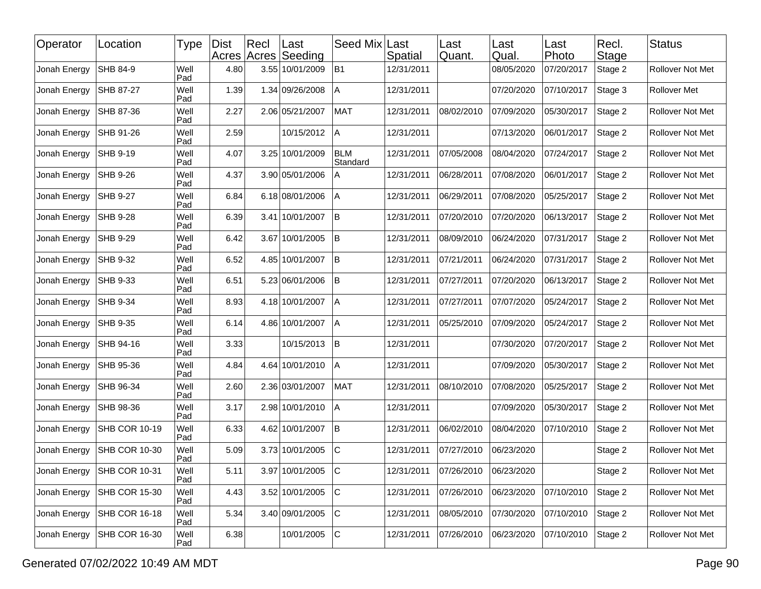| Operator | Location | Type | Dist Acres | Recl Acres | Last Seeding | Seed Mix | Last Spatial | Last Quant. | Last Qual. | Last Photo | Recl. Stage | Status |
|---|---|---|---|---|---|---|---|---|---|---|---|---|
| Jonah Energy | SHB 84-9 | Well Pad | 4.80 | 3.55 | 10/01/2009 | B1 | 12/31/2011 | | 08/05/2020 | 07/20/2017 | Stage 2 | Rollover Not Met |
| Jonah Energy | SHB 87-27 | Well Pad | 1.39 | 1.34 | 09/26/2008 | A | 12/31/2011 | | 07/20/2020 | 07/10/2017 | Stage 3 | Rollover Met |
| Jonah Energy | SHB 87-36 | Well Pad | 2.27 | 2.06 | 05/21/2007 | MAT | 12/31/2011 | 08/02/2010 | 07/09/2020 | 05/30/2017 | Stage 2 | Rollover Not Met |
| Jonah Energy | SHB 91-26 | Well Pad | 2.59 | | 10/15/2012 | A | 12/31/2011 | | 07/13/2020 | 06/01/2017 | Stage 2 | Rollover Not Met |
| Jonah Energy | SHB 9-19 | Well Pad | 4.07 | 3.25 | 10/01/2009 | BLM Standard | 12/31/2011 | 07/05/2008 | 08/04/2020 | 07/24/2017 | Stage 2 | Rollover Not Met |
| Jonah Energy | SHB 9-26 | Well Pad | 4.37 | 3.90 | 05/01/2006 | A | 12/31/2011 | 06/28/2011 | 07/08/2020 | 06/01/2017 | Stage 2 | Rollover Not Met |
| Jonah Energy | SHB 9-27 | Well Pad | 6.84 | 6.18 | 08/01/2006 | A | 12/31/2011 | 06/29/2011 | 07/08/2020 | 05/25/2017 | Stage 2 | Rollover Not Met |
| Jonah Energy | SHB 9-28 | Well Pad | 6.39 | 3.41 | 10/01/2007 | B | 12/31/2011 | 07/20/2010 | 07/20/2020 | 06/13/2017 | Stage 2 | Rollover Not Met |
| Jonah Energy | SHB 9-29 | Well Pad | 6.42 | 3.67 | 10/01/2005 | B | 12/31/2011 | 08/09/2010 | 06/24/2020 | 07/31/2017 | Stage 2 | Rollover Not Met |
| Jonah Energy | SHB 9-32 | Well Pad | 6.52 | 4.85 | 10/01/2007 | B | 12/31/2011 | 07/21/2011 | 06/24/2020 | 07/31/2017 | Stage 2 | Rollover Not Met |
| Jonah Energy | SHB 9-33 | Well Pad | 6.51 | 5.23 | 06/01/2006 | B | 12/31/2011 | 07/27/2011 | 07/20/2020 | 06/13/2017 | Stage 2 | Rollover Not Met |
| Jonah Energy | SHB 9-34 | Well Pad | 8.93 | 4.18 | 10/01/2007 | A | 12/31/2011 | 07/27/2011 | 07/07/2020 | 05/24/2017 | Stage 2 | Rollover Not Met |
| Jonah Energy | SHB 9-35 | Well Pad | 6.14 | 4.86 | 10/01/2007 | A | 12/31/2011 | 05/25/2010 | 07/09/2020 | 05/24/2017 | Stage 2 | Rollover Not Met |
| Jonah Energy | SHB 94-16 | Well Pad | 3.33 | | 10/15/2013 | B | 12/31/2011 | | 07/30/2020 | 07/20/2017 | Stage 2 | Rollover Not Met |
| Jonah Energy | SHB 95-36 | Well Pad | 4.84 | 4.64 | 10/01/2010 | A | 12/31/2011 | | 07/09/2020 | 05/30/2017 | Stage 2 | Rollover Not Met |
| Jonah Energy | SHB 96-34 | Well Pad | 2.60 | 2.36 | 03/01/2007 | MAT | 12/31/2011 | 08/10/2010 | 07/08/2020 | 05/25/2017 | Stage 2 | Rollover Not Met |
| Jonah Energy | SHB 98-36 | Well Pad | 3.17 | 2.98 | 10/01/2010 | A | 12/31/2011 | | 07/09/2020 | 05/30/2017 | Stage 2 | Rollover Not Met |
| Jonah Energy | SHB COR 10-19 | Well Pad | 6.33 | 4.62 | 10/01/2007 | B | 12/31/2011 | 06/02/2010 | 08/04/2020 | 07/10/2010 | Stage 2 | Rollover Not Met |
| Jonah Energy | SHB COR 10-30 | Well Pad | 5.09 | 3.73 | 10/01/2005 | C | 12/31/2011 | 07/27/2010 | 06/23/2020 | | Stage 2 | Rollover Not Met |
| Jonah Energy | SHB COR 10-31 | Well Pad | 5.11 | 3.97 | 10/01/2005 | C | 12/31/2011 | 07/26/2010 | 06/23/2020 | | Stage 2 | Rollover Not Met |
| Jonah Energy | SHB COR 15-30 | Well Pad | 4.43 | 3.52 | 10/01/2005 | C | 12/31/2011 | 07/26/2010 | 06/23/2020 | 07/10/2010 | Stage 2 | Rollover Not Met |
| Jonah Energy | SHB COR 16-18 | Well Pad | 5.34 | 3.40 | 09/01/2005 | C | 12/31/2011 | 08/05/2010 | 07/30/2020 | 07/10/2010 | Stage 2 | Rollover Not Met |
| Jonah Energy | SHB COR 16-30 | Well Pad | 6.38 | | 10/01/2005 | C | 12/31/2011 | 07/26/2010 | 06/23/2020 | 07/10/2010 | Stage 2 | Rollover Not Met |

Generated 07/02/2022 10:49 AM MDT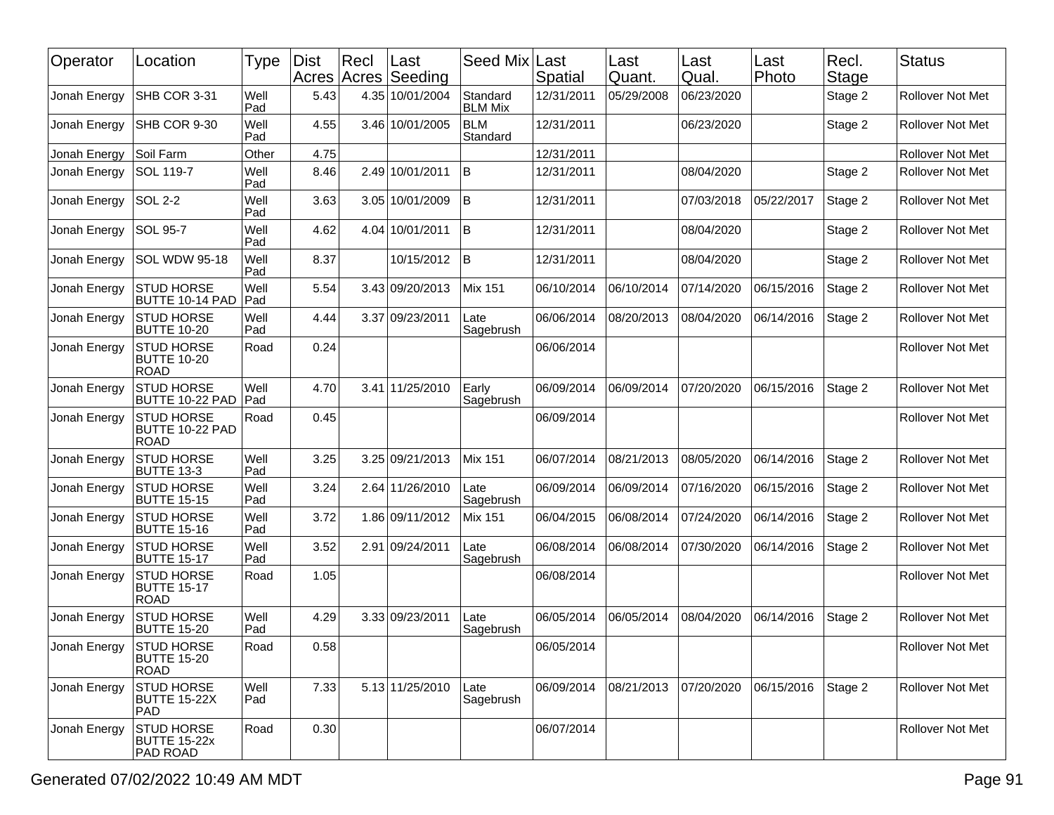| Operator | Location | Type | Dist Acres | Recl Acres | Last Seeding | Seed Mix | Last Spatial | Last Quant. | Last Qual. | Last Photo | Recl. Stage | Status |
|---|---|---|---|---|---|---|---|---|---|---|---|---|
| Jonah Energy | SHB COR 3-31 | Well Pad | 5.43 | 4.35 | 10/01/2004 | Standard BLM Mix | 12/31/2011 | 05/29/2008 | 06/23/2020 | | Stage 2 | Rollover Not Met |
| Jonah Energy | SHB COR 9-30 | Well Pad | 4.55 | 3.46 | 10/01/2005 | BLM Standard | 12/31/2011 | | 06/23/2020 | | Stage 2 | Rollover Not Met |
| Jonah Energy | Soil Farm | Other | 4.75 | | | | 12/31/2011 | | | | | Rollover Not Met |
| Jonah Energy | SOL 119-7 | Well Pad | 8.46 | 2.49 | 10/01/2011 | B | 12/31/2011 | | 08/04/2020 | | Stage 2 | Rollover Not Met |
| Jonah Energy | SOL 2-2 | Well Pad | 3.63 | 3.05 | 10/01/2009 | B | 12/31/2011 | | 07/03/2018 | 05/22/2017 | Stage 2 | Rollover Not Met |
| Jonah Energy | SOL 95-7 | Well Pad | 4.62 | 4.04 | 10/01/2011 | B | 12/31/2011 | | 08/04/2020 | | Stage 2 | Rollover Not Met |
| Jonah Energy | SOL WDW 95-18 | Well Pad | 8.37 | | 10/15/2012 | B | 12/31/2011 | | 08/04/2020 | | Stage 2 | Rollover Not Met |
| Jonah Energy | STUD HORSE BUTTE 10-14 PAD | Well Pad | 5.54 | 3.43 | 09/20/2013 | Mix 151 | 06/10/2014 | 06/10/2014 | 07/14/2020 | 06/15/2016 | Stage 2 | Rollover Not Met |
| Jonah Energy | STUD HORSE BUTTE 10-20 | Well Pad | 4.44 | 3.37 | 09/23/2011 | Late Sagebrush | 06/06/2014 | 08/20/2013 | 08/04/2020 | 06/14/2016 | Stage 2 | Rollover Not Met |
| Jonah Energy | STUD HORSE BUTTE 10-20 ROAD | Road | 0.24 | | | | 06/06/2014 | | | | | Rollover Not Met |
| Jonah Energy | STUD HORSE BUTTE 10-22 PAD | Well Pad | 4.70 | 3.41 | 11/25/2010 | Early Sagebrush | 06/09/2014 | 06/09/2014 | 07/20/2020 | 06/15/2016 | Stage 2 | Rollover Not Met |
| Jonah Energy | STUD HORSE BUTTE 10-22 PAD ROAD | Road | 0.45 | | | | 06/09/2014 | | | | | Rollover Not Met |
| Jonah Energy | STUD HORSE BUTTE 13-3 | Well Pad | 3.25 | 3.25 | 09/21/2013 | Mix 151 | 06/07/2014 | 08/21/2013 | 08/05/2020 | 06/14/2016 | Stage 2 | Rollover Not Met |
| Jonah Energy | STUD HORSE BUTTE 15-15 | Well Pad | 3.24 | 2.64 | 11/26/2010 | Late Sagebrush | 06/09/2014 | 06/09/2014 | 07/16/2020 | 06/15/2016 | Stage 2 | Rollover Not Met |
| Jonah Energy | STUD HORSE BUTTE 15-16 | Well Pad | 3.72 | 1.86 | 09/11/2012 | Mix 151 | 06/04/2015 | 06/08/2014 | 07/24/2020 | 06/14/2016 | Stage 2 | Rollover Not Met |
| Jonah Energy | STUD HORSE BUTTE 15-17 | Well Pad | 3.52 | 2.91 | 09/24/2011 | Late Sagebrush | 06/08/2014 | 06/08/2014 | 07/30/2020 | 06/14/2016 | Stage 2 | Rollover Not Met |
| Jonah Energy | STUD HORSE BUTTE 15-17 ROAD | Road | 1.05 | | | | 06/08/2014 | | | | | Rollover Not Met |
| Jonah Energy | STUD HORSE BUTTE 15-20 | Well Pad | 4.29 | 3.33 | 09/23/2011 | Late Sagebrush | 06/05/2014 | 06/05/2014 | 08/04/2020 | 06/14/2016 | Stage 2 | Rollover Not Met |
| Jonah Energy | STUD HORSE BUTTE 15-20 ROAD | Road | 0.58 | | | | 06/05/2014 | | | | | Rollover Not Met |
| Jonah Energy | STUD HORSE BUTTE 15-22X PAD | Well Pad | 7.33 | 5.13 | 11/25/2010 | Late Sagebrush | 06/09/2014 | 08/21/2013 | 07/20/2020 | 06/15/2016 | Stage 2 | Rollover Not Met |
| Jonah Energy | STUD HORSE BUTTE 15-22x PAD ROAD | Road | 0.30 | | | | 06/07/2014 | | | | | Rollover Not Met |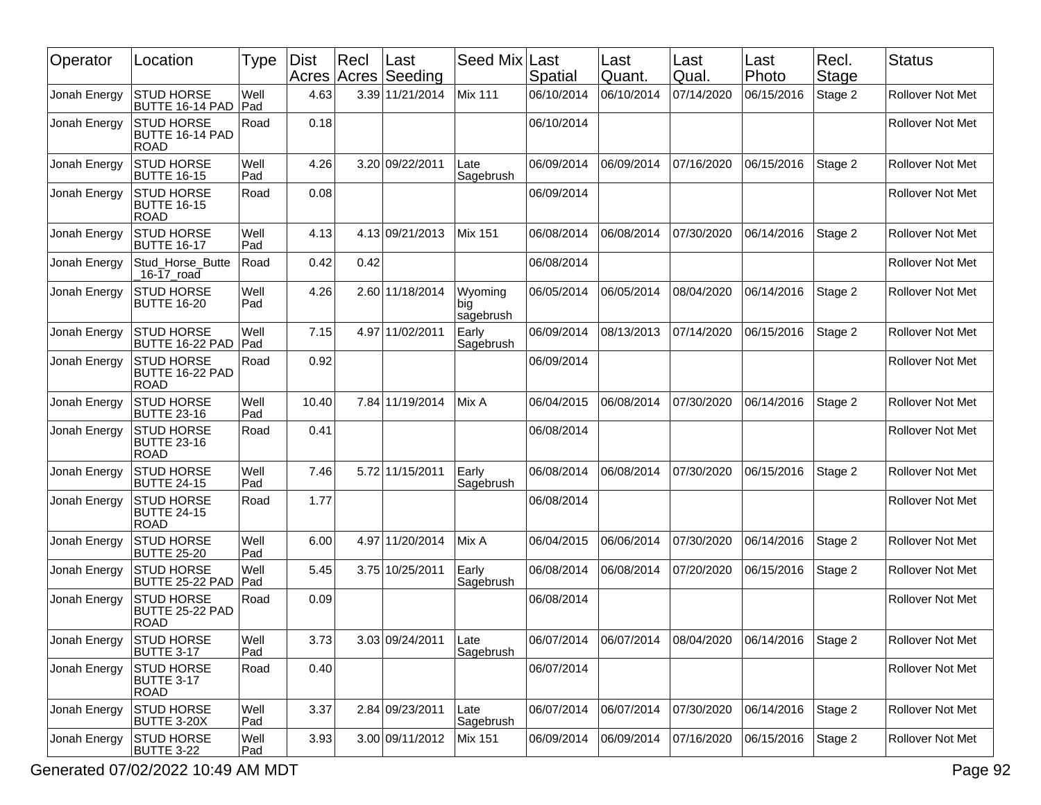| Operator | Location | Type | Dist Acres | Recl Acres | Last Seeding | Seed Mix | Last Spatial | Last Quant. | Last Qual. | Last Photo | Recl. Stage | Status |
|---|---|---|---|---|---|---|---|---|---|---|---|---|
| Jonah Energy | STUD HORSE BUTTE 16-14 PAD | Well Pad | 4.63 | 3.39 | 11/21/2014 | Mix 111 | 06/10/2014 | 06/10/2014 | 07/14/2020 | 06/15/2016 | Stage 2 | Rollover Not Met |
| Jonah Energy | STUD HORSE BUTTE 16-14 PAD ROAD | Road | 0.18 | | | | 06/10/2014 | | | | | Rollover Not Met |
| Jonah Energy | STUD HORSE BUTTE 16-15 | Well Pad | 4.26 | 3.20 | 09/22/2011 | Late Sagebrush | 06/09/2014 | 06/09/2014 | 07/16/2020 | 06/15/2016 | Stage 2 | Rollover Not Met |
| Jonah Energy | STUD HORSE BUTTE 16-15 ROAD | Road | 0.08 | | | | 06/09/2014 | | | | | Rollover Not Met |
| Jonah Energy | STUD HORSE BUTTE 16-17 | Well Pad | 4.13 | 4.13 | 09/21/2013 | Mix 151 | 06/08/2014 | 06/08/2014 | 07/30/2020 | 06/14/2016 | Stage 2 | Rollover Not Met |
| Jonah Energy | Stud_Horse_Butte_16-17_road | Road | 0.42 | 0.42 | | | 06/08/2014 | | | | | Rollover Not Met |
| Jonah Energy | STUD HORSE BUTTE 16-20 | Well Pad | 4.26 | 2.60 | 11/18/2014 | Wyoming big sagebrush | 06/05/2014 | 06/05/2014 | 08/04/2020 | 06/14/2016 | Stage 2 | Rollover Not Met |
| Jonah Energy | STUD HORSE BUTTE 16-22 PAD | Well Pad | 7.15 | 4.97 | 11/02/2011 | Early Sagebrush | 06/09/2014 | 08/13/2013 | 07/14/2020 | 06/15/2016 | Stage 2 | Rollover Not Met |
| Jonah Energy | STUD HORSE BUTTE 16-22 PAD ROAD | Road | 0.92 | | | | 06/09/2014 | | | | | Rollover Not Met |
| Jonah Energy | STUD HORSE BUTTE 23-16 | Well Pad | 10.40 | 7.84 | 11/19/2014 | Mix A | 06/04/2015 | 06/08/2014 | 07/30/2020 | 06/14/2016 | Stage 2 | Rollover Not Met |
| Jonah Energy | STUD HORSE BUTTE 23-16 ROAD | Road | 0.41 | | | | 06/08/2014 | | | | | Rollover Not Met |
| Jonah Energy | STUD HORSE BUTTE 24-15 | Well Pad | 7.46 | 5.72 | 11/15/2011 | Early Sagebrush | 06/08/2014 | 06/08/2014 | 07/30/2020 | 06/15/2016 | Stage 2 | Rollover Not Met |
| Jonah Energy | STUD HORSE BUTTE 24-15 ROAD | Road | 1.77 | | | | 06/08/2014 | | | | | Rollover Not Met |
| Jonah Energy | STUD HORSE BUTTE 25-20 | Well Pad | 6.00 | 4.97 | 11/20/2014 | Mix A | 06/04/2015 | 06/06/2014 | 07/30/2020 | 06/14/2016 | Stage 2 | Rollover Not Met |
| Jonah Energy | STUD HORSE BUTTE 25-22 PAD | Well Pad | 5.45 | 3.75 | 10/25/2011 | Early Sagebrush | 06/08/2014 | 06/08/2014 | 07/20/2020 | 06/15/2016 | Stage 2 | Rollover Not Met |
| Jonah Energy | STUD HORSE BUTTE 25-22 PAD ROAD | Road | 0.09 | | | | 06/08/2014 | | | | | Rollover Not Met |
| Jonah Energy | STUD HORSE BUTTE 3-17 | Well Pad | 3.73 | 3.03 | 09/24/2011 | Late Sagebrush | 06/07/2014 | 06/07/2014 | 08/04/2020 | 06/14/2016 | Stage 2 | Rollover Not Met |
| Jonah Energy | STUD HORSE BUTTE 3-17 ROAD | Road | 0.40 | | | | 06/07/2014 | | | | | Rollover Not Met |
| Jonah Energy | STUD HORSE BUTTE 3-20X | Well Pad | 3.37 | 2.84 | 09/23/2011 | Late Sagebrush | 06/07/2014 | 06/07/2014 | 07/30/2020 | 06/14/2016 | Stage 2 | Rollover Not Met |
| Jonah Energy | STUD HORSE BUTTE 3-22 | Well Pad | 3.93 | 3.00 | 09/11/2012 | Mix 151 | 06/09/2014 | 06/09/2014 | 07/16/2020 | 06/15/2016 | Stage 2 | Rollover Not Met |

Generated 07/02/2022 10:49 AM MDT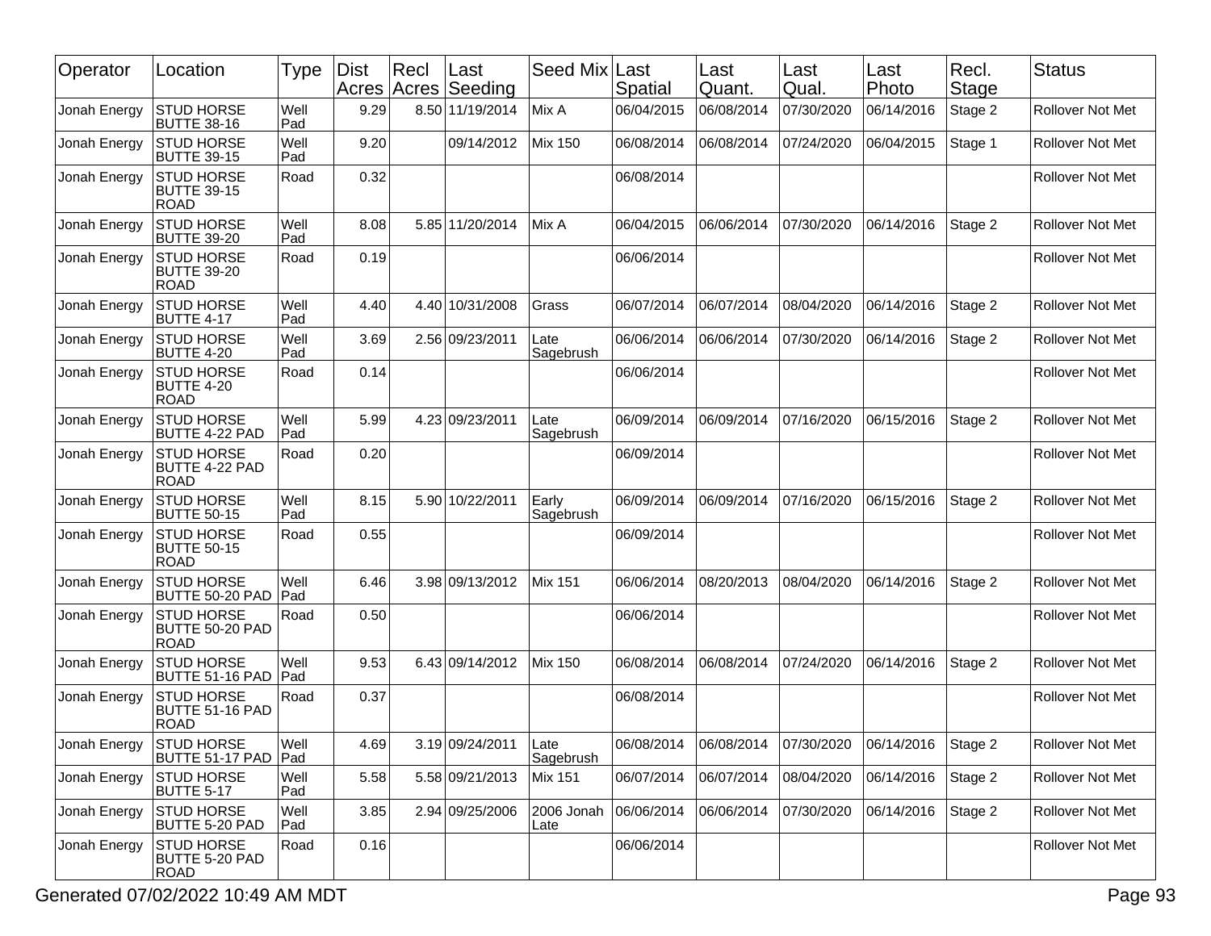| Operator | Location | Type | Dist Acres | Recl Acres | Last Seeding | Seed Mix | Last Spatial | Last Quant. | Last Qual. | Last Photo | Recl. Stage | Status |
|---|---|---|---|---|---|---|---|---|---|---|---|---|
| Jonah Energy | STUD HORSE BUTTE 38-16 | Well Pad | 9.29 | 8.50 | 11/19/2014 | Mix A | 06/04/2015 | 06/08/2014 | 07/30/2020 | 06/14/2016 | Stage 2 | Rollover Not Met |
| Jonah Energy | STUD HORSE BUTTE 39-15 | Well Pad | 9.20 | | 09/14/2012 | Mix 150 | 06/08/2014 | 06/08/2014 | 07/24/2020 | 06/04/2015 | Stage 1 | Rollover Not Met |
| Jonah Energy | STUD HORSE BUTTE 39-15 ROAD | Road | 0.32 | | | | 06/08/2014 | | | | | Rollover Not Met |
| Jonah Energy | STUD HORSE BUTTE 39-20 | Well Pad | 8.08 | 5.85 | 11/20/2014 | Mix A | 06/04/2015 | 06/06/2014 | 07/30/2020 | 06/14/2016 | Stage 2 | Rollover Not Met |
| Jonah Energy | STUD HORSE BUTTE 39-20 ROAD | Road | 0.19 | | | | 06/06/2014 | | | | | Rollover Not Met |
| Jonah Energy | STUD HORSE BUTTE 4-17 | Well Pad | 4.40 | 4.40 | 10/31/2008 | Grass | 06/07/2014 | 06/07/2014 | 08/04/2020 | 06/14/2016 | Stage 2 | Rollover Not Met |
| Jonah Energy | STUD HORSE BUTTE 4-20 | Well Pad | 3.69 | 2.56 | 09/23/2011 | Late Sagebrush | 06/06/2014 | 06/06/2014 | 07/30/2020 | 06/14/2016 | Stage 2 | Rollover Not Met |
| Jonah Energy | STUD HORSE BUTTE 4-20 ROAD | Road | 0.14 | | | | 06/06/2014 | | | | | Rollover Not Met |
| Jonah Energy | STUD HORSE BUTTE 4-22 PAD | Well Pad | 5.99 | 4.23 | 09/23/2011 | Late Sagebrush | 06/09/2014 | 06/09/2014 | 07/16/2020 | 06/15/2016 | Stage 2 | Rollover Not Met |
| Jonah Energy | STUD HORSE BUTTE 4-22 PAD ROAD | Road | 0.20 | | | | 06/09/2014 | | | | | Rollover Not Met |
| Jonah Energy | STUD HORSE BUTTE 50-15 | Well Pad | 8.15 | 5.90 | 10/22/2011 | Early Sagebrush | 06/09/2014 | 06/09/2014 | 07/16/2020 | 06/15/2016 | Stage 2 | Rollover Not Met |
| Jonah Energy | STUD HORSE BUTTE 50-15 ROAD | Road | 0.55 | | | | 06/09/2014 | | | | | Rollover Not Met |
| Jonah Energy | STUD HORSE BUTTE 50-20 PAD | Well Pad | 6.46 | 3.98 | 09/13/2012 | Mix 151 | 06/06/2014 | 08/20/2013 | 08/04/2020 | 06/14/2016 | Stage 2 | Rollover Not Met |
| Jonah Energy | STUD HORSE BUTTE 50-20 PAD ROAD | Road | 0.50 | | | | 06/06/2014 | | | | | Rollover Not Met |
| Jonah Energy | STUD HORSE BUTTE 51-16 PAD | Well Pad | 9.53 | 6.43 | 09/14/2012 | Mix 150 | 06/08/2014 | 06/08/2014 | 07/24/2020 | 06/14/2016 | Stage 2 | Rollover Not Met |
| Jonah Energy | STUD HORSE BUTTE 51-16 PAD ROAD | Road | 0.37 | | | | 06/08/2014 | | | | | Rollover Not Met |
| Jonah Energy | STUD HORSE BUTTE 51-17 PAD | Well Pad | 4.69 | 3.19 | 09/24/2011 | Late Sagebrush | 06/08/2014 | 06/08/2014 | 07/30/2020 | 06/14/2016 | Stage 2 | Rollover Not Met |
| Jonah Energy | STUD HORSE BUTTE 5-17 | Well Pad | 5.58 | 5.58 | 09/21/2013 | Mix 151 | 06/07/2014 | 06/07/2014 | 08/04/2020 | 06/14/2016 | Stage 2 | Rollover Not Met |
| Jonah Energy | STUD HORSE BUTTE 5-20 PAD | Well Pad | 3.85 | 2.94 | 09/25/2006 | 2006 Jonah Late | 06/06/2014 | 06/06/2014 | 07/30/2020 | 06/14/2016 | Stage 2 | Rollover Not Met |
| Jonah Energy | STUD HORSE BUTTE 5-20 PAD ROAD | Road | 0.16 | | | | 06/06/2014 | | | | | Rollover Not Met |

Generated 07/02/2022 10:49 AM MDT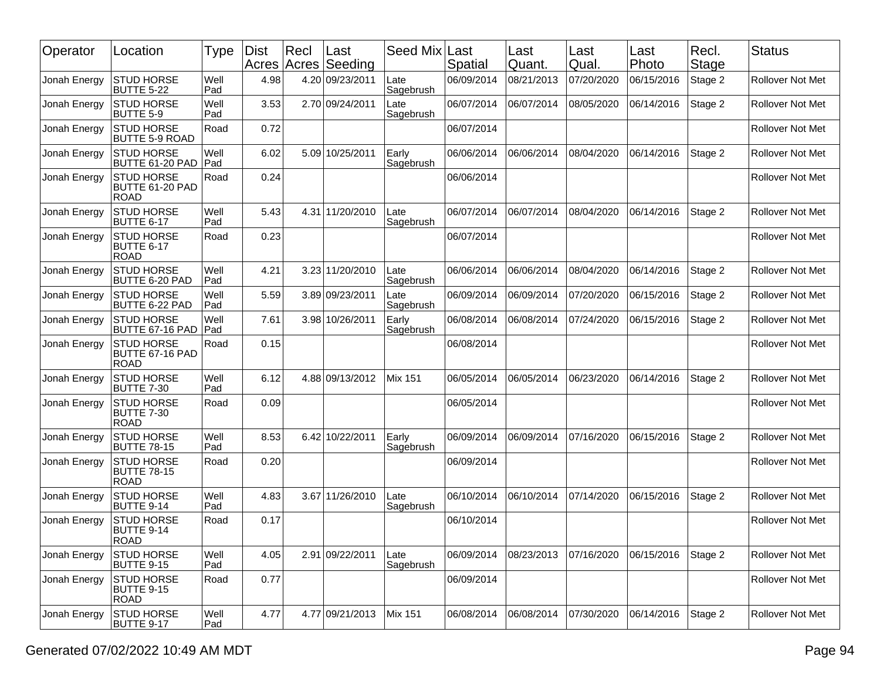| Operator | Location | Type | Dist Acres | Recl Acres | Last Seeding | Seed Mix | Last Spatial | Last Quant. | Last Qual. | Last Photo | Recl. Stage | Status |
|---|---|---|---|---|---|---|---|---|---|---|---|---|
| Jonah Energy | STUD HORSE BUTTE 5-22 | Well Pad | 4.98 | 4.20 | 09/23/2011 | Late Sagebrush | 06/09/2014 | 08/21/2013 | 07/20/2020 | 06/15/2016 | Stage 2 | Rollover Not Met |
| Jonah Energy | STUD HORSE BUTTE 5-9 | Well Pad | 3.53 | 2.70 | 09/24/2011 | Late Sagebrush | 06/07/2014 | 06/07/2014 | 08/05/2020 | 06/14/2016 | Stage 2 | Rollover Not Met |
| Jonah Energy | STUD HORSE BUTTE 5-9 ROAD | Road | 0.72 | | | | 06/07/2014 | | | | | Rollover Not Met |
| Jonah Energy | STUD HORSE BUTTE 61-20 PAD | Well Pad | 6.02 | 5.09 | 10/25/2011 | Early Sagebrush | 06/06/2014 | 06/06/2014 | 08/04/2020 | 06/14/2016 | Stage 2 | Rollover Not Met |
| Jonah Energy | STUD HORSE BUTTE 61-20 PAD ROAD | Road | 0.24 | | | | 06/06/2014 | | | | | Rollover Not Met |
| Jonah Energy | STUD HORSE BUTTE 6-17 | Well Pad | 5.43 | 4.31 | 11/20/2010 | Late Sagebrush | 06/07/2014 | 06/07/2014 | 08/04/2020 | 06/14/2016 | Stage 2 | Rollover Not Met |
| Jonah Energy | STUD HORSE BUTTE 6-17 ROAD | Road | 0.23 | | | | 06/07/2014 | | | | | Rollover Not Met |
| Jonah Energy | STUD HORSE BUTTE 6-20 PAD | Well Pad | 4.21 | 3.23 | 11/20/2010 | Late Sagebrush | 06/06/2014 | 06/06/2014 | 08/04/2020 | 06/14/2016 | Stage 2 | Rollover Not Met |
| Jonah Energy | STUD HORSE BUTTE 6-22 PAD | Well Pad | 5.59 | 3.89 | 09/23/2011 | Late Sagebrush | 06/09/2014 | 06/09/2014 | 07/20/2020 | 06/15/2016 | Stage 2 | Rollover Not Met |
| Jonah Energy | STUD HORSE BUTTE 67-16 PAD | Well Pad | 7.61 | 3.98 | 10/26/2011 | Early Sagebrush | 06/08/2014 | 06/08/2014 | 07/24/2020 | 06/15/2016 | Stage 2 | Rollover Not Met |
| Jonah Energy | STUD HORSE BUTTE 67-16 PAD ROAD | Road | 0.15 | | | | 06/08/2014 | | | | | Rollover Not Met |
| Jonah Energy | STUD HORSE BUTTE 7-30 | Well Pad | 6.12 | 4.88 | 09/13/2012 | Mix 151 | 06/05/2014 | 06/05/2014 | 06/23/2020 | 06/14/2016 | Stage 2 | Rollover Not Met |
| Jonah Energy | STUD HORSE BUTTE 7-30 ROAD | Road | 0.09 | | | | 06/05/2014 | | | | | Rollover Not Met |
| Jonah Energy | STUD HORSE BUTTE 78-15 | Well Pad | 8.53 | 6.42 | 10/22/2011 | Early Sagebrush | 06/09/2014 | 06/09/2014 | 07/16/2020 | 06/15/2016 | Stage 2 | Rollover Not Met |
| Jonah Energy | STUD HORSE BUTTE 78-15 ROAD | Road | 0.20 | | | | 06/09/2014 | | | | | Rollover Not Met |
| Jonah Energy | STUD HORSE BUTTE 9-14 | Well Pad | 4.83 | 3.67 | 11/26/2010 | Late Sagebrush | 06/10/2014 | 06/10/2014 | 07/14/2020 | 06/15/2016 | Stage 2 | Rollover Not Met |
| Jonah Energy | STUD HORSE BUTTE 9-14 ROAD | Road | 0.17 | | | | 06/10/2014 | | | | | Rollover Not Met |
| Jonah Energy | STUD HORSE BUTTE 9-15 | Well Pad | 4.05 | 2.91 | 09/22/2011 | Late Sagebrush | 06/09/2014 | 08/23/2013 | 07/16/2020 | 06/15/2016 | Stage 2 | Rollover Not Met |
| Jonah Energy | STUD HORSE BUTTE 9-15 ROAD | Road | 0.77 | | | | 06/09/2014 | | | | | Rollover Not Met |
| Jonah Energy | STUD HORSE BUTTE 9-17 | Well Pad | 4.77 | 4.77 | 09/21/2013 | Mix 151 | 06/08/2014 | 06/08/2014 | 07/30/2020 | 06/14/2016 | Stage 2 | Rollover Not Met |

Generated 07/02/2022 10:49 AM MDT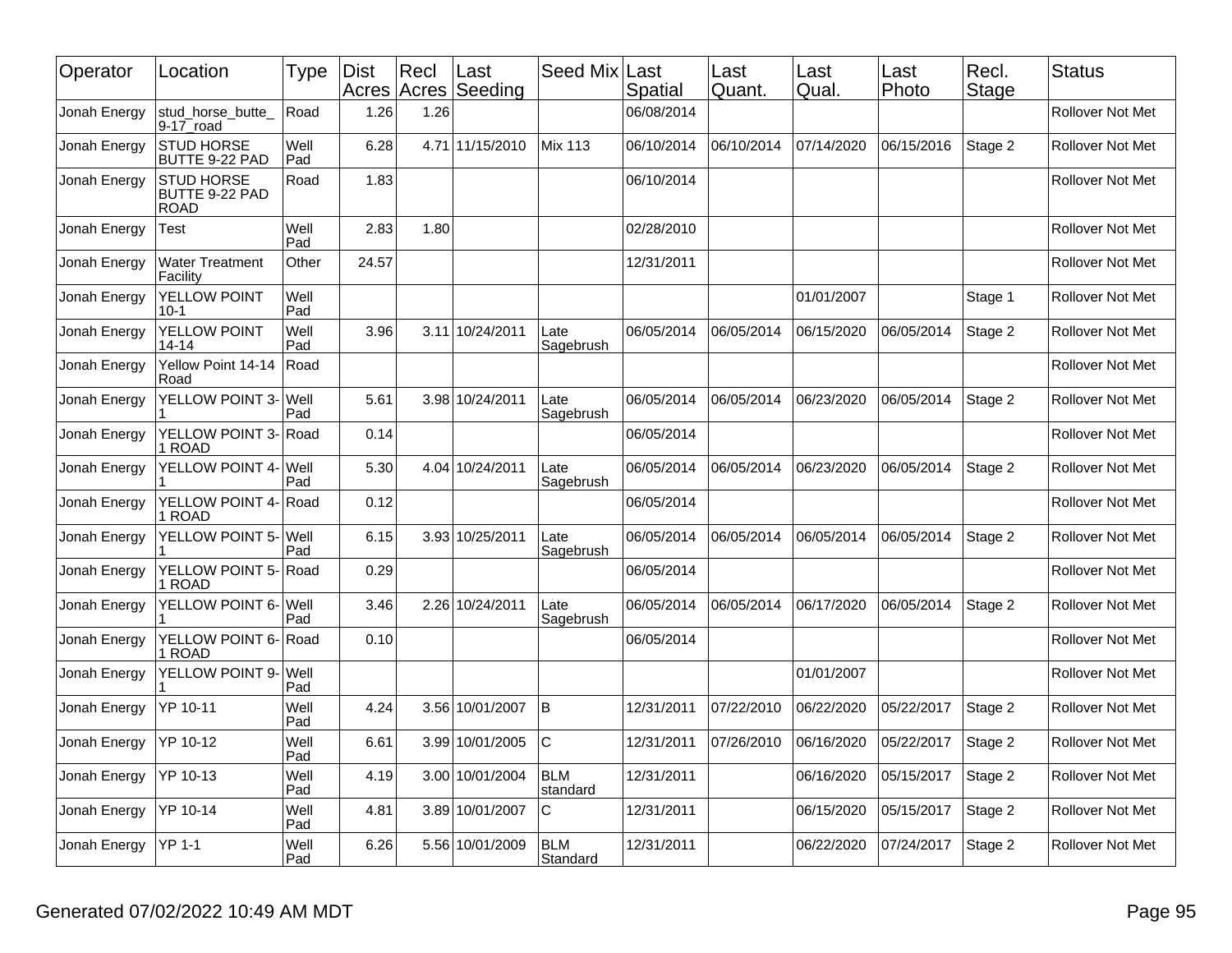| Operator | Location | Type | Dist Acres | Recl Acres | Last Seeding | Seed Mix | Last Spatial | Last Quant. | Last Qual. | Last Photo | Recl. Stage | Status |
|---|---|---|---|---|---|---|---|---|---|---|---|---|
| Jonah Energy | stud_horse_butte_9-17_road | Road | 1.26 | 1.26 | | | 06/08/2014 | | | | | Rollover Not Met |
| Jonah Energy | STUD HORSE BUTTE 9-22 PAD | Well Pad | 6.28 | 4.71 | 11/15/2010 | Mix 113 | 06/10/2014 | 06/10/2014 | 07/14/2020 | 06/15/2016 | Stage 2 | Rollover Not Met |
| Jonah Energy | STUD HORSE BUTTE 9-22 PAD ROAD | Road | 1.83 | | | | 06/10/2014 | | | | | Rollover Not Met |
| Jonah Energy | Test | Well Pad | 2.83 | 1.80 | | | 02/28/2010 | | | | | Rollover Not Met |
| Jonah Energy | Water Treatment Facility | Other | 24.57 | | | | 12/31/2011 | | | | | Rollover Not Met |
| Jonah Energy | YELLOW POINT 10-1 | Well Pad | | | | | | | 01/01/2007 | | Stage 1 | Rollover Not Met |
| Jonah Energy | YELLOW POINT 14-14 | Well Pad | 3.96 | 3.11 | 10/24/2011 | Late Sagebrush | 06/05/2014 | 06/05/2014 | 06/15/2020 | 06/05/2014 | Stage 2 | Rollover Not Met |
| Jonah Energy | Yellow Point 14-14 Road | Road | | | | | | | | | | Rollover Not Met |
| Jonah Energy | YELLOW POINT 3-1 | Well Pad | 5.61 | 3.98 | 10/24/2011 | Late Sagebrush | 06/05/2014 | 06/05/2014 | 06/23/2020 | 06/05/2014 | Stage 2 | Rollover Not Met |
| Jonah Energy | YELLOW POINT 3-1 ROAD | Road | 0.14 | | | | 06/05/2014 | | | | | Rollover Not Met |
| Jonah Energy | YELLOW POINT 4-1 | Well Pad | 5.30 | 4.04 | 10/24/2011 | Late Sagebrush | 06/05/2014 | 06/05/2014 | 06/23/2020 | 06/05/2014 | Stage 2 | Rollover Not Met |
| Jonah Energy | YELLOW POINT 4-1 ROAD | Road | 0.12 | | | | 06/05/2014 | | | | | Rollover Not Met |
| Jonah Energy | YELLOW POINT 5-1 | Well Pad | 6.15 | 3.93 | 10/25/2011 | Late Sagebrush | 06/05/2014 | 06/05/2014 | 06/05/2014 | 06/05/2014 | Stage 2 | Rollover Not Met |
| Jonah Energy | YELLOW POINT 5-1 ROAD | Road | 0.29 | | | | 06/05/2014 | | | | | Rollover Not Met |
| Jonah Energy | YELLOW POINT 6-1 | Well Pad | 3.46 | 2.26 | 10/24/2011 | Late Sagebrush | 06/05/2014 | 06/05/2014 | 06/17/2020 | 06/05/2014 | Stage 2 | Rollover Not Met |
| Jonah Energy | YELLOW POINT 6-1 ROAD | Road | 0.10 | | | | 06/05/2014 | | | | | Rollover Not Met |
| Jonah Energy | YELLOW POINT 9-1 | Well Pad | | | | | | | 01/01/2007 | | | Rollover Not Met |
| Jonah Energy | YP 10-11 | Well Pad | 4.24 | 3.56 | 10/01/2007 | B | 12/31/2011 | 07/22/2010 | 06/22/2020 | 05/22/2017 | Stage 2 | Rollover Not Met |
| Jonah Energy | YP 10-12 | Well Pad | 6.61 | 3.99 | 10/01/2005 | C | 12/31/2011 | 07/26/2010 | 06/16/2020 | 05/22/2017 | Stage 2 | Rollover Not Met |
| Jonah Energy | YP 10-13 | Well Pad | 4.19 | 3.00 | 10/01/2004 | BLM standard | 12/31/2011 | | 06/16/2020 | 05/15/2017 | Stage 2 | Rollover Not Met |
| Jonah Energy | YP 10-14 | Well Pad | 4.81 | 3.89 | 10/01/2007 | C | 12/31/2011 | | 06/15/2020 | 05/15/2017 | Stage 2 | Rollover Not Met |
| Jonah Energy | YP 1-1 | Well Pad | 6.26 | 5.56 | 10/01/2009 | BLM Standard | 12/31/2011 | | 06/22/2020 | 07/24/2017 | Stage 2 | Rollover Not Met |

Generated 07/02/2022 10:49 AM MDT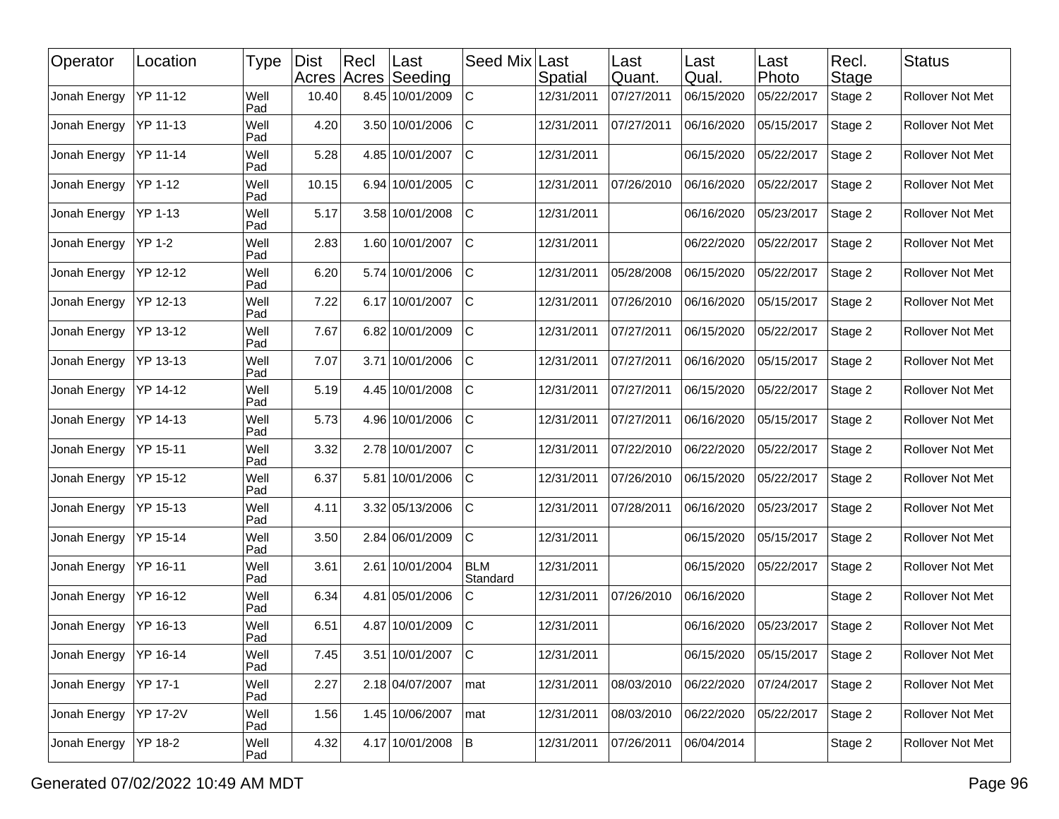| Operator | Location | Type | Dist Acres | Recl Acres | Last Seeding | Seed Mix | Last Spatial | Last Quant. | Last Qual. | Last Photo | Recl. Stage | Status |
|---|---|---|---|---|---|---|---|---|---|---|---|---|
| Jonah Energy | YP 11-12 | Well Pad | 10.40 | 8.45 | 10/01/2009 | C | 12/31/2011 | 07/27/2011 | 06/15/2020 | 05/22/2017 | Stage 2 | Rollover Not Met |
| Jonah Energy | YP 11-13 | Well Pad | 4.20 | 3.50 | 10/01/2006 | C | 12/31/2011 | 07/27/2011 | 06/16/2020 | 05/15/2017 | Stage 2 | Rollover Not Met |
| Jonah Energy | YP 11-14 | Well Pad | 5.28 | 4.85 | 10/01/2007 | C | 12/31/2011 | | 06/15/2020 | 05/22/2017 | Stage 2 | Rollover Not Met |
| Jonah Energy | YP 1-12 | Well Pad | 10.15 | 6.94 | 10/01/2005 | C | 12/31/2011 | 07/26/2010 | 06/16/2020 | 05/22/2017 | Stage 2 | Rollover Not Met |
| Jonah Energy | YP 1-13 | Well Pad | 5.17 | 3.58 | 10/01/2008 | C | 12/31/2011 | | 06/16/2020 | 05/23/2017 | Stage 2 | Rollover Not Met |
| Jonah Energy | YP 1-2 | Well Pad | 2.83 | 1.60 | 10/01/2007 | C | 12/31/2011 | | 06/22/2020 | 05/22/2017 | Stage 2 | Rollover Not Met |
| Jonah Energy | YP 12-12 | Well Pad | 6.20 | 5.74 | 10/01/2006 | C | 12/31/2011 | 05/28/2008 | 06/15/2020 | 05/22/2017 | Stage 2 | Rollover Not Met |
| Jonah Energy | YP 12-13 | Well Pad | 7.22 | 6.17 | 10/01/2007 | C | 12/31/2011 | 07/26/2010 | 06/16/2020 | 05/15/2017 | Stage 2 | Rollover Not Met |
| Jonah Energy | YP 13-12 | Well Pad | 7.67 | 6.82 | 10/01/2009 | C | 12/31/2011 | 07/27/2011 | 06/15/2020 | 05/22/2017 | Stage 2 | Rollover Not Met |
| Jonah Energy | YP 13-13 | Well Pad | 7.07 | 3.71 | 10/01/2006 | C | 12/31/2011 | 07/27/2011 | 06/16/2020 | 05/15/2017 | Stage 2 | Rollover Not Met |
| Jonah Energy | YP 14-12 | Well Pad | 5.19 | 4.45 | 10/01/2008 | C | 12/31/2011 | 07/27/2011 | 06/15/2020 | 05/22/2017 | Stage 2 | Rollover Not Met |
| Jonah Energy | YP 14-13 | Well Pad | 5.73 | 4.96 | 10/01/2006 | C | 12/31/2011 | 07/27/2011 | 06/16/2020 | 05/15/2017 | Stage 2 | Rollover Not Met |
| Jonah Energy | YP 15-11 | Well Pad | 3.32 | 2.78 | 10/01/2007 | C | 12/31/2011 | 07/22/2010 | 06/22/2020 | 05/22/2017 | Stage 2 | Rollover Not Met |
| Jonah Energy | YP 15-12 | Well Pad | 6.37 | 5.81 | 10/01/2006 | C | 12/31/2011 | 07/26/2010 | 06/15/2020 | 05/22/2017 | Stage 2 | Rollover Not Met |
| Jonah Energy | YP 15-13 | Well Pad | 4.11 | 3.32 | 05/13/2006 | C | 12/31/2011 | 07/28/2011 | 06/16/2020 | 05/23/2017 | Stage 2 | Rollover Not Met |
| Jonah Energy | YP 15-14 | Well Pad | 3.50 | 2.84 | 06/01/2009 | C | 12/31/2011 | | 06/15/2020 | 05/15/2017 | Stage 2 | Rollover Not Met |
| Jonah Energy | YP 16-11 | Well Pad | 3.61 | 2.61 | 10/01/2004 | BLM Standard | 12/31/2011 | | 06/15/2020 | 05/22/2017 | Stage 2 | Rollover Not Met |
| Jonah Energy | YP 16-12 | Well Pad | 6.34 | 4.81 | 05/01/2006 | C | 12/31/2011 | 07/26/2010 | 06/16/2020 | | Stage 2 | Rollover Not Met |
| Jonah Energy | YP 16-13 | Well Pad | 6.51 | 4.87 | 10/01/2009 | C | 12/31/2011 | | 06/16/2020 | 05/23/2017 | Stage 2 | Rollover Not Met |
| Jonah Energy | YP 16-14 | Well Pad | 7.45 | 3.51 | 10/01/2007 | C | 12/31/2011 | | 06/15/2020 | 05/15/2017 | Stage 2 | Rollover Not Met |
| Jonah Energy | YP 17-1 | Well Pad | 2.27 | 2.18 | 04/07/2007 | mat | 12/31/2011 | 08/03/2010 | 06/22/2020 | 07/24/2017 | Stage 2 | Rollover Not Met |
| Jonah Energy | YP 17-2V | Well Pad | 1.56 | 1.45 | 10/06/2007 | mat | 12/31/2011 | 08/03/2010 | 06/22/2020 | 05/22/2017 | Stage 2 | Rollover Not Met |
| Jonah Energy | YP 18-2 | Well Pad | 4.32 | 4.17 | 10/01/2008 | B | 12/31/2011 | 07/26/2011 | 06/04/2014 | | Stage 2 | Rollover Not Met |

Generated 07/02/2022 10:49 AM MDT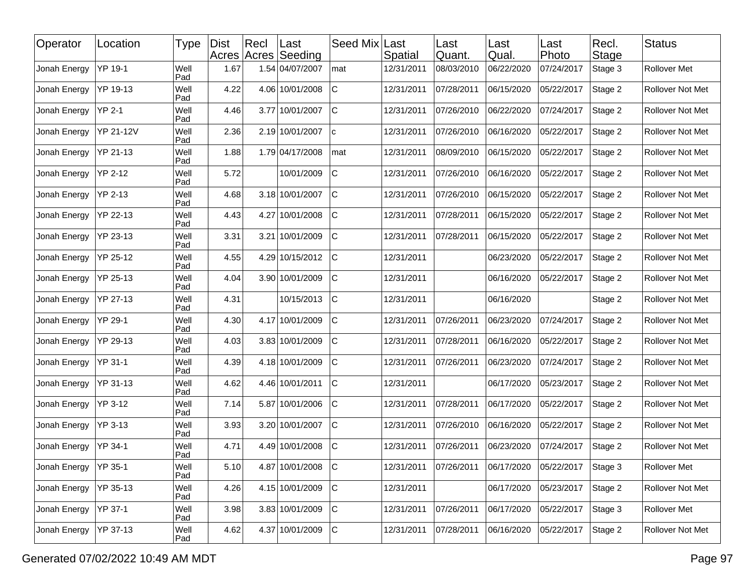| Operator | Location | Type | Dist Acres | Recl Acres | Last Seeding | Seed Mix | Last Spatial | Last Quant. | Last Qual. | Last Photo | Recl. Stage | Status |
|---|---|---|---|---|---|---|---|---|---|---|---|---|
| Jonah Energy | YP 19-1 | Well Pad | 1.67 | 1.54 | 04/07/2007 | mat | 12/31/2011 | 08/03/2010 | 06/22/2020 | 07/24/2017 | Stage 3 | Rollover Met |
| Jonah Energy | YP 19-13 | Well Pad | 4.22 | 4.06 | 10/01/2008 | C | 12/31/2011 | 07/28/2011 | 06/15/2020 | 05/22/2017 | Stage 2 | Rollover Not Met |
| Jonah Energy | YP 2-1 | Well Pad | 4.46 | 3.77 | 10/01/2007 | C | 12/31/2011 | 07/26/2010 | 06/22/2020 | 07/24/2017 | Stage 2 | Rollover Not Met |
| Jonah Energy | YP 21-12V | Well Pad | 2.36 | 2.19 | 10/01/2007 | c | 12/31/2011 | 07/26/2010 | 06/16/2020 | 05/22/2017 | Stage 2 | Rollover Not Met |
| Jonah Energy | YP 21-13 | Well Pad | 1.88 | 1.79 | 04/17/2008 | mat | 12/31/2011 | 08/09/2010 | 06/15/2020 | 05/22/2017 | Stage 2 | Rollover Not Met |
| Jonah Energy | YP 2-12 | Well Pad | 5.72 | | 10/01/2009 | C | 12/31/2011 | 07/26/2010 | 06/16/2020 | 05/22/2017 | Stage 2 | Rollover Not Met |
| Jonah Energy | YP 2-13 | Well Pad | 4.68 | 3.18 | 10/01/2007 | C | 12/31/2011 | 07/26/2010 | 06/15/2020 | 05/22/2017 | Stage 2 | Rollover Not Met |
| Jonah Energy | YP 22-13 | Well Pad | 4.43 | 4.27 | 10/01/2008 | C | 12/31/2011 | 07/28/2011 | 06/15/2020 | 05/22/2017 | Stage 2 | Rollover Not Met |
| Jonah Energy | YP 23-13 | Well Pad | 3.31 | 3.21 | 10/01/2009 | C | 12/31/2011 | 07/28/2011 | 06/15/2020 | 05/22/2017 | Stage 2 | Rollover Not Met |
| Jonah Energy | YP 25-12 | Well Pad | 4.55 | 4.29 | 10/15/2012 | C | 12/31/2011 | | 06/23/2020 | 05/22/2017 | Stage 2 | Rollover Not Met |
| Jonah Energy | YP 25-13 | Well Pad | 4.04 | 3.90 | 10/01/2009 | C | 12/31/2011 | | 06/16/2020 | 05/22/2017 | Stage 2 | Rollover Not Met |
| Jonah Energy | YP 27-13 | Well Pad | 4.31 | | 10/15/2013 | C | 12/31/2011 | | 06/16/2020 | | Stage 2 | Rollover Not Met |
| Jonah Energy | YP 29-1 | Well Pad | 4.30 | 4.17 | 10/01/2009 | C | 12/31/2011 | 07/26/2011 | 06/23/2020 | 07/24/2017 | Stage 2 | Rollover Not Met |
| Jonah Energy | YP 29-13 | Well Pad | 4.03 | 3.83 | 10/01/2009 | C | 12/31/2011 | 07/28/2011 | 06/16/2020 | 05/22/2017 | Stage 2 | Rollover Not Met |
| Jonah Energy | YP 31-1 | Well Pad | 4.39 | 4.18 | 10/01/2009 | C | 12/31/2011 | 07/26/2011 | 06/23/2020 | 07/24/2017 | Stage 2 | Rollover Not Met |
| Jonah Energy | YP 31-13 | Well Pad | 4.62 | 4.46 | 10/01/2011 | C | 12/31/2011 | | 06/17/2020 | 05/23/2017 | Stage 2 | Rollover Not Met |
| Jonah Energy | YP 3-12 | Well Pad | 7.14 | 5.87 | 10/01/2006 | C | 12/31/2011 | 07/28/2011 | 06/17/2020 | 05/22/2017 | Stage 2 | Rollover Not Met |
| Jonah Energy | YP 3-13 | Well Pad | 3.93 | 3.20 | 10/01/2007 | C | 12/31/2011 | 07/26/2010 | 06/16/2020 | 05/22/2017 | Stage 2 | Rollover Not Met |
| Jonah Energy | YP 34-1 | Well Pad | 4.71 | 4.49 | 10/01/2008 | C | 12/31/2011 | 07/26/2011 | 06/23/2020 | 07/24/2017 | Stage 2 | Rollover Not Met |
| Jonah Energy | YP 35-1 | Well Pad | 5.10 | 4.87 | 10/01/2008 | C | 12/31/2011 | 07/26/2011 | 06/17/2020 | 05/22/2017 | Stage 3 | Rollover Met |
| Jonah Energy | YP 35-13 | Well Pad | 4.26 | 4.15 | 10/01/2009 | C | 12/31/2011 | | 06/17/2020 | 05/23/2017 | Stage 2 | Rollover Not Met |
| Jonah Energy | YP 37-1 | Well Pad | 3.98 | 3.83 | 10/01/2009 | C | 12/31/2011 | 07/26/2011 | 06/17/2020 | 05/22/2017 | Stage 3 | Rollover Met |
| Jonah Energy | YP 37-13 | Well Pad | 4.62 | 4.37 | 10/01/2009 | C | 12/31/2011 | 07/28/2011 | 06/16/2020 | 05/22/2017 | Stage 2 | Rollover Not Met |

Generated 07/02/2022 10:49 AM MDT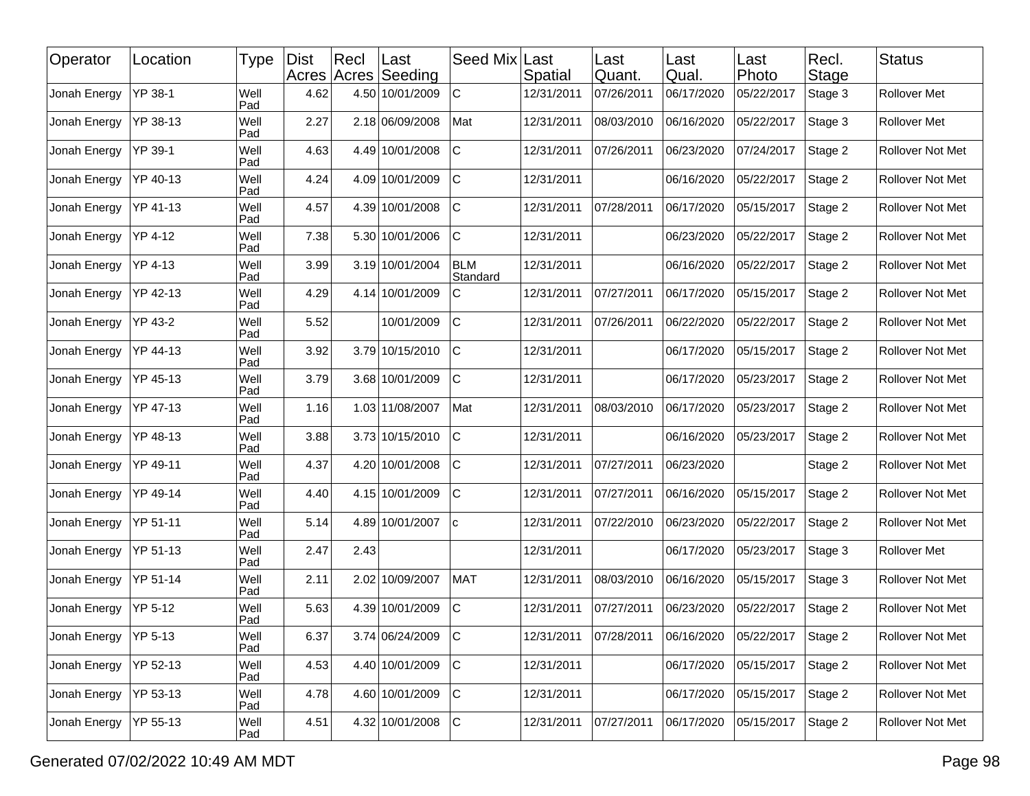| Operator | Location | Type | Dist Acres | Recl Acres | Last Seeding | Seed Mix | Last Spatial | Last Quant. | Last Qual. | Last Photo | Recl. Stage | Status |
|---|---|---|---|---|---|---|---|---|---|---|---|---|
| Jonah Energy | YP 38-1 | Well Pad | 4.62 | 4.50 | 10/01/2009 | C | 12/31/2011 | 07/26/2011 | 06/17/2020 | 05/22/2017 | Stage 3 | Rollover Met |
| Jonah Energy | YP 38-13 | Well Pad | 2.27 | 2.18 | 06/09/2008 | Mat | 12/31/2011 | 08/03/2010 | 06/16/2020 | 05/22/2017 | Stage 3 | Rollover Met |
| Jonah Energy | YP 39-1 | Well Pad | 4.63 | 4.49 | 10/01/2008 | C | 12/31/2011 | 07/26/2011 | 06/23/2020 | 07/24/2017 | Stage 2 | Rollover Not Met |
| Jonah Energy | YP 40-13 | Well Pad | 4.24 | 4.09 | 10/01/2009 | C | 12/31/2011 | | 06/16/2020 | 05/22/2017 | Stage 2 | Rollover Not Met |
| Jonah Energy | YP 41-13 | Well Pad | 4.57 | 4.39 | 10/01/2008 | C | 12/31/2011 | 07/28/2011 | 06/17/2020 | 05/15/2017 | Stage 2 | Rollover Not Met |
| Jonah Energy | YP 4-12 | Well Pad | 7.38 | 5.30 | 10/01/2006 | C | 12/31/2011 | | 06/23/2020 | 05/22/2017 | Stage 2 | Rollover Not Met |
| Jonah Energy | YP 4-13 | Well Pad | 3.99 | 3.19 | 10/01/2004 | BLM Standard | 12/31/2011 | | 06/16/2020 | 05/22/2017 | Stage 2 | Rollover Not Met |
| Jonah Energy | YP 42-13 | Well Pad | 4.29 | 4.14 | 10/01/2009 | C | 12/31/2011 | 07/27/2011 | 06/17/2020 | 05/15/2017 | Stage 2 | Rollover Not Met |
| Jonah Energy | YP 43-2 | Well Pad | 5.52 | | 10/01/2009 | C | 12/31/2011 | 07/26/2011 | 06/22/2020 | 05/22/2017 | Stage 2 | Rollover Not Met |
| Jonah Energy | YP 44-13 | Well Pad | 3.92 | 3.79 | 10/15/2010 | C | 12/31/2011 | | 06/17/2020 | 05/15/2017 | Stage 2 | Rollover Not Met |
| Jonah Energy | YP 45-13 | Well Pad | 3.79 | 3.68 | 10/01/2009 | C | 12/31/2011 | | 06/17/2020 | 05/23/2017 | Stage 2 | Rollover Not Met |
| Jonah Energy | YP 47-13 | Well Pad | 1.16 | 1.03 | 11/08/2007 | Mat | 12/31/2011 | 08/03/2010 | 06/17/2020 | 05/23/2017 | Stage 2 | Rollover Not Met |
| Jonah Energy | YP 48-13 | Well Pad | 3.88 | 3.73 | 10/15/2010 | C | 12/31/2011 | | 06/16/2020 | 05/23/2017 | Stage 2 | Rollover Not Met |
| Jonah Energy | YP 49-11 | Well Pad | 4.37 | 4.20 | 10/01/2008 | C | 12/31/2011 | 07/27/2011 | 06/23/2020 | | Stage 2 | Rollover Not Met |
| Jonah Energy | YP 49-14 | Well Pad | 4.40 | 4.15 | 10/01/2009 | C | 12/31/2011 | 07/27/2011 | 06/16/2020 | 05/15/2017 | Stage 2 | Rollover Not Met |
| Jonah Energy | YP 51-11 | Well Pad | 5.14 | 4.89 | 10/01/2007 | c | 12/31/2011 | 07/22/2010 | 06/23/2020 | 05/22/2017 | Stage 2 | Rollover Not Met |
| Jonah Energy | YP 51-13 | Well Pad | 2.47 | 2.43 | | | 12/31/2011 | | 06/17/2020 | 05/23/2017 | Stage 3 | Rollover Met |
| Jonah Energy | YP 51-14 | Well Pad | 2.11 | 2.02 | 10/09/2007 | MAT | 12/31/2011 | 08/03/2010 | 06/16/2020 | 05/15/2017 | Stage 3 | Rollover Not Met |
| Jonah Energy | YP 5-12 | Well Pad | 5.63 | 4.39 | 10/01/2009 | C | 12/31/2011 | 07/27/2011 | 06/23/2020 | 05/22/2017 | Stage 2 | Rollover Not Met |
| Jonah Energy | YP 5-13 | Well Pad | 6.37 | 3.74 | 06/24/2009 | C | 12/31/2011 | 07/28/2011 | 06/16/2020 | 05/22/2017 | Stage 2 | Rollover Not Met |
| Jonah Energy | YP 52-13 | Well Pad | 4.53 | 4.40 | 10/01/2009 | C | 12/31/2011 | | 06/17/2020 | 05/15/2017 | Stage 2 | Rollover Not Met |
| Jonah Energy | YP 53-13 | Well Pad | 4.78 | 4.60 | 10/01/2009 | C | 12/31/2011 | | 06/17/2020 | 05/15/2017 | Stage 2 | Rollover Not Met |
| Jonah Energy | YP 55-13 | Well Pad | 4.51 | 4.32 | 10/01/2008 | C | 12/31/2011 | 07/27/2011 | 06/17/2020 | 05/15/2017 | Stage 2 | Rollover Not Met |

Generated 07/02/2022 10:49 AM MDT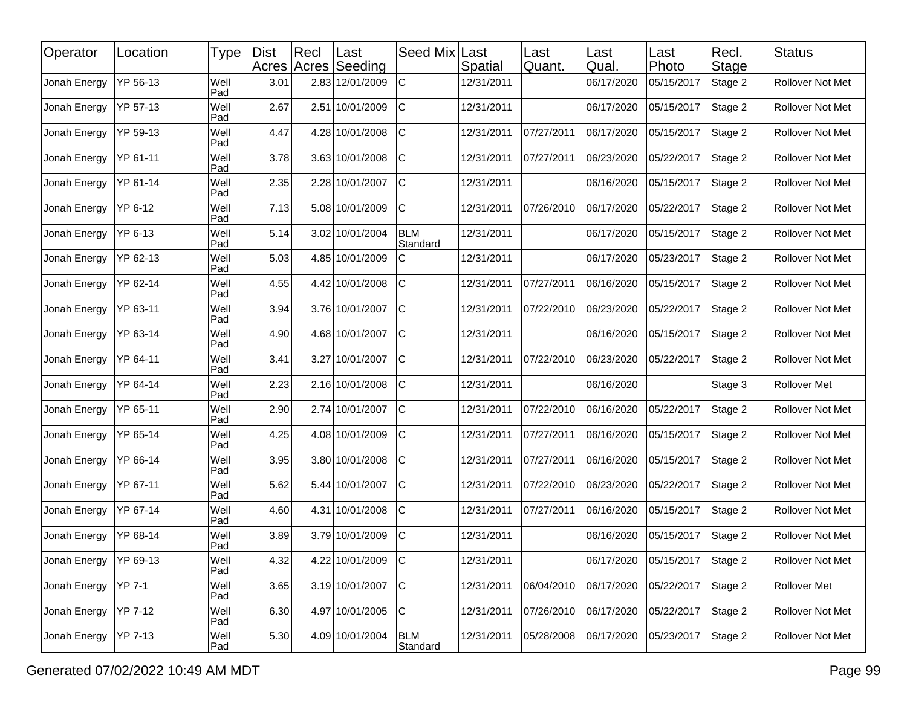| Operator | Location | Type | Dist Acres | Recl Acres | Last Seeding | Seed Mix | Last Spatial | Last Quant. | Last Qual. | Last Photo | Recl. Stage | Status |
|---|---|---|---|---|---|---|---|---|---|---|---|---|
| Jonah Energy | YP 56-13 | Well Pad | 3.01 | 2.83 | 12/01/2009 | C | 12/31/2011 | | 06/17/2020 | 05/15/2017 | Stage 2 | Rollover Not Met |
| Jonah Energy | YP 57-13 | Well Pad | 2.67 | 2.51 | 10/01/2009 | C | 12/31/2011 | | 06/17/2020 | 05/15/2017 | Stage 2 | Rollover Not Met |
| Jonah Energy | YP 59-13 | Well Pad | 4.47 | 4.28 | 10/01/2008 | C | 12/31/2011 | 07/27/2011 | 06/17/2020 | 05/15/2017 | Stage 2 | Rollover Not Met |
| Jonah Energy | YP 61-11 | Well Pad | 3.78 | 3.63 | 10/01/2008 | C | 12/31/2011 | 07/27/2011 | 06/23/2020 | 05/22/2017 | Stage 2 | Rollover Not Met |
| Jonah Energy | YP 61-14 | Well Pad | 2.35 | 2.28 | 10/01/2007 | C | 12/31/2011 | | 06/16/2020 | 05/15/2017 | Stage 2 | Rollover Not Met |
| Jonah Energy | YP 6-12 | Well Pad | 7.13 | 5.08 | 10/01/2009 | C | 12/31/2011 | 07/26/2010 | 06/17/2020 | 05/22/2017 | Stage 2 | Rollover Not Met |
| Jonah Energy | YP 6-13 | Well Pad | 5.14 | 3.02 | 10/01/2004 | BLM Standard | 12/31/2011 | | 06/17/2020 | 05/15/2017 | Stage 2 | Rollover Not Met |
| Jonah Energy | YP 62-13 | Well Pad | 5.03 | 4.85 | 10/01/2009 | C | 12/31/2011 | | 06/17/2020 | 05/23/2017 | Stage 2 | Rollover Not Met |
| Jonah Energy | YP 62-14 | Well Pad | 4.55 | 4.42 | 10/01/2008 | C | 12/31/2011 | 07/27/2011 | 06/16/2020 | 05/15/2017 | Stage 2 | Rollover Not Met |
| Jonah Energy | YP 63-11 | Well Pad | 3.94 | 3.76 | 10/01/2007 | C | 12/31/2011 | 07/22/2010 | 06/23/2020 | 05/22/2017 | Stage 2 | Rollover Not Met |
| Jonah Energy | YP 63-14 | Well Pad | 4.90 | 4.68 | 10/01/2007 | C | 12/31/2011 | | 06/16/2020 | 05/15/2017 | Stage 2 | Rollover Not Met |
| Jonah Energy | YP 64-11 | Well Pad | 3.41 | 3.27 | 10/01/2007 | C | 12/31/2011 | 07/22/2010 | 06/23/2020 | 05/22/2017 | Stage 2 | Rollover Not Met |
| Jonah Energy | YP 64-14 | Well Pad | 2.23 | 2.16 | 10/01/2008 | C | 12/31/2011 | | 06/16/2020 | | Stage 3 | Rollover Met |
| Jonah Energy | YP 65-11 | Well Pad | 2.90 | 2.74 | 10/01/2007 | C | 12/31/2011 | 07/22/2010 | 06/16/2020 | 05/22/2017 | Stage 2 | Rollover Not Met |
| Jonah Energy | YP 65-14 | Well Pad | 4.25 | 4.08 | 10/01/2009 | C | 12/31/2011 | 07/27/2011 | 06/16/2020 | 05/15/2017 | Stage 2 | Rollover Not Met |
| Jonah Energy | YP 66-14 | Well Pad | 3.95 | 3.80 | 10/01/2008 | C | 12/31/2011 | 07/27/2011 | 06/16/2020 | 05/15/2017 | Stage 2 | Rollover Not Met |
| Jonah Energy | YP 67-11 | Well Pad | 5.62 | 5.44 | 10/01/2007 | C | 12/31/2011 | 07/22/2010 | 06/23/2020 | 05/22/2017 | Stage 2 | Rollover Not Met |
| Jonah Energy | YP 67-14 | Well Pad | 4.60 | 4.31 | 10/01/2008 | C | 12/31/2011 | 07/27/2011 | 06/16/2020 | 05/15/2017 | Stage 2 | Rollover Not Met |
| Jonah Energy | YP 68-14 | Well Pad | 3.89 | 3.79 | 10/01/2009 | C | 12/31/2011 | | 06/16/2020 | 05/15/2017 | Stage 2 | Rollover Not Met |
| Jonah Energy | YP 69-13 | Well Pad | 4.32 | 4.22 | 10/01/2009 | C | 12/31/2011 | | 06/17/2020 | 05/15/2017 | Stage 2 | Rollover Not Met |
| Jonah Energy | YP 7-1 | Well Pad | 3.65 | 3.19 | 10/01/2007 | C | 12/31/2011 | 06/04/2010 | 06/17/2020 | 05/22/2017 | Stage 2 | Rollover Met |
| Jonah Energy | YP 7-12 | Well Pad | 6.30 | 4.97 | 10/01/2005 | C | 12/31/2011 | 07/26/2010 | 06/17/2020 | 05/22/2017 | Stage 2 | Rollover Not Met |
| Jonah Energy | YP 7-13 | Well Pad | 5.30 | 4.09 | 10/01/2004 | BLM Standard | 12/31/2011 | 05/28/2008 | 06/17/2020 | 05/23/2017 | Stage 2 | Rollover Not Met |

Generated 07/02/2022 10:49 AM MDT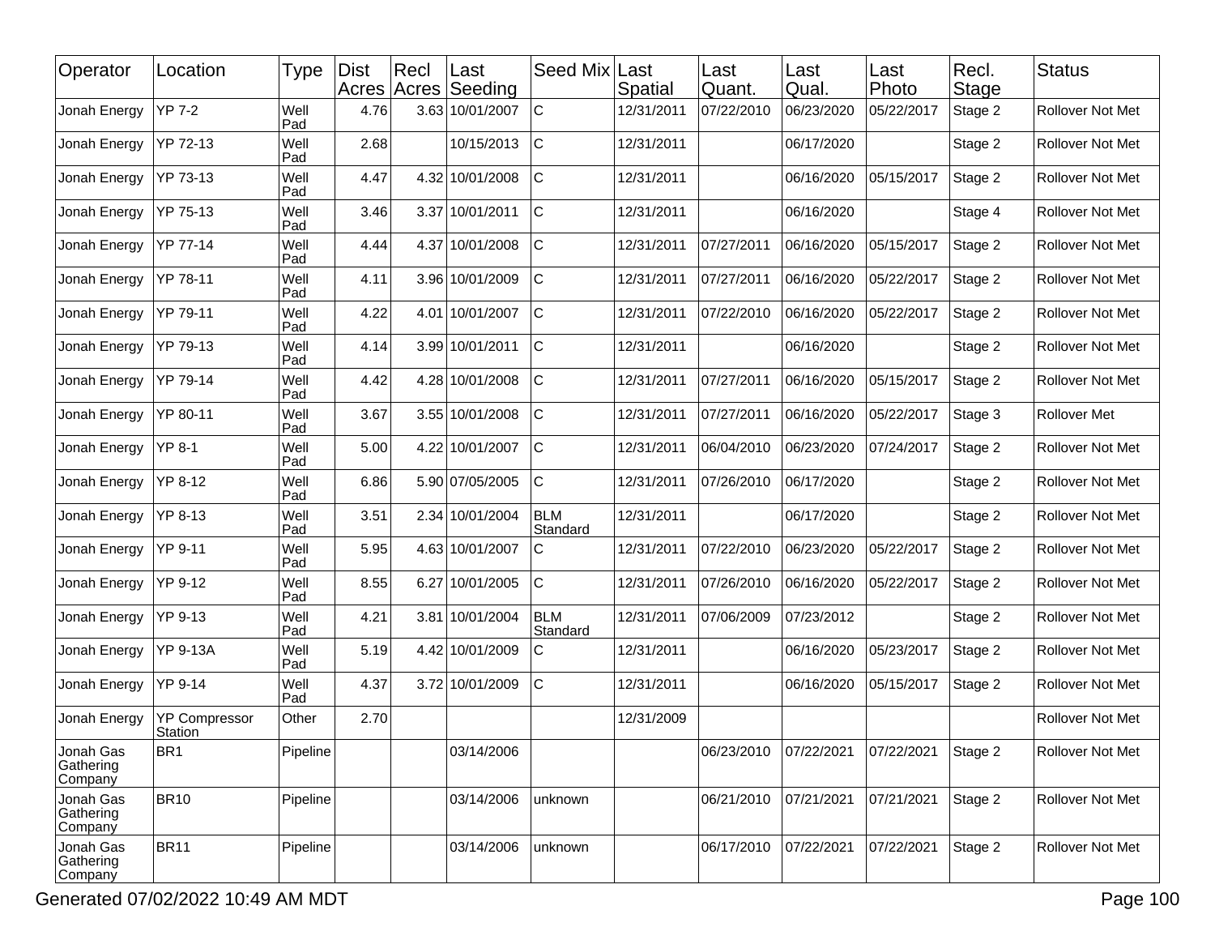| Operator | Location | Type | Dist Acres | Recl Acres | Last Seeding | Seed Mix | Last Spatial | Last Quant. | Last Qual. | Last Photo | Recl. Stage | Status |
|---|---|---|---|---|---|---|---|---|---|---|---|---|
| Jonah Energy | YP 7-2 | Well Pad | 4.76 | 3.63 | 10/01/2007 | C | 12/31/2011 | 07/22/2010 | 06/23/2020 | 05/22/2017 | Stage 2 | Rollover Not Met |
| Jonah Energy | YP 72-13 | Well Pad | 2.68 | | 10/15/2013 | C | 12/31/2011 | | 06/17/2020 | | Stage 2 | Rollover Not Met |
| Jonah Energy | YP 73-13 | Well Pad | 4.47 | 4.32 | 10/01/2008 | C | 12/31/2011 | | 06/16/2020 | 05/15/2017 | Stage 2 | Rollover Not Met |
| Jonah Energy | YP 75-13 | Well Pad | 3.46 | 3.37 | 10/01/2011 | C | 12/31/2011 | | 06/16/2020 | | Stage 4 | Rollover Not Met |
| Jonah Energy | YP 77-14 | Well Pad | 4.44 | 4.37 | 10/01/2008 | C | 12/31/2011 | 07/27/2011 | 06/16/2020 | 05/15/2017 | Stage 2 | Rollover Not Met |
| Jonah Energy | YP 78-11 | Well Pad | 4.11 | 3.96 | 10/01/2009 | C | 12/31/2011 | 07/27/2011 | 06/16/2020 | 05/22/2017 | Stage 2 | Rollover Not Met |
| Jonah Energy | YP 79-11 | Well Pad | 4.22 | 4.01 | 10/01/2007 | C | 12/31/2011 | 07/22/2010 | 06/16/2020 | 05/22/2017 | Stage 2 | Rollover Not Met |
| Jonah Energy | YP 79-13 | Well Pad | 4.14 | 3.99 | 10/01/2011 | C | 12/31/2011 | | 06/16/2020 | | Stage 2 | Rollover Not Met |
| Jonah Energy | YP 79-14 | Well Pad | 4.42 | 4.28 | 10/01/2008 | C | 12/31/2011 | 07/27/2011 | 06/16/2020 | 05/15/2017 | Stage 2 | Rollover Not Met |
| Jonah Energy | YP 80-11 | Well Pad | 3.67 | 3.55 | 10/01/2008 | C | 12/31/2011 | 07/27/2011 | 06/16/2020 | 05/22/2017 | Stage 3 | Rollover Met |
| Jonah Energy | YP 8-1 | Well Pad | 5.00 | 4.22 | 10/01/2007 | C | 12/31/2011 | 06/04/2010 | 06/23/2020 | 07/24/2017 | Stage 2 | Rollover Not Met |
| Jonah Energy | YP 8-12 | Well Pad | 6.86 | 5.90 | 07/05/2005 | C | 12/31/2011 | 07/26/2010 | 06/17/2020 | | Stage 2 | Rollover Not Met |
| Jonah Energy | YP 8-13 | Well Pad | 3.51 | 2.34 | 10/01/2004 | BLM Standard | 12/31/2011 | | 06/17/2020 | | Stage 2 | Rollover Not Met |
| Jonah Energy | YP 9-11 | Well Pad | 5.95 | 4.63 | 10/01/2007 | C | 12/31/2011 | 07/22/2010 | 06/23/2020 | 05/22/2017 | Stage 2 | Rollover Not Met |
| Jonah Energy | YP 9-12 | Well Pad | 8.55 | 6.27 | 10/01/2005 | C | 12/31/2011 | 07/26/2010 | 06/16/2020 | 05/22/2017 | Stage 2 | Rollover Not Met |
| Jonah Energy | YP 9-13 | Well Pad | 4.21 | 3.81 | 10/01/2004 | BLM Standard | 12/31/2011 | 07/06/2009 | 07/23/2012 | | Stage 2 | Rollover Not Met |
| Jonah Energy | YP 9-13A | Well Pad | 5.19 | 4.42 | 10/01/2009 | C | 12/31/2011 | | 06/16/2020 | 05/23/2017 | Stage 2 | Rollover Not Met |
| Jonah Energy | YP 9-14 | Well Pad | 4.37 | 3.72 | 10/01/2009 | C | 12/31/2011 | | 06/16/2020 | 05/15/2017 | Stage 2 | Rollover Not Met |
| Jonah Energy | YP Compressor Station | Other | 2.70 | | | | 12/31/2009 | | | | | Rollover Not Met |
| Jonah Gas Gathering Company | BR1 | Pipeline | | | 03/14/2006 | | | 06/23/2010 | 07/22/2021 | 07/22/2021 | Stage 2 | Rollover Not Met |
| Jonah Gas Gathering Company | BR10 | Pipeline | | | 03/14/2006 | unknown | | 06/21/2010 | 07/21/2021 | 07/21/2021 | Stage 2 | Rollover Not Met |
| Jonah Gas Gathering Company | BR11 | Pipeline | | | 03/14/2006 | unknown | | 06/17/2010 | 07/22/2021 | 07/22/2021 | Stage 2 | Rollover Not Met |

Generated 07/02/2022 10:49 AM MDT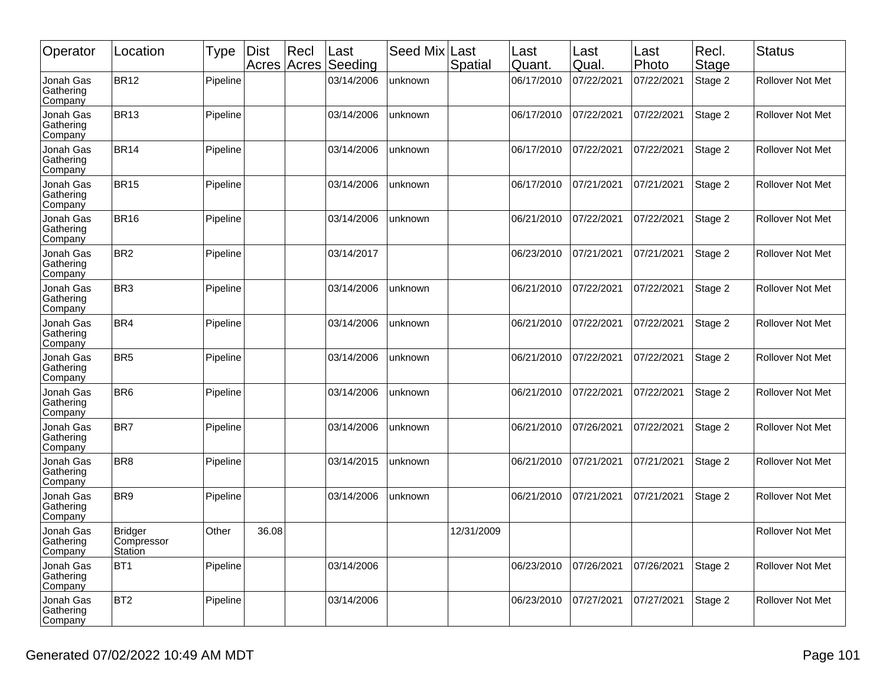| Operator | Location | Type | Dist Acres | Recl Acres | Last Seeding | Seed Mix | Last Spatial | Last Quant. | Last Qual. | Last Photo | Recl. Stage | Status |
|---|---|---|---|---|---|---|---|---|---|---|---|---|
| Jonah Gas Gathering Company | BR12 | Pipeline | | | 03/14/2006 | unknown | | 06/17/2010 | 07/22/2021 | 07/22/2021 | Stage 2 | Rollover Not Met |
| Jonah Gas Gathering Company | BR13 | Pipeline | | | 03/14/2006 | unknown | | 06/17/2010 | 07/22/2021 | 07/22/2021 | Stage 2 | Rollover Not Met |
| Jonah Gas Gathering Company | BR14 | Pipeline | | | 03/14/2006 | unknown | | 06/17/2010 | 07/22/2021 | 07/22/2021 | Stage 2 | Rollover Not Met |
| Jonah Gas Gathering Company | BR15 | Pipeline | | | 03/14/2006 | unknown | | 06/17/2010 | 07/21/2021 | 07/21/2021 | Stage 2 | Rollover Not Met |
| Jonah Gas Gathering Company | BR16 | Pipeline | | | 03/14/2006 | unknown | | 06/21/2010 | 07/22/2021 | 07/22/2021 | Stage 2 | Rollover Not Met |
| Jonah Gas Gathering Company | BR2 | Pipeline | | | 03/14/2017 | | | 06/23/2010 | 07/21/2021 | 07/21/2021 | Stage 2 | Rollover Not Met |
| Jonah Gas Gathering Company | BR3 | Pipeline | | | 03/14/2006 | unknown | | 06/21/2010 | 07/22/2021 | 07/22/2021 | Stage 2 | Rollover Not Met |
| Jonah Gas Gathering Company | BR4 | Pipeline | | | 03/14/2006 | unknown | | 06/21/2010 | 07/22/2021 | 07/22/2021 | Stage 2 | Rollover Not Met |
| Jonah Gas Gathering Company | BR5 | Pipeline | | | 03/14/2006 | unknown | | 06/21/2010 | 07/22/2021 | 07/22/2021 | Stage 2 | Rollover Not Met |
| Jonah Gas Gathering Company | BR6 | Pipeline | | | 03/14/2006 | unknown | | 06/21/2010 | 07/22/2021 | 07/22/2021 | Stage 2 | Rollover Not Met |
| Jonah Gas Gathering Company | BR7 | Pipeline | | | 03/14/2006 | unknown | | 06/21/2010 | 07/26/2021 | 07/22/2021 | Stage 2 | Rollover Not Met |
| Jonah Gas Gathering Company | BR8 | Pipeline | | | 03/14/2015 | unknown | | 06/21/2010 | 07/21/2021 | 07/21/2021 | Stage 2 | Rollover Not Met |
| Jonah Gas Gathering Company | BR9 | Pipeline | | | 03/14/2006 | unknown | | 06/21/2010 | 07/21/2021 | 07/21/2021 | Stage 2 | Rollover Not Met |
| Jonah Gas Gathering Company | Bridger Compressor Station | Other | 36.08 | | | | 12/31/2009 | | | | | Rollover Not Met |
| Jonah Gas Gathering Company | BT1 | Pipeline | | | 03/14/2006 | | | 06/23/2010 | 07/26/2021 | 07/26/2021 | Stage 2 | Rollover Not Met |
| Jonah Gas Gathering Company | BT2 | Pipeline | | | 03/14/2006 | | | 06/23/2010 | 07/27/2021 | 07/27/2021 | Stage 2 | Rollover Not Met |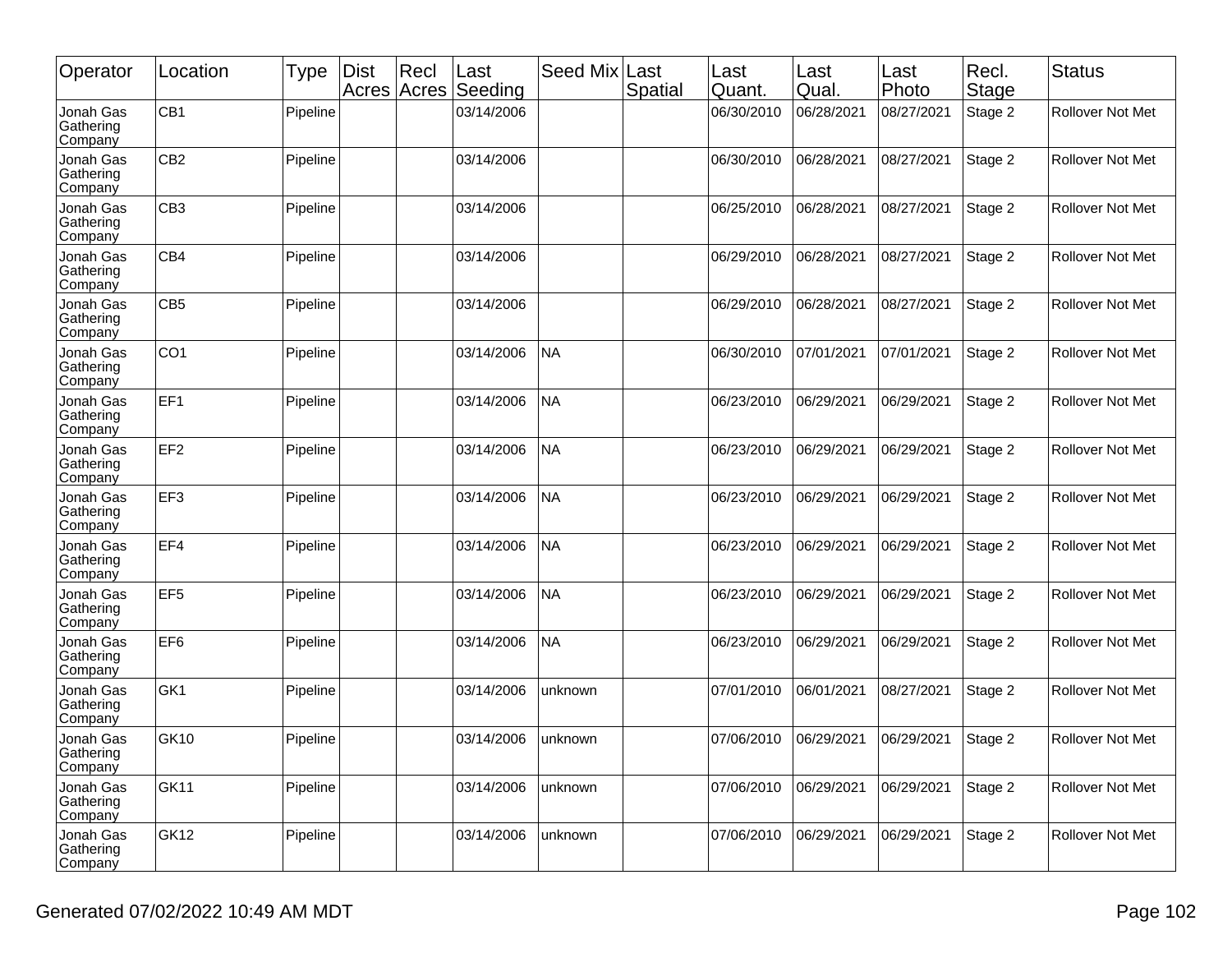| Operator | Location | Type | Dist Acres | Recl Acres | Last Seeding | Seed Mix | Last Spatial | Last Quant. | Last Qual. | Last Photo | Recl. Stage | Status |
|---|---|---|---|---|---|---|---|---|---|---|---|---|
| Jonah Gas Gathering Company | CB1 | Pipeline | | | 03/14/2006 | | | 06/30/2010 | 06/28/2021 | 08/27/2021 | Stage 2 | Rollover Not Met |
| Jonah Gas Gathering Company | CB2 | Pipeline | | | 03/14/2006 | | | 06/30/2010 | 06/28/2021 | 08/27/2021 | Stage 2 | Rollover Not Met |
| Jonah Gas Gathering Company | CB3 | Pipeline | | | 03/14/2006 | | | 06/25/2010 | 06/28/2021 | 08/27/2021 | Stage 2 | Rollover Not Met |
| Jonah Gas Gathering Company | CB4 | Pipeline | | | 03/14/2006 | | | 06/29/2010 | 06/28/2021 | 08/27/2021 | Stage 2 | Rollover Not Met |
| Jonah Gas Gathering Company | CB5 | Pipeline | | | 03/14/2006 | | | 06/29/2010 | 06/28/2021 | 08/27/2021 | Stage 2 | Rollover Not Met |
| Jonah Gas Gathering Company | CO1 | Pipeline | | | 03/14/2006 | NA | | 06/30/2010 | 07/01/2021 | 07/01/2021 | Stage 2 | Rollover Not Met |
| Jonah Gas Gathering Company | EF1 | Pipeline | | | 03/14/2006 | NA | | 06/23/2010 | 06/29/2021 | 06/29/2021 | Stage 2 | Rollover Not Met |
| Jonah Gas Gathering Company | EF2 | Pipeline | | | 03/14/2006 | NA | | 06/23/2010 | 06/29/2021 | 06/29/2021 | Stage 2 | Rollover Not Met |
| Jonah Gas Gathering Company | EF3 | Pipeline | | | 03/14/2006 | NA | | 06/23/2010 | 06/29/2021 | 06/29/2021 | Stage 2 | Rollover Not Met |
| Jonah Gas Gathering Company | EF4 | Pipeline | | | 03/14/2006 | NA | | 06/23/2010 | 06/29/2021 | 06/29/2021 | Stage 2 | Rollover Not Met |
| Jonah Gas Gathering Company | EF5 | Pipeline | | | 03/14/2006 | NA | | 06/23/2010 | 06/29/2021 | 06/29/2021 | Stage 2 | Rollover Not Met |
| Jonah Gas Gathering Company | EF6 | Pipeline | | | 03/14/2006 | NA | | 06/23/2010 | 06/29/2021 | 06/29/2021 | Stage 2 | Rollover Not Met |
| Jonah Gas Gathering Company | GK1 | Pipeline | | | 03/14/2006 | unknown | | 07/01/2010 | 06/01/2021 | 08/27/2021 | Stage 2 | Rollover Not Met |
| Jonah Gas Gathering Company | GK10 | Pipeline | | | 03/14/2006 | unknown | | 07/06/2010 | 06/29/2021 | 06/29/2021 | Stage 2 | Rollover Not Met |
| Jonah Gas Gathering Company | GK11 | Pipeline | | | 03/14/2006 | unknown | | 07/06/2010 | 06/29/2021 | 06/29/2021 | Stage 2 | Rollover Not Met |
| Jonah Gas Gathering Company | GK12 | Pipeline | | | 03/14/2006 | unknown | | 07/06/2010 | 06/29/2021 | 06/29/2021 | Stage 2 | Rollover Not Met |

Generated 07/02/2022 10:49 AM MDT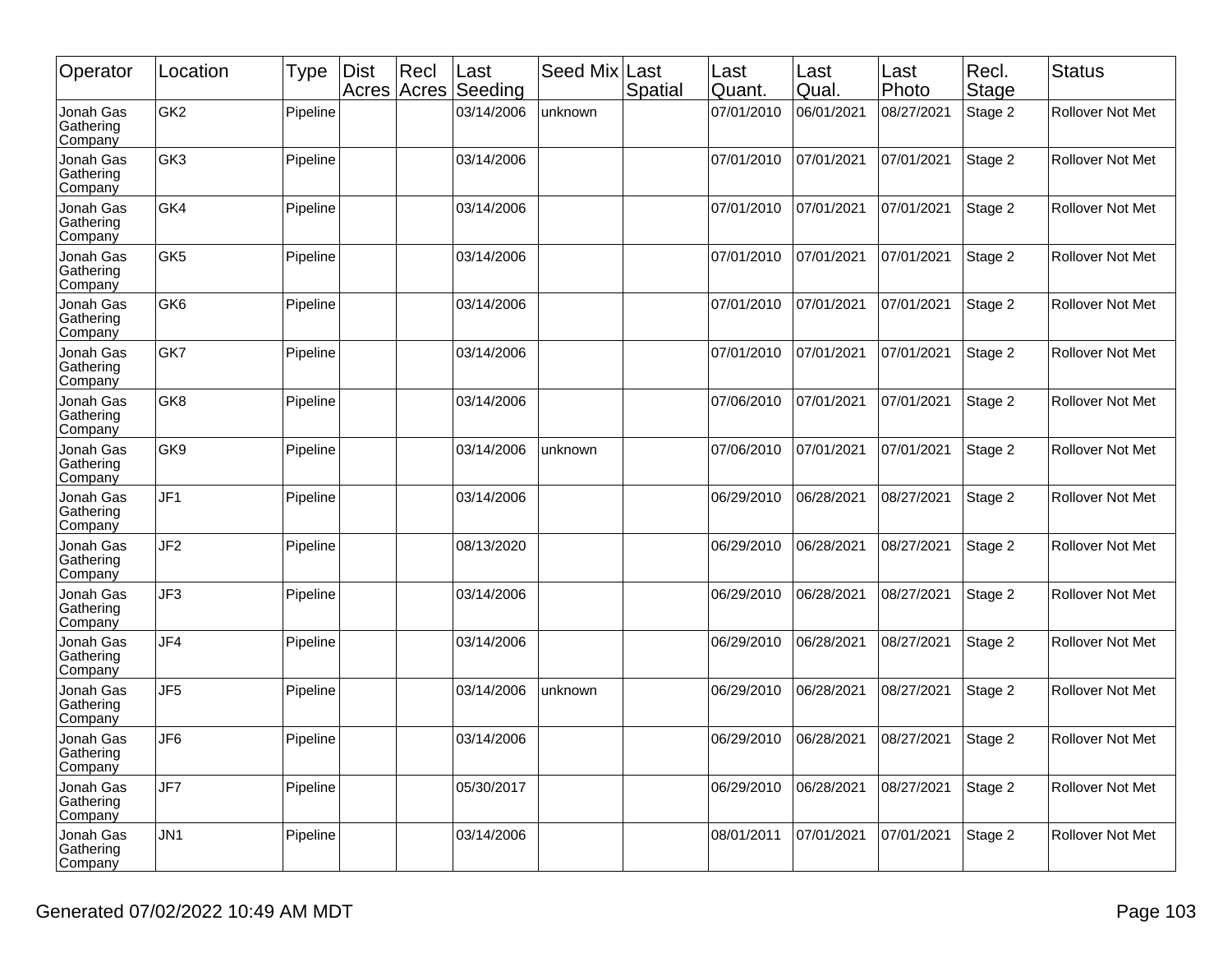| Operator | Location | Type | Dist Acres | Recl Acres | Last Seeding | Seed Mix | Last Spatial | Last Quant. | Last Qual. | Last Photo | Recl. Stage | Status |
|---|---|---|---|---|---|---|---|---|---|---|---|---|
| Jonah Gas Gathering Company | GK2 | Pipeline | | | 03/14/2006 | unknown | | 07/01/2010 | 06/01/2021 | 08/27/2021 | Stage 2 | Rollover Not Met |
| Jonah Gas Gathering Company | GK3 | Pipeline | | | 03/14/2006 | | | 07/01/2010 | 07/01/2021 | 07/01/2021 | Stage 2 | Rollover Not Met |
| Jonah Gas Gathering Company | GK4 | Pipeline | | | 03/14/2006 | | | 07/01/2010 | 07/01/2021 | 07/01/2021 | Stage 2 | Rollover Not Met |
| Jonah Gas Gathering Company | GK5 | Pipeline | | | 03/14/2006 | | | 07/01/2010 | 07/01/2021 | 07/01/2021 | Stage 2 | Rollover Not Met |
| Jonah Gas Gathering Company | GK6 | Pipeline | | | 03/14/2006 | | | 07/01/2010 | 07/01/2021 | 07/01/2021 | Stage 2 | Rollover Not Met |
| Jonah Gas Gathering Company | GK7 | Pipeline | | | 03/14/2006 | | | 07/01/2010 | 07/01/2021 | 07/01/2021 | Stage 2 | Rollover Not Met |
| Jonah Gas Gathering Company | GK8 | Pipeline | | | 03/14/2006 | | | 07/06/2010 | 07/01/2021 | 07/01/2021 | Stage 2 | Rollover Not Met |
| Jonah Gas Gathering Company | GK9 | Pipeline | | | 03/14/2006 | unknown | | 07/06/2010 | 07/01/2021 | 07/01/2021 | Stage 2 | Rollover Not Met |
| Jonah Gas Gathering Company | JF1 | Pipeline | | | 03/14/2006 | | | 06/29/2010 | 06/28/2021 | 08/27/2021 | Stage 2 | Rollover Not Met |
| Jonah Gas Gathering Company | JF2 | Pipeline | | | 08/13/2020 | | | 06/29/2010 | 06/28/2021 | 08/27/2021 | Stage 2 | Rollover Not Met |
| Jonah Gas Gathering Company | JF3 | Pipeline | | | 03/14/2006 | | | 06/29/2010 | 06/28/2021 | 08/27/2021 | Stage 2 | Rollover Not Met |
| Jonah Gas Gathering Company | JF4 | Pipeline | | | 03/14/2006 | | | 06/29/2010 | 06/28/2021 | 08/27/2021 | Stage 2 | Rollover Not Met |
| Jonah Gas Gathering Company | JF5 | Pipeline | | | 03/14/2006 | unknown | | 06/29/2010 | 06/28/2021 | 08/27/2021 | Stage 2 | Rollover Not Met |
| Jonah Gas Gathering Company | JF6 | Pipeline | | | 03/14/2006 | | | 06/29/2010 | 06/28/2021 | 08/27/2021 | Stage 2 | Rollover Not Met |
| Jonah Gas Gathering Company | JF7 | Pipeline | | | 05/30/2017 | | | 06/29/2010 | 06/28/2021 | 08/27/2021 | Stage 2 | Rollover Not Met |
| Jonah Gas Gathering Company | JN1 | Pipeline | | | 03/14/2006 | | | 08/01/2011 | 07/01/2021 | 07/01/2021 | Stage 2 | Rollover Not Met |

Generated 07/02/2022 10:49 AM MDT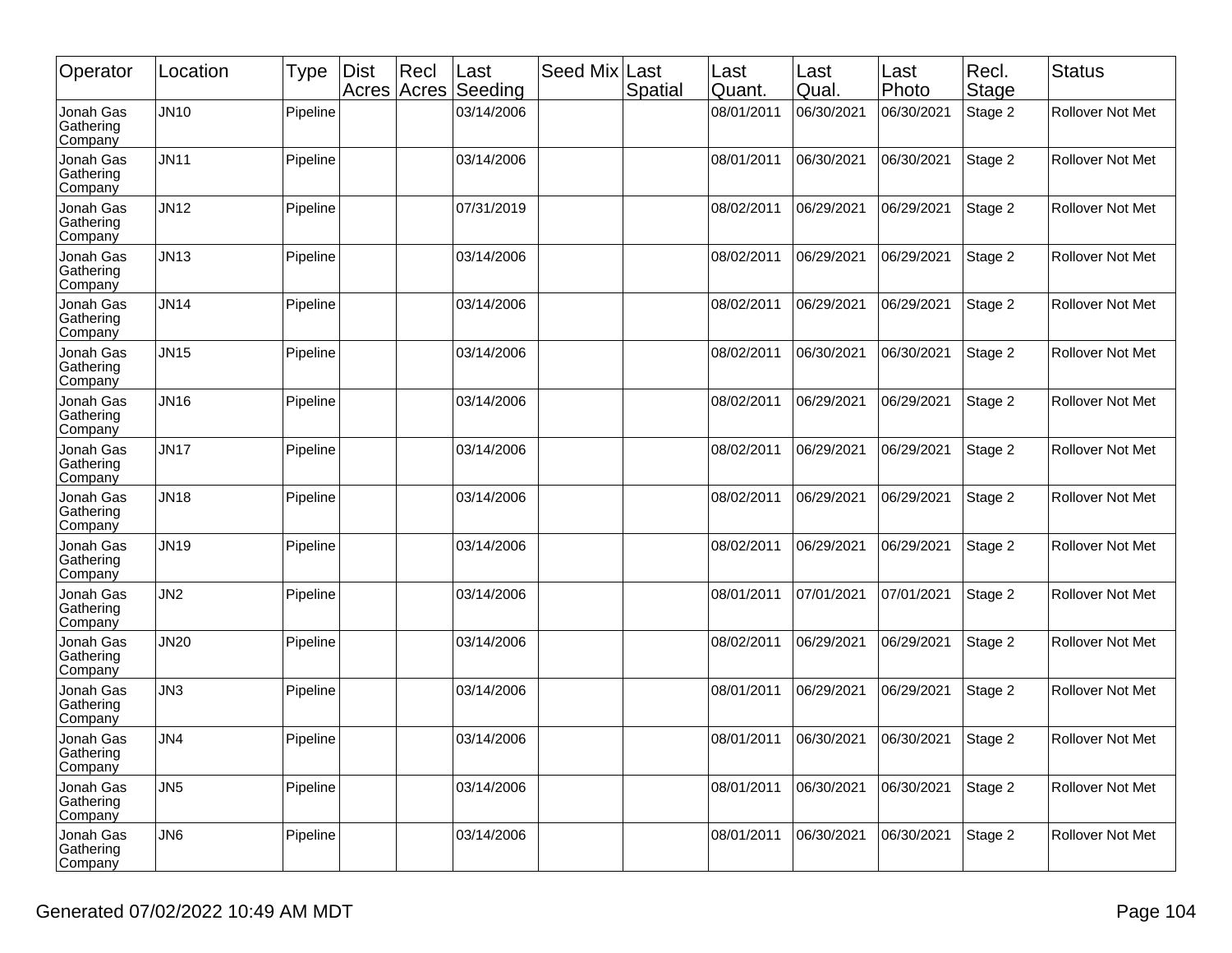| Operator | Location | Type | Dist Acres | Recl Acres | Last Seeding | Seed Mix | Last Spatial | Last Quant. | Last Qual. | Last Photo | Recl. Stage | Status |
|---|---|---|---|---|---|---|---|---|---|---|---|---|
| Jonah Gas Gathering Company | JN10 | Pipeline | | | 03/14/2006 | | | 08/01/2011 | 06/30/2021 | 06/30/2021 | Stage 2 | Rollover Not Met |
| Jonah Gas Gathering Company | JN11 | Pipeline | | | 03/14/2006 | | | 08/01/2011 | 06/30/2021 | 06/30/2021 | Stage 2 | Rollover Not Met |
| Jonah Gas Gathering Company | JN12 | Pipeline | | | 07/31/2019 | | | 08/02/2011 | 06/29/2021 | 06/29/2021 | Stage 2 | Rollover Not Met |
| Jonah Gas Gathering Company | JN13 | Pipeline | | | 03/14/2006 | | | 08/02/2011 | 06/29/2021 | 06/29/2021 | Stage 2 | Rollover Not Met |
| Jonah Gas Gathering Company | JN14 | Pipeline | | | 03/14/2006 | | | 08/02/2011 | 06/29/2021 | 06/29/2021 | Stage 2 | Rollover Not Met |
| Jonah Gas Gathering Company | JN15 | Pipeline | | | 03/14/2006 | | | 08/02/2011 | 06/30/2021 | 06/30/2021 | Stage 2 | Rollover Not Met |
| Jonah Gas Gathering Company | JN16 | Pipeline | | | 03/14/2006 | | | 08/02/2011 | 06/29/2021 | 06/29/2021 | Stage 2 | Rollover Not Met |
| Jonah Gas Gathering Company | JN17 | Pipeline | | | 03/14/2006 | | | 08/02/2011 | 06/29/2021 | 06/29/2021 | Stage 2 | Rollover Not Met |
| Jonah Gas Gathering Company | JN18 | Pipeline | | | 03/14/2006 | | | 08/02/2011 | 06/29/2021 | 06/29/2021 | Stage 2 | Rollover Not Met |
| Jonah Gas Gathering Company | JN19 | Pipeline | | | 03/14/2006 | | | 08/02/2011 | 06/29/2021 | 06/29/2021 | Stage 2 | Rollover Not Met |
| Jonah Gas Gathering Company | JN2 | Pipeline | | | 03/14/2006 | | | 08/01/2011 | 07/01/2021 | 07/01/2021 | Stage 2 | Rollover Not Met |
| Jonah Gas Gathering Company | JN20 | Pipeline | | | 03/14/2006 | | | 08/02/2011 | 06/29/2021 | 06/29/2021 | Stage 2 | Rollover Not Met |
| Jonah Gas Gathering Company | JN3 | Pipeline | | | 03/14/2006 | | | 08/01/2011 | 06/29/2021 | 06/29/2021 | Stage 2 | Rollover Not Met |
| Jonah Gas Gathering Company | JN4 | Pipeline | | | 03/14/2006 | | | 08/01/2011 | 06/30/2021 | 06/30/2021 | Stage 2 | Rollover Not Met |
| Jonah Gas Gathering Company | JN5 | Pipeline | | | 03/14/2006 | | | 08/01/2011 | 06/30/2021 | 06/30/2021 | Stage 2 | Rollover Not Met |
| Jonah Gas Gathering Company | JN6 | Pipeline | | | 03/14/2006 | | | 08/01/2011 | 06/30/2021 | 06/30/2021 | Stage 2 | Rollover Not Met |

Generated 07/02/2022 10:49 AM MDT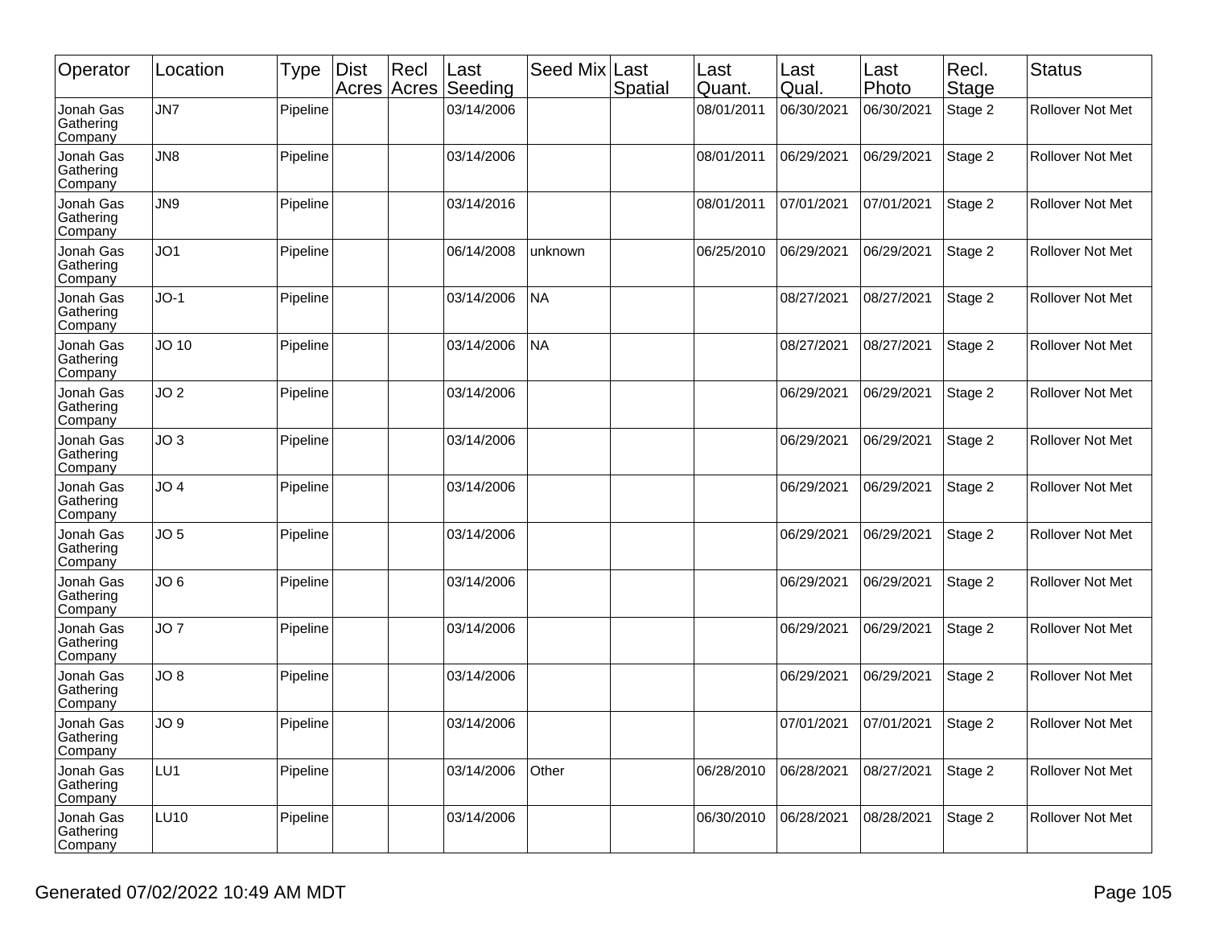| Operator | Location | Type | Dist Acres | Recl Acres | Last Seeding | Seed Mix | Last Spatial | Last Quant. | Last Qual. | Last Photo | Recl. Stage | Status |
|---|---|---|---|---|---|---|---|---|---|---|---|---|
| Jonah Gas Gathering Company | JN7 | Pipeline | | | 03/14/2006 | | | 08/01/2011 | 06/30/2021 | 06/30/2021 | Stage 2 | Rollover Not Met |
| Jonah Gas Gathering Company | JN8 | Pipeline | | | 03/14/2006 | | | 08/01/2011 | 06/29/2021 | 06/29/2021 | Stage 2 | Rollover Not Met |
| Jonah Gas Gathering Company | JN9 | Pipeline | | | 03/14/2016 | | | 08/01/2011 | 07/01/2021 | 07/01/2021 | Stage 2 | Rollover Not Met |
| Jonah Gas Gathering Company | JO1 | Pipeline | | | 06/14/2008 | unknown | | 06/25/2010 | 06/29/2021 | 06/29/2021 | Stage 2 | Rollover Not Met |
| Jonah Gas Gathering Company | JO-1 | Pipeline | | | 03/14/2006 | NA | | | 08/27/2021 | 08/27/2021 | Stage 2 | Rollover Not Met |
| Jonah Gas Gathering Company | JO 10 | Pipeline | | | 03/14/2006 | NA | | | 08/27/2021 | 08/27/2021 | Stage 2 | Rollover Not Met |
| Jonah Gas Gathering Company | JO 2 | Pipeline | | | 03/14/2006 | | | | 06/29/2021 | 06/29/2021 | Stage 2 | Rollover Not Met |
| Jonah Gas Gathering Company | JO 3 | Pipeline | | | 03/14/2006 | | | | 06/29/2021 | 06/29/2021 | Stage 2 | Rollover Not Met |
| Jonah Gas Gathering Company | JO 4 | Pipeline | | | 03/14/2006 | | | | 06/29/2021 | 06/29/2021 | Stage 2 | Rollover Not Met |
| Jonah Gas Gathering Company | JO 5 | Pipeline | | | 03/14/2006 | | | | 06/29/2021 | 06/29/2021 | Stage 2 | Rollover Not Met |
| Jonah Gas Gathering Company | JO 6 | Pipeline | | | 03/14/2006 | | | | 06/29/2021 | 06/29/2021 | Stage 2 | Rollover Not Met |
| Jonah Gas Gathering Company | JO 7 | Pipeline | | | 03/14/2006 | | | | 06/29/2021 | 06/29/2021 | Stage 2 | Rollover Not Met |
| Jonah Gas Gathering Company | JO 8 | Pipeline | | | 03/14/2006 | | | | 06/29/2021 | 06/29/2021 | Stage 2 | Rollover Not Met |
| Jonah Gas Gathering Company | JO 9 | Pipeline | | | 03/14/2006 | | | | 07/01/2021 | 07/01/2021 | Stage 2 | Rollover Not Met |
| Jonah Gas Gathering Company | LU1 | Pipeline | | | 03/14/2006 | Other | | 06/28/2010 | 06/28/2021 | 08/27/2021 | Stage 2 | Rollover Not Met |
| Jonah Gas Gathering Company | LU10 | Pipeline | | | 03/14/2006 | | | 06/30/2010 | 06/28/2021 | 08/28/2021 | Stage 2 | Rollover Not Met |

Generated 07/02/2022 10:49 AM MDT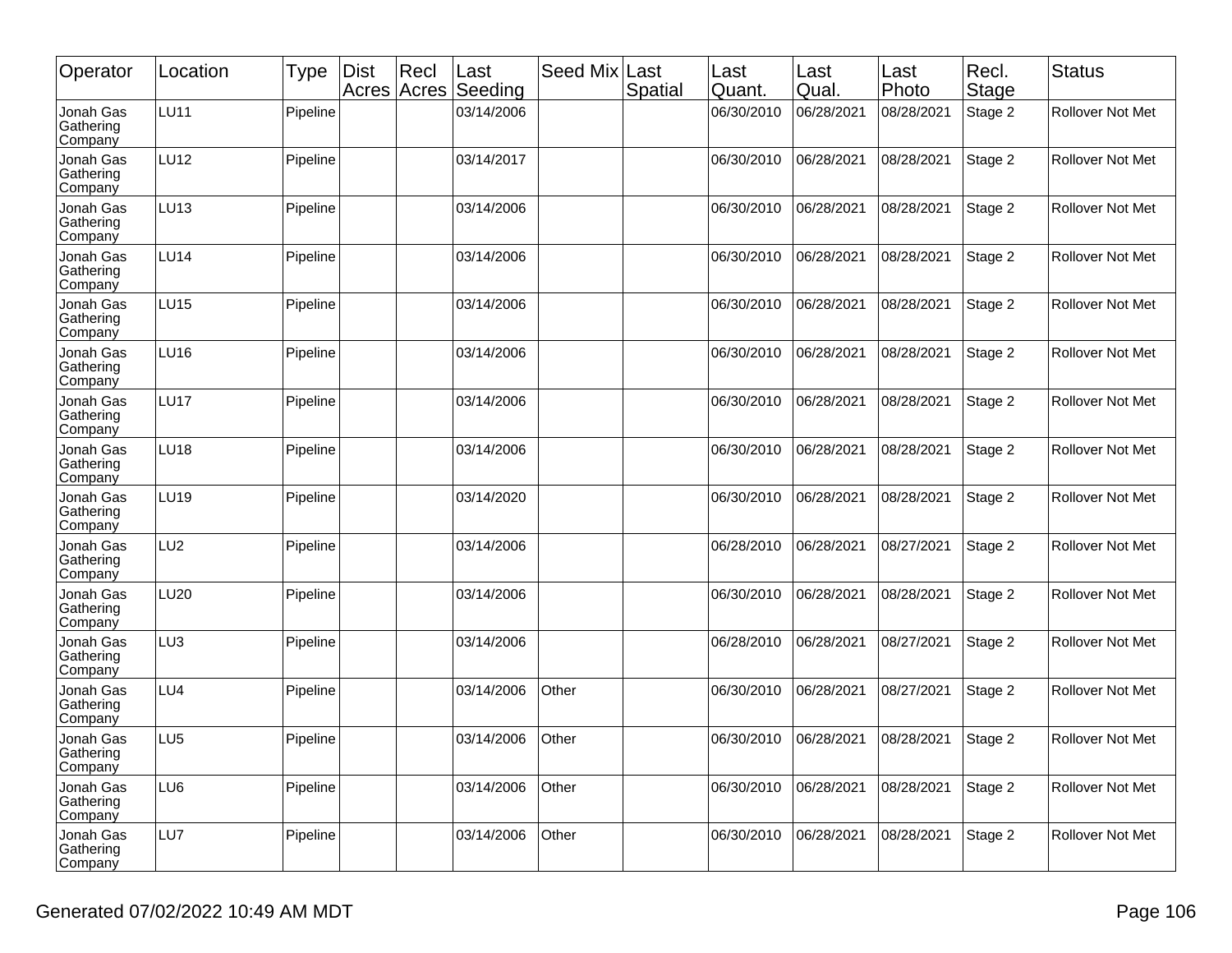| Operator | Location | Type | Dist Acres | Recl Acres | Last Seeding | Seed Mix | Last Spatial | Last Quant. | Last Qual. | Last Photo | Recl. Stage | Status |
|---|---|---|---|---|---|---|---|---|---|---|---|---|
| Jonah Gas Gathering Company | LU11 | Pipeline | | | 03/14/2006 | | | 06/30/2010 | 06/28/2021 | 08/28/2021 | Stage 2 | Rollover Not Met |
| Jonah Gas Gathering Company | LU12 | Pipeline | | | 03/14/2017 | | | 06/30/2010 | 06/28/2021 | 08/28/2021 | Stage 2 | Rollover Not Met |
| Jonah Gas Gathering Company | LU13 | Pipeline | | | 03/14/2006 | | | 06/30/2010 | 06/28/2021 | 08/28/2021 | Stage 2 | Rollover Not Met |
| Jonah Gas Gathering Company | LU14 | Pipeline | | | 03/14/2006 | | | 06/30/2010 | 06/28/2021 | 08/28/2021 | Stage 2 | Rollover Not Met |
| Jonah Gas Gathering Company | LU15 | Pipeline | | | 03/14/2006 | | | 06/30/2010 | 06/28/2021 | 08/28/2021 | Stage 2 | Rollover Not Met |
| Jonah Gas Gathering Company | LU16 | Pipeline | | | 03/14/2006 | | | 06/30/2010 | 06/28/2021 | 08/28/2021 | Stage 2 | Rollover Not Met |
| Jonah Gas Gathering Company | LU17 | Pipeline | | | 03/14/2006 | | | 06/30/2010 | 06/28/2021 | 08/28/2021 | Stage 2 | Rollover Not Met |
| Jonah Gas Gathering Company | LU18 | Pipeline | | | 03/14/2006 | | | 06/30/2010 | 06/28/2021 | 08/28/2021 | Stage 2 | Rollover Not Met |
| Jonah Gas Gathering Company | LU19 | Pipeline | | | 03/14/2020 | | | 06/30/2010 | 06/28/2021 | 08/28/2021 | Stage 2 | Rollover Not Met |
| Jonah Gas Gathering Company | LU2 | Pipeline | | | 03/14/2006 | | | 06/28/2010 | 06/28/2021 | 08/27/2021 | Stage 2 | Rollover Not Met |
| Jonah Gas Gathering Company | LU20 | Pipeline | | | 03/14/2006 | | | 06/30/2010 | 06/28/2021 | 08/28/2021 | Stage 2 | Rollover Not Met |
| Jonah Gas Gathering Company | LU3 | Pipeline | | | 03/14/2006 | | | 06/28/2010 | 06/28/2021 | 08/27/2021 | Stage 2 | Rollover Not Met |
| Jonah Gas Gathering Company | LU4 | Pipeline | | | 03/14/2006 | Other | | 06/30/2010 | 06/28/2021 | 08/27/2021 | Stage 2 | Rollover Not Met |
| Jonah Gas Gathering Company | LU5 | Pipeline | | | 03/14/2006 | Other | | 06/30/2010 | 06/28/2021 | 08/28/2021 | Stage 2 | Rollover Not Met |
| Jonah Gas Gathering Company | LU6 | Pipeline | | | 03/14/2006 | Other | | 06/30/2010 | 06/28/2021 | 08/28/2021 | Stage 2 | Rollover Not Met |
| Jonah Gas Gathering Company | LU7 | Pipeline | | | 03/14/2006 | Other | | 06/30/2010 | 06/28/2021 | 08/28/2021 | Stage 2 | Rollover Not Met |

Generated 07/02/2022 10:49 AM MDT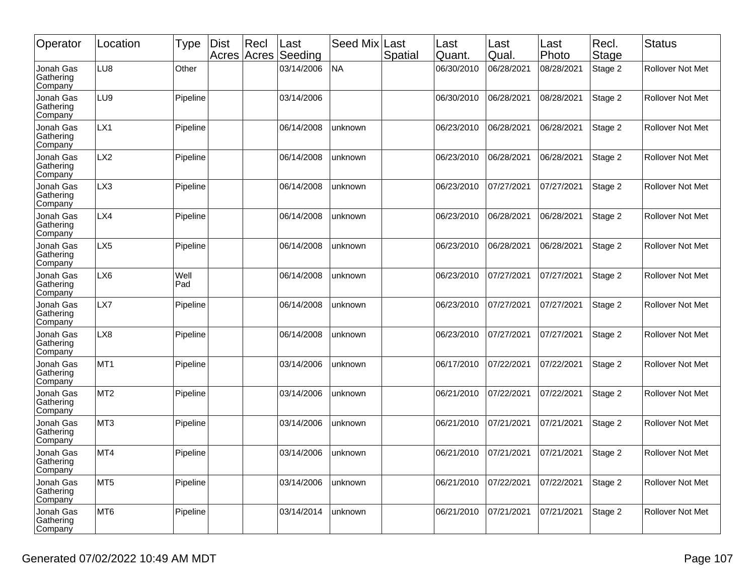| Operator | Location | Type | Dist Acres | Recl Acres | Last Seeding | Seed Mix | Last Spatial | Last Quant. | Last Qual. | Last Photo | Recl. Stage | Status |
|---|---|---|---|---|---|---|---|---|---|---|---|---|
| Jonah Gas Gathering Company | LU8 | Other | | | 03/14/2006 | NA | | 06/30/2010 | 06/28/2021 | 08/28/2021 | Stage 2 | Rollover Not Met |
| Jonah Gas Gathering Company | LU9 | Pipeline | | | 03/14/2006 | | | 06/30/2010 | 06/28/2021 | 08/28/2021 | Stage 2 | Rollover Not Met |
| Jonah Gas Gathering Company | LX1 | Pipeline | | | 06/14/2008 | unknown | | 06/23/2010 | 06/28/2021 | 06/28/2021 | Stage 2 | Rollover Not Met |
| Jonah Gas Gathering Company | LX2 | Pipeline | | | 06/14/2008 | unknown | | 06/23/2010 | 06/28/2021 | 06/28/2021 | Stage 2 | Rollover Not Met |
| Jonah Gas Gathering Company | LX3 | Pipeline | | | 06/14/2008 | unknown | | 06/23/2010 | 07/27/2021 | 07/27/2021 | Stage 2 | Rollover Not Met |
| Jonah Gas Gathering Company | LX4 | Pipeline | | | 06/14/2008 | unknown | | 06/23/2010 | 06/28/2021 | 06/28/2021 | Stage 2 | Rollover Not Met |
| Jonah Gas Gathering Company | LX5 | Pipeline | | | 06/14/2008 | unknown | | 06/23/2010 | 06/28/2021 | 06/28/2021 | Stage 2 | Rollover Not Met |
| Jonah Gas Gathering Company | LX6 | Well Pad | | | 06/14/2008 | unknown | | 06/23/2010 | 07/27/2021 | 07/27/2021 | Stage 2 | Rollover Not Met |
| Jonah Gas Gathering Company | LX7 | Pipeline | | | 06/14/2008 | unknown | | 06/23/2010 | 07/27/2021 | 07/27/2021 | Stage 2 | Rollover Not Met |
| Jonah Gas Gathering Company | LX8 | Pipeline | | | 06/14/2008 | unknown | | 06/23/2010 | 07/27/2021 | 07/27/2021 | Stage 2 | Rollover Not Met |
| Jonah Gas Gathering Company | MT1 | Pipeline | | | 03/14/2006 | unknown | | 06/17/2010 | 07/22/2021 | 07/22/2021 | Stage 2 | Rollover Not Met |
| Jonah Gas Gathering Company | MT2 | Pipeline | | | 03/14/2006 | unknown | | 06/21/2010 | 07/22/2021 | 07/22/2021 | Stage 2 | Rollover Not Met |
| Jonah Gas Gathering Company | MT3 | Pipeline | | | 03/14/2006 | unknown | | 06/21/2010 | 07/21/2021 | 07/21/2021 | Stage 2 | Rollover Not Met |
| Jonah Gas Gathering Company | MT4 | Pipeline | | | 03/14/2006 | unknown | | 06/21/2010 | 07/21/2021 | 07/21/2021 | Stage 2 | Rollover Not Met |
| Jonah Gas Gathering Company | MT5 | Pipeline | | | 03/14/2006 | unknown | | 06/21/2010 | 07/22/2021 | 07/22/2021 | Stage 2 | Rollover Not Met |
| Jonah Gas Gathering Company | MT6 | Pipeline | | | 03/14/2014 | unknown | | 06/21/2010 | 07/21/2021 | 07/21/2021 | Stage 2 | Rollover Not Met |

Generated 07/02/2022 10:49 AM MDT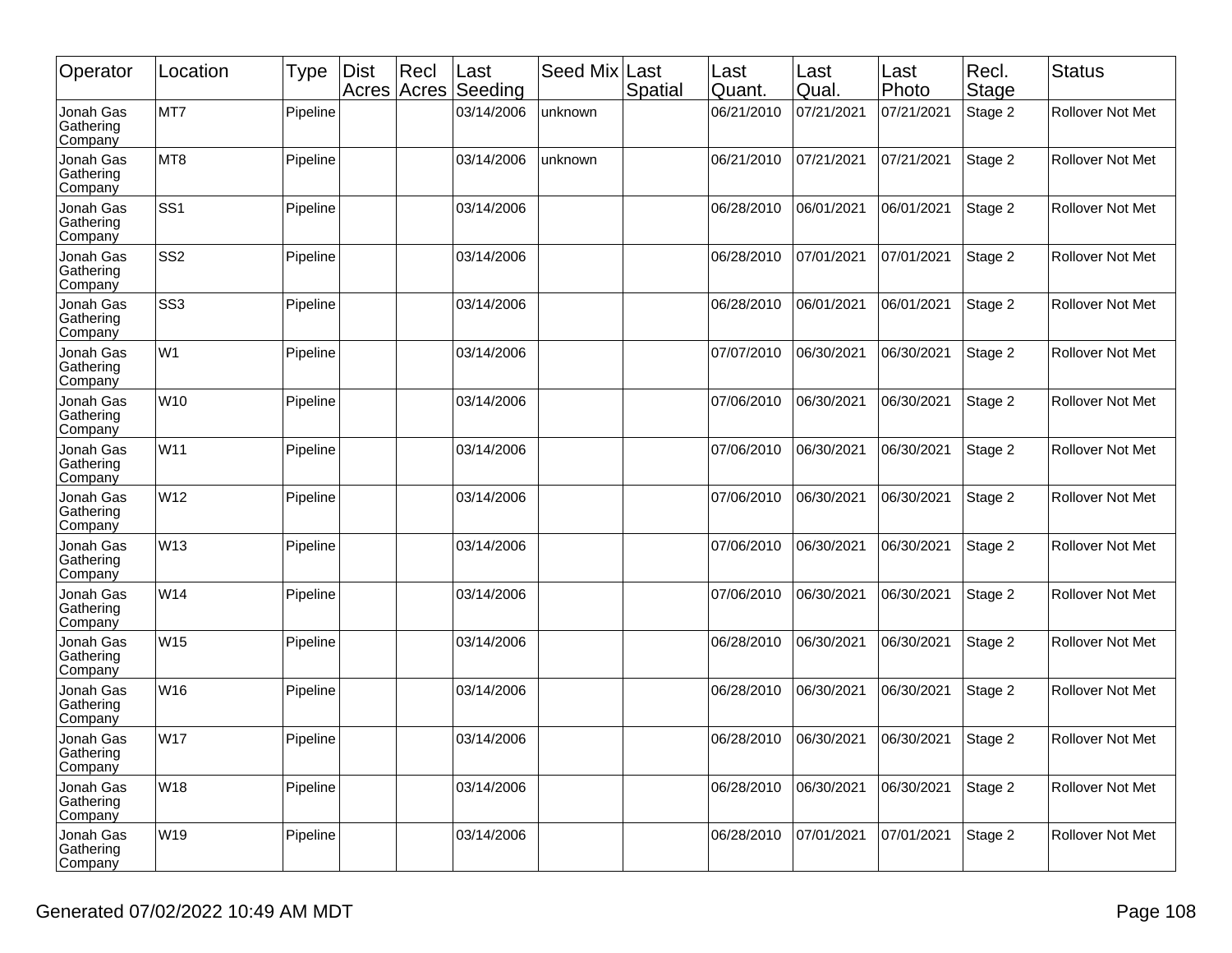| Operator | Location | Type | Dist Acres | Recl Acres | Last Seeding | Seed Mix | Last Spatial | Last Quant. | Last Qual. | Last Photo | Recl. Stage | Status |
|---|---|---|---|---|---|---|---|---|---|---|---|---|
| Jonah Gas Gathering Company | MT7 | Pipeline | | | 03/14/2006 | unknown | | 06/21/2010 | 07/21/2021 | 07/21/2021 | Stage 2 | Rollover Not Met |
| Jonah Gas Gathering Company | MT8 | Pipeline | | | 03/14/2006 | unknown | | 06/21/2010 | 07/21/2021 | 07/21/2021 | Stage 2 | Rollover Not Met |
| Jonah Gas Gathering Company | SS1 | Pipeline | | | 03/14/2006 | | | 06/28/2010 | 06/01/2021 | 06/01/2021 | Stage 2 | Rollover Not Met |
| Jonah Gas Gathering Company | SS2 | Pipeline | | | 03/14/2006 | | | 06/28/2010 | 07/01/2021 | 07/01/2021 | Stage 2 | Rollover Not Met |
| Jonah Gas Gathering Company | SS3 | Pipeline | | | 03/14/2006 | | | 06/28/2010 | 06/01/2021 | 06/01/2021 | Stage 2 | Rollover Not Met |
| Jonah Gas Gathering Company | W1 | Pipeline | | | 03/14/2006 | | | 07/07/2010 | 06/30/2021 | 06/30/2021 | Stage 2 | Rollover Not Met |
| Jonah Gas Gathering Company | W10 | Pipeline | | | 03/14/2006 | | | 07/06/2010 | 06/30/2021 | 06/30/2021 | Stage 2 | Rollover Not Met |
| Jonah Gas Gathering Company | W11 | Pipeline | | | 03/14/2006 | | | 07/06/2010 | 06/30/2021 | 06/30/2021 | Stage 2 | Rollover Not Met |
| Jonah Gas Gathering Company | W12 | Pipeline | | | 03/14/2006 | | | 07/06/2010 | 06/30/2021 | 06/30/2021 | Stage 2 | Rollover Not Met |
| Jonah Gas Gathering Company | W13 | Pipeline | | | 03/14/2006 | | | 07/06/2010 | 06/30/2021 | 06/30/2021 | Stage 2 | Rollover Not Met |
| Jonah Gas Gathering Company | W14 | Pipeline | | | 03/14/2006 | | | 07/06/2010 | 06/30/2021 | 06/30/2021 | Stage 2 | Rollover Not Met |
| Jonah Gas Gathering Company | W15 | Pipeline | | | 03/14/2006 | | | 06/28/2010 | 06/30/2021 | 06/30/2021 | Stage 2 | Rollover Not Met |
| Jonah Gas Gathering Company | W16 | Pipeline | | | 03/14/2006 | | | 06/28/2010 | 06/30/2021 | 06/30/2021 | Stage 2 | Rollover Not Met |
| Jonah Gas Gathering Company | W17 | Pipeline | | | 03/14/2006 | | | 06/28/2010 | 06/30/2021 | 06/30/2021 | Stage 2 | Rollover Not Met |
| Jonah Gas Gathering Company | W18 | Pipeline | | | 03/14/2006 | | | 06/28/2010 | 06/30/2021 | 06/30/2021 | Stage 2 | Rollover Not Met |
| Jonah Gas Gathering Company | W19 | Pipeline | | | 03/14/2006 | | | 06/28/2010 | 07/01/2021 | 07/01/2021 | Stage 2 | Rollover Not Met |

Generated 07/02/2022 10:49 AM MDT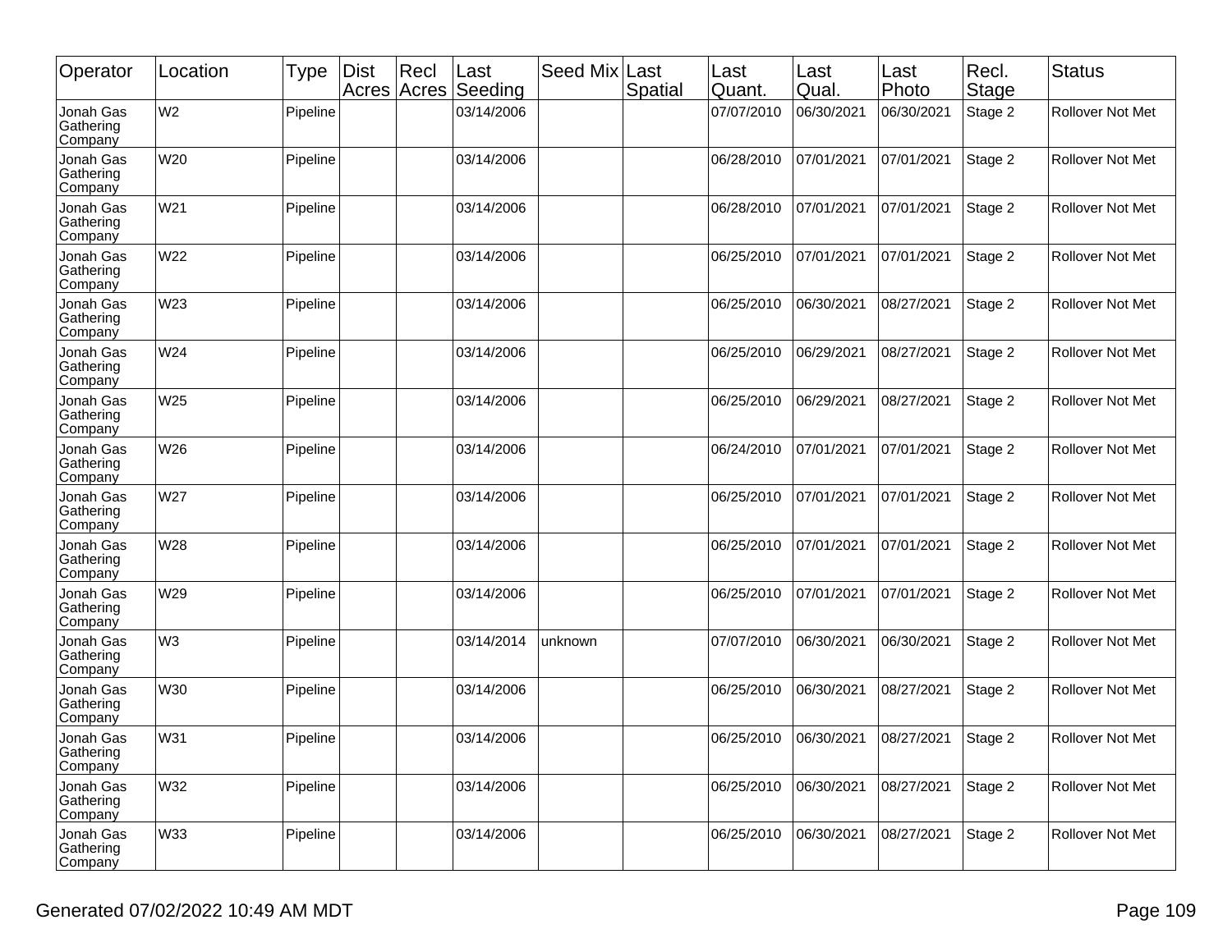| Operator | Location | Type | Dist Acres | Recl Acres | Last Seeding | Seed Mix | Last Spatial | Last Quant. | Last Qual. | Last Photo | Recl. Stage | Status |
|---|---|---|---|---|---|---|---|---|---|---|---|---|
| Jonah Gas Gathering Company | W2 | Pipeline | | | 03/14/2006 | | | 07/07/2010 | 06/30/2021 | 06/30/2021 | Stage 2 | Rollover Not Met |
| Jonah Gas Gathering Company | W20 | Pipeline | | | 03/14/2006 | | | 06/28/2010 | 07/01/2021 | 07/01/2021 | Stage 2 | Rollover Not Met |
| Jonah Gas Gathering Company | W21 | Pipeline | | | 03/14/2006 | | | 06/28/2010 | 07/01/2021 | 07/01/2021 | Stage 2 | Rollover Not Met |
| Jonah Gas Gathering Company | W22 | Pipeline | | | 03/14/2006 | | | 06/25/2010 | 07/01/2021 | 07/01/2021 | Stage 2 | Rollover Not Met |
| Jonah Gas Gathering Company | W23 | Pipeline | | | 03/14/2006 | | | 06/25/2010 | 06/30/2021 | 08/27/2021 | Stage 2 | Rollover Not Met |
| Jonah Gas Gathering Company | W24 | Pipeline | | | 03/14/2006 | | | 06/25/2010 | 06/29/2021 | 08/27/2021 | Stage 2 | Rollover Not Met |
| Jonah Gas Gathering Company | W25 | Pipeline | | | 03/14/2006 | | | 06/25/2010 | 06/29/2021 | 08/27/2021 | Stage 2 | Rollover Not Met |
| Jonah Gas Gathering Company | W26 | Pipeline | | | 03/14/2006 | | | 06/24/2010 | 07/01/2021 | 07/01/2021 | Stage 2 | Rollover Not Met |
| Jonah Gas Gathering Company | W27 | Pipeline | | | 03/14/2006 | | | 06/25/2010 | 07/01/2021 | 07/01/2021 | Stage 2 | Rollover Not Met |
| Jonah Gas Gathering Company | W28 | Pipeline | | | 03/14/2006 | | | 06/25/2010 | 07/01/2021 | 07/01/2021 | Stage 2 | Rollover Not Met |
| Jonah Gas Gathering Company | W29 | Pipeline | | | 03/14/2006 | | | 06/25/2010 | 07/01/2021 | 07/01/2021 | Stage 2 | Rollover Not Met |
| Jonah Gas Gathering Company | W3 | Pipeline | | | 03/14/2014 | unknown | | 07/07/2010 | 06/30/2021 | 06/30/2021 | Stage 2 | Rollover Not Met |
| Jonah Gas Gathering Company | W30 | Pipeline | | | 03/14/2006 | | | 06/25/2010 | 06/30/2021 | 08/27/2021 | Stage 2 | Rollover Not Met |
| Jonah Gas Gathering Company | W31 | Pipeline | | | 03/14/2006 | | | 06/25/2010 | 06/30/2021 | 08/27/2021 | Stage 2 | Rollover Not Met |
| Jonah Gas Gathering Company | W32 | Pipeline | | | 03/14/2006 | | | 06/25/2010 | 06/30/2021 | 08/27/2021 | Stage 2 | Rollover Not Met |
| Jonah Gas Gathering Company | W33 | Pipeline | | | 03/14/2006 | | | 06/25/2010 | 06/30/2021 | 08/27/2021 | Stage 2 | Rollover Not Met |

Generated 07/02/2022 10:49 AM MDT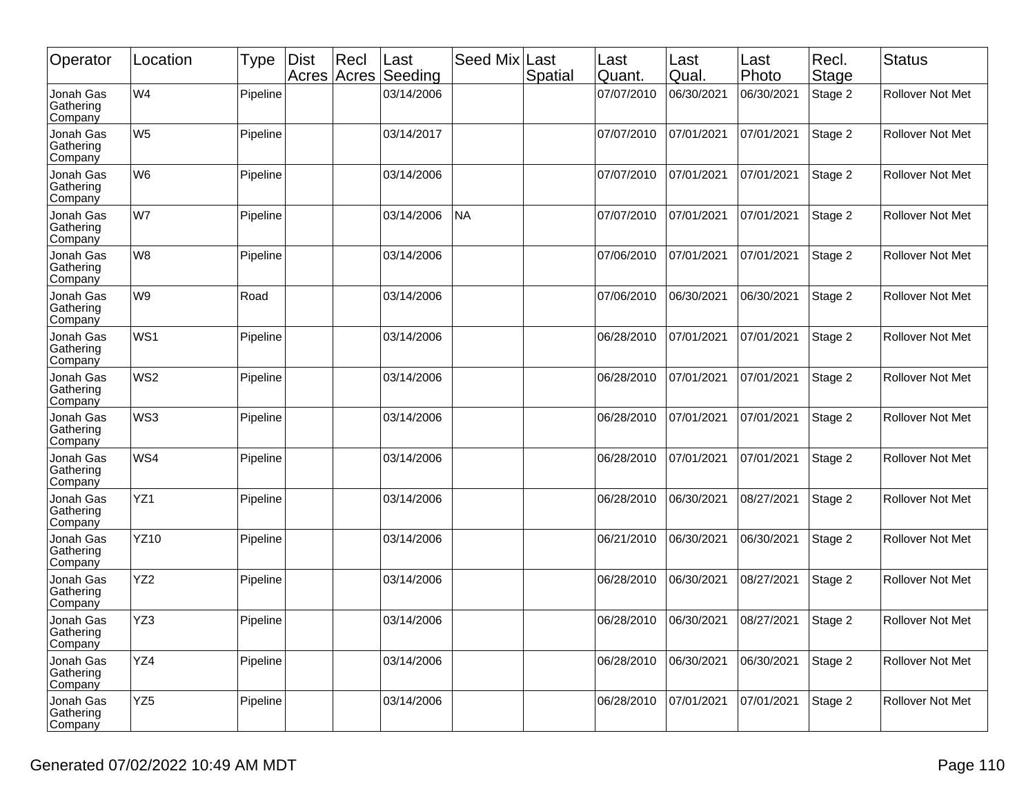| Operator | Location | Type | Dist Acres | Recl Acres | Last Seeding | Seed Mix | Last Spatial | Last Quant. | Last Qual. | Last Photo | Recl. Stage | Status |
|---|---|---|---|---|---|---|---|---|---|---|---|---|
| Jonah Gas Gathering Company | W4 | Pipeline | | | 03/14/2006 | | | 07/07/2010 | 06/30/2021 | 06/30/2021 | Stage 2 | Rollover Not Met |
| Jonah Gas Gathering Company | W5 | Pipeline | | | 03/14/2017 | | | 07/07/2010 | 07/01/2021 | 07/01/2021 | Stage 2 | Rollover Not Met |
| Jonah Gas Gathering Company | W6 | Pipeline | | | 03/14/2006 | | | 07/07/2010 | 07/01/2021 | 07/01/2021 | Stage 2 | Rollover Not Met |
| Jonah Gas Gathering Company | W7 | Pipeline | | | 03/14/2006 | NA | | 07/07/2010 | 07/01/2021 | 07/01/2021 | Stage 2 | Rollover Not Met |
| Jonah Gas Gathering Company | W8 | Pipeline | | | 03/14/2006 | | | 07/06/2010 | 07/01/2021 | 07/01/2021 | Stage 2 | Rollover Not Met |
| Jonah Gas Gathering Company | W9 | Road | | | 03/14/2006 | | | 07/06/2010 | 06/30/2021 | 06/30/2021 | Stage 2 | Rollover Not Met |
| Jonah Gas Gathering Company | WS1 | Pipeline | | | 03/14/2006 | | | 06/28/2010 | 07/01/2021 | 07/01/2021 | Stage 2 | Rollover Not Met |
| Jonah Gas Gathering Company | WS2 | Pipeline | | | 03/14/2006 | | | 06/28/2010 | 07/01/2021 | 07/01/2021 | Stage 2 | Rollover Not Met |
| Jonah Gas Gathering Company | WS3 | Pipeline | | | 03/14/2006 | | | 06/28/2010 | 07/01/2021 | 07/01/2021 | Stage 2 | Rollover Not Met |
| Jonah Gas Gathering Company | WS4 | Pipeline | | | 03/14/2006 | | | 06/28/2010 | 07/01/2021 | 07/01/2021 | Stage 2 | Rollover Not Met |
| Jonah Gas Gathering Company | YZ1 | Pipeline | | | 03/14/2006 | | | 06/28/2010 | 06/30/2021 | 08/27/2021 | Stage 2 | Rollover Not Met |
| Jonah Gas Gathering Company | YZ10 | Pipeline | | | 03/14/2006 | | | 06/21/2010 | 06/30/2021 | 06/30/2021 | Stage 2 | Rollover Not Met |
| Jonah Gas Gathering Company | YZ2 | Pipeline | | | 03/14/2006 | | | 06/28/2010 | 06/30/2021 | 08/27/2021 | Stage 2 | Rollover Not Met |
| Jonah Gas Gathering Company | YZ3 | Pipeline | | | 03/14/2006 | | | 06/28/2010 | 06/30/2021 | 08/27/2021 | Stage 2 | Rollover Not Met |
| Jonah Gas Gathering Company | YZ4 | Pipeline | | | 03/14/2006 | | | 06/28/2010 | 06/30/2021 | 06/30/2021 | Stage 2 | Rollover Not Met |
| Jonah Gas Gathering Company | YZ5 | Pipeline | | | 03/14/2006 | | | 06/28/2010 | 07/01/2021 | 07/01/2021 | Stage 2 | Rollover Not Met |

Generated 07/02/2022 10:49 AM MDT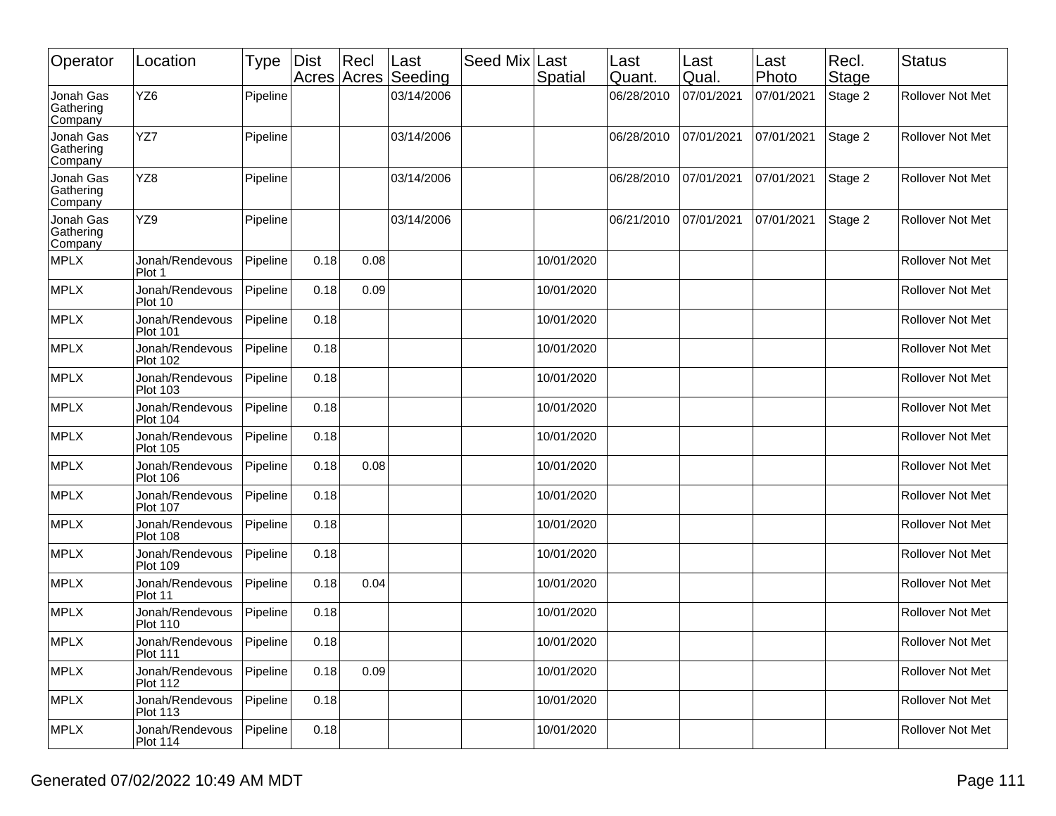| Operator | Location | Type | Dist Acres | Recl Acres | Last Seeding | Seed Mix | Last Spatial | Last Quant. | Last Qual. | Last Photo | Recl. Stage | Status |
|---|---|---|---|---|---|---|---|---|---|---|---|---|
| Jonah Gas Gathering Company | YZ6 | Pipeline | | | 03/14/2006 | | | 06/28/2010 | 07/01/2021 | 07/01/2021 | Stage 2 | Rollover Not Met |
| Jonah Gas Gathering Company | YZ7 | Pipeline | | | 03/14/2006 | | | 06/28/2010 | 07/01/2021 | 07/01/2021 | Stage 2 | Rollover Not Met |
| Jonah Gas Gathering Company | YZ8 | Pipeline | | | 03/14/2006 | | | 06/28/2010 | 07/01/2021 | 07/01/2021 | Stage 2 | Rollover Not Met |
| Jonah Gas Gathering Company | YZ9 | Pipeline | | | 03/14/2006 | | | 06/21/2010 | 07/01/2021 | 07/01/2021 | Stage 2 | Rollover Not Met |
| MPLX | Jonah/Rendevous Plot 1 | Pipeline | 0.18 | 0.08 | | | 10/01/2020 | | | | | Rollover Not Met |
| MPLX | Jonah/Rendevous Plot 10 | Pipeline | 0.18 | 0.09 | | | 10/01/2020 | | | | | Rollover Not Met |
| MPLX | Jonah/Rendevous Plot 101 | Pipeline | 0.18 | | | | 10/01/2020 | | | | | Rollover Not Met |
| MPLX | Jonah/Rendevous Plot 102 | Pipeline | 0.18 | | | | 10/01/2020 | | | | | Rollover Not Met |
| MPLX | Jonah/Rendevous Plot 103 | Pipeline | 0.18 | | | | 10/01/2020 | | | | | Rollover Not Met |
| MPLX | Jonah/Rendevous Plot 104 | Pipeline | 0.18 | | | | 10/01/2020 | | | | | Rollover Not Met |
| MPLX | Jonah/Rendevous Plot 105 | Pipeline | 0.18 | | | | 10/01/2020 | | | | | Rollover Not Met |
| MPLX | Jonah/Rendevous Plot 106 | Pipeline | 0.18 | 0.08 | | | 10/01/2020 | | | | | Rollover Not Met |
| MPLX | Jonah/Rendevous Plot 107 | Pipeline | 0.18 | | | | 10/01/2020 | | | | | Rollover Not Met |
| MPLX | Jonah/Rendevous Plot 108 | Pipeline | 0.18 | | | | 10/01/2020 | | | | | Rollover Not Met |
| MPLX | Jonah/Rendevous Plot 109 | Pipeline | 0.18 | | | | 10/01/2020 | | | | | Rollover Not Met |
| MPLX | Jonah/Rendevous Plot 11 | Pipeline | 0.18 | 0.04 | | | 10/01/2020 | | | | | Rollover Not Met |
| MPLX | Jonah/Rendevous Plot 110 | Pipeline | 0.18 | | | | 10/01/2020 | | | | | Rollover Not Met |
| MPLX | Jonah/Rendevous Plot 111 | Pipeline | 0.18 | | | | 10/01/2020 | | | | | Rollover Not Met |
| MPLX | Jonah/Rendevous Plot 112 | Pipeline | 0.18 | 0.09 | | | 10/01/2020 | | | | | Rollover Not Met |
| MPLX | Jonah/Rendevous Plot 113 | Pipeline | 0.18 | | | | 10/01/2020 | | | | | Rollover Not Met |
| MPLX | Jonah/Rendevous Plot 114 | Pipeline | 0.18 | | | | 10/01/2020 | | | | | Rollover Not Met |

Generated 07/02/2022 10:49 AM MDT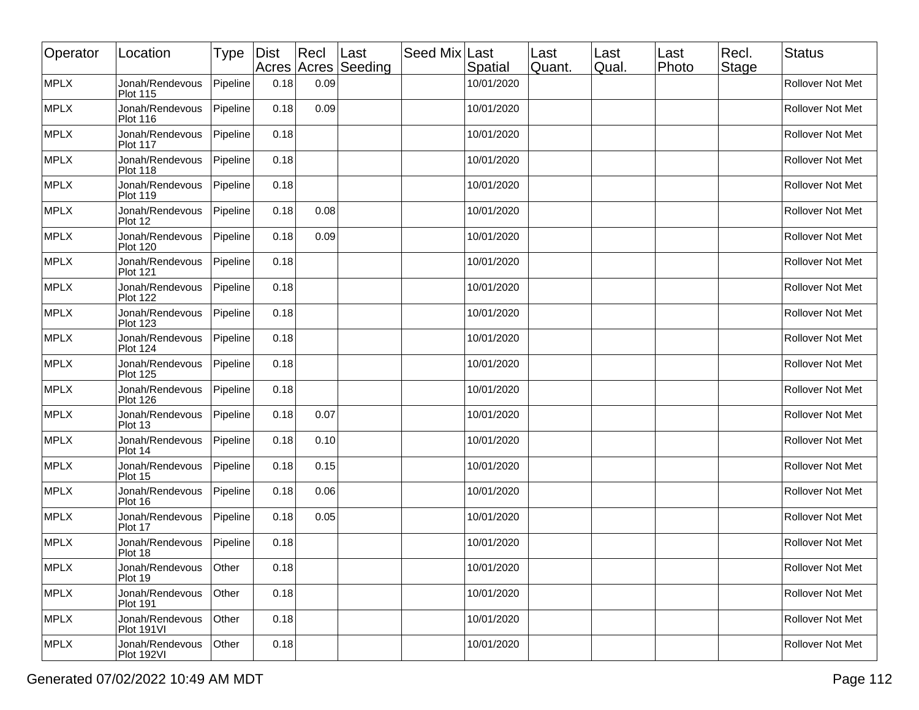| Operator | Location | Type | Dist Acres | Recl Acres | Last Seeding | Seed Mix | Last Spatial | Last Quant. | Last Qual. | Last Photo | Recl. Stage | Status |
|---|---|---|---|---|---|---|---|---|---|---|---|---|
| MPLX | Jonah/Rendevous Plot 115 | Pipeline | 0.18 | 0.09 | | | 10/01/2020 | | | | | Rollover Not Met |
| MPLX | Jonah/Rendevous Plot 116 | Pipeline | 0.18 | 0.09 | | | 10/01/2020 | | | | | Rollover Not Met |
| MPLX | Jonah/Rendevous Plot 117 | Pipeline | 0.18 | | | | 10/01/2020 | | | | | Rollover Not Met |
| MPLX | Jonah/Rendevous Plot 118 | Pipeline | 0.18 | | | | 10/01/2020 | | | | | Rollover Not Met |
| MPLX | Jonah/Rendevous Plot 119 | Pipeline | 0.18 | | | | 10/01/2020 | | | | | Rollover Not Met |
| MPLX | Jonah/Rendevous Plot 12 | Pipeline | 0.18 | 0.08 | | | 10/01/2020 | | | | | Rollover Not Met |
| MPLX | Jonah/Rendevous Plot 120 | Pipeline | 0.18 | 0.09 | | | 10/01/2020 | | | | | Rollover Not Met |
| MPLX | Jonah/Rendevous Plot 121 | Pipeline | 0.18 | | | | 10/01/2020 | | | | | Rollover Not Met |
| MPLX | Jonah/Rendevous Plot 122 | Pipeline | 0.18 | | | | 10/01/2020 | | | | | Rollover Not Met |
| MPLX | Jonah/Rendevous Plot 123 | Pipeline | 0.18 | | | | 10/01/2020 | | | | | Rollover Not Met |
| MPLX | Jonah/Rendevous Plot 124 | Pipeline | 0.18 | | | | 10/01/2020 | | | | | Rollover Not Met |
| MPLX | Jonah/Rendevous Plot 125 | Pipeline | 0.18 | | | | 10/01/2020 | | | | | Rollover Not Met |
| MPLX | Jonah/Rendevous Plot 126 | Pipeline | 0.18 | | | | 10/01/2020 | | | | | Rollover Not Met |
| MPLX | Jonah/Rendevous Plot 13 | Pipeline | 0.18 | 0.07 | | | 10/01/2020 | | | | | Rollover Not Met |
| MPLX | Jonah/Rendevous Plot 14 | Pipeline | 0.18 | 0.10 | | | 10/01/2020 | | | | | Rollover Not Met |
| MPLX | Jonah/Rendevous Plot 15 | Pipeline | 0.18 | 0.15 | | | 10/01/2020 | | | | | Rollover Not Met |
| MPLX | Jonah/Rendevous Plot 16 | Pipeline | 0.18 | 0.06 | | | 10/01/2020 | | | | | Rollover Not Met |
| MPLX | Jonah/Rendevous Plot 17 | Pipeline | 0.18 | 0.05 | | | 10/01/2020 | | | | | Rollover Not Met |
| MPLX | Jonah/Rendevous Plot 18 | Pipeline | 0.18 | | | | 10/01/2020 | | | | | Rollover Not Met |
| MPLX | Jonah/Rendevous Plot 19 | Other | 0.18 | | | | 10/01/2020 | | | | | Rollover Not Met |
| MPLX | Jonah/Rendevous Plot 191 | Other | 0.18 | | | | 10/01/2020 | | | | | Rollover Not Met |
| MPLX | Jonah/Rendevous Plot 191VI | Other | 0.18 | | | | 10/01/2020 | | | | | Rollover Not Met |
| MPLX | Jonah/Rendevous Plot 192VI | Other | 0.18 | | | | 10/01/2020 | | | | | Rollover Not Met |

Generated 07/02/2022 10:49 AM MDT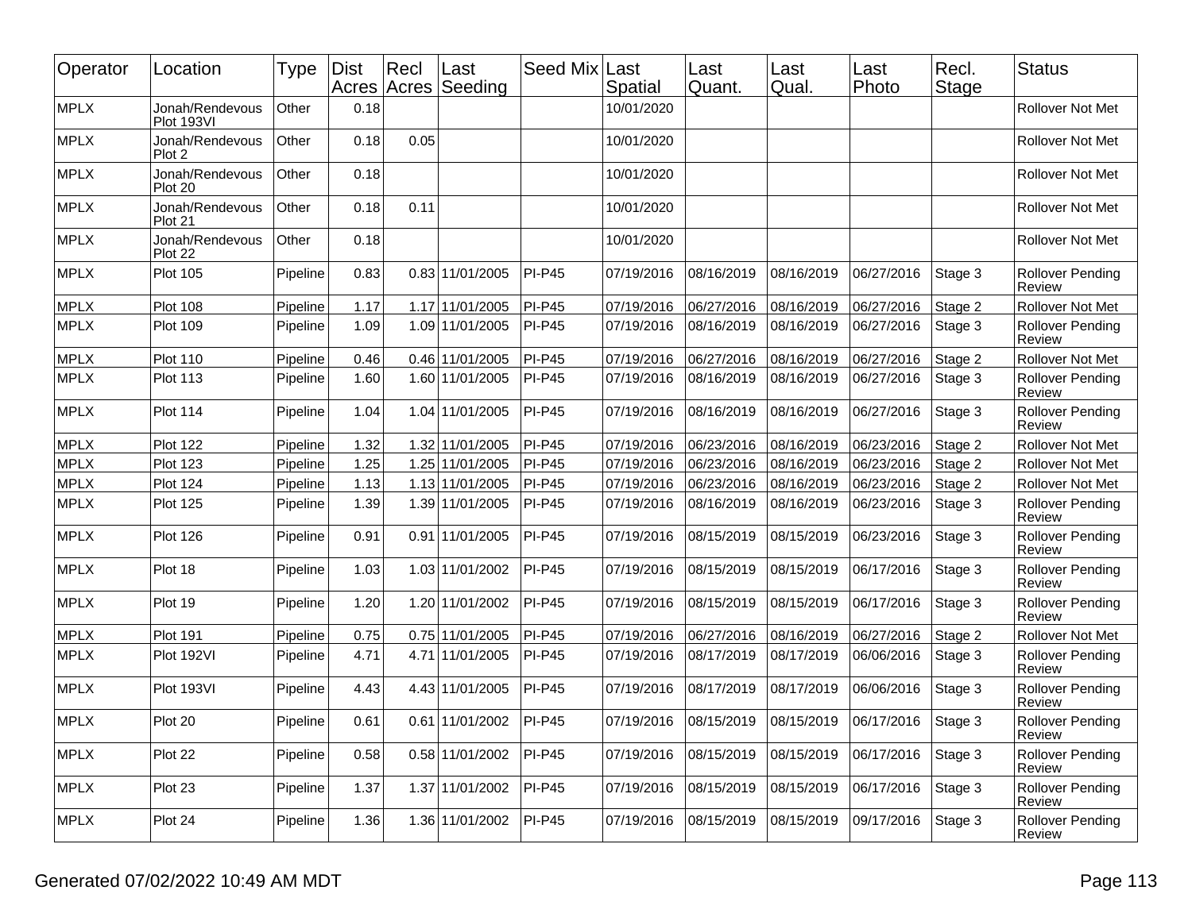| Operator | Location | Type | Dist Acres | Recl Acres | Last Seeding | Seed Mix | Last Spatial | Last Quant. | Last Qual. | Last Photo | Recl. Stage | Status |
|---|---|---|---|---|---|---|---|---|---|---|---|---|
| MPLX | Jonah/Rendevous Plot 193VI | Other | 0.18 | | | | 10/01/2020 | | | | | Rollover Not Met |
| MPLX | Jonah/Rendevous Plot 2 | Other | 0.18 | 0.05 | | | 10/01/2020 | | | | | Rollover Not Met |
| MPLX | Jonah/Rendevous Plot 20 | Other | 0.18 | | | | 10/01/2020 | | | | | Rollover Not Met |
| MPLX | Jonah/Rendevous Plot 21 | Other | 0.18 | 0.11 | | | 10/01/2020 | | | | | Rollover Not Met |
| MPLX | Jonah/Rendevous Plot 22 | Other | 0.18 | | | | 10/01/2020 | | | | | Rollover Not Met |
| MPLX | Plot 105 | Pipeline | 0.83 | 0.83 | 11/01/2005 | PI-P45 | 07/19/2016 | 08/16/2019 | 08/16/2019 | 06/27/2016 | Stage 3 | Rollover Pending Review |
| MPLX | Plot 108 | Pipeline | 1.17 | 1.17 | 11/01/2005 | PI-P45 | 07/19/2016 | 06/27/2016 | 08/16/2019 | 06/27/2016 | Stage 2 | Rollover Not Met |
| MPLX | Plot 109 | Pipeline | 1.09 | 1.09 | 11/01/2005 | PI-P45 | 07/19/2016 | 08/16/2019 | 08/16/2019 | 06/27/2016 | Stage 3 | Rollover Pending Review |
| MPLX | Plot 110 | Pipeline | 0.46 | 0.46 | 11/01/2005 | PI-P45 | 07/19/2016 | 06/27/2016 | 08/16/2019 | 06/27/2016 | Stage 2 | Rollover Not Met |
| MPLX | Plot 113 | Pipeline | 1.60 | 1.60 | 11/01/2005 | PI-P45 | 07/19/2016 | 08/16/2019 | 08/16/2019 | 06/27/2016 | Stage 3 | Rollover Pending Review |
| MPLX | Plot 114 | Pipeline | 1.04 | 1.04 | 11/01/2005 | PI-P45 | 07/19/2016 | 08/16/2019 | 08/16/2019 | 06/27/2016 | Stage 3 | Rollover Pending Review |
| MPLX | Plot 122 | Pipeline | 1.32 | 1.32 | 11/01/2005 | PI-P45 | 07/19/2016 | 06/23/2016 | 08/16/2019 | 06/23/2016 | Stage 2 | Rollover Not Met |
| MPLX | Plot 123 | Pipeline | 1.25 | 1.25 | 11/01/2005 | PI-P45 | 07/19/2016 | 06/23/2016 | 08/16/2019 | 06/23/2016 | Stage 2 | Rollover Not Met |
| MPLX | Plot 124 | Pipeline | 1.13 | 1.13 | 11/01/2005 | PI-P45 | 07/19/2016 | 06/23/2016 | 08/16/2019 | 06/23/2016 | Stage 2 | Rollover Not Met |
| MPLX | Plot 125 | Pipeline | 1.39 | 1.39 | 11/01/2005 | PI-P45 | 07/19/2016 | 08/16/2019 | 08/16/2019 | 06/23/2016 | Stage 3 | Rollover Pending Review |
| MPLX | Plot 126 | Pipeline | 0.91 | 0.91 | 11/01/2005 | PI-P45 | 07/19/2016 | 08/15/2019 | 08/15/2019 | 06/23/2016 | Stage 3 | Rollover Pending Review |
| MPLX | Plot 18 | Pipeline | 1.03 | 1.03 | 11/01/2002 | PI-P45 | 07/19/2016 | 08/15/2019 | 08/15/2019 | 06/17/2016 | Stage 3 | Rollover Pending Review |
| MPLX | Plot 19 | Pipeline | 1.20 | 1.20 | 11/01/2002 | PI-P45 | 07/19/2016 | 08/15/2019 | 08/15/2019 | 06/17/2016 | Stage 3 | Rollover Pending Review |
| MPLX | Plot 191 | Pipeline | 0.75 | 0.75 | 11/01/2005 | PI-P45 | 07/19/2016 | 06/27/2016 | 08/16/2019 | 06/27/2016 | Stage 2 | Rollover Not Met |
| MPLX | Plot 192VI | Pipeline | 4.71 | 4.71 | 11/01/2005 | PI-P45 | 07/19/2016 | 08/17/2019 | 08/17/2019 | 06/06/2016 | Stage 3 | Rollover Pending Review |
| MPLX | Plot 193VI | Pipeline | 4.43 | 4.43 | 11/01/2005 | PI-P45 | 07/19/2016 | 08/17/2019 | 08/17/2019 | 06/06/2016 | Stage 3 | Rollover Pending Review |
| MPLX | Plot 20 | Pipeline | 0.61 | 0.61 | 11/01/2002 | PI-P45 | 07/19/2016 | 08/15/2019 | 08/15/2019 | 06/17/2016 | Stage 3 | Rollover Pending Review |
| MPLX | Plot 22 | Pipeline | 0.58 | 0.58 | 11/01/2002 | PI-P45 | 07/19/2016 | 08/15/2019 | 08/15/2019 | 06/17/2016 | Stage 3 | Rollover Pending Review |
| MPLX | Plot 23 | Pipeline | 1.37 | 1.37 | 11/01/2002 | PI-P45 | 07/19/2016 | 08/15/2019 | 08/15/2019 | 06/17/2016 | Stage 3 | Rollover Pending Review |
| MPLX | Plot 24 | Pipeline | 1.36 | 1.36 | 11/01/2002 | PI-P45 | 07/19/2016 | 08/15/2019 | 08/15/2019 | 09/17/2016 | Stage 3 | Rollover Pending Review |

Generated 07/02/2022 10:49 AM MDT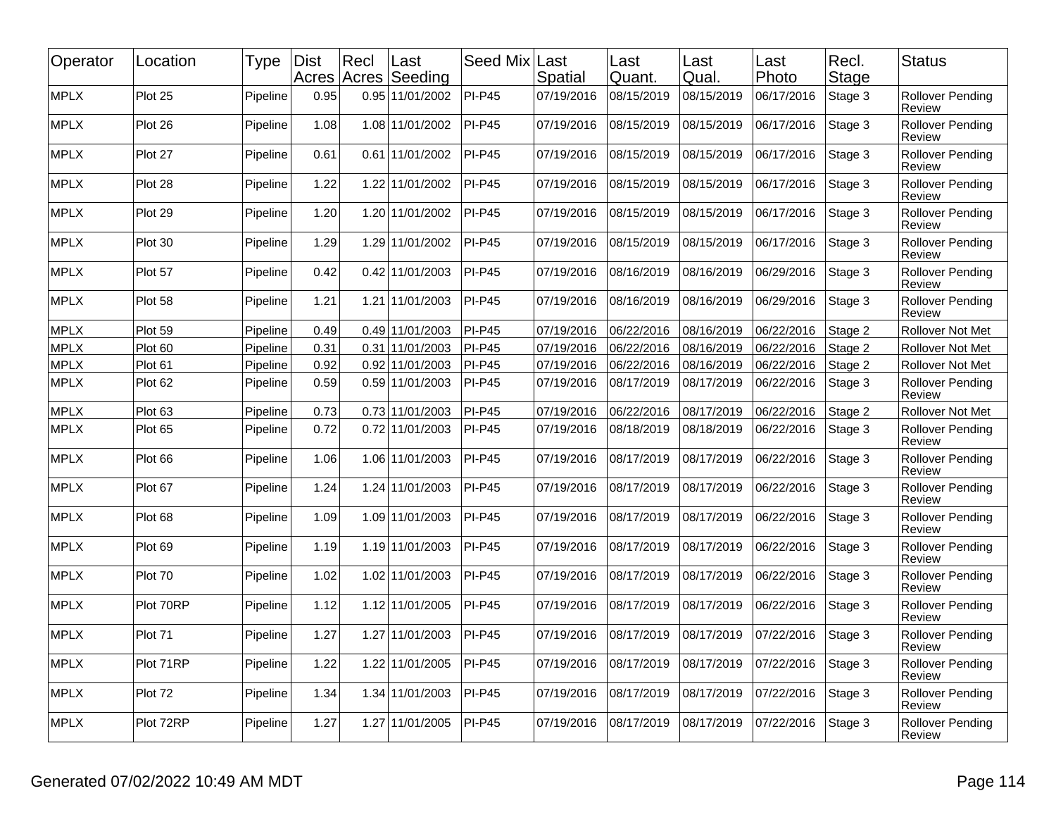| Operator | Location | Type | Dist Acres | Recl Acres | Last Seeding | Seed Mix | Last Spatial | Last Quant. | Last Qual. | Last Photo | Recl. Stage | Status |
|---|---|---|---|---|---|---|---|---|---|---|---|---|
| MPLX | Plot 25 | Pipeline | 0.95 | 0.95 | 11/01/2002 | PI-P45 | 07/19/2016 | 08/15/2019 | 08/15/2019 | 06/17/2016 | Stage 3 | Rollover Pending Review |
| MPLX | Plot 26 | Pipeline | 1.08 | 1.08 | 11/01/2002 | PI-P45 | 07/19/2016 | 08/15/2019 | 08/15/2019 | 06/17/2016 | Stage 3 | Rollover Pending Review |
| MPLX | Plot 27 | Pipeline | 0.61 | 0.61 | 11/01/2002 | PI-P45 | 07/19/2016 | 08/15/2019 | 08/15/2019 | 06/17/2016 | Stage 3 | Rollover Pending Review |
| MPLX | Plot 28 | Pipeline | 1.22 | 1.22 | 11/01/2002 | PI-P45 | 07/19/2016 | 08/15/2019 | 08/15/2019 | 06/17/2016 | Stage 3 | Rollover Pending Review |
| MPLX | Plot 29 | Pipeline | 1.20 | 1.20 | 11/01/2002 | PI-P45 | 07/19/2016 | 08/15/2019 | 08/15/2019 | 06/17/2016 | Stage 3 | Rollover Pending Review |
| MPLX | Plot 30 | Pipeline | 1.29 | 1.29 | 11/01/2002 | PI-P45 | 07/19/2016 | 08/15/2019 | 08/15/2019 | 06/17/2016 | Stage 3 | Rollover Pending Review |
| MPLX | Plot 57 | Pipeline | 0.42 | 0.42 | 11/01/2003 | PI-P45 | 07/19/2016 | 08/16/2019 | 08/16/2019 | 06/29/2016 | Stage 3 | Rollover Pending Review |
| MPLX | Plot 58 | Pipeline | 1.21 | 1.21 | 11/01/2003 | PI-P45 | 07/19/2016 | 08/16/2019 | 08/16/2019 | 06/29/2016 | Stage 3 | Rollover Pending Review |
| MPLX | Plot 59 | Pipeline | 0.49 | 0.49 | 11/01/2003 | PI-P45 | 07/19/2016 | 06/22/2016 | 08/16/2019 | 06/22/2016 | Stage 2 | Rollover Not Met |
| MPLX | Plot 60 | Pipeline | 0.31 | 0.31 | 11/01/2003 | PI-P45 | 07/19/2016 | 06/22/2016 | 08/16/2019 | 06/22/2016 | Stage 2 | Rollover Not Met |
| MPLX | Plot 61 | Pipeline | 0.92 | 0.92 | 11/01/2003 | PI-P45 | 07/19/2016 | 06/22/2016 | 08/16/2019 | 06/22/2016 | Stage 2 | Rollover Not Met |
| MPLX | Plot 62 | Pipeline | 0.59 | 0.59 | 11/01/2003 | PI-P45 | 07/19/2016 | 08/17/2019 | 08/17/2019 | 06/22/2016 | Stage 3 | Rollover Pending Review |
| MPLX | Plot 63 | Pipeline | 0.73 | 0.73 | 11/01/2003 | PI-P45 | 07/19/2016 | 06/22/2016 | 08/17/2019 | 06/22/2016 | Stage 2 | Rollover Not Met |
| MPLX | Plot 65 | Pipeline | 0.72 | 0.72 | 11/01/2003 | PI-P45 | 07/19/2016 | 08/18/2019 | 08/18/2019 | 06/22/2016 | Stage 3 | Rollover Pending Review |
| MPLX | Plot 66 | Pipeline | 1.06 | 1.06 | 11/01/2003 | PI-P45 | 07/19/2016 | 08/17/2019 | 08/17/2019 | 06/22/2016 | Stage 3 | Rollover Pending Review |
| MPLX | Plot 67 | Pipeline | 1.24 | 1.24 | 11/01/2003 | PI-P45 | 07/19/2016 | 08/17/2019 | 08/17/2019 | 06/22/2016 | Stage 3 | Rollover Pending Review |
| MPLX | Plot 68 | Pipeline | 1.09 | 1.09 | 11/01/2003 | PI-P45 | 07/19/2016 | 08/17/2019 | 08/17/2019 | 06/22/2016 | Stage 3 | Rollover Pending Review |
| MPLX | Plot 69 | Pipeline | 1.19 | 1.19 | 11/01/2003 | PI-P45 | 07/19/2016 | 08/17/2019 | 08/17/2019 | 06/22/2016 | Stage 3 | Rollover Pending Review |
| MPLX | Plot 70 | Pipeline | 1.02 | 1.02 | 11/01/2003 | PI-P45 | 07/19/2016 | 08/17/2019 | 08/17/2019 | 06/22/2016 | Stage 3 | Rollover Pending Review |
| MPLX | Plot 70RP | Pipeline | 1.12 | 1.12 | 11/01/2005 | PI-P45 | 07/19/2016 | 08/17/2019 | 08/17/2019 | 06/22/2016 | Stage 3 | Rollover Pending Review |
| MPLX | Plot 71 | Pipeline | 1.27 | 1.27 | 11/01/2003 | PI-P45 | 07/19/2016 | 08/17/2019 | 08/17/2019 | 07/22/2016 | Stage 3 | Rollover Pending Review |
| MPLX | Plot 71RP | Pipeline | 1.22 | 1.22 | 11/01/2005 | PI-P45 | 07/19/2016 | 08/17/2019 | 08/17/2019 | 07/22/2016 | Stage 3 | Rollover Pending Review |
| MPLX | Plot 72 | Pipeline | 1.34 | 1.34 | 11/01/2003 | PI-P45 | 07/19/2016 | 08/17/2019 | 08/17/2019 | 07/22/2016 | Stage 3 | Rollover Pending Review |
| MPLX | Plot 72RP | Pipeline | 1.27 | 1.27 | 11/01/2005 | PI-P45 | 07/19/2016 | 08/17/2019 | 08/17/2019 | 07/22/2016 | Stage 3 | Rollover Pending Review |

Generated 07/02/2022 10:49 AM MDT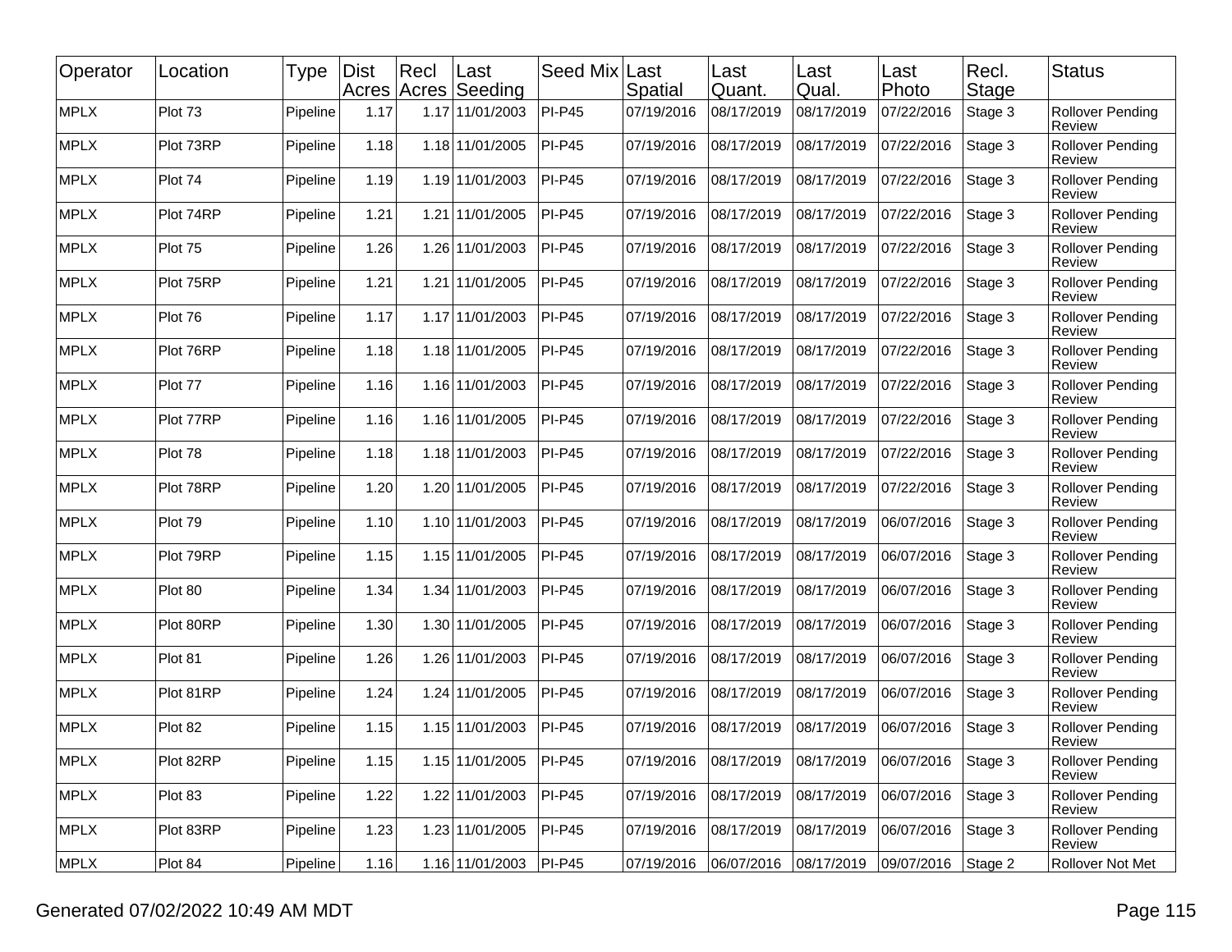| Operator | Location | Type | Dist Acres | Recl Acres | Last Seeding | Seed Mix | Last Spatial | Last Quant. | Last Qual. | Last Photo | Recl. Stage | Status |
|---|---|---|---|---|---|---|---|---|---|---|---|---|
| MPLX | Plot 73 | Pipeline | 1.17 | 1.17 | 11/01/2003 | PI-P45 | 07/19/2016 | 08/17/2019 | 08/17/2019 | 07/22/2016 | Stage 3 | Rollover Pending Review |
| MPLX | Plot 73RP | Pipeline | 1.18 | 1.18 | 11/01/2005 | PI-P45 | 07/19/2016 | 08/17/2019 | 08/17/2019 | 07/22/2016 | Stage 3 | Rollover Pending Review |
| MPLX | Plot 74 | Pipeline | 1.19 | 1.19 | 11/01/2003 | PI-P45 | 07/19/2016 | 08/17/2019 | 08/17/2019 | 07/22/2016 | Stage 3 | Rollover Pending Review |
| MPLX | Plot 74RP | Pipeline | 1.21 | 1.21 | 11/01/2005 | PI-P45 | 07/19/2016 | 08/17/2019 | 08/17/2019 | 07/22/2016 | Stage 3 | Rollover Pending Review |
| MPLX | Plot 75 | Pipeline | 1.26 | 1.26 | 11/01/2003 | PI-P45 | 07/19/2016 | 08/17/2019 | 08/17/2019 | 07/22/2016 | Stage 3 | Rollover Pending Review |
| MPLX | Plot 75RP | Pipeline | 1.21 | 1.21 | 11/01/2005 | PI-P45 | 07/19/2016 | 08/17/2019 | 08/17/2019 | 07/22/2016 | Stage 3 | Rollover Pending Review |
| MPLX | Plot 76 | Pipeline | 1.17 | 1.17 | 11/01/2003 | PI-P45 | 07/19/2016 | 08/17/2019 | 08/17/2019 | 07/22/2016 | Stage 3 | Rollover Pending Review |
| MPLX | Plot 76RP | Pipeline | 1.18 | 1.18 | 11/01/2005 | PI-P45 | 07/19/2016 | 08/17/2019 | 08/17/2019 | 07/22/2016 | Stage 3 | Rollover Pending Review |
| MPLX | Plot 77 | Pipeline | 1.16 | 1.16 | 11/01/2003 | PI-P45 | 07/19/2016 | 08/17/2019 | 08/17/2019 | 07/22/2016 | Stage 3 | Rollover Pending Review |
| MPLX | Plot 77RP | Pipeline | 1.16 | 1.16 | 11/01/2005 | PI-P45 | 07/19/2016 | 08/17/2019 | 08/17/2019 | 07/22/2016 | Stage 3 | Rollover Pending Review |
| MPLX | Plot 78 | Pipeline | 1.18 | 1.18 | 11/01/2003 | PI-P45 | 07/19/2016 | 08/17/2019 | 08/17/2019 | 07/22/2016 | Stage 3 | Rollover Pending Review |
| MPLX | Plot 78RP | Pipeline | 1.20 | 1.20 | 11/01/2005 | PI-P45 | 07/19/2016 | 08/17/2019 | 08/17/2019 | 07/22/2016 | Stage 3 | Rollover Pending Review |
| MPLX | Plot 79 | Pipeline | 1.10 | 1.10 | 11/01/2003 | PI-P45 | 07/19/2016 | 08/17/2019 | 08/17/2019 | 06/07/2016 | Stage 3 | Rollover Pending Review |
| MPLX | Plot 79RP | Pipeline | 1.15 | 1.15 | 11/01/2005 | PI-P45 | 07/19/2016 | 08/17/2019 | 08/17/2019 | 06/07/2016 | Stage 3 | Rollover Pending Review |
| MPLX | Plot 80 | Pipeline | 1.34 | 1.34 | 11/01/2003 | PI-P45 | 07/19/2016 | 08/17/2019 | 08/17/2019 | 06/07/2016 | Stage 3 | Rollover Pending Review |
| MPLX | Plot 80RP | Pipeline | 1.30 | 1.30 | 11/01/2005 | PI-P45 | 07/19/2016 | 08/17/2019 | 08/17/2019 | 06/07/2016 | Stage 3 | Rollover Pending Review |
| MPLX | Plot 81 | Pipeline | 1.26 | 1.26 | 11/01/2003 | PI-P45 | 07/19/2016 | 08/17/2019 | 08/17/2019 | 06/07/2016 | Stage 3 | Rollover Pending Review |
| MPLX | Plot 81RP | Pipeline | 1.24 | 1.24 | 11/01/2005 | PI-P45 | 07/19/2016 | 08/17/2019 | 08/17/2019 | 06/07/2016 | Stage 3 | Rollover Pending Review |
| MPLX | Plot 82 | Pipeline | 1.15 | 1.15 | 11/01/2003 | PI-P45 | 07/19/2016 | 08/17/2019 | 08/17/2019 | 06/07/2016 | Stage 3 | Rollover Pending Review |
| MPLX | Plot 82RP | Pipeline | 1.15 | 1.15 | 11/01/2005 | PI-P45 | 07/19/2016 | 08/17/2019 | 08/17/2019 | 06/07/2016 | Stage 3 | Rollover Pending Review |
| MPLX | Plot 83 | Pipeline | 1.22 | 1.22 | 11/01/2003 | PI-P45 | 07/19/2016 | 08/17/2019 | 08/17/2019 | 06/07/2016 | Stage 3 | Rollover Pending Review |
| MPLX | Plot 83RP | Pipeline | 1.23 | 1.23 | 11/01/2005 | PI-P45 | 07/19/2016 | 08/17/2019 | 08/17/2019 | 06/07/2016 | Stage 3 | Rollover Pending Review |
| MPLX | Plot 84 | Pipeline | 1.16 | 1.16 | 11/01/2003 | PI-P45 | 07/19/2016 | 06/07/2016 | 08/17/2019 | 09/07/2016 | Stage 2 | Rollover Not Met |

Generated 07/02/2022 10:49 AM MDT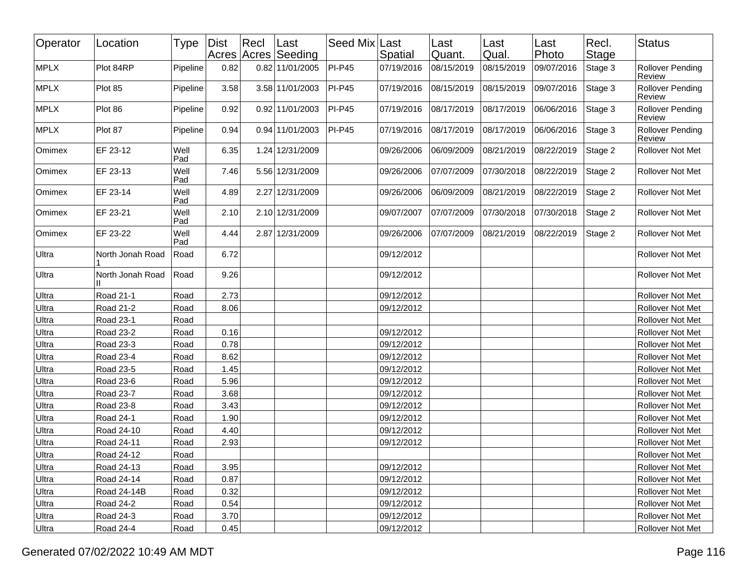| Operator | Location | Type | Dist Acres | Recl Acres | Last Seeding | Seed Mix | Last Spatial | Last Quant. | Last Qual. | Last Photo | Recl. Stage | Status |
|---|---|---|---|---|---|---|---|---|---|---|---|---|
| MPLX | Plot 84RP | Pipeline | 0.82 | 0.82 | 11/01/2005 | PI-P45 | 07/19/2016 | 08/15/2019 | 08/15/2019 | 09/07/2016 | Stage 3 | Rollover Pending Review |
| MPLX | Plot 85 | Pipeline | 3.58 | 3.58 | 11/01/2003 | PI-P45 | 07/19/2016 | 08/15/2019 | 08/15/2019 | 09/07/2016 | Stage 3 | Rollover Pending Review |
| MPLX | Plot 86 | Pipeline | 0.92 | 0.92 | 11/01/2003 | PI-P45 | 07/19/2016 | 08/17/2019 | 08/17/2019 | 06/06/2016 | Stage 3 | Rollover Pending Review |
| MPLX | Plot 87 | Pipeline | 0.94 | 0.94 | 11/01/2003 | PI-P45 | 07/19/2016 | 08/17/2019 | 08/17/2019 | 06/06/2016 | Stage 3 | Rollover Pending Review |
| Omimex | EF 23-12 | Well Pad | 6.35 | 1.24 | 12/31/2009 | | 09/26/2006 | 06/09/2009 | 08/21/2019 | 08/22/2019 | Stage 2 | Rollover Not Met |
| Omimex | EF 23-13 | Well Pad | 7.46 | 5.56 | 12/31/2009 | | 09/26/2006 | 07/07/2009 | 07/30/2018 | 08/22/2019 | Stage 2 | Rollover Not Met |
| Omimex | EF 23-14 | Well Pad | 4.89 | 2.27 | 12/31/2009 | | 09/26/2006 | 06/09/2009 | 08/21/2019 | 08/22/2019 | Stage 2 | Rollover Not Met |
| Omimex | EF 23-21 | Well Pad | 2.10 | 2.10 | 12/31/2009 | | 09/07/2007 | 07/07/2009 | 07/30/2018 | 07/30/2018 | Stage 2 | Rollover Not Met |
| Omimex | EF 23-22 | Well Pad | 4.44 | 2.87 | 12/31/2009 | | 09/26/2006 | 07/07/2009 | 08/21/2019 | 08/22/2019 | Stage 2 | Rollover Not Met |
| Ultra | North Jonah Road 1 | Road | 6.72 | | | | 09/12/2012 | | | | | Rollover Not Met |
| Ultra | North Jonah Road II | Road | 9.26 | | | | 09/12/2012 | | | | | Rollover Not Met |
| Ultra | Road 21-1 | Road | 2.73 | | | | 09/12/2012 | | | | | Rollover Not Met |
| Ultra | Road 21-2 | Road | 8.06 | | | | 09/12/2012 | | | | | Rollover Not Met |
| Ultra | Road 23-1 | Road | | | | | | | | | | Rollover Not Met |
| Ultra | Road 23-2 | Road | 0.16 | | | | 09/12/2012 | | | | | Rollover Not Met |
| Ultra | Road 23-3 | Road | 0.78 | | | | 09/12/2012 | | | | | Rollover Not Met |
| Ultra | Road 23-4 | Road | 8.62 | | | | 09/12/2012 | | | | | Rollover Not Met |
| Ultra | Road 23-5 | Road | 1.45 | | | | 09/12/2012 | | | | | Rollover Not Met |
| Ultra | Road 23-6 | Road | 5.96 | | | | 09/12/2012 | | | | | Rollover Not Met |
| Ultra | Road 23-7 | Road | 3.68 | | | | 09/12/2012 | | | | | Rollover Not Met |
| Ultra | Road 23-8 | Road | 3.43 | | | | 09/12/2012 | | | | | Rollover Not Met |
| Ultra | Road 24-1 | Road | 1.90 | | | | 09/12/2012 | | | | | Rollover Not Met |
| Ultra | Road 24-10 | Road | 4.40 | | | | 09/12/2012 | | | | | Rollover Not Met |
| Ultra | Road 24-11 | Road | 2.93 | | | | 09/12/2012 | | | | | Rollover Not Met |
| Ultra | Road 24-12 | Road | | | | | | | | | | Rollover Not Met |
| Ultra | Road 24-13 | Road | 3.95 | | | | 09/12/2012 | | | | | Rollover Not Met |
| Ultra | Road 24-14 | Road | 0.87 | | | | 09/12/2012 | | | | | Rollover Not Met |
| Ultra | Road 24-14B | Road | 0.32 | | | | 09/12/2012 | | | | | Rollover Not Met |
| Ultra | Road 24-2 | Road | 0.54 | | | | 09/12/2012 | | | | | Rollover Not Met |
| Ultra | Road 24-3 | Road | 3.70 | | | | 09/12/2012 | | | | | Rollover Not Met |
| Ultra | Road 24-4 | Road | 0.45 | | | | 09/12/2012 | | | | | Rollover Not Met |

Generated 07/02/2022 10:49 AM MDT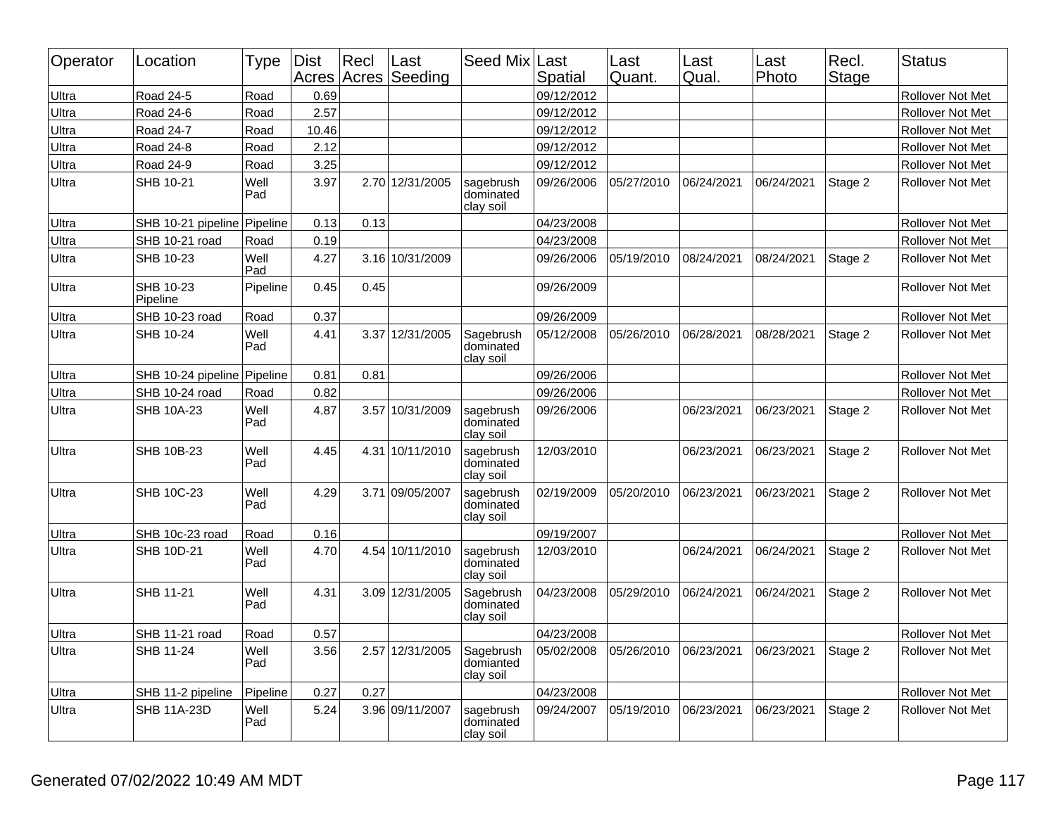| Operator | Location | Type | Dist Acres | Recl Acres | Last Seeding | Seed Mix | Last Spatial | Last Quant. | Last Qual. | Last Photo | Recl. Stage | Status |
|---|---|---|---|---|---|---|---|---|---|---|---|---|
| Ultra | Road 24-5 | Road | 0.69 | | | | 09/12/2012 | | | | | Rollover Not Met |
| Ultra | Road 24-6 | Road | 2.57 | | | | 09/12/2012 | | | | | Rollover Not Met |
| Ultra | Road 24-7 | Road | 10.46 | | | | 09/12/2012 | | | | | Rollover Not Met |
| Ultra | Road 24-8 | Road | 2.12 | | | | 09/12/2012 | | | | | Rollover Not Met |
| Ultra | Road 24-9 | Road | 3.25 | | | | 09/12/2012 | | | | | Rollover Not Met |
| Ultra | SHB 10-21 | Well Pad | 3.97 | 2.70 | 12/31/2005 | sagebrush dominated clay soil | 09/26/2006 | 05/27/2010 | 06/24/2021 | 06/24/2021 | Stage 2 | Rollover Not Met |
| Ultra | SHB 10-21 pipeline | Pipeline | 0.13 | 0.13 | | | 04/23/2008 | | | | | Rollover Not Met |
| Ultra | SHB 10-21 road | Road | 0.19 | | | | 04/23/2008 | | | | | Rollover Not Met |
| Ultra | SHB 10-23 | Well Pad | 4.27 | 3.16 | 10/31/2009 | | 09/26/2006 | 05/19/2010 | 08/24/2021 | 08/24/2021 | Stage 2 | Rollover Not Met |
| Ultra | SHB 10-23 Pipeline | Pipeline | 0.45 | 0.45 | | | 09/26/2009 | | | | | Rollover Not Met |
| Ultra | SHB 10-23 road | Road | 0.37 | | | | 09/26/2009 | | | | | Rollover Not Met |
| Ultra | SHB 10-24 | Well Pad | 4.41 | 3.37 | 12/31/2005 | Sagebrush dominated clay soil | 05/12/2008 | 05/26/2010 | 06/28/2021 | 08/28/2021 | Stage 2 | Rollover Not Met |
| Ultra | SHB 10-24 pipeline | Pipeline | 0.81 | 0.81 | | | 09/26/2006 | | | | | Rollover Not Met |
| Ultra | SHB 10-24 road | Road | 0.82 | | | | 09/26/2006 | | | | | Rollover Not Met |
| Ultra | SHB 10A-23 | Well Pad | 4.87 | 3.57 | 10/31/2009 | sagebrush dominated clay soil | 09/26/2006 | | 06/23/2021 | 06/23/2021 | Stage 2 | Rollover Not Met |
| Ultra | SHB 10B-23 | Well Pad | 4.45 | 4.31 | 10/11/2010 | sagebrush dominated clay soil | 12/03/2010 | | 06/23/2021 | 06/23/2021 | Stage 2 | Rollover Not Met |
| Ultra | SHB 10C-23 | Well Pad | 4.29 | 3.71 | 09/05/2007 | sagebrush dominated clay soil | 02/19/2009 | 05/20/2010 | 06/23/2021 | 06/23/2021 | Stage 2 | Rollover Not Met |
| Ultra | SHB 10c-23 road | Road | 0.16 | | | | 09/19/2007 | | | | | Rollover Not Met |
| Ultra | SHB 10D-21 | Well Pad | 4.70 | 4.54 | 10/11/2010 | sagebrush dominated clay soil | 12/03/2010 | | 06/24/2021 | 06/24/2021 | Stage 2 | Rollover Not Met |
| Ultra | SHB 11-21 | Well Pad | 4.31 | 3.09 | 12/31/2005 | Sagebrush dominated clay soil | 04/23/2008 | 05/29/2010 | 06/24/2021 | 06/24/2021 | Stage 2 | Rollover Not Met |
| Ultra | SHB 11-21 road | Road | 0.57 | | | | 04/23/2008 | | | | | Rollover Not Met |
| Ultra | SHB 11-24 | Well Pad | 3.56 | 2.57 | 12/31/2005 | Sagebrush domianted clay soil | 05/02/2008 | 05/26/2010 | 06/23/2021 | 06/23/2021 | Stage 2 | Rollover Not Met |
| Ultra | SHB 11-2 pipeline | Pipeline | 0.27 | 0.27 | | | 04/23/2008 | | | | | Rollover Not Met |
| Ultra | SHB 11A-23D | Well Pad | 5.24 | 3.96 | 09/11/2007 | sagebrush dominated clay soil | 09/24/2007 | 05/19/2010 | 06/23/2021 | 06/23/2021 | Stage 2 | Rollover Not Met |

Generated 07/02/2022 10:49 AM MDT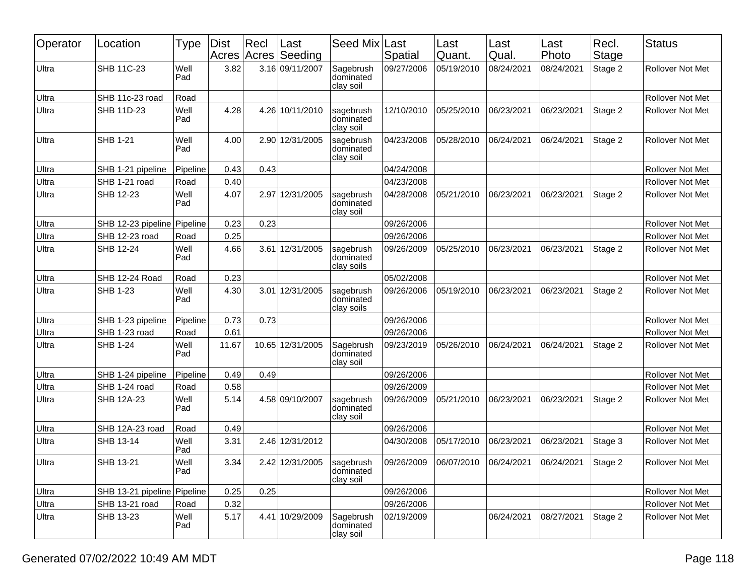| Operator | Location | Type | Dist Acres | Recl Acres | Last Seeding | Seed Mix | Last Spatial | Last Quant. | Last Qual. | Last Photo | Recl. Stage | Status |
|---|---|---|---|---|---|---|---|---|---|---|---|---|
| Ultra | SHB 11C-23 | Well Pad | 3.82 | 3.16 | 09/11/2007 | Sagebrush dominated clay soil | 09/27/2006 | 05/19/2010 | 08/24/2021 | 08/24/2021 | Stage 2 | Rollover Not Met |
| Ultra | SHB 11c-23 road | Road | | | | | | | | | | Rollover Not Met |
| Ultra | SHB 11D-23 | Well Pad | 4.28 | 4.26 | 10/11/2010 | sagebrush dominated clay soil | 12/10/2010 | 05/25/2010 | 06/23/2021 | 06/23/2021 | Stage 2 | Rollover Not Met |
| Ultra | SHB 1-21 | Well Pad | 4.00 | 2.90 | 12/31/2005 | sagebrush dominated clay soil | 04/23/2008 | 05/28/2010 | 06/24/2021 | 06/24/2021 | Stage 2 | Rollover Not Met |
| Ultra | SHB 1-21 pipeline | Pipeline | 0.43 | 0.43 | | | 04/24/2008 | | | | | Rollover Not Met |
| Ultra | SHB 1-21 road | Road | 0.40 | | | | 04/23/2008 | | | | | Rollover Not Met |
| Ultra | SHB 12-23 | Well Pad | 4.07 | 2.97 | 12/31/2005 | sagebrush dominated clay soil | 04/28/2008 | 05/21/2010 | 06/23/2021 | 06/23/2021 | Stage 2 | Rollover Not Met |
| Ultra | SHB 12-23 pipeline | Pipeline | 0.23 | 0.23 | | | 09/26/2006 | | | | | Rollover Not Met |
| Ultra | SHB 12-23 road | Road | 0.25 | | | | 09/26/2006 | | | | | Rollover Not Met |
| Ultra | SHB 12-24 | Well Pad | 4.66 | 3.61 | 12/31/2005 | sagebrush dominated clay soils | 09/26/2009 | 05/25/2010 | 06/23/2021 | 06/23/2021 | Stage 2 | Rollover Not Met |
| Ultra | SHB 12-24 Road | Road | 0.23 | | | | 05/02/2008 | | | | | Rollover Not Met |
| Ultra | SHB 1-23 | Well Pad | 4.30 | 3.01 | 12/31/2005 | sagebrush dominated clay soils | 09/26/2006 | 05/19/2010 | 06/23/2021 | 06/23/2021 | Stage 2 | Rollover Not Met |
| Ultra | SHB 1-23 pipeline | Pipeline | 0.73 | 0.73 | | | 09/26/2006 | | | | | Rollover Not Met |
| Ultra | SHB 1-23 road | Road | 0.61 | | | | 09/26/2006 | | | | | Rollover Not Met |
| Ultra | SHB 1-24 | Well Pad | 11.67 | 10.65 | 12/31/2005 | Sagebrush dominated clay soil | 09/23/2019 | 05/26/2010 | 06/24/2021 | 06/24/2021 | Stage 2 | Rollover Not Met |
| Ultra | SHB 1-24 pipeline | Pipeline | 0.49 | 0.49 | | | 09/26/2006 | | | | | Rollover Not Met |
| Ultra | SHB 1-24 road | Road | 0.58 | | | | 09/26/2009 | | | | | Rollover Not Met |
| Ultra | SHB 12A-23 | Well Pad | 5.14 | 4.58 | 09/10/2007 | sagebrush dominated clay soil | 09/26/2009 | 05/21/2010 | 06/23/2021 | 06/23/2021 | Stage 2 | Rollover Not Met |
| Ultra | SHB 12A-23 road | Road | 0.49 | | | | 09/26/2006 | | | | | Rollover Not Met |
| Ultra | SHB 13-14 | Well Pad | 3.31 | 2.46 | 12/31/2012 | | 04/30/2008 | 05/17/2010 | 06/23/2021 | 06/23/2021 | Stage 3 | Rollover Not Met |
| Ultra | SHB 13-21 | Well Pad | 3.34 | 2.42 | 12/31/2005 | sagebrush dominated clay soil | 09/26/2009 | 06/07/2010 | 06/24/2021 | 06/24/2021 | Stage 2 | Rollover Not Met |
| Ultra | SHB 13-21 pipeline | Pipeline | 0.25 | 0.25 | | | 09/26/2006 | | | | | Rollover Not Met |
| Ultra | SHB 13-21 road | Road | 0.32 | | | | 09/26/2006 | | | | | Rollover Not Met |
| Ultra | SHB 13-23 | Well Pad | 5.17 | 4.41 | 10/29/2009 | Sagebrush dominated clay soil | 02/19/2009 | | 06/24/2021 | 08/27/2021 | Stage 2 | Rollover Not Met |

Generated 07/02/2022 10:49 AM MDT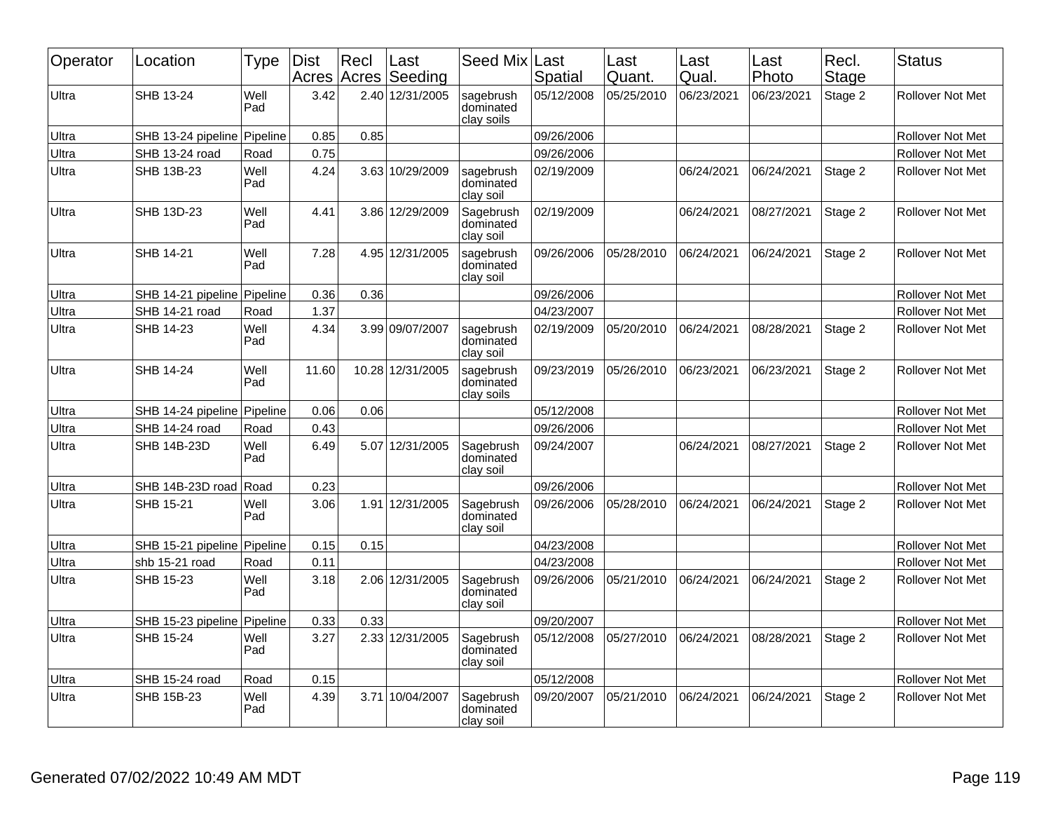| Operator | Location | Type | Dist Acres | Recl Acres | Last Seeding | Seed Mix | Last Spatial | Last Quant. | Last Qual. | Last Photo | Recl. Stage | Status |
|---|---|---|---|---|---|---|---|---|---|---|---|---|
| Ultra | SHB 13-24 | Well Pad | 3.42 | 2.40 | 12/31/2005 | sagebrush dominated clay soils | 05/12/2008 | 05/25/2010 | 06/23/2021 | 06/23/2021 | Stage 2 | Rollover Not Met |
| Ultra | SHB 13-24 pipeline | Pipeline | 0.85 | 0.85 | | | 09/26/2006 | | | | | Rollover Not Met |
| Ultra | SHB 13-24 road | Road | 0.75 | | | | 09/26/2006 | | | | | Rollover Not Met |
| Ultra | SHB 13B-23 | Well Pad | 4.24 | 3.63 | 10/29/2009 | sagebrush dominated clay soil | 02/19/2009 | | 06/24/2021 | 06/24/2021 | Stage 2 | Rollover Not Met |
| Ultra | SHB 13D-23 | Well Pad | 4.41 | 3.86 | 12/29/2009 | Sagebrush dominated clay soil | 02/19/2009 | | 06/24/2021 | 08/27/2021 | Stage 2 | Rollover Not Met |
| Ultra | SHB 14-21 | Well Pad | 7.28 | 4.95 | 12/31/2005 | sagebrush dominated clay soil | 09/26/2006 | 05/28/2010 | 06/24/2021 | 06/24/2021 | Stage 2 | Rollover Not Met |
| Ultra | SHB 14-21 pipeline | Pipeline | 0.36 | 0.36 | | | 09/26/2006 | | | | | Rollover Not Met |
| Ultra | SHB 14-21 road | Road | 1.37 | | | | 04/23/2007 | | | | | Rollover Not Met |
| Ultra | SHB 14-23 | Well Pad | 4.34 | 3.99 | 09/07/2007 | sagebrush dominated clay soil | 02/19/2009 | 05/20/2010 | 06/24/2021 | 08/28/2021 | Stage 2 | Rollover Not Met |
| Ultra | SHB 14-24 | Well Pad | 11.60 | 10.28 | 12/31/2005 | sagebrush dominated clay soils | 09/23/2019 | 05/26/2010 | 06/23/2021 | 06/23/2021 | Stage 2 | Rollover Not Met |
| Ultra | SHB 14-24 pipeline | Pipeline | 0.06 | 0.06 | | | 05/12/2008 | | | | | Rollover Not Met |
| Ultra | SHB 14-24 road | Road | 0.43 | | | | 09/26/2006 | | | | | Rollover Not Met |
| Ultra | SHB 14B-23D | Well Pad | 6.49 | 5.07 | 12/31/2005 | Sagebrush dominated clay soil | 09/24/2007 | | 06/24/2021 | 08/27/2021 | Stage 2 | Rollover Not Met |
| Ultra | SHB 14B-23D road | Road | 0.23 | | | | 09/26/2006 | | | | | Rollover Not Met |
| Ultra | SHB 15-21 | Well Pad | 3.06 | 1.91 | 12/31/2005 | Sagebrush dominated clay soil | 09/26/2006 | 05/28/2010 | 06/24/2021 | 06/24/2021 | Stage 2 | Rollover Not Met |
| Ultra | SHB 15-21 pipeline | Pipeline | 0.15 | 0.15 | | | 04/23/2008 | | | | | Rollover Not Met |
| Ultra | shb 15-21 road | Road | 0.11 | | | | 04/23/2008 | | | | | Rollover Not Met |
| Ultra | SHB 15-23 | Well Pad | 3.18 | 2.06 | 12/31/2005 | Sagebrush dominated clay soil | 09/26/2006 | 05/21/2010 | 06/24/2021 | 06/24/2021 | Stage 2 | Rollover Not Met |
| Ultra | SHB 15-23 pipeline | Pipeline | 0.33 | 0.33 | | | 09/20/2007 | | | | | Rollover Not Met |
| Ultra | SHB 15-24 | Well Pad | 3.27 | 2.33 | 12/31/2005 | Sagebrush dominated clay soil | 05/12/2008 | 05/27/2010 | 06/24/2021 | 08/28/2021 | Stage 2 | Rollover Not Met |
| Ultra | SHB 15-24 road | Road | 0.15 | | | | 05/12/2008 | | | | | Rollover Not Met |
| Ultra | SHB 15B-23 | Well Pad | 4.39 | 3.71 | 10/04/2007 | Sagebrush dominated clay soil | 09/20/2007 | 05/21/2010 | 06/24/2021 | 06/24/2021 | Stage 2 | Rollover Not Met |

Generated 07/02/2022 10:49 AM MDT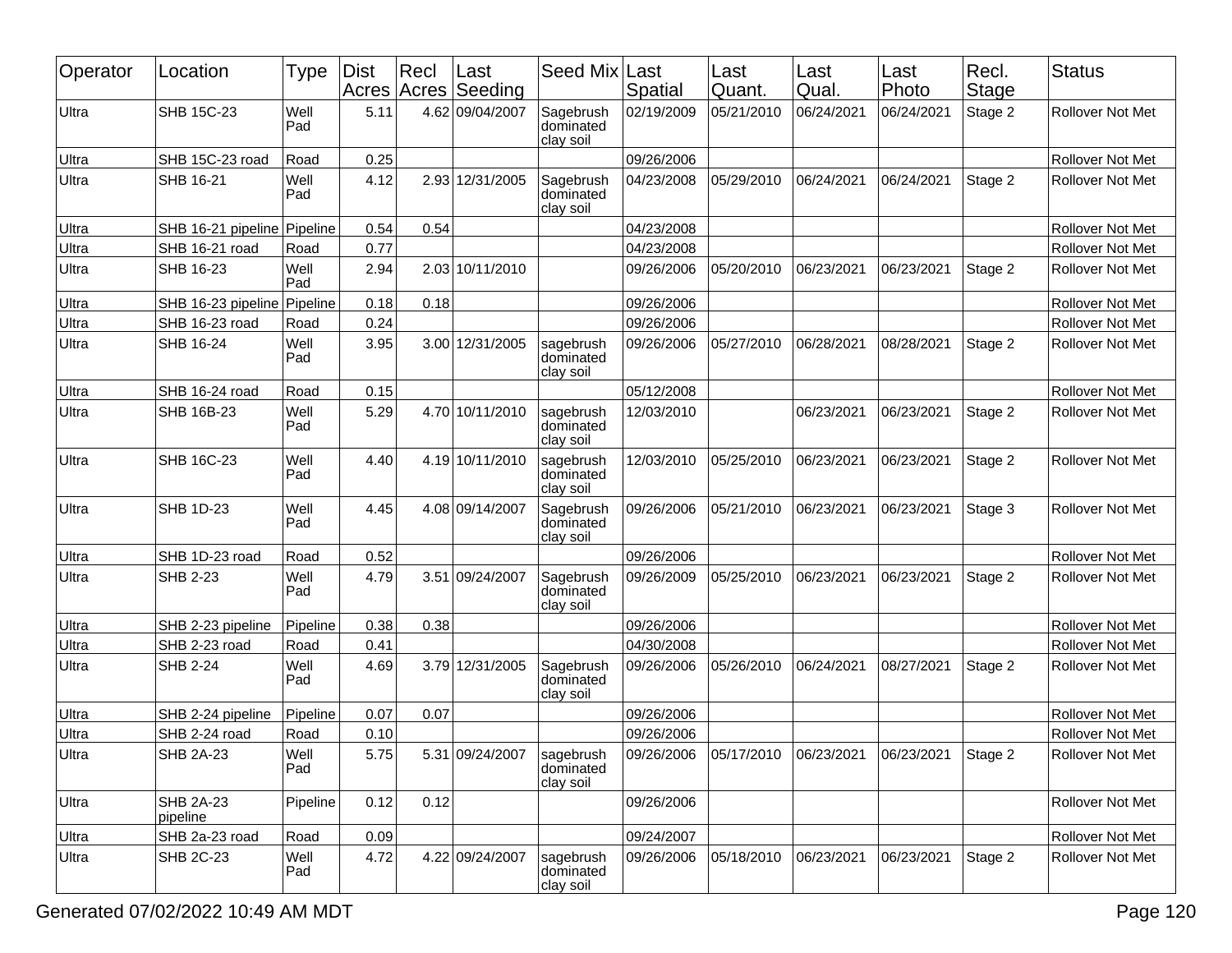| Operator | Location | Type | Dist Acres | Recl Acres | Last Seeding | Seed Mix | Last Spatial | Last Quant. | Last Qual. | Last Photo | Recl. Stage | Status |
|---|---|---|---|---|---|---|---|---|---|---|---|---|
| Ultra | SHB 15C-23 | Well Pad | 5.11 | 4.62 | 09/04/2007 | Sagebrush dominated clay soil | 02/19/2009 | 05/21/2010 | 06/24/2021 | 06/24/2021 | Stage 2 | Rollover Not Met |
| Ultra | SHB 15C-23 road | Road | 0.25 | | | | 09/26/2006 | | | | | Rollover Not Met |
| Ultra | SHB 16-21 | Well Pad | 4.12 | 2.93 | 12/31/2005 | Sagebrush dominated clay soil | 04/23/2008 | 05/29/2010 | 06/24/2021 | 06/24/2021 | Stage 2 | Rollover Not Met |
| Ultra | SHB 16-21 pipeline | Pipeline | 0.54 | 0.54 | | | 04/23/2008 | | | | | Rollover Not Met |
| Ultra | SHB 16-21 road | Road | 0.77 | | | | 04/23/2008 | | | | | Rollover Not Met |
| Ultra | SHB 16-23 | Well Pad | 2.94 | 2.03 | 10/11/2010 | | 09/26/2006 | 05/20/2010 | 06/23/2021 | 06/23/2021 | Stage 2 | Rollover Not Met |
| Ultra | SHB 16-23 pipeline | Pipeline | 0.18 | 0.18 | | | 09/26/2006 | | | | | Rollover Not Met |
| Ultra | SHB 16-23 road | Road | 0.24 | | | | 09/26/2006 | | | | | Rollover Not Met |
| Ultra | SHB 16-24 | Well Pad | 3.95 | 3.00 | 12/31/2005 | sagebrush dominated clay soil | 09/26/2006 | 05/27/2010 | 06/28/2021 | 08/28/2021 | Stage 2 | Rollover Not Met |
| Ultra | SHB 16-24 road | Road | 0.15 | | | | 05/12/2008 | | | | | Rollover Not Met |
| Ultra | SHB 16B-23 | Well Pad | 5.29 | 4.70 | 10/11/2010 | sagebrush dominated clay soil | 12/03/2010 | | 06/23/2021 | 06/23/2021 | Stage 2 | Rollover Not Met |
| Ultra | SHB 16C-23 | Well Pad | 4.40 | 4.19 | 10/11/2010 | sagebrush dominated clay soil | 12/03/2010 | 05/25/2010 | 06/23/2021 | 06/23/2021 | Stage 2 | Rollover Not Met |
| Ultra | SHB 1D-23 | Well Pad | 4.45 | 4.08 | 09/14/2007 | Sagebrush dominated clay soil | 09/26/2006 | 05/21/2010 | 06/23/2021 | 06/23/2021 | Stage 3 | Rollover Not Met |
| Ultra | SHB 1D-23 road | Road | 0.52 | | | | 09/26/2006 | | | | | Rollover Not Met |
| Ultra | SHB 2-23 | Well Pad | 4.79 | 3.51 | 09/24/2007 | Sagebrush dominated clay soil | 09/26/2009 | 05/25/2010 | 06/23/2021 | 06/23/2021 | Stage 2 | Rollover Not Met |
| Ultra | SHB 2-23 pipeline | Pipeline | 0.38 | 0.38 | | | 09/26/2006 | | | | | Rollover Not Met |
| Ultra | SHB 2-23 road | Road | 0.41 | | | | 04/30/2008 | | | | | Rollover Not Met |
| Ultra | SHB 2-24 | Well Pad | 4.69 | 3.79 | 12/31/2005 | Sagebrush dominated clay soil | 09/26/2006 | 05/26/2010 | 06/24/2021 | 08/27/2021 | Stage 2 | Rollover Not Met |
| Ultra | SHB 2-24 pipeline | Pipeline | 0.07 | 0.07 | | | 09/26/2006 | | | | | Rollover Not Met |
| Ultra | SHB 2-24 road | Road | 0.10 | | | | 09/26/2006 | | | | | Rollover Not Met |
| Ultra | SHB 2A-23 | Well Pad | 5.75 | 5.31 | 09/24/2007 | sagebrush dominated clay soil | 09/26/2006 | 05/17/2010 | 06/23/2021 | 06/23/2021 | Stage 2 | Rollover Not Met |
| Ultra | SHB 2A-23 pipeline | Pipeline | 0.12 | 0.12 | | | 09/26/2006 | | | | | Rollover Not Met |
| Ultra | SHB 2a-23 road | Road | 0.09 | | | | 09/24/2007 | | | | | Rollover Not Met |
| Ultra | SHB 2C-23 | Well Pad | 4.72 | 4.22 | 09/24/2007 | sagebrush dominated clay soil | 09/26/2006 | 05/18/2010 | 06/23/2021 | 06/23/2021 | Stage 2 | Rollover Not Met |

Generated 07/02/2022 10:49 AM MDT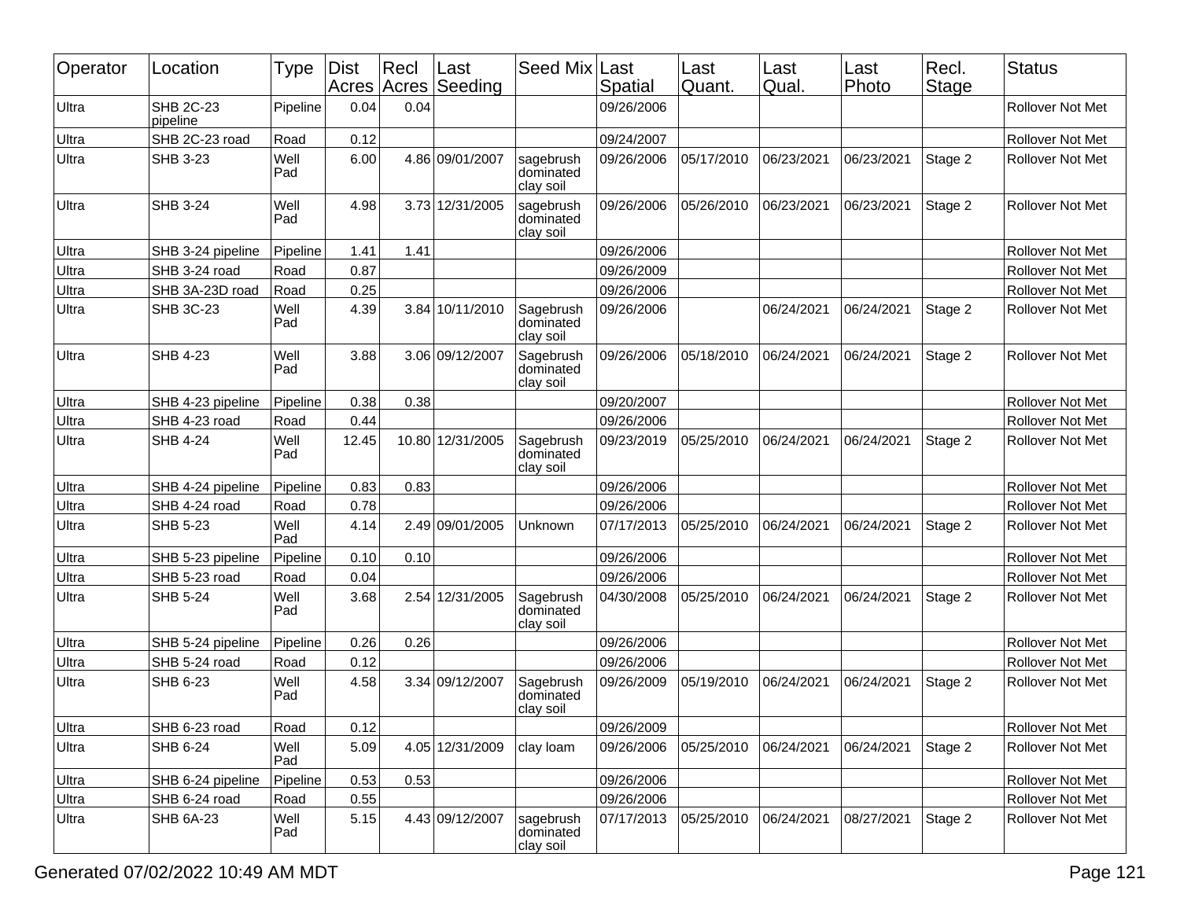| Operator | Location | Type | Dist Acres | Recl Acres | Last Seeding | Seed Mix | Last Spatial | Last Quant. | Last Qual. | Last Photo | Recl. Stage | Status |
|---|---|---|---|---|---|---|---|---|---|---|---|---|
| Ultra | SHB 2C-23 pipeline | Pipeline | 0.04 | 0.04 | | | 09/26/2006 | | | | | Rollover Not Met |
| Ultra | SHB 2C-23 road | Road | 0.12 | | | | 09/24/2007 | | | | | Rollover Not Met |
| Ultra | SHB 3-23 | Well Pad | 6.00 | 4.86 | 09/01/2007 | sagebrush dominated clay soil | 09/26/2006 | 05/17/2010 | 06/23/2021 | 06/23/2021 | Stage 2 | Rollover Not Met |
| Ultra | SHB 3-24 | Well Pad | 4.98 | 3.73 | 12/31/2005 | sagebrush dominated clay soil | 09/26/2006 | 05/26/2010 | 06/23/2021 | 06/23/2021 | Stage 2 | Rollover Not Met |
| Ultra | SHB 3-24 pipeline | Pipeline | 1.41 | 1.41 | | | 09/26/2006 | | | | | Rollover Not Met |
| Ultra | SHB 3-24 road | Road | 0.87 | | | | 09/26/2009 | | | | | Rollover Not Met |
| Ultra | SHB 3A-23D road | Road | 0.25 | | | | 09/26/2006 | | | | | Rollover Not Met |
| Ultra | SHB 3C-23 | Well Pad | 4.39 | 3.84 | 10/11/2010 | Sagebrush dominated clay soil | 09/26/2006 | | 06/24/2021 | 06/24/2021 | Stage 2 | Rollover Not Met |
| Ultra | SHB 4-23 | Well Pad | 3.88 | 3.06 | 09/12/2007 | Sagebrush dominated clay soil | 09/26/2006 | 05/18/2010 | 06/24/2021 | 06/24/2021 | Stage 2 | Rollover Not Met |
| Ultra | SHB 4-23 pipeline | Pipeline | 0.38 | 0.38 | | | 09/20/2007 | | | | | Rollover Not Met |
| Ultra | SHB 4-23 road | Road | 0.44 | | | | 09/26/2006 | | | | | Rollover Not Met |
| Ultra | SHB 4-24 | Well Pad | 12.45 | 10.80 | 12/31/2005 | Sagebrush dominated clay soil | 09/23/2019 | 05/25/2010 | 06/24/2021 | 06/24/2021 | Stage 2 | Rollover Not Met |
| Ultra | SHB 4-24 pipeline | Pipeline | 0.83 | 0.83 | | | 09/26/2006 | | | | | Rollover Not Met |
| Ultra | SHB 4-24 road | Road | 0.78 | | | | 09/26/2006 | | | | | Rollover Not Met |
| Ultra | SHB 5-23 | Well Pad | 4.14 | 2.49 | 09/01/2005 | Unknown | 07/17/2013 | 05/25/2010 | 06/24/2021 | 06/24/2021 | Stage 2 | Rollover Not Met |
| Ultra | SHB 5-23 pipeline | Pipeline | 0.10 | 0.10 | | | 09/26/2006 | | | | | Rollover Not Met |
| Ultra | SHB 5-23 road | Road | 0.04 | | | | 09/26/2006 | | | | | Rollover Not Met |
| Ultra | SHB 5-24 | Well Pad | 3.68 | 2.54 | 12/31/2005 | Sagebrush dominated clay soil | 04/30/2008 | 05/25/2010 | 06/24/2021 | 06/24/2021 | Stage 2 | Rollover Not Met |
| Ultra | SHB 5-24 pipeline | Pipeline | 0.26 | 0.26 | | | 09/26/2006 | | | | | Rollover Not Met |
| Ultra | SHB 5-24 road | Road | 0.12 | | | | 09/26/2006 | | | | | Rollover Not Met |
| Ultra | SHB 6-23 | Well Pad | 4.58 | 3.34 | 09/12/2007 | Sagebrush dominated clay soil | 09/26/2009 | 05/19/2010 | 06/24/2021 | 06/24/2021 | Stage 2 | Rollover Not Met |
| Ultra | SHB 6-23 road | Road | 0.12 | | | | 09/26/2009 | | | | | Rollover Not Met |
| Ultra | SHB 6-24 | Well Pad | 5.09 | 4.05 | 12/31/2009 | clay loam | 09/26/2006 | 05/25/2010 | 06/24/2021 | 06/24/2021 | Stage 2 | Rollover Not Met |
| Ultra | SHB 6-24 pipeline | Pipeline | 0.53 | 0.53 | | | 09/26/2006 | | | | | Rollover Not Met |
| Ultra | SHB 6-24 road | Road | 0.55 | | | | 09/26/2006 | | | | | Rollover Not Met |
| Ultra | SHB 6A-23 | Well Pad | 5.15 | 4.43 | 09/12/2007 | sagebrush dominated clay soil | 07/17/2013 | 05/25/2010 | 06/24/2021 | 08/27/2021 | Stage 2 | Rollover Not Met |

Generated 07/02/2022 10:49 AM MDT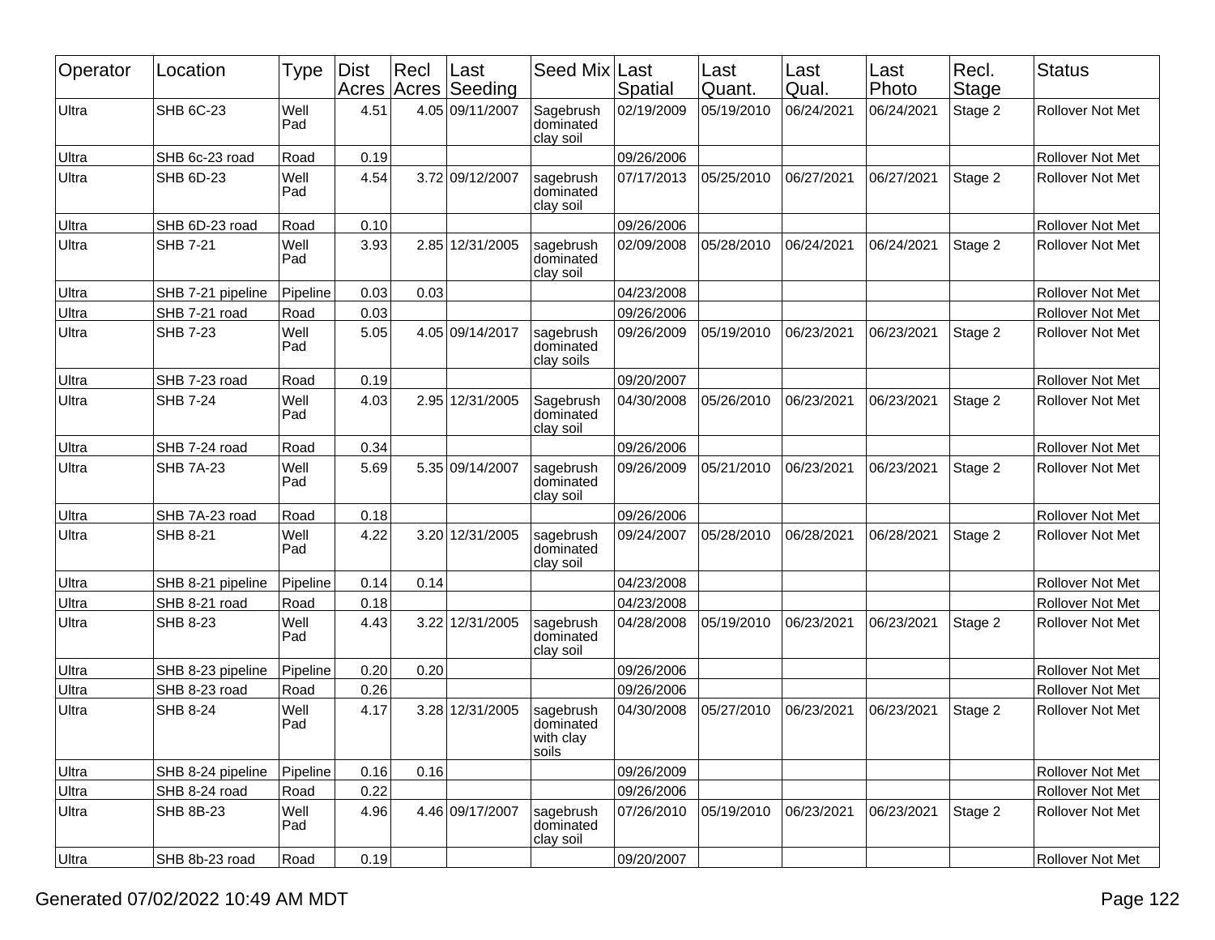| Operator | Location | Type | Dist Acres | Recl Acres | Last Seeding | Seed Mix | Last Spatial | Last Quant. | Last Qual. | Last Photo | Recl. Stage | Status |
|---|---|---|---|---|---|---|---|---|---|---|---|---|
| Ultra | SHB 6C-23 | Well Pad | 4.51 | 4.05 | 09/11/2007 | Sagebrush dominated clay soil | 02/19/2009 | 05/19/2010 | 06/24/2021 | 06/24/2021 | Stage 2 | Rollover Not Met |
| Ultra | SHB 6c-23 road | Road | 0.19 | | | | 09/26/2006 | | | | | Rollover Not Met |
| Ultra | SHB 6D-23 | Well Pad | 4.54 | 3.72 | 09/12/2007 | sagebrush dominated clay soil | 07/17/2013 | 05/25/2010 | 06/27/2021 | 06/27/2021 | Stage 2 | Rollover Not Met |
| Ultra | SHB 6D-23 road | Road | 0.10 | | | | 09/26/2006 | | | | | Rollover Not Met |
| Ultra | SHB 7-21 | Well Pad | 3.93 | 2.85 | 12/31/2005 | sagebrush dominated clay soil | 02/09/2008 | 05/28/2010 | 06/24/2021 | 06/24/2021 | Stage 2 | Rollover Not Met |
| Ultra | SHB 7-21 pipeline | Pipeline | 0.03 | 0.03 | | | 04/23/2008 | | | | | Rollover Not Met |
| Ultra | SHB 7-21 road | Road | 0.03 | | | | 09/26/2006 | | | | | Rollover Not Met |
| Ultra | SHB 7-23 | Well Pad | 5.05 | 4.05 | 09/14/2017 | sagebrush dominated clay soils | 09/26/2009 | 05/19/2010 | 06/23/2021 | 06/23/2021 | Stage 2 | Rollover Not Met |
| Ultra | SHB 7-23 road | Road | 0.19 | | | | 09/20/2007 | | | | | Rollover Not Met |
| Ultra | SHB 7-24 | Well Pad | 4.03 | 2.95 | 12/31/2005 | Sagebrush dominated clay soil | 04/30/2008 | 05/26/2010 | 06/23/2021 | 06/23/2021 | Stage 2 | Rollover Not Met |
| Ultra | SHB 7-24 road | Road | 0.34 | | | | 09/26/2006 | | | | | Rollover Not Met |
| Ultra | SHB 7A-23 | Well Pad | 5.69 | 5.35 | 09/14/2007 | sagebrush dominated clay soil | 09/26/2009 | 05/21/2010 | 06/23/2021 | 06/23/2021 | Stage 2 | Rollover Not Met |
| Ultra | SHB 7A-23 road | Road | 0.18 | | | | 09/26/2006 | | | | | Rollover Not Met |
| Ultra | SHB 8-21 | Well Pad | 4.22 | 3.20 | 12/31/2005 | sagebrush dominated clay soil | 09/24/2007 | 05/28/2010 | 06/28/2021 | 06/28/2021 | Stage 2 | Rollover Not Met |
| Ultra | SHB 8-21 pipeline | Pipeline | 0.14 | 0.14 | | | 04/23/2008 | | | | | Rollover Not Met |
| Ultra | SHB 8-21 road | Road | 0.18 | | | | 04/23/2008 | | | | | Rollover Not Met |
| Ultra | SHB 8-23 | Well Pad | 4.43 | 3.22 | 12/31/2005 | sagebrush dominated clay soil | 04/28/2008 | 05/19/2010 | 06/23/2021 | 06/23/2021 | Stage 2 | Rollover Not Met |
| Ultra | SHB 8-23 pipeline | Pipeline | 0.20 | 0.20 | | | 09/26/2006 | | | | | Rollover Not Met |
| Ultra | SHB 8-23 road | Road | 0.26 | | | | 09/26/2006 | | | | | Rollover Not Met |
| Ultra | SHB 8-24 | Well Pad | 4.17 | 3.28 | 12/31/2005 | sagebrush dominated with clay soils | 04/30/2008 | 05/27/2010 | 06/23/2021 | 06/23/2021 | Stage 2 | Rollover Not Met |
| Ultra | SHB 8-24 pipeline | Pipeline | 0.16 | 0.16 | | | 09/26/2009 | | | | | Rollover Not Met |
| Ultra | SHB 8-24 road | Road | 0.22 | | | | 09/26/2006 | | | | | Rollover Not Met |
| Ultra | SHB 8B-23 | Well Pad | 4.96 | 4.46 | 09/17/2007 | sagebrush dominated clay soil | 07/26/2010 | 05/19/2010 | 06/23/2021 | 06/23/2021 | Stage 2 | Rollover Not Met |
| Ultra | SHB 8b-23 road | Road | 0.19 | | | | 09/20/2007 | | | | | Rollover Not Met |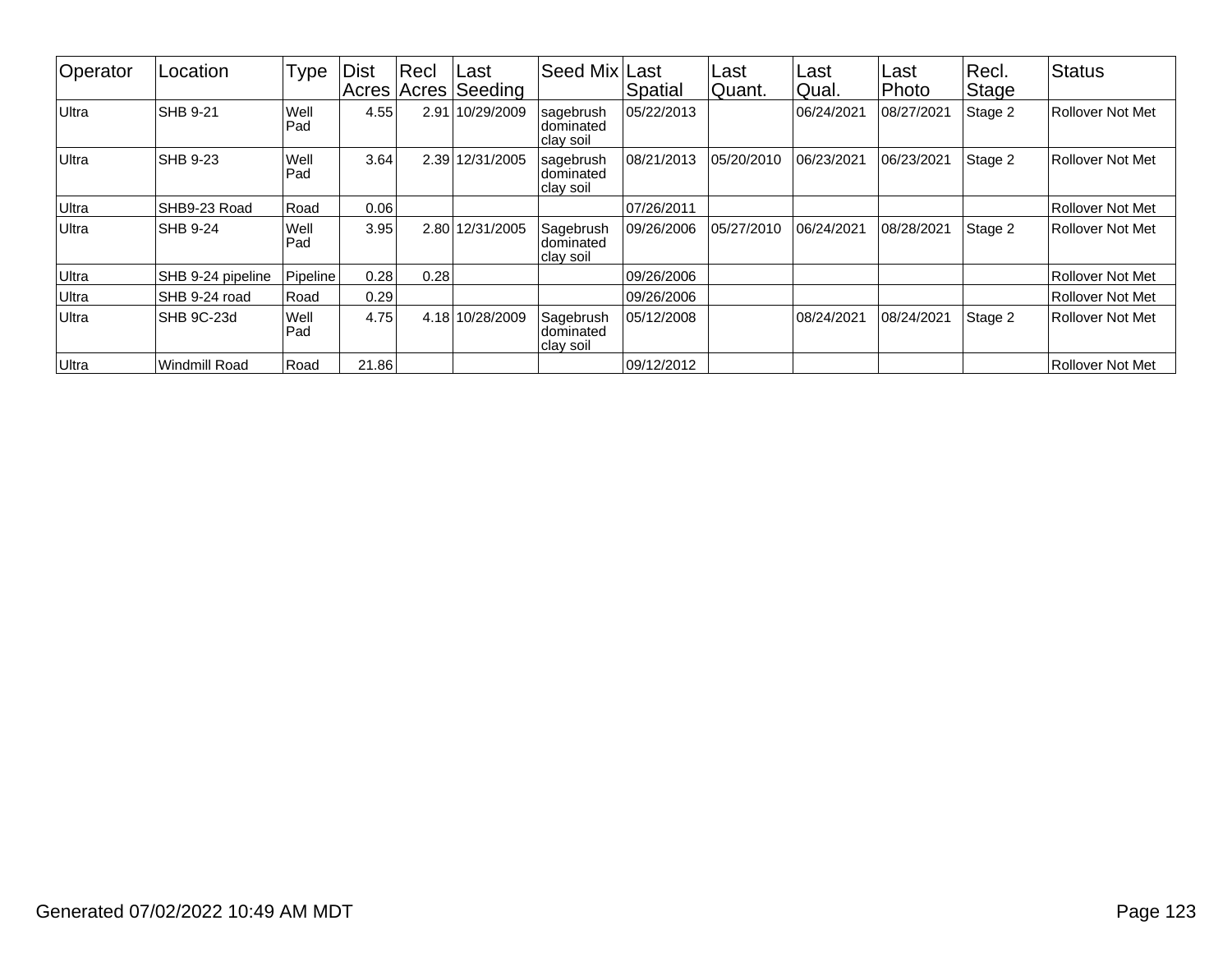| Operator | Location | Type | Dist Acres | Recl Acres | Last Seeding | Seed Mix | Last Spatial | Last Quant. | Last Qual. | Last Photo | Recl. Stage | Status |
|---|---|---|---|---|---|---|---|---|---|---|---|---|
| Ultra | SHB 9-21 | Well Pad | 4.55 | 2.91 | 10/29/2009 | sagebrush dominated clay soil | 05/22/2013 | | 06/24/2021 | 08/27/2021 | Stage 2 | Rollover Not Met |
| Ultra | SHB 9-23 | Well Pad | 3.64 | 2.39 | 12/31/2005 | sagebrush dominated clay soil | 08/21/2013 | 05/20/2010 | 06/23/2021 | 06/23/2021 | Stage 2 | Rollover Not Met |
| Ultra | SHB9-23 Road | Road | 0.06 | | | | 07/26/2011 | | | | | Rollover Not Met |
| Ultra | SHB 9-24 | Well Pad | 3.95 | 2.80 | 12/31/2005 | Sagebrush dominated clay soil | 09/26/2006 | 05/27/2010 | 06/24/2021 | 08/28/2021 | Stage 2 | Rollover Not Met |
| Ultra | SHB 9-24 pipeline | Pipeline | 0.28 | 0.28 | | | 09/26/2006 | | | | | Rollover Not Met |
| Ultra | SHB 9-24 road | Road | 0.29 | | | | 09/26/2006 | | | | | Rollover Not Met |
| Ultra | SHB 9C-23d | Well Pad | 4.75 | 4.18 | 10/28/2009 | Sagebrush dominated clay soil | 05/12/2008 | | 08/24/2021 | 08/24/2021 | Stage 2 | Rollover Not Met |
| Ultra | Windmill Road | Road | 21.86 | | | | 09/12/2012 | | | | | Rollover Not Met |

Generated 07/02/2022 10:49 AM MDT